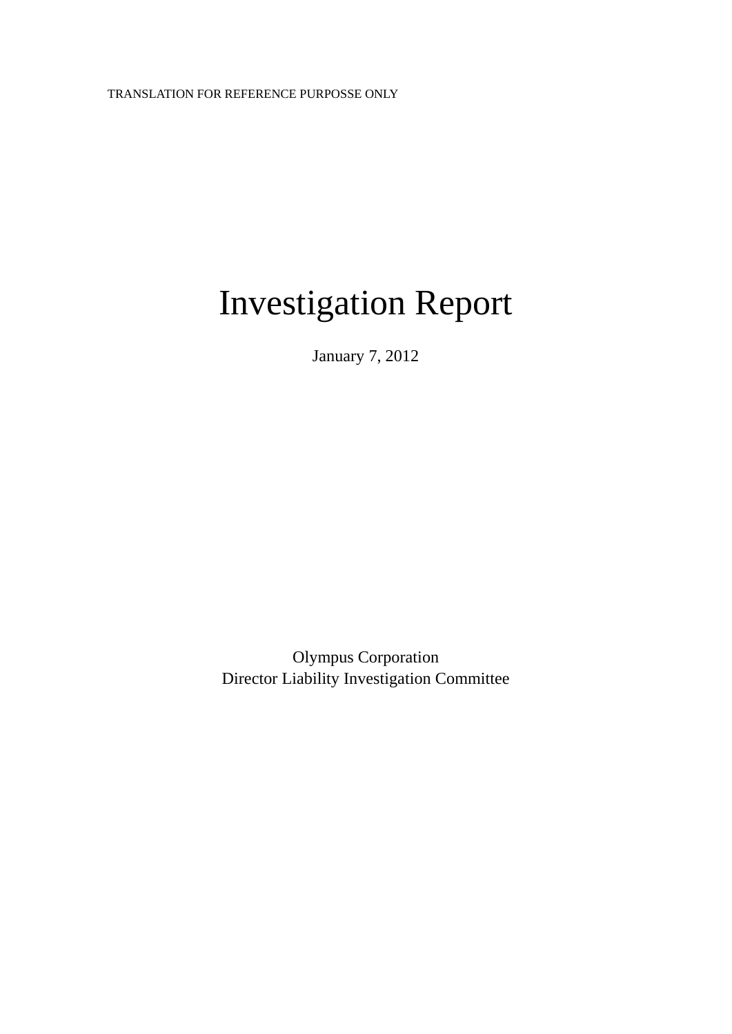TRANSLATION FOR REFERENCE PURPOSSE ONLY

# Investigation Report

January 7, 2012

Olympus Corporation
Director Liability Investigation Committee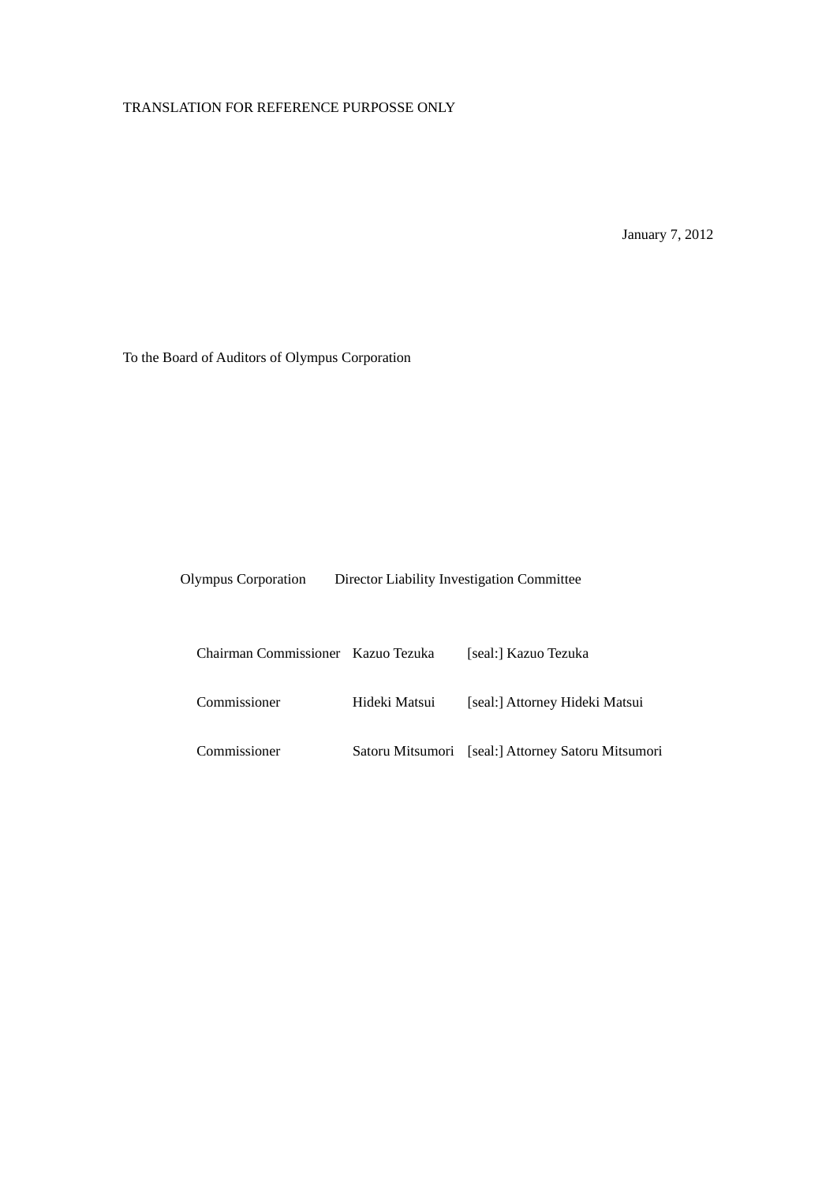TRANSLATION FOR REFERENCE PURPOSSE ONLY

January 7, 2012

To the Board of Auditors of Olympus Corporation

Olympus Corporation Director Liability Investigation Committee

| | | |
|---|---|---|
| Chairman Commissioner | Kazuo Tezuka | [seal:] Kazuo Tezuka |
| Commissioner | Hideki Matsui | [seal:] Attorney Hideki Matsui |
| Commissioner | Satoru Mitsumori | [seal:] Attorney Satoru Mitsumori |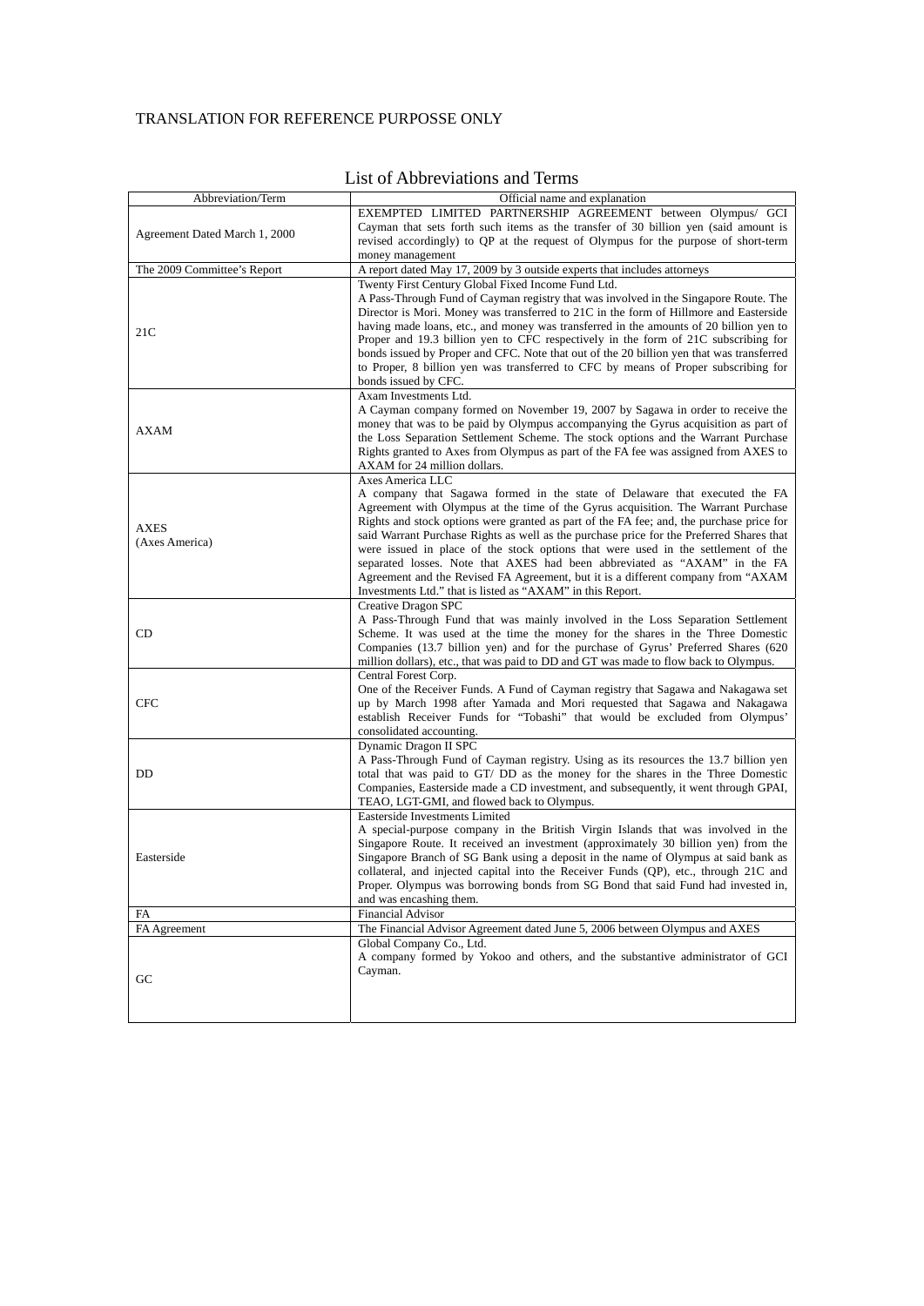TRANSLATION FOR REFERENCE PURPOSSE ONLY

# List of Abbreviations and Terms

| Abbreviation/Term | Official name and explanation |
|---|---|
| Agreement Dated March 1, 2000 | EXEMPTED LIMITED PARTNERSHIP AGREEMENT between Olympus/ GCI Cayman that sets forth such items as the transfer of 30 billion yen (said amount is revised accordingly) to QP at the request of Olympus for the purpose of short-term money management |
| The 2009 Committee's Report | A report dated May 17, 2009 by 3 outside experts that includes attorneys |
| 21C | Twenty First Century Global Fixed Income Fund Ltd.<br>A Pass-Through Fund of Cayman registry that was involved in the Singapore Route. The Director is Mori. Money was transferred to 21C in the form of Hillmore and Easterside having made loans, etc., and money was transferred in the amounts of 20 billion yen to Proper and 19.3 billion yen to CFC respectively in the form of 21C subscribing for bonds issued by Proper and CFC. Note that out of the 20 billion yen that was transferred to Proper, 8 billion yen was transferred to CFC by means of Proper subscribing for bonds issued by CFC. |
| AXAM | Axam Investments Ltd.<br>A Cayman company formed on November 19, 2007 by Sagawa in order to receive the money that was to be paid by Olympus accompanying the Gyrus acquisition as part of the Loss Separation Settlement Scheme. The stock options and the Warrant Purchase Rights granted to Axes from Olympus as part of the FA fee was assigned from AXES to AXAM for 24 million dollars. |
| AXES<br>(Axes America) | Axes America LLC<br>A company that Sagawa formed in the state of Delaware that executed the FA Agreement with Olympus at the time of the Gyrus acquisition. The Warrant Purchase Rights and stock options were granted as part of the FA fee; and, the purchase price for said Warrant Purchase Rights as well as the purchase price for the Preferred Shares that were issued in place of the stock options that were used in the settlement of the separated losses. Note that AXES had been abbreviated as "AXAM" in the FA Agreement and the Revised FA Agreement, but it is a different company from "AXAM Investments Ltd." that is listed as "AXAM" in this Report. |
| CD | Creative Dragon SPC<br>A Pass-Through Fund that was mainly involved in the Loss Separation Settlement Scheme. It was used at the time the money for the shares in the Three Domestic Companies (13.7 billion yen) and for the purchase of Gyrus' Preferred Shares (620 million dollars), etc., that was paid to DD and GT was made to flow back to Olympus. |
| CFC | Central Forest Corp.<br>One of the Receiver Funds. A Fund of Cayman registry that Sagawa and Nakagawa set up by March 1998 after Yamada and Mori requested that Sagawa and Nakagawa establish Receiver Funds for "Tobashi" that would be excluded from Olympus' consolidated accounting. |
| DD | Dynamic Dragon II SPC<br>A Pass-Through Fund of Cayman registry. Using as its resources the 13.7 billion yen total that was paid to GT/ DD as the money for the shares in the Three Domestic Companies, Easterside made a CD investment, and subsequently, it went through GPAI, TEAO, LGT-GMI, and flowed back to Olympus. |
| Easterside | Easterside Investments Limited<br>A special-purpose company in the British Virgin Islands that was involved in the Singapore Route. It received an investment (approximately 30 billion yen) from the Singapore Branch of SG Bank using a deposit in the name of Olympus at said bank as collateral, and injected capital into the Receiver Funds (QP), etc., through 21C and Proper. Olympus was borrowing bonds from SG Bond that said Fund had invested in, and was encashing them. |
| FA | Financial Advisor |
| FA Agreement | The Financial Advisor Agreement dated June 5, 2006 between Olympus and AXES |
| GC | Global Company Co., Ltd.<br>A company formed by Yokoo and others, and the substantive administrator of GCI Cayman. |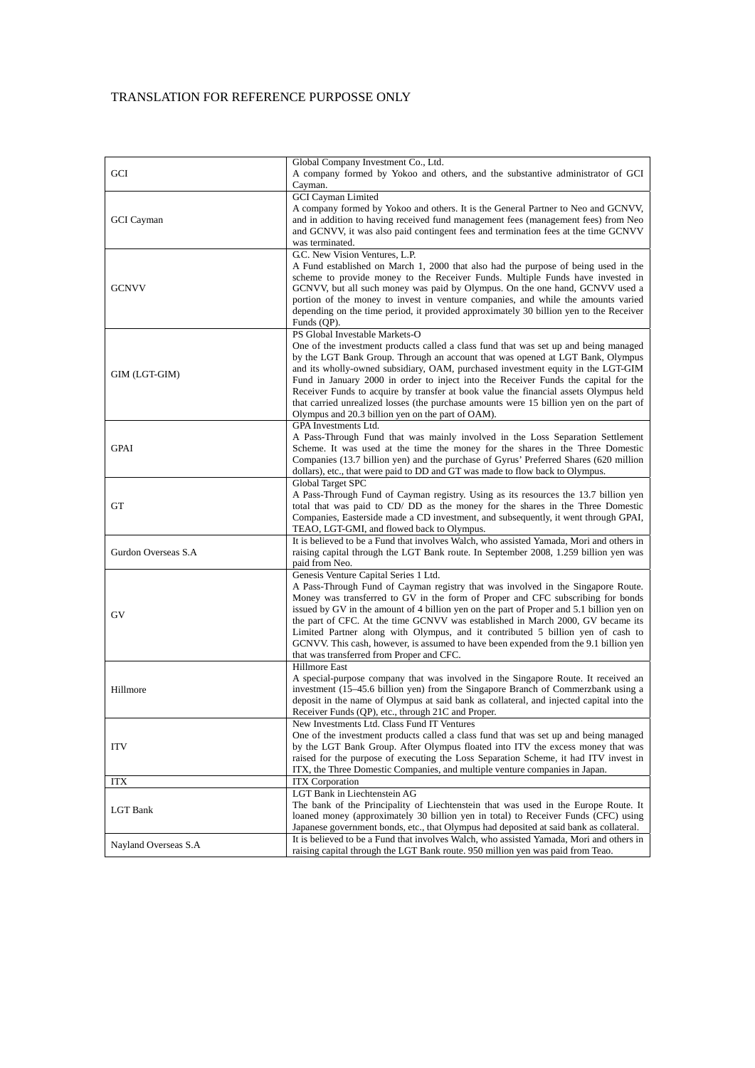TRANSLATION FOR REFERENCE PURPOSSE ONLY

| | |
|---|---|
| GCI | Global Company Investment Co., Ltd.<br>A company formed by Yokoo and others, and the substantive administrator of GCI Cayman. |
| GCI Cayman | GCI Cayman Limited<br>A company formed by Yokoo and others. It is the General Partner to Neo and GCNVV, and in addition to having received fund management fees (management fees) from Neo and GCNVV, it was also paid contingent fees and termination fees at the time GCNVV was terminated. |
| GCNVV | G.C. New Vision Ventures, L.P.<br>A Fund established on March 1, 2000 that also had the purpose of being used in the scheme to provide money to the Receiver Funds. Multiple Funds have invested in GCNVV, but all such money was paid by Olympus. On the one hand, GCNVV used a portion of the money to invest in venture companies, and while the amounts varied depending on the time period, it provided approximately 30 billion yen to the Receiver Funds (QP). |
| GIM (LGT-GIM) | PS Global Investable Markets-O<br>One of the investment products called a class fund that was set up and being managed by the LGT Bank Group. Through an account that was opened at LGT Bank, Olympus and its wholly-owned subsidiary, OAM, purchased investment equity in the LGT-GIM Fund in January 2000 in order to inject into the Receiver Funds the capital for the Receiver Funds to acquire by transfer at book value the financial assets Olympus held that carried unrealized losses (the purchase amounts were 15 billion yen on the part of Olympus and 20.3 billion yen on the part of OAM). |
| GPAI | GPA Investments Ltd.<br>A Pass-Through Fund that was mainly involved in the Loss Separation Settlement Scheme. It was used at the time the money for the shares in the Three Domestic Companies (13.7 billion yen) and the purchase of Gyrus' Preferred Shares (620 million dollars), etc., that were paid to DD and GT was made to flow back to Olympus. |
| GT | Global Target SPC<br>A Pass-Through Fund of Cayman registry. Using as its resources the 13.7 billion yen total that was paid to CD/ DD as the money for the shares in the Three Domestic Companies, Easterside made a CD investment, and subsequently, it went through GPAI, TEAO, LGT-GMI, and flowed back to Olympus. |
| Gurdon Overseas S.A | It is believed to be a Fund that involves Walch, who assisted Yamada, Mori and others in raising capital through the LGT Bank route. In September 2008, 1.259 billion yen was paid from Neo. |
| GV | Genesis Venture Capital Series 1 Ltd.<br>A Pass-Through Fund of Cayman registry that was involved in the Singapore Route. Money was transferred to GV in the form of Proper and CFC subscribing for bonds issued by GV in the amount of 4 billion yen on the part of Proper and 5.1 billion yen on the part of CFC. At the time GCNVV was established in March 2000, GV became its Limited Partner along with Olympus, and it contributed 5 billion yen of cash to GCNVV. This cash, however, is assumed to have been expended from the 9.1 billion yen that was transferred from Proper and CFC. |
| Hillmore | Hillmore East<br>A special-purpose company that was involved in the Singapore Route. It received an investment (15–45.6 billion yen) from the Singapore Branch of Commerzbank using a deposit in the name of Olympus at said bank as collateral, and injected capital into the Receiver Funds (QP), etc., through 21C and Proper. |
| ITV | New Investments Ltd. Class Fund IT Ventures<br>One of the investment products called a class fund that was set up and being managed by the LGT Bank Group. After Olympus floated into ITV the excess money that was raised for the purpose of executing the Loss Separation Scheme, it had ITV invest in ITX, the Three Domestic Companies, and multiple venture companies in Japan. |
| ITX | ITX Corporation |
| LGT Bank | LGT Bank in Liechtenstein AG<br>The bank of the Principality of Liechtenstein that was used in the Europe Route. It loaned money (approximately 30 billion yen in total) to Receiver Funds (CFC) using Japanese government bonds, etc., that Olympus had deposited at said bank as collateral. |
| Nayland Overseas S.A | It is believed to be a Fund that involves Walch, who assisted Yamada, Mori and others in raising capital through the LGT Bank route. 950 million yen was paid from Teao. |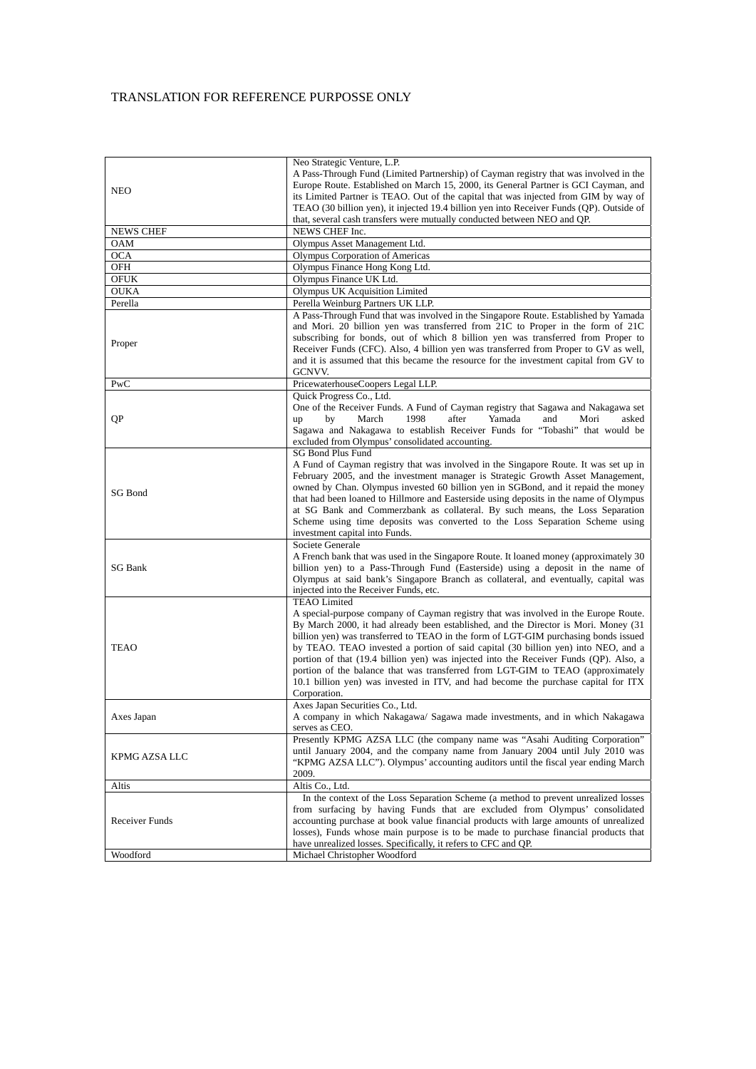TRANSLATION FOR REFERENCE PURPOSSE ONLY

| | |
|---|---|
| NEO | Neo Strategic Venture, L.P.<br>A Pass-Through Fund (Limited Partnership) of Cayman registry that was involved in the Europe Route. Established on March 15, 2000, its General Partner is GCI Cayman, and its Limited Partner is TEAO. Out of the capital that was injected from GIM by way of TEAO (30 billion yen), it injected 19.4 billion yen into Receiver Funds (QP). Outside of that, several cash transfers were mutually conducted between NEO and QP. |
| NEWS CHEF | NEWS CHEF Inc. |
| OAM | Olympus Asset Management Ltd. |
| OCA | Olympus Corporation of Americas |
| OFH | Olympus Finance Hong Kong Ltd. |
| OFUK | Olympus Finance UK Ltd. |
| OUKA | Olympus UK Acquisition Limited |
| Perella | Perella Weinburg Partners UK LLP. |
| Proper | A Pass-Through Fund that was involved in the Singapore Route. Established by Yamada and Mori. 20 billion yen was transferred from 21C to Proper in the form of 21C subscribing for bonds, out of which 8 billion yen was transferred from Proper to Receiver Funds (CFC). Also, 4 billion yen was transferred from Proper to GV as well, and it is assumed that this became the resource for the investment capital from GV to GCNVV. |
| PwC | PricewaterhouseCoopers Legal LLP. |
| QP | Quick Progress Co., Ltd.<br>One of the Receiver Funds. A Fund of Cayman registry that Sagawa and Nakagawa set up by March 1998 after Yamada and Mori asked Sagawa and Nakagawa to establish Receiver Funds for "Tobashi" that would be excluded from Olympus' consolidated accounting. |
| SG Bond | SG Bond Plus Fund<br>A Fund of Cayman registry that was involved in the Singapore Route. It was set up in February 2005, and the investment manager is Strategic Growth Asset Management, owned by Chan. Olympus invested 60 billion yen in SGBond, and it repaid the money that had been loaned to Hillmore and Easterside using deposits in the name of Olympus at SG Bank and Commerzbank as collateral. By such means, the Loss Separation Scheme using time deposits was converted to the Loss Separation Scheme using investment capital into Funds. |
| SG Bank | Societe Generale<br>A French bank that was used in the Singapore Route. It loaned money (approximately 30 billion yen) to a Pass-Through Fund (Easterside) using a deposit in the name of Olympus at said bank's Singapore Branch as collateral, and eventually, capital was injected into the Receiver Funds, etc. |
| TEAO | TEAO Limited<br>A special-purpose company of Cayman registry that was involved in the Europe Route. By March 2000, it had already been established, and the Director is Mori. Money (31 billion yen) was transferred to TEAO in the form of LGT-GIM purchasing bonds issued by TEAO. TEAO invested a portion of said capital (30 billion yen) into NEO, and a portion of that (19.4 billion yen) was injected into the Receiver Funds (QP). Also, a portion of the balance that was transferred from LGT-GIM to TEAO (approximately 10.1 billion yen) was invested in ITV, and had become the purchase capital for ITX Corporation. |
| Axes Japan | Axes Japan Securities Co., Ltd.<br>A company in which Nakagawa/ Sagawa made investments, and in which Nakagawa serves as CEO. |
| KPMG AZSA LLC | Presently KPMG AZSA LLC (the company name was "Asahi Auditing Corporation" until January 2004, and the company name from January 2004 until July 2010 was "KPMG AZSA LLC"). Olympus' accounting auditors until the fiscal year ending March 2009. |
| Altis | Altis Co., Ltd. |
| Receiver Funds | In the context of the Loss Separation Scheme (a method to prevent unrealized losses from surfacing by having Funds that are excluded from Olympus' consolidated accounting purchase at book value financial products with large amounts of unrealized losses), Funds whose main purpose is to be made to purchase financial products that have unrealized losses. Specifically, it refers to CFC and QP. |
| Woodford | Michael Christopher Woodford |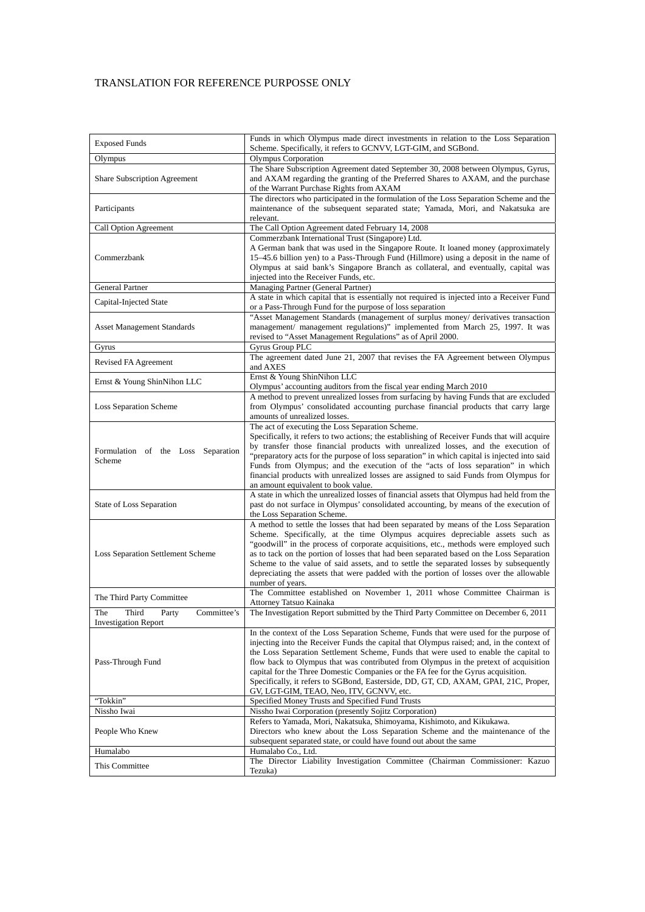TRANSLATION FOR REFERENCE PURPOSSE ONLY

| | |
|---|---|
| Exposed Funds | Funds in which Olympus made direct investments in relation to the Loss Separation Scheme. Specifically, it refers to GCNVV, LGT-GIM, and SGBond. |
| Olympus | Olympus Corporation |
| Share Subscription Agreement | The Share Subscription Agreement dated September 30, 2008 between Olympus, Gyrus, and AXAM regarding the granting of the Preferred Shares to AXAM, and the purchase of the Warrant Purchase Rights from AXAM |
| Participants | The directors who participated in the formulation of the Loss Separation Scheme and the maintenance of the subsequent separated state; Yamada, Mori, and Nakatsuka are relevant. |
| Call Option Agreement | The Call Option Agreement dated February 14, 2008 |
| Commerzbank | Commerzbank International Trust (Singapore) Ltd.<br>A German bank that was used in the Singapore Route. It loaned money (approximately 15–45.6 billion yen) to a Pass-Through Fund (Hillmore) using a deposit in the name of Olympus at said bank's Singapore Branch as collateral, and eventually, capital was injected into the Receiver Funds, etc. |
| General Partner | Managing Partner (General Partner) |
| Capital-Injected State | A state in which capital that is essentially not required is injected into a Receiver Fund or a Pass-Through Fund for the purpose of loss separation |
| Asset Management Standards | "Asset Management Standards (management of surplus money/ derivatives transaction management/ management regulations)" implemented from March 25, 1997. It was revised to "Asset Management Regulations" as of April 2000. |
| Gyrus | Gyrus Group PLC |
| Revised FA Agreement | The agreement dated June 21, 2007 that revises the FA Agreement between Olympus and AXES |
| Ernst & Young ShinNihon LLC | Ernst & Young ShinNihon LLC<br>Olympus' accounting auditors from the fiscal year ending March 2010 |
| Loss Separation Scheme | A method to prevent unrealized losses from surfacing by having Funds that are excluded from Olympus' consolidated accounting purchase financial products that carry large amounts of unrealized losses. |
| Formulation of the Loss Separation Scheme | The act of executing the Loss Separation Scheme.<br>Specifically, it refers to two actions; the establishing of Receiver Funds that will acquire by transfer those financial products with unrealized losses, and the execution of "preparatory acts for the purpose of loss separation" in which capital is injected into said Funds from Olympus; and the execution of the "acts of loss separation" in which financial products with unrealized losses are assigned to said Funds from Olympus for an amount equivalent to book value. |
| State of Loss Separation | A state in which the unrealized losses of financial assets that Olympus had held from the past do not surface in Olympus' consolidated accounting, by means of the execution of the Loss Separation Scheme. |
| Loss Separation Settlement Scheme | A method to settle the losses that had been separated by means of the Loss Separation Scheme. Specifically, at the time Olympus acquires depreciable assets such as "goodwill" in the process of corporate acquisitions, etc., methods were employed such as to tack on the portion of losses that had been separated based on the Loss Separation Scheme to the value of said assets, and to settle the separated losses by subsequently depreciating the assets that were padded with the portion of losses over the allowable number of years. |
| The Third Party Committee | The Committee established on November 1, 2011 whose Committee Chairman is Attorney Tatsuo Kainaka |
| The Third Party Committee's Investigation Report | The Investigation Report submitted by the Third Party Committee on December 6, 2011 |
| Pass-Through Fund | In the context of the Loss Separation Scheme, Funds that were used for the purpose of injecting into the Receiver Funds the capital that Olympus raised; and, in the context of the Loss Separation Settlement Scheme, Funds that were used to enable the capital to flow back to Olympus that was contributed from Olympus in the pretext of acquisition capital for the Three Domestic Companies or the FA fee for the Gyrus acquisition.<br>Specifically, it refers to SGBond, Easterside, DD, GT, CD, AXAM, GPAI, 21C, Proper, GV, LGT-GIM, TEAO, Neo, ITV, GCNVV, etc. |
| "Tokkin" | Specified Money Trusts and Specified Fund Trusts |
| Nissho Iwai | Nissho Iwai Corporation (presently Sojitz Corporation) |
| People Who Knew | Refers to Yamada, Mori, Nakatsuka, Shimoyama, Kishimoto, and Kikukawa.<br>Directors who knew about the Loss Separation Scheme and the maintenance of the subsequent separated state, or could have found out about the same |
| Humalabo | Humalabo Co., Ltd. |
| This Committee | The Director Liability Investigation Committee (Chairman Commissioner: Kazuo Tezuka) |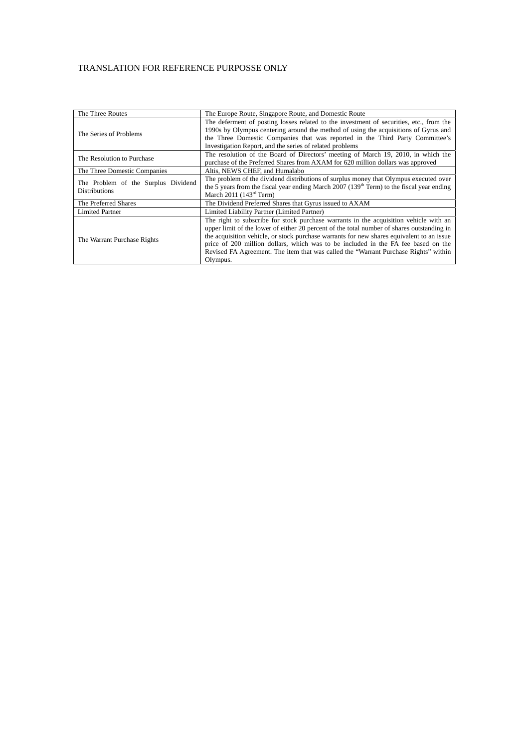TRANSLATION FOR REFERENCE PURPOSSE ONLY

| | |
|---|---|
| The Three Routes | The Europe Route, Singapore Route, and Domestic Route |
| The Series of Problems | The deferment of posting losses related to the investment of securities, etc., from the 1990s by Olympus centering around the method of using the acquisitions of Gyrus and the Three Domestic Companies that was reported in the Third Party Committee's Investigation Report, and the series of related problems |
| The Resolution to Purchase | The resolution of the Board of Directors' meeting of March 19, 2010, in which the purchase of the Preferred Shares from AXAM for 620 million dollars was approved |
| The Three Domestic Companies | Altis, NEWS CHEF, and Humalabo |
| The Problem of the Surplus Dividend Distributions | The problem of the dividend distributions of surplus money that Olympus executed over the 5 years from the fiscal year ending March 2007 (139th Term) to the fiscal year ending March 2011 (143rd Term) |
| The Preferred Shares | The Dividend Preferred Shares that Gyrus issued to AXAM |
| Limited Partner | Limited Liability Partner (Limited Partner) |
| The Warrant Purchase Rights | The right to subscribe for stock purchase warrants in the acquisition vehicle with an upper limit of the lower of either 20 percent of the total number of shares outstanding in the acquisition vehicle, or stock purchase warrants for new shares equivalent to an issue price of 200 million dollars, which was to be included in the FA fee based on the Revised FA Agreement. The item that was called the "Warrant Purchase Rights" within Olympus. |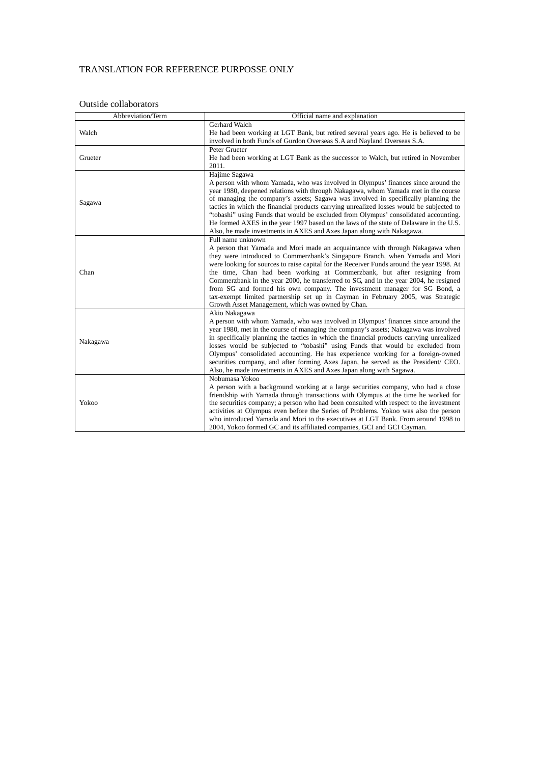TRANSLATION FOR REFERENCE PURPOSSE ONLY

Outside collaborators

| Abbreviation/Term | Official name and explanation |
|---|---|
| Walch | Gerhard Walch<br>He had been working at LGT Bank, but retired several years ago. He is believed to be involved in both Funds of Gurdon Overseas S.A and Nayland Overseas S.A. |
| Grueter | Peter Grueter<br>He had been working at LGT Bank as the successor to Walch, but retired in November 2011. |
| Sagawa | Hajime Sagawa<br>A person with whom Yamada, who was involved in Olympus' finances since around the year 1980, deepened relations with through Nakagawa, whom Yamada met in the course of managing the company's assets; Sagawa was involved in specifically planning the tactics in which the financial products carrying unrealized losses would be subjected to "tobashi" using Funds that would be excluded from Olympus' consolidated accounting. He formed AXES in the year 1997 based on the laws of the state of Delaware in the U.S. Also, he made investments in AXES and Axes Japan along with Nakagawa. |
| Chan | Full name unknown<br>A person that Yamada and Mori made an acquaintance with through Nakagawa when they were introduced to Commerzbank's Singapore Branch, when Yamada and Mori were looking for sources to raise capital for the Receiver Funds around the year 1998. At the time, Chan had been working at Commerzbank, but after resigning from Commerzbank in the year 2000, he transferred to SG, and in the year 2004, he resigned from SG and formed his own company. The investment manager for SG Bond, a tax-exempt limited partnership set up in Cayman in February 2005, was Strategic Growth Asset Management, which was owned by Chan. |
| Nakagawa | Akio Nakagawa<br>A person with whom Yamada, who was involved in Olympus' finances since around the year 1980, met in the course of managing the company's assets; Nakagawa was involved in specifically planning the tactics in which the financial products carrying unrealized losses would be subjected to "tobashi" using Funds that would be excluded from Olympus' consolidated accounting. He has experience working for a foreign-owned securities company, and after forming Axes Japan, he served as the President/ CEO. Also, he made investments in AXES and Axes Japan along with Sagawa. |
| Yokoo | Nobumasa Yokoo<br>A person with a background working at a large securities company, who had a close friendship with Yamada through transactions with Olympus at the time he worked for the securities company; a person who had been consulted with respect to the investment activities at Olympus even before the Series of Problems. Yokoo was also the person who introduced Yamada and Mori to the executives at LGT Bank. From around 1998 to 2004, Yokoo formed GC and its affiliated companies, GCI and GCI Cayman. |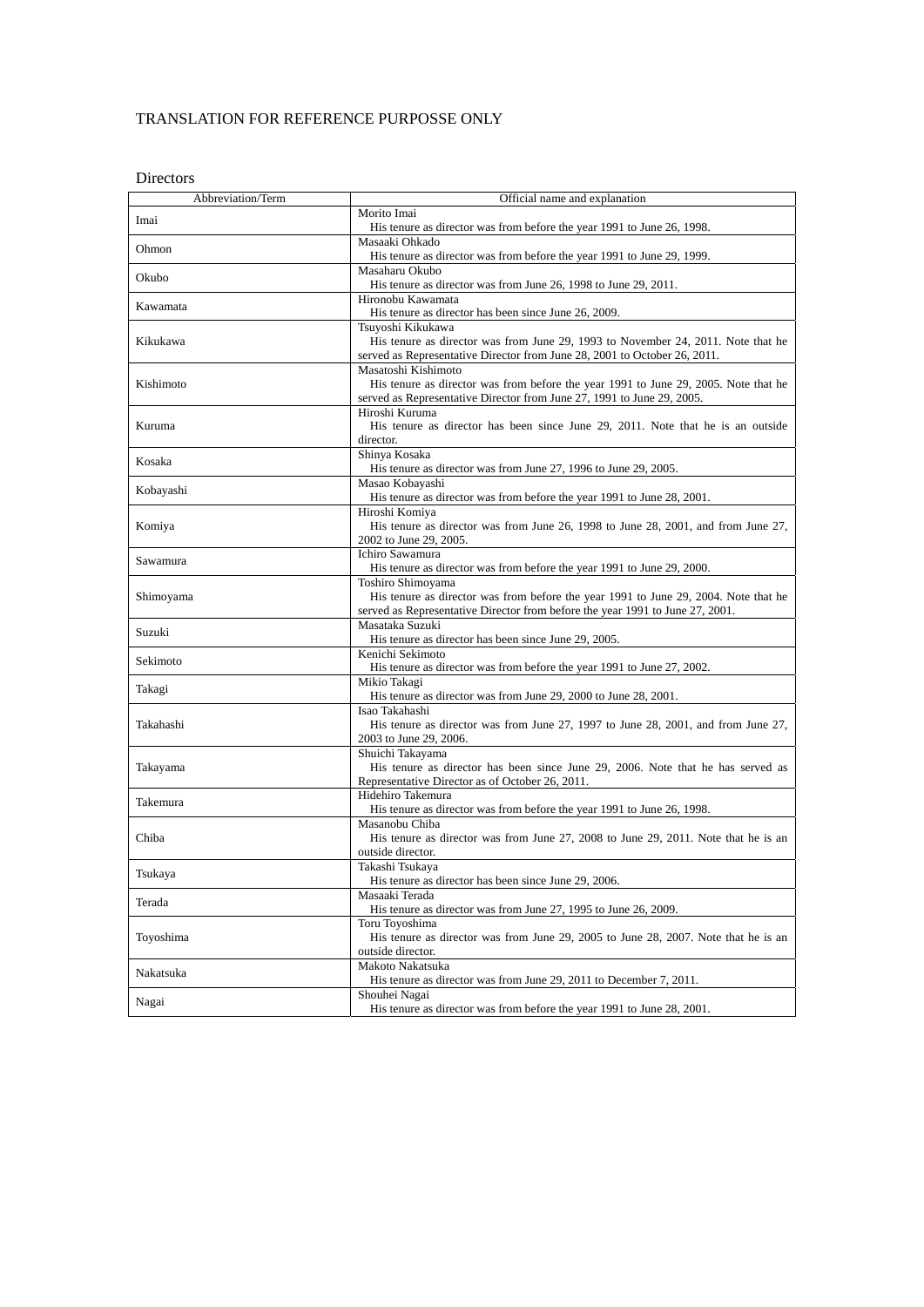TRANSLATION FOR REFERENCE PURPOSSE ONLY

Directors

| Abbreviation/Term | Official name and explanation |
|---|---|
| Imai | Morito Imai<br>His tenure as director was from before the year 1991 to June 26, 1998. |
| Ohmon | Masaaki Ohkado<br>His tenure as director was from before the year 1991 to June 29, 1999. |
| Okubo | Masaharu Okubo<br>His tenure as director was from June 26, 1998 to June 29, 2011. |
| Kawamata | Hironobu Kawamata<br>His tenure as director has been since June 26, 2009. |
| Kikukawa | Tsuyoshi Kikukawa<br>His tenure as director was from June 29, 1993 to November 24, 2011. Note that he served as Representative Director from June 28, 2001 to October 26, 2011. |
| Kishimoto | Masatoshi Kishimoto<br>His tenure as director was from before the year 1991 to June 29, 2005. Note that he served as Representative Director from June 27, 1991 to June 29, 2005. |
| Kuruma | Hiroshi Kuruma<br>His tenure as director has been since June 29, 2011. Note that he is an outside director. |
| Kosaka | Shinya Kosaka<br>His tenure as director was from June 27, 1996 to June 29, 2005. |
| Kobayashi | Masao Kobayashi<br>His tenure as director was from before the year 1991 to June 28, 2001. |
| Komiya | Hiroshi Komiya<br>His tenure as director was from June 26, 1998 to June 28, 2001, and from June 27, 2002 to June 29, 2005. |
| Sawamura | Ichiro Sawamura<br>His tenure as director was from before the year 1991 to June 29, 2000. |
| Shimoyama | Toshiro Shimoyama<br>His tenure as director was from before the year 1991 to June 29, 2004. Note that he served as Representative Director from before the year 1991 to June 27, 2001. |
| Suzuki | Masataka Suzuki<br>His tenure as director has been since June 29, 2005. |
| Sekimoto | Kenichi Sekimoto<br>His tenure as director was from before the year 1991 to June 27, 2002. |
| Takagi | Mikio Takagi<br>His tenure as director was from June 29, 2000 to June 28, 2001. |
| Takahashi | Isao Takahashi<br>His tenure as director was from June 27, 1997 to June 28, 2001, and from June 27, 2003 to June 29, 2006. |
| Takayama | Shuichi Takayama<br>His tenure as director has been since June 29, 2006. Note that he has served as Representative Director as of October 26, 2011. |
| Takemura | Hidehiro Takemura<br>His tenure as director was from before the year 1991 to June 26, 1998. |
| Chiba | Masanobu Chiba<br>His tenure as director was from June 27, 2008 to June 29, 2011. Note that he is an outside director. |
| Tsukaya | Takashi Tsukaya<br>His tenure as director has been since June 29, 2006. |
| Terada | Masaaki Terada<br>His tenure as director was from June 27, 1995 to June 26, 2009. |
| Toyoshima | Toru Toyoshima<br>His tenure as director was from June 29, 2005 to June 28, 2007. Note that he is an outside director. |
| Nakatsuka | Makoto Nakatsuka<br>His tenure as director was from June 29, 2011 to December 7, 2011. |
| Nagai | Shouhei Nagai<br>His tenure as director was from before the year 1991 to June 28, 2001. |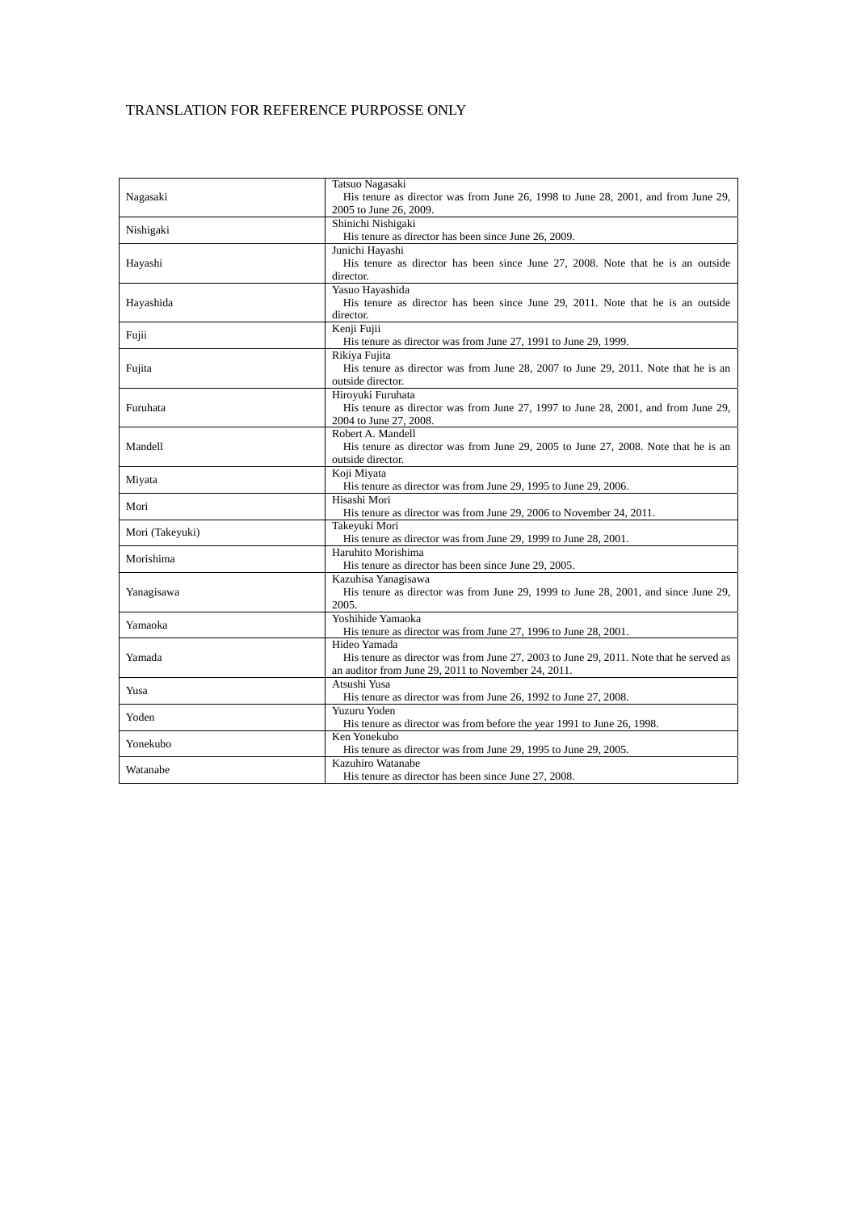TRANSLATION FOR REFERENCE PURPOSSE ONLY

| | |
|---|---|
| Nagasaki | Tatsuo Nagasaki<br>His tenure as director was from June 26, 1998 to June 28, 2001, and from June 29, 2005 to June 26, 2009. |
| Nishigaki | Shinichi Nishigaki<br>His tenure as director has been since June 26, 2009. |
| Hayashi | Junichi Hayashi<br>His tenure as director has been since June 27, 2008. Note that he is an outside director. |
| Hayashida | Yasuo Hayashida<br>His tenure as director has been since June 29, 2011. Note that he is an outside director. |
| Fujii | Kenji Fujii<br>His tenure as director was from June 27, 1991 to June 29, 1999. |
| Fujita | Rikiya Fujita<br>His tenure as director was from June 28, 2007 to June 29, 2011. Note that he is an outside director. |
| Furuhata | Hiroyuki Furuhata<br>His tenure as director was from June 27, 1997 to June 28, 2001, and from June 29, 2004 to June 27, 2008. |
| Mandell | Robert A. Mandell<br>His tenure as director was from June 29, 2005 to June 27, 2008. Note that he is an outside director. |
| Miyata | Koji Miyata<br>His tenure as director was from June 29, 1995 to June 29, 2006. |
| Mori | Hisashi Mori<br>His tenure as director was from June 29, 2006 to November 24, 2011. |
| Mori (Takeyuki) | Takeyuki Mori<br>His tenure as director was from June 29, 1999 to June 28, 2001. |
| Morishima | Haruhito Morishima<br>His tenure as director has been since June 29, 2005. |
| Yanagisawa | Kazuhisa Yanagisawa<br>His tenure as director was from June 29, 1999 to June 28, 2001, and since June 29, 2005. |
| Yamaoka | Yoshihide Yamaoka<br>His tenure as director was from June 27, 1996 to June 28, 2001. |
| Yamada | Hideo Yamada<br>His tenure as director was from June 27, 2003 to June 29, 2011. Note that he served as an auditor from June 29, 2011 to November 24, 2011. |
| Yusa | Atsushi Yusa<br>His tenure as director was from June 26, 1992 to June 27, 2008. |
| Yoden | Yuzuru Yoden<br>His tenure as director was from before the year 1991 to June 26, 1998. |
| Yonekubo | Ken Yonekubo<br>His tenure as director was from June 29, 1995 to June 29, 2005. |
| Watanabe | Kazuhiro Watanabe<br>His tenure as director has been since June 27, 2008. |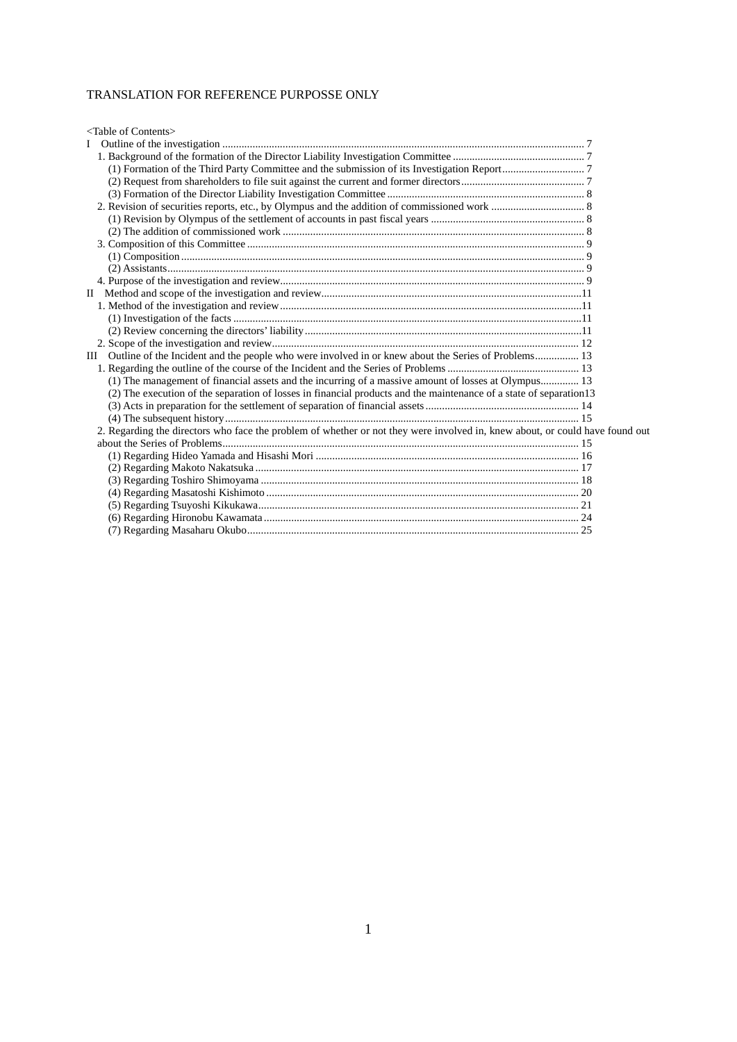TRANSLATION FOR REFERENCE PURPOSSE ONLY

<Table of Contents>

I Outline of the investigation .................................................................................................................................. 7
- 1. Background of the formation of the Director Liability Investigation Committee ................................................ 7
  - (1) Formation of the Third Party Committee and the submission of its Investigation Report.............................. 7
  - (2) Request from shareholders to file suit against the current and former directors............................................ 7
  - (3) Formation of the Director Liability Investigation Committee ....................................................................... 8
- 2. Revision of securities reports, etc., by Olympus and the addition of commissioned work .................................. 8
  - (1) Revision by Olympus of the settlement of accounts in past fiscal years ........................................................ 8
  - (2) The addition of commissioned work ............................................................................................................. 8
- 3. Composition of this Committee .......................................................................................................................... 9
  - (1) Composition .................................................................................................................................................. 9
  - (2) Assistants....................................................................................................................................................... 9
- 4. Purpose of the investigation and review.............................................................................................................. 9

II Method and scope of the investigation and review..............................................................................................11
- 1. Method of the investigation and review.............................................................................................................11
  - (1) Investigation of the facts ..............................................................................................................................11
  - (2) Review concerning the directors' liability.....................................................................................................11
- 2. Scope of the investigation and review................................................................................................................ 12

III Outline of the Incident and the people who were involved in or knew about the Series of Problems................ 13
- 1. Regarding the outline of the course of the Incident and the Series of Problems ................................................ 13
  - (1) The management of financial assets and the incurring of a massive amount of losses at Olympus.............. 13
  - (2) The execution of the separation of losses in financial products and the maintenance of a state of separation13
  - (3) Acts in preparation for the settlement of separation of financial assets ........................................................ 14
  - (4) The subsequent history................................................................................................................................. 15
- 2. Regarding the directors who face the problem of whether or not they were involved in, knew about, or could have found out about the Series of Problems................................................................................................................. 15
  - (1) Regarding Hideo Yamada and Hisashi Mori ................................................................................................ 16
  - (2) Regarding Makoto Nakatsuka ...................................................................................................................... 17
  - (3) Regarding Toshiro Shimoyama .................................................................................................................... 18
  - (4) Regarding Masatoshi Kishimoto .................................................................................................................. 20
  - (5) Regarding Tsuyoshi Kikukawa..................................................................................................................... 21
  - (6) Regarding Hironobu Kawamata ................................................................................................................... 24
  - (7) Regarding Masaharu Okubo......................................................................................................................... 25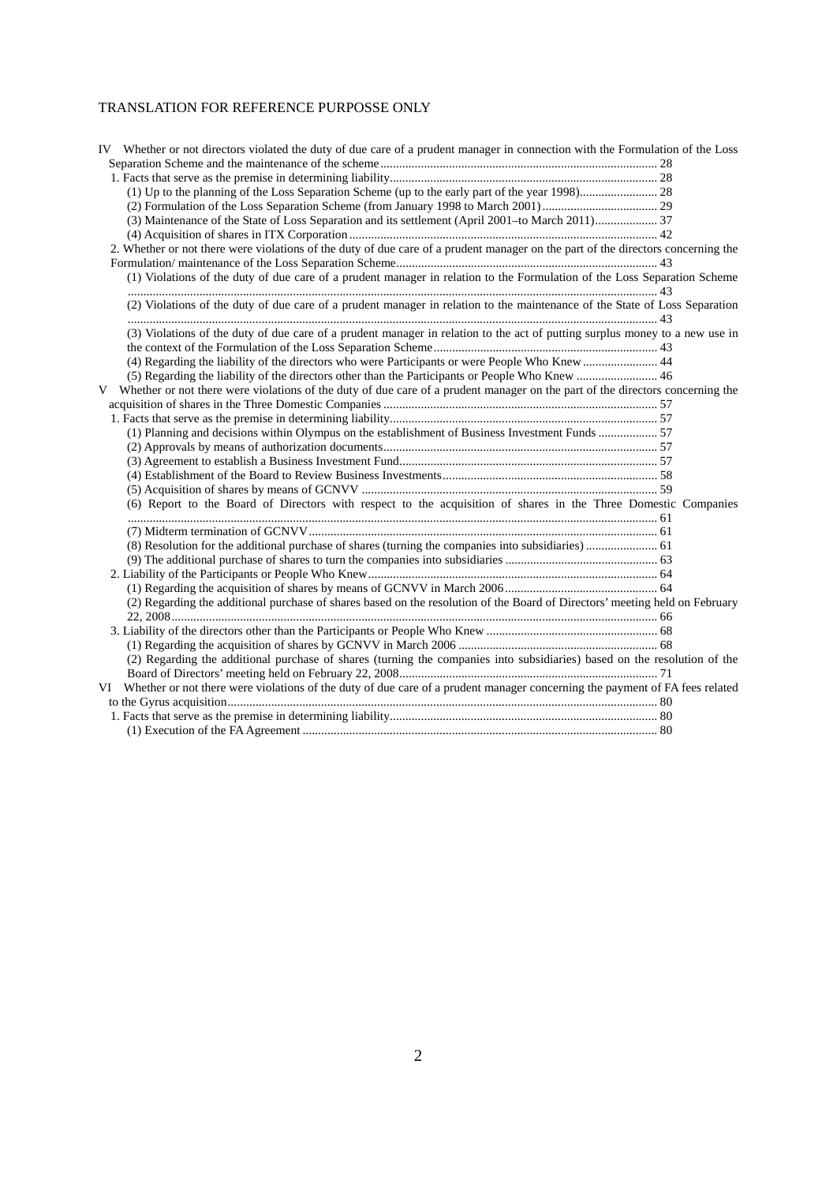TRANSLATION FOR REFERENCE PURPOSSE ONLY

IV Whether or not directors violated the duty of due care of a prudent manager in connection with the Formulation of the Loss Separation Scheme and the maintenance of the scheme ........ 28

1. Facts that serve as the premise in determining liability........ 28

(1) Up to the planning of the Loss Separation Scheme (up to the early part of the year 1998)........ 28

(2) Formulation of the Loss Separation Scheme (from January 1998 to March 2001)........ 29

(3) Maintenance of the State of Loss Separation and its settlement (April 2001–to March 2011)........ 37

(4) Acquisition of shares in ITX Corporation........ 42

2. Whether or not there were violations of the duty of due care of a prudent manager on the part of the directors concerning the Formulation/ maintenance of the Loss Separation Scheme........ 43

(1) Violations of the duty of due care of a prudent manager in relation to the Formulation of the Loss Separation Scheme ........ 43

(2) Violations of the duty of due care of a prudent manager in relation to the maintenance of the State of Loss Separation ........ 43

(3) Violations of the duty of due care of a prudent manager in relation to the act of putting surplus money to a new use in the context of the Formulation of the Loss Separation Scheme........ 43

(4) Regarding the liability of the directors who were Participants or were People Who Knew........ 44

(5) Regarding the liability of the directors other than the Participants or People Who Knew ........ 46

V Whether or not there were violations of the duty of due care of a prudent manager on the part of the directors concerning the acquisition of shares in the Three Domestic Companies ........ 57

1. Facts that serve as the premise in determining liability........ 57

(1) Planning and decisions within Olympus on the establishment of Business Investment Funds ........ 57

(2) Approvals by means of authorization documents........ 57

(3) Agreement to establish a Business Investment Fund........ 57

(4) Establishment of the Board to Review Business Investments........ 58

(5) Acquisition of shares by means of GCNVV ........ 59

(6) Report to the Board of Directors with respect to the acquisition of shares in the Three Domestic Companies ........ 61

(7) Midterm termination of GCNVV........ 61

(8) Resolution for the additional purchase of shares (turning the companies into subsidiaries) ........ 61

(9) The additional purchase of shares to turn the companies into subsidiaries ........ 63

2. Liability of the Participants or People Who Knew........ 64

(1) Regarding the acquisition of shares by means of GCNVV in March 2006........ 64

(2) Regarding the additional purchase of shares based on the resolution of the Board of Directors' meeting held on February 22, 2008........ 66

3. Liability of the directors other than the Participants or People Who Knew ........ 68

(1) Regarding the acquisition of shares by GCNVV in March 2006 ........ 68

(2) Regarding the additional purchase of shares (turning the companies into subsidiaries) based on the resolution of the Board of Directors' meeting held on February 22, 2008........ 71

VI Whether or not there were violations of the duty of due care of a prudent manager concerning the payment of FA fees related to the Gyrus acquisition........ 80

1. Facts that serve as the premise in determining liability........ 80

(1) Execution of the FA Agreement ........ 80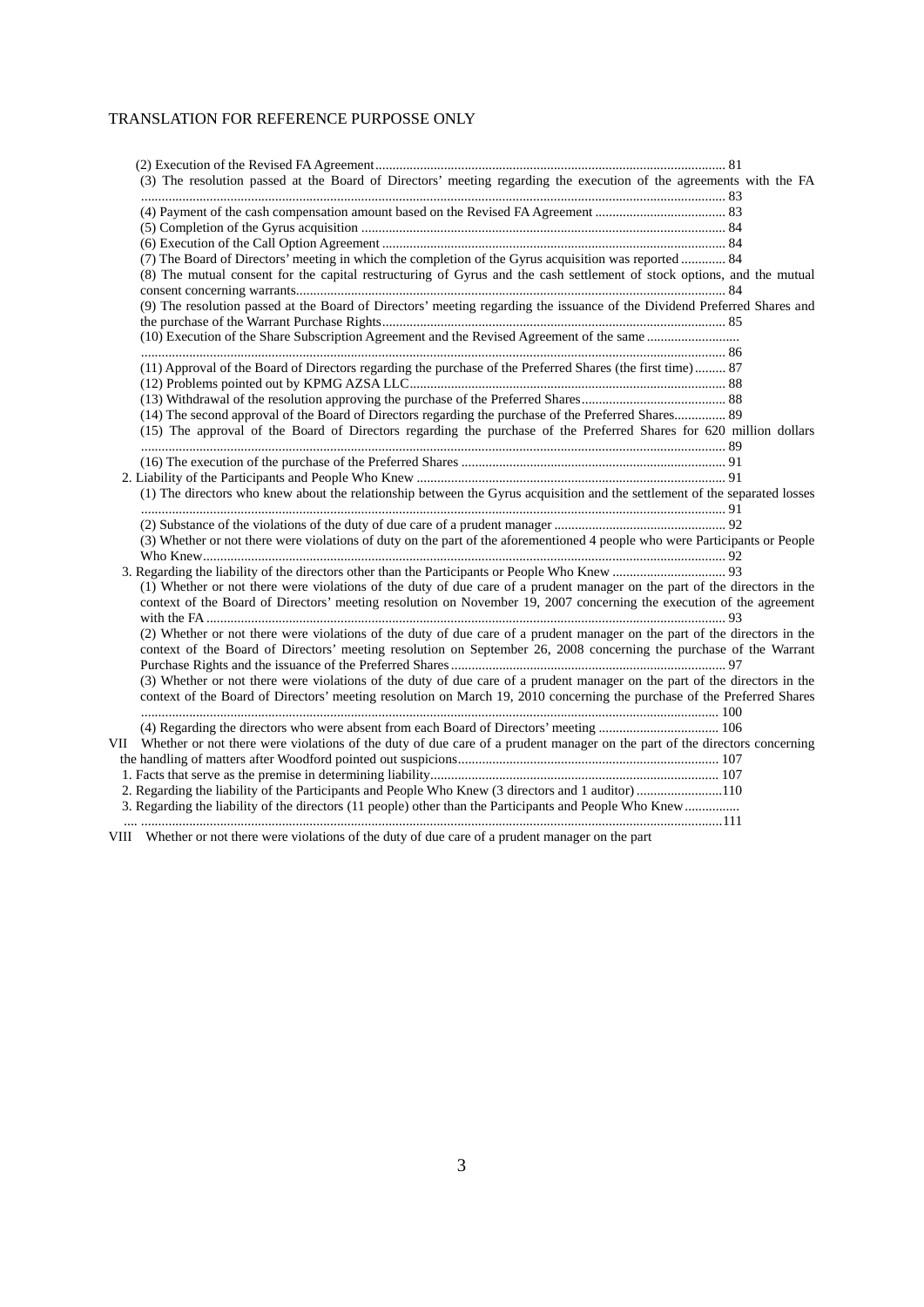TRANSLATION FOR REFERENCE PURPOSSE ONLY

(2) Execution of the Revised FA Agreement .......... 81
(3) The resolution passed at the Board of Directors' meeting regarding the execution of the agreements with the FA .......... 83
(4) Payment of the cash compensation amount based on the Revised FA Agreement .......... 83
(5) Completion of the Gyrus acquisition .......... 84
(6) Execution of the Call Option Agreement .......... 84
(7) The Board of Directors' meeting in which the completion of the Gyrus acquisition was reported .......... 84
(8) The mutual consent for the capital restructuring of Gyrus and the cash settlement of stock options, and the mutual consent concerning warrants .......... 84
(9) The resolution passed at the Board of Directors' meeting regarding the issuance of the Dividend Preferred Shares and the purchase of the Warrant Purchase Rights .......... 85
(10) Execution of the Share Subscription Agreement and the Revised Agreement of the same .......... 86
(11) Approval of the Board of Directors regarding the purchase of the Preferred Shares (the first time) .......... 87
(12) Problems pointed out by KPMG AZSA LLC .......... 88
(13) Withdrawal of the resolution approving the purchase of the Preferred Shares .......... 88
(14) The second approval of the Board of Directors regarding the purchase of the Preferred Shares .......... 89
(15) The approval of the Board of Directors regarding the purchase of the Preferred Shares for 620 million dollars .......... 89
(16) The execution of the purchase of the Preferred Shares .......... 91

2. Liability of the Participants and People Who Knew .......... 91
(1) The directors who knew about the relationship between the Gyrus acquisition and the settlement of the separated losses .......... 91
(2) Substance of the violations of the duty of due care of a prudent manager .......... 92
(3) Whether or not there were violations of duty on the part of the aforementioned 4 people who were Participants or People Who Knew .......... 92

3. Regarding the liability of the directors other than the Participants or People Who Knew .......... 93
(1) Whether or not there were violations of the duty of due care of a prudent manager on the part of the directors in the context of the Board of Directors' meeting resolution on November 19, 2007 concerning the execution of the agreement with the FA .......... 93
(2) Whether or not there were violations of the duty of due care of a prudent manager on the part of the directors in the context of the Board of Directors' meeting resolution on September 26, 2008 concerning the purchase of the Warrant Purchase Rights and the issuance of the Preferred Shares .......... 97
(3) Whether or not there were violations of the duty of due care of a prudent manager on the part of the directors in the context of the Board of Directors' meeting resolution on March 19, 2010 concerning the purchase of the Preferred Shares .......... 100
(4) Regarding the directors who were absent from each Board of Directors' meeting .......... 106

VII Whether or not there were violations of the duty of due care of a prudent manager on the part of the directors concerning the handling of matters after Woodford pointed out suspicions .......... 107
1. Facts that serve as the premise in determining liability .......... 107
2. Regarding the liability of the Participants and People Who Knew (3 directors and 1 auditor) .......... 110
3. Regarding the liability of the directors (11 people) other than the Participants and People Who Knew .......... 111

VIII Whether or not there were violations of the duty of due care of a prudent manager on the part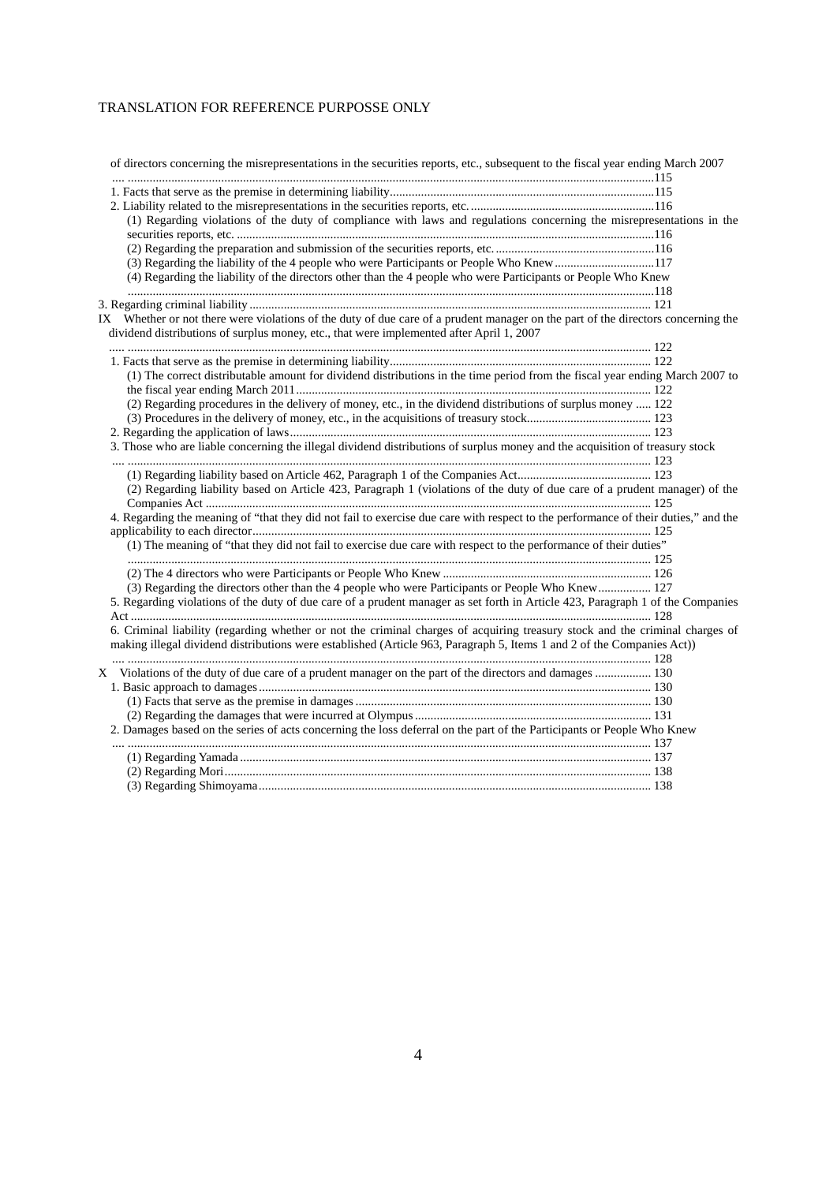of directors concerning the misrepresentations in the securities reports, etc., subsequent to the fiscal year ending March 2007 .... 115

1. Facts that serve as the premise in determining liability 115
2. Liability related to the misrepresentations in the securities reports, etc. 116
   - (1) Regarding violations of the duty of compliance with laws and regulations concerning the misrepresentations in the securities reports, etc. 116
   - (2) Regarding the preparation and submission of the securities reports, etc. 116
   - (3) Regarding the liability of the 4 people who were Participants or People Who Knew 117
   - (4) Regarding the liability of the directors other than the 4 people who were Participants or People Who Knew 118
3. Regarding criminal liability 121

IX Whether or not there were violations of the duty of due care of a prudent manager on the part of the directors concerning the dividend distributions of surplus money, etc., that were implemented after April 1, 2007 ..... 122

1. Facts that serve as the premise in determining liability 122
   - (1) The correct distributable amount for dividend distributions in the time period from the fiscal year ending March 2007 to the fiscal year ending March 2011 122
   - (2) Regarding procedures in the delivery of money, etc., in the dividend distributions of surplus money 122
   - (3) Procedures in the delivery of money, etc., in the acquisitions of treasury stock 123
2. Regarding the application of laws 123
3. Those who are liable concerning the illegal dividend distributions of surplus money and the acquisition of treasury stock .... 123
   - (1) Regarding liability based on Article 462, Paragraph 1 of the Companies Act 123
   - (2) Regarding liability based on Article 423, Paragraph 1 (violations of the duty of due care of a prudent manager) of the Companies Act 125
4. Regarding the meaning of "that they did not fail to exercise due care with respect to the performance of their duties," and the applicability to each director 125
   - (1) The meaning of "that they did not fail to exercise due care with respect to the performance of their duties" 125
   - (2) The 4 directors who were Participants or People Who Knew 126
   - (3) Regarding the directors other than the 4 people who were Participants or People Who Knew 127
5. Regarding violations of the duty of due care of a prudent manager as set forth in Article 423, Paragraph 1 of the Companies Act 128
6. Criminal liability (regarding whether or not the criminal charges of acquiring treasury stock and the criminal charges of making illegal dividend distributions were established (Article 963, Paragraph 5, Items 1 and 2 of the Companies Act)) .... 128

X Violations of the duty of due care of a prudent manager on the part of the directors and damages 130

1. Basic approach to damages 130
   - (1) Facts that serve as the premise in damages 130
   - (2) Regarding the damages that were incurred at Olympus 131
2. Damages based on the series of acts concerning the loss deferral on the part of the Participants or People Who Knew .... 137
   - (1) Regarding Yamada 137
   - (2) Regarding Mori 138
   - (3) Regarding Shimoyama 138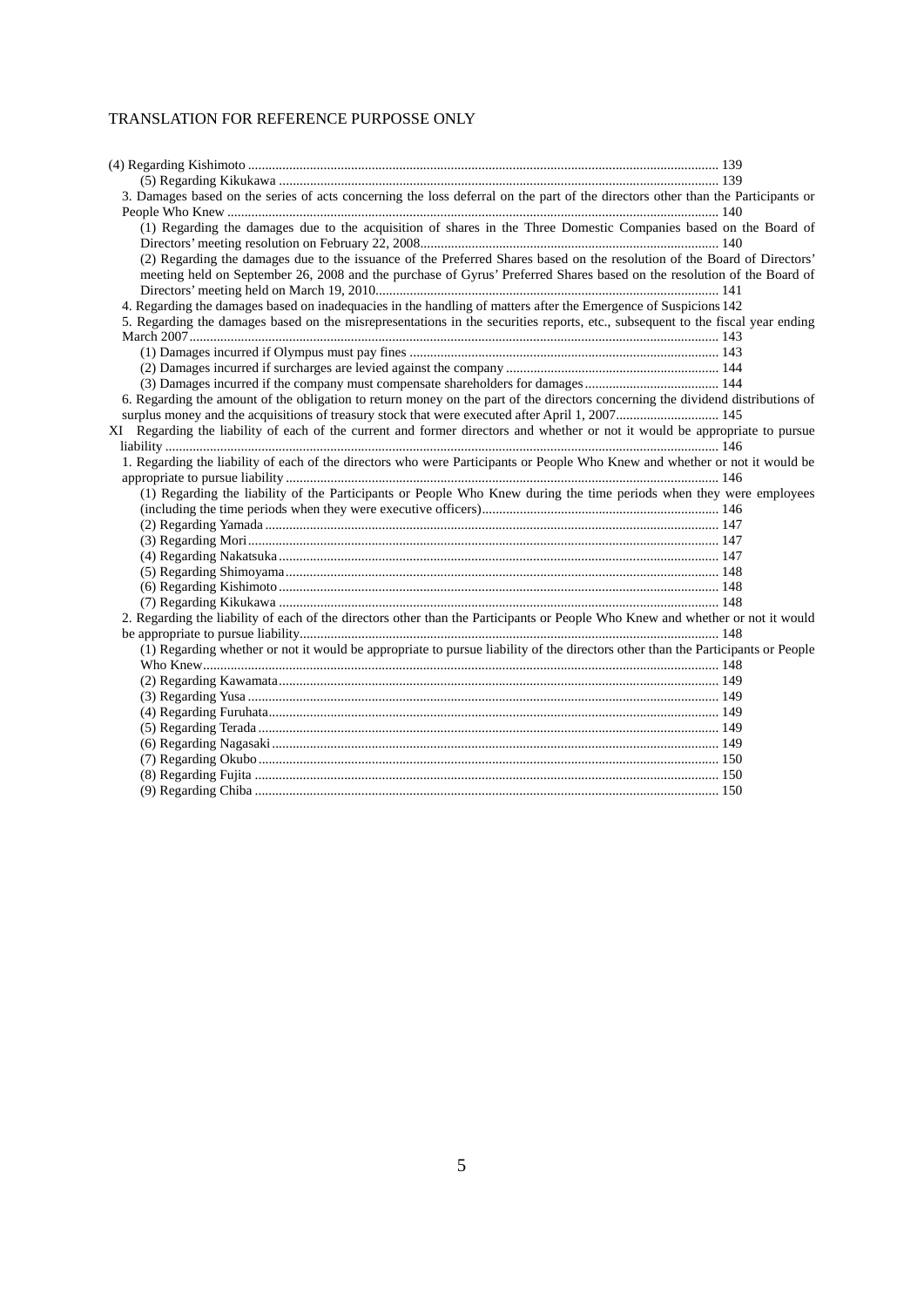TRANSLATION FOR REFERENCE PURPOSSE ONLY

(4) Regarding Kishimoto ........................................................................................................................................ 139

(5) Regarding Kikukawa ................................................................................................................................ 139

3. Damages based on the series of acts concerning the loss deferral on the part of the directors other than the Participants or People Who Knew ............................................................................................................................................... 140

(1) Regarding the damages due to the acquisition of shares in the Three Domestic Companies based on the Board of Directors' meeting resolution on February 22, 2008....................................................................................... 140

(2) Regarding the damages due to the issuance of the Preferred Shares based on the resolution of the Board of Directors' meeting held on September 26, 2008 and the purchase of Gyrus' Preferred Shares based on the resolution of the Board of Directors' meeting held on March 19, 2010................................................................................................... 141

4. Regarding the damages based on inadequacies in the handling of matters after the Emergence of Suspicions 142

5. Regarding the damages based on the misrepresentations in the securities reports, etc., subsequent to the fiscal year ending March 2007.......................................................................................................................................................... 143

(1) Damages incurred if Olympus must pay fines .......................................................................................... 143

(2) Damages incurred if surcharges are levied against the company .............................................................. 144

(3) Damages incurred if the company must compensate shareholders for damages ....................................... 144

6. Regarding the amount of the obligation to return money on the part of the directors concerning the dividend distributions of surplus money and the acquisitions of treasury stock that were executed after April 1, 2007.............................. 145

XI Regarding the liability of each of the current and former directors and whether or not it would be appropriate to pursue liability ................................................................................................................................................................ 146

1. Regarding the liability of each of the directors who were Participants or People Who Knew and whether or not it would be appropriate to pursue liability ............................................................................................................................. 146

(1) Regarding the liability of the Participants or People Who Knew during the time periods when they were employees (including the time periods when they were executive officers).................................................................... 146

(2) Regarding Yamada .................................................................................................................................... 147

(3) Regarding Mori.......................................................................................................................................... 147

(4) Regarding Nakatsuka ................................................................................................................................ 147

(5) Regarding Shimoyama .............................................................................................................................. 148

(6) Regarding Kishimoto ................................................................................................................................ 148

(7) Regarding Kikukawa ................................................................................................................................ 148

2. Regarding the liability of each of the directors other than the Participants or People Who Knew and whether or not it would be appropriate to pursue liability......................................................................................................................... 148

(1) Regarding whether or not it would be appropriate to pursue liability of the directors other than the Participants or People Who Knew...................................................................................................................................................... 148

(2) Regarding Kawamata ................................................................................................................................ 149

(3) Regarding Yusa ......................................................................................................................................... 149

(4) Regarding Furuhata ................................................................................................................................... 149

(5) Regarding Terada ...................................................................................................................................... 149

(6) Regarding Nagasaki .................................................................................................................................. 149

(7) Regarding Okubo ...................................................................................................................................... 150

(8) Regarding Fujita ....................................................................................................................................... 150

(9) Regarding Chiba ....................................................................................................................................... 150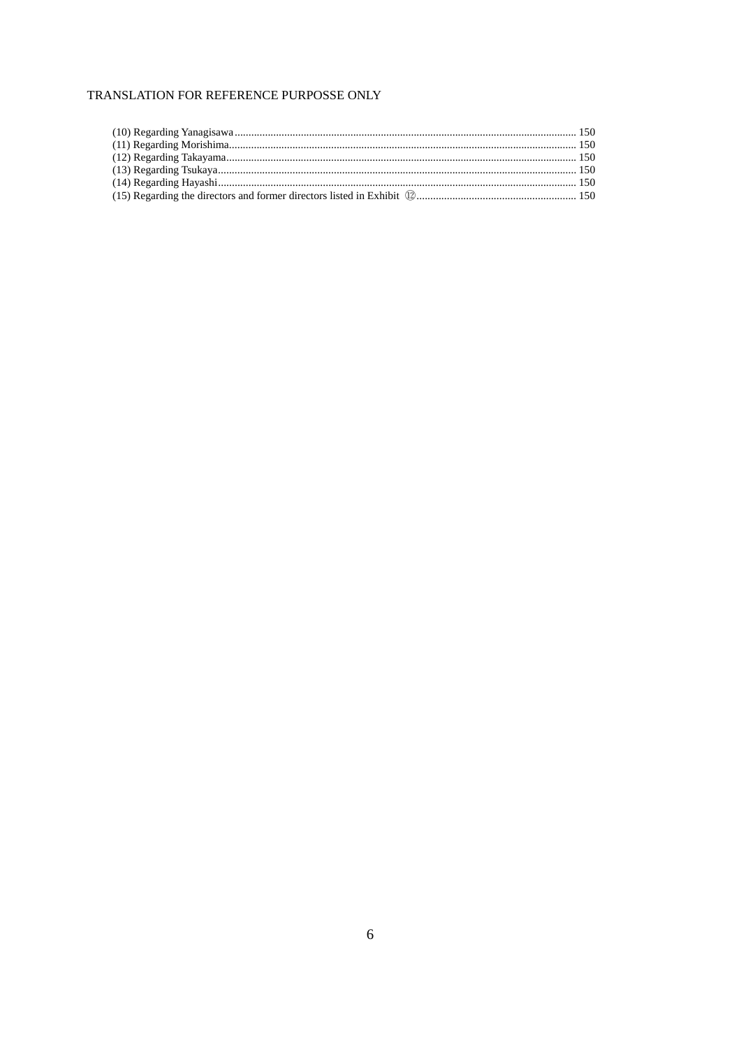(10) Regarding Yanagisawa .......................................................................................................................... 150
(11) Regarding Morishima............................................................................................................................ 150
(12) Regarding Takayama............................................................................................................................. 150
(13) Regarding Tsukaya................................................................................................................................. 150
(14) Regarding Hayashi................................................................................................................................. 150
(15) Regarding the directors and former directors listed in Exhibit ⑫......................................................... 150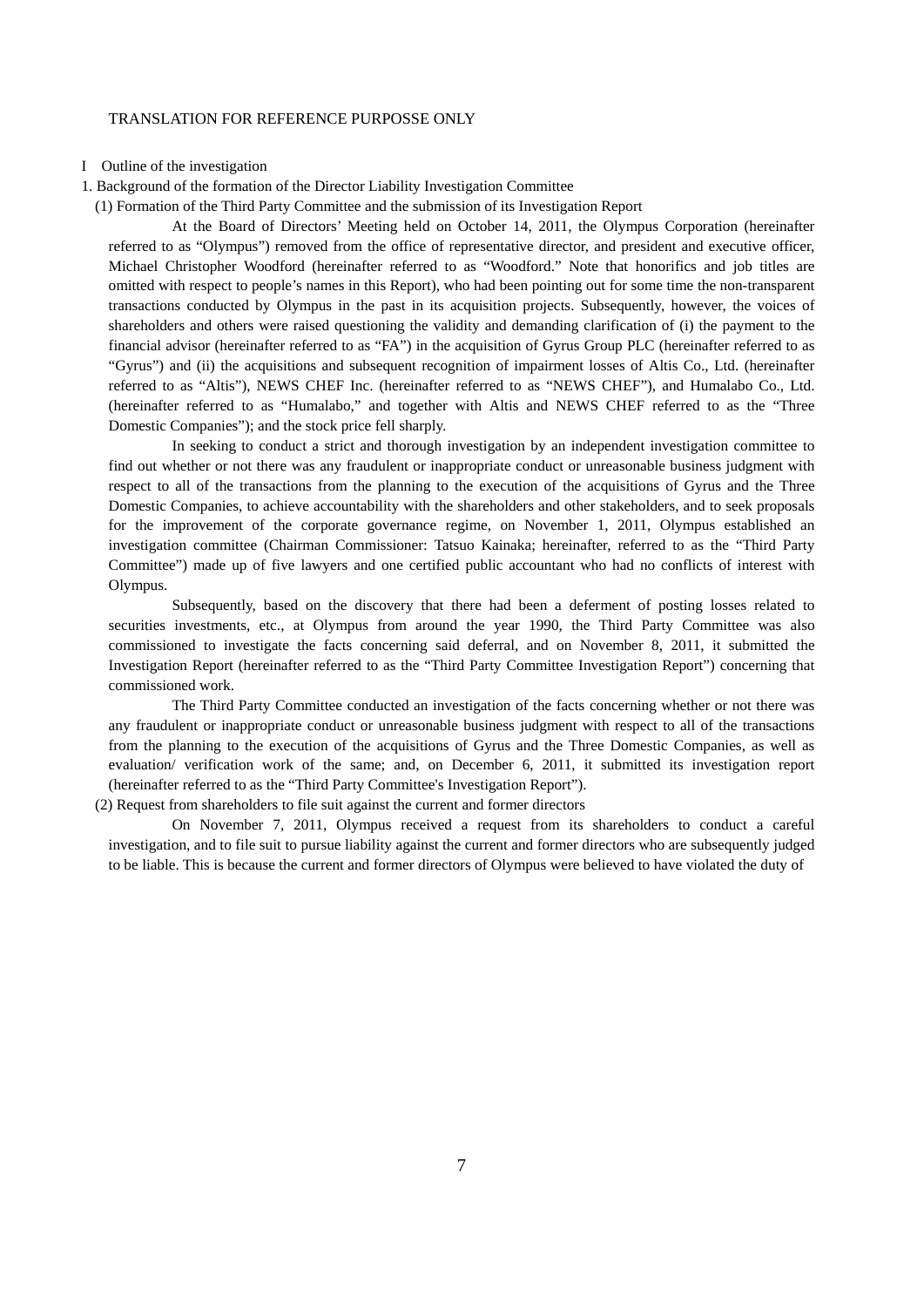TRANSLATION FOR REFERENCE PURPOSSE ONLY

# I Outline of the investigation

## 1. Background of the formation of the Director Liability Investigation Committee

### (1) Formation of the Third Party Committee and the submission of its Investigation Report

At the Board of Directors' Meeting held on October 14, 2011, the Olympus Corporation (hereinafter referred to as "Olympus") removed from the office of representative director, and president and executive officer, Michael Christopher Woodford (hereinafter referred to as "Woodford." Note that honorifics and job titles are omitted with respect to people's names in this Report), who had been pointing out for some time the non-transparent transactions conducted by Olympus in the past in its acquisition projects. Subsequently, however, the voices of shareholders and others were raised questioning the validity and demanding clarification of (i) the payment to the financial advisor (hereinafter referred to as "FA") in the acquisition of Gyrus Group PLC (hereinafter referred to as "Gyrus") and (ii) the acquisitions and subsequent recognition of impairment losses of Altis Co., Ltd. (hereinafter referred to as "Altis"), NEWS CHEF Inc. (hereinafter referred to as "NEWS CHEF"), and Humalabo Co., Ltd. (hereinafter referred to as "Humalabo," and together with Altis and NEWS CHEF referred to as the "Three Domestic Companies"); and the stock price fell sharply.

In seeking to conduct a strict and thorough investigation by an independent investigation committee to find out whether or not there was any fraudulent or inappropriate conduct or unreasonable business judgment with respect to all of the transactions from the planning to the execution of the acquisitions of Gyrus and the Three Domestic Companies, to achieve accountability with the shareholders and other stakeholders, and to seek proposals for the improvement of the corporate governance regime, on November 1, 2011, Olympus established an investigation committee (Chairman Commissioner: Tatsuo Kainaka; hereinafter, referred to as the "Third Party Committee") made up of five lawyers and one certified public accountant who had no conflicts of interest with Olympus.

Subsequently, based on the discovery that there had been a deferment of posting losses related to securities investments, etc., at Olympus from around the year 1990, the Third Party Committee was also commissioned to investigate the facts concerning said deferral, and on November 8, 2011, it submitted the Investigation Report (hereinafter referred to as the "Third Party Committee Investigation Report") concerning that commissioned work.

The Third Party Committee conducted an investigation of the facts concerning whether or not there was any fraudulent or inappropriate conduct or unreasonable business judgment with respect to all of the transactions from the planning to the execution of the acquisitions of Gyrus and the Three Domestic Companies, as well as evaluation/ verification work of the same; and, on December 6, 2011, it submitted its investigation report (hereinafter referred to as the "Third Party Committee's Investigation Report").

### (2) Request from shareholders to file suit against the current and former directors

On November 7, 2011, Olympus received a request from its shareholders to conduct a careful investigation, and to file suit to pursue liability against the current and former directors who are subsequently judged to be liable. This is because the current and former directors of Olympus were believed to have violated the duty of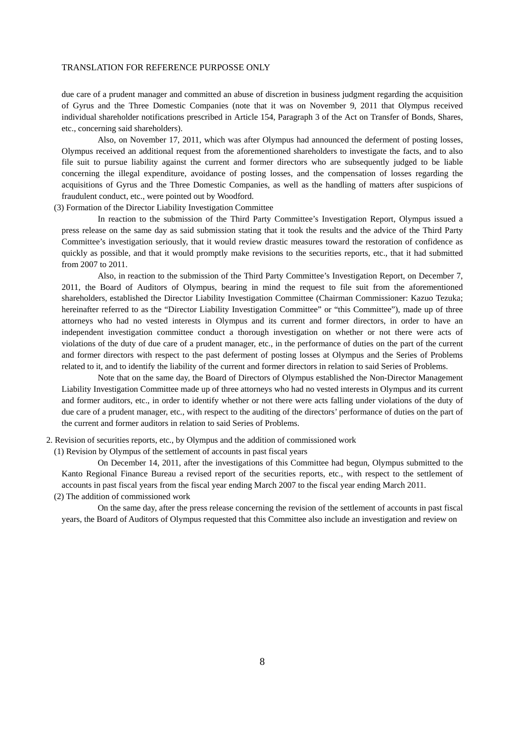due care of a prudent manager and committed an abuse of discretion in business judgment regarding the acquisition of Gyrus and the Three Domestic Companies (note that it was on November 9, 2011 that Olympus received individual shareholder notifications prescribed in Article 154, Paragraph 3 of the Act on Transfer of Bonds, Shares, etc., concerning said shareholders).

Also, on November 17, 2011, which was after Olympus had announced the deferment of posting losses, Olympus received an additional request from the aforementioned shareholders to investigate the facts, and to also file suit to pursue liability against the current and former directors who are subsequently judged to be liable concerning the illegal expenditure, avoidance of posting losses, and the compensation of losses regarding the acquisitions of Gyrus and the Three Domestic Companies, as well as the handling of matters after suspicions of fraudulent conduct, etc., were pointed out by Woodford.

(3) Formation of the Director Liability Investigation Committee

In reaction to the submission of the Third Party Committee's Investigation Report, Olympus issued a press release on the same day as said submission stating that it took the results and the advice of the Third Party Committee's investigation seriously, that it would review drastic measures toward the restoration of confidence as quickly as possible, and that it would promptly make revisions to the securities reports, etc., that it had submitted from 2007 to 2011.

Also, in reaction to the submission of the Third Party Committee's Investigation Report, on December 7, 2011, the Board of Auditors of Olympus, bearing in mind the request to file suit from the aforementioned shareholders, established the Director Liability Investigation Committee (Chairman Commissioner: Kazuo Tezuka; hereinafter referred to as the "Director Liability Investigation Committee" or "this Committee"), made up of three attorneys who had no vested interests in Olympus and its current and former directors, in order to have an independent investigation committee conduct a thorough investigation on whether or not there were acts of violations of the duty of due care of a prudent manager, etc., in the performance of duties on the part of the current and former directors with respect to the past deferment of posting losses at Olympus and the Series of Problems related to it, and to identify the liability of the current and former directors in relation to said Series of Problems.

Note that on the same day, the Board of Directors of Olympus established the Non-Director Management Liability Investigation Committee made up of three attorneys who had no vested interests in Olympus and its current and former auditors, etc., in order to identify whether or not there were acts falling under violations of the duty of due care of a prudent manager, etc., with respect to the auditing of the directors' performance of duties on the part of the current and former auditors in relation to said Series of Problems.

2. Revision of securities reports, etc., by Olympus and the addition of commissioned work

(1) Revision by Olympus of the settlement of accounts in past fiscal years

On December 14, 2011, after the investigations of this Committee had begun, Olympus submitted to the Kanto Regional Finance Bureau a revised report of the securities reports, etc., with respect to the settlement of accounts in past fiscal years from the fiscal year ending March 2007 to the fiscal year ending March 2011.

(2) The addition of commissioned work

On the same day, after the press release concerning the revision of the settlement of accounts in past fiscal years, the Board of Auditors of Olympus requested that this Committee also include an investigation and review on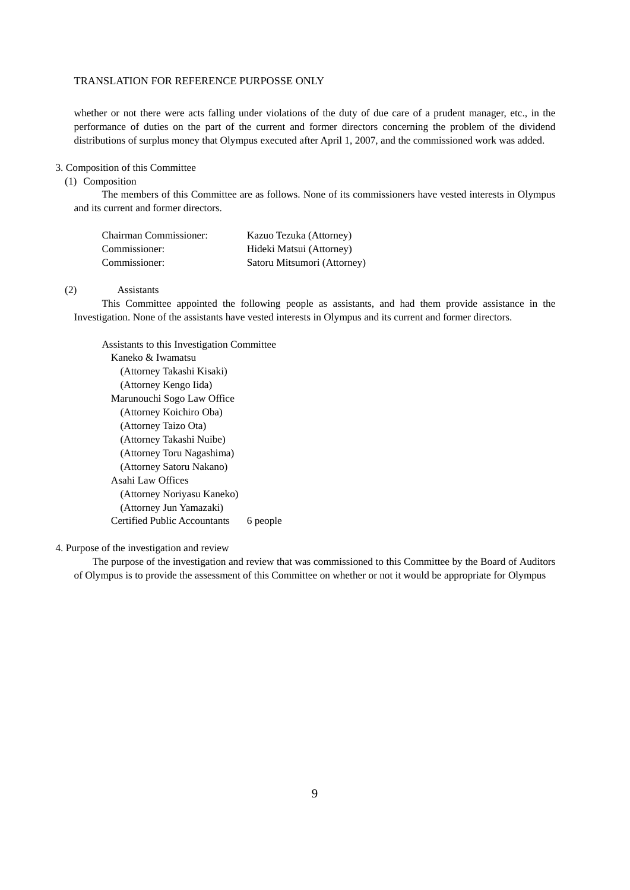whether or not there were acts falling under violations of the duty of due care of a prudent manager, etc., in the performance of duties on the part of the current and former directors concerning the problem of the dividend distributions of surplus money that Olympus executed after April 1, 2007, and the commissioned work was added.

3. Composition of this Committee

(1) Composition

The members of this Committee are as follows. None of its commissioners have vested interests in Olympus and its current and former directors.

| | |
|---|---|
| Chairman Commissioner: | Kazuo Tezuka (Attorney) |
| Commissioner: | Hideki Matsui (Attorney) |
| Commissioner: | Satoru Mitsumori (Attorney) |

(2) Assistants

This Committee appointed the following people as assistants, and had them provide assistance in the Investigation. None of the assistants have vested interests in Olympus and its current and former directors.

Assistants to this Investigation Committee

- Kaneko & Iwamatsu
  - (Attorney Takashi Kisaki)
  - (Attorney Kengo Iida)
- Marunouchi Sogo Law Office
  - (Attorney Koichiro Oba)
  - (Attorney Taizo Ota)
  - (Attorney Takashi Nuibe)
  - (Attorney Toru Nagashima)
  - (Attorney Satoru Nakano)
- Asahi Law Offices
  - (Attorney Noriyasu Kaneko)
  - (Attorney Jun Yamazaki)
- Certified Public Accountants 6 people

4. Purpose of the investigation and review

The purpose of the investigation and review that was commissioned to this Committee by the Board of Auditors of Olympus is to provide the assessment of this Committee on whether or not it would be appropriate for Olympus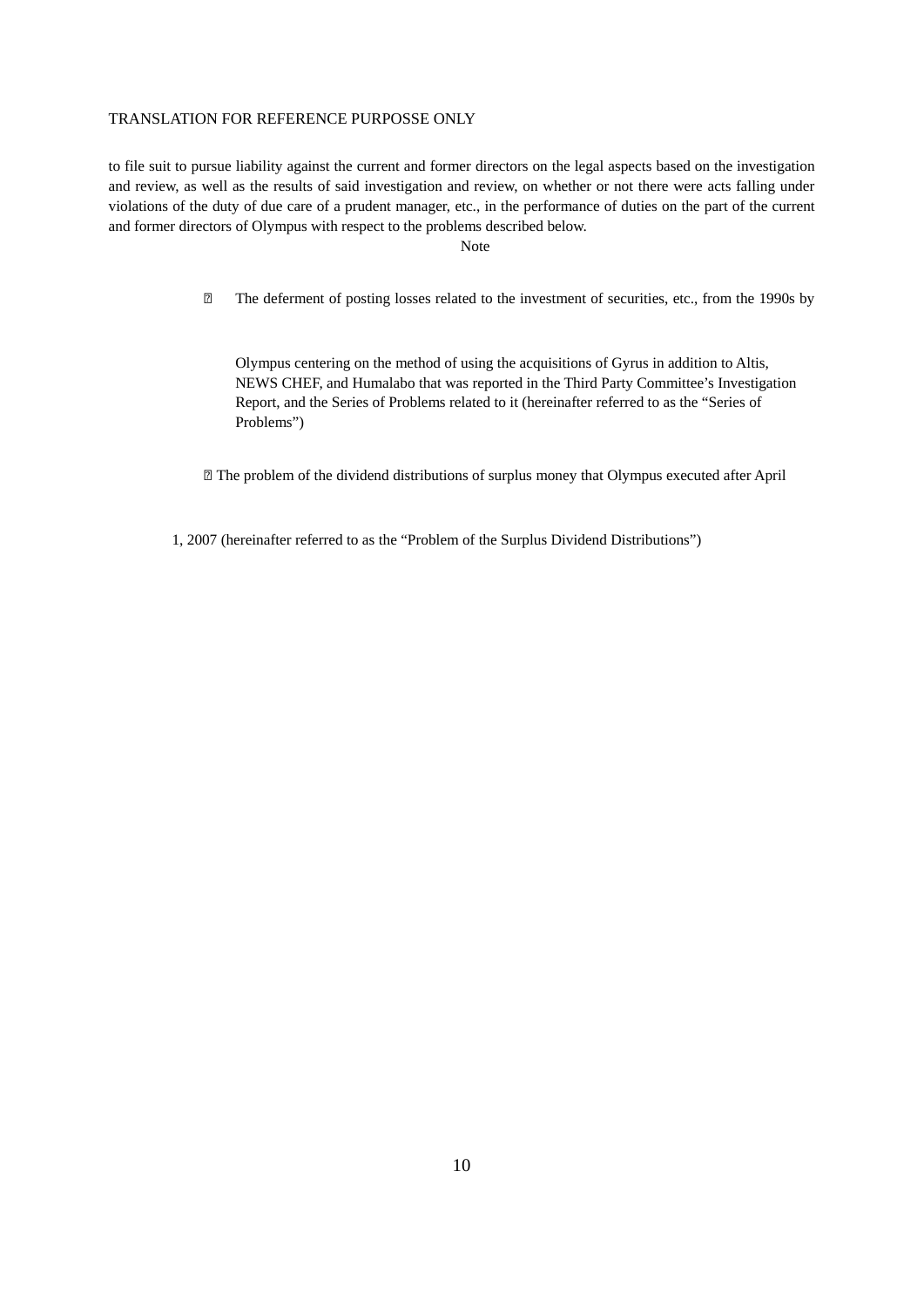to file suit to pursue liability against the current and former directors on the legal aspects based on the investigation and review, as well as the results of said investigation and review, on whether or not there were acts falling under violations of the duty of due care of a prudent manager, etc., in the performance of duties on the part of the current and former directors of Olympus with respect to the problems described below.

Note

� The deferment of posting losses related to the investment of securities, etc., from the 1990s by Olympus centering on the method of using the acquisitions of Gyrus in addition to Altis, NEWS CHEF, and Humalabo that was reported in the Third Party Committee's Investigation Report, and the Series of Problems related to it (hereinafter referred to as the "Series of Problems")

� The problem of the dividend distributions of surplus money that Olympus executed after April 1, 2007 (hereinafter referred to as the "Problem of the Surplus Dividend Distributions")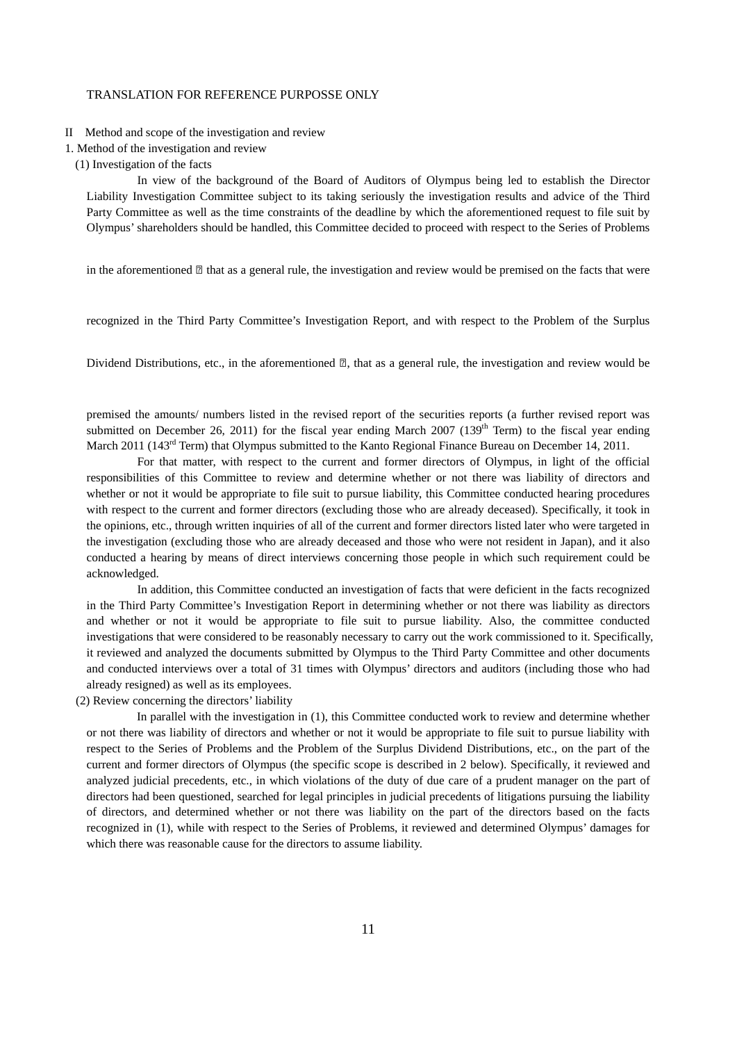TRANSLATION FOR REFERENCE PURPOSSE ONLY

## II Method and scope of the investigation and review

### 1. Method of the investigation and review

#### (1) Investigation of the facts

In view of the background of the Board of Auditors of Olympus being led to establish the Director Liability Investigation Committee subject to its taking seriously the investigation results and advice of the Third Party Committee as well as the time constraints of the deadline by which the aforementioned request to file suit by Olympus' shareholders should be handled, this Committee decided to proceed with respect to the Series of Problems in the aforementioned ⑦ that as a general rule, the investigation and review would be premised on the facts that were recognized in the Third Party Committee's Investigation Report, and with respect to the Problem of the Surplus Dividend Distributions, etc., in the aforementioned ⑦, that as a general rule, the investigation and review would be premised the amounts/ numbers listed in the revised report of the securities reports (a further revised report was submitted on December 26, 2011) for the fiscal year ending March 2007 (139th Term) to the fiscal year ending March 2011 (143rd Term) that Olympus submitted to the Kanto Regional Finance Bureau on December 14, 2011.

For that matter, with respect to the current and former directors of Olympus, in light of the official responsibilities of this Committee to review and determine whether or not there was liability of directors and whether or not it would be appropriate to file suit to pursue liability, this Committee conducted hearing procedures with respect to the current and former directors (excluding those who are already deceased). Specifically, it took in the opinions, etc., through written inquiries of all of the current and former directors listed later who were targeted in the investigation (excluding those who are already deceased and those who were not resident in Japan), and it also conducted a hearing by means of direct interviews concerning those people in which such requirement could be acknowledged.

In addition, this Committee conducted an investigation of facts that were deficient in the facts recognized in the Third Party Committee's Investigation Report in determining whether or not there was liability as directors and whether or not it would be appropriate to file suit to pursue liability. Also, the committee conducted investigations that were considered to be reasonably necessary to carry out the work commissioned to it. Specifically, it reviewed and analyzed the documents submitted by Olympus to the Third Party Committee and other documents and conducted interviews over a total of 31 times with Olympus' directors and auditors (including those who had already resigned) as well as its employees.

#### (2) Review concerning the directors' liability

In parallel with the investigation in (1), this Committee conducted work to review and determine whether or not there was liability of directors and whether or not it would be appropriate to file suit to pursue liability with respect to the Series of Problems and the Problem of the Surplus Dividend Distributions, etc., on the part of the current and former directors of Olympus (the specific scope is described in 2 below). Specifically, it reviewed and analyzed judicial precedents, etc., in which violations of the duty of due care of a prudent manager on the part of directors had been questioned, searched for legal principles in judicial precedents of litigations pursuing the liability of directors, and determined whether or not there was liability on the part of the directors based on the facts recognized in (1), while with respect to the Series of Problems, it reviewed and determined Olympus' damages for which there was reasonable cause for the directors to assume liability.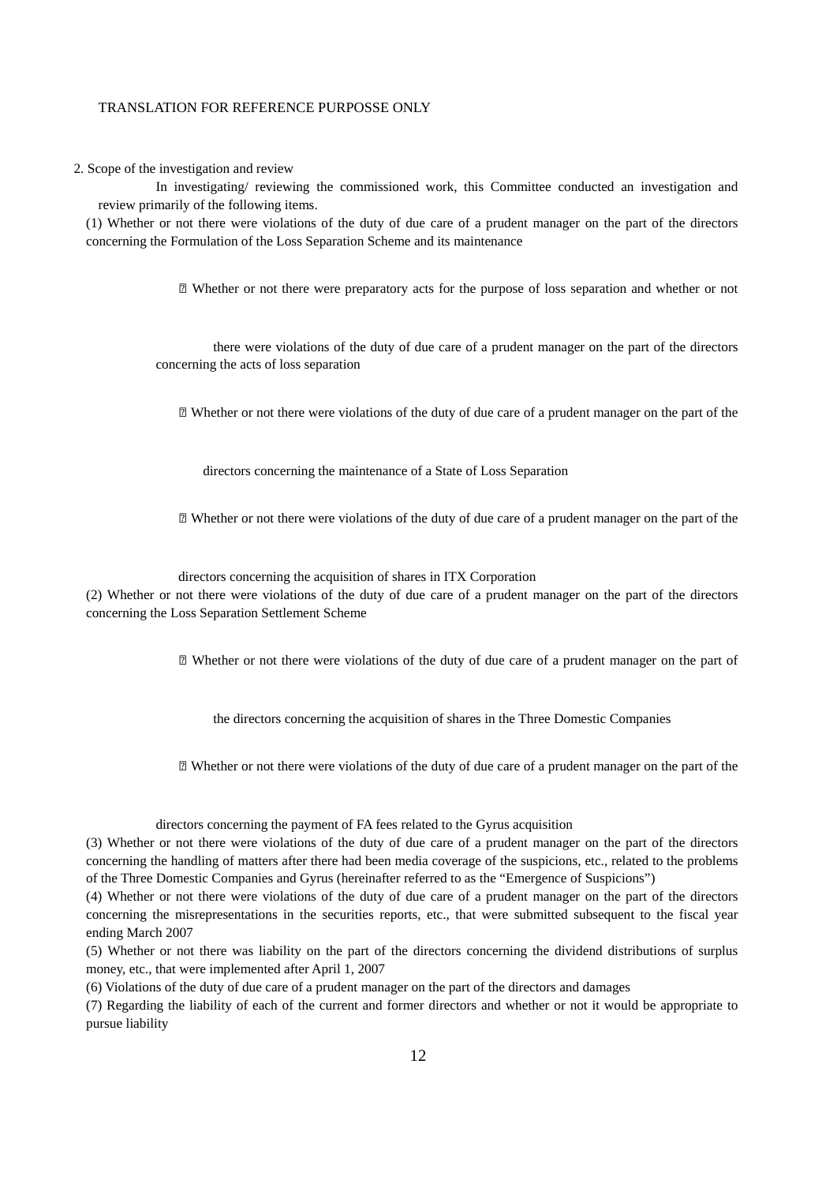TRANSLATION FOR REFERENCE PURPOSSE ONLY

2. Scope of the investigation and review

In investigating/ reviewing the commissioned work, this Committee conducted an investigation and review primarily of the following items.

(1) Whether or not there were violations of the duty of due care of a prudent manager on the part of the directors concerning the Formulation of the Loss Separation Scheme and its maintenance

① Whether or not there were preparatory acts for the purpose of loss separation and whether or not there were violations of the duty of due care of a prudent manager on the part of the directors concerning the acts of loss separation

② Whether or not there were violations of the duty of due care of a prudent manager on the part of the directors concerning the maintenance of a State of Loss Separation

③ Whether or not there were violations of the duty of due care of a prudent manager on the part of the directors concerning the acquisition of shares in ITX Corporation

(2) Whether or not there were violations of the duty of due care of a prudent manager on the part of the directors concerning the Loss Separation Settlement Scheme

① Whether or not there were violations of the duty of due care of a prudent manager on the part of the directors concerning the acquisition of shares in the Three Domestic Companies

② Whether or not there were violations of the duty of due care of a prudent manager on the part of the directors concerning the payment of FA fees related to the Gyrus acquisition

(3) Whether or not there were violations of the duty of due care of a prudent manager on the part of the directors concerning the handling of matters after there had been media coverage of the suspicions, etc., related to the problems of the Three Domestic Companies and Gyrus (hereinafter referred to as the "Emergence of Suspicions")

(4) Whether or not there were violations of the duty of due care of a prudent manager on the part of the directors concerning the misrepresentations in the securities reports, etc., that were submitted subsequent to the fiscal year ending March 2007

(5) Whether or not there was liability on the part of the directors concerning the dividend distributions of surplus money, etc., that were implemented after April 1, 2007

(6) Violations of the duty of due care of a prudent manager on the part of the directors and damages

(7) Regarding the liability of each of the current and former directors and whether or not it would be appropriate to pursue liability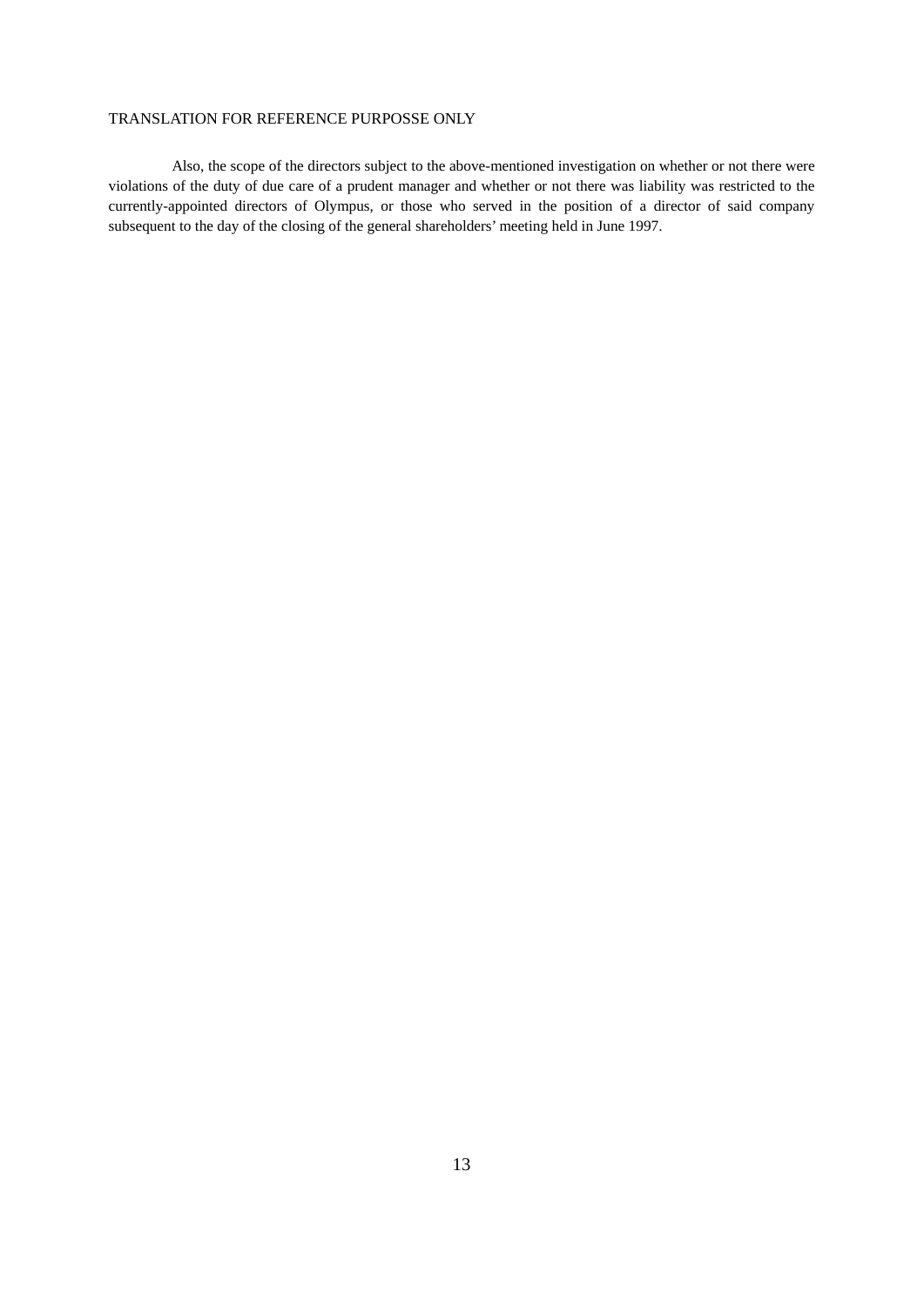Also, the scope of the directors subject to the above-mentioned investigation on whether or not there were violations of the duty of due care of a prudent manager and whether or not there was liability was restricted to the currently-appointed directors of Olympus, or those who served in the position of a director of said company subsequent to the day of the closing of the general shareholders' meeting held in June 1997.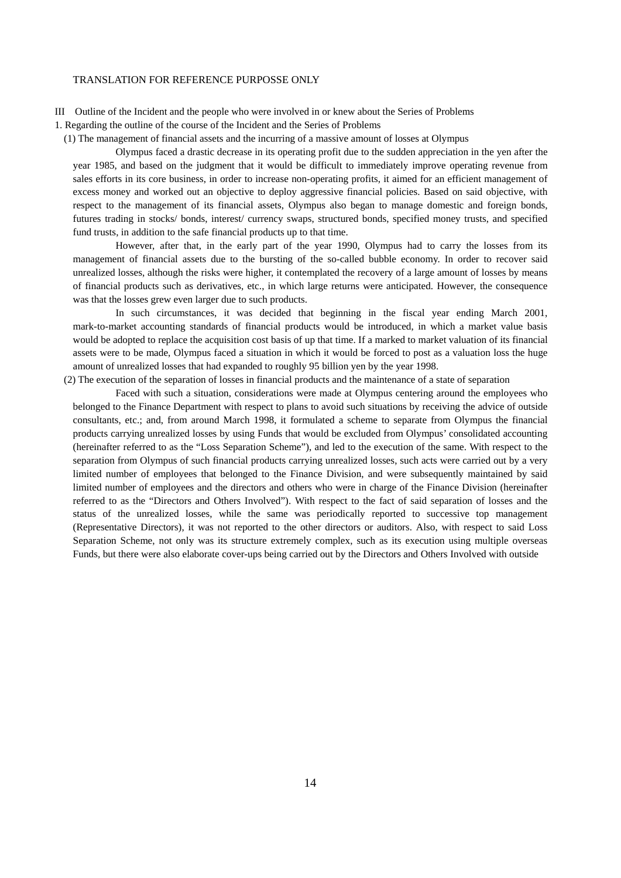TRANSLATION FOR REFERENCE PURPOSSE ONLY

## III Outline of the Incident and the people who were involved in or knew about the Series of Problems

### 1. Regarding the outline of the course of the Incident and the Series of Problems

#### (1) The management of financial assets and the incurring of a massive amount of losses at Olympus

Olympus faced a drastic decrease in its operating profit due to the sudden appreciation in the yen after the year 1985, and based on the judgment that it would be difficult to immediately improve operating revenue from sales efforts in its core business, in order to increase non-operating profits, it aimed for an efficient management of excess money and worked out an objective to deploy aggressive financial policies. Based on said objective, with respect to the management of its financial assets, Olympus also began to manage domestic and foreign bonds, futures trading in stocks/ bonds, interest/ currency swaps, structured bonds, specified money trusts, and specified fund trusts, in addition to the safe financial products up to that time.

However, after that, in the early part of the year 1990, Olympus had to carry the losses from its management of financial assets due to the bursting of the so-called bubble economy. In order to recover said unrealized losses, although the risks were higher, it contemplated the recovery of a large amount of losses by means of financial products such as derivatives, etc., in which large returns were anticipated. However, the consequence was that the losses grew even larger due to such products.

In such circumstances, it was decided that beginning in the fiscal year ending March 2001, mark-to-market accounting standards of financial products would be introduced, in which a market value basis would be adopted to replace the acquisition cost basis of up that time. If a marked to market valuation of its financial assets were to be made, Olympus faced a situation in which it would be forced to post as a valuation loss the huge amount of unrealized losses that had expanded to roughly 95 billion yen by the year 1998.

#### (2) The execution of the separation of losses in financial products and the maintenance of a state of separation

Faced with such a situation, considerations were made at Olympus centering around the employees who belonged to the Finance Department with respect to plans to avoid such situations by receiving the advice of outside consultants, etc.; and, from around March 1998, it formulated a scheme to separate from Olympus the financial products carrying unrealized losses by using Funds that would be excluded from Olympus' consolidated accounting (hereinafter referred to as the "Loss Separation Scheme"), and led to the execution of the same. With respect to the separation from Olympus of such financial products carrying unrealized losses, such acts were carried out by a very limited number of employees that belonged to the Finance Division, and were subsequently maintained by said limited number of employees and the directors and others who were in charge of the Finance Division (hereinafter referred to as the "Directors and Others Involved"). With respect to the fact of said separation of losses and the status of the unrealized losses, while the same was periodically reported to successive top management (Representative Directors), it was not reported to the other directors or auditors. Also, with respect to said Loss Separation Scheme, not only was its structure extremely complex, such as its execution using multiple overseas Funds, but there were also elaborate cover-ups being carried out by the Directors and Others Involved with outside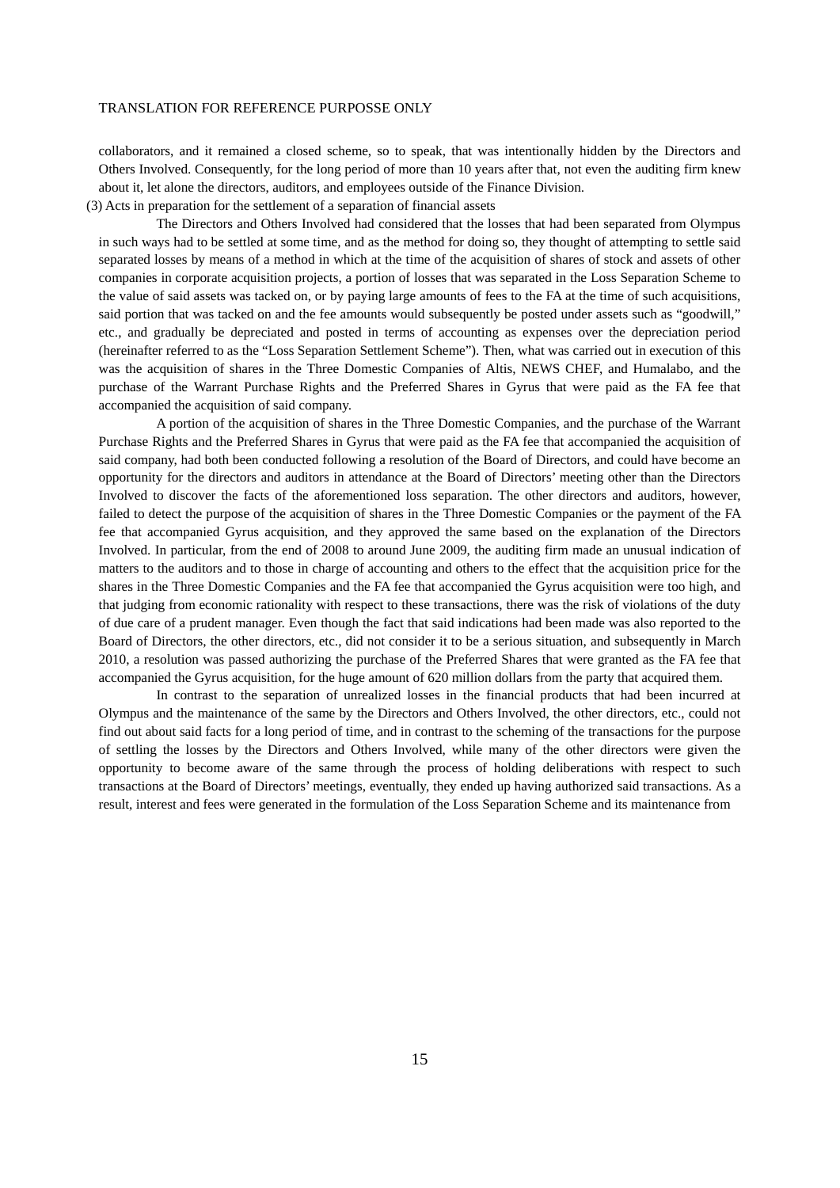collaborators, and it remained a closed scheme, so to speak, that was intentionally hidden by the Directors and Others Involved. Consequently, for the long period of more than 10 years after that, not even the auditing firm knew about it, let alone the directors, auditors, and employees outside of the Finance Division.

(3) Acts in preparation for the settlement of a separation of financial assets

The Directors and Others Involved had considered that the losses that had been separated from Olympus in such ways had to be settled at some time, and as the method for doing so, they thought of attempting to settle said separated losses by means of a method in which at the time of the acquisition of shares of stock and assets of other companies in corporate acquisition projects, a portion of losses that was separated in the Loss Separation Scheme to the value of said assets was tacked on, or by paying large amounts of fees to the FA at the time of such acquisitions, said portion that was tacked on and the fee amounts would subsequently be posted under assets such as "goodwill," etc., and gradually be depreciated and posted in terms of accounting as expenses over the depreciation period (hereinafter referred to as the "Loss Separation Settlement Scheme"). Then, what was carried out in execution of this was the acquisition of shares in the Three Domestic Companies of Altis, NEWS CHEF, and Humalabo, and the purchase of the Warrant Purchase Rights and the Preferred Shares in Gyrus that were paid as the FA fee that accompanied the acquisition of said company.

A portion of the acquisition of shares in the Three Domestic Companies, and the purchase of the Warrant Purchase Rights and the Preferred Shares in Gyrus that were paid as the FA fee that accompanied the acquisition of said company, had both been conducted following a resolution of the Board of Directors, and could have become an opportunity for the directors and auditors in attendance at the Board of Directors' meeting other than the Directors Involved to discover the facts of the aforementioned loss separation. The other directors and auditors, however, failed to detect the purpose of the acquisition of shares in the Three Domestic Companies or the payment of the FA fee that accompanied Gyrus acquisition, and they approved the same based on the explanation of the Directors Involved. In particular, from the end of 2008 to around June 2009, the auditing firm made an unusual indication of matters to the auditors and to those in charge of accounting and others to the effect that the acquisition price for the shares in the Three Domestic Companies and the FA fee that accompanied the Gyrus acquisition were too high, and that judging from economic rationality with respect to these transactions, there was the risk of violations of the duty of due care of a prudent manager. Even though the fact that said indications had been made was also reported to the Board of Directors, the other directors, etc., did not consider it to be a serious situation, and subsequently in March 2010, a resolution was passed authorizing the purchase of the Preferred Shares that were granted as the FA fee that accompanied the Gyrus acquisition, for the huge amount of 620 million dollars from the party that acquired them.

In contrast to the separation of unrealized losses in the financial products that had been incurred at Olympus and the maintenance of the same by the Directors and Others Involved, the other directors, etc., could not find out about said facts for a long period of time, and in contrast to the scheming of the transactions for the purpose of settling the losses by the Directors and Others Involved, while many of the other directors were given the opportunity to become aware of the same through the process of holding deliberations with respect to such transactions at the Board of Directors' meetings, eventually, they ended up having authorized said transactions. As a result, interest and fees were generated in the formulation of the Loss Separation Scheme and its maintenance from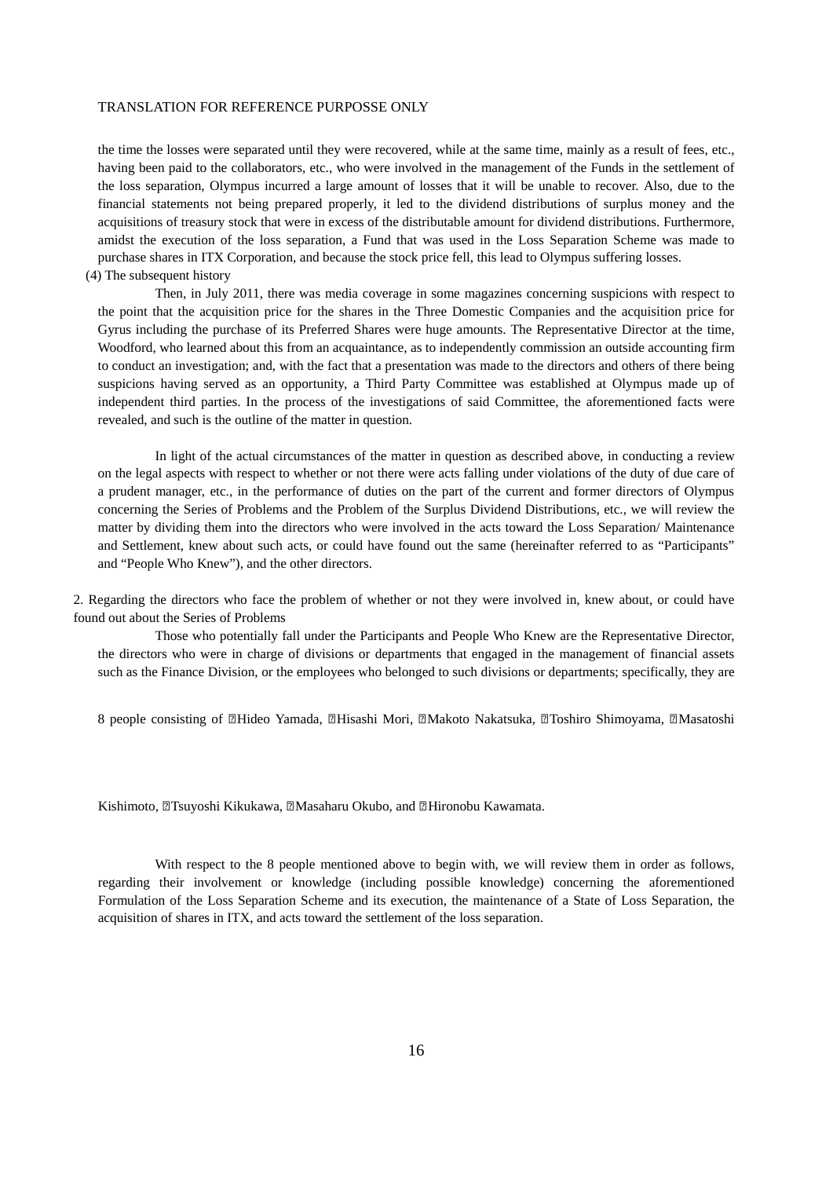the time the losses were separated until they were recovered, while at the same time, mainly as a result of fees, etc., having been paid to the collaborators, etc., who were involved in the management of the Funds in the settlement of the loss separation, Olympus incurred a large amount of losses that it will be unable to recover. Also, due to the financial statements not being prepared properly, it led to the dividend distributions of surplus money and the acquisitions of treasury stock that were in excess of the distributable amount for dividend distributions. Furthermore, amidst the execution of the loss separation, a Fund that was used in the Loss Separation Scheme was made to purchase shares in ITX Corporation, and because the stock price fell, this lead to Olympus suffering losses.

(4) The subsequent history

Then, in July 2011, there was media coverage in some magazines concerning suspicions with respect to the point that the acquisition price for the shares in the Three Domestic Companies and the acquisition price for Gyrus including the purchase of its Preferred Shares were huge amounts. The Representative Director at the time, Woodford, who learned about this from an acquaintance, as to independently commission an outside accounting firm to conduct an investigation; and, with the fact that a presentation was made to the directors and others of there being suspicions having served as an opportunity, a Third Party Committee was established at Olympus made up of independent third parties. In the process of the investigations of said Committee, the aforementioned facts were revealed, and such is the outline of the matter in question.

In light of the actual circumstances of the matter in question as described above, in conducting a review on the legal aspects with respect to whether or not there were acts falling under violations of the duty of due care of a prudent manager, etc., in the performance of duties on the part of the current and former directors of Olympus concerning the Series of Problems and the Problem of the Surplus Dividend Distributions, etc., we will review the matter by dividing them into the directors who were involved in the acts toward the Loss Separation/ Maintenance and Settlement, knew about such acts, or could have found out the same (hereinafter referred to as "Participants" and "People Who Knew"), and the other directors.

2. Regarding the directors who face the problem of whether or not they were involved in, knew about, or could have found out about the Series of Problems

Those who potentially fall under the Participants and People Who Knew are the Representative Director, the directors who were in charge of divisions or departments that engaged in the management of financial assets such as the Finance Division, or the employees who belonged to such divisions or departments; specifically, they are

8 people consisting of ①Hideo Yamada, ②Hisashi Mori, ③Makoto Nakatsuka, ④Toshiro Shimoyama, ⑤Masatoshi Kishimoto, ⑥Tsuyoshi Kikukawa, ⑦Masaharu Okubo, and ⑧Hironobu Kawamata.

With respect to the 8 people mentioned above to begin with, we will review them in order as follows, regarding their involvement or knowledge (including possible knowledge) concerning the aforementioned Formulation of the Loss Separation Scheme and its execution, the maintenance of a State of Loss Separation, the acquisition of shares in ITX, and acts toward the settlement of the loss separation.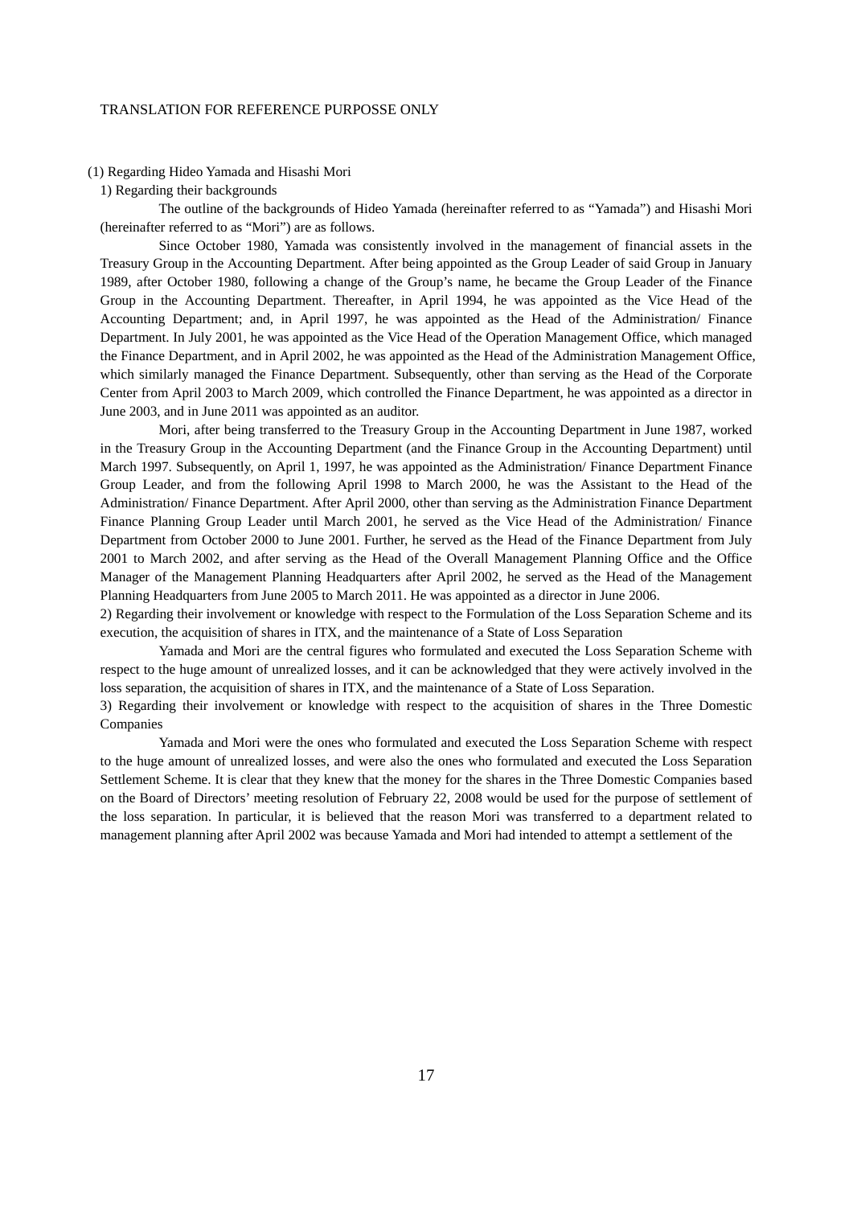TRANSLATION FOR REFERENCE PURPOSSE ONLY

(1) Regarding Hideo Yamada and Hisashi Mori

1) Regarding their backgrounds

The outline of the backgrounds of Hideo Yamada (hereinafter referred to as "Yamada") and Hisashi Mori (hereinafter referred to as "Mori") are as follows.

Since October 1980, Yamada was consistently involved in the management of financial assets in the Treasury Group in the Accounting Department. After being appointed as the Group Leader of said Group in January 1989, after October 1980, following a change of the Group's name, he became the Group Leader of the Finance Group in the Accounting Department. Thereafter, in April 1994, he was appointed as the Vice Head of the Accounting Department; and, in April 1997, he was appointed as the Head of the Administration/ Finance Department. In July 2001, he was appointed as the Vice Head of the Operation Management Office, which managed the Finance Department, and in April 2002, he was appointed as the Head of the Administration Management Office, which similarly managed the Finance Department. Subsequently, other than serving as the Head of the Corporate Center from April 2003 to March 2009, which controlled the Finance Department, he was appointed as a director in June 2003, and in June 2011 was appointed as an auditor.

Mori, after being transferred to the Treasury Group in the Accounting Department in June 1987, worked in the Treasury Group in the Accounting Department (and the Finance Group in the Accounting Department) until March 1997. Subsequently, on April 1, 1997, he was appointed as the Administration/ Finance Department Finance Group Leader, and from the following April 1998 to March 2000, he was the Assistant to the Head of the Administration/ Finance Department. After April 2000, other than serving as the Administration Finance Department Finance Planning Group Leader until March 2001, he served as the Vice Head of the Administration/ Finance Department from October 2000 to June 2001. Further, he served as the Head of the Finance Department from July 2001 to March 2002, and after serving as the Head of the Overall Management Planning Office and the Office Manager of the Management Planning Headquarters after April 2002, he served as the Head of the Management Planning Headquarters from June 2005 to March 2011. He was appointed as a director in June 2006.

2) Regarding their involvement or knowledge with respect to the Formulation of the Loss Separation Scheme and its execution, the acquisition of shares in ITX, and the maintenance of a State of Loss Separation

Yamada and Mori are the central figures who formulated and executed the Loss Separation Scheme with respect to the huge amount of unrealized losses, and it can be acknowledged that they were actively involved in the loss separation, the acquisition of shares in ITX, and the maintenance of a State of Loss Separation.

3) Regarding their involvement or knowledge with respect to the acquisition of shares in the Three Domestic Companies

Yamada and Mori were the ones who formulated and executed the Loss Separation Scheme with respect to the huge amount of unrealized losses, and were also the ones who formulated and executed the Loss Separation Settlement Scheme. It is clear that they knew that the money for the shares in the Three Domestic Companies based on the Board of Directors' meeting resolution of February 22, 2008 would be used for the purpose of settlement of the loss separation. In particular, it is believed that the reason Mori was transferred to a department related to management planning after April 2002 was because Yamada and Mori had intended to attempt a settlement of the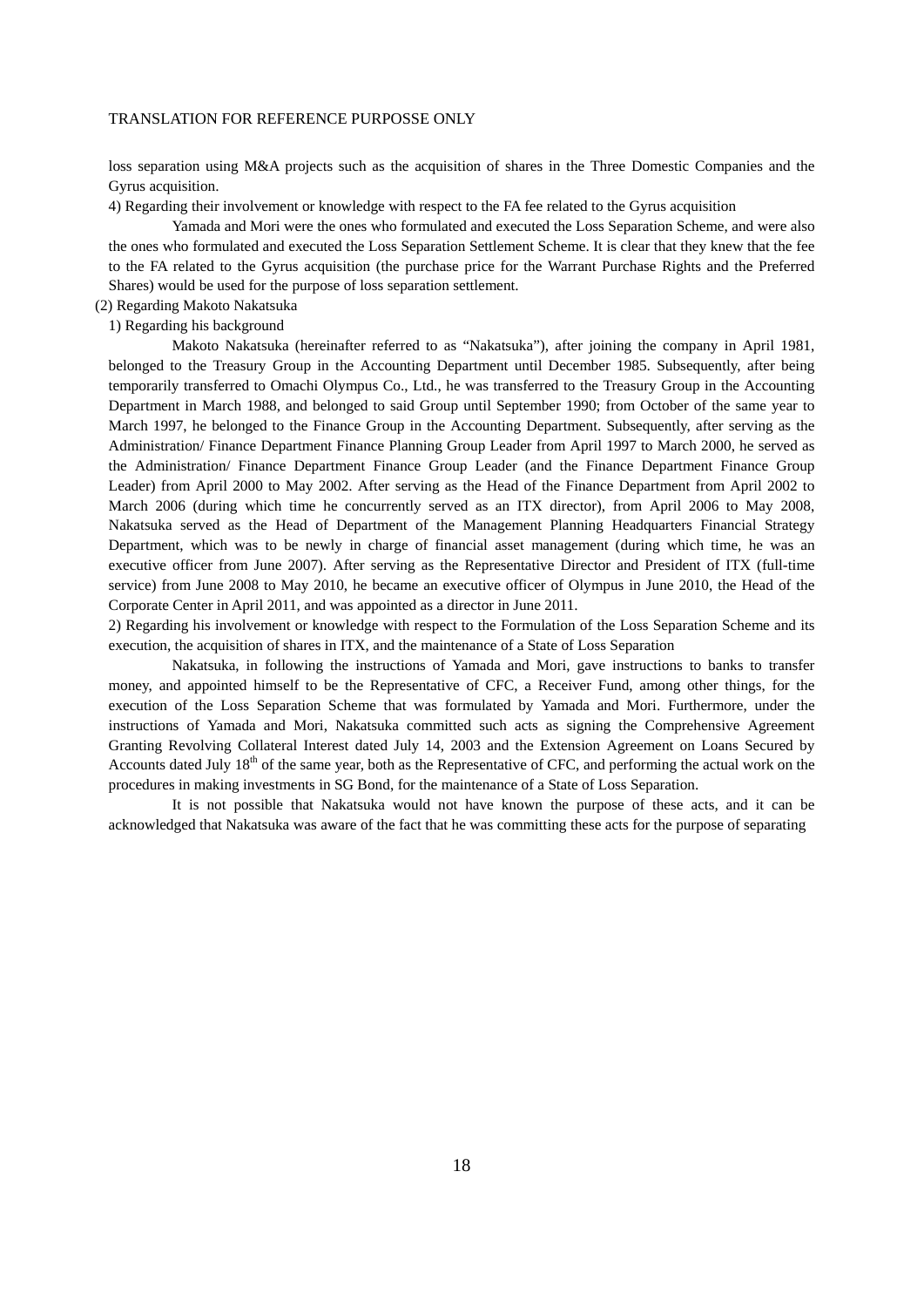loss separation using M&A projects such as the acquisition of shares in the Three Domestic Companies and the Gyrus acquisition.

4) Regarding their involvement or knowledge with respect to the FA fee related to the Gyrus acquisition

Yamada and Mori were the ones who formulated and executed the Loss Separation Scheme, and were also the ones who formulated and executed the Loss Separation Settlement Scheme. It is clear that they knew that the fee to the FA related to the Gyrus acquisition (the purchase price for the Warrant Purchase Rights and the Preferred Shares) would be used for the purpose of loss separation settlement.

(2) Regarding Makoto Nakatsuka

1) Regarding his background

Makoto Nakatsuka (hereinafter referred to as "Nakatsuka"), after joining the company in April 1981, belonged to the Treasury Group in the Accounting Department until December 1985. Subsequently, after being temporarily transferred to Omachi Olympus Co., Ltd., he was transferred to the Treasury Group in the Accounting Department in March 1988, and belonged to said Group until September 1990; from October of the same year to March 1997, he belonged to the Finance Group in the Accounting Department. Subsequently, after serving as the Administration/ Finance Department Finance Planning Group Leader from April 1997 to March 2000, he served as the Administration/ Finance Department Finance Group Leader (and the Finance Department Finance Group Leader) from April 2000 to May 2002. After serving as the Head of the Finance Department from April 2002 to March 2006 (during which time he concurrently served as an ITX director), from April 2006 to May 2008, Nakatsuka served as the Head of Department of the Management Planning Headquarters Financial Strategy Department, which was to be newly in charge of financial asset management (during which time, he was an executive officer from June 2007). After serving as the Representative Director and President of ITX (full-time service) from June 2008 to May 2010, he became an executive officer of Olympus in June 2010, the Head of the Corporate Center in April 2011, and was appointed as a director in June 2011.

2) Regarding his involvement or knowledge with respect to the Formulation of the Loss Separation Scheme and its execution, the acquisition of shares in ITX, and the maintenance of a State of Loss Separation

Nakatsuka, in following the instructions of Yamada and Mori, gave instructions to banks to transfer money, and appointed himself to be the Representative of CFC, a Receiver Fund, among other things, for the execution of the Loss Separation Scheme that was formulated by Yamada and Mori. Furthermore, under the instructions of Yamada and Mori, Nakatsuka committed such acts as signing the Comprehensive Agreement Granting Revolving Collateral Interest dated July 14, 2003 and the Extension Agreement on Loans Secured by Accounts dated July 18th of the same year, both as the Representative of CFC, and performing the actual work on the procedures in making investments in SG Bond, for the maintenance of a State of Loss Separation.

It is not possible that Nakatsuka would not have known the purpose of these acts, and it can be acknowledged that Nakatsuka was aware of the fact that he was committing these acts for the purpose of separating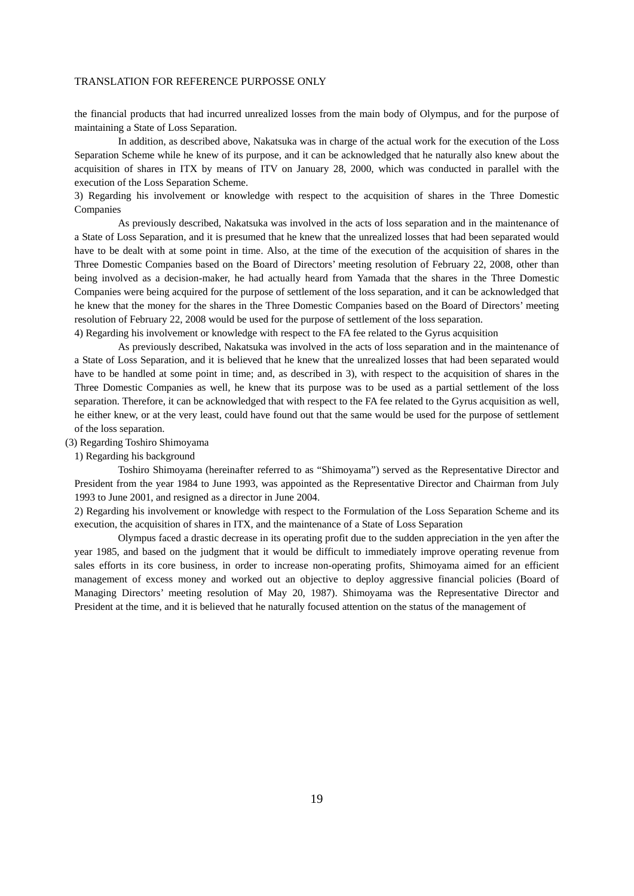the financial products that had incurred unrealized losses from the main body of Olympus, and for the purpose of maintaining a State of Loss Separation.

In addition, as described above, Nakatsuka was in charge of the actual work for the execution of the Loss Separation Scheme while he knew of its purpose, and it can be acknowledged that he naturally also knew about the acquisition of shares in ITX by means of ITV on January 28, 2000, which was conducted in parallel with the execution of the Loss Separation Scheme.

3) Regarding his involvement or knowledge with respect to the acquisition of shares in the Three Domestic Companies

As previously described, Nakatsuka was involved in the acts of loss separation and in the maintenance of a State of Loss Separation, and it is presumed that he knew that the unrealized losses that had been separated would have to be dealt with at some point in time. Also, at the time of the execution of the acquisition of shares in the Three Domestic Companies based on the Board of Directors' meeting resolution of February 22, 2008, other than being involved as a decision-maker, he had actually heard from Yamada that the shares in the Three Domestic Companies were being acquired for the purpose of settlement of the loss separation, and it can be acknowledged that he knew that the money for the shares in the Three Domestic Companies based on the Board of Directors' meeting resolution of February 22, 2008 would be used for the purpose of settlement of the loss separation.

4) Regarding his involvement or knowledge with respect to the FA fee related to the Gyrus acquisition

As previously described, Nakatsuka was involved in the acts of loss separation and in the maintenance of a State of Loss Separation, and it is believed that he knew that the unrealized losses that had been separated would have to be handled at some point in time; and, as described in 3), with respect to the acquisition of shares in the Three Domestic Companies as well, he knew that its purpose was to be used as a partial settlement of the loss separation. Therefore, it can be acknowledged that with respect to the FA fee related to the Gyrus acquisition as well, he either knew, or at the very least, could have found out that the same would be used for the purpose of settlement of the loss separation.

(3) Regarding Toshiro Shimoyama

1) Regarding his background

Toshiro Shimoyama (hereinafter referred to as "Shimoyama") served as the Representative Director and President from the year 1984 to June 1993, was appointed as the Representative Director and Chairman from July 1993 to June 2001, and resigned as a director in June 2004.

2) Regarding his involvement or knowledge with respect to the Formulation of the Loss Separation Scheme and its execution, the acquisition of shares in ITX, and the maintenance of a State of Loss Separation

Olympus faced a drastic decrease in its operating profit due to the sudden appreciation in the yen after the year 1985, and based on the judgment that it would be difficult to immediately improve operating revenue from sales efforts in its core business, in order to increase non-operating profits, Shimoyama aimed for an efficient management of excess money and worked out an objective to deploy aggressive financial policies (Board of Managing Directors' meeting resolution of May 20, 1987). Shimoyama was the Representative Director and President at the time, and it is believed that he naturally focused attention on the status of the management of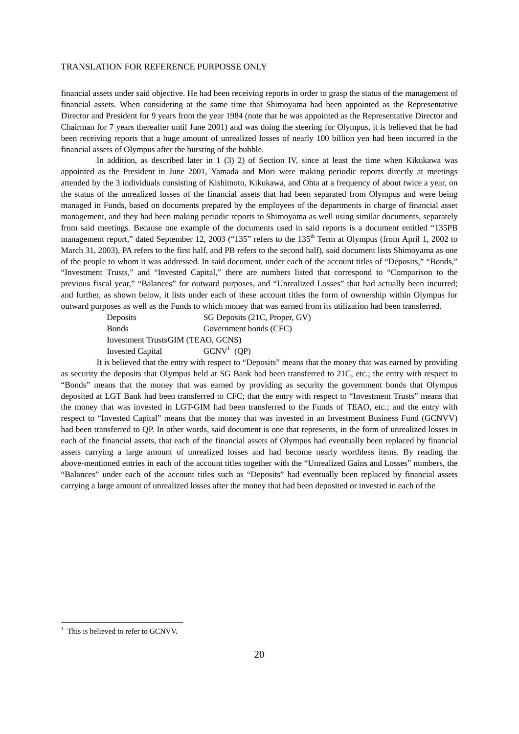financial assets under said objective. He had been receiving reports in order to grasp the status of the management of financial assets. When considering at the same time that Shimoyama had been appointed as the Representative Director and President for 9 years from the year 1984 (note that he was appointed as the Representative Director and Chairman for 7 years thereafter until June 2001) and was doing the steering for Olympus, it is believed that he had been receiving reports that a huge amount of unrealized losses of nearly 100 billion yen had been incurred in the financial assets of Olympus after the bursting of the bubble.

In addition, as described later in 1 (3) 2) of Section IV, since at least the time when Kikukawa was appointed as the President in June 2001, Yamada and Mori were making periodic reports directly at meetings attended by the 3 individuals consisting of Kishimoto, Kikukawa, and Ohta at a frequency of about twice a year, on the status of the unrealized losses of the financial assets that had been separated from Olympus and were being managed in Funds, based on documents prepared by the employees of the departments in charge of financial asset management, and they had been making periodic reports to Shimoyama as well using similar documents, separately from said meetings. Because one example of the documents used in said reports is a document entitled "135PB management report," dated September 12, 2003 ("135" refers to the 135th Term at Olympus (from April 1, 2002 to March 31, 2003), PA refers to the first half, and PB refers to the second half), said document lists Shimoyama as one of the people to whom it was addressed. In said document, under each of the account titles of "Deposits," "Bonds," "Investment Trusts," and "Invested Capital," there are numbers listed that correspond to "Comparison to the previous fiscal year," "Balances" for outward purposes, and "Unrealized Losses" that had actually been incurred; and further, as shown below, it lists under each of these account titles the form of ownership within Olympus for outward purposes as well as the Funds to which money that was earned from its utilization had been transferred.

| | |
|---|---|
| Deposits | SG Deposits (21C, Proper, GV) |
| Bonds | Government bonds (CFC) |
| Investment Trusts | GIM (TEAO, GCNS) |
| Invested Capital | GCNV[1] (QP) |

It is believed that the entry with respect to "Deposits" means that the money that was earned by providing as security the deposits that Olympus held at SG Bank had been transferred to 21C, etc.; the entry with respect to "Bonds" means that the money that was earned by providing as security the government bonds that Olympus deposited at LGT Bank had been transferred to CFC; that the entry with respect to "Investment Trusts" means that the money that was invested in LGT-GIM had been transferred to the Funds of TEAO, etc.; and the entry with respect to "Invested Capital" means that the money that was invested in an Investment Business Fund (GCNVV) had been transferred to QP. In other words, said document is one that represents, in the form of unrealized losses in each of the financial assets, that each of the financial assets of Olympus had eventually been replaced by financial assets carrying a large amount of unrealized losses and had become nearly worthless items. By reading the above-mentioned entries in each of the account titles together with the "Unrealized Gains and Losses" numbers, the "Balances" under each of the account titles such as "Deposits" had eventually been replaced by financial assets carrying a large amount of unrealized losses after the money that had been deposited or invested in each of the

[1] This is believed to refer to GCNVV.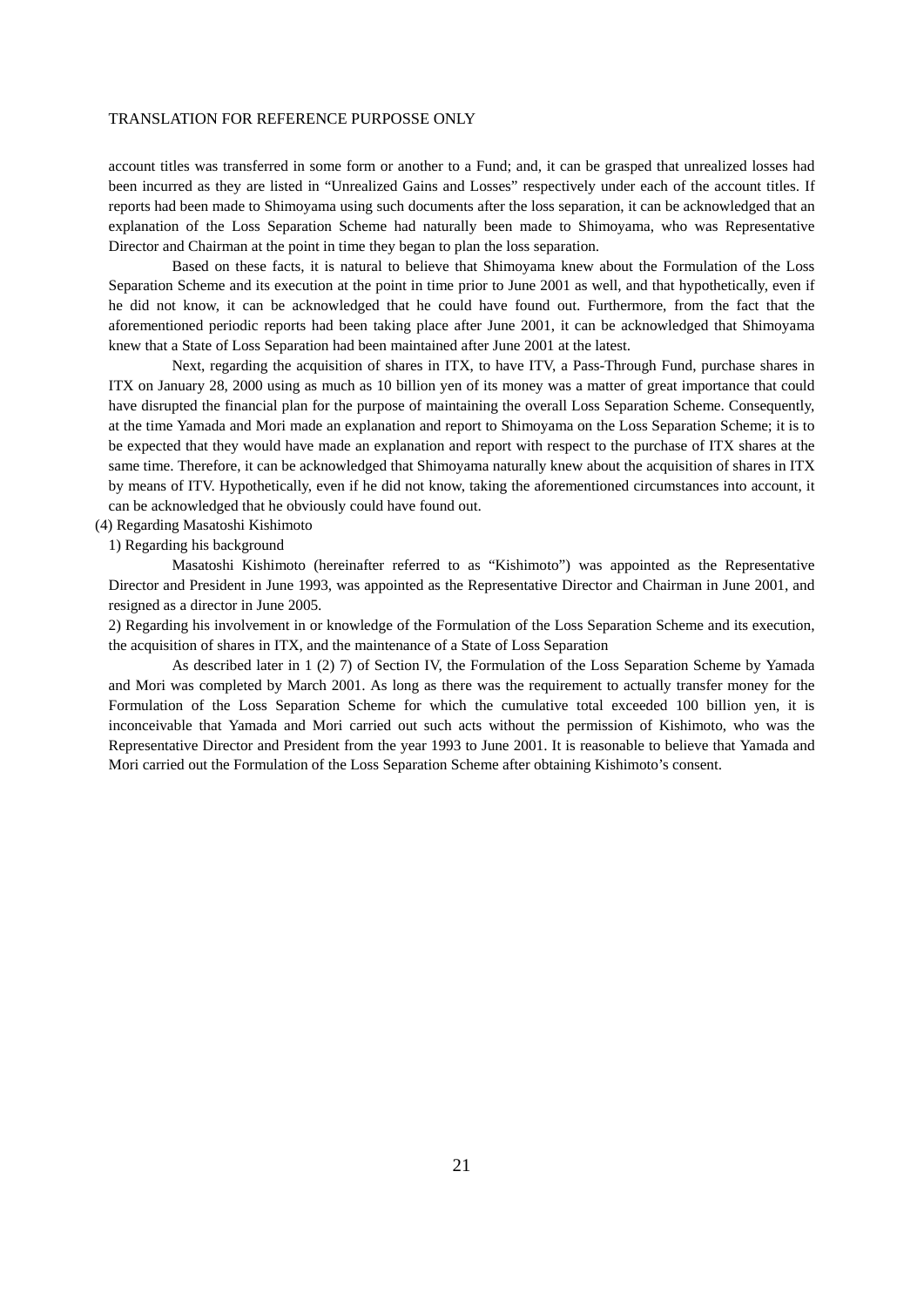account titles was transferred in some form or another to a Fund; and, it can be grasped that unrealized losses had been incurred as they are listed in "Unrealized Gains and Losses" respectively under each of the account titles. If reports had been made to Shimoyama using such documents after the loss separation, it can be acknowledged that an explanation of the Loss Separation Scheme had naturally been made to Shimoyama, who was Representative Director and Chairman at the point in time they began to plan the loss separation.

Based on these facts, it is natural to believe that Shimoyama knew about the Formulation of the Loss Separation Scheme and its execution at the point in time prior to June 2001 as well, and that hypothetically, even if he did not know, it can be acknowledged that he could have found out. Furthermore, from the fact that the aforementioned periodic reports had been taking place after June 2001, it can be acknowledged that Shimoyama knew that a State of Loss Separation had been maintained after June 2001 at the latest.

Next, regarding the acquisition of shares in ITX, to have ITV, a Pass-Through Fund, purchase shares in ITX on January 28, 2000 using as much as 10 billion yen of its money was a matter of great importance that could have disrupted the financial plan for the purpose of maintaining the overall Loss Separation Scheme. Consequently, at the time Yamada and Mori made an explanation and report to Shimoyama on the Loss Separation Scheme; it is to be expected that they would have made an explanation and report with respect to the purchase of ITX shares at the same time. Therefore, it can be acknowledged that Shimoyama naturally knew about the acquisition of shares in ITX by means of ITV. Hypothetically, even if he did not know, taking the aforementioned circumstances into account, it can be acknowledged that he obviously could have found out.

(4) Regarding Masatoshi Kishimoto

1) Regarding his background

Masatoshi Kishimoto (hereinafter referred to as "Kishimoto") was appointed as the Representative Director and President in June 1993, was appointed as the Representative Director and Chairman in June 2001, and resigned as a director in June 2005.

2) Regarding his involvement in or knowledge of the Formulation of the Loss Separation Scheme and its execution, the acquisition of shares in ITX, and the maintenance of a State of Loss Separation

As described later in 1 (2) 7) of Section IV, the Formulation of the Loss Separation Scheme by Yamada and Mori was completed by March 2001. As long as there was the requirement to actually transfer money for the Formulation of the Loss Separation Scheme for which the cumulative total exceeded 100 billion yen, it is inconceivable that Yamada and Mori carried out such acts without the permission of Kishimoto, who was the Representative Director and President from the year 1993 to June 2001. It is reasonable to believe that Yamada and Mori carried out the Formulation of the Loss Separation Scheme after obtaining Kishimoto's consent.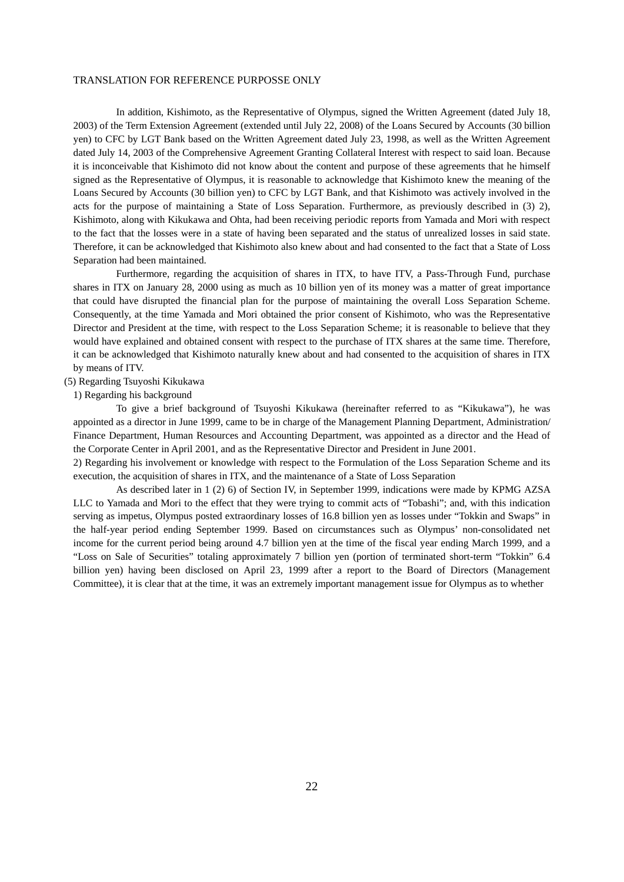In addition, Kishimoto, as the Representative of Olympus, signed the Written Agreement (dated July 18, 2003) of the Term Extension Agreement (extended until July 22, 2008) of the Loans Secured by Accounts (30 billion yen) to CFC by LGT Bank based on the Written Agreement dated July 23, 1998, as well as the Written Agreement dated July 14, 2003 of the Comprehensive Agreement Granting Collateral Interest with respect to said loan. Because it is inconceivable that Kishimoto did not know about the content and purpose of these agreements that he himself signed as the Representative of Olympus, it is reasonable to acknowledge that Kishimoto knew the meaning of the Loans Secured by Accounts (30 billion yen) to CFC by LGT Bank, and that Kishimoto was actively involved in the acts for the purpose of maintaining a State of Loss Separation. Furthermore, as previously described in (3) 2), Kishimoto, along with Kikukawa and Ohta, had been receiving periodic reports from Yamada and Mori with respect to the fact that the losses were in a state of having been separated and the status of unrealized losses in said state. Therefore, it can be acknowledged that Kishimoto also knew about and had consented to the fact that a State of Loss Separation had been maintained.

Furthermore, regarding the acquisition of shares in ITX, to have ITV, a Pass-Through Fund, purchase shares in ITX on January 28, 2000 using as much as 10 billion yen of its money was a matter of great importance that could have disrupted the financial plan for the purpose of maintaining the overall Loss Separation Scheme. Consequently, at the time Yamada and Mori obtained the prior consent of Kishimoto, who was the Representative Director and President at the time, with respect to the Loss Separation Scheme; it is reasonable to believe that they would have explained and obtained consent with respect to the purchase of ITX shares at the same time. Therefore, it can be acknowledged that Kishimoto naturally knew about and had consented to the acquisition of shares in ITX by means of ITV.

(5) Regarding Tsuyoshi Kikukawa

1) Regarding his background

To give a brief background of Tsuyoshi Kikukawa (hereinafter referred to as "Kikukawa"), he was appointed as a director in June 1999, came to be in charge of the Management Planning Department, Administration/ Finance Department, Human Resources and Accounting Department, was appointed as a director and the Head of the Corporate Center in April 2001, and as the Representative Director and President in June 2001.

2) Regarding his involvement or knowledge with respect to the Formulation of the Loss Separation Scheme and its execution, the acquisition of shares in ITX, and the maintenance of a State of Loss Separation

As described later in 1 (2) 6) of Section IV, in September 1999, indications were made by KPMG AZSA LLC to Yamada and Mori to the effect that they were trying to commit acts of "Tobashi"; and, with this indication serving as impetus, Olympus posted extraordinary losses of 16.8 billion yen as losses under "Tokkin and Swaps" in the half-year period ending September 1999. Based on circumstances such as Olympus' non-consolidated net income for the current period being around 4.7 billion yen at the time of the fiscal year ending March 1999, and a "Loss on Sale of Securities" totaling approximately 7 billion yen (portion of terminated short-term "Tokkin" 6.4 billion yen) having been disclosed on April 23, 1999 after a report to the Board of Directors (Management Committee), it is clear that at the time, it was an extremely important management issue for Olympus as to whether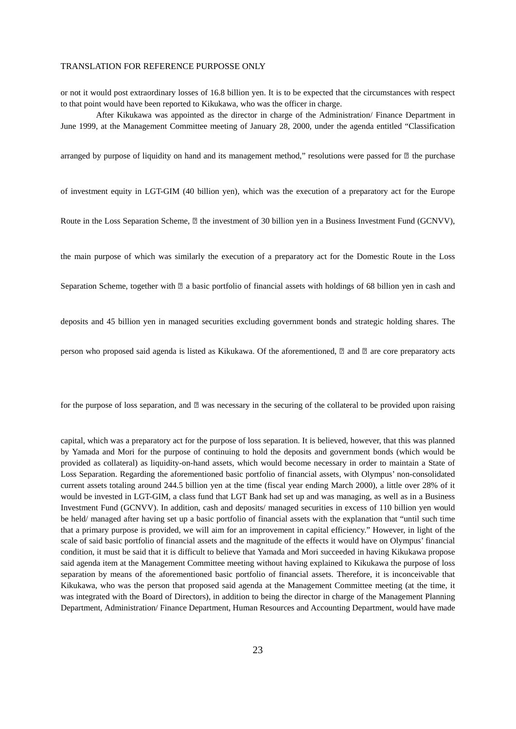or not it would post extraordinary losses of 16.8 billion yen. It is to be expected that the circumstances with respect to that point would have been reported to Kikukawa, who was the officer in charge.

After Kikukawa was appointed as the director in charge of the Administration/ Finance Department in June 1999, at the Management Committee meeting of January 28, 2000, under the agenda entitled "Classification arranged by purpose of liquidity on hand and its management method," resolutions were passed for ① the purchase of investment equity in LGT-GIM (40 billion yen), which was the execution of a preparatory act for the Europe Route in the Loss Separation Scheme, ② the investment of 30 billion yen in a Business Investment Fund (GCNVV), the main purpose of which was similarly the execution of a preparatory act for the Domestic Route in the Loss Separation Scheme, together with ③ a basic portfolio of financial assets with holdings of 68 billion yen in cash and deposits and 45 billion yen in managed securities excluding government bonds and strategic holding shares. The person who proposed said agenda is listed as Kikukawa. Of the aforementioned, ① and ② are core preparatory acts for the purpose of loss separation, and ③ was necessary in the securing of the collateral to be provided upon raising capital, which was a preparatory act for the purpose of loss separation. It is believed, however, that this was planned by Yamada and Mori for the purpose of continuing to hold the deposits and government bonds (which would be provided as collateral) as liquidity-on-hand assets, which would become necessary in order to maintain a State of Loss Separation. Regarding the aforementioned basic portfolio of financial assets, with Olympus' non-consolidated current assets totaling around 244.5 billion yen at the time (fiscal year ending March 2000), a little over 28% of it would be invested in LGT-GIM, a class fund that LGT Bank had set up and was managing, as well as in a Business Investment Fund (GCNVV). In addition, cash and deposits/ managed securities in excess of 110 billion yen would be held/ managed after having set up a basic portfolio of financial assets with the explanation that "until such time that a primary purpose is provided, we will aim for an improvement in capital efficiency." However, in light of the scale of said basic portfolio of financial assets and the magnitude of the effects it would have on Olympus' financial condition, it must be said that it is difficult to believe that Yamada and Mori succeeded in having Kikukawa propose said agenda item at the Management Committee meeting without having explained to Kikukawa the purpose of loss separation by means of the aforementioned basic portfolio of financial assets. Therefore, it is inconceivable that Kikukawa, who was the person that proposed said agenda at the Management Committee meeting (at the time, it was integrated with the Board of Directors), in addition to being the director in charge of the Management Planning Department, Administration/ Finance Department, Human Resources and Accounting Department, would have made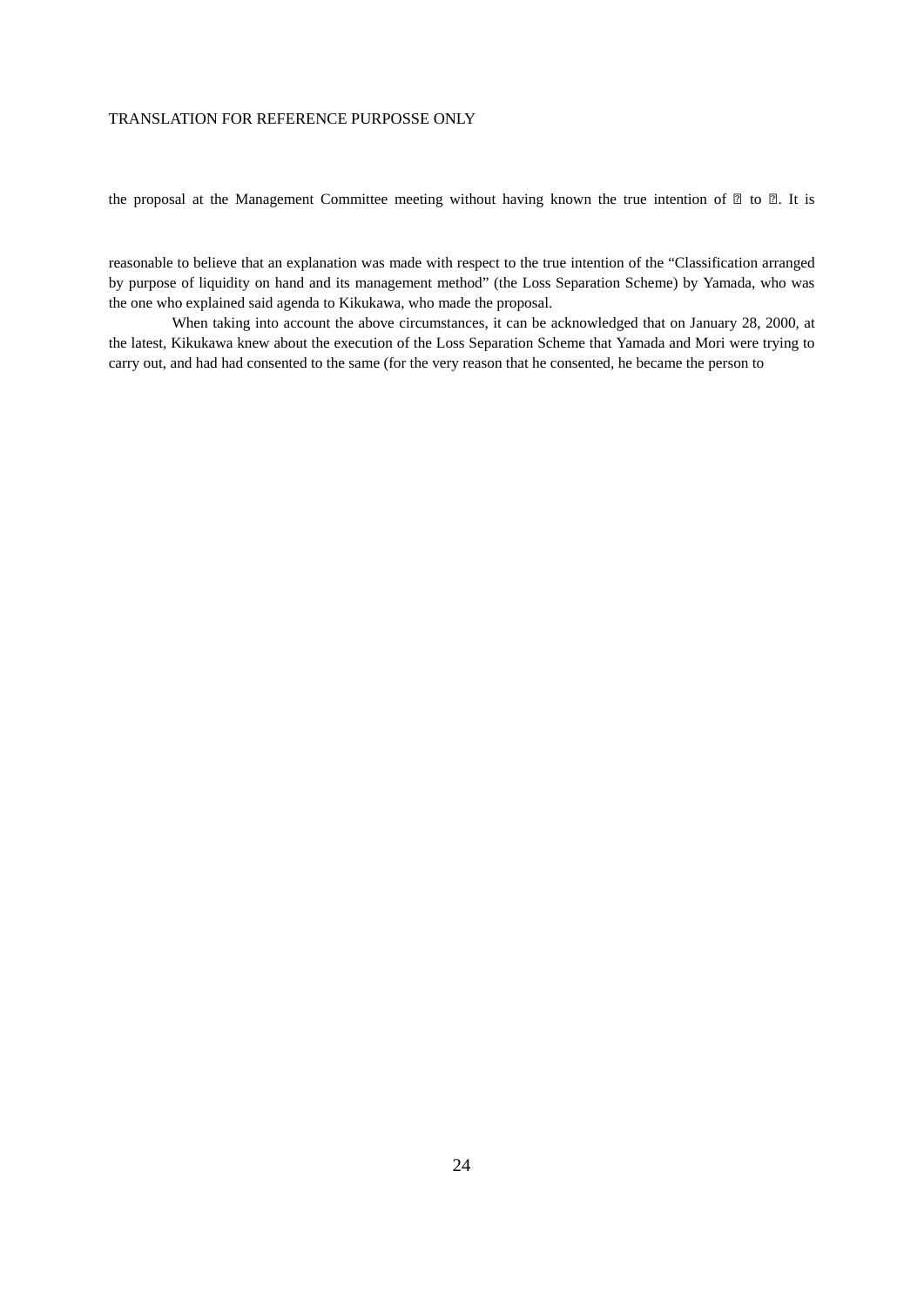the proposal at the Management Committee meeting without having known the true intention of ⑰ to ⑳. It is

reasonable to believe that an explanation was made with respect to the true intention of the "Classification arranged by purpose of liquidity on hand and its management method" (the Loss Separation Scheme) by Yamada, who was the one who explained said agenda to Kikukawa, who made the proposal.

When taking into account the above circumstances, it can be acknowledged that on January 28, 2000, at the latest, Kikukawa knew about the execution of the Loss Separation Scheme that Yamada and Mori were trying to carry out, and had had consented to the same (for the very reason that he consented, he became the person to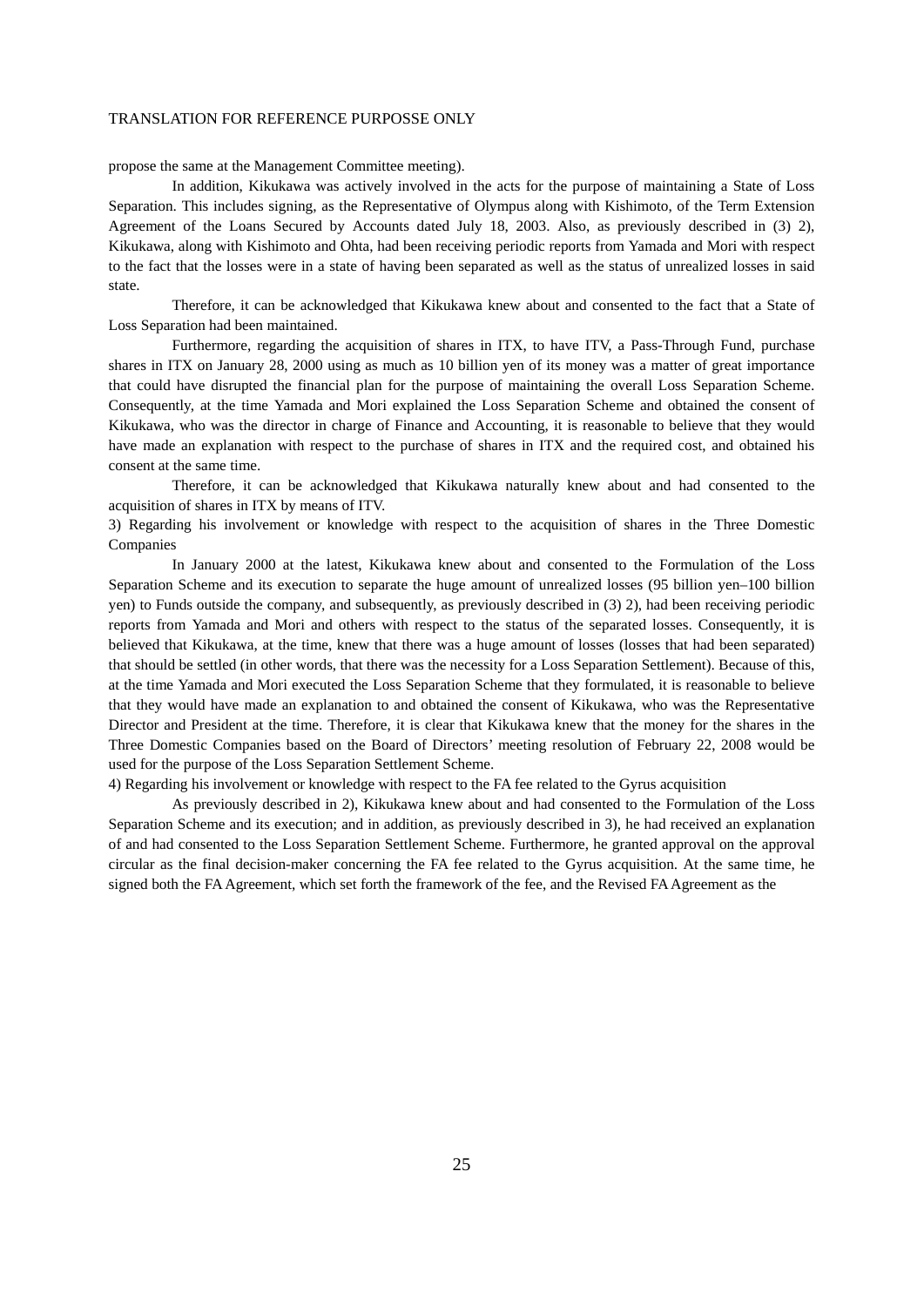propose the same at the Management Committee meeting).

In addition, Kikukawa was actively involved in the acts for the purpose of maintaining a State of Loss Separation. This includes signing, as the Representative of Olympus along with Kishimoto, of the Term Extension Agreement of the Loans Secured by Accounts dated July 18, 2003. Also, as previously described in (3) 2), Kikukawa, along with Kishimoto and Ohta, had been receiving periodic reports from Yamada and Mori with respect to the fact that the losses were in a state of having been separated as well as the status of unrealized losses in said state.

Therefore, it can be acknowledged that Kikukawa knew about and consented to the fact that a State of Loss Separation had been maintained.

Furthermore, regarding the acquisition of shares in ITX, to have ITV, a Pass-Through Fund, purchase shares in ITX on January 28, 2000 using as much as 10 billion yen of its money was a matter of great importance that could have disrupted the financial plan for the purpose of maintaining the overall Loss Separation Scheme. Consequently, at the time Yamada and Mori explained the Loss Separation Scheme and obtained the consent of Kikukawa, who was the director in charge of Finance and Accounting, it is reasonable to believe that they would have made an explanation with respect to the purchase of shares in ITX and the required cost, and obtained his consent at the same time.

Therefore, it can be acknowledged that Kikukawa naturally knew about and had consented to the acquisition of shares in ITX by means of ITV.

3) Regarding his involvement or knowledge with respect to the acquisition of shares in the Three Domestic Companies

In January 2000 at the latest, Kikukawa knew about and consented to the Formulation of the Loss Separation Scheme and its execution to separate the huge amount of unrealized losses (95 billion yen–100 billion yen) to Funds outside the company, and subsequently, as previously described in (3) 2), had been receiving periodic reports from Yamada and Mori and others with respect to the status of the separated losses. Consequently, it is believed that Kikukawa, at the time, knew that there was a huge amount of losses (losses that had been separated) that should be settled (in other words, that there was the necessity for a Loss Separation Settlement). Because of this, at the time Yamada and Mori executed the Loss Separation Scheme that they formulated, it is reasonable to believe that they would have made an explanation to and obtained the consent of Kikukawa, who was the Representative Director and President at the time. Therefore, it is clear that Kikukawa knew that the money for the shares in the Three Domestic Companies based on the Board of Directors' meeting resolution of February 22, 2008 would be used for the purpose of the Loss Separation Settlement Scheme.

4) Regarding his involvement or knowledge with respect to the FA fee related to the Gyrus acquisition

As previously described in 2), Kikukawa knew about and had consented to the Formulation of the Loss Separation Scheme and its execution; and in addition, as previously described in 3), he had received an explanation of and had consented to the Loss Separation Settlement Scheme. Furthermore, he granted approval on the approval circular as the final decision-maker concerning the FA fee related to the Gyrus acquisition. At the same time, he signed both the FA Agreement, which set forth the framework of the fee, and the Revised FA Agreement as the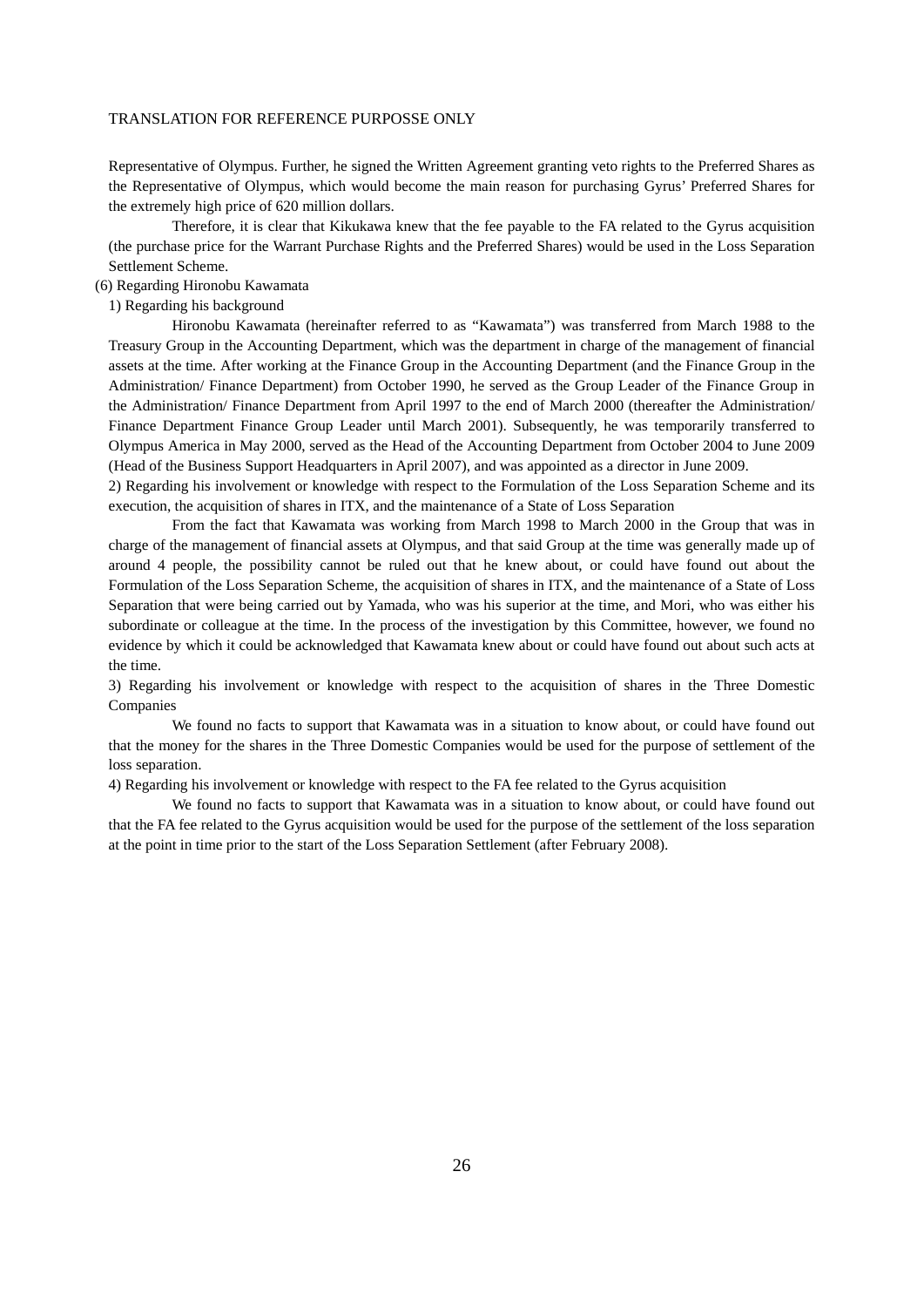Representative of Olympus. Further, he signed the Written Agreement granting veto rights to the Preferred Shares as the Representative of Olympus, which would become the main reason for purchasing Gyrus' Preferred Shares for the extremely high price of 620 million dollars.

Therefore, it is clear that Kikukawa knew that the fee payable to the FA related to the Gyrus acquisition (the purchase price for the Warrant Purchase Rights and the Preferred Shares) would be used in the Loss Separation Settlement Scheme.

(6) Regarding Hironobu Kawamata

1) Regarding his background

Hironobu Kawamata (hereinafter referred to as "Kawamata") was transferred from March 1988 to the Treasury Group in the Accounting Department, which was the department in charge of the management of financial assets at the time. After working at the Finance Group in the Accounting Department (and the Finance Group in the Administration/ Finance Department) from October 1990, he served as the Group Leader of the Finance Group in the Administration/ Finance Department from April 1997 to the end of March 2000 (thereafter the Administration/ Finance Department Finance Group Leader until March 2001). Subsequently, he was temporarily transferred to Olympus America in May 2000, served as the Head of the Accounting Department from October 2004 to June 2009 (Head of the Business Support Headquarters in April 2007), and was appointed as a director in June 2009.

2) Regarding his involvement or knowledge with respect to the Formulation of the Loss Separation Scheme and its execution, the acquisition of shares in ITX, and the maintenance of a State of Loss Separation

From the fact that Kawamata was working from March 1998 to March 2000 in the Group that was in charge of the management of financial assets at Olympus, and that said Group at the time was generally made up of around 4 people, the possibility cannot be ruled out that he knew about, or could have found out about the Formulation of the Loss Separation Scheme, the acquisition of shares in ITX, and the maintenance of a State of Loss Separation that were being carried out by Yamada, who was his superior at the time, and Mori, who was either his subordinate or colleague at the time. In the process of the investigation by this Committee, however, we found no evidence by which it could be acknowledged that Kawamata knew about or could have found out about such acts at the time.

3) Regarding his involvement or knowledge with respect to the acquisition of shares in the Three Domestic Companies

We found no facts to support that Kawamata was in a situation to know about, or could have found out that the money for the shares in the Three Domestic Companies would be used for the purpose of settlement of the loss separation.

4) Regarding his involvement or knowledge with respect to the FA fee related to the Gyrus acquisition

We found no facts to support that Kawamata was in a situation to know about, or could have found out that the FA fee related to the Gyrus acquisition would be used for the purpose of the settlement of the loss separation at the point in time prior to the start of the Loss Separation Settlement (after February 2008).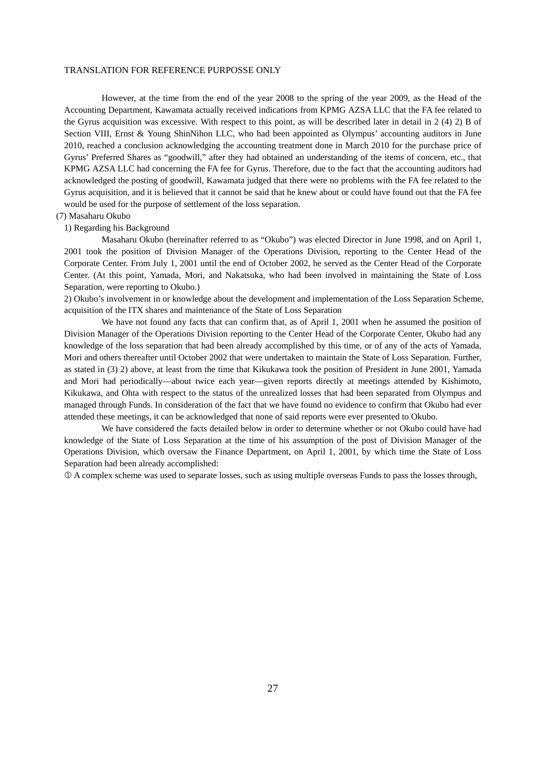However, at the time from the end of the year 2008 to the spring of the year 2009, as the Head of the Accounting Department, Kawamata actually received indications from KPMG AZSA LLC that the FA fee related to the Gyrus acquisition was excessive. With respect to this point, as will be described later in detail in 2 (4) 2) B of Section VIII, Ernst & Young ShinNihon LLC, who had been appointed as Olympus' accounting auditors in June 2010, reached a conclusion acknowledging the accounting treatment done in March 2010 for the purchase price of Gyrus' Preferred Shares as "goodwill," after they had obtained an understanding of the items of concern, etc., that KPMG AZSA LLC had concerning the FA fee for Gyrus. Therefore, due to the fact that the accounting auditors had acknowledged the posting of goodwill, Kawamata judged that there were no problems with the FA fee related to the Gyrus acquisition, and it is believed that it cannot be said that he knew about or could have found out that the FA fee would be used for the purpose of settlement of the loss separation.

(7) Masaharu Okubo

1) Regarding his Background

Masaharu Okubo (hereinafter referred to as "Okubo") was elected Director in June 1998, and on April 1, 2001 took the position of Division Manager of the Operations Division, reporting to the Center Head of the Corporate Center. From July 1, 2001 until the end of October 2002, he served as the Center Head of the Corporate Center. (At this point, Yamada, Mori, and Nakatsuka, who had been involved in maintaining the State of Loss Separation, were reporting to Okubo.)

2) Okubo's involvement in or knowledge about the development and implementation of the Loss Separation Scheme, acquisition of the ITX shares and maintenance of the State of Loss Separation

We have not found any facts that can confirm that, as of April 1, 2001 when he assumed the position of Division Manager of the Operations Division reporting to the Center Head of the Corporate Center, Okubo had any knowledge of the loss separation that had been already accomplished by this time, or of any of the acts of Yamada, Mori and others thereafter until October 2002 that were undertaken to maintain the State of Loss Separation. Further, as stated in (3) 2) above, at least from the time that Kikukawa took the position of President in June 2001, Yamada and Mori had periodically—about twice each year—given reports directly at meetings attended by Kishimoto, Kikukawa, and Ohta with respect to the status of the unrealized losses that had been separated from Olympus and managed through Funds. In consideration of the fact that we have found no evidence to confirm that Okubo had ever attended these meetings, it can be acknowledged that none of said reports were ever presented to Okubo.

We have considered the facts detailed below in order to determine whether or not Okubo could have had knowledge of the State of Loss Separation at the time of his assumption of the post of Division Manager of the Operations Division, which oversaw the Finance Department, on April 1, 2001, by which time the State of Loss Separation had been already accomplished:

① A complex scheme was used to separate losses, such as using multiple overseas Funds to pass the losses through,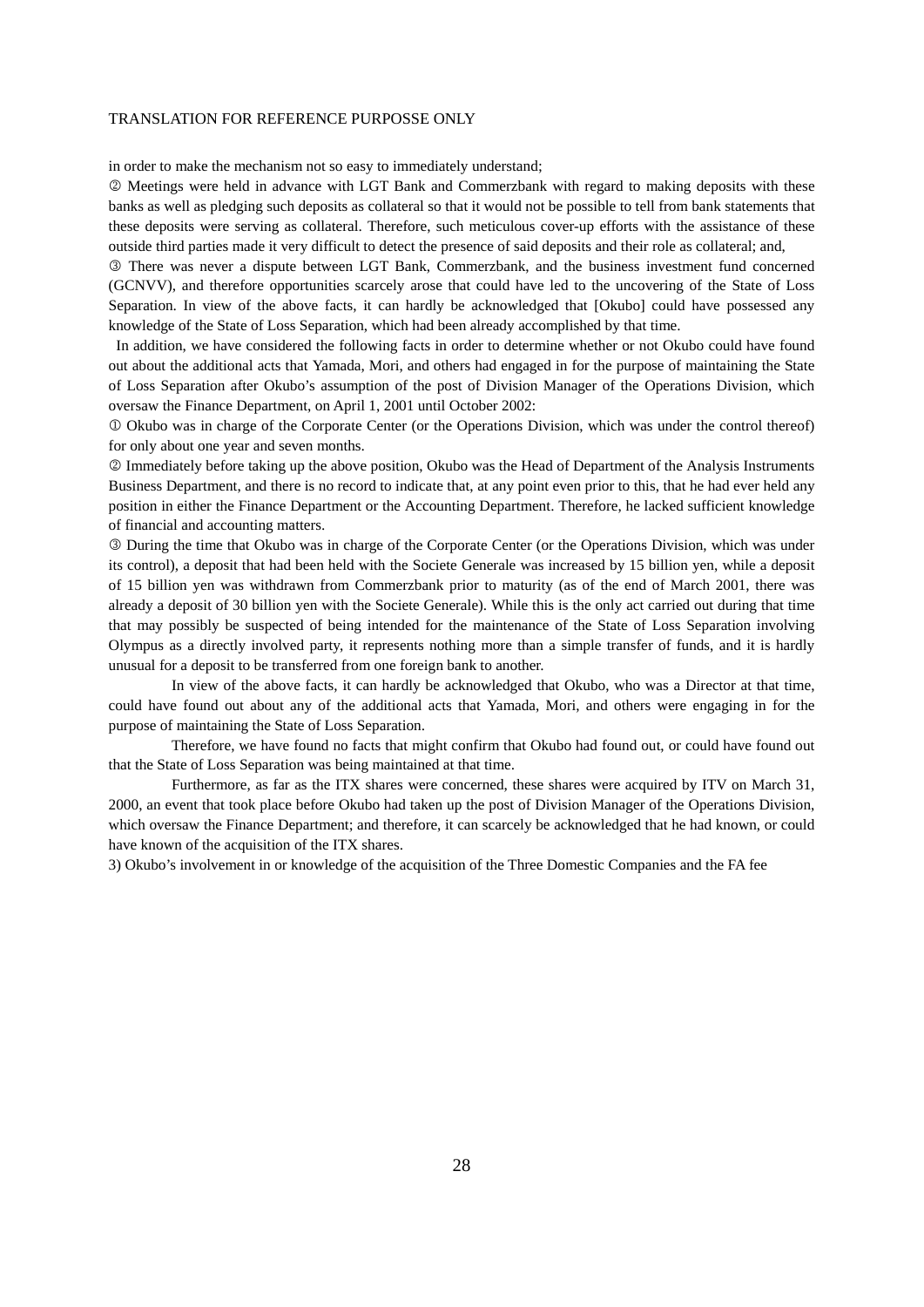in order to make the mechanism not so easy to immediately understand;

② Meetings were held in advance with LGT Bank and Commerzbank with regard to making deposits with these banks as well as pledging such deposits as collateral so that it would not be possible to tell from bank statements that these deposits were serving as collateral. Therefore, such meticulous cover-up efforts with the assistance of these outside third parties made it very difficult to detect the presence of said deposits and their role as collateral; and,

③ There was never a dispute between LGT Bank, Commerzbank, and the business investment fund concerned (GCNVV), and therefore opportunities scarcely arose that could have led to the uncovering of the State of Loss Separation. In view of the above facts, it can hardly be acknowledged that [Okubo] could have possessed any knowledge of the State of Loss Separation, which had been already accomplished by that time.

In addition, we have considered the following facts in order to determine whether or not Okubo could have found out about the additional acts that Yamada, Mori, and others had engaged in for the purpose of maintaining the State of Loss Separation after Okubo's assumption of the post of Division Manager of the Operations Division, which oversaw the Finance Department, on April 1, 2001 until October 2002:

① Okubo was in charge of the Corporate Center (or the Operations Division, which was under the control thereof) for only about one year and seven months.

② Immediately before taking up the above position, Okubo was the Head of Department of the Analysis Instruments Business Department, and there is no record to indicate that, at any point even prior to this, that he had ever held any position in either the Finance Department or the Accounting Department. Therefore, he lacked sufficient knowledge of financial and accounting matters.

③ During the time that Okubo was in charge of the Corporate Center (or the Operations Division, which was under its control), a deposit that had been held with the Societe Generale was increased by 15 billion yen, while a deposit of 15 billion yen was withdrawn from Commerzbank prior to maturity (as of the end of March 2001, there was already a deposit of 30 billion yen with the Societe Generale). While this is the only act carried out during that time that may possibly be suspected of being intended for the maintenance of the State of Loss Separation involving Olympus as a directly involved party, it represents nothing more than a simple transfer of funds, and it is hardly unusual for a deposit to be transferred from one foreign bank to another.

In view of the above facts, it can hardly be acknowledged that Okubo, who was a Director at that time, could have found out about any of the additional acts that Yamada, Mori, and others were engaging in for the purpose of maintaining the State of Loss Separation.

Therefore, we have found no facts that might confirm that Okubo had found out, or could have found out that the State of Loss Separation was being maintained at that time.

Furthermore, as far as the ITX shares were concerned, these shares were acquired by ITV on March 31, 2000, an event that took place before Okubo had taken up the post of Division Manager of the Operations Division, which oversaw the Finance Department; and therefore, it can scarcely be acknowledged that he had known, or could have known of the acquisition of the ITX shares.

3) Okubo's involvement in or knowledge of the acquisition of the Three Domestic Companies and the FA fee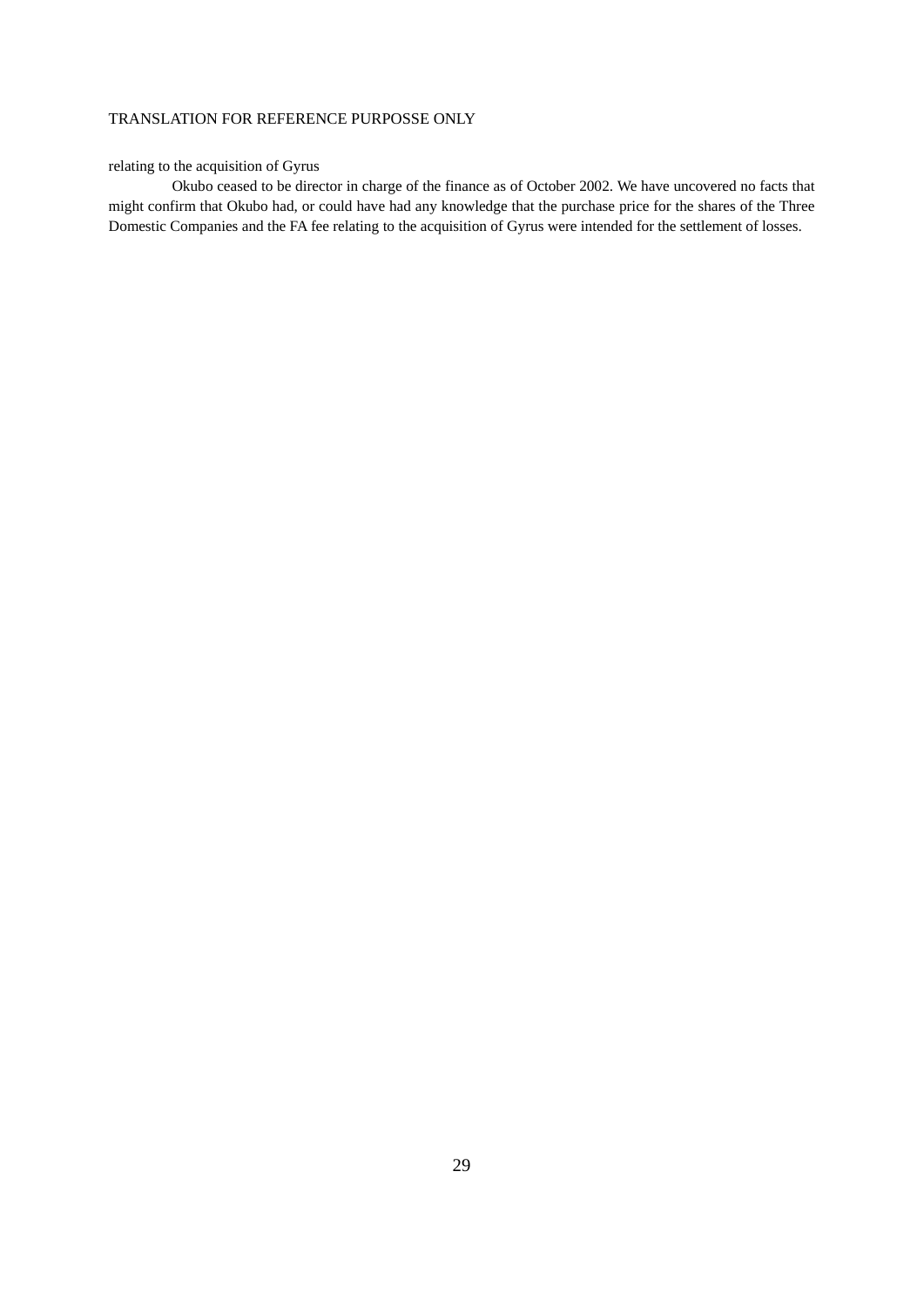relating to the acquisition of Gyrus

Okubo ceased to be director in charge of the finance as of October 2002. We have uncovered no facts that might confirm that Okubo had, or could have had any knowledge that the purchase price for the shares of the Three Domestic Companies and the FA fee relating to the acquisition of Gyrus were intended for the settlement of losses.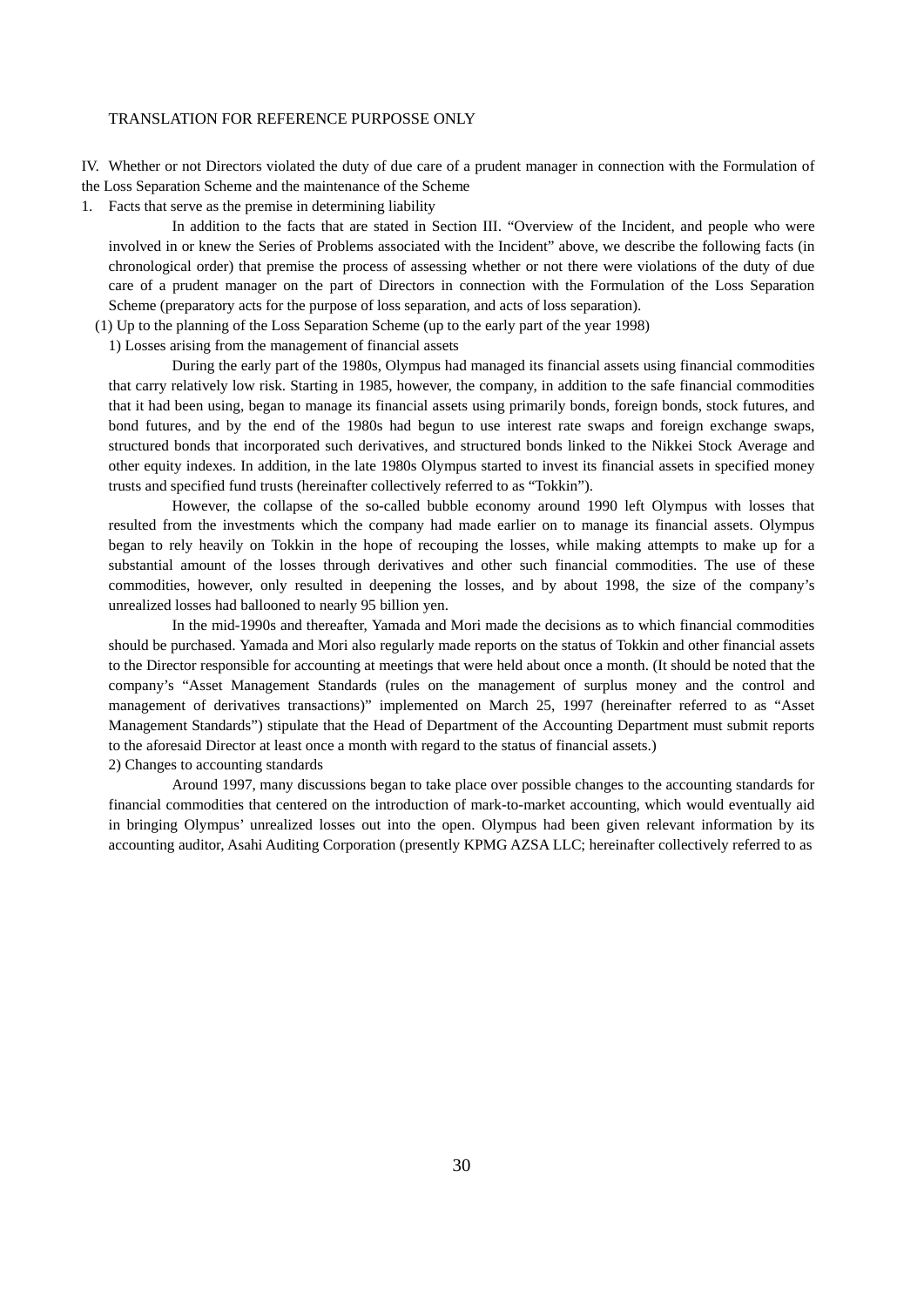TRANSLATION FOR REFERENCE PURPOSSE ONLY

## IV. Whether or not Directors violated the duty of due care of a prudent manager in connection with the Formulation of the Loss Separation Scheme and the maintenance of the Scheme

### 1. Facts that serve as the premise in determining liability

In addition to the facts that are stated in Section III. "Overview of the Incident, and people who were involved in or knew the Series of Problems associated with the Incident" above, we describe the following facts (in chronological order) that premise the process of assessing whether or not there were violations of the duty of due care of a prudent manager on the part of Directors in connection with the Formulation of the Loss Separation Scheme (preparatory acts for the purpose of loss separation, and acts of loss separation).

#### (1) Up to the planning of the Loss Separation Scheme (up to the early part of the year 1998)

##### 1) Losses arising from the management of financial assets

During the early part of the 1980s, Olympus had managed its financial assets using financial commodities that carry relatively low risk. Starting in 1985, however, the company, in addition to the safe financial commodities that it had been using, began to manage its financial assets using primarily bonds, foreign bonds, stock futures, and bond futures, and by the end of the 1980s had begun to use interest rate swaps and foreign exchange swaps, structured bonds that incorporated such derivatives, and structured bonds linked to the Nikkei Stock Average and other equity indexes. In addition, in the late 1980s Olympus started to invest its financial assets in specified money trusts and specified fund trusts (hereinafter collectively referred to as "Tokkin").

However, the collapse of the so-called bubble economy around 1990 left Olympus with losses that resulted from the investments which the company had made earlier on to manage its financial assets. Olympus began to rely heavily on Tokkin in the hope of recouping the losses, while making attempts to make up for a substantial amount of the losses through derivatives and other such financial commodities. The use of these commodities, however, only resulted in deepening the losses, and by about 1998, the size of the company's unrealized losses had ballooned to nearly 95 billion yen.

In the mid-1990s and thereafter, Yamada and Mori made the decisions as to which financial commodities should be purchased. Yamada and Mori also regularly made reports on the status of Tokkin and other financial assets to the Director responsible for accounting at meetings that were held about once a month. (It should be noted that the company's "Asset Management Standards (rules on the management of surplus money and the control and management of derivatives transactions)" implemented on March 25, 1997 (hereinafter referred to as "Asset Management Standards") stipulate that the Head of Department of the Accounting Department must submit reports to the aforesaid Director at least once a month with regard to the status of financial assets.)

##### 2) Changes to accounting standards

Around 1997, many discussions began to take place over possible changes to the accounting standards for financial commodities that centered on the introduction of mark-to-market accounting, which would eventually aid in bringing Olympus' unrealized losses out into the open. Olympus had been given relevant information by its accounting auditor, Asahi Auditing Corporation (presently KPMG AZSA LLC; hereinafter collectively referred to as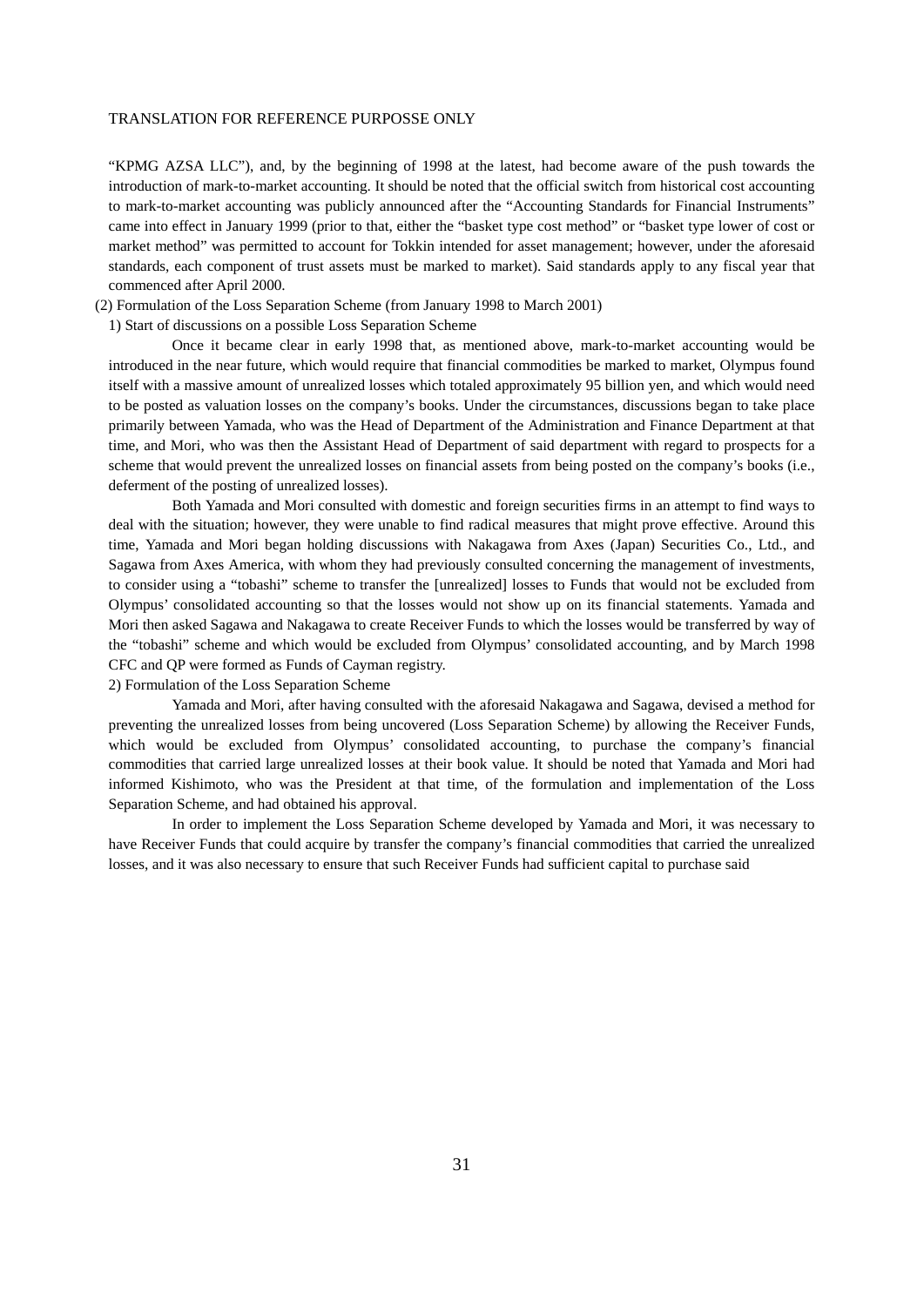"KPMG AZSA LLC"), and, by the beginning of 1998 at the latest, had become aware of the push towards the introduction of mark-to-market accounting. It should be noted that the official switch from historical cost accounting to mark-to-market accounting was publicly announced after the "Accounting Standards for Financial Instruments" came into effect in January 1999 (prior to that, either the "basket type cost method" or "basket type lower of cost or market method" was permitted to account for Tokkin intended for asset management; however, under the aforesaid standards, each component of trust assets must be marked to market). Said standards apply to any fiscal year that commenced after April 2000.

(2) Formulation of the Loss Separation Scheme (from January 1998 to March 2001)

1) Start of discussions on a possible Loss Separation Scheme

Once it became clear in early 1998 that, as mentioned above, mark-to-market accounting would be introduced in the near future, which would require that financial commodities be marked to market, Olympus found itself with a massive amount of unrealized losses which totaled approximately 95 billion yen, and which would need to be posted as valuation losses on the company's books. Under the circumstances, discussions began to take place primarily between Yamada, who was the Head of Department of the Administration and Finance Department at that time, and Mori, who was then the Assistant Head of Department of said department with regard to prospects for a scheme that would prevent the unrealized losses on financial assets from being posted on the company's books (i.e., deferment of the posting of unrealized losses).

Both Yamada and Mori consulted with domestic and foreign securities firms in an attempt to find ways to deal with the situation; however, they were unable to find radical measures that might prove effective. Around this time, Yamada and Mori began holding discussions with Nakagawa from Axes (Japan) Securities Co., Ltd., and Sagawa from Axes America, with whom they had previously consulted concerning the management of investments, to consider using a "tobashi" scheme to transfer the [unrealized] losses to Funds that would not be excluded from Olympus' consolidated accounting so that the losses would not show up on its financial statements. Yamada and Mori then asked Sagawa and Nakagawa to create Receiver Funds to which the losses would be transferred by way of the "tobashi" scheme and which would be excluded from Olympus' consolidated accounting, and by March 1998 CFC and QP were formed as Funds of Cayman registry.

2) Formulation of the Loss Separation Scheme

Yamada and Mori, after having consulted with the aforesaid Nakagawa and Sagawa, devised a method for preventing the unrealized losses from being uncovered (Loss Separation Scheme) by allowing the Receiver Funds, which would be excluded from Olympus' consolidated accounting, to purchase the company's financial commodities that carried large unrealized losses at their book value. It should be noted that Yamada and Mori had informed Kishimoto, who was the President at that time, of the formulation and implementation of the Loss Separation Scheme, and had obtained his approval.

In order to implement the Loss Separation Scheme developed by Yamada and Mori, it was necessary to have Receiver Funds that could acquire by transfer the company's financial commodities that carried the unrealized losses, and it was also necessary to ensure that such Receiver Funds had sufficient capital to purchase said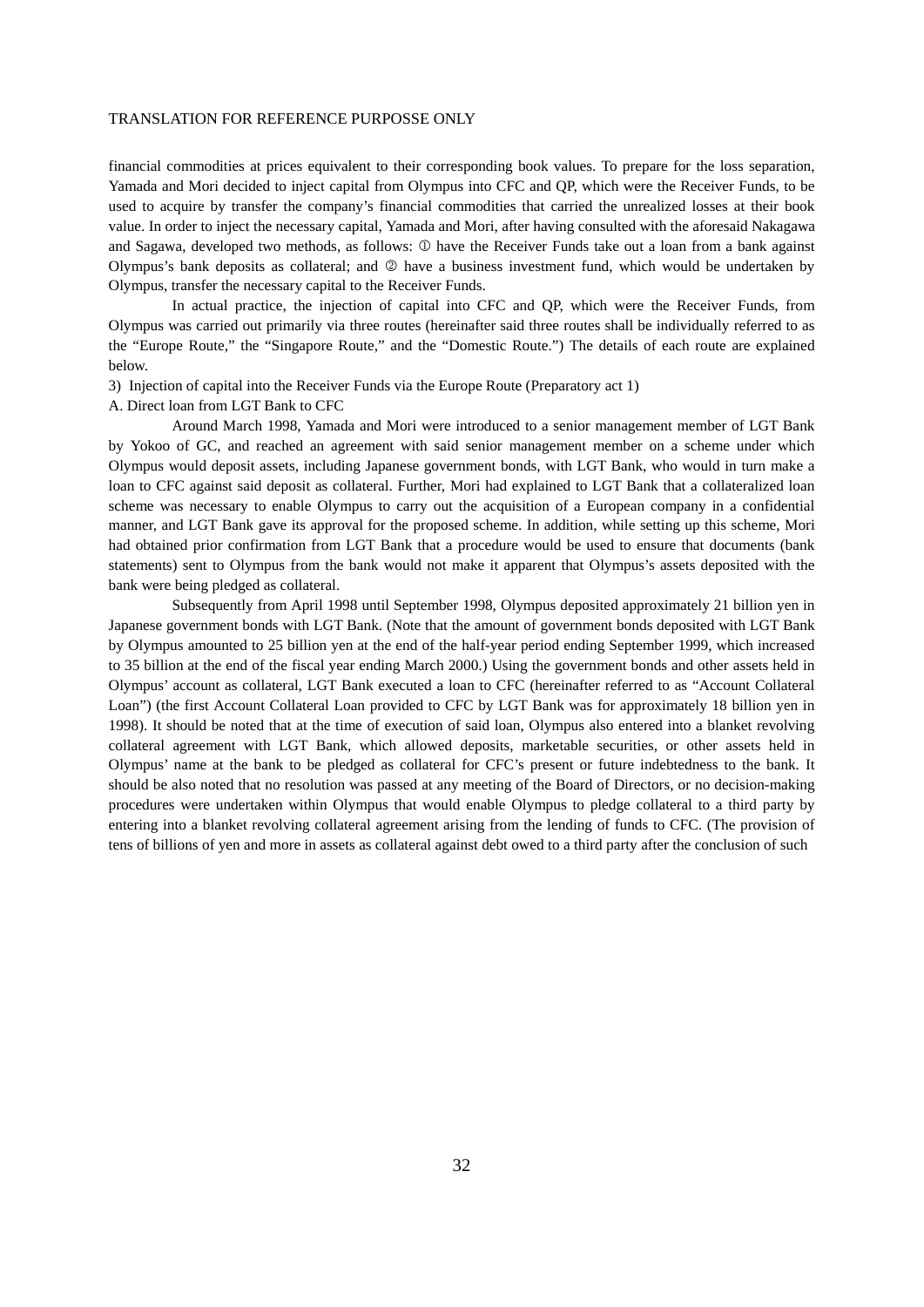financial commodities at prices equivalent to their corresponding book values. To prepare for the loss separation, Yamada and Mori decided to inject capital from Olympus into CFC and QP, which were the Receiver Funds, to be used to acquire by transfer the company's financial commodities that carried the unrealized losses at their book value. In order to inject the necessary capital, Yamada and Mori, after having consulted with the aforesaid Nakagawa and Sagawa, developed two methods, as follows: ① have the Receiver Funds take out a loan from a bank against Olympus's bank deposits as collateral; and ② have a business investment fund, which would be undertaken by Olympus, transfer the necessary capital to the Receiver Funds.

In actual practice, the injection of capital into CFC and QP, which were the Receiver Funds, from Olympus was carried out primarily via three routes (hereinafter said three routes shall be individually referred to as the "Europe Route," the "Singapore Route," and the "Domestic Route.") The details of each route are explained below.

3) Injection of capital into the Receiver Funds via the Europe Route (Preparatory act 1)

A. Direct loan from LGT Bank to CFC

Around March 1998, Yamada and Mori were introduced to a senior management member of LGT Bank by Yokoo of GC, and reached an agreement with said senior management member on a scheme under which Olympus would deposit assets, including Japanese government bonds, with LGT Bank, who would in turn make a loan to CFC against said deposit as collateral. Further, Mori had explained to LGT Bank that a collateralized loan scheme was necessary to enable Olympus to carry out the acquisition of a European company in a confidential manner, and LGT Bank gave its approval for the proposed scheme. In addition, while setting up this scheme, Mori had obtained prior confirmation from LGT Bank that a procedure would be used to ensure that documents (bank statements) sent to Olympus from the bank would not make it apparent that Olympus's assets deposited with the bank were being pledged as collateral.

Subsequently from April 1998 until September 1998, Olympus deposited approximately 21 billion yen in Japanese government bonds with LGT Bank. (Note that the amount of government bonds deposited with LGT Bank by Olympus amounted to 25 billion yen at the end of the half-year period ending September 1999, which increased to 35 billion at the end of the fiscal year ending March 2000.) Using the government bonds and other assets held in Olympus' account as collateral, LGT Bank executed a loan to CFC (hereinafter referred to as "Account Collateral Loan") (the first Account Collateral Loan provided to CFC by LGT Bank was for approximately 18 billion yen in 1998). It should be noted that at the time of execution of said loan, Olympus also entered into a blanket revolving collateral agreement with LGT Bank, which allowed deposits, marketable securities, or other assets held in Olympus' name at the bank to be pledged as collateral for CFC's present or future indebtedness to the bank. It should be also noted that no resolution was passed at any meeting of the Board of Directors, or no decision-making procedures were undertaken within Olympus that would enable Olympus to pledge collateral to a third party by entering into a blanket revolving collateral agreement arising from the lending of funds to CFC. (The provision of tens of billions of yen and more in assets as collateral against debt owed to a third party after the conclusion of such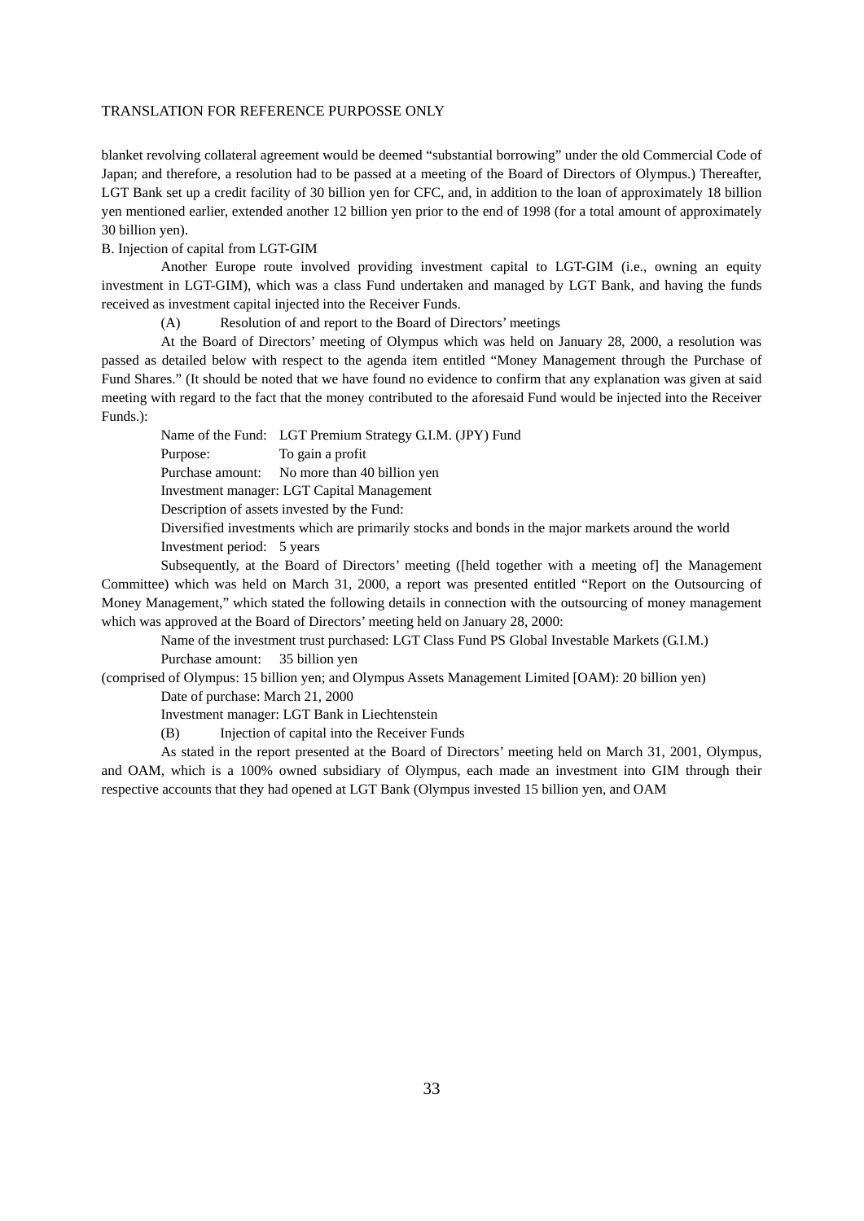blanket revolving collateral agreement would be deemed "substantial borrowing" under the old Commercial Code of Japan; and therefore, a resolution had to be passed at a meeting of the Board of Directors of Olympus.) Thereafter, LGT Bank set up a credit facility of 30 billion yen for CFC, and, in addition to the loan of approximately 18 billion yen mentioned earlier, extended another 12 billion yen prior to the end of 1998 (for a total amount of approximately 30 billion yen).

B. Injection of capital from LGT-GIM

Another Europe route involved providing investment capital to LGT-GIM (i.e., owning an equity investment in LGT-GIM), which was a class Fund undertaken and managed by LGT Bank, and having the funds received as investment capital injected into the Receiver Funds.

(A) Resolution of and report to the Board of Directors' meetings

At the Board of Directors' meeting of Olympus which was held on January 28, 2000, a resolution was passed as detailed below with respect to the agenda item entitled "Money Management through the Purchase of Fund Shares." (It should be noted that we have found no evidence to confirm that any explanation was given at said meeting with regard to the fact that the money contributed to the aforesaid Fund would be injected into the Receiver Funds.):

Name of the Fund: LGT Premium Strategy G.I.M. (JPY) Fund

Purpose: To gain a profit

Purchase amount: No more than 40 billion yen

Investment manager: LGT Capital Management

Description of assets invested by the Fund:

Diversified investments which are primarily stocks and bonds in the major markets around the world

Investment period: 5 years

Subsequently, at the Board of Directors' meeting ([held together with a meeting of] the Management Committee) which was held on March 31, 2000, a report was presented entitled "Report on the Outsourcing of Money Management," which stated the following details in connection with the outsourcing of money management which was approved at the Board of Directors' meeting held on January 28, 2000:

Name of the investment trust purchased: LGT Class Fund PS Global Investable Markets (G.I.M.)

Purchase amount: 35 billion yen

(comprised of Olympus: 15 billion yen; and Olympus Assets Management Limited [OAM]: 20 billion yen)

Date of purchase: March 21, 2000

Investment manager: LGT Bank in Liechtenstein

(B) Injection of capital into the Receiver Funds

As stated in the report presented at the Board of Directors' meeting held on March 31, 2001, Olympus, and OAM, which is a 100% owned subsidiary of Olympus, each made an investment into GIM through their respective accounts that they had opened at LGT Bank (Olympus invested 15 billion yen, and OAM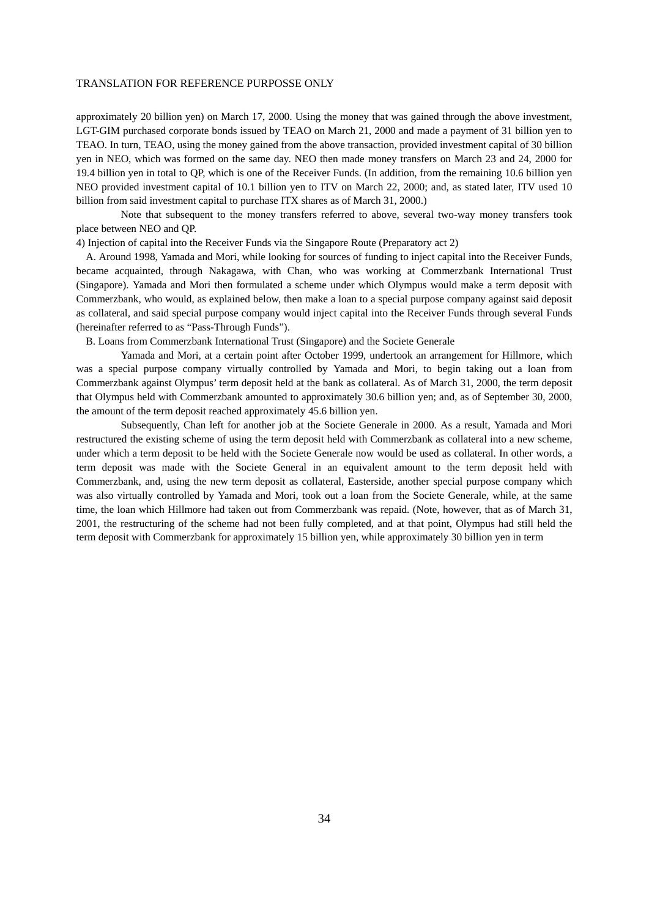approximately 20 billion yen) on March 17, 2000. Using the money that was gained through the above investment, LGT-GIM purchased corporate bonds issued by TEAO on March 21, 2000 and made a payment of 31 billion yen to TEAO. In turn, TEAO, using the money gained from the above transaction, provided investment capital of 30 billion yen in NEO, which was formed on the same day. NEO then made money transfers on March 23 and 24, 2000 for 19.4 billion yen in total to QP, which is one of the Receiver Funds. (In addition, from the remaining 10.6 billion yen NEO provided investment capital of 10.1 billion yen to ITV on March 22, 2000; and, as stated later, ITV used 10 billion from said investment capital to purchase ITX shares as of March 31, 2000.)

Note that subsequent to the money transfers referred to above, several two-way money transfers took place between NEO and QP.

4) Injection of capital into the Receiver Funds via the Singapore Route (Preparatory act 2)

A. Around 1998, Yamada and Mori, while looking for sources of funding to inject capital into the Receiver Funds, became acquainted, through Nakagawa, with Chan, who was working at Commerzbank International Trust (Singapore). Yamada and Mori then formulated a scheme under which Olympus would make a term deposit with Commerzbank, who would, as explained below, then make a loan to a special purpose company against said deposit as collateral, and said special purpose company would inject capital into the Receiver Funds through several Funds (hereinafter referred to as "Pass-Through Funds").

B. Loans from Commerzbank International Trust (Singapore) and the Societe Generale

Yamada and Mori, at a certain point after October 1999, undertook an arrangement for Hillmore, which was a special purpose company virtually controlled by Yamada and Mori, to begin taking out a loan from Commerzbank against Olympus' term deposit held at the bank as collateral. As of March 31, 2000, the term deposit that Olympus held with Commerzbank amounted to approximately 30.6 billion yen; and, as of September 30, 2000, the amount of the term deposit reached approximately 45.6 billion yen.

Subsequently, Chan left for another job at the Societe Generale in 2000. As a result, Yamada and Mori restructured the existing scheme of using the term deposit held with Commerzbank as collateral into a new scheme, under which a term deposit to be held with the Societe Generale now would be used as collateral. In other words, a term deposit was made with the Societe General in an equivalent amount to the term deposit held with Commerzbank, and, using the new term deposit as collateral, Easterside, another special purpose company which was also virtually controlled by Yamada and Mori, took out a loan from the Societe Generale, while, at the same time, the loan which Hillmore had taken out from Commerzbank was repaid. (Note, however, that as of March 31, 2001, the restructuring of the scheme had not been fully completed, and at that point, Olympus had still held the term deposit with Commerzbank for approximately 15 billion yen, while approximately 30 billion yen in term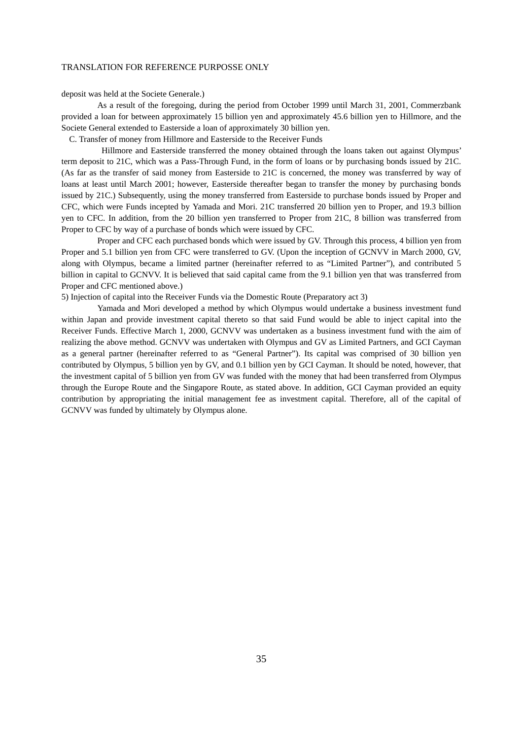deposit was held at the Societe Generale.)

As a result of the foregoing, during the period from October 1999 until March 31, 2001, Commerzbank provided a loan for between approximately 15 billion yen and approximately 45.6 billion yen to Hillmore, and the Societe General extended to Easterside a loan of approximately 30 billion yen.

C. Transfer of money from Hillmore and Easterside to the Receiver Funds

Hillmore and Easterside transferred the money obtained through the loans taken out against Olympus' term deposit to 21C, which was a Pass-Through Fund, in the form of loans or by purchasing bonds issued by 21C. (As far as the transfer of said money from Easterside to 21C is concerned, the money was transferred by way of loans at least until March 2001; however, Easterside thereafter began to transfer the money by purchasing bonds issued by 21C.) Subsequently, using the money transferred from Easterside to purchase bonds issued by Proper and CFC, which were Funds incepted by Yamada and Mori. 21C transferred 20 billion yen to Proper, and 19.3 billion yen to CFC. In addition, from the 20 billion yen transferred to Proper from 21C, 8 billion was transferred from Proper to CFC by way of a purchase of bonds which were issued by CFC.

Proper and CFC each purchased bonds which were issued by GV. Through this process, 4 billion yen from Proper and 5.1 billion yen from CFC were transferred to GV. (Upon the inception of GCNVV in March 2000, GV, along with Olympus, became a limited partner (hereinafter referred to as "Limited Partner"), and contributed 5 billion in capital to GCNVV. It is believed that said capital came from the 9.1 billion yen that was transferred from Proper and CFC mentioned above.)

5) Injection of capital into the Receiver Funds via the Domestic Route (Preparatory act 3)

Yamada and Mori developed a method by which Olympus would undertake a business investment fund within Japan and provide investment capital thereto so that said Fund would be able to inject capital into the Receiver Funds. Effective March 1, 2000, GCNVV was undertaken as a business investment fund with the aim of realizing the above method. GCNVV was undertaken with Olympus and GV as Limited Partners, and GCI Cayman as a general partner (hereinafter referred to as "General Partner"). Its capital was comprised of 30 billion yen contributed by Olympus, 5 billion yen by GV, and 0.1 billion yen by GCI Cayman. It should be noted, however, that the investment capital of 5 billion yen from GV was funded with the money that had been transferred from Olympus through the Europe Route and the Singapore Route, as stated above. In addition, GCI Cayman provided an equity contribution by appropriating the initial management fee as investment capital. Therefore, all of the capital of GCNVV was funded by ultimately by Olympus alone.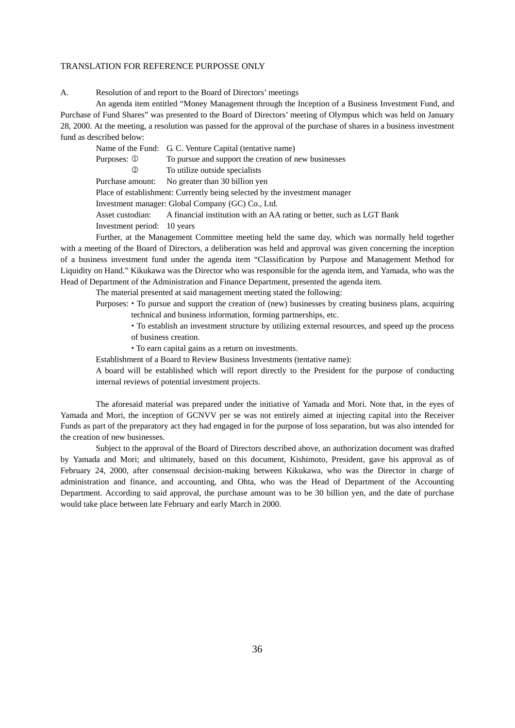TRANSLATION FOR REFERENCE PURPOSSE ONLY

A. Resolution of and report to the Board of Directors' meetings

An agenda item entitled "Money Management through the Inception of a Business Investment Fund, and Purchase of Fund Shares" was presented to the Board of Directors' meeting of Olympus which was held on January 28, 2000. At the meeting, a resolution was passed for the approval of the purchase of shares in a business investment fund as described below:

Name of the Fund: G. C. Venture Capital (tentative name)
Purposes: ① To pursue and support the creation of new businesses
② To utilize outside specialists
Purchase amount: No greater than 30 billion yen
Place of establishment: Currently being selected by the investment manager
Investment manager: Global Company (GC) Co., Ltd.
Asset custodian: A financial institution with an AA rating or better, such as LGT Bank
Investment period: 10 years

Further, at the Management Committee meeting held the same day, which was normally held together with a meeting of the Board of Directors, a deliberation was held and approval was given concerning the inception of a business investment fund under the agenda item "Classification by Purpose and Management Method for Liquidity on Hand." Kikukawa was the Director who was responsible for the agenda item, and Yamada, who was the Head of Department of the Administration and Finance Department, presented the agenda item.

The material presented at said management meeting stated the following:

Purposes: ・To pursue and support the creation of (new) businesses by creating business plans, acquiring technical and business information, forming partnerships, etc.
・To establish an investment structure by utilizing external resources, and speed up the process of business creation.
・To earn capital gains as a return on investments.

Establishment of a Board to Review Business Investments (tentative name):
A board will be established which will report directly to the President for the purpose of conducting internal reviews of potential investment projects.

The aforesaid material was prepared under the initiative of Yamada and Mori. Note that, in the eyes of Yamada and Mori, the inception of GCNVV per se was not entirely aimed at injecting capital into the Receiver Funds as part of the preparatory act they had engaged in for the purpose of loss separation, but was also intended for the creation of new businesses.

Subject to the approval of the Board of Directors described above, an authorization document was drafted by Yamada and Mori; and ultimately, based on this document, Kishimoto, President, gave his approval as of February 24, 2000, after consensual decision-making between Kikukawa, who was the Director in charge of administration and finance, and accounting, and Ohta, who was the Head of Department of the Accounting Department. According to said approval, the purchase amount was to be 30 billion yen, and the date of purchase would take place between late February and early March in 2000.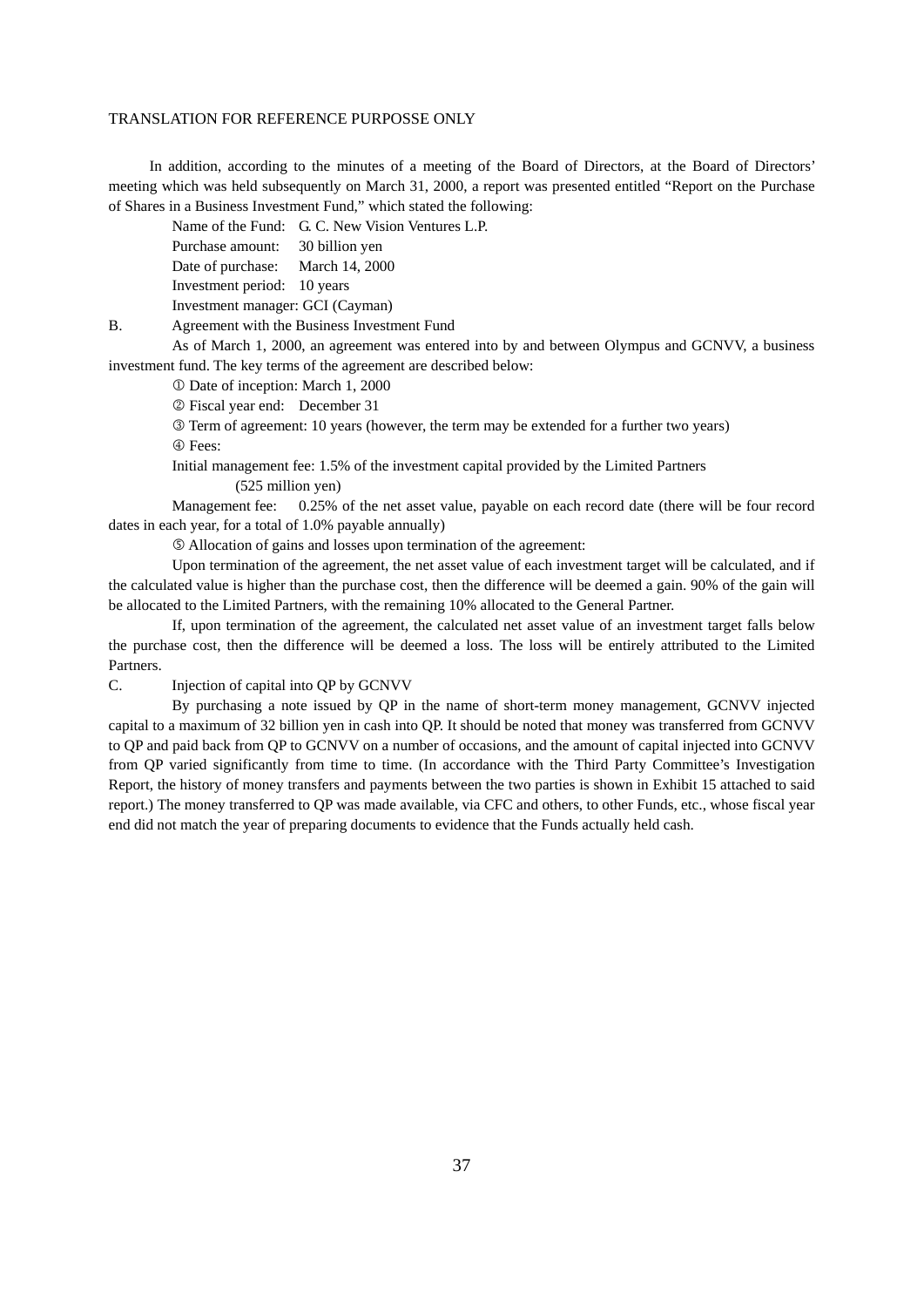TRANSLATION FOR REFERENCE PURPOSSE ONLY

In addition, according to the minutes of a meeting of the Board of Directors, at the Board of Directors' meeting which was held subsequently on March 31, 2000, a report was presented entitled "Report on the Purchase of Shares in a Business Investment Fund," which stated the following:

Name of the Fund: G. C. New Vision Ventures L.P.
Purchase amount: 30 billion yen
Date of purchase: March 14, 2000
Investment period: 10 years
Investment manager: GCI (Cayman)

B. Agreement with the Business Investment Fund

As of March 1, 2000, an agreement was entered into by and between Olympus and GCNVV, a business investment fund. The key terms of the agreement are described below:

① Date of inception: March 1, 2000

② Fiscal year end: December 31

③ Term of agreement: 10 years (however, the term may be extended for a further two years)

④ Fees:

Initial management fee: 1.5% of the investment capital provided by the Limited Partners (525 million yen)

Management fee: 0.25% of the net asset value, payable on each record date (there will be four record dates in each year, for a total of 1.0% payable annually)

⑤ Allocation of gains and losses upon termination of the agreement:

Upon termination of the agreement, the net asset value of each investment target will be calculated, and if the calculated value is higher than the purchase cost, then the difference will be deemed a gain. 90% of the gain will be allocated to the Limited Partners, with the remaining 10% allocated to the General Partner.

If, upon termination of the agreement, the calculated net asset value of an investment target falls below the purchase cost, then the difference will be deemed a loss. The loss will be entirely attributed to the Limited Partners.

C. Injection of capital into QP by GCNVV

By purchasing a note issued by QP in the name of short-term money management, GCNVV injected capital to a maximum of 32 billion yen in cash into QP. It should be noted that money was transferred from GCNVV to QP and paid back from QP to GCNVV on a number of occasions, and the amount of capital injected into GCNVV from QP varied significantly from time to time. (In accordance with the Third Party Committee's Investigation Report, the history of money transfers and payments between the two parties is shown in Exhibit 15 attached to said report.) The money transferred to QP was made available, via CFC and others, to other Funds, etc., whose fiscal year end did not match the year of preparing documents to evidence that the Funds actually held cash.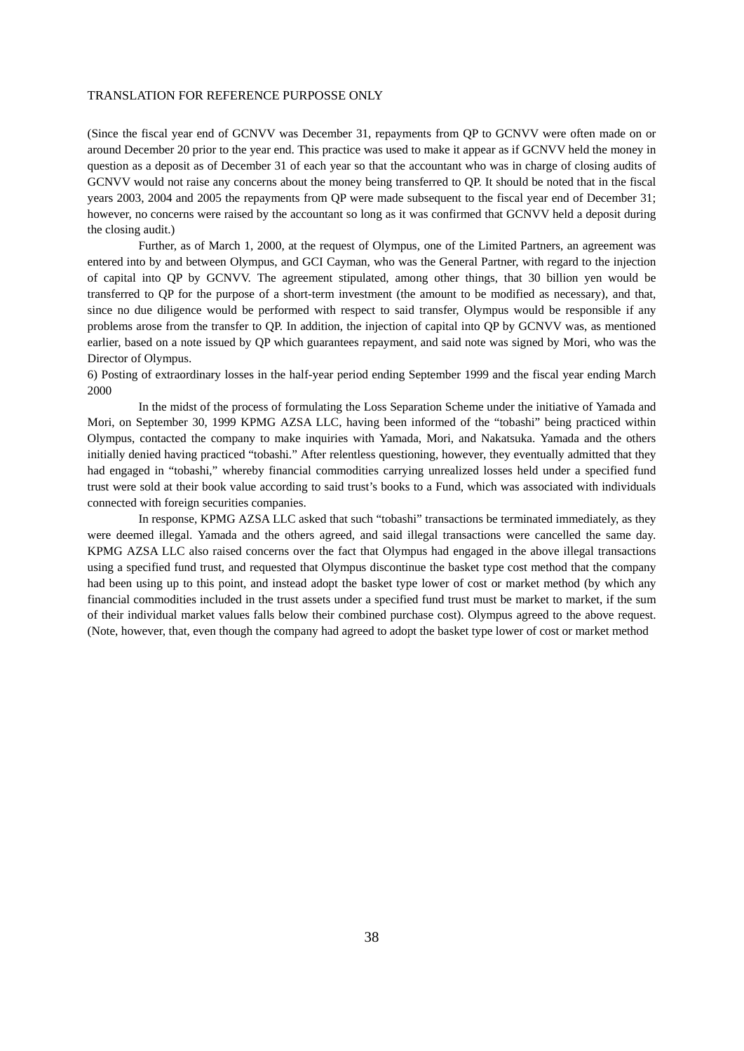(Since the fiscal year end of GCNVV was December 31, repayments from QP to GCNVV were often made on or around December 20 prior to the year end. This practice was used to make it appear as if GCNVV held the money in question as a deposit as of December 31 of each year so that the accountant who was in charge of closing audits of GCNVV would not raise any concerns about the money being transferred to QP. It should be noted that in the fiscal years 2003, 2004 and 2005 the repayments from QP were made subsequent to the fiscal year end of December 31; however, no concerns were raised by the accountant so long as it was confirmed that GCNVV held a deposit during the closing audit.)

Further, as of March 1, 2000, at the request of Olympus, one of the Limited Partners, an agreement was entered into by and between Olympus, and GCI Cayman, who was the General Partner, with regard to the injection of capital into QP by GCNVV. The agreement stipulated, among other things, that 30 billion yen would be transferred to QP for the purpose of a short-term investment (the amount to be modified as necessary), and that, since no due diligence would be performed with respect to said transfer, Olympus would be responsible if any problems arose from the transfer to QP. In addition, the injection of capital into QP by GCNVV was, as mentioned earlier, based on a note issued by QP which guarantees repayment, and said note was signed by Mori, who was the Director of Olympus.

6) Posting of extraordinary losses in the half-year period ending September 1999 and the fiscal year ending March 2000

In the midst of the process of formulating the Loss Separation Scheme under the initiative of Yamada and Mori, on September 30, 1999 KPMG AZSA LLC, having been informed of the "tobashi" being practiced within Olympus, contacted the company to make inquiries with Yamada, Mori, and Nakatsuka. Yamada and the others initially denied having practiced "tobashi." After relentless questioning, however, they eventually admitted that they had engaged in "tobashi," whereby financial commodities carrying unrealized losses held under a specified fund trust were sold at their book value according to said trust's books to a Fund, which was associated with individuals connected with foreign securities companies.

In response, KPMG AZSA LLC asked that such "tobashi" transactions be terminated immediately, as they were deemed illegal. Yamada and the others agreed, and said illegal transactions were cancelled the same day. KPMG AZSA LLC also raised concerns over the fact that Olympus had engaged in the above illegal transactions using a specified fund trust, and requested that Olympus discontinue the basket type cost method that the company had been using up to this point, and instead adopt the basket type lower of cost or market method (by which any financial commodities included in the trust assets under a specified fund trust must be market to market, if the sum of their individual market values falls below their combined purchase cost). Olympus agreed to the above request. (Note, however, that, even though the company had agreed to adopt the basket type lower of cost or market method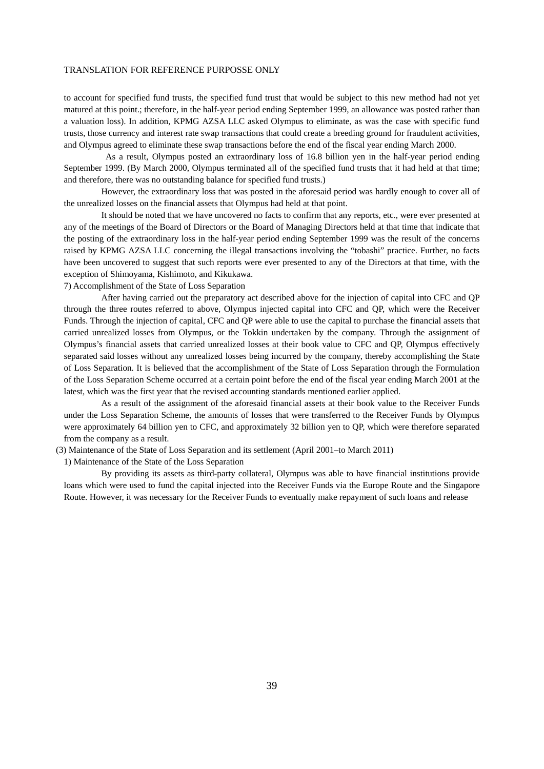to account for specified fund trusts, the specified fund trust that would be subject to this new method had not yet matured at this point.; therefore, in the half-year period ending September 1999, an allowance was posted rather than a valuation loss). In addition, KPMG AZSA LLC asked Olympus to eliminate, as was the case with specific fund trusts, those currency and interest rate swap transactions that could create a breeding ground for fraudulent activities, and Olympus agreed to eliminate these swap transactions before the end of the fiscal year ending March 2000.

As a result, Olympus posted an extraordinary loss of 16.8 billion yen in the half-year period ending September 1999. (By March 2000, Olympus terminated all of the specified fund trusts that it had held at that time; and therefore, there was no outstanding balance for specified fund trusts.)

However, the extraordinary loss that was posted in the aforesaid period was hardly enough to cover all of the unrealized losses on the financial assets that Olympus had held at that point.

It should be noted that we have uncovered no facts to confirm that any reports, etc., were ever presented at any of the meetings of the Board of Directors or the Board of Managing Directors held at that time that indicate that the posting of the extraordinary loss in the half-year period ending September 1999 was the result of the concerns raised by KPMG AZSA LLC concerning the illegal transactions involving the "tobashi" practice. Further, no facts have been uncovered to suggest that such reports were ever presented to any of the Directors at that time, with the exception of Shimoyama, Kishimoto, and Kikukawa.

7) Accomplishment of the State of Loss Separation

After having carried out the preparatory act described above for the injection of capital into CFC and QP through the three routes referred to above, Olympus injected capital into CFC and QP, which were the Receiver Funds. Through the injection of capital, CFC and QP were able to use the capital to purchase the financial assets that carried unrealized losses from Olympus, or the Tokkin undertaken by the company. Through the assignment of Olympus's financial assets that carried unrealized losses at their book value to CFC and QP, Olympus effectively separated said losses without any unrealized losses being incurred by the company, thereby accomplishing the State of Loss Separation. It is believed that the accomplishment of the State of Loss Separation through the Formulation of the Loss Separation Scheme occurred at a certain point before the end of the fiscal year ending March 2001 at the latest, which was the first year that the revised accounting standards mentioned earlier applied.

As a result of the assignment of the aforesaid financial assets at their book value to the Receiver Funds under the Loss Separation Scheme, the amounts of losses that were transferred to the Receiver Funds by Olympus were approximately 64 billion yen to CFC, and approximately 32 billion yen to QP, which were therefore separated from the company as a result.

(3) Maintenance of the State of Loss Separation and its settlement (April 2001–to March 2011)

1) Maintenance of the State of the Loss Separation

By providing its assets as third-party collateral, Olympus was able to have financial institutions provide loans which were used to fund the capital injected into the Receiver Funds via the Europe Route and the Singapore Route. However, it was necessary for the Receiver Funds to eventually make repayment of such loans and release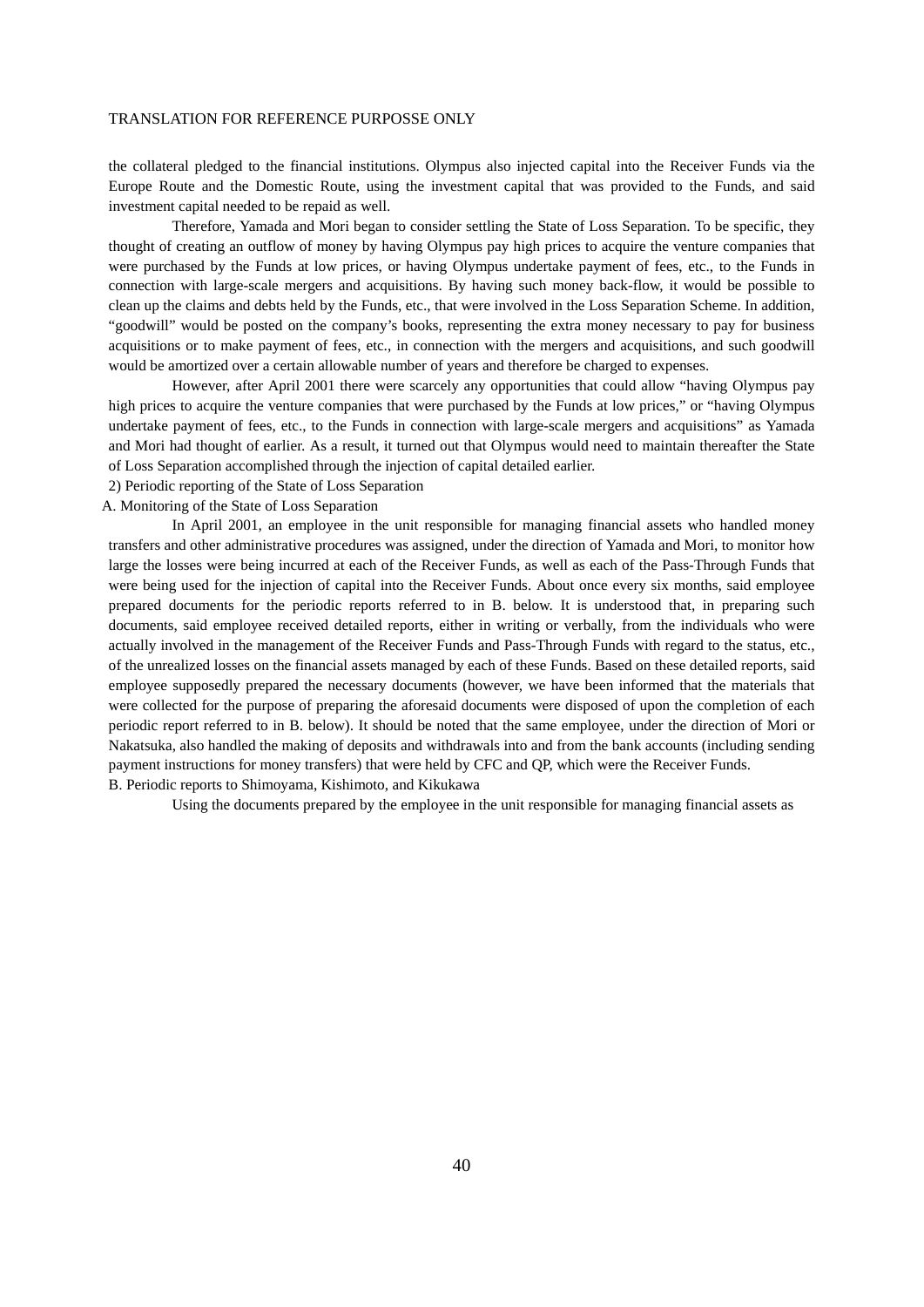the collateral pledged to the financial institutions. Olympus also injected capital into the Receiver Funds via the Europe Route and the Domestic Route, using the investment capital that was provided to the Funds, and said investment capital needed to be repaid as well.

Therefore, Yamada and Mori began to consider settling the State of Loss Separation. To be specific, they thought of creating an outflow of money by having Olympus pay high prices to acquire the venture companies that were purchased by the Funds at low prices, or having Olympus undertake payment of fees, etc., to the Funds in connection with large-scale mergers and acquisitions. By having such money back-flow, it would be possible to clean up the claims and debts held by the Funds, etc., that were involved in the Loss Separation Scheme. In addition, "goodwill" would be posted on the company's books, representing the extra money necessary to pay for business acquisitions or to make payment of fees, etc., in connection with the mergers and acquisitions, and such goodwill would be amortized over a certain allowable number of years and therefore be charged to expenses.

However, after April 2001 there were scarcely any opportunities that could allow "having Olympus pay high prices to acquire the venture companies that were purchased by the Funds at low prices," or "having Olympus undertake payment of fees, etc., to the Funds in connection with large-scale mergers and acquisitions" as Yamada and Mori had thought of earlier. As a result, it turned out that Olympus would need to maintain thereafter the State of Loss Separation accomplished through the injection of capital detailed earlier.

2) Periodic reporting of the State of Loss Separation

A. Monitoring of the State of Loss Separation

In April 2001, an employee in the unit responsible for managing financial assets who handled money transfers and other administrative procedures was assigned, under the direction of Yamada and Mori, to monitor how large the losses were being incurred at each of the Receiver Funds, as well as each of the Pass-Through Funds that were being used for the injection of capital into the Receiver Funds. About once every six months, said employee prepared documents for the periodic reports referred to in B. below. It is understood that, in preparing such documents, said employee received detailed reports, either in writing or verbally, from the individuals who were actually involved in the management of the Receiver Funds and Pass-Through Funds with regard to the status, etc., of the unrealized losses on the financial assets managed by each of these Funds. Based on these detailed reports, said employee supposedly prepared the necessary documents (however, we have been informed that the materials that were collected for the purpose of preparing the aforesaid documents were disposed of upon the completion of each periodic report referred to in B. below). It should be noted that the same employee, under the direction of Mori or Nakatsuka, also handled the making of deposits and withdrawals into and from the bank accounts (including sending payment instructions for money transfers) that were held by CFC and QP, which were the Receiver Funds.

B. Periodic reports to Shimoyama, Kishimoto, and Kikukawa

Using the documents prepared by the employee in the unit responsible for managing financial assets as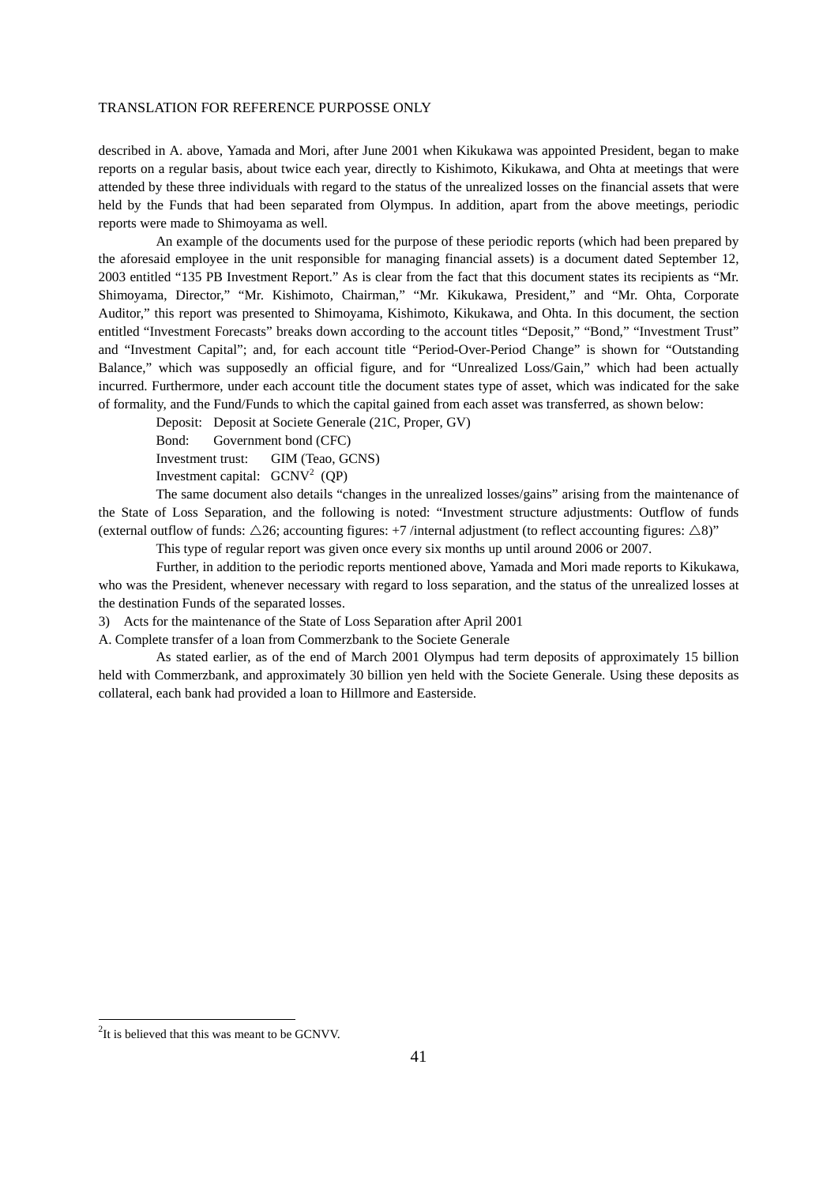described in A. above, Yamada and Mori, after June 2001 when Kikukawa was appointed President, began to make reports on a regular basis, about twice each year, directly to Kishimoto, Kikukawa, and Ohta at meetings that were attended by these three individuals with regard to the status of the unrealized losses on the financial assets that were held by the Funds that had been separated from Olympus. In addition, apart from the above meetings, periodic reports were made to Shimoyama as well.

An example of the documents used for the purpose of these periodic reports (which had been prepared by the aforesaid employee in the unit responsible for managing financial assets) is a document dated September 12, 2003 entitled "135 PB Investment Report." As is clear from the fact that this document states its recipients as "Mr. Shimoyama, Director," "Mr. Kishimoto, Chairman," "Mr. Kikukawa, President," and "Mr. Ohta, Corporate Auditor," this report was presented to Shimoyama, Kishimoto, Kikukawa, and Ohta. In this document, the section entitled "Investment Forecasts" breaks down according to the account titles "Deposit," "Bond," "Investment Trust" and "Investment Capital"; and, for each account title "Period-Over-Period Change" is shown for "Outstanding Balance," which was supposedly an official figure, and for "Unrealized Loss/Gain," which had been actually incurred. Furthermore, under each account title the document states type of asset, which was indicated for the sake of formality, and the Fund/Funds to which the capital gained from each asset was transferred, as shown below:

Deposit: Deposit at Societe Generale (21C, Proper, GV)

Bond: Government bond (CFC)

Investment trust: GIM (Teao, GCNS)

Investment capital: GCNV[2] (QP)

The same document also details "changes in the unrealized losses/gains" arising from the maintenance of the State of Loss Separation, and the following is noted: "Investment structure adjustments: Outflow of funds (external outflow of funds: △26; accounting figures: +7 /internal adjustment (to reflect accounting figures: △8)"

This type of regular report was given once every six months up until around 2006 or 2007.

Further, in addition to the periodic reports mentioned above, Yamada and Mori made reports to Kikukawa, who was the President, whenever necessary with regard to loss separation, and the status of the unrealized losses at the destination Funds of the separated losses.

3) Acts for the maintenance of the State of Loss Separation after April 2001

A. Complete transfer of a loan from Commerzbank to the Societe Generale

As stated earlier, as of the end of March 2001 Olympus had term deposits of approximately 15 billion held with Commerzbank, and approximately 30 billion yen held with the Societe Generale. Using these deposits as collateral, each bank had provided a loan to Hillmore and Easterside.

---

[2] It is believed that this was meant to be GCNVV.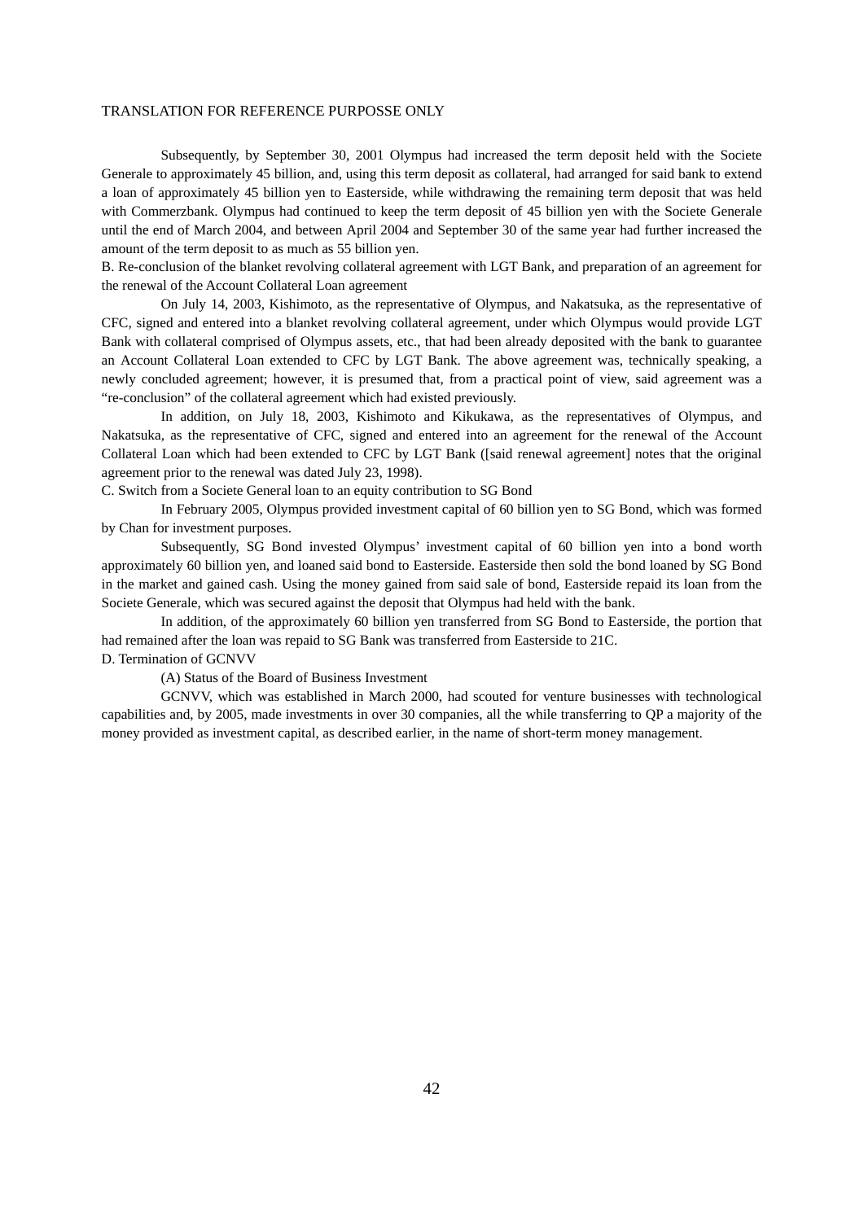Subsequently, by September 30, 2001 Olympus had increased the term deposit held with the Societe Generale to approximately 45 billion, and, using this term deposit as collateral, had arranged for said bank to extend a loan of approximately 45 billion yen to Easterside, while withdrawing the remaining term deposit that was held with Commerzbank. Olympus had continued to keep the term deposit of 45 billion yen with the Societe Generale until the end of March 2004, and between April 2004 and September 30 of the same year had further increased the amount of the term deposit to as much as 55 billion yen.

B. Re-conclusion of the blanket revolving collateral agreement with LGT Bank, and preparation of an agreement for the renewal of the Account Collateral Loan agreement

On July 14, 2003, Kishimoto, as the representative of Olympus, and Nakatsuka, as the representative of CFC, signed and entered into a blanket revolving collateral agreement, under which Olympus would provide LGT Bank with collateral comprised of Olympus assets, etc., that had been already deposited with the bank to guarantee an Account Collateral Loan extended to CFC by LGT Bank. The above agreement was, technically speaking, a newly concluded agreement; however, it is presumed that, from a practical point of view, said agreement was a "re-conclusion" of the collateral agreement which had existed previously.

In addition, on July 18, 2003, Kishimoto and Kikukawa, as the representatives of Olympus, and Nakatsuka, as the representative of CFC, signed and entered into an agreement for the renewal of the Account Collateral Loan which had been extended to CFC by LGT Bank ([said renewal agreement] notes that the original agreement prior to the renewal was dated July 23, 1998).

C. Switch from a Societe General loan to an equity contribution to SG Bond

In February 2005, Olympus provided investment capital of 60 billion yen to SG Bond, which was formed by Chan for investment purposes.

Subsequently, SG Bond invested Olympus' investment capital of 60 billion yen into a bond worth approximately 60 billion yen, and loaned said bond to Easterside. Easterside then sold the bond loaned by SG Bond in the market and gained cash. Using the money gained from said sale of bond, Easterside repaid its loan from the Societe Generale, which was secured against the deposit that Olympus had held with the bank.

In addition, of the approximately 60 billion yen transferred from SG Bond to Easterside, the portion that had remained after the loan was repaid to SG Bank was transferred from Easterside to 21C.

D. Termination of GCNVV

(A) Status of the Board of Business Investment

GCNVV, which was established in March 2000, had scouted for venture businesses with technological capabilities and, by 2005, made investments in over 30 companies, all the while transferring to QP a majority of the money provided as investment capital, as described earlier, in the name of short-term money management.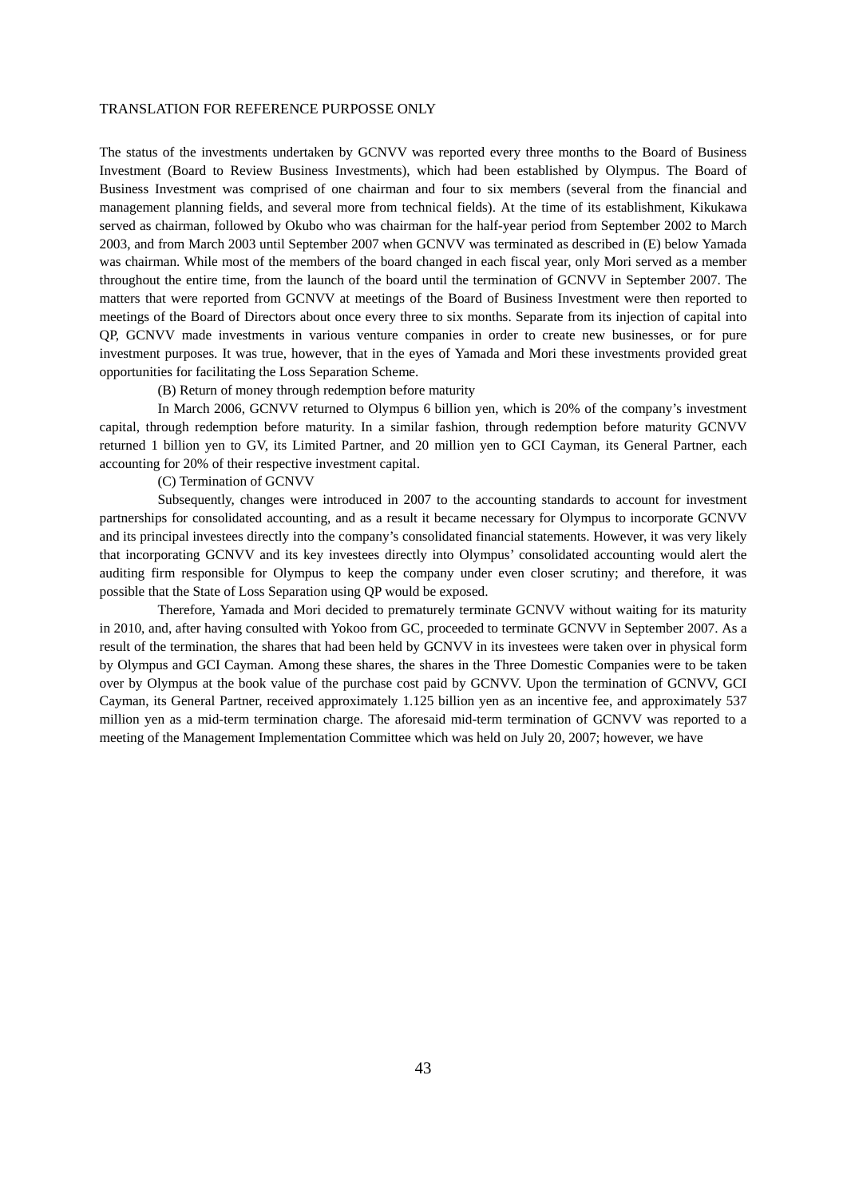The status of the investments undertaken by GCNVV was reported every three months to the Board of Business Investment (Board to Review Business Investments), which had been established by Olympus. The Board of Business Investment was comprised of one chairman and four to six members (several from the financial and management planning fields, and several more from technical fields). At the time of its establishment, Kikukawa served as chairman, followed by Okubo who was chairman for the half-year period from September 2002 to March 2003, and from March 2003 until September 2007 when GCNVV was terminated as described in (E) below Yamada was chairman. While most of the members of the board changed in each fiscal year, only Mori served as a member throughout the entire time, from the launch of the board until the termination of GCNVV in September 2007. The matters that were reported from GCNVV at meetings of the Board of Business Investment were then reported to meetings of the Board of Directors about once every three to six months. Separate from its injection of capital into QP, GCNVV made investments in various venture companies in order to create new businesses, or for pure investment purposes. It was true, however, that in the eyes of Yamada and Mori these investments provided great opportunities for facilitating the Loss Separation Scheme.

(B) Return of money through redemption before maturity

In March 2006, GCNVV returned to Olympus 6 billion yen, which is 20% of the company's investment capital, through redemption before maturity. In a similar fashion, through redemption before maturity GCNVV returned 1 billion yen to GV, its Limited Partner, and 20 million yen to GCI Cayman, its General Partner, each accounting for 20% of their respective investment capital.

(C) Termination of GCNVV

Subsequently, changes were introduced in 2007 to the accounting standards to account for investment partnerships for consolidated accounting, and as a result it became necessary for Olympus to incorporate GCNVV and its principal investees directly into the company's consolidated financial statements. However, it was very likely that incorporating GCNVV and its key investees directly into Olympus' consolidated accounting would alert the auditing firm responsible for Olympus to keep the company under even closer scrutiny; and therefore, it was possible that the State of Loss Separation using QP would be exposed.

Therefore, Yamada and Mori decided to prematurely terminate GCNVV without waiting for its maturity in 2010, and, after having consulted with Yokoo from GC, proceeded to terminate GCNVV in September 2007. As a result of the termination, the shares that had been held by GCNVV in its investees were taken over in physical form by Olympus and GCI Cayman. Among these shares, the shares in the Three Domestic Companies were to be taken over by Olympus at the book value of the purchase cost paid by GCNVV. Upon the termination of GCNVV, GCI Cayman, its General Partner, received approximately 1.125 billion yen as an incentive fee, and approximately 537 million yen as a mid-term termination charge. The aforesaid mid-term termination of GCNVV was reported to a meeting of the Management Implementation Committee which was held on July 20, 2007; however, we have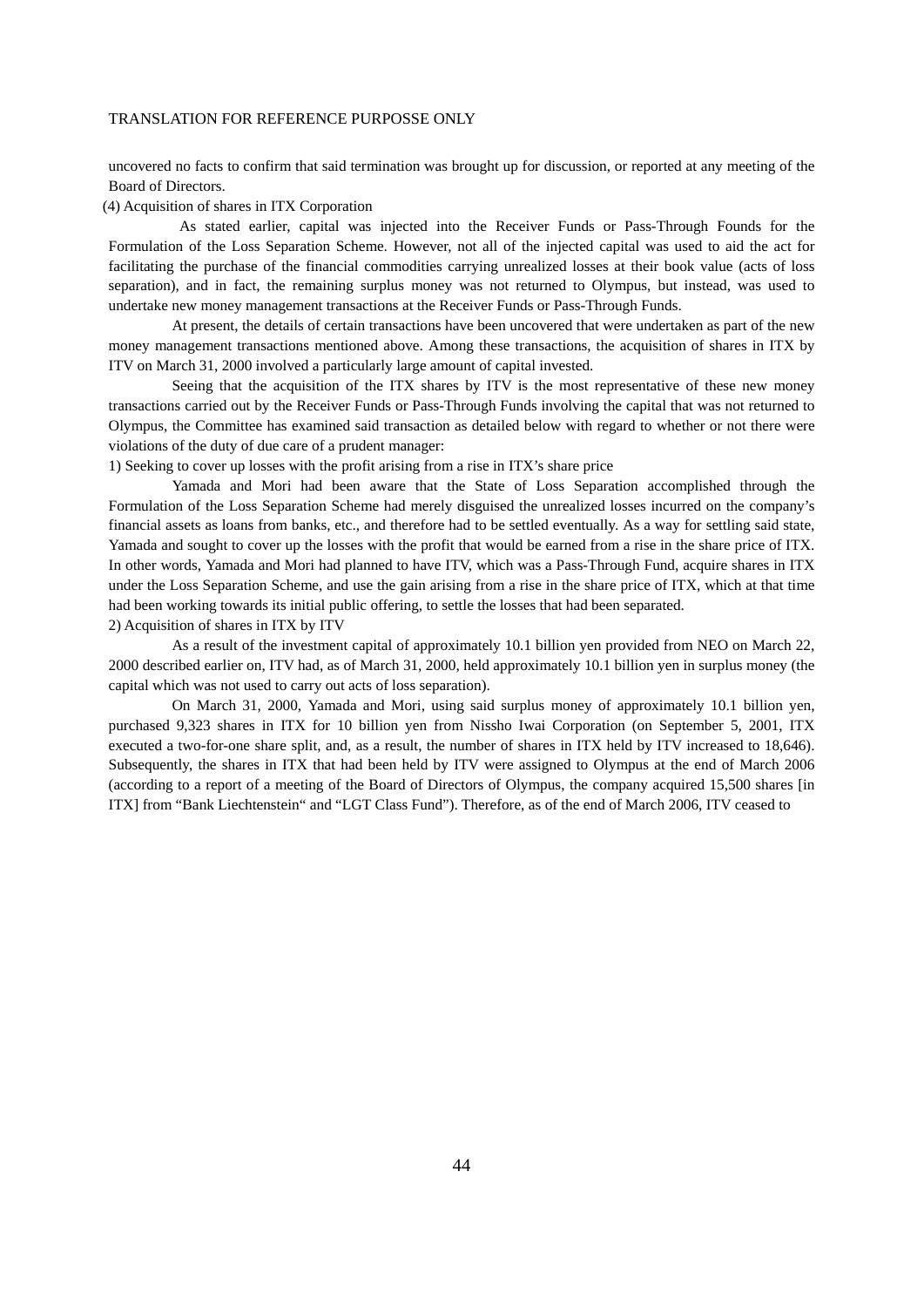uncovered no facts to confirm that said termination was brought up for discussion, or reported at any meeting of the Board of Directors.

(4) Acquisition of shares in ITX Corporation

As stated earlier, capital was injected into the Receiver Funds or Pass-Through Founds for the Formulation of the Loss Separation Scheme. However, not all of the injected capital was used to aid the act for facilitating the purchase of the financial commodities carrying unrealized losses at their book value (acts of loss separation), and in fact, the remaining surplus money was not returned to Olympus, but instead, was used to undertake new money management transactions at the Receiver Funds or Pass-Through Funds.

At present, the details of certain transactions have been uncovered that were undertaken as part of the new money management transactions mentioned above. Among these transactions, the acquisition of shares in ITX by ITV on March 31, 2000 involved a particularly large amount of capital invested.

Seeing that the acquisition of the ITX shares by ITV is the most representative of these new money transactions carried out by the Receiver Funds or Pass-Through Funds involving the capital that was not returned to Olympus, the Committee has examined said transaction as detailed below with regard to whether or not there were violations of the duty of due care of a prudent manager:

1) Seeking to cover up losses with the profit arising from a rise in ITX's share price

Yamada and Mori had been aware that the State of Loss Separation accomplished through the Formulation of the Loss Separation Scheme had merely disguised the unrealized losses incurred on the company's financial assets as loans from banks, etc., and therefore had to be settled eventually. As a way for settling said state, Yamada and sought to cover up the losses with the profit that would be earned from a rise in the share price of ITX. In other words, Yamada and Mori had planned to have ITV, which was a Pass-Through Fund, acquire shares in ITX under the Loss Separation Scheme, and use the gain arising from a rise in the share price of ITX, which at that time had been working towards its initial public offering, to settle the losses that had been separated.

2) Acquisition of shares in ITX by ITV

As a result of the investment capital of approximately 10.1 billion yen provided from NEO on March 22, 2000 described earlier on, ITV had, as of March 31, 2000, held approximately 10.1 billion yen in surplus money (the capital which was not used to carry out acts of loss separation).

On March 31, 2000, Yamada and Mori, using said surplus money of approximately 10.1 billion yen, purchased 9,323 shares in ITX for 10 billion yen from Nissho Iwai Corporation (on September 5, 2001, ITX executed a two-for-one share split, and, as a result, the number of shares in ITX held by ITV increased to 18,646). Subsequently, the shares in ITX that had been held by ITV were assigned to Olympus at the end of March 2006 (according to a report of a meeting of the Board of Directors of Olympus, the company acquired 15,500 shares [in ITX] from "Bank Liechtenstein" and "LGT Class Fund"). Therefore, as of the end of March 2006, ITV ceased to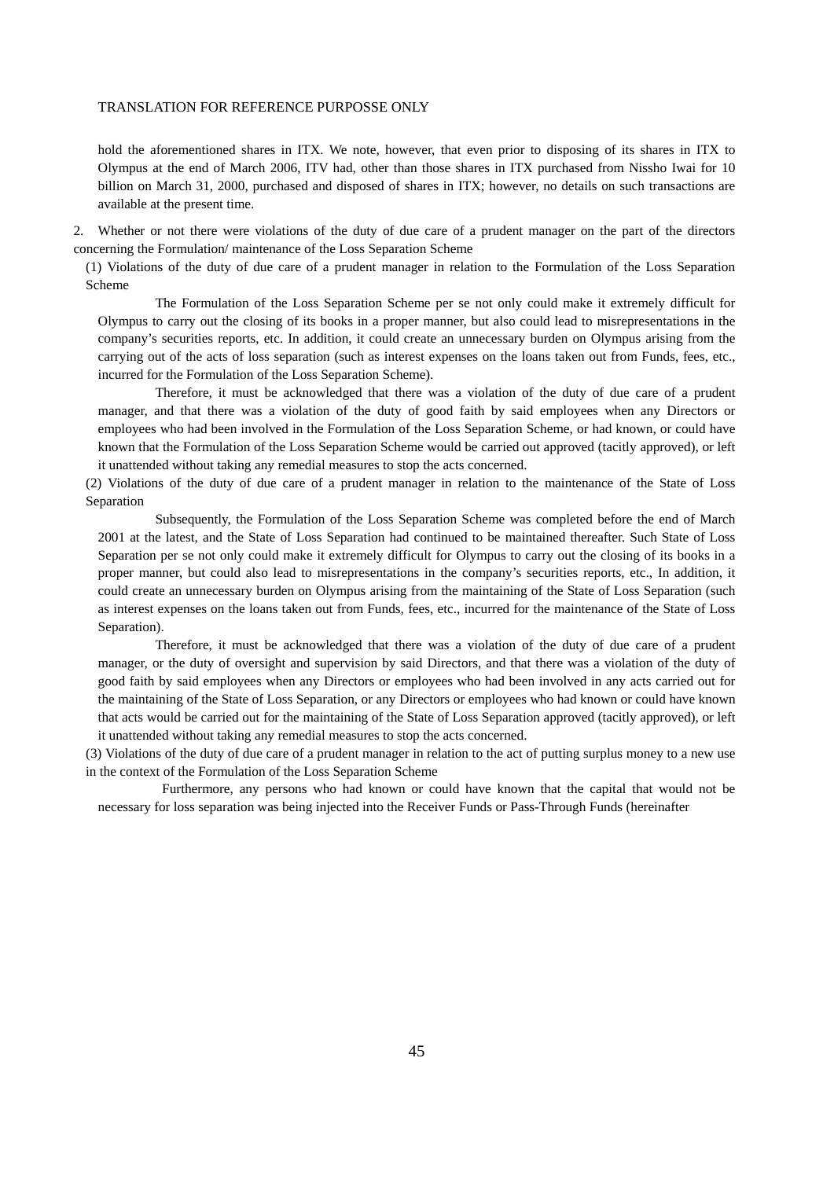hold the aforementioned shares in ITX. We note, however, that even prior to disposing of its shares in ITX to Olympus at the end of March 2006, ITV had, other than those shares in ITX purchased from Nissho Iwai for 10 billion on March 31, 2000, purchased and disposed of shares in ITX; however, no details on such transactions are available at the present time.

2. Whether or not there were violations of the duty of due care of a prudent manager on the part of the directors concerning the Formulation/ maintenance of the Loss Separation Scheme

(1) Violations of the duty of due care of a prudent manager in relation to the Formulation of the Loss Separation Scheme

The Formulation of the Loss Separation Scheme per se not only could make it extremely difficult for Olympus to carry out the closing of its books in a proper manner, but also could lead to misrepresentations in the company's securities reports, etc. In addition, it could create an unnecessary burden on Olympus arising from the carrying out of the acts of loss separation (such as interest expenses on the loans taken out from Funds, fees, etc., incurred for the Formulation of the Loss Separation Scheme).

Therefore, it must be acknowledged that there was a violation of the duty of due care of a prudent manager, and that there was a violation of the duty of good faith by said employees when any Directors or employees who had been involved in the Formulation of the Loss Separation Scheme, or had known, or could have known that the Formulation of the Loss Separation Scheme would be carried out approved (tacitly approved), or left it unattended without taking any remedial measures to stop the acts concerned.

(2) Violations of the duty of due care of a prudent manager in relation to the maintenance of the State of Loss Separation

Subsequently, the Formulation of the Loss Separation Scheme was completed before the end of March 2001 at the latest, and the State of Loss Separation had continued to be maintained thereafter. Such State of Loss Separation per se not only could make it extremely difficult for Olympus to carry out the closing of its books in a proper manner, but could also lead to misrepresentations in the company's securities reports, etc., In addition, it could create an unnecessary burden on Olympus arising from the maintaining of the State of Loss Separation (such as interest expenses on the loans taken out from Funds, fees, etc., incurred for the maintenance of the State of Loss Separation).

Therefore, it must be acknowledged that there was a violation of the duty of due care of a prudent manager, or the duty of oversight and supervision by said Directors, and that there was a violation of the duty of good faith by said employees when any Directors or employees who had been involved in any acts carried out for the maintaining of the State of Loss Separation, or any Directors or employees who had known or could have known that acts would be carried out for the maintaining of the State of Loss Separation approved (tacitly approved), or left it unattended without taking any remedial measures to stop the acts concerned.

(3) Violations of the duty of due care of a prudent manager in relation to the act of putting surplus money to a new use in the context of the Formulation of the Loss Separation Scheme

Furthermore, any persons who had known or could have known that the capital that would not be necessary for loss separation was being injected into the Receiver Funds or Pass-Through Funds (hereinafter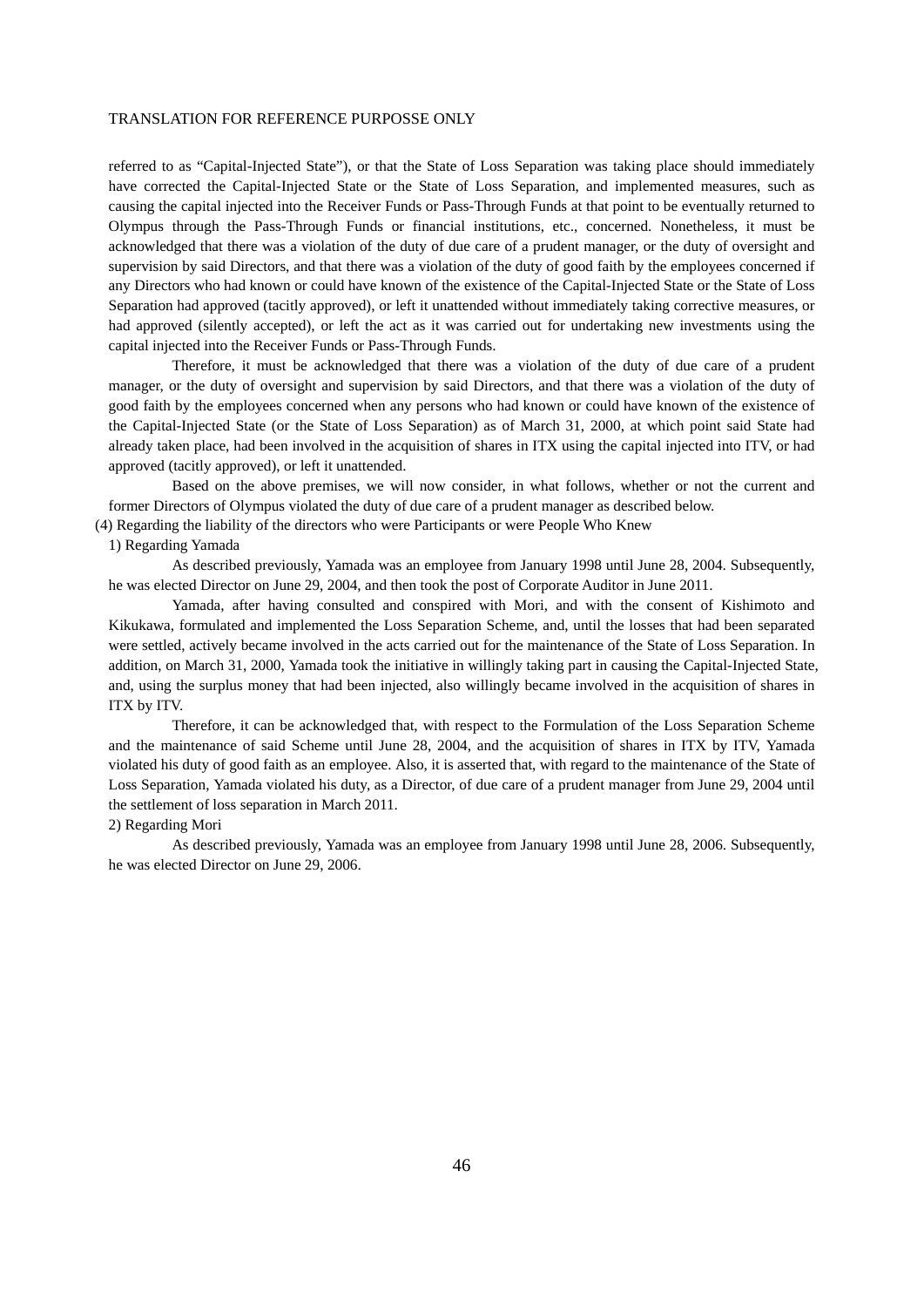referred to as “Capital-Injected State”), or that the State of Loss Separation was taking place should immediately have corrected the Capital-Injected State or the State of Loss Separation, and implemented measures, such as causing the capital injected into the Receiver Funds or Pass-Through Funds at that point to be eventually returned to Olympus through the Pass-Through Funds or financial institutions, etc., concerned. Nonetheless, it must be acknowledged that there was a violation of the duty of due care of a prudent manager, or the duty of oversight and supervision by said Directors, and that there was a violation of the duty of good faith by the employees concerned if any Directors who had known or could have known of the existence of the Capital-Injected State or the State of Loss Separation had approved (tacitly approved), or left it unattended without immediately taking corrective measures, or had approved (silently accepted), or left the act as it was carried out for undertaking new investments using the capital injected into the Receiver Funds or Pass-Through Funds.

Therefore, it must be acknowledged that there was a violation of the duty of due care of a prudent manager, or the duty of oversight and supervision by said Directors, and that there was a violation of the duty of good faith by the employees concerned when any persons who had known or could have known of the existence of the Capital-Injected State (or the State of Loss Separation) as of March 31, 2000, at which point said State had already taken place, had been involved in the acquisition of shares in ITX using the capital injected into ITV, or had approved (tacitly approved), or left it unattended.

Based on the above premises, we will now consider, in what follows, whether or not the current and former Directors of Olympus violated the duty of due care of a prudent manager as described below.

(4) Regarding the liability of the directors who were Participants or were People Who Knew

1) Regarding Yamada

As described previously, Yamada was an employee from January 1998 until June 28, 2004. Subsequently, he was elected Director on June 29, 2004, and then took the post of Corporate Auditor in June 2011.

Yamada, after having consulted and conspired with Mori, and with the consent of Kishimoto and Kikukawa, formulated and implemented the Loss Separation Scheme, and, until the losses that had been separated were settled, actively became involved in the acts carried out for the maintenance of the State of Loss Separation. In addition, on March 31, 2000, Yamada took the initiative in willingly taking part in causing the Capital-Injected State, and, using the surplus money that had been injected, also willingly became involved in the acquisition of shares in ITX by ITV.

Therefore, it can be acknowledged that, with respect to the Formulation of the Loss Separation Scheme and the maintenance of said Scheme until June 28, 2004, and the acquisition of shares in ITX by ITV, Yamada violated his duty of good faith as an employee. Also, it is asserted that, with regard to the maintenance of the State of Loss Separation, Yamada violated his duty, as a Director, of due care of a prudent manager from June 29, 2004 until the settlement of loss separation in March 2011.

2) Regarding Mori

As described previously, Yamada was an employee from January 1998 until June 28, 2006. Subsequently, he was elected Director on June 29, 2006.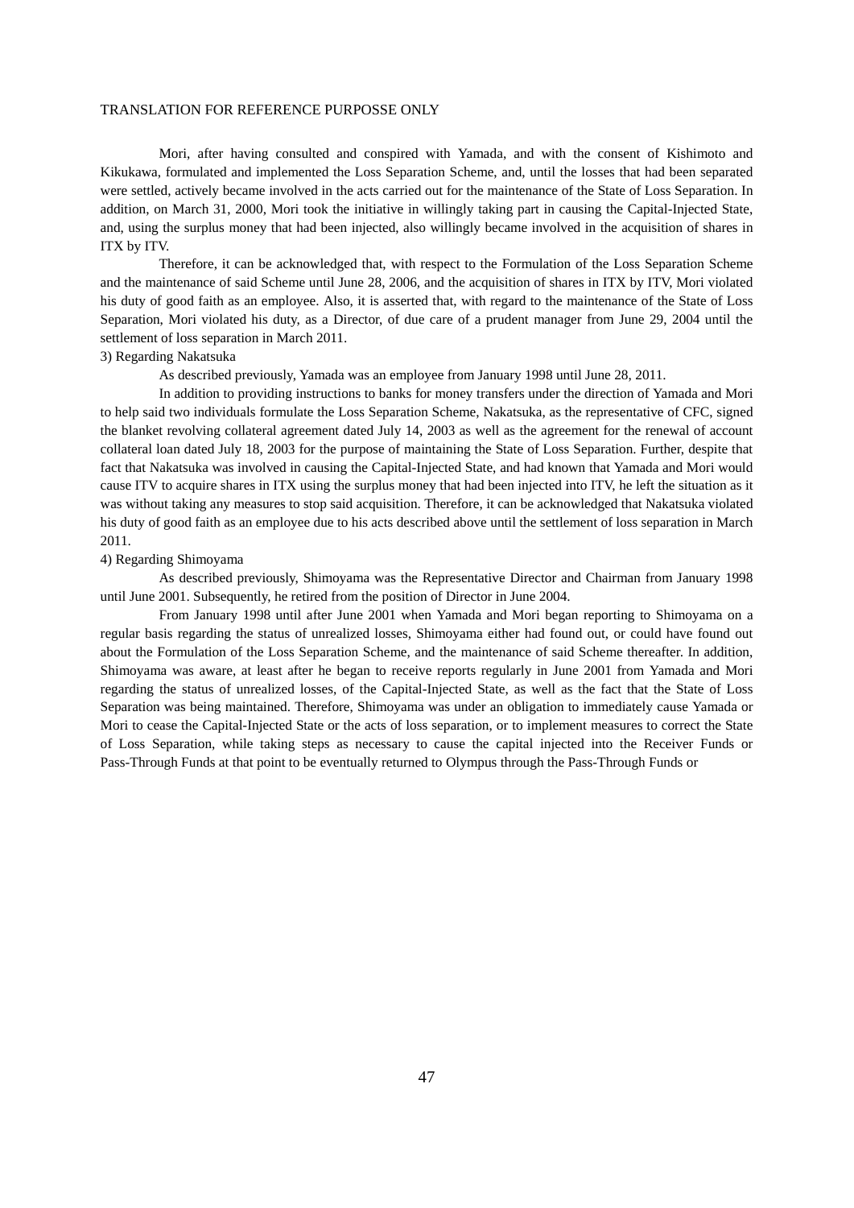Mori, after having consulted and conspired with Yamada, and with the consent of Kishimoto and Kikukawa, formulated and implemented the Loss Separation Scheme, and, until the losses that had been separated were settled, actively became involved in the acts carried out for the maintenance of the State of Loss Separation. In addition, on March 31, 2000, Mori took the initiative in willingly taking part in causing the Capital-Injected State, and, using the surplus money that had been injected, also willingly became involved in the acquisition of shares in ITX by ITV.

Therefore, it can be acknowledged that, with respect to the Formulation of the Loss Separation Scheme and the maintenance of said Scheme until June 28, 2006, and the acquisition of shares in ITX by ITV, Mori violated his duty of good faith as an employee. Also, it is asserted that, with regard to the maintenance of the State of Loss Separation, Mori violated his duty, as a Director, of due care of a prudent manager from June 29, 2004 until the settlement of loss separation in March 2011.

3) Regarding Nakatsuka

As described previously, Yamada was an employee from January 1998 until June 28, 2011.

In addition to providing instructions to banks for money transfers under the direction of Yamada and Mori to help said two individuals formulate the Loss Separation Scheme, Nakatsuka, as the representative of CFC, signed the blanket revolving collateral agreement dated July 14, 2003 as well as the agreement for the renewal of account collateral loan dated July 18, 2003 for the purpose of maintaining the State of Loss Separation. Further, despite that fact that Nakatsuka was involved in causing the Capital-Injected State, and had known that Yamada and Mori would cause ITV to acquire shares in ITX using the surplus money that had been injected into ITV, he left the situation as it was without taking any measures to stop said acquisition. Therefore, it can be acknowledged that Nakatsuka violated his duty of good faith as an employee due to his acts described above until the settlement of loss separation in March 2011.

4) Regarding Shimoyama

As described previously, Shimoyama was the Representative Director and Chairman from January 1998 until June 2001. Subsequently, he retired from the position of Director in June 2004.

From January 1998 until after June 2001 when Yamada and Mori began reporting to Shimoyama on a regular basis regarding the status of unrealized losses, Shimoyama either had found out, or could have found out about the Formulation of the Loss Separation Scheme, and the maintenance of said Scheme thereafter. In addition, Shimoyama was aware, at least after he began to receive reports regularly in June 2001 from Yamada and Mori regarding the status of unrealized losses, of the Capital-Injected State, as well as the fact that the State of Loss Separation was being maintained. Therefore, Shimoyama was under an obligation to immediately cause Yamada or Mori to cease the Capital-Injected State or the acts of loss separation, or to implement measures to correct the State of Loss Separation, while taking steps as necessary to cause the capital injected into the Receiver Funds or Pass-Through Funds at that point to be eventually returned to Olympus through the Pass-Through Funds or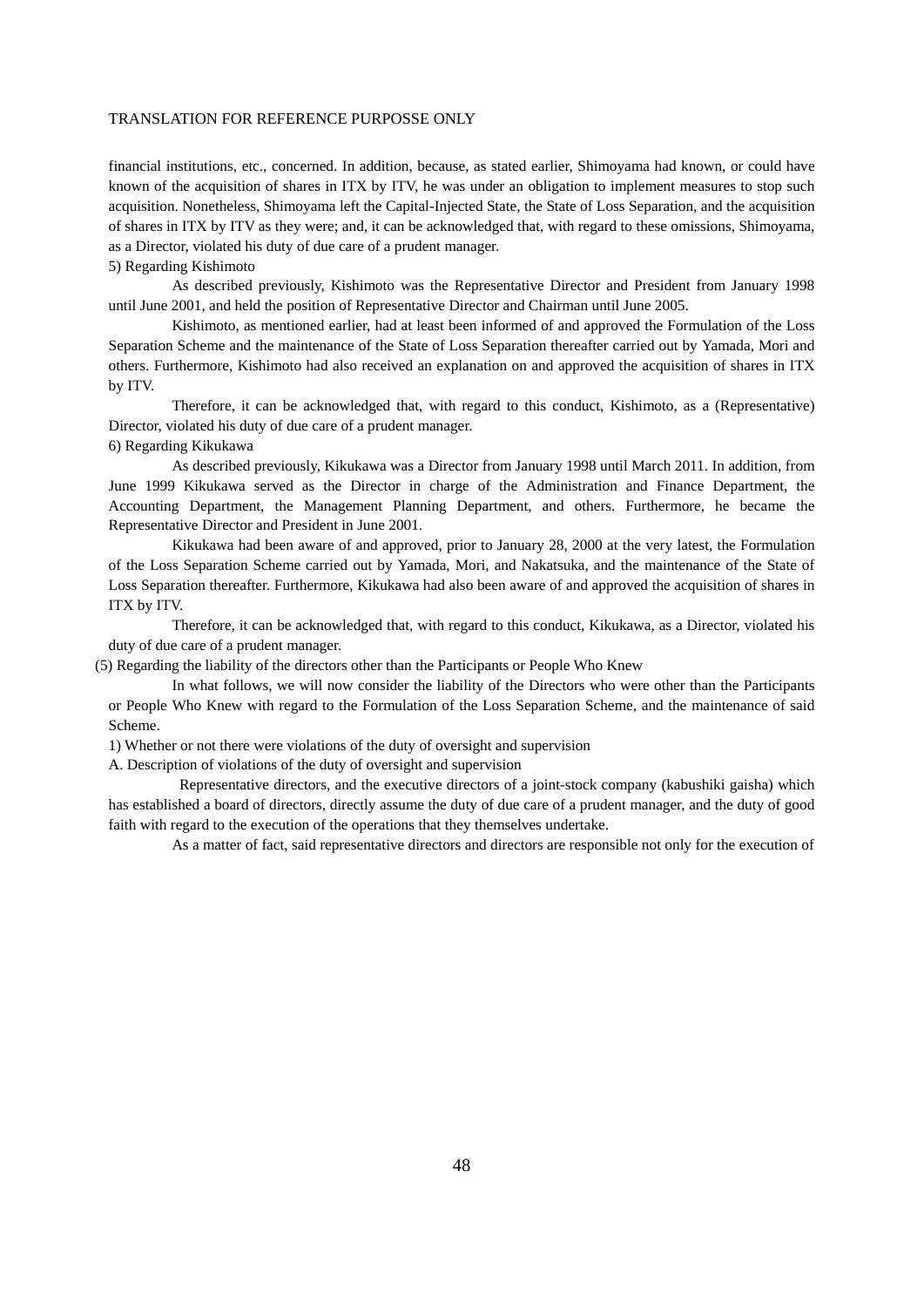financial institutions, etc., concerned. In addition, because, as stated earlier, Shimoyama had known, or could have known of the acquisition of shares in ITX by ITV, he was under an obligation to implement measures to stop such acquisition. Nonetheless, Shimoyama left the Capital-Injected State, the State of Loss Separation, and the acquisition of shares in ITX by ITV as they were; and, it can be acknowledged that, with regard to these omissions, Shimoyama, as a Director, violated his duty of due care of a prudent manager.

5) Regarding Kishimoto

As described previously, Kishimoto was the Representative Director and President from January 1998 until June 2001, and held the position of Representative Director and Chairman until June 2005.

Kishimoto, as mentioned earlier, had at least been informed of and approved the Formulation of the Loss Separation Scheme and the maintenance of the State of Loss Separation thereafter carried out by Yamada, Mori and others. Furthermore, Kishimoto had also received an explanation on and approved the acquisition of shares in ITX by ITV.

Therefore, it can be acknowledged that, with regard to this conduct, Kishimoto, as a (Representative) Director, violated his duty of due care of a prudent manager.

6) Regarding Kikukawa

As described previously, Kikukawa was a Director from January 1998 until March 2011. In addition, from June 1999 Kikukawa served as the Director in charge of the Administration and Finance Department, the Accounting Department, the Management Planning Department, and others. Furthermore, he became the Representative Director and President in June 2001.

Kikukawa had been aware of and approved, prior to January 28, 2000 at the very latest, the Formulation of the Loss Separation Scheme carried out by Yamada, Mori, and Nakatsuka, and the maintenance of the State of Loss Separation thereafter. Furthermore, Kikukawa had also been aware of and approved the acquisition of shares in ITX by ITV.

Therefore, it can be acknowledged that, with regard to this conduct, Kikukawa, as a Director, violated his duty of due care of a prudent manager.

(5) Regarding the liability of the directors other than the Participants or People Who Knew

In what follows, we will now consider the liability of the Directors who were other than the Participants or People Who Knew with regard to the Formulation of the Loss Separation Scheme, and the maintenance of said Scheme.

1) Whether or not there were violations of the duty of oversight and supervision

A. Description of violations of the duty of oversight and supervision

Representative directors, and the executive directors of a joint-stock company (kabushiki gaisha) which has established a board of directors, directly assume the duty of due care of a prudent manager, and the duty of good faith with regard to the execution of the operations that they themselves undertake.

As a matter of fact, said representative directors and directors are responsible not only for the execution of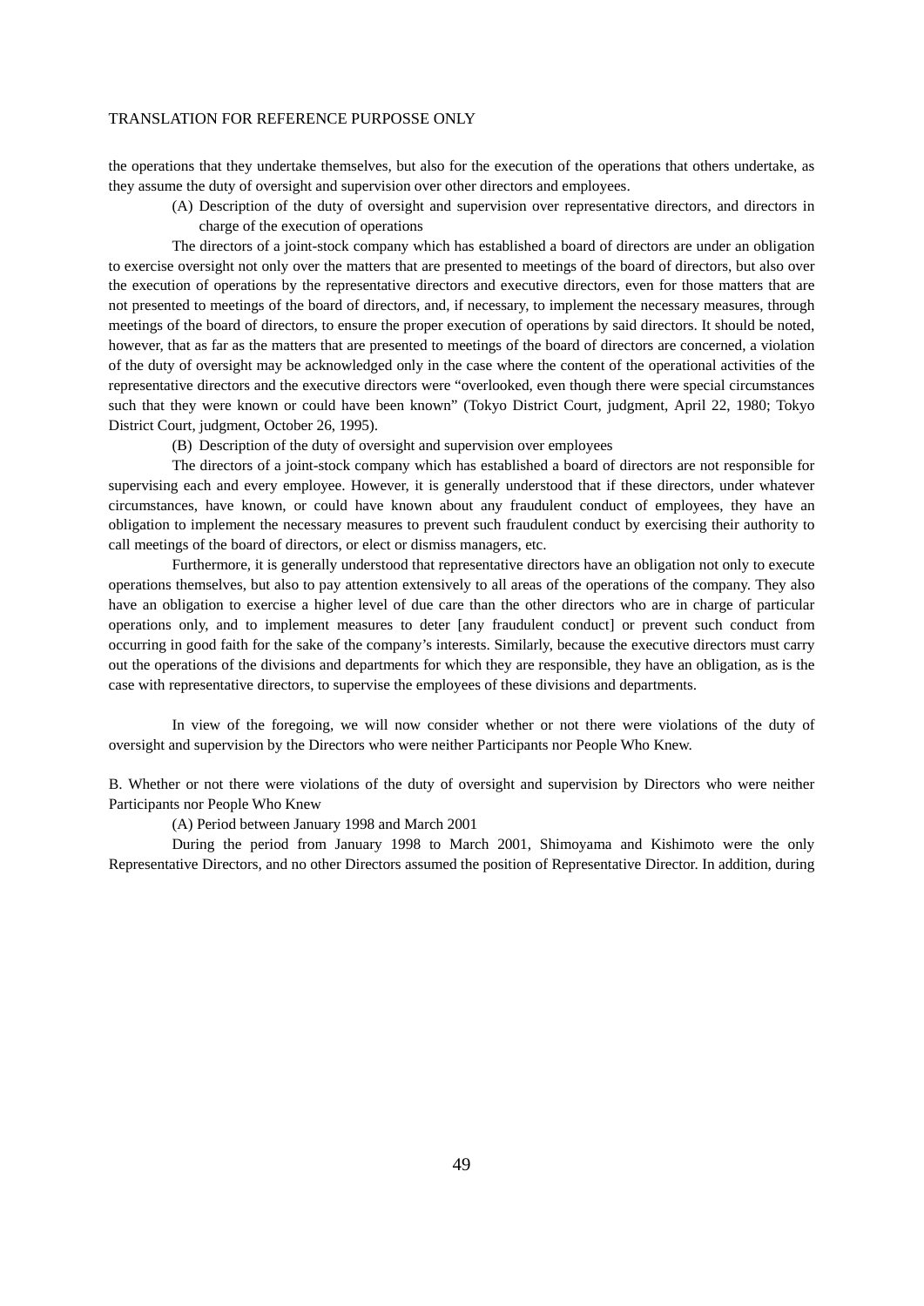the operations that they undertake themselves, but also for the execution of the operations that others undertake, as they assume the duty of oversight and supervision over other directors and employees.

(A) Description of the duty of oversight and supervision over representative directors, and directors in charge of the execution of operations

The directors of a joint-stock company which has established a board of directors are under an obligation to exercise oversight not only over the matters that are presented to meetings of the board of directors, but also over the execution of operations by the representative directors and executive directors, even for those matters that are not presented to meetings of the board of directors, and, if necessary, to implement the necessary measures, through meetings of the board of directors, to ensure the proper execution of operations by said directors. It should be noted, however, that as far as the matters that are presented to meetings of the board of directors are concerned, a violation of the duty of oversight may be acknowledged only in the case where the content of the operational activities of the representative directors and the executive directors were "overlooked, even though there were special circumstances such that they were known or could have been known" (Tokyo District Court, judgment, April 22, 1980; Tokyo District Court, judgment, October 26, 1995).

(B) Description of the duty of oversight and supervision over employees

The directors of a joint-stock company which has established a board of directors are not responsible for supervising each and every employee. However, it is generally understood that if these directors, under whatever circumstances, have known, or could have known about any fraudulent conduct of employees, they have an obligation to implement the necessary measures to prevent such fraudulent conduct by exercising their authority to call meetings of the board of directors, or elect or dismiss managers, etc.

Furthermore, it is generally understood that representative directors have an obligation not only to execute operations themselves, but also to pay attention extensively to all areas of the operations of the company. They also have an obligation to exercise a higher level of due care than the other directors who are in charge of particular operations only, and to implement measures to deter [any fraudulent conduct] or prevent such conduct from occurring in good faith for the sake of the company's interests. Similarly, because the executive directors must carry out the operations of the divisions and departments for which they are responsible, they have an obligation, as is the case with representative directors, to supervise the employees of these divisions and departments.

In view of the foregoing, we will now consider whether or not there were violations of the duty of oversight and supervision by the Directors who were neither Participants nor People Who Knew.

B. Whether or not there were violations of the duty of oversight and supervision by Directors who were neither Participants nor People Who Knew

(A) Period between January 1998 and March 2001

During the period from January 1998 to March 2001, Shimoyama and Kishimoto were the only Representative Directors, and no other Directors assumed the position of Representative Director. In addition, during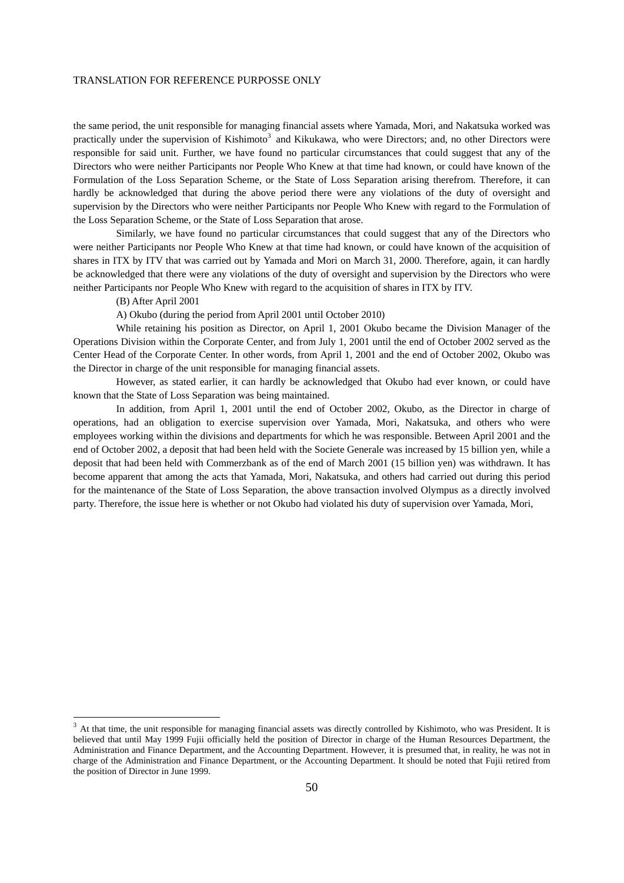the same period, the unit responsible for managing financial assets where Yamada, Mori, and Nakatsuka worked was practically under the supervision of Kishimoto[3] and Kikukawa, who were Directors; and, no other Directors were responsible for said unit. Further, we have found no particular circumstances that could suggest that any of the Directors who were neither Participants nor People Who Knew at that time had known, or could have known of the Formulation of the Loss Separation Scheme, or the State of Loss Separation arising therefrom. Therefore, it can hardly be acknowledged that during the above period there were any violations of the duty of oversight and supervision by the Directors who were neither Participants nor People Who Knew with regard to the Formulation of the Loss Separation Scheme, or the State of Loss Separation that arose.

Similarly, we have found no particular circumstances that could suggest that any of the Directors who were neither Participants nor People Who Knew at that time had known, or could have known of the acquisition of shares in ITX by ITV that was carried out by Yamada and Mori on March 31, 2000. Therefore, again, it can hardly be acknowledged that there were any violations of the duty of oversight and supervision by the Directors who were neither Participants nor People Who Knew with regard to the acquisition of shares in ITX by ITV.

(B) After April 2001

A) Okubo (during the period from April 2001 until October 2010)

While retaining his position as Director, on April 1, 2001 Okubo became the Division Manager of the Operations Division within the Corporate Center, and from July 1, 2001 until the end of October 2002 served as the Center Head of the Corporate Center. In other words, from April 1, 2001 and the end of October 2002, Okubo was the Director in charge of the unit responsible for managing financial assets.

However, as stated earlier, it can hardly be acknowledged that Okubo had ever known, or could have known that the State of Loss Separation was being maintained.

In addition, from April 1, 2001 until the end of October 2002, Okubo, as the Director in charge of operations, had an obligation to exercise supervision over Yamada, Mori, Nakatsuka, and others who were employees working within the divisions and departments for which he was responsible. Between April 2001 and the end of October 2002, a deposit that had been held with the Societe Generale was increased by 15 billion yen, while a deposit that had been held with Commerzbank as of the end of March 2001 (15 billion yen) was withdrawn. It has become apparent that among the acts that Yamada, Mori, Nakatsuka, and others had carried out during this period for the maintenance of the State of Loss Separation, the above transaction involved Olympus as a directly involved party. Therefore, the issue here is whether or not Okubo had violated his duty of supervision over Yamada, Mori,

---

[3] At that time, the unit responsible for managing financial assets was directly controlled by Kishimoto, who was President. It is believed that until May 1999 Fujii officially held the position of Director in charge of the Human Resources Department, the Administration and Finance Department, and the Accounting Department. However, it is presumed that, in reality, he was not in charge of the Administration and Finance Department, or the Accounting Department. It should be noted that Fujii retired from the position of Director in June 1999.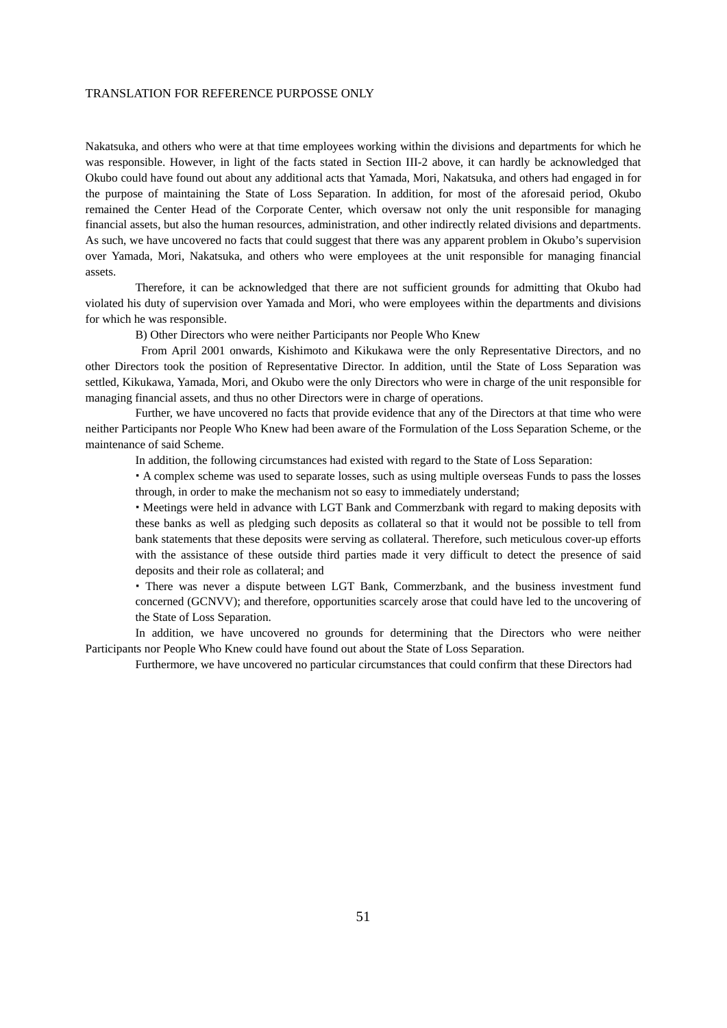Nakatsuka, and others who were at that time employees working within the divisions and departments for which he was responsible. However, in light of the facts stated in Section III-2 above, it can hardly be acknowledged that Okubo could have found out about any additional acts that Yamada, Mori, Nakatsuka, and others had engaged in for the purpose of maintaining the State of Loss Separation. In addition, for most of the aforesaid period, Okubo remained the Center Head of the Corporate Center, which oversaw not only the unit responsible for managing financial assets, but also the human resources, administration, and other indirectly related divisions and departments. As such, we have uncovered no facts that could suggest that there was any apparent problem in Okubo's supervision over Yamada, Mori, Nakatsuka, and others who were employees at the unit responsible for managing financial assets.

Therefore, it can be acknowledged that there are not sufficient grounds for admitting that Okubo had violated his duty of supervision over Yamada and Mori, who were employees within the departments and divisions for which he was responsible.

B) Other Directors who were neither Participants nor People Who Knew

From April 2001 onwards, Kishimoto and Kikukawa were the only Representative Directors, and no other Directors took the position of Representative Director. In addition, until the State of Loss Separation was settled, Kikukawa, Yamada, Mori, and Okubo were the only Directors who were in charge of the unit responsible for managing financial assets, and thus no other Directors were in charge of operations.

Further, we have uncovered no facts that provide evidence that any of the Directors at that time who were neither Participants nor People Who Knew had been aware of the Formulation of the Loss Separation Scheme, or the maintenance of said Scheme.

In addition, the following circumstances had existed with regard to the State of Loss Separation:

- A complex scheme was used to separate losses, such as using multiple overseas Funds to pass the losses through, in order to make the mechanism not so easy to immediately understand;
- Meetings were held in advance with LGT Bank and Commerzbank with regard to making deposits with these banks as well as pledging such deposits as collateral so that it would not be possible to tell from bank statements that these deposits were serving as collateral. Therefore, such meticulous cover-up efforts with the assistance of these outside third parties made it very difficult to detect the presence of said deposits and their role as collateral; and
- There was never a dispute between LGT Bank, Commerzbank, and the business investment fund concerned (GCNVV); and therefore, opportunities scarcely arose that could have led to the uncovering of the State of Loss Separation.

In addition, we have uncovered no grounds for determining that the Directors who were neither Participants nor People Who Knew could have found out about the State of Loss Separation.

Furthermore, we have uncovered no particular circumstances that could confirm that these Directors had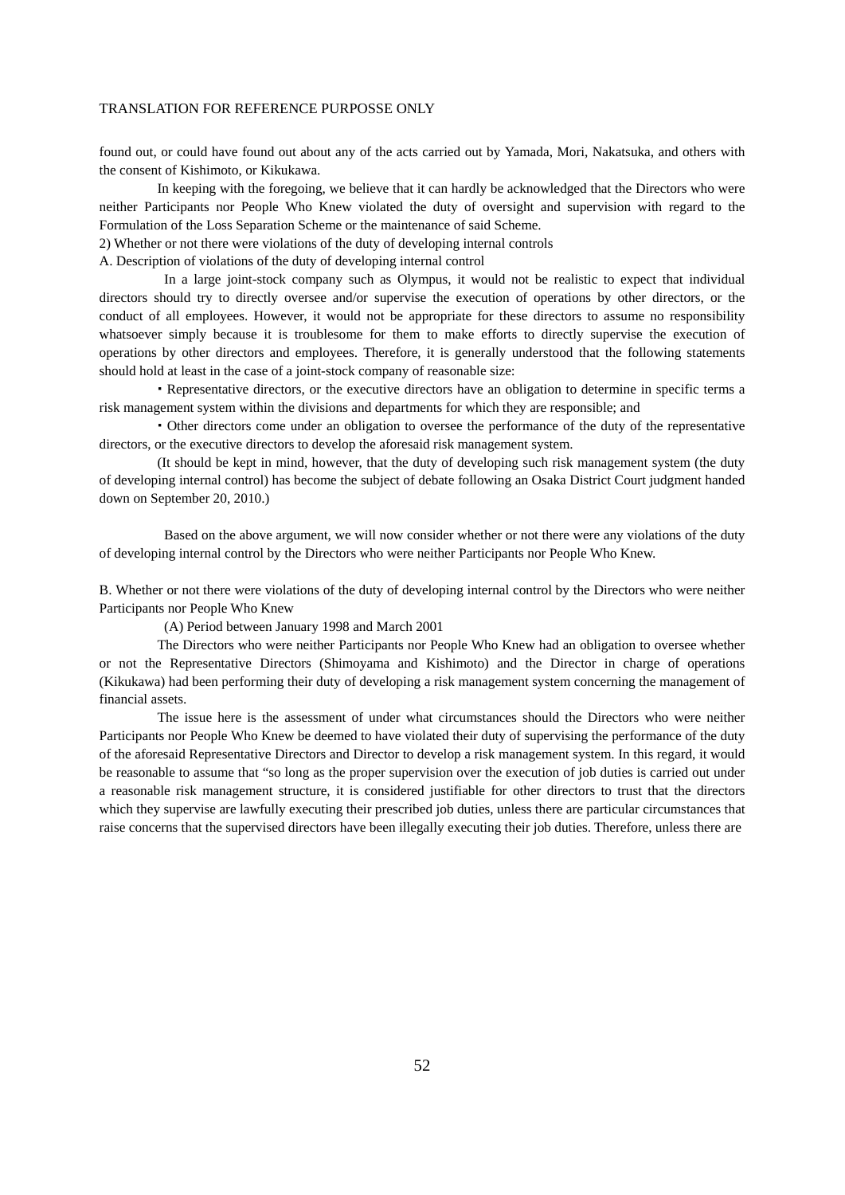found out, or could have found out about any of the acts carried out by Yamada, Mori, Nakatsuka, and others with the consent of Kishimoto, or Kikukawa.

In keeping with the foregoing, we believe that it can hardly be acknowledged that the Directors who were neither Participants nor People Who Knew violated the duty of oversight and supervision with regard to the Formulation of the Loss Separation Scheme or the maintenance of said Scheme.

2) Whether or not there were violations of the duty of developing internal controls

A. Description of violations of the duty of developing internal control

In a large joint-stock company such as Olympus, it would not be realistic to expect that individual directors should try to directly oversee and/or supervise the execution of operations by other directors, or the conduct of all employees. However, it would not be appropriate for these directors to assume no responsibility whatsoever simply because it is troublesome for them to make efforts to directly supervise the execution of operations by other directors and employees. Therefore, it is generally understood that the following statements should hold at least in the case of a joint-stock company of reasonable size:

- Representative directors, or the executive directors have an obligation to determine in specific terms a risk management system within the divisions and departments for which they are responsible; and
- Other directors come under an obligation to oversee the performance of the duty of the representative directors, or the executive directors to develop the aforesaid risk management system.

(It should be kept in mind, however, that the duty of developing such risk management system (the duty of developing internal control) has become the subject of debate following an Osaka District Court judgment handed down on September 20, 2010.)

Based on the above argument, we will now consider whether or not there were any violations of the duty of developing internal control by the Directors who were neither Participants nor People Who Knew.

B. Whether or not there were violations of the duty of developing internal control by the Directors who were neither Participants nor People Who Knew

(A) Period between January 1998 and March 2001

The Directors who were neither Participants nor People Who Knew had an obligation to oversee whether or not the Representative Directors (Shimoyama and Kishimoto) and the Director in charge of operations (Kikukawa) had been performing their duty of developing a risk management system concerning the management of financial assets.

The issue here is the assessment of under what circumstances should the Directors who were neither Participants nor People Who Knew be deemed to have violated their duty of supervising the performance of the duty of the aforesaid Representative Directors and Director to develop a risk management system. In this regard, it would be reasonable to assume that "so long as the proper supervision over the execution of job duties is carried out under a reasonable risk management structure, it is considered justifiable for other directors to trust that the directors which they supervise are lawfully executing their prescribed job duties, unless there are particular circumstances that raise concerns that the supervised directors have been illegally executing their job duties. Therefore, unless there are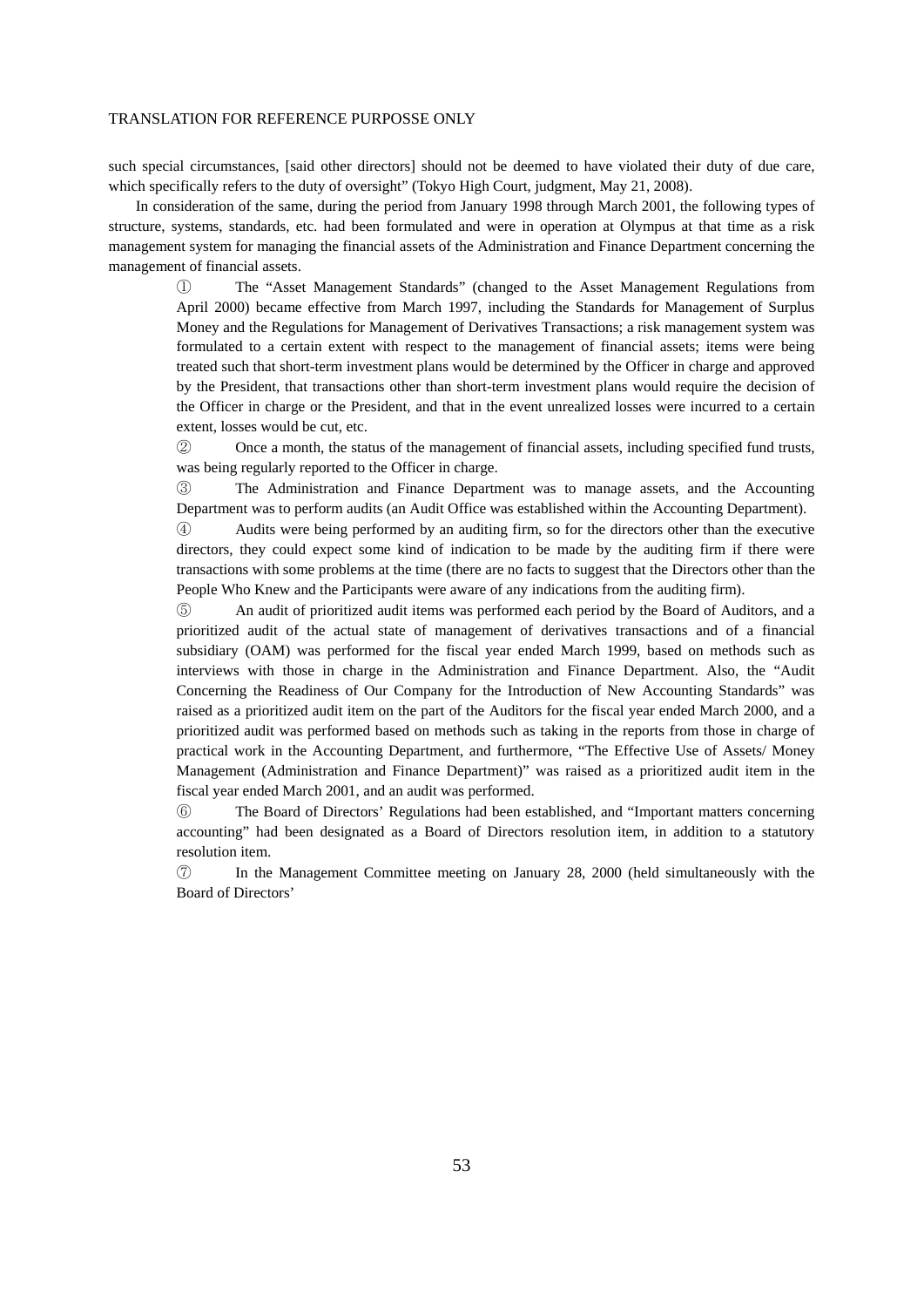such special circumstances, [said other directors] should not be deemed to have violated their duty of due care, which specifically refers to the duty of oversight" (Tokyo High Court, judgment, May 21, 2008).

In consideration of the same, during the period from January 1998 through March 2001, the following types of structure, systems, standards, etc. had been formulated and were in operation at Olympus at that time as a risk management system for managing the financial assets of the Administration and Finance Department concerning the management of financial assets.

① The "Asset Management Standards" (changed to the Asset Management Regulations from April 2000) became effective from March 1997, including the Standards for Management of Surplus Money and the Regulations for Management of Derivatives Transactions; a risk management system was formulated to a certain extent with respect to the management of financial assets; items were being treated such that short-term investment plans would be determined by the Officer in charge and approved by the President, that transactions other than short-term investment plans would require the decision of the Officer in charge or the President, and that in the event unrealized losses were incurred to a certain extent, losses would be cut, etc.

② Once a month, the status of the management of financial assets, including specified fund trusts, was being regularly reported to the Officer in charge.

③ The Administration and Finance Department was to manage assets, and the Accounting Department was to perform audits (an Audit Office was established within the Accounting Department).

④ Audits were being performed by an auditing firm, so for the directors other than the executive directors, they could expect some kind of indication to be made by the auditing firm if there were transactions with some problems at the time (there are no facts to suggest that the Directors other than the People Who Knew and the Participants were aware of any indications from the auditing firm).

⑤ An audit of prioritized audit items was performed each period by the Board of Auditors, and a prioritized audit of the actual state of management of derivatives transactions and of a financial subsidiary (OAM) was performed for the fiscal year ended March 1999, based on methods such as interviews with those in charge in the Administration and Finance Department. Also, the "Audit Concerning the Readiness of Our Company for the Introduction of New Accounting Standards" was raised as a prioritized audit item on the part of the Auditors for the fiscal year ended March 2000, and a prioritized audit was performed based on methods such as taking in the reports from those in charge of practical work in the Accounting Department, and furthermore, "The Effective Use of Assets/ Money Management (Administration and Finance Department)" was raised as a prioritized audit item in the fiscal year ended March 2001, and an audit was performed.

⑥ The Board of Directors' Regulations had been established, and "Important matters concerning accounting" had been designated as a Board of Directors resolution item, in addition to a statutory resolution item.

⑦ In the Management Committee meeting on January 28, 2000 (held simultaneously with the Board of Directors'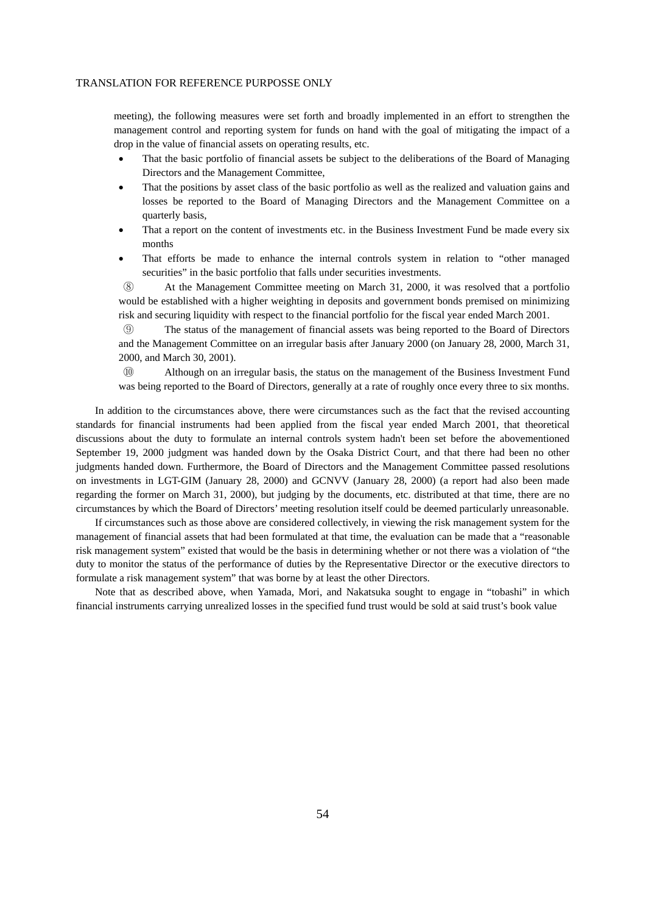meeting), the following measures were set forth and broadly implemented in an effort to strengthen the management control and reporting system for funds on hand with the goal of mitigating the impact of a drop in the value of financial assets on operating results, etc.

- That the basic portfolio of financial assets be subject to the deliberations of the Board of Managing Directors and the Management Committee,
- That the positions by asset class of the basic portfolio as well as the realized and valuation gains and losses be reported to the Board of Managing Directors and the Management Committee on a quarterly basis,
- That a report on the content of investments etc. in the Business Investment Fund be made every six months
- That efforts be made to enhance the internal controls system in relation to "other managed securities" in the basic portfolio that falls under securities investments.

⑧ At the Management Committee meeting on March 31, 2000, it was resolved that a portfolio would be established with a higher weighting in deposits and government bonds premised on minimizing risk and securing liquidity with respect to the financial portfolio for the fiscal year ended March 2001.

⑨ The status of the management of financial assets was being reported to the Board of Directors and the Management Committee on an irregular basis after January 2000 (on January 28, 2000, March 31, 2000, and March 30, 2001).

⑩ Although on an irregular basis, the status on the management of the Business Investment Fund was being reported to the Board of Directors, generally at a rate of roughly once every three to six months.

In addition to the circumstances above, there were circumstances such as the fact that the revised accounting standards for financial instruments had been applied from the fiscal year ended March 2001, that theoretical discussions about the duty to formulate an internal controls system hadn't been set before the abovementioned September 19, 2000 judgment was handed down by the Osaka District Court, and that there had been no other judgments handed down. Furthermore, the Board of Directors and the Management Committee passed resolutions on investments in LGT-GIM (January 28, 2000) and GCNVV (January 28, 2000) (a report had also been made regarding the former on March 31, 2000), but judging by the documents, etc. distributed at that time, there are no circumstances by which the Board of Directors' meeting resolution itself could be deemed particularly unreasonable.

If circumstances such as those above are considered collectively, in viewing the risk management system for the management of financial assets that had been formulated at that time, the evaluation can be made that a "reasonable risk management system" existed that would be the basis in determining whether or not there was a violation of "the duty to monitor the status of the performance of duties by the Representative Director or the executive directors to formulate a risk management system" that was borne by at least the other Directors.

Note that as described above, when Yamada, Mori, and Nakatsuka sought to engage in "tobashi" in which financial instruments carrying unrealized losses in the specified fund trust would be sold at said trust's book value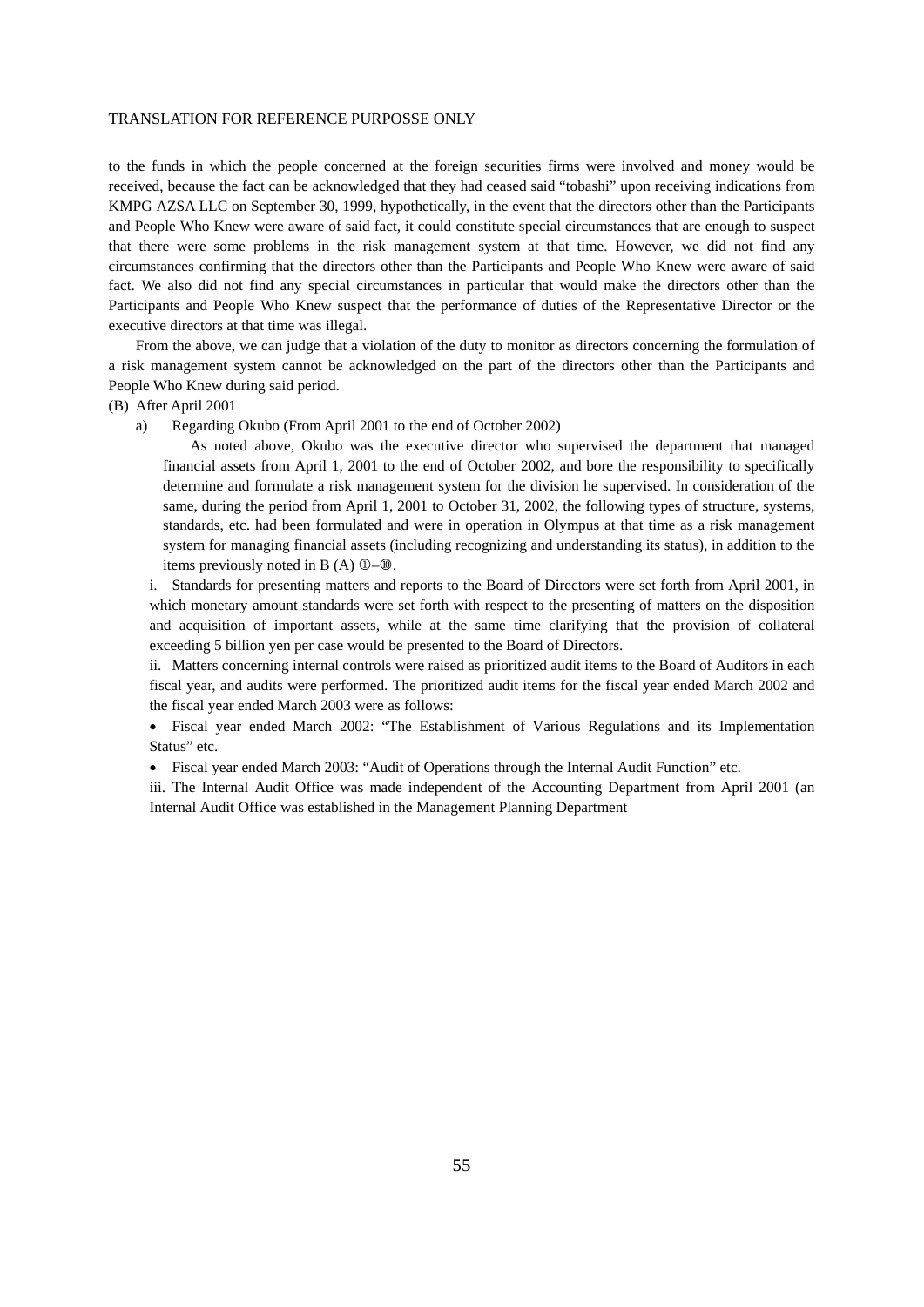to the funds in which the people concerned at the foreign securities firms were involved and money would be received, because the fact can be acknowledged that they had ceased said "tobashi" upon receiving indications from KMPG AZSA LLC on September 30, 1999, hypothetically, in the event that the directors other than the Participants and People Who Knew were aware of said fact, it could constitute special circumstances that are enough to suspect that there were some problems in the risk management system at that time. However, we did not find any circumstances confirming that the directors other than the Participants and People Who Knew were aware of said fact. We also did not find any special circumstances in particular that would make the directors other than the Participants and People Who Knew suspect that the performance of duties of the Representative Director or the executive directors at that time was illegal.

From the above, we can judge that a violation of the duty to monitor as directors concerning the formulation of a risk management system cannot be acknowledged on the part of the directors other than the Participants and People Who Knew during said period.

(B) After April 2001

a) Regarding Okubo (From April 2001 to the end of October 2002)

As noted above, Okubo was the executive director who supervised the department that managed financial assets from April 1, 2001 to the end of October 2002, and bore the responsibility to specifically determine and formulate a risk management system for the division he supervised. In consideration of the same, during the period from April 1, 2001 to October 31, 2002, the following types of structure, systems, standards, etc. had been formulated and were in operation in Olympus at that time as a risk management system for managing financial assets (including recognizing and understanding its status), in addition to the items previously noted in B (A) ①–⑩.

i. Standards for presenting matters and reports to the Board of Directors were set forth from April 2001, in which monetary amount standards were set forth with respect to the presenting of matters on the disposition and acquisition of important assets, while at the same time clarifying that the provision of collateral exceeding 5 billion yen per case would be presented to the Board of Directors.

ii. Matters concerning internal controls were raised as prioritized audit items to the Board of Auditors in each fiscal year, and audits were performed. The prioritized audit items for the fiscal year ended March 2002 and the fiscal year ended March 2003 were as follows:

- Fiscal year ended March 2002: "The Establishment of Various Regulations and its Implementation Status" etc.
- Fiscal year ended March 2003: "Audit of Operations through the Internal Audit Function" etc.

iii. The Internal Audit Office was made independent of the Accounting Department from April 2001 (an Internal Audit Office was established in the Management Planning Department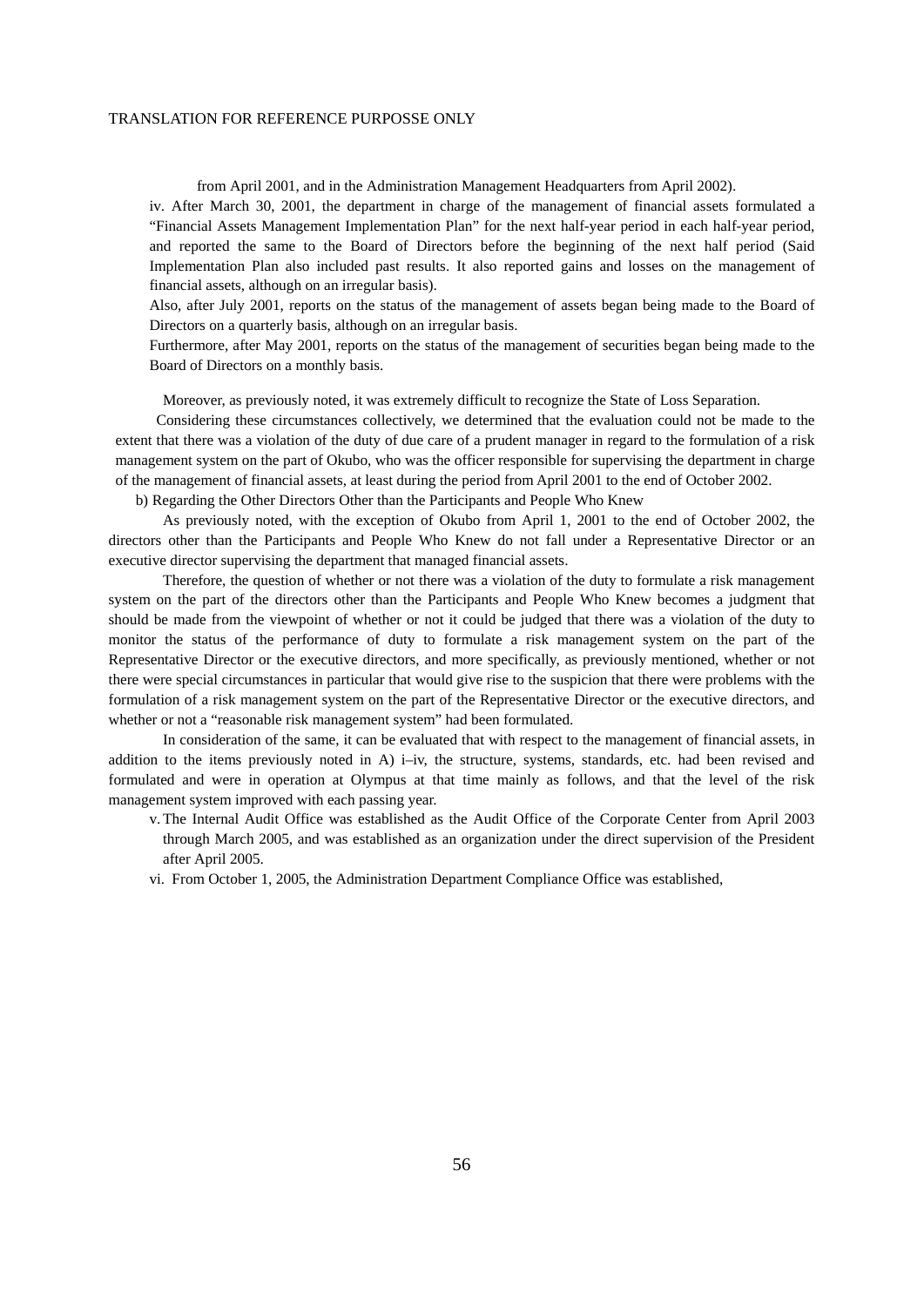from April 2001, and in the Administration Management Headquarters from April 2002).

iv. After March 30, 2001, the department in charge of the management of financial assets formulated a "Financial Assets Management Implementation Plan" for the next half-year period in each half-year period, and reported the same to the Board of Directors before the beginning of the next half period (Said Implementation Plan also included past results. It also reported gains and losses on the management of financial assets, although on an irregular basis).

Also, after July 2001, reports on the status of the management of assets began being made to the Board of Directors on a quarterly basis, although on an irregular basis.

Furthermore, after May 2001, reports on the status of the management of securities began being made to the Board of Directors on a monthly basis.

Moreover, as previously noted, it was extremely difficult to recognize the State of Loss Separation.

Considering these circumstances collectively, we determined that the evaluation could not be made to the extent that there was a violation of the duty of due care of a prudent manager in regard to the formulation of a risk management system on the part of Okubo, who was the officer responsible for supervising the department in charge of the management of financial assets, at least during the period from April 2001 to the end of October 2002.

b) Regarding the Other Directors Other than the Participants and People Who Knew

As previously noted, with the exception of Okubo from April 1, 2001 to the end of October 2002, the directors other than the Participants and People Who Knew do not fall under a Representative Director or an executive director supervising the department that managed financial assets.

Therefore, the question of whether or not there was a violation of the duty to formulate a risk management system on the part of the directors other than the Participants and People Who Knew becomes a judgment that should be made from the viewpoint of whether or not it could be judged that there was a violation of the duty to monitor the status of the performance of duty to formulate a risk management system on the part of the Representative Director or the executive directors, and more specifically, as previously mentioned, whether or not there were special circumstances in particular that would give rise to the suspicion that there were problems with the formulation of a risk management system on the part of the Representative Director or the executive directors, and whether or not a "reasonable risk management system" had been formulated.

In consideration of the same, it can be evaluated that with respect to the management of financial assets, in addition to the items previously noted in A) i–iv, the structure, systems, standards, etc. had been revised and formulated and were in operation at Olympus at that time mainly as follows, and that the level of the risk management system improved with each passing year.

v. The Internal Audit Office was established as the Audit Office of the Corporate Center from April 2003 through March 2005, and was established as an organization under the direct supervision of the President after April 2005.

vi. From October 1, 2005, the Administration Department Compliance Office was established,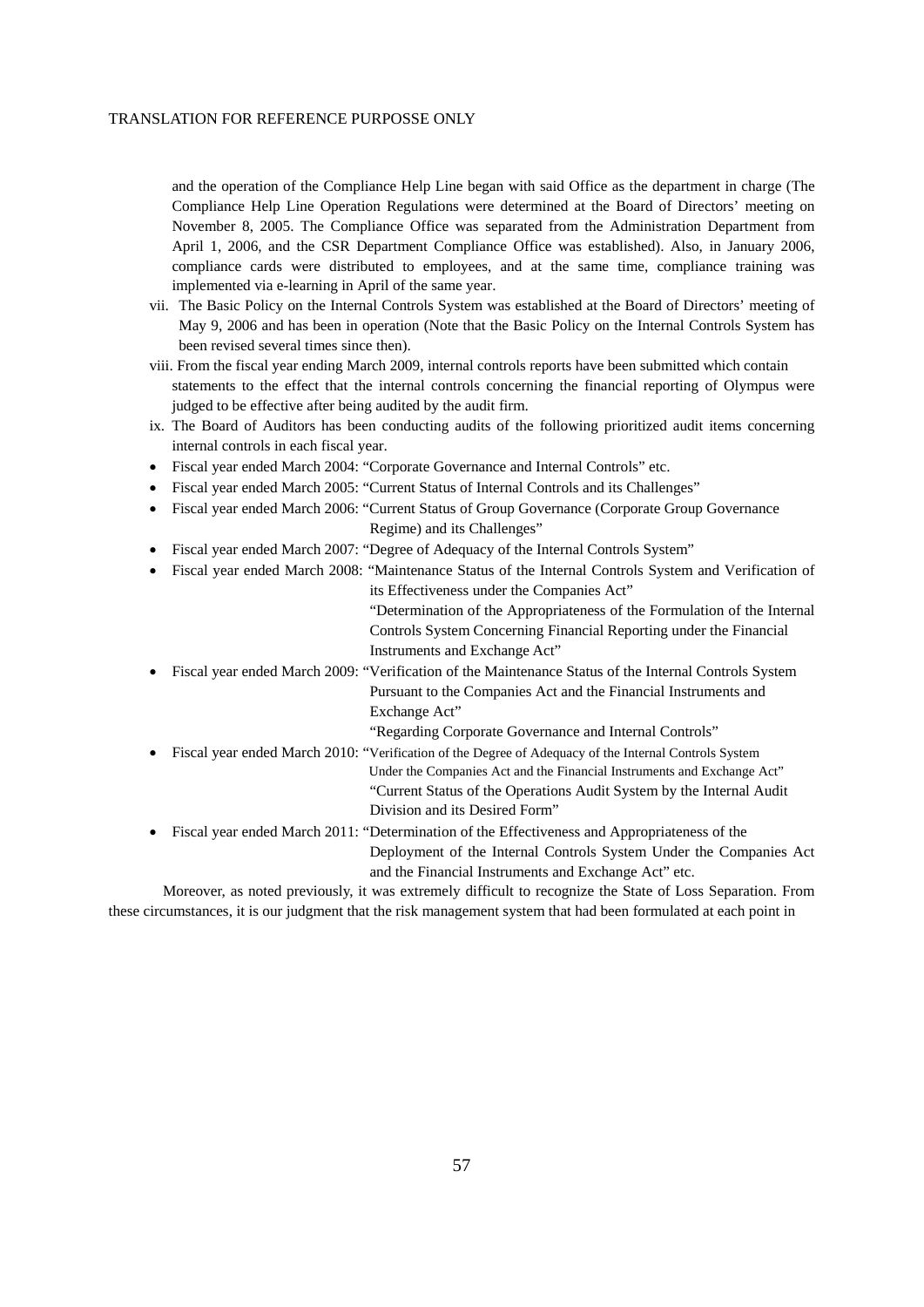and the operation of the Compliance Help Line began with said Office as the department in charge (The Compliance Help Line Operation Regulations were determined at the Board of Directors' meeting on November 8, 2005. The Compliance Office was separated from the Administration Department from April 1, 2006, and the CSR Department Compliance Office was established). Also, in January 2006, compliance cards were distributed to employees, and at the same time, compliance training was implemented via e-learning in April of the same year.

vii. The Basic Policy on the Internal Controls System was established at the Board of Directors' meeting of May 9, 2006 and has been in operation (Note that the Basic Policy on the Internal Controls System has been revised several times since then).

viii. From the fiscal year ending March 2009, internal controls reports have been submitted which contain statements to the effect that the internal controls concerning the financial reporting of Olympus were judged to be effective after being audited by the audit firm.

ix. The Board of Auditors has been conducting audits of the following prioritized audit items concerning internal controls in each fiscal year.

- Fiscal year ended March 2004: "Corporate Governance and Internal Controls" etc.
- Fiscal year ended March 2005: "Current Status of Internal Controls and its Challenges"
- Fiscal year ended March 2006: "Current Status of Group Governance (Corporate Group Governance Regime) and its Challenges"
- Fiscal year ended March 2007: "Degree of Adequacy of the Internal Controls System"
- Fiscal year ended March 2008: "Maintenance Status of the Internal Controls System and Verification of its Effectiveness under the Companies Act"
  "Determination of the Appropriateness of the Formulation of the Internal Controls System Concerning Financial Reporting under the Financial Instruments and Exchange Act"
- Fiscal year ended March 2009: "Verification of the Maintenance Status of the Internal Controls System Pursuant to the Companies Act and the Financial Instruments and Exchange Act"
  "Regarding Corporate Governance and Internal Controls"
- Fiscal year ended March 2010: "Verification of the Degree of Adequacy of the Internal Controls System Under the Companies Act and the Financial Instruments and Exchange Act"
  "Current Status of the Operations Audit System by the Internal Audit Division and its Desired Form"
- Fiscal year ended March 2011: "Determination of the Effectiveness and Appropriateness of the Deployment of the Internal Controls System Under the Companies Act and the Financial Instruments and Exchange Act" etc.

Moreover, as noted previously, it was extremely difficult to recognize the State of Loss Separation. From these circumstances, it is our judgment that the risk management system that had been formulated at each point in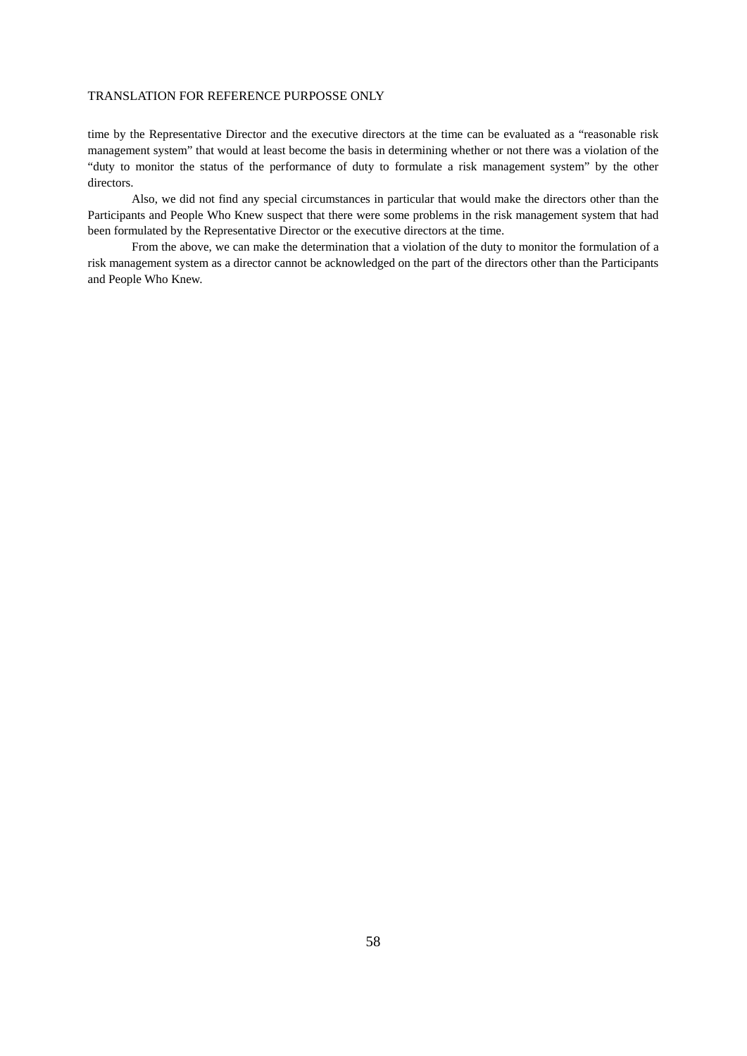time by the Representative Director and the executive directors at the time can be evaluated as a "reasonable risk management system" that would at least become the basis in determining whether or not there was a violation of the "duty to monitor the status of the performance of duty to formulate a risk management system" by the other directors.

Also, we did not find any special circumstances in particular that would make the directors other than the Participants and People Who Knew suspect that there were some problems in the risk management system that had been formulated by the Representative Director or the executive directors at the time.

From the above, we can make the determination that a violation of the duty to monitor the formulation of a risk management system as a director cannot be acknowledged on the part of the directors other than the Participants and People Who Knew.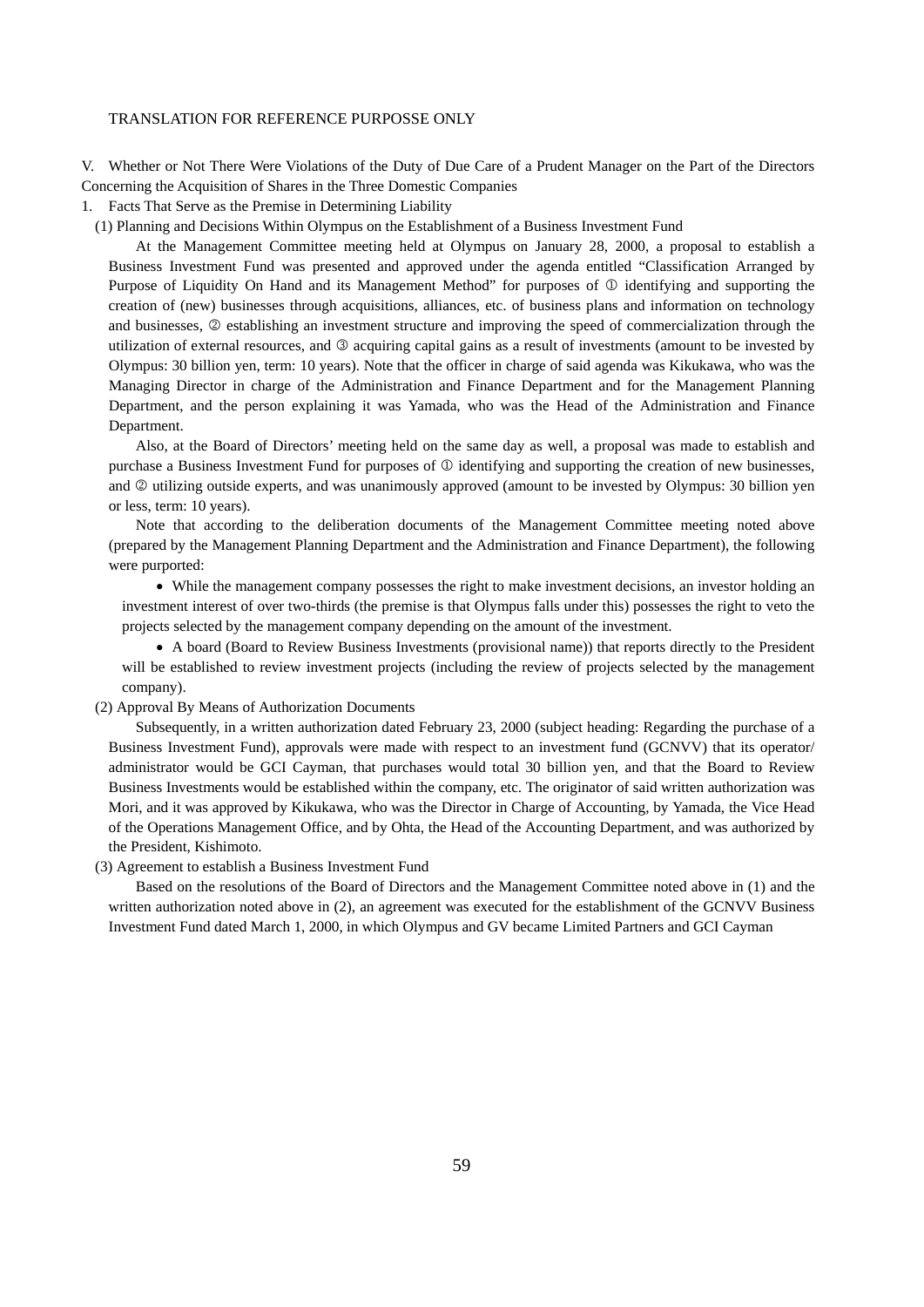TRANSLATION FOR REFERENCE PURPOSSE ONLY

V. Whether or Not There Were Violations of the Duty of Due Care of a Prudent Manager on the Part of the Directors Concerning the Acquisition of Shares in the Three Domestic Companies

1. Facts That Serve as the Premise in Determining Liability

(1) Planning and Decisions Within Olympus on the Establishment of a Business Investment Fund

At the Management Committee meeting held at Olympus on January 28, 2000, a proposal to establish a Business Investment Fund was presented and approved under the agenda entitled “Classification Arranged by Purpose of Liquidity On Hand and its Management Method” for purposes of ① identifying and supporting the creation of (new) businesses through acquisitions, alliances, etc. of business plans and information on technology and businesses, ② establishing an investment structure and improving the speed of commercialization through the utilization of external resources, and ③ acquiring capital gains as a result of investments (amount to be invested by Olympus: 30 billion yen, term: 10 years). Note that the officer in charge of said agenda was Kikukawa, who was the Managing Director in charge of the Administration and Finance Department and for the Management Planning Department, and the person explaining it was Yamada, who was the Head of the Administration and Finance Department.

Also, at the Board of Directors’ meeting held on the same day as well, a proposal was made to establish and purchase a Business Investment Fund for purposes of ① identifying and supporting the creation of new businesses, and ② utilizing outside experts, and was unanimously approved (amount to be invested by Olympus: 30 billion yen or less, term: 10 years).

Note that according to the deliberation documents of the Management Committee meeting noted above (prepared by the Management Planning Department and the Administration and Finance Department), the following were purported:

- While the management company possesses the right to make investment decisions, an investor holding an investment interest of over two-thirds (the premise is that Olympus falls under this) possesses the right to veto the projects selected by the management company depending on the amount of the investment.
- A board (Board to Review Business Investments (provisional name)) that reports directly to the President will be established to review investment projects (including the review of projects selected by the management company).

(2) Approval By Means of Authorization Documents

Subsequently, in a written authorization dated February 23, 2000 (subject heading: Regarding the purchase of a Business Investment Fund), approvals were made with respect to an investment fund (GCNVV) that its operator/ administrator would be GCI Cayman, that purchases would total 30 billion yen, and that the Board to Review Business Investments would be established within the company, etc. The originator of said written authorization was Mori, and it was approved by Kikukawa, who was the Director in Charge of Accounting, by Yamada, the Vice Head of the Operations Management Office, and by Ohta, the Head of the Accounting Department, and was authorized by the President, Kishimoto.

(3) Agreement to establish a Business Investment Fund

Based on the resolutions of the Board of Directors and the Management Committee noted above in (1) and the written authorization noted above in (2), an agreement was executed for the establishment of the GCNVV Business Investment Fund dated March 1, 2000, in which Olympus and GV became Limited Partners and GCI Cayman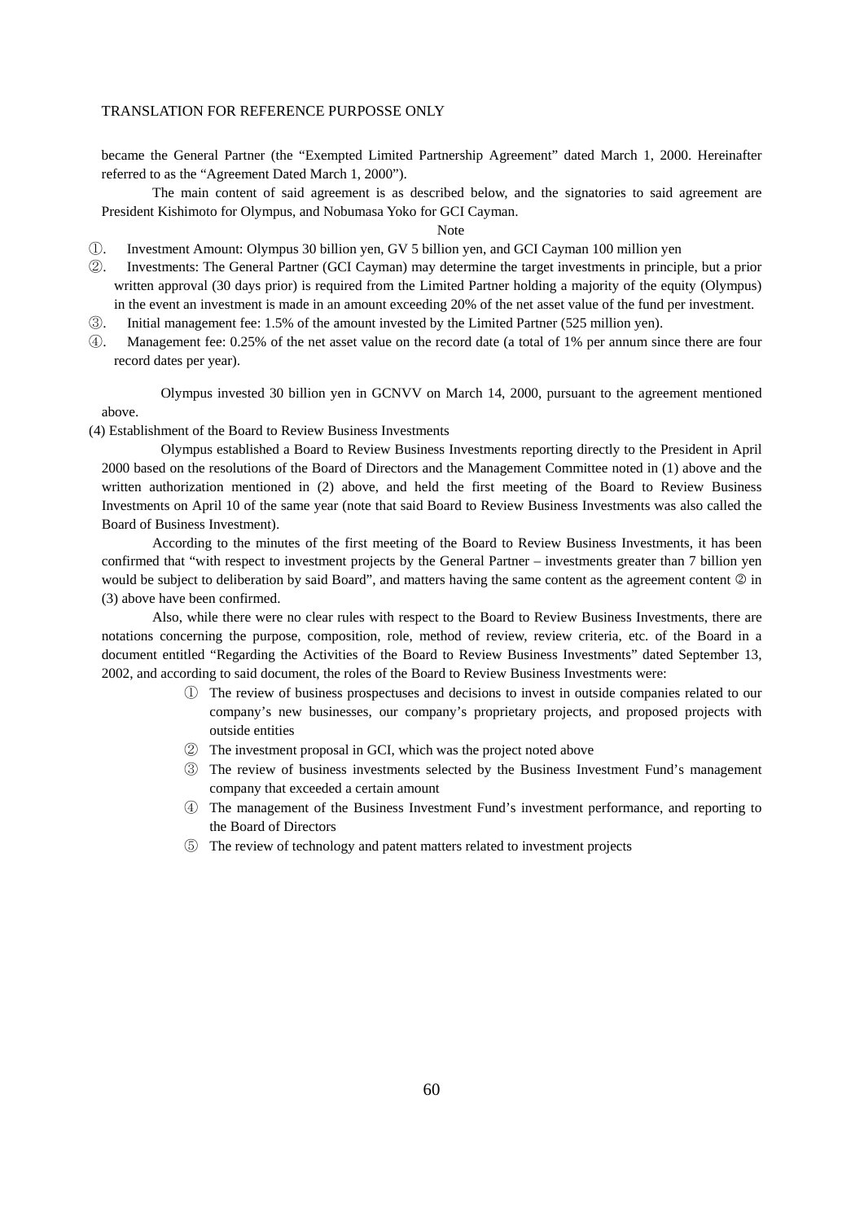became the General Partner (the "Exempted Limited Partnership Agreement" dated March 1, 2000. Hereinafter referred to as the "Agreement Dated March 1, 2000").

The main content of said agreement is as described below, and the signatories to said agreement are President Kishimoto for Olympus, and Nobumasa Yoko for GCI Cayman.

Note

①. Investment Amount: Olympus 30 billion yen, GV 5 billion yen, and GCI Cayman 100 million yen

②. Investments: The General Partner (GCI Cayman) may determine the target investments in principle, but a prior written approval (30 days prior) is required from the Limited Partner holding a majority of the equity (Olympus) in the event an investment is made in an amount exceeding 20% of the net asset value of the fund per investment.

③. Initial management fee: 1.5% of the amount invested by the Limited Partner (525 million yen).

④. Management fee: 0.25% of the net asset value on the record date (a total of 1% per annum since there are four record dates per year).

Olympus invested 30 billion yen in GCNVV on March 14, 2000, pursuant to the agreement mentioned above.

(4) Establishment of the Board to Review Business Investments

Olympus established a Board to Review Business Investments reporting directly to the President in April 2000 based on the resolutions of the Board of Directors and the Management Committee noted in (1) above and the written authorization mentioned in (2) above, and held the first meeting of the Board to Review Business Investments on April 10 of the same year (note that said Board to Review Business Investments was also called the Board of Business Investment).

According to the minutes of the first meeting of the Board to Review Business Investments, it has been confirmed that "with respect to investment projects by the General Partner – investments greater than 7 billion yen would be subject to deliberation by said Board", and matters having the same content as the agreement content ② in (3) above have been confirmed.

Also, while there were no clear rules with respect to the Board to Review Business Investments, there are notations concerning the purpose, composition, role, method of review, review criteria, etc. of the Board in a document entitled "Regarding the Activities of the Board to Review Business Investments" dated September 13, 2002, and according to said document, the roles of the Board to Review Business Investments were:

① The review of business prospectuses and decisions to invest in outside companies related to our company's new businesses, our company's proprietary projects, and proposed projects with outside entities

② The investment proposal in GCI, which was the project noted above

③ The review of business investments selected by the Business Investment Fund's management company that exceeded a certain amount

④ The management of the Business Investment Fund's investment performance, and reporting to the Board of Directors

⑤ The review of technology and patent matters related to investment projects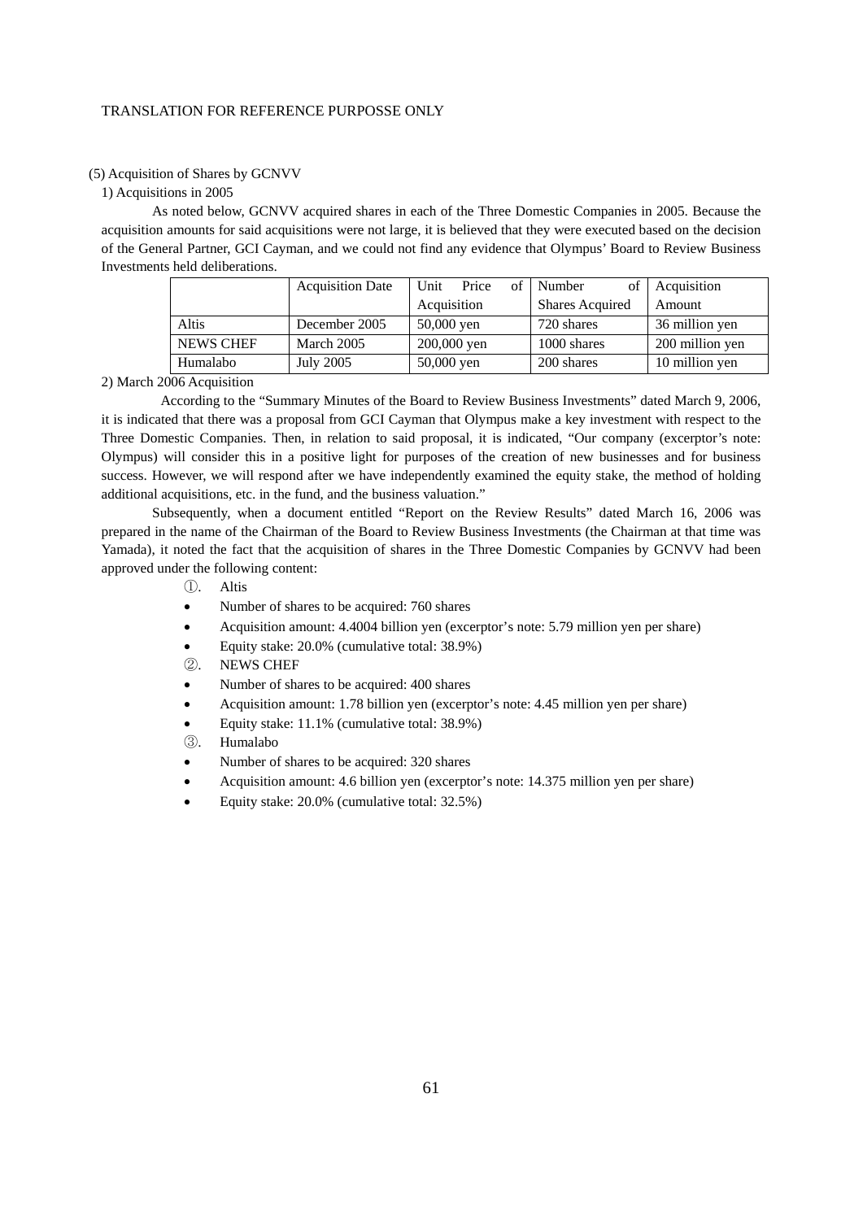TRANSLATION FOR REFERENCE PURPOSSE ONLY

(5) Acquisition of Shares by GCNVV

1) Acquisitions in 2005

As noted below, GCNVV acquired shares in each of the Three Domestic Companies in 2005. Because the acquisition amounts for said acquisitions were not large, it is believed that they were executed based on the decision of the General Partner, GCI Cayman, and we could not find any evidence that Olympus' Board to Review Business Investments held deliberations.

| | Acquisition Date | Unit Price of Acquisition | Number of Shares Acquired | Acquisition Amount |
|---|---|---|---|---|
| Altis | December 2005 | 50,000 yen | 720 shares | 36 million yen |
| NEWS CHEF | March 2005 | 200,000 yen | 1000 shares | 200 million yen |
| Humalabo | July 2005 | 50,000 yen | 200 shares | 10 million yen |

2) March 2006 Acquisition

According to the "Summary Minutes of the Board to Review Business Investments" dated March 9, 2006, it is indicated that there was a proposal from GCI Cayman that Olympus make a key investment with respect to the Three Domestic Companies. Then, in relation to said proposal, it is indicated, "Our company (excerptor's note: Olympus) will consider this in a positive light for purposes of the creation of new businesses and for business success. However, we will respond after we have independently examined the equity stake, the method of holding additional acquisitions, etc. in the fund, and the business valuation."

Subsequently, when a document entitled "Report on the Review Results" dated March 16, 2006 was prepared in the name of the Chairman of the Board to Review Business Investments (the Chairman at that time was Yamada), it noted the fact that the acquisition of shares in the Three Domestic Companies by GCNVV had been approved under the following content:

①. Altis

- Number of shares to be acquired: 760 shares
- Acquisition amount: 4.4004 billion yen (excerptor's note: 5.79 million yen per share)
- Equity stake: 20.0% (cumulative total: 38.9%)

②. NEWS CHEF

- Number of shares to be acquired: 400 shares
- Acquisition amount: 1.78 billion yen (excerptor's note: 4.45 million yen per share)
- Equity stake: 11.1% (cumulative total: 38.9%)

③. Humalabo

- Number of shares to be acquired: 320 shares
- Acquisition amount: 4.6 billion yen (excerptor's note: 14.375 million yen per share)
- Equity stake: 20.0% (cumulative total: 32.5%)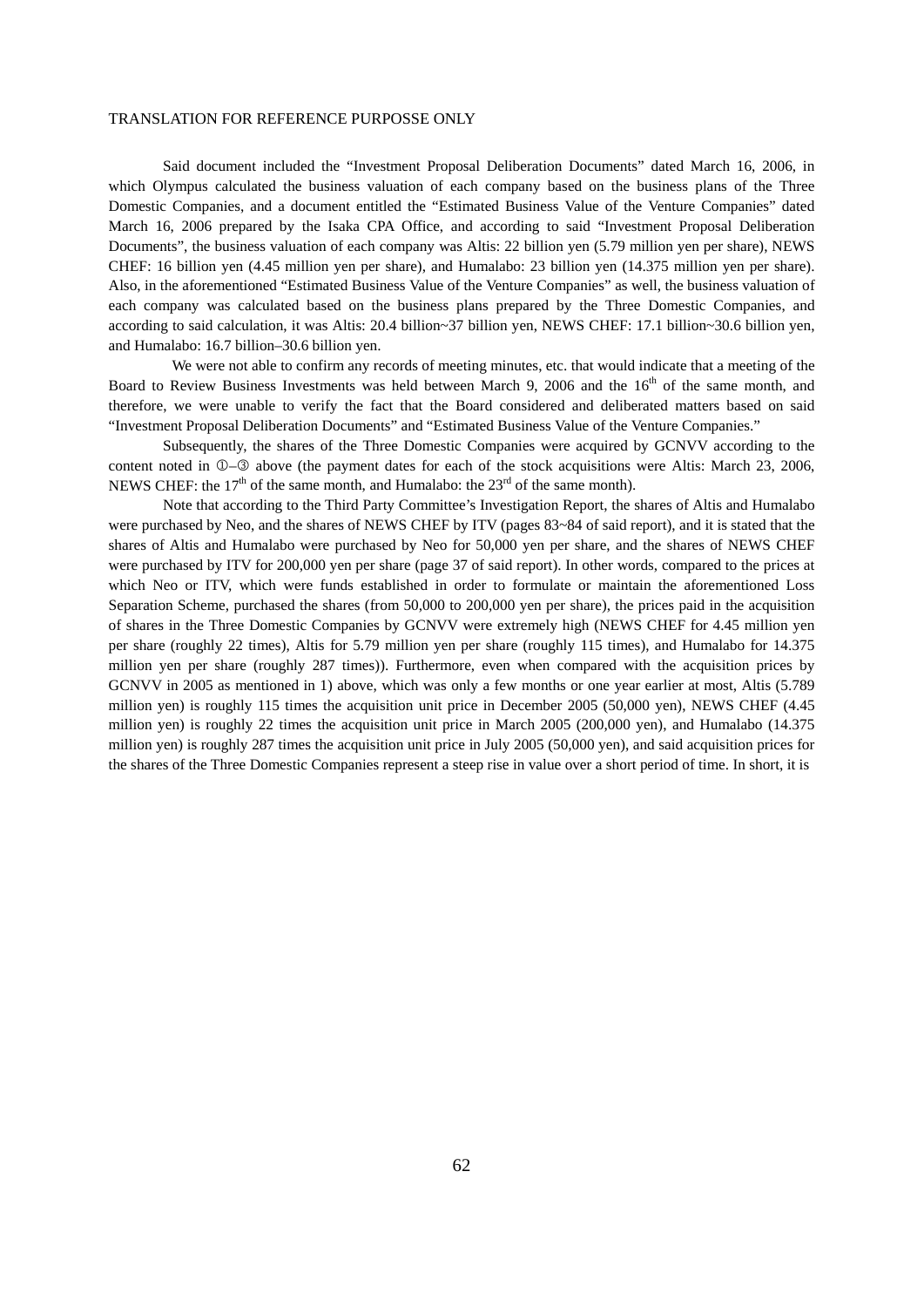Said document included the "Investment Proposal Deliberation Documents" dated March 16, 2006, in which Olympus calculated the business valuation of each company based on the business plans of the Three Domestic Companies, and a document entitled the "Estimated Business Value of the Venture Companies" dated March 16, 2006 prepared by the Isaka CPA Office, and according to said "Investment Proposal Deliberation Documents", the business valuation of each company was Altis: 22 billion yen (5.79 million yen per share), NEWS CHEF: 16 billion yen (4.45 million yen per share), and Humalabo: 23 billion yen (14.375 million yen per share). Also, in the aforementioned "Estimated Business Value of the Venture Companies" as well, the business valuation of each company was calculated based on the business plans prepared by the Three Domestic Companies, and according to said calculation, it was Altis: 20.4 billion~37 billion yen, NEWS CHEF: 17.1 billion~30.6 billion yen, and Humalabo: 16.7 billion–30.6 billion yen.

We were not able to confirm any records of meeting minutes, etc. that would indicate that a meeting of the Board to Review Business Investments was held between March 9, 2006 and the 16th of the same month, and therefore, we were unable to verify the fact that the Board considered and deliberated matters based on said "Investment Proposal Deliberation Documents" and "Estimated Business Value of the Venture Companies."

Subsequently, the shares of the Three Domestic Companies were acquired by GCNVV according to the content noted in ①–③ above (the payment dates for each of the stock acquisitions were Altis: March 23, 2006, NEWS CHEF: the 17th of the same month, and Humalabo: the 23rd of the same month).

Note that according to the Third Party Committee's Investigation Report, the shares of Altis and Humalabo were purchased by Neo, and the shares of NEWS CHEF by ITV (pages 83~84 of said report), and it is stated that the shares of Altis and Humalabo were purchased by Neo for 50,000 yen per share, and the shares of NEWS CHEF were purchased by ITV for 200,000 yen per share (page 37 of said report). In other words, compared to the prices at which Neo or ITV, which were funds established in order to formulate or maintain the aforementioned Loss Separation Scheme, purchased the shares (from 50,000 to 200,000 yen per share), the prices paid in the acquisition of shares in the Three Domestic Companies by GCNVV were extremely high (NEWS CHEF for 4.45 million yen per share (roughly 22 times), Altis for 5.79 million yen per share (roughly 115 times), and Humalabo for 14.375 million yen per share (roughly 287 times)). Furthermore, even when compared with the acquisition prices by GCNVV in 2005 as mentioned in 1) above, which was only a few months or one year earlier at most, Altis (5.789 million yen) is roughly 115 times the acquisition unit price in December 2005 (50,000 yen), NEWS CHEF (4.45 million yen) is roughly 22 times the acquisition unit price in March 2005 (200,000 yen), and Humalabo (14.375 million yen) is roughly 287 times the acquisition unit price in July 2005 (50,000 yen), and said acquisition prices for the shares of the Three Domestic Companies represent a steep rise in value over a short period of time. In short, it is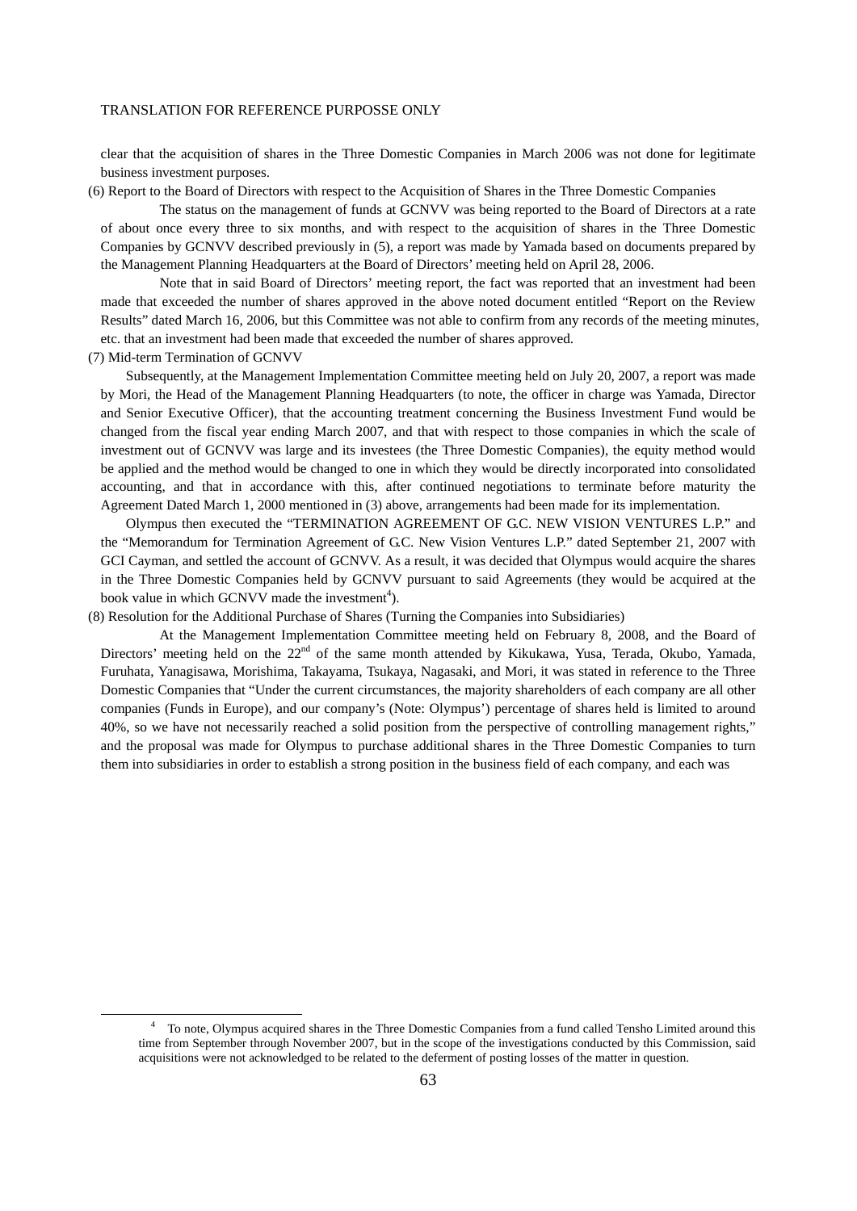clear that the acquisition of shares in the Three Domestic Companies in March 2006 was not done for legitimate business investment purposes.

(6) Report to the Board of Directors with respect to the Acquisition of Shares in the Three Domestic Companies

The status on the management of funds at GCNVV was being reported to the Board of Directors at a rate of about once every three to six months, and with respect to the acquisition of shares in the Three Domestic Companies by GCNVV described previously in (5), a report was made by Yamada based on documents prepared by the Management Planning Headquarters at the Board of Directors' meeting held on April 28, 2006.

Note that in said Board of Directors' meeting report, the fact was reported that an investment had been made that exceeded the number of shares approved in the above noted document entitled "Report on the Review Results" dated March 16, 2006, but this Committee was not able to confirm from any records of the meeting minutes, etc. that an investment had been made that exceeded the number of shares approved.

(7) Mid-term Termination of GCNVV

Subsequently, at the Management Implementation Committee meeting held on July 20, 2007, a report was made by Mori, the Head of the Management Planning Headquarters (to note, the officer in charge was Yamada, Director and Senior Executive Officer), that the accounting treatment concerning the Business Investment Fund would be changed from the fiscal year ending March 2007, and that with respect to those companies in which the scale of investment out of GCNVV was large and its investees (the Three Domestic Companies), the equity method would be applied and the method would be changed to one in which they would be directly incorporated into consolidated accounting, and that in accordance with this, after continued negotiations to terminate before maturity the Agreement Dated March 1, 2000 mentioned in (3) above, arrangements had been made for its implementation.

Olympus then executed the "TERMINATION AGREEMENT OF G.C. NEW VISION VENTURES L.P." and the "Memorandum for Termination Agreement of G.C. New Vision Ventures L.P." dated September 21, 2007 with GCI Cayman, and settled the account of GCNVV. As a result, it was decided that Olympus would acquire the shares in the Three Domestic Companies held by GCNVV pursuant to said Agreements (they would be acquired at the book value in which GCNVV made the investment[4]).

(8) Resolution for the Additional Purchase of Shares (Turning the Companies into Subsidiaries)

At the Management Implementation Committee meeting held on February 8, 2008, and the Board of Directors' meeting held on the 22nd of the same month attended by Kikukawa, Yusa, Terada, Okubo, Yamada, Furuhata, Yanagisawa, Morishima, Takayama, Tsukaya, Nagasaki, and Mori, it was stated in reference to the Three Domestic Companies that "Under the current circumstances, the majority shareholders of each company are all other companies (Funds in Europe), and our company's (Note: Olympus') percentage of shares held is limited to around 40%, so we have not necessarily reached a solid position from the perspective of controlling management rights," and the proposal was made for Olympus to purchase additional shares in the Three Domestic Companies to turn them into subsidiaries in order to establish a strong position in the business field of each company, and each was

---

[4] To note, Olympus acquired shares in the Three Domestic Companies from a fund called Tensho Limited around this time from September through November 2007, but in the scope of the investigations conducted by this Commission, said acquisitions were not acknowledged to be related to the deferment of posting losses of the matter in question.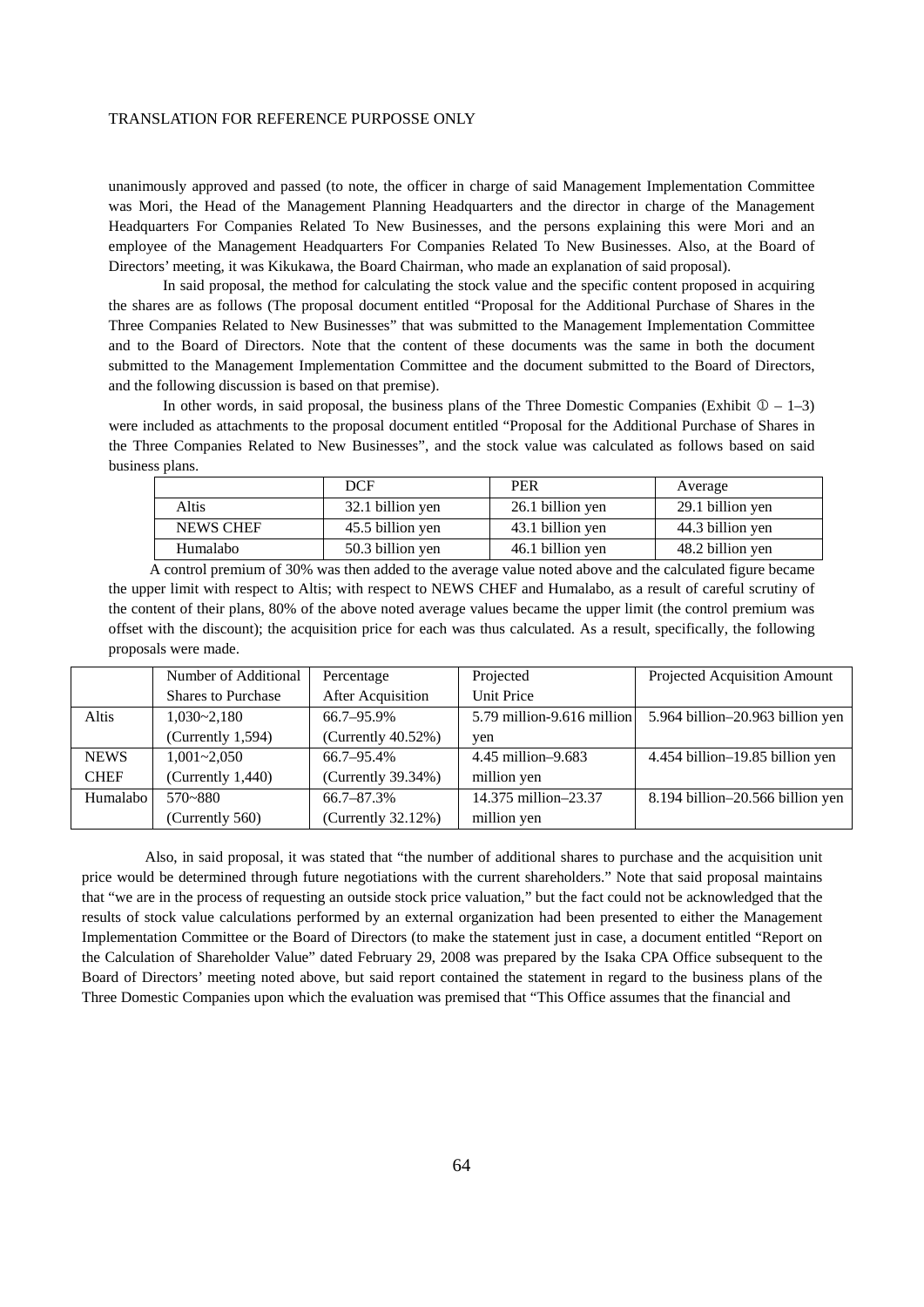unanimously approved and passed (to note, the officer in charge of said Management Implementation Committee was Mori, the Head of the Management Planning Headquarters and the director in charge of the Management Headquarters For Companies Related To New Businesses, and the persons explaining this were Mori and an employee of the Management Headquarters For Companies Related To New Businesses. Also, at the Board of Directors' meeting, it was Kikukawa, the Board Chairman, who made an explanation of said proposal).

In said proposal, the method for calculating the stock value and the specific content proposed in acquiring the shares are as follows (The proposal document entitled "Proposal for the Additional Purchase of Shares in the Three Companies Related to New Businesses" that was submitted to the Management Implementation Committee and to the Board of Directors. Note that the content of these documents was the same in both the document submitted to the Management Implementation Committee and the document submitted to the Board of Directors, and the following discussion is based on that premise).

In other words, in said proposal, the business plans of the Three Domestic Companies (Exhibit ① – 1–3) were included as attachments to the proposal document entitled "Proposal for the Additional Purchase of Shares in the Three Companies Related to New Businesses", and the stock value was calculated as follows based on said business plans.

| | DCF | PER | Average |
|---|---|---|---|
| Altis | 32.1 billion yen | 26.1 billion yen | 29.1 billion yen |
| NEWS CHEF | 45.5 billion yen | 43.1 billion yen | 44.3 billion yen |
| Humalabo | 50.3 billion yen | 46.1 billion yen | 48.2 billion yen |

A control premium of 30% was then added to the average value noted above and the calculated figure became the upper limit with respect to Altis; with respect to NEWS CHEF and Humalabo, as a result of careful scrutiny of the content of their plans, 80% of the above noted average values became the upper limit (the control premium was offset with the discount); the acquisition price for each was thus calculated. As a result, specifically, the following proposals were made.

| | Number of Additional Shares to Purchase | Percentage After Acquisition | Projected Unit Price | Projected Acquisition Amount |
|---|---|---|---|---|
| Altis | 1,030~2,180 (Currently 1,594) | 66.7–95.9% (Currently 40.52%) | 5.79 million-9.616 million yen | 5.964 billion–20.963 billion yen |
| NEWS CHEF | 1,001~2,050 (Currently 1,440) | 66.7–95.4% (Currently 39.34%) | 4.45 million–9.683 million yen | 4.454 billion–19.85 billion yen |
| Humalabo | 570~880 (Currently 560) | 66.7–87.3% (Currently 32.12%) | 14.375 million–23.37 million yen | 8.194 billion–20.566 billion yen |

Also, in said proposal, it was stated that "the number of additional shares to purchase and the acquisition unit price would be determined through future negotiations with the current shareholders." Note that said proposal maintains that "we are in the process of requesting an outside stock price valuation," but the fact could not be acknowledged that the results of stock value calculations performed by an external organization had been presented to either the Management Implementation Committee or the Board of Directors (to make the statement just in case, a document entitled "Report on the Calculation of Shareholder Value" dated February 29, 2008 was prepared by the Isaka CPA Office subsequent to the Board of Directors' meeting noted above, but said report contained the statement in regard to the business plans of the Three Domestic Companies upon which the evaluation was premised that "This Office assumes that the financial and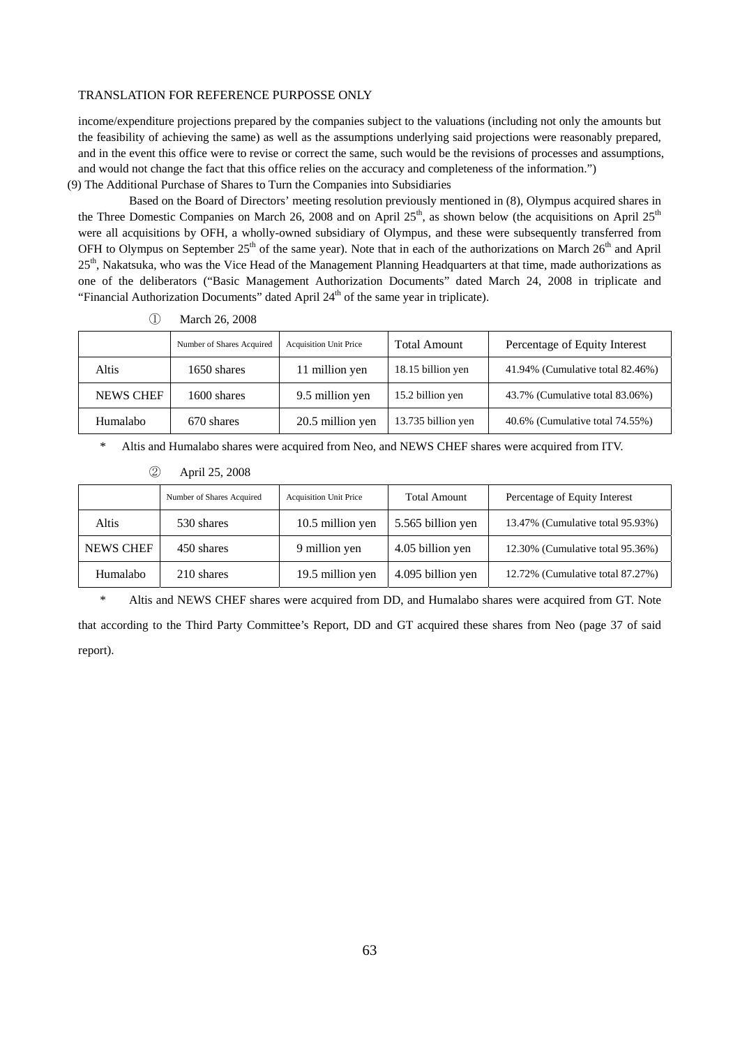income/expenditure projections prepared by the companies subject to the valuations (including not only the amounts but the feasibility of achieving the same) as well as the assumptions underlying said projections were reasonably prepared, and in the event this office were to revise or correct the same, such would be the revisions of processes and assumptions, and would not change the fact that this office relies on the accuracy and completeness of the information.")

(9) The Additional Purchase of Shares to Turn the Companies into Subsidiaries

Based on the Board of Directors' meeting resolution previously mentioned in (8), Olympus acquired shares in the Three Domestic Companies on March 26, 2008 and on April 25th, as shown below (the acquisitions on April 25th were all acquisitions by OFH, a wholly-owned subsidiary of Olympus, and these were subsequently transferred from OFH to Olympus on September 25th of the same year). Note that in each of the authorizations on March 26th and April 25th, Nakatsuka, who was the Vice Head of the Management Planning Headquarters at that time, made authorizations as one of the deliberators ("Basic Management Authorization Documents" dated March 24, 2008 in triplicate and "Financial Authorization Documents" dated April 24th of the same year in triplicate).

① March 26, 2008

| | Number of Shares Acquired | Acquisition Unit Price | Total Amount | Percentage of Equity Interest |
|---|---|---|---|---|
| Altis | 1650 shares | 11 million yen | 18.15 billion yen | 41.94% (Cumulative total 82.46%) |
| NEWS CHEF | 1600 shares | 9.5 million yen | 15.2 billion yen | 43.7% (Cumulative total 83.06%) |
| Humalabo | 670 shares | 20.5 million yen | 13.735 billion yen | 40.6% (Cumulative total 74.55%) |

* Altis and Humalabo shares were acquired from Neo, and NEWS CHEF shares were acquired from ITV.

② April 25, 2008

| | Number of Shares Acquired | Acquisition Unit Price | Total Amount | Percentage of Equity Interest |
|---|---|---|---|---|
| Altis | 530 shares | 10.5 million yen | 5.565 billion yen | 13.47% (Cumulative total 95.93%) |
| NEWS CHEF | 450 shares | 9 million yen | 4.05 billion yen | 12.30% (Cumulative total 95.36%) |
| Humalabo | 210 shares | 19.5 million yen | 4.095 billion yen | 12.72% (Cumulative total 87.27%) |

* Altis and NEWS CHEF shares were acquired from DD, and Humalabo shares were acquired from GT. Note that according to the Third Party Committee's Report, DD and GT acquired these shares from Neo (page 37 of said report).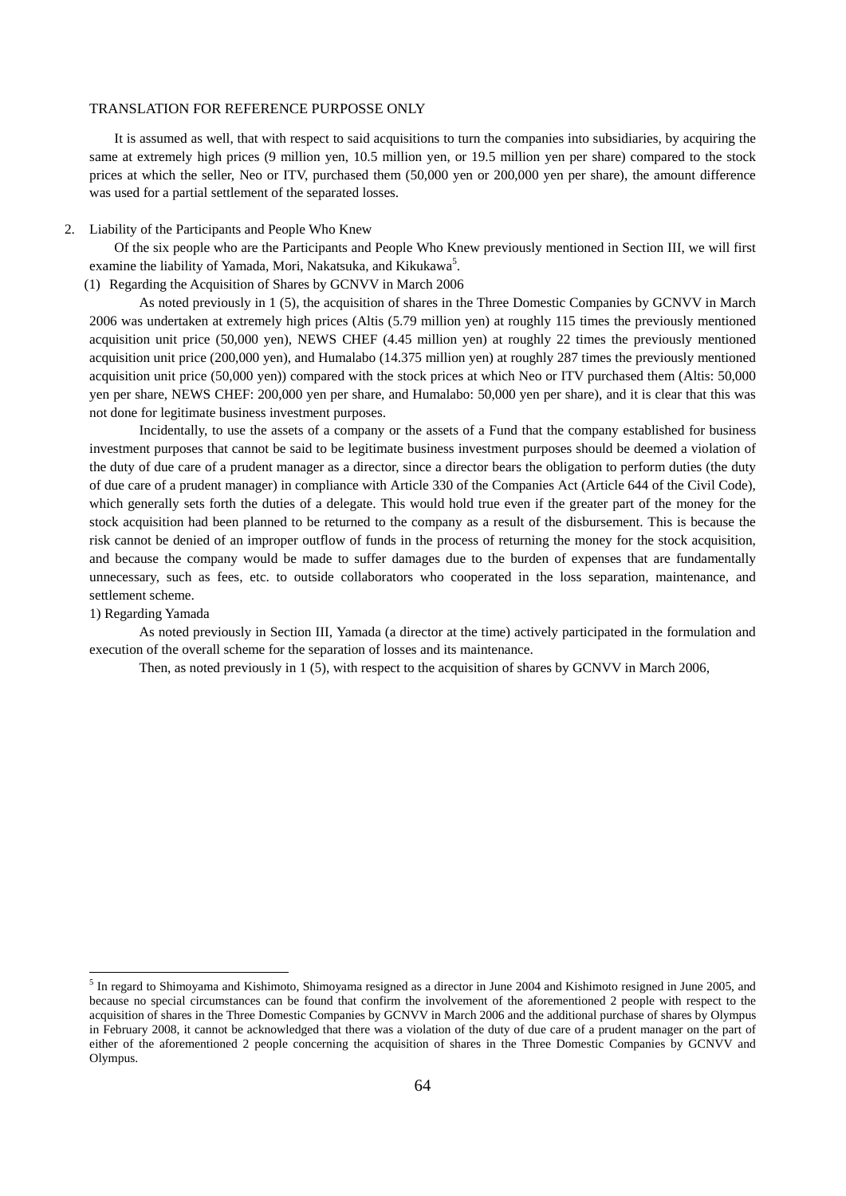TRANSLATION FOR REFERENCE PURPOSSE ONLY

It is assumed as well, that with respect to said acquisitions to turn the companies into subsidiaries, by acquiring the same at extremely high prices (9 million yen, 10.5 million yen, or 19.5 million yen per share) compared to the stock prices at which the seller, Neo or ITV, purchased them (50,000 yen or 200,000 yen per share), the amount difference was used for a partial settlement of the separated losses.

2. Liability of the Participants and People Who Knew

Of the six people who are the Participants and People Who Knew previously mentioned in Section III, we will first examine the liability of Yamada, Mori, Nakatsuka, and Kikukawa[5].

(1) Regarding the Acquisition of Shares by GCNVV in March 2006

As noted previously in 1 (5), the acquisition of shares in the Three Domestic Companies by GCNVV in March 2006 was undertaken at extremely high prices (Altis (5.79 million yen) at roughly 115 times the previously mentioned acquisition unit price (50,000 yen), NEWS CHEF (4.45 million yen) at roughly 22 times the previously mentioned acquisition unit price (200,000 yen), and Humalabo (14.375 million yen) at roughly 287 times the previously mentioned acquisition unit price (50,000 yen)) compared with the stock prices at which Neo or ITV purchased them (Altis: 50,000 yen per share, NEWS CHEF: 200,000 yen per share, and Humalabo: 50,000 yen per share), and it is clear that this was not done for legitimate business investment purposes.

Incidentally, to use the assets of a company or the assets of a Fund that the company established for business investment purposes that cannot be said to be legitimate business investment purposes should be deemed a violation of the duty of due care of a prudent manager as a director, since a director bears the obligation to perform duties (the duty of due care of a prudent manager) in compliance with Article 330 of the Companies Act (Article 644 of the Civil Code), which generally sets forth the duties of a delegate. This would hold true even if the greater part of the money for the stock acquisition had been planned to be returned to the company as a result of the disbursement. This is because the risk cannot be denied of an improper outflow of funds in the process of returning the money for the stock acquisition, and because the company would be made to suffer damages due to the burden of expenses that are fundamentally unnecessary, such as fees, etc. to outside collaborators who cooperated in the loss separation, maintenance, and settlement scheme.

1) Regarding Yamada

As noted previously in Section III, Yamada (a director at the time) actively participated in the formulation and execution of the overall scheme for the separation of losses and its maintenance.

Then, as noted previously in 1 (5), with respect to the acquisition of shares by GCNVV in March 2006,

---

[5] In regard to Shimoyama and Kishimoto, Shimoyama resigned as a director in June 2004 and Kishimoto resigned in June 2005, and because no special circumstances can be found that confirm the involvement of the aforementioned 2 people with respect to the acquisition of shares in the Three Domestic Companies by GCNVV in March 2006 and the additional purchase of shares by Olympus in February 2008, it cannot be acknowledged that there was a violation of the duty of due care of a prudent manager on the part of either of the aforementioned 2 people concerning the acquisition of shares in the Three Domestic Companies by GCNVV and Olympus.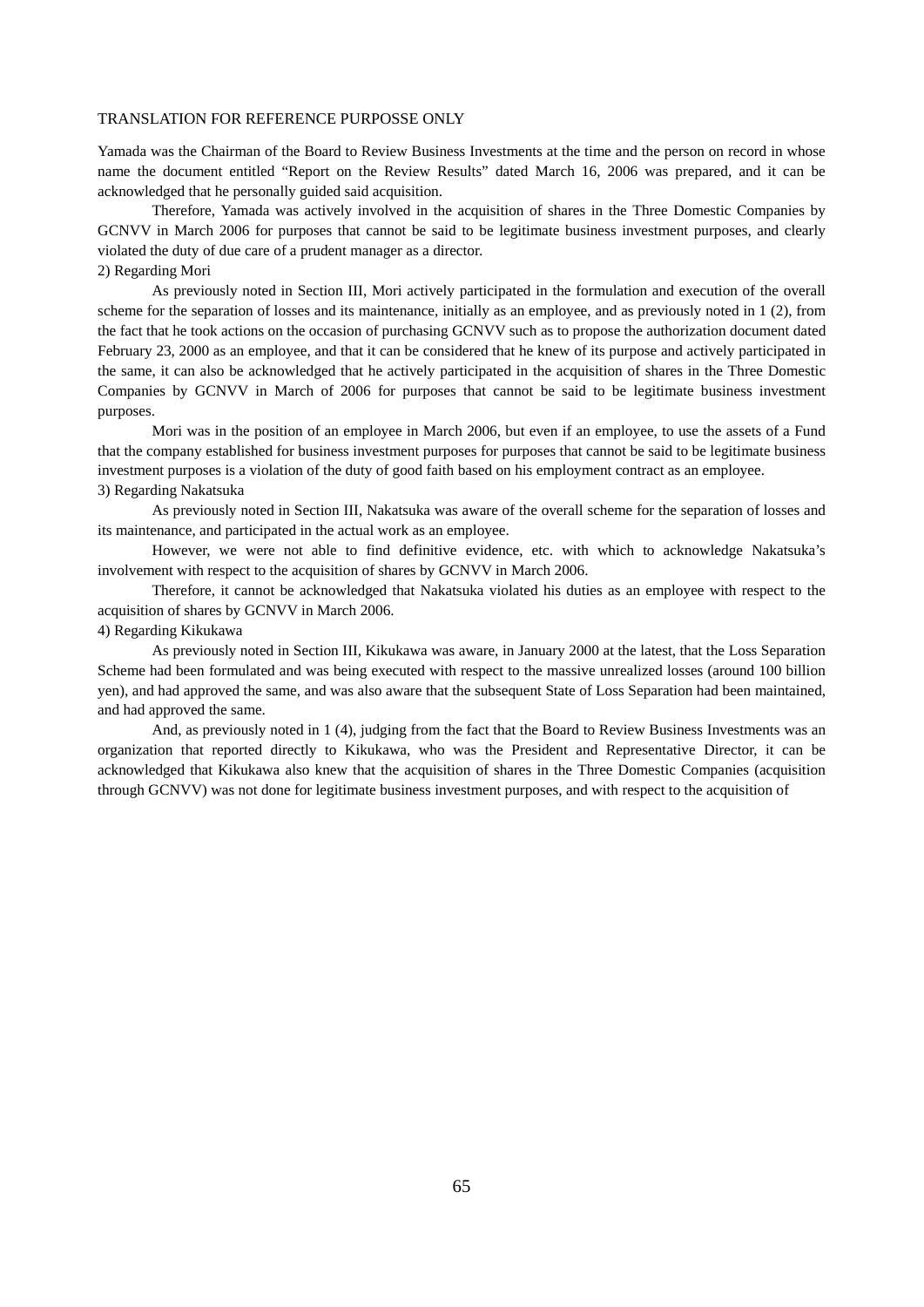Yamada was the Chairman of the Board to Review Business Investments at the time and the person on record in whose name the document entitled "Report on the Review Results" dated March 16, 2006 was prepared, and it can be acknowledged that he personally guided said acquisition.

Therefore, Yamada was actively involved in the acquisition of shares in the Three Domestic Companies by GCNVV in March 2006 for purposes that cannot be said to be legitimate business investment purposes, and clearly violated the duty of due care of a prudent manager as a director.

2) Regarding Mori

As previously noted in Section III, Mori actively participated in the formulation and execution of the overall scheme for the separation of losses and its maintenance, initially as an employee, and as previously noted in 1 (2), from the fact that he took actions on the occasion of purchasing GCNVV such as to propose the authorization document dated February 23, 2000 as an employee, and that it can be considered that he knew of its purpose and actively participated in the same, it can also be acknowledged that he actively participated in the acquisition of shares in the Three Domestic Companies by GCNVV in March of 2006 for purposes that cannot be said to be legitimate business investment purposes.

Mori was in the position of an employee in March 2006, but even if an employee, to use the assets of a Fund that the company established for business investment purposes for purposes that cannot be said to be legitimate business investment purposes is a violation of the duty of good faith based on his employment contract as an employee.

3) Regarding Nakatsuka

As previously noted in Section III, Nakatsuka was aware of the overall scheme for the separation of losses and its maintenance, and participated in the actual work as an employee.

However, we were not able to find definitive evidence, etc. with which to acknowledge Nakatsuka's involvement with respect to the acquisition of shares by GCNVV in March 2006.

Therefore, it cannot be acknowledged that Nakatsuka violated his duties as an employee with respect to the acquisition of shares by GCNVV in March 2006.

4) Regarding Kikukawa

As previously noted in Section III, Kikukawa was aware, in January 2000 at the latest, that the Loss Separation Scheme had been formulated and was being executed with respect to the massive unrealized losses (around 100 billion yen), and had approved the same, and was also aware that the subsequent State of Loss Separation had been maintained, and had approved the same.

And, as previously noted in 1 (4), judging from the fact that the Board to Review Business Investments was an organization that reported directly to Kikukawa, who was the President and Representative Director, it can be acknowledged that Kikukawa also knew that the acquisition of shares in the Three Domestic Companies (acquisition through GCNVV) was not done for legitimate business investment purposes, and with respect to the acquisition of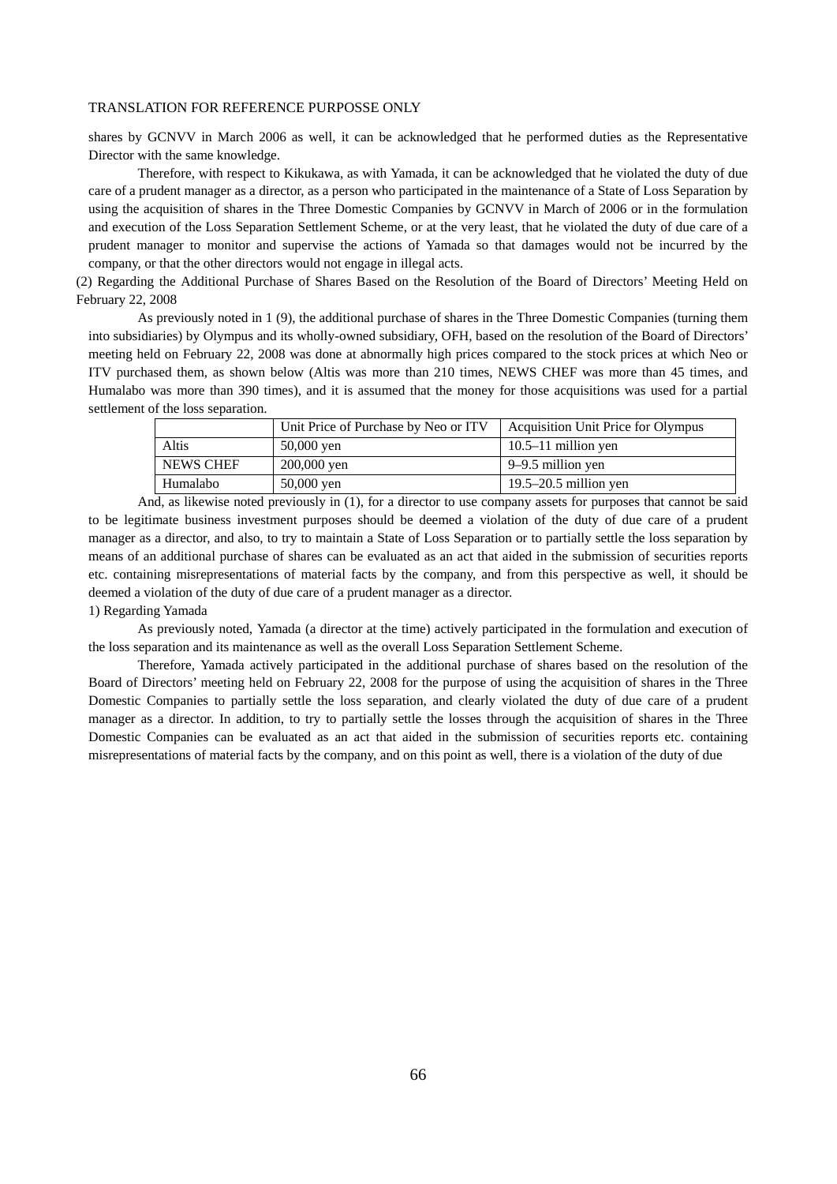shares by GCNVV in March 2006 as well, it can be acknowledged that he performed duties as the Representative Director with the same knowledge.

Therefore, with respect to Kikukawa, as with Yamada, it can be acknowledged that he violated the duty of due care of a prudent manager as a director, as a person who participated in the maintenance of a State of Loss Separation by using the acquisition of shares in the Three Domestic Companies by GCNVV in March of 2006 or in the formulation and execution of the Loss Separation Settlement Scheme, or at the very least, that he violated the duty of due care of a prudent manager to monitor and supervise the actions of Yamada so that damages would not be incurred by the company, or that the other directors would not engage in illegal acts.

(2) Regarding the Additional Purchase of Shares Based on the Resolution of the Board of Directors' Meeting Held on February 22, 2008

As previously noted in 1 (9), the additional purchase of shares in the Three Domestic Companies (turning them into subsidiaries) by Olympus and its wholly-owned subsidiary, OFH, based on the resolution of the Board of Directors' meeting held on February 22, 2008 was done at abnormally high prices compared to the stock prices at which Neo or ITV purchased them, as shown below (Altis was more than 210 times, NEWS CHEF was more than 45 times, and Humalabo was more than 390 times), and it is assumed that the money for those acquisitions was used for a partial settlement of the loss separation.

| | Unit Price of Purchase by Neo or ITV | Acquisition Unit Price for Olympus |
|---|---|---|
| Altis | 50,000 yen | 10.5–11 million yen |
| NEWS CHEF | 200,000 yen | 9–9.5 million yen |
| Humalabo | 50,000 yen | 19.5–20.5 million yen |

And, as likewise noted previously in (1), for a director to use company assets for purposes that cannot be said to be legitimate business investment purposes should be deemed a violation of the duty of due care of a prudent manager as a director, and also, to try to maintain a State of Loss Separation or to partially settle the loss separation by means of an additional purchase of shares can be evaluated as an act that aided in the submission of securities reports etc. containing misrepresentations of material facts by the company, and from this perspective as well, it should be deemed a violation of the duty of due care of a prudent manager as a director.

1) Regarding Yamada

As previously noted, Yamada (a director at the time) actively participated in the formulation and execution of the loss separation and its maintenance as well as the overall Loss Separation Settlement Scheme.

Therefore, Yamada actively participated in the additional purchase of shares based on the resolution of the Board of Directors' meeting held on February 22, 2008 for the purpose of using the acquisition of shares in the Three Domestic Companies to partially settle the loss separation, and clearly violated the duty of due care of a prudent manager as a director. In addition, to try to partially settle the losses through the acquisition of shares in the Three Domestic Companies can be evaluated as an act that aided in the submission of securities reports etc. containing misrepresentations of material facts by the company, and on this point as well, there is a violation of the duty of due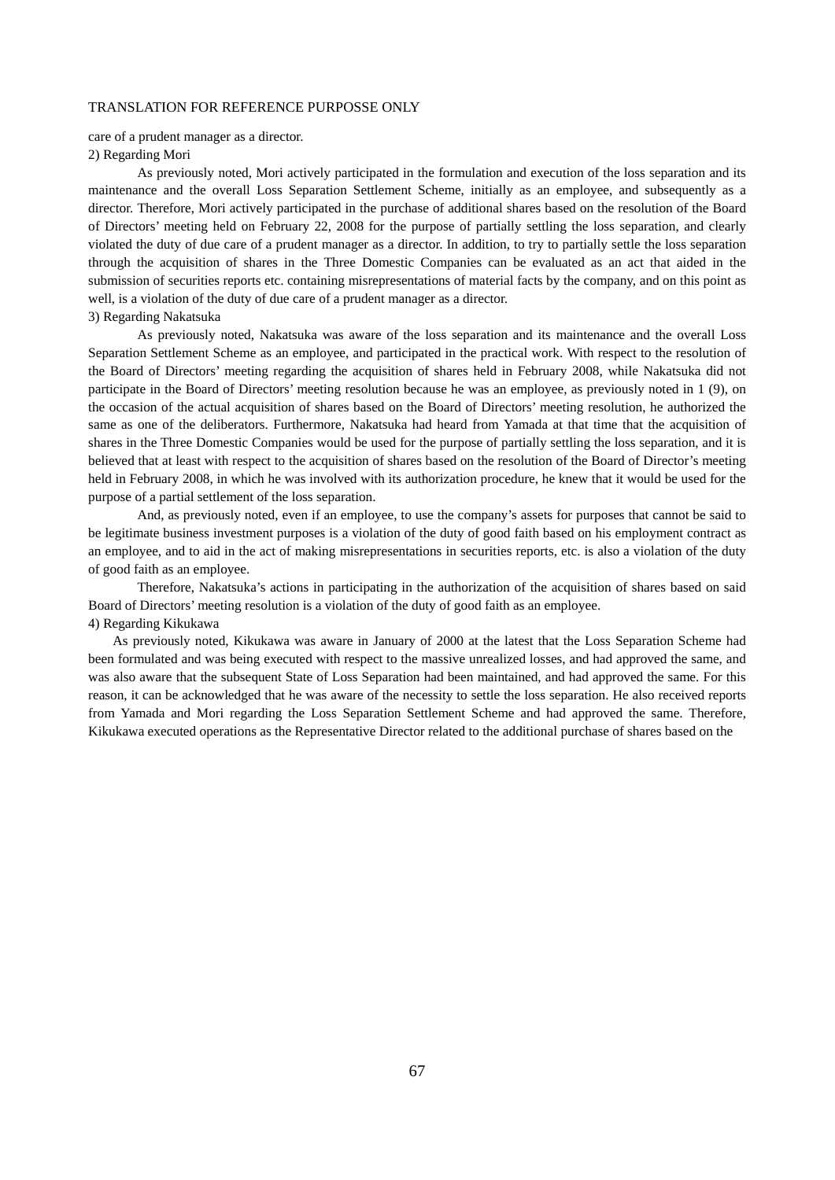care of a prudent manager as a director.

2) Regarding Mori

As previously noted, Mori actively participated in the formulation and execution of the loss separation and its maintenance and the overall Loss Separation Settlement Scheme, initially as an employee, and subsequently as a director. Therefore, Mori actively participated in the purchase of additional shares based on the resolution of the Board of Directors' meeting held on February 22, 2008 for the purpose of partially settling the loss separation, and clearly violated the duty of due care of a prudent manager as a director. In addition, to try to partially settle the loss separation through the acquisition of shares in the Three Domestic Companies can be evaluated as an act that aided in the submission of securities reports etc. containing misrepresentations of material facts by the company, and on this point as well, is a violation of the duty of due care of a prudent manager as a director.

3) Regarding Nakatsuka

As previously noted, Nakatsuka was aware of the loss separation and its maintenance and the overall Loss Separation Settlement Scheme as an employee, and participated in the practical work. With respect to the resolution of the Board of Directors' meeting regarding the acquisition of shares held in February 2008, while Nakatsuka did not participate in the Board of Directors' meeting resolution because he was an employee, as previously noted in 1 (9), on the occasion of the actual acquisition of shares based on the Board of Directors' meeting resolution, he authorized the same as one of the deliberators. Furthermore, Nakatsuka had heard from Yamada at that time that the acquisition of shares in the Three Domestic Companies would be used for the purpose of partially settling the loss separation, and it is believed that at least with respect to the acquisition of shares based on the resolution of the Board of Director's meeting held in February 2008, in which he was involved with its authorization procedure, he knew that it would be used for the purpose of a partial settlement of the loss separation.

And, as previously noted, even if an employee, to use the company's assets for purposes that cannot be said to be legitimate business investment purposes is a violation of the duty of good faith based on his employment contract as an employee, and to aid in the act of making misrepresentations in securities reports, etc. is also a violation of the duty of good faith as an employee.

Therefore, Nakatsuka's actions in participating in the authorization of the acquisition of shares based on said Board of Directors' meeting resolution is a violation of the duty of good faith as an employee.

4) Regarding Kikukawa

As previously noted, Kikukawa was aware in January of 2000 at the latest that the Loss Separation Scheme had been formulated and was being executed with respect to the massive unrealized losses, and had approved the same, and was also aware that the subsequent State of Loss Separation had been maintained, and had approved the same. For this reason, it can be acknowledged that he was aware of the necessity to settle the loss separation. He also received reports from Yamada and Mori regarding the Loss Separation Settlement Scheme and had approved the same. Therefore, Kikukawa executed operations as the Representative Director related to the additional purchase of shares based on the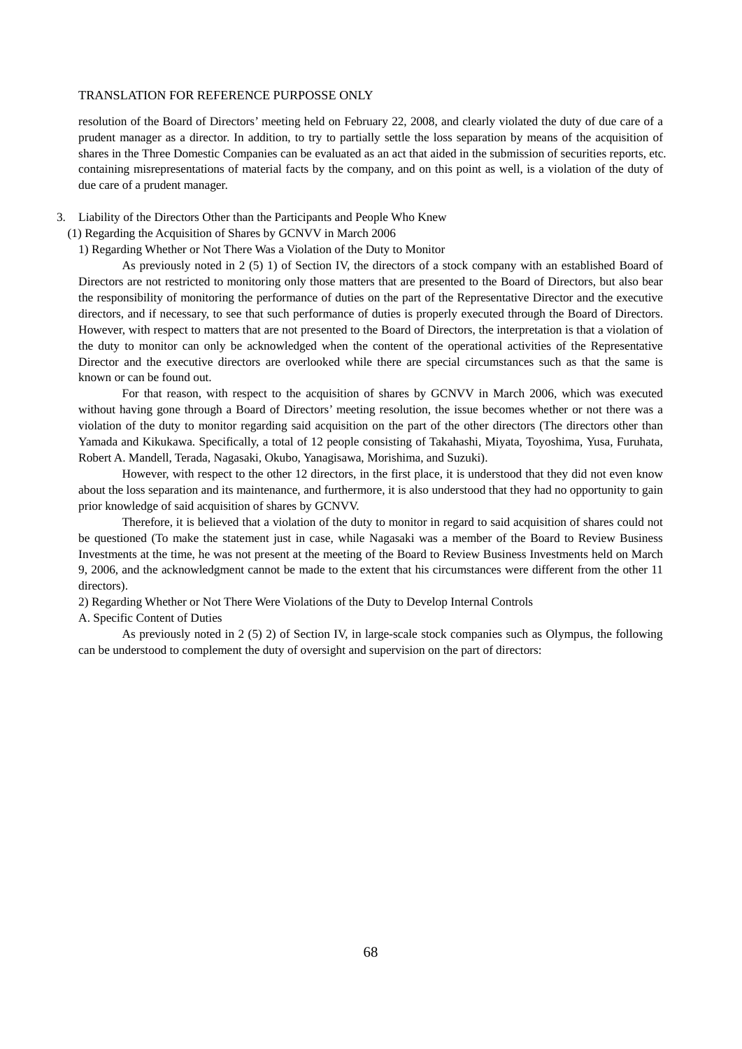resolution of the Board of Directors' meeting held on February 22, 2008, and clearly violated the duty of due care of a prudent manager as a director. In addition, to try to partially settle the loss separation by means of the acquisition of shares in the Three Domestic Companies can be evaluated as an act that aided in the submission of securities reports, etc. containing misrepresentations of material facts by the company, and on this point as well, is a violation of the duty of due care of a prudent manager.

## 3. Liability of the Directors Other than the Participants and People Who Knew

### (1) Regarding the Acquisition of Shares by GCNVV in March 2006

#### 1) Regarding Whether or Not There Was a Violation of the Duty to Monitor

As previously noted in 2 (5) 1) of Section IV, the directors of a stock company with an established Board of Directors are not restricted to monitoring only those matters that are presented to the Board of Directors, but also bear the responsibility of monitoring the performance of duties on the part of the Representative Director and the executive directors, and if necessary, to see that such performance of duties is properly executed through the Board of Directors. However, with respect to matters that are not presented to the Board of Directors, the interpretation is that a violation of the duty to monitor can only be acknowledged when the content of the operational activities of the Representative Director and the executive directors are overlooked while there are special circumstances such as that the same is known or can be found out.

For that reason, with respect to the acquisition of shares by GCNVV in March 2006, which was executed without having gone through a Board of Directors' meeting resolution, the issue becomes whether or not there was a violation of the duty to monitor regarding said acquisition on the part of the other directors (The directors other than Yamada and Kikukawa. Specifically, a total of 12 people consisting of Takahashi, Miyata, Toyoshima, Yusa, Furuhata, Robert A. Mandell, Terada, Nagasaki, Okubo, Yanagisawa, Morishima, and Suzuki).

However, with respect to the other 12 directors, in the first place, it is understood that they did not even know about the loss separation and its maintenance, and furthermore, it is also understood that they had no opportunity to gain prior knowledge of said acquisition of shares by GCNVV.

Therefore, it is believed that a violation of the duty to monitor in regard to said acquisition of shares could not be questioned (To make the statement just in case, while Nagasaki was a member of the Board to Review Business Investments at the time, he was not present at the meeting of the Board to Review Business Investments held on March 9, 2006, and the acknowledgment cannot be made to the extent that his circumstances were different from the other 11 directors).

#### 2) Regarding Whether or Not There Were Violations of the Duty to Develop Internal Controls

A. Specific Content of Duties

As previously noted in 2 (5) 2) of Section IV, in large-scale stock companies such as Olympus, the following can be understood to complement the duty of oversight and supervision on the part of directors: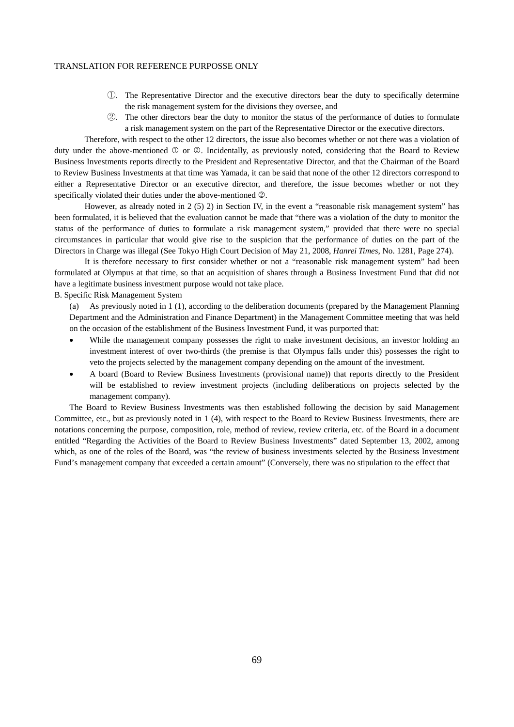①. The Representative Director and the executive directors bear the duty to specifically determine the risk management system for the divisions they oversee, and

②. The other directors bear the duty to monitor the status of the performance of duties to formulate a risk management system on the part of the Representative Director or the executive directors.

Therefore, with respect to the other 12 directors, the issue also becomes whether or not there was a violation of duty under the above-mentioned ① or ②. Incidentally, as previously noted, considering that the Board to Review Business Investments reports directly to the President and Representative Director, and that the Chairman of the Board to Review Business Investments at that time was Yamada, it can be said that none of the other 12 directors correspond to either a Representative Director or an executive director, and therefore, the issue becomes whether or not they specifically violated their duties under the above-mentioned ②.

However, as already noted in 2 (5) 2) in Section IV, in the event a "reasonable risk management system" has been formulated, it is believed that the evaluation cannot be made that "there was a violation of the duty to monitor the status of the performance of duties to formulate a risk management system," provided that there were no special circumstances in particular that would give rise to the suspicion that the performance of duties on the part of the Directors in Charge was illegal (See Tokyo High Court Decision of May 21, 2008, *Hanrei Times*, No. 1281, Page 274).

It is therefore necessary to first consider whether or not a "reasonable risk management system" had been formulated at Olympus at that time, so that an acquisition of shares through a Business Investment Fund that did not have a legitimate business investment purpose would not take place.

B. Specific Risk Management System

(a) As previously noted in 1 (1), according to the deliberation documents (prepared by the Management Planning Department and the Administration and Finance Department) in the Management Committee meeting that was held on the occasion of the establishment of the Business Investment Fund, it was purported that:

- While the management company possesses the right to make investment decisions, an investor holding an investment interest of over two-thirds (the premise is that Olympus falls under this) possesses the right to veto the projects selected by the management company depending on the amount of the investment.
- A board (Board to Review Business Investments (provisional name)) that reports directly to the President will be established to review investment projects (including deliberations on projects selected by the management company).

The Board to Review Business Investments was then established following the decision by said Management Committee, etc., but as previously noted in 1 (4), with respect to the Board to Review Business Investments, there are notations concerning the purpose, composition, role, method of review, review criteria, etc. of the Board in a document entitled "Regarding the Activities of the Board to Review Business Investments" dated September 13, 2002, among which, as one of the roles of the Board, was "the review of business investments selected by the Business Investment Fund's management company that exceeded a certain amount" (Conversely, there was no stipulation to the effect that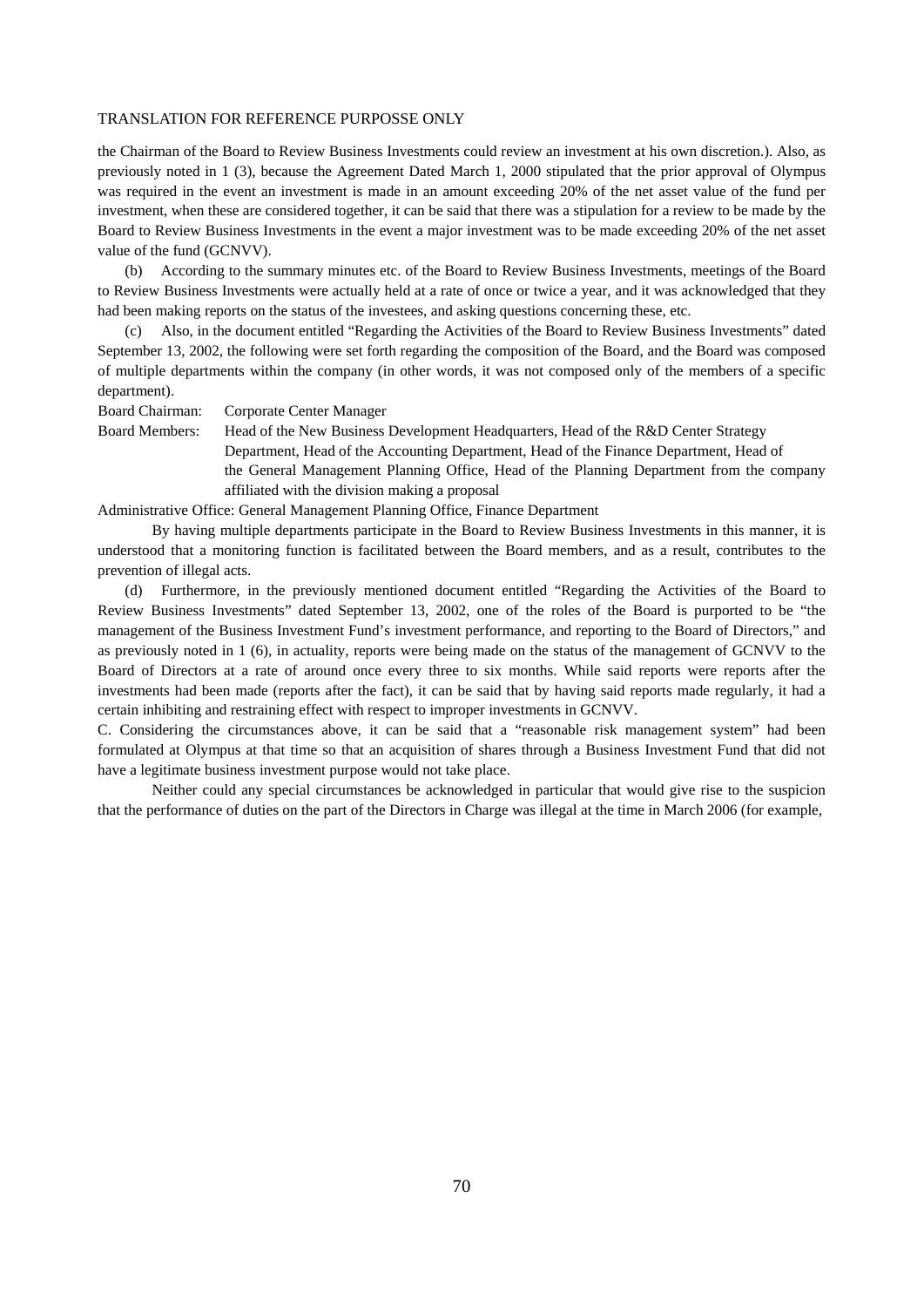the Chairman of the Board to Review Business Investments could review an investment at his own discretion.). Also, as previously noted in 1 (3), because the Agreement Dated March 1, 2000 stipulated that the prior approval of Olympus was required in the event an investment is made in an amount exceeding 20% of the net asset value of the fund per investment, when these are considered together, it can be said that there was a stipulation for a review to be made by the Board to Review Business Investments in the event a major investment was to be made exceeding 20% of the net asset value of the fund (GCNVV).

(b) According to the summary minutes etc. of the Board to Review Business Investments, meetings of the Board to Review Business Investments were actually held at a rate of once or twice a year, and it was acknowledged that they had been making reports on the status of the investees, and asking questions concerning these, etc.

(c) Also, in the document entitled "Regarding the Activities of the Board to Review Business Investments" dated September 13, 2002, the following were set forth regarding the composition of the Board, and the Board was composed of multiple departments within the company (in other words, it was not composed only of the members of a specific department).

Board Chairman: Corporate Center Manager

Board Members: Head of the New Business Development Headquarters, Head of the R&D Center Strategy Department, Head of the Accounting Department, Head of the Finance Department, Head of the General Management Planning Office, Head of the Planning Department from the company affiliated with the division making a proposal

Administrative Office: General Management Planning Office, Finance Department

By having multiple departments participate in the Board to Review Business Investments in this manner, it is understood that a monitoring function is facilitated between the Board members, and as a result, contributes to the prevention of illegal acts.

(d) Furthermore, in the previously mentioned document entitled "Regarding the Activities of the Board to Review Business Investments" dated September 13, 2002, one of the roles of the Board is purported to be "the management of the Business Investment Fund's investment performance, and reporting to the Board of Directors," and as previously noted in 1 (6), in actuality, reports were being made on the status of the management of GCNVV to the Board of Directors at a rate of around once every three to six months. While said reports were reports after the investments had been made (reports after the fact), it can be said that by having said reports made regularly, it had a certain inhibiting and restraining effect with respect to improper investments in GCNVV.

C. Considering the circumstances above, it can be said that a "reasonable risk management system" had been formulated at Olympus at that time so that an acquisition of shares through a Business Investment Fund that did not have a legitimate business investment purpose would not take place.

Neither could any special circumstances be acknowledged in particular that would give rise to the suspicion that the performance of duties on the part of the Directors in Charge was illegal at the time in March 2006 (for example,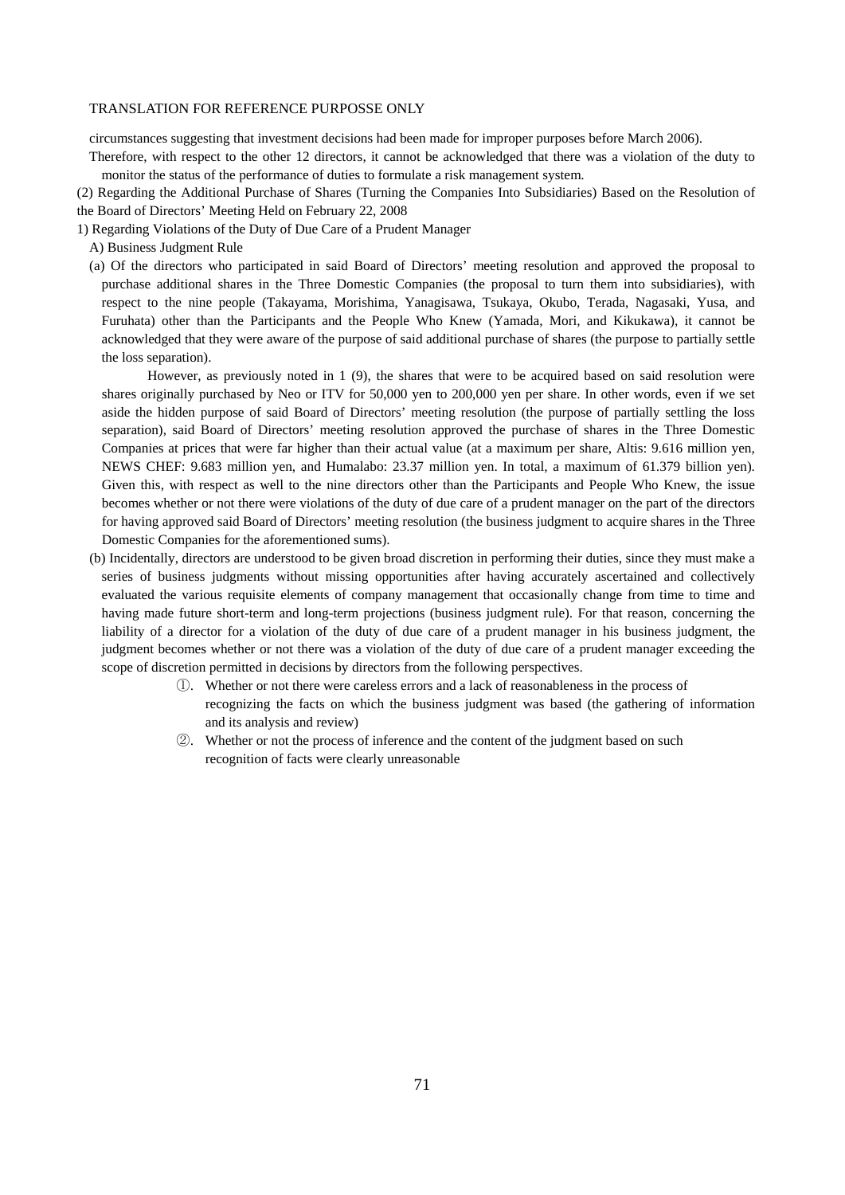circumstances suggesting that investment decisions had been made for improper purposes before March 2006).

Therefore, with respect to the other 12 directors, it cannot be acknowledged that there was a violation of the duty to monitor the status of the performance of duties to formulate a risk management system.

(2) Regarding the Additional Purchase of Shares (Turning the Companies Into Subsidiaries) Based on the Resolution of the Board of Directors' Meeting Held on February 22, 2008

1) Regarding Violations of the Duty of Due Care of a Prudent Manager

A) Business Judgment Rule

(a) Of the directors who participated in said Board of Directors' meeting resolution and approved the proposal to purchase additional shares in the Three Domestic Companies (the proposal to turn them into subsidiaries), with respect to the nine people (Takayama, Morishima, Yanagisawa, Tsukaya, Okubo, Terada, Nagasaki, Yusa, and Furuhata) other than the Participants and the People Who Knew (Yamada, Mori, and Kikukawa), it cannot be acknowledged that they were aware of the purpose of said additional purchase of shares (the purpose to partially settle the loss separation).

However, as previously noted in 1 (9), the shares that were to be acquired based on said resolution were shares originally purchased by Neo or ITV for 50,000 yen to 200,000 yen per share. In other words, even if we set aside the hidden purpose of said Board of Directors' meeting resolution (the purpose of partially settling the loss separation), said Board of Directors' meeting resolution approved the purchase of shares in the Three Domestic Companies at prices that were far higher than their actual value (at a maximum per share, Altis: 9.616 million yen, NEWS CHEF: 9.683 million yen, and Humalabo: 23.37 million yen. In total, a maximum of 61.379 billion yen). Given this, with respect as well to the nine directors other than the Participants and People Who Knew, the issue becomes whether or not there were violations of the duty of due care of a prudent manager on the part of the directors for having approved said Board of Directors' meeting resolution (the business judgment to acquire shares in the Three Domestic Companies for the aforementioned sums).

(b) Incidentally, directors are understood to be given broad discretion in performing their duties, since they must make a series of business judgments without missing opportunities after having accurately ascertained and collectively evaluated the various requisite elements of company management that occasionally change from time to time and having made future short-term and long-term projections (business judgment rule). For that reason, concerning the liability of a director for a violation of the duty of due care of a prudent manager in his business judgment, the judgment becomes whether or not there was a violation of the duty of due care of a prudent manager exceeding the scope of discretion permitted in decisions by directors from the following perspectives.

①. Whether or not there were careless errors and a lack of reasonableness in the process of recognizing the facts on which the business judgment was based (the gathering of information and its analysis and review)

②. Whether or not the process of inference and the content of the judgment based on such recognition of facts were clearly unreasonable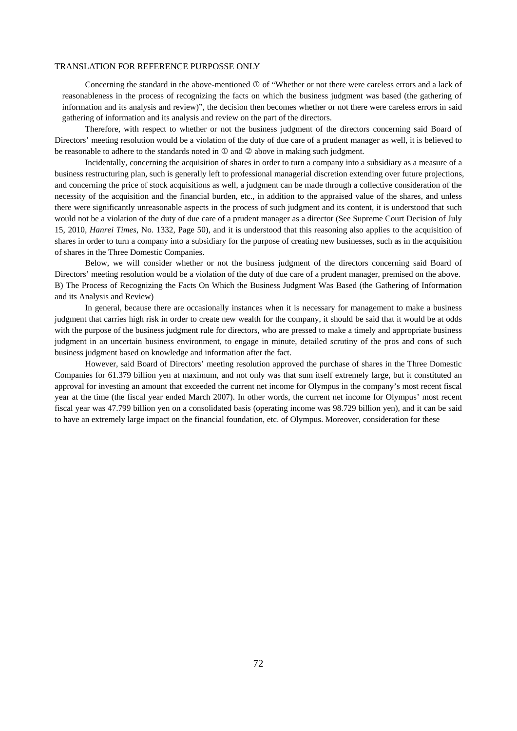TRANSLATION FOR REFERENCE PURPOSSE ONLY

Concerning the standard in the above-mentioned ① of "Whether or not there were careless errors and a lack of reasonableness in the process of recognizing the facts on which the business judgment was based (the gathering of information and its analysis and review)", the decision then becomes whether or not there were careless errors in said gathering of information and its analysis and review on the part of the directors.

Therefore, with respect to whether or not the business judgment of the directors concerning said Board of Directors' meeting resolution would be a violation of the duty of due care of a prudent manager as well, it is believed to be reasonable to adhere to the standards noted in ① and ② above in making such judgment.

Incidentally, concerning the acquisition of shares in order to turn a company into a subsidiary as a measure of a business restructuring plan, such is generally left to professional managerial discretion extending over future projections, and concerning the price of stock acquisitions as well, a judgment can be made through a collective consideration of the necessity of the acquisition and the financial burden, etc., in addition to the appraised value of the shares, and unless there were significantly unreasonable aspects in the process of such judgment and its content, it is understood that such would not be a violation of the duty of due care of a prudent manager as a director (See Supreme Court Decision of July 15, 2010, *Hanrei Times*, No. 1332, Page 50), and it is understood that this reasoning also applies to the acquisition of shares in order to turn a company into a subsidiary for the purpose of creating new businesses, such as in the acquisition of shares in the Three Domestic Companies.

Below, we will consider whether or not the business judgment of the directors concerning said Board of Directors' meeting resolution would be a violation of the duty of due care of a prudent manager, premised on the above.

B) The Process of Recognizing the Facts On Which the Business Judgment Was Based (the Gathering of Information and its Analysis and Review)

In general, because there are occasionally instances when it is necessary for management to make a business judgment that carries high risk in order to create new wealth for the company, it should be said that it would be at odds with the purpose of the business judgment rule for directors, who are pressed to make a timely and appropriate business judgment in an uncertain business environment, to engage in minute, detailed scrutiny of the pros and cons of such business judgment based on knowledge and information after the fact.

However, said Board of Directors' meeting resolution approved the purchase of shares in the Three Domestic Companies for 61.379 billion yen at maximum, and not only was that sum itself extremely large, but it constituted an approval for investing an amount that exceeded the current net income for Olympus in the company's most recent fiscal year at the time (the fiscal year ended March 2007). In other words, the current net income for Olympus' most recent fiscal year was 47.799 billion yen on a consolidated basis (operating income was 98.729 billion yen), and it can be said to have an extremely large impact on the financial foundation, etc. of Olympus. Moreover, consideration for these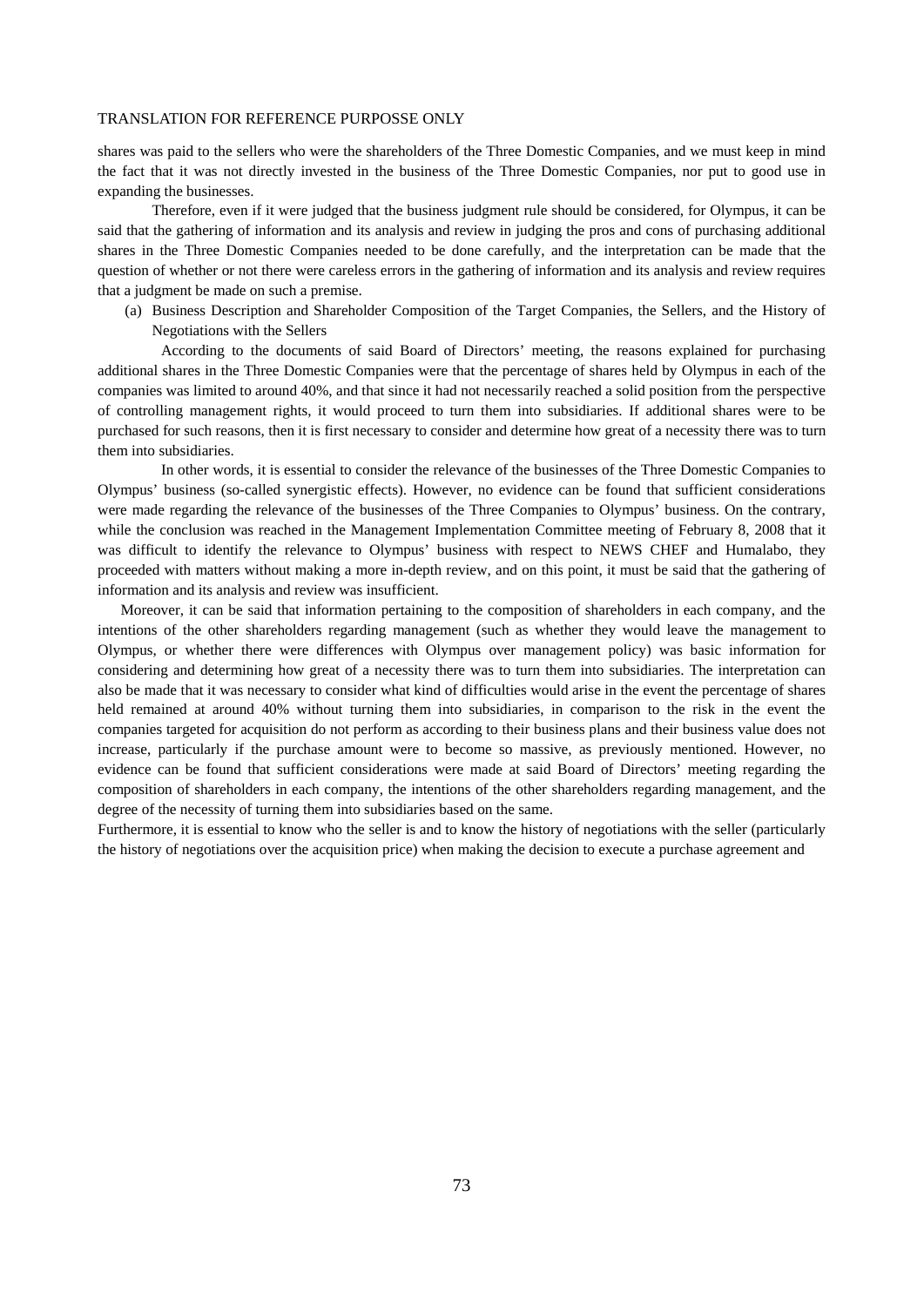shares was paid to the sellers who were the shareholders of the Three Domestic Companies, and we must keep in mind the fact that it was not directly invested in the business of the Three Domestic Companies, nor put to good use in expanding the businesses.

Therefore, even if it were judged that the business judgment rule should be considered, for Olympus, it can be said that the gathering of information and its analysis and review in judging the pros and cons of purchasing additional shares in the Three Domestic Companies needed to be done carefully, and the interpretation can be made that the question of whether or not there were careless errors in the gathering of information and its analysis and review requires that a judgment be made on such a premise.

(a) Business Description and Shareholder Composition of the Target Companies, the Sellers, and the History of Negotiations with the Sellers

According to the documents of said Board of Directors' meeting, the reasons explained for purchasing additional shares in the Three Domestic Companies were that the percentage of shares held by Olympus in each of the companies was limited to around 40%, and that since it had not necessarily reached a solid position from the perspective of controlling management rights, it would proceed to turn them into subsidiaries. If additional shares were to be purchased for such reasons, then it is first necessary to consider and determine how great of a necessity there was to turn them into subsidiaries.

In other words, it is essential to consider the relevance of the businesses of the Three Domestic Companies to Olympus' business (so-called synergistic effects). However, no evidence can be found that sufficient considerations were made regarding the relevance of the businesses of the Three Companies to Olympus' business. On the contrary, while the conclusion was reached in the Management Implementation Committee meeting of February 8, 2008 that it was difficult to identify the relevance to Olympus' business with respect to NEWS CHEF and Humalabo, they proceeded with matters without making a more in-depth review, and on this point, it must be said that the gathering of information and its analysis and review was insufficient.

Moreover, it can be said that information pertaining to the composition of shareholders in each company, and the intentions of the other shareholders regarding management (such as whether they would leave the management to Olympus, or whether there were differences with Olympus over management policy) was basic information for considering and determining how great of a necessity there was to turn them into subsidiaries. The interpretation can also be made that it was necessary to consider what kind of difficulties would arise in the event the percentage of shares held remained at around 40% without turning them into subsidiaries, in comparison to the risk in the event the companies targeted for acquisition do not perform as according to their business plans and their business value does not increase, particularly if the purchase amount were to become so massive, as previously mentioned. However, no evidence can be found that sufficient considerations were made at said Board of Directors' meeting regarding the composition of shareholders in each company, the intentions of the other shareholders regarding management, and the degree of the necessity of turning them into subsidiaries based on the same.

Furthermore, it is essential to know who the seller is and to know the history of negotiations with the seller (particularly the history of negotiations over the acquisition price) when making the decision to execute a purchase agreement and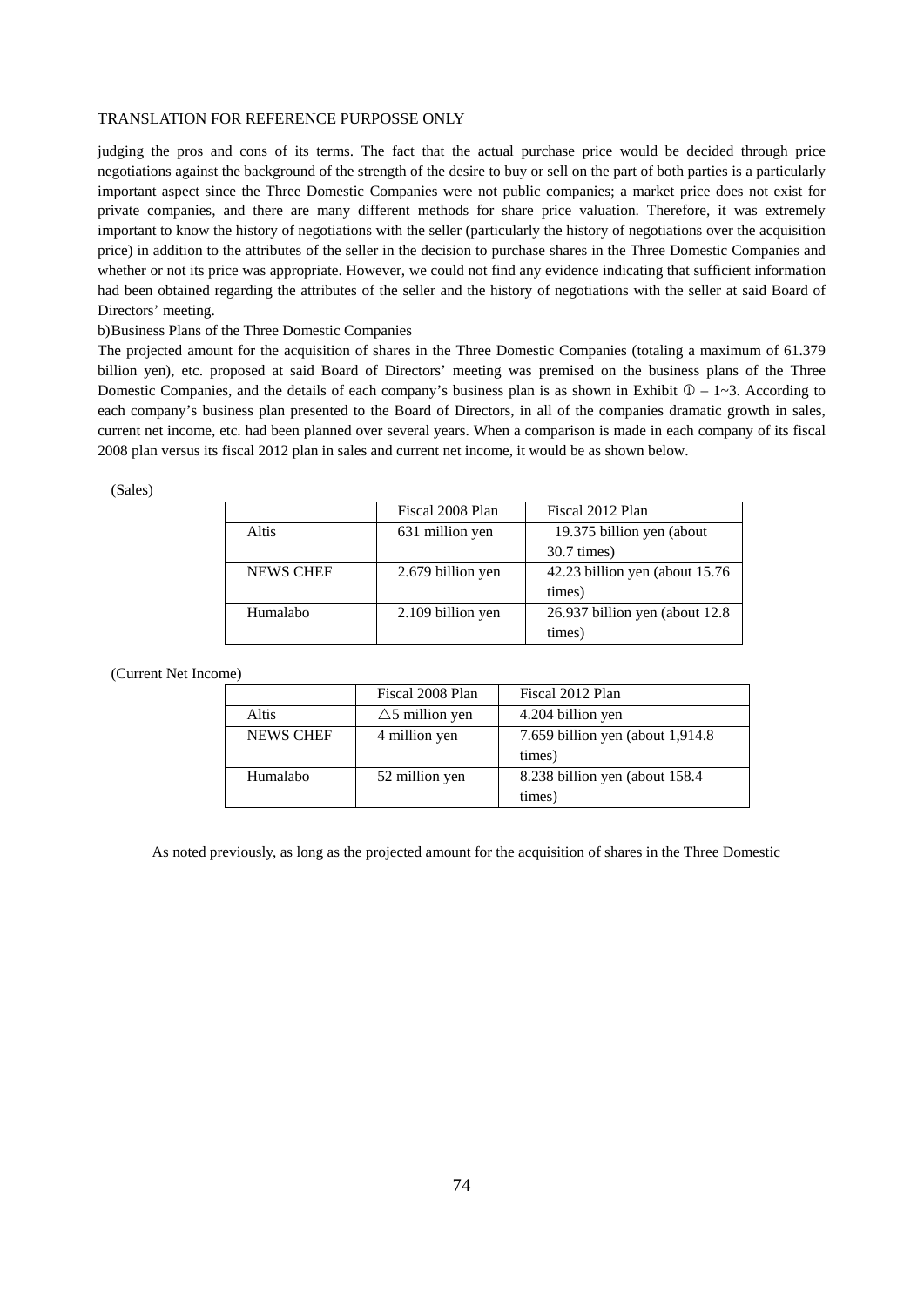judging the pros and cons of its terms. The fact that the actual purchase price would be decided through price negotiations against the background of the strength of the desire to buy or sell on the part of both parties is a particularly important aspect since the Three Domestic Companies were not public companies; a market price does not exist for private companies, and there are many different methods for share price valuation. Therefore, it was extremely important to know the history of negotiations with the seller (particularly the history of negotiations over the acquisition price) in addition to the attributes of the seller in the decision to purchase shares in the Three Domestic Companies and whether or not its price was appropriate. However, we could not find any evidence indicating that sufficient information had been obtained regarding the attributes of the seller and the history of negotiations with the seller at said Board of Directors' meeting.

b)Business Plans of the Three Domestic Companies

The projected amount for the acquisition of shares in the Three Domestic Companies (totaling a maximum of 61.379 billion yen), etc. proposed at said Board of Directors' meeting was premised on the business plans of the Three Domestic Companies, and the details of each company's business plan is as shown in Exhibit ① – 1~3. According to each company's business plan presented to the Board of Directors, in all of the companies dramatic growth in sales, current net income, etc. had been planned over several years. When a comparison is made in each company of its fiscal 2008 plan versus its fiscal 2012 plan in sales and current net income, it would be as shown below.

(Sales)

| | Fiscal 2008 Plan | Fiscal 2012 Plan |
|---|---|---|
| Altis | 631 million yen | 19.375 billion yen (about 30.7 times) |
| NEWS CHEF | 2.679 billion yen | 42.23 billion yen (about 15.76 times) |
| Humalabo | 2.109 billion yen | 26.937 billion yen (about 12.8 times) |

(Current Net Income)

| | Fiscal 2008 Plan | Fiscal 2012 Plan |
|---|---|---|
| Altis | △5 million yen | 4.204 billion yen |
| NEWS CHEF | 4 million yen | 7.659 billion yen (about 1,914.8 times) |
| Humalabo | 52 million yen | 8.238 billion yen (about 158.4 times) |

As noted previously, as long as the projected amount for the acquisition of shares in the Three Domestic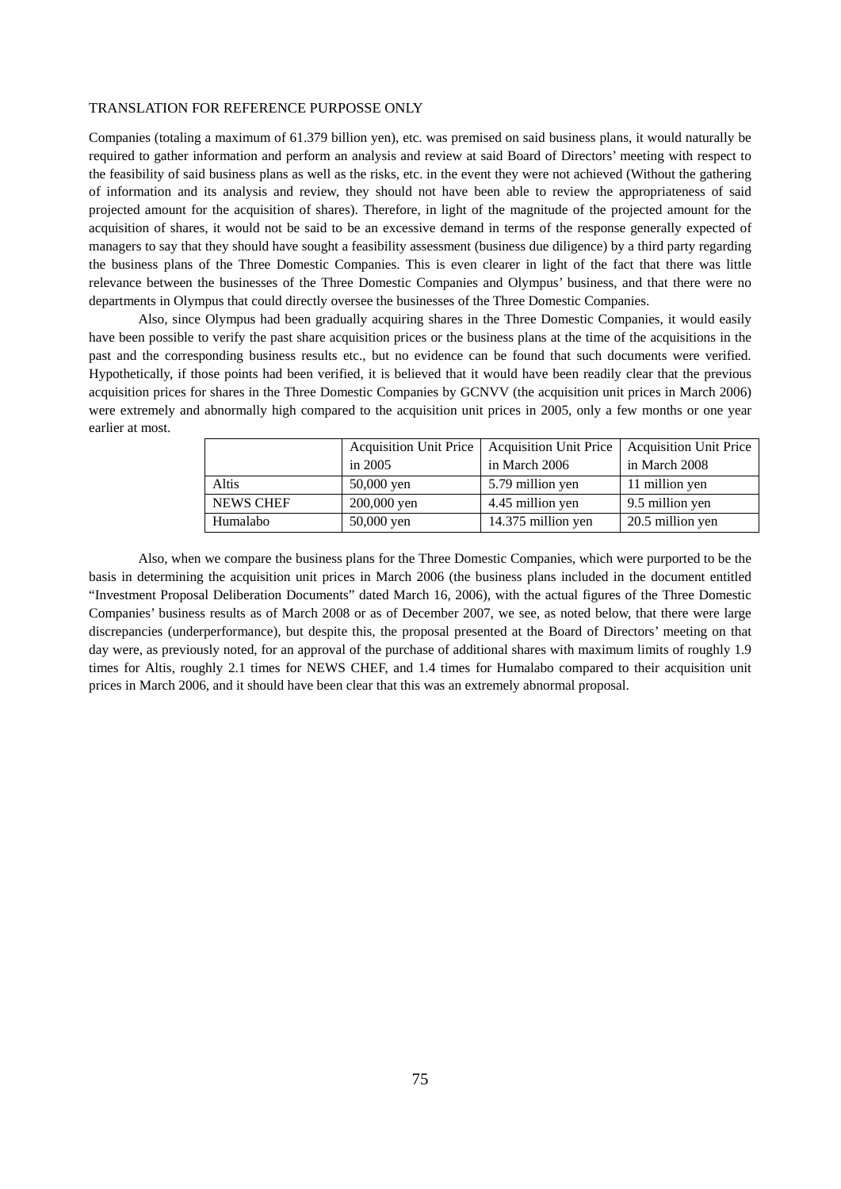TRANSLATION FOR REFERENCE PURPOSSE ONLY

Companies (totaling a maximum of 61.379 billion yen), etc. was premised on said business plans, it would naturally be required to gather information and perform an analysis and review at said Board of Directors' meeting with respect to the feasibility of said business plans as well as the risks, etc. in the event they were not achieved (Without the gathering of information and its analysis and review, they should not have been able to review the appropriateness of said projected amount for the acquisition of shares). Therefore, in light of the magnitude of the projected amount for the acquisition of shares, it would not be said to be an excessive demand in terms of the response generally expected of managers to say that they should have sought a feasibility assessment (business due diligence) by a third party regarding the business plans of the Three Domestic Companies. This is even clearer in light of the fact that there was little relevance between the businesses of the Three Domestic Companies and Olympus' business, and that there were no departments in Olympus that could directly oversee the businesses of the Three Domestic Companies.

Also, since Olympus had been gradually acquiring shares in the Three Domestic Companies, it would easily have been possible to verify the past share acquisition prices or the business plans at the time of the acquisitions in the past and the corresponding business results etc., but no evidence can be found that such documents were verified. Hypothetically, if those points had been verified, it is believed that it would have been readily clear that the previous acquisition prices for shares in the Three Domestic Companies by GCNVV (the acquisition unit prices in March 2006) were extremely and abnormally high compared to the acquisition unit prices in 2005, only a few months or one year earlier at most.

| | Acquisition Unit Price in 2005 | Acquisition Unit Price in March 2006 | Acquisition Unit Price in March 2008 |
|---|---|---|---|
| Altis | 50,000 yen | 5.79 million yen | 11 million yen |
| NEWS CHEF | 200,000 yen | 4.45 million yen | 9.5 million yen |
| Humalabo | 50,000 yen | 14.375 million yen | 20.5 million yen |

Also, when we compare the business plans for the Three Domestic Companies, which were purported to be the basis in determining the acquisition unit prices in March 2006 (the business plans included in the document entitled "Investment Proposal Deliberation Documents" dated March 16, 2006), with the actual figures of the Three Domestic Companies' business results as of March 2008 or as of December 2007, we see, as noted below, that there were large discrepancies (underperformance), but despite this, the proposal presented at the Board of Directors' meeting on that day were, as previously noted, for an approval of the purchase of additional shares with maximum limits of roughly 1.9 times for Altis, roughly 2.1 times for NEWS CHEF, and 1.4 times for Humalabo compared to their acquisition unit prices in March 2006, and it should have been clear that this was an extremely abnormal proposal.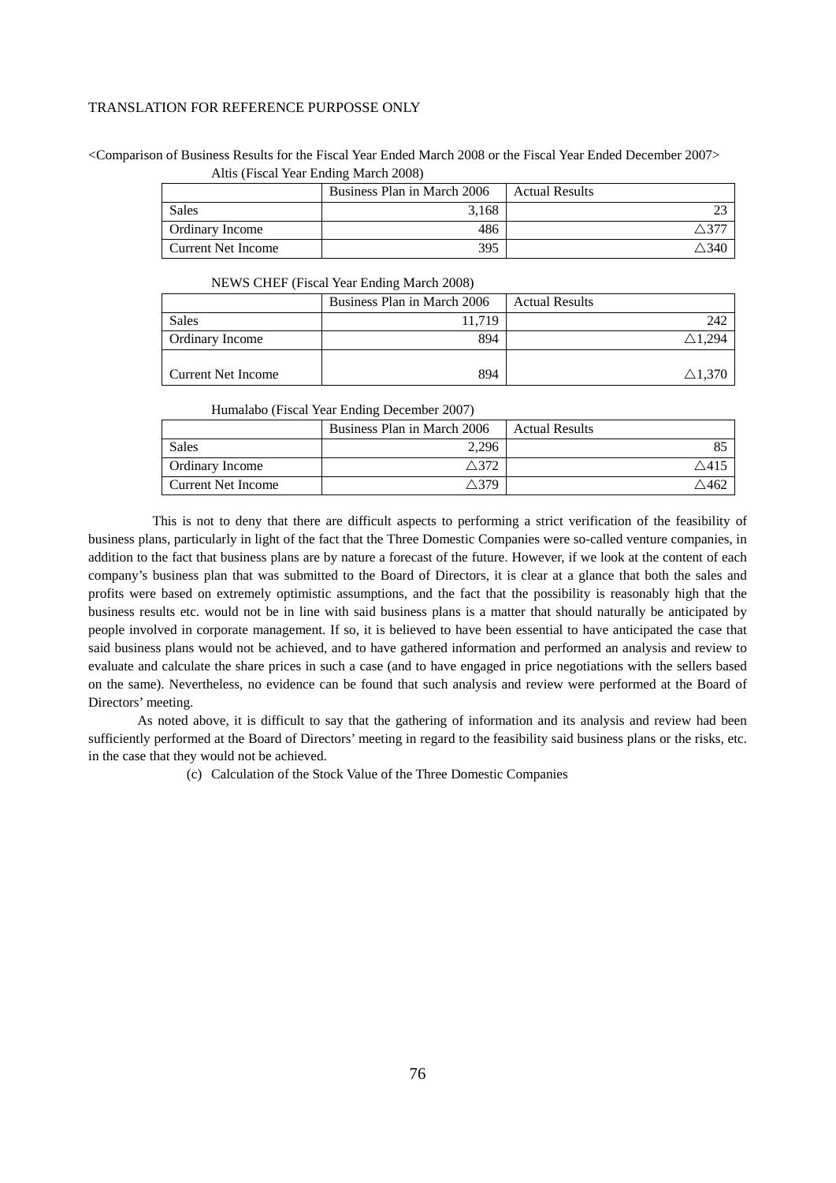TRANSLATION FOR REFERENCE PURPOSSE ONLY

<Comparison of Business Results for the Fiscal Year Ended March 2008 or the Fiscal Year Ended December 2007>

Altis (Fiscal Year Ending March 2008)

| | Business Plan in March 2006 | Actual Results |
|---|---|---|
| Sales | 3,168 | 23 |
| Ordinary Income | 486 | △377 |
| Current Net Income | 395 | △340 |

NEWS CHEF (Fiscal Year Ending March 2008)

| | Business Plan in March 2006 | Actual Results |
|---|---|---|
| Sales | 11,719 | 242 |
| Ordinary Income | 894 | △1,294 |
| Current Net Income | 894 | △1,370 |

Humalabo (Fiscal Year Ending December 2007)

| | Business Plan in March 2006 | Actual Results |
|---|---|---|
| Sales | 2,296 | 85 |
| Ordinary Income | △372 | △415 |
| Current Net Income | △379 | △462 |

This is not to deny that there are difficult aspects to performing a strict verification of the feasibility of business plans, particularly in light of the fact that the Three Domestic Companies were so-called venture companies, in addition to the fact that business plans are by nature a forecast of the future. However, if we look at the content of each company's business plan that was submitted to the Board of Directors, it is clear at a glance that both the sales and profits were based on extremely optimistic assumptions, and the fact that the possibility is reasonably high that the business results etc. would not be in line with said business plans is a matter that should naturally be anticipated by people involved in corporate management. If so, it is believed to have been essential to have anticipated the case that said business plans would not be achieved, and to have gathered information and performed an analysis and review to evaluate and calculate the share prices in such a case (and to have engaged in price negotiations with the sellers based on the same). Nevertheless, no evidence can be found that such analysis and review were performed at the Board of Directors' meeting.

As noted above, it is difficult to say that the gathering of information and its analysis and review had been sufficiently performed at the Board of Directors' meeting in regard to the feasibility said business plans or the risks, etc. in the case that they would not be achieved.

(c) Calculation of the Stock Value of the Three Domestic Companies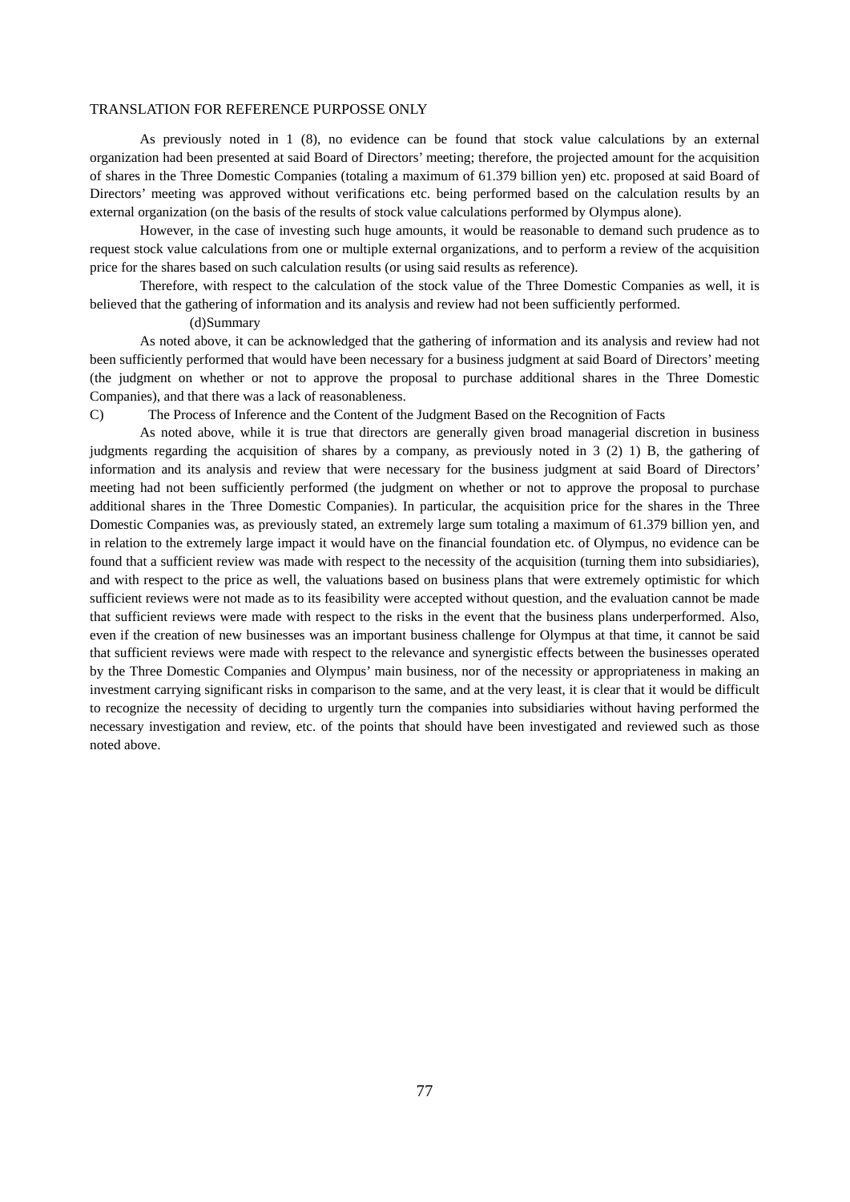As previously noted in 1 (8), no evidence can be found that stock value calculations by an external organization had been presented at said Board of Directors' meeting; therefore, the projected amount for the acquisition of shares in the Three Domestic Companies (totaling a maximum of 61.379 billion yen) etc. proposed at said Board of Directors' meeting was approved without verifications etc. being performed based on the calculation results by an external organization (on the basis of the results of stock value calculations performed by Olympus alone).

However, in the case of investing such huge amounts, it would be reasonable to demand such prudence as to request stock value calculations from one or multiple external organizations, and to perform a review of the acquisition price for the shares based on such calculation results (or using said results as reference).

Therefore, with respect to the calculation of the stock value of the Three Domestic Companies as well, it is believed that the gathering of information and its analysis and review had not been sufficiently performed.

(d)Summary

As noted above, it can be acknowledged that the gathering of information and its analysis and review had not been sufficiently performed that would have been necessary for a business judgment at said Board of Directors' meeting (the judgment on whether or not to approve the proposal to purchase additional shares in the Three Domestic Companies), and that there was a lack of reasonableness.

C) The Process of Inference and the Content of the Judgment Based on the Recognition of Facts

As noted above, while it is true that directors are generally given broad managerial discretion in business judgments regarding the acquisition of shares by a company, as previously noted in 3 (2) 1) B, the gathering of information and its analysis and review that were necessary for the business judgment at said Board of Directors' meeting had not been sufficiently performed (the judgment on whether or not to approve the proposal to purchase additional shares in the Three Domestic Companies). In particular, the acquisition price for the shares in the Three Domestic Companies was, as previously stated, an extremely large sum totaling a maximum of 61.379 billion yen, and in relation to the extremely large impact it would have on the financial foundation etc. of Olympus, no evidence can be found that a sufficient review was made with respect to the necessity of the acquisition (turning them into subsidiaries), and with respect to the price as well, the valuations based on business plans that were extremely optimistic for which sufficient reviews were not made as to its feasibility were accepted without question, and the evaluation cannot be made that sufficient reviews were made with respect to the risks in the event that the business plans underperformed. Also, even if the creation of new businesses was an important business challenge for Olympus at that time, it cannot be said that sufficient reviews were made with respect to the relevance and synergistic effects between the businesses operated by the Three Domestic Companies and Olympus' main business, nor of the necessity or appropriateness in making an investment carrying significant risks in comparison to the same, and at the very least, it is clear that it would be difficult to recognize the necessity of deciding to urgently turn the companies into subsidiaries without having performed the necessary investigation and review, etc. of the points that should have been investigated and reviewed such as those noted above.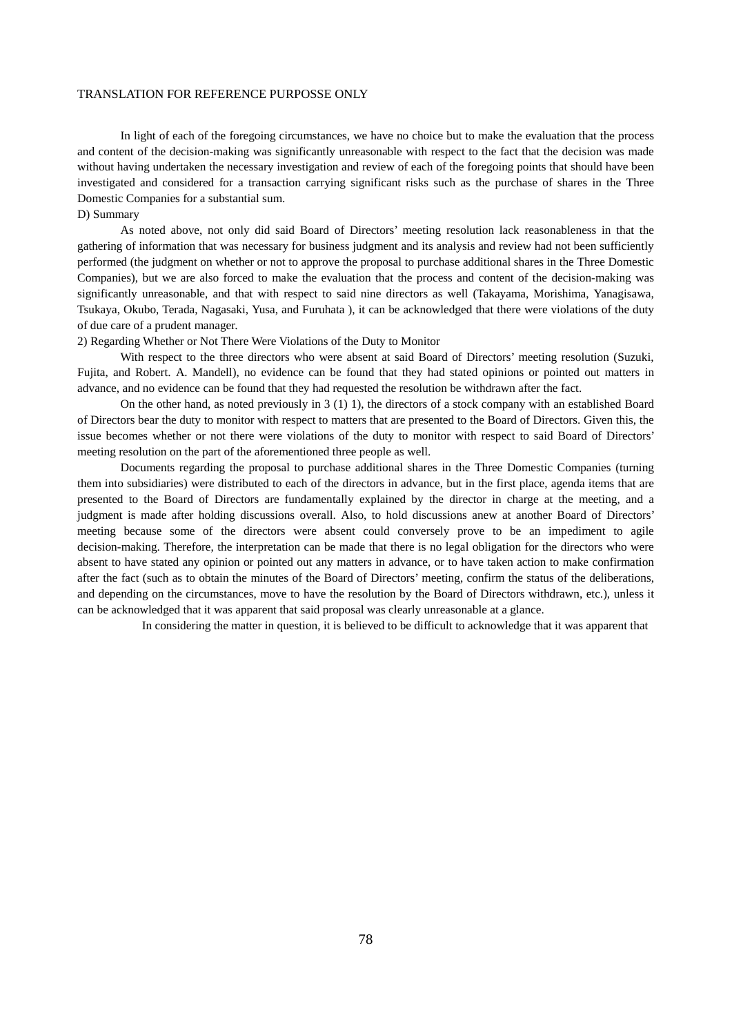In light of each of the foregoing circumstances, we have no choice but to make the evaluation that the process and content of the decision-making was significantly unreasonable with respect to the fact that the decision was made without having undertaken the necessary investigation and review of each of the foregoing points that should have been investigated and considered for a transaction carrying significant risks such as the purchase of shares in the Three Domestic Companies for a substantial sum.

D) Summary

As noted above, not only did said Board of Directors' meeting resolution lack reasonableness in that the gathering of information that was necessary for business judgment and its analysis and review had not been sufficiently performed (the judgment on whether or not to approve the proposal to purchase additional shares in the Three Domestic Companies), but we are also forced to make the evaluation that the process and content of the decision-making was significantly unreasonable, and that with respect to said nine directors as well (Takayama, Morishima, Yanagisawa, Tsukaya, Okubo, Terada, Nagasaki, Yusa, and Furuhata ), it can be acknowledged that there were violations of the duty of due care of a prudent manager.

2) Regarding Whether or Not There Were Violations of the Duty to Monitor

With respect to the three directors who were absent at said Board of Directors' meeting resolution (Suzuki, Fujita, and Robert. A. Mandell), no evidence can be found that they had stated opinions or pointed out matters in advance, and no evidence can be found that they had requested the resolution be withdrawn after the fact.

On the other hand, as noted previously in 3 (1) 1), the directors of a stock company with an established Board of Directors bear the duty to monitor with respect to matters that are presented to the Board of Directors. Given this, the issue becomes whether or not there were violations of the duty to monitor with respect to said Board of Directors' meeting resolution on the part of the aforementioned three people as well.

Documents regarding the proposal to purchase additional shares in the Three Domestic Companies (turning them into subsidiaries) were distributed to each of the directors in advance, but in the first place, agenda items that are presented to the Board of Directors are fundamentally explained by the director in charge at the meeting, and a judgment is made after holding discussions overall. Also, to hold discussions anew at another Board of Directors' meeting because some of the directors were absent could conversely prove to be an impediment to agile decision-making. Therefore, the interpretation can be made that there is no legal obligation for the directors who were absent to have stated any opinion or pointed out any matters in advance, or to have taken action to make confirmation after the fact (such as to obtain the minutes of the Board of Directors' meeting, confirm the status of the deliberations, and depending on the circumstances, move to have the resolution by the Board of Directors withdrawn, etc.), unless it can be acknowledged that it was apparent that said proposal was clearly unreasonable at a glance.

In considering the matter in question, it is believed to be difficult to acknowledge that it was apparent that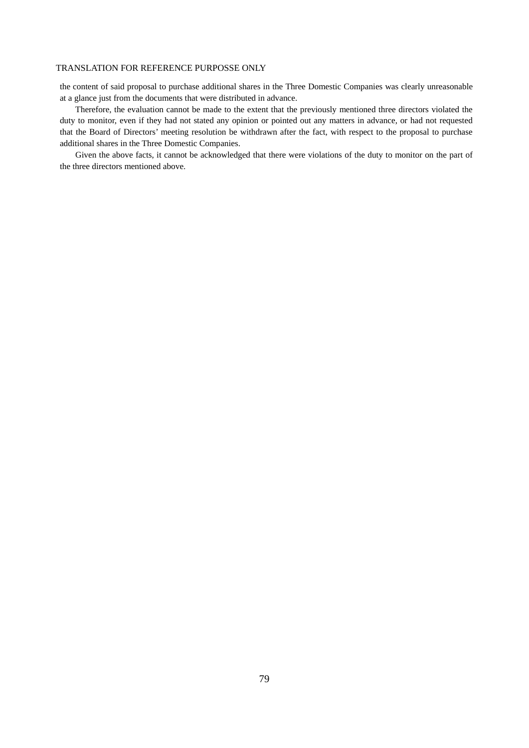the content of said proposal to purchase additional shares in the Three Domestic Companies was clearly unreasonable at a glance just from the documents that were distributed in advance.

Therefore, the evaluation cannot be made to the extent that the previously mentioned three directors violated the duty to monitor, even if they had not stated any opinion or pointed out any matters in advance, or had not requested that the Board of Directors' meeting resolution be withdrawn after the fact, with respect to the proposal to purchase additional shares in the Three Domestic Companies.

Given the above facts, it cannot be acknowledged that there were violations of the duty to monitor on the part of the three directors mentioned above.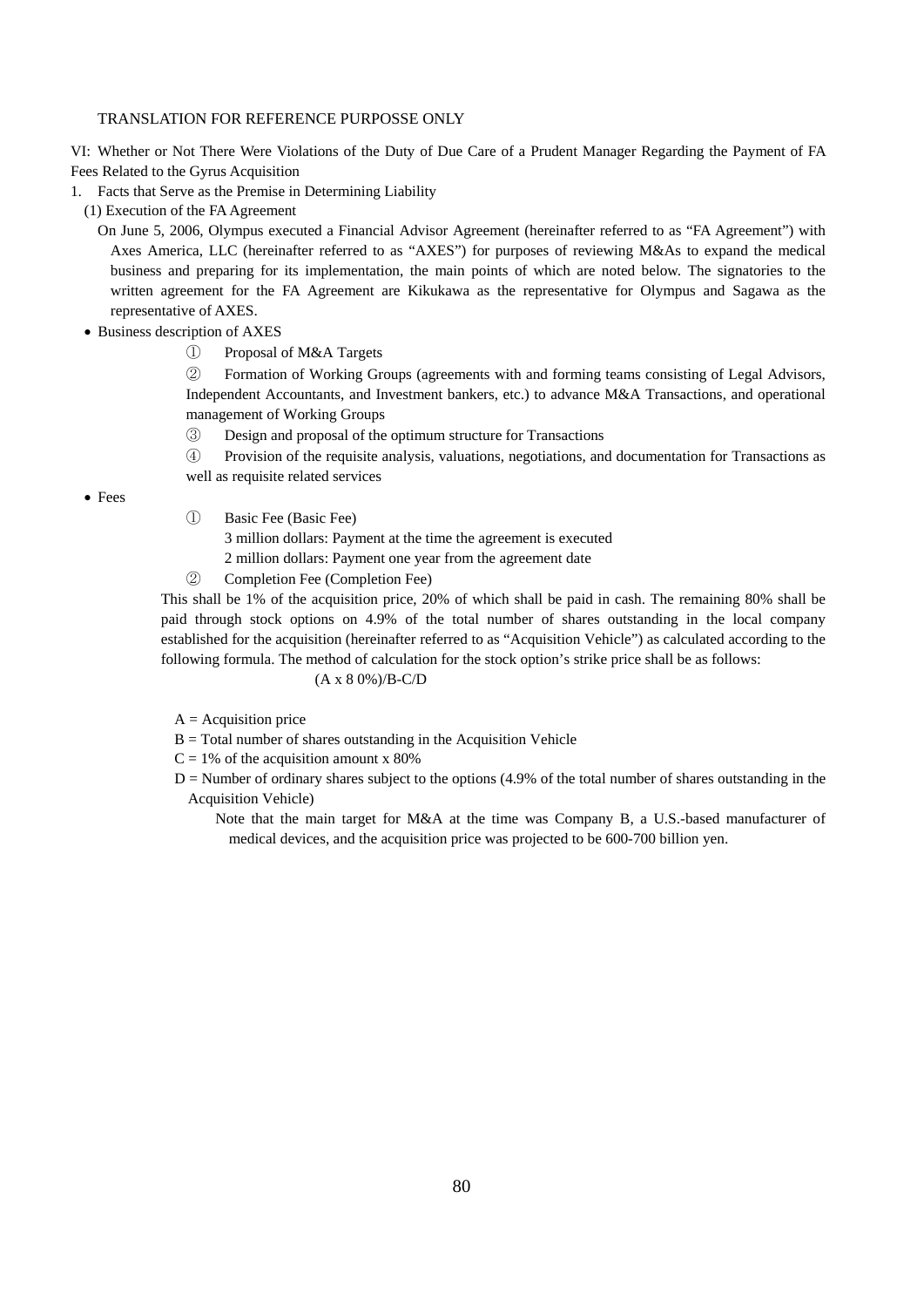TRANSLATION FOR REFERENCE PURPOSSE ONLY

VI: Whether or Not There Were Violations of the Duty of Due Care of a Prudent Manager Regarding the Payment of FA Fees Related to the Gyrus Acquisition

1. Facts that Serve as the Premise in Determining Liability

(1) Execution of the FA Agreement

On June 5, 2006, Olympus executed a Financial Advisor Agreement (hereinafter referred to as "FA Agreement") with Axes America, LLC (hereinafter referred to as "AXES") for purposes of reviewing M&As to expand the medical business and preparing for its implementation, the main points of which are noted below. The signatories to the written agreement for the FA Agreement are Kikukawa as the representative for Olympus and Sagawa as the representative of AXES.

- Business description of AXES

  ① Proposal of M&A Targets

  ② Formation of Working Groups (agreements with and forming teams consisting of Legal Advisors, Independent Accountants, and Investment bankers, etc.) to advance M&A Transactions, and operational management of Working Groups

  ③ Design and proposal of the optimum structure for Transactions

  ④ Provision of the requisite analysis, valuations, negotiations, and documentation for Transactions as well as requisite related services

- Fees

  ① Basic Fee (Basic Fee)

  3 million dollars: Payment at the time the agreement is executed

  2 million dollars: Payment one year from the agreement date

  ② Completion Fee (Completion Fee)

  This shall be 1% of the acquisition price, 20% of which shall be paid in cash. The remaining 80% shall be paid through stock options on 4.9% of the total number of shares outstanding in the local company established for the acquisition (hereinafter referred to as "Acquisition Vehicle") as calculated according to the following formula. The method of calculation for the stock option's strike price shall be as follows:

  $$(A \times 80\%)/B - C/D$$

  A = Acquisition price

  B = Total number of shares outstanding in the Acquisition Vehicle

  C = 1% of the acquisition amount x 80%

  D = Number of ordinary shares subject to the options (4.9% of the total number of shares outstanding in the Acquisition Vehicle)

  Note that the main target for M&A at the time was Company B, a U.S.-based manufacturer of medical devices, and the acquisition price was projected to be 600-700 billion yen.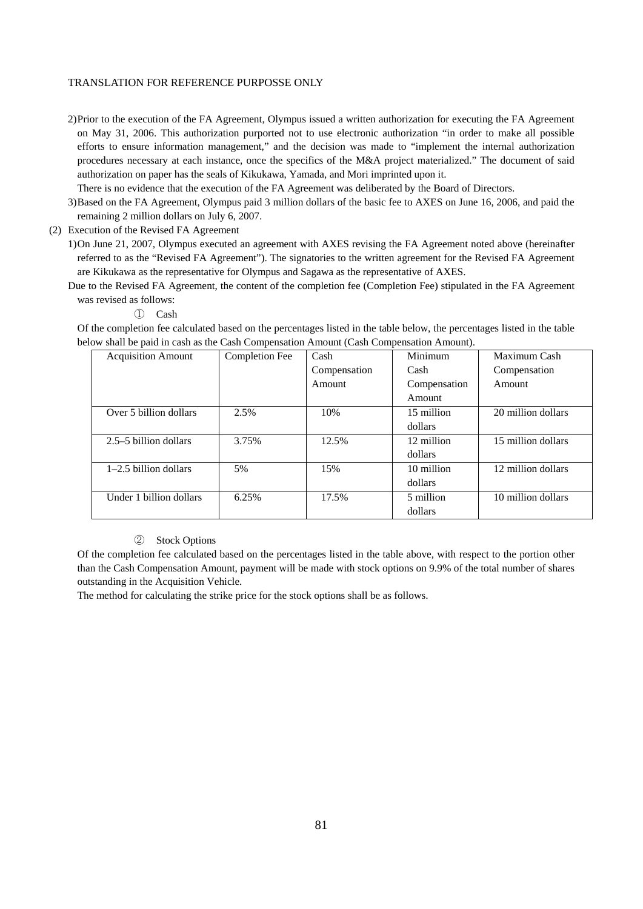TRANSLATION FOR REFERENCE PURPOSSE ONLY

2) Prior to the execution of the FA Agreement, Olympus issued a written authorization for executing the FA Agreement on May 31, 2006. This authorization purported not to use electronic authorization "in order to make all possible efforts to ensure information management," and the decision was made to "implement the internal authorization procedures necessary at each instance, once the specifics of the M&A project materialized." The document of said authorization on paper has the seals of Kikukawa, Yamada, and Mori imprinted upon it.

   There is no evidence that the execution of the FA Agreement was deliberated by the Board of Directors.

3) Based on the FA Agreement, Olympus paid 3 million dollars of the basic fee to AXES on June 16, 2006, and paid the remaining 2 million dollars on July 6, 2007.

(2) Execution of the Revised FA Agreement

1) On June 21, 2007, Olympus executed an agreement with AXES revising the FA Agreement noted above (hereinafter referred to as the "Revised FA Agreement"). The signatories to the written agreement for the Revised FA Agreement are Kikukawa as the representative for Olympus and Sagawa as the representative of AXES.

Due to the Revised FA Agreement, the content of the completion fee (Completion Fee) stipulated in the FA Agreement was revised as follows:

① Cash

Of the completion fee calculated based on the percentages listed in the table below, the percentages listed in the table below shall be paid in cash as the Cash Compensation Amount (Cash Compensation Amount).

| Acquisition Amount | Completion Fee | Cash Compensation Amount | Minimum Cash Compensation Amount | Maximum Cash Compensation Amount |
|---|---|---|---|---|
| Over 5 billion dollars | 2.5% | 10% | 15 million dollars | 20 million dollars |
| 2.5–5 billion dollars | 3.75% | 12.5% | 12 million dollars | 15 million dollars |
| 1–2.5 billion dollars | 5% | 15% | 10 million dollars | 12 million dollars |
| Under 1 billion dollars | 6.25% | 17.5% | 5 million dollars | 10 million dollars |

② Stock Options

Of the completion fee calculated based on the percentages listed in the table above, with respect to the portion other than the Cash Compensation Amount, payment will be made with stock options on 9.9% of the total number of shares outstanding in the Acquisition Vehicle.

The method for calculating the strike price for the stock options shall be as follows.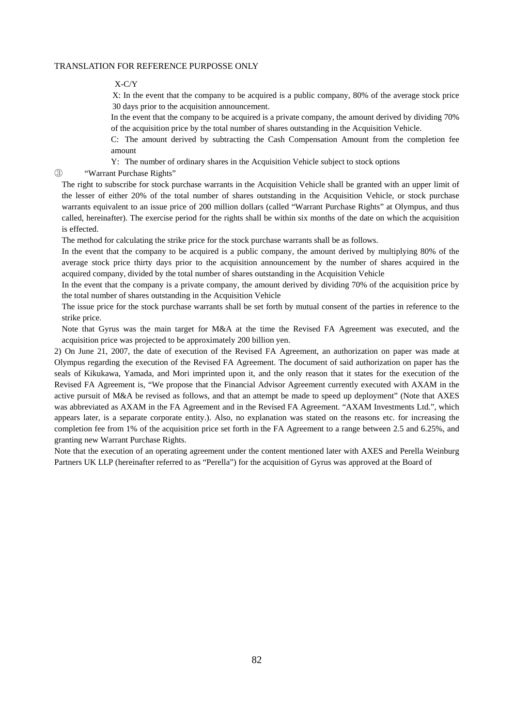X-C/Y

X: In the event that the company to be acquired is a public company, 80% of the average stock price 30 days prior to the acquisition announcement.

In the event that the company to be acquired is a private company, the amount derived by dividing 70% of the acquisition price by the total number of shares outstanding in the Acquisition Vehicle.

C: The amount derived by subtracting the Cash Compensation Amount from the completion fee amount

Y: The number of ordinary shares in the Acquisition Vehicle subject to stock options

③ "Warrant Purchase Rights"

The right to subscribe for stock purchase warrants in the Acquisition Vehicle shall be granted with an upper limit of the lesser of either 20% of the total number of shares outstanding in the Acquisition Vehicle, or stock purchase warrants equivalent to an issue price of 200 million dollars (called "Warrant Purchase Rights" at Olympus, and thus called, hereinafter). The exercise period for the rights shall be within six months of the date on which the acquisition is effected.

The method for calculating the strike price for the stock purchase warrants shall be as follows.

In the event that the company to be acquired is a public company, the amount derived by multiplying 80% of the average stock price thirty days prior to the acquisition announcement by the number of shares acquired in the acquired company, divided by the total number of shares outstanding in the Acquisition Vehicle

In the event that the company is a private company, the amount derived by dividing 70% of the acquisition price by the total number of shares outstanding in the Acquisition Vehicle

The issue price for the stock purchase warrants shall be set forth by mutual consent of the parties in reference to the strike price.

Note that Gyrus was the main target for M&A at the time the Revised FA Agreement was executed, and the acquisition price was projected to be approximately 200 billion yen.

2) On June 21, 2007, the date of execution of the Revised FA Agreement, an authorization on paper was made at Olympus regarding the execution of the Revised FA Agreement. The document of said authorization on paper has the seals of Kikukawa, Yamada, and Mori imprinted upon it, and the only reason that it states for the execution of the Revised FA Agreement is, "We propose that the Financial Advisor Agreement currently executed with AXAM in the active pursuit of M&A be revised as follows, and that an attempt be made to speed up deployment" (Note that AXES was abbreviated as AXAM in the FA Agreement and in the Revised FA Agreement. "AXAM Investments Ltd.", which appears later, is a separate corporate entity.). Also, no explanation was stated on the reasons etc. for increasing the completion fee from 1% of the acquisition price set forth in the FA Agreement to a range between 2.5 and 6.25%, and granting new Warrant Purchase Rights.

Note that the execution of an operating agreement under the content mentioned later with AXES and Perella Weinburg Partners UK LLP (hereinafter referred to as "Perella") for the acquisition of Gyrus was approved at the Board of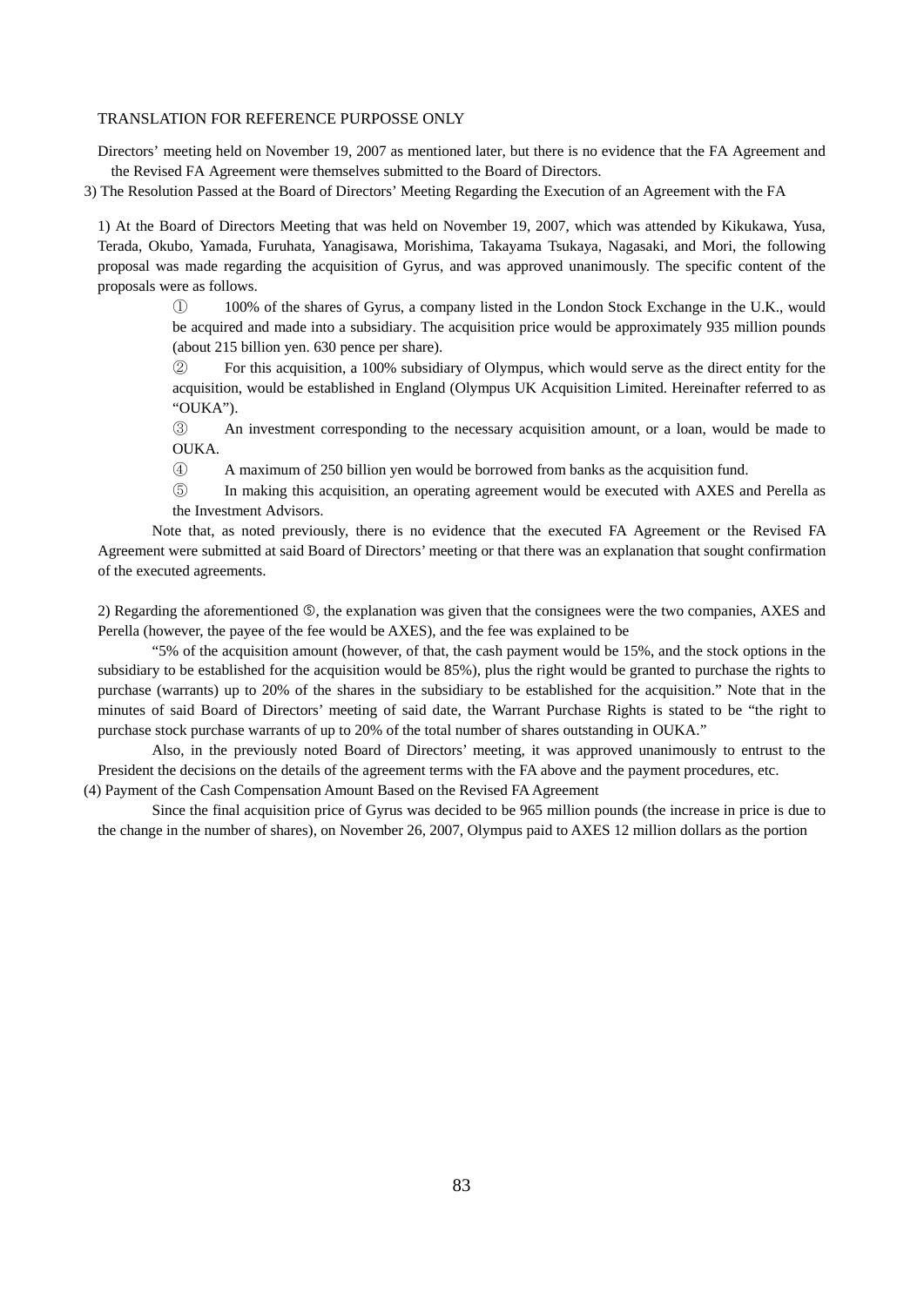TRANSLATION FOR REFERENCE PURPOSSE ONLY

Directors' meeting held on November 19, 2007 as mentioned later, but there is no evidence that the FA Agreement and the Revised FA Agreement were themselves submitted to the Board of Directors.

3) The Resolution Passed at the Board of Directors' Meeting Regarding the Execution of an Agreement with the FA

1) At the Board of Directors Meeting that was held on November 19, 2007, which was attended by Kikukawa, Yusa, Terada, Okubo, Yamada, Furuhata, Yanagisawa, Morishima, Takayama Tsukaya, Nagasaki, and Mori, the following proposal was made regarding the acquisition of Gyrus, and was approved unanimously. The specific content of the proposals were as follows.

① 100% of the shares of Gyrus, a company listed in the London Stock Exchange in the U.K., would be acquired and made into a subsidiary. The acquisition price would be approximately 935 million pounds (about 215 billion yen. 630 pence per share).

② For this acquisition, a 100% subsidiary of Olympus, which would serve as the direct entity for the acquisition, would be established in England (Olympus UK Acquisition Limited. Hereinafter referred to as "OUKA").

③ An investment corresponding to the necessary acquisition amount, or a loan, would be made to OUKA.

④ A maximum of 250 billion yen would be borrowed from banks as the acquisition fund.

⑤ In making this acquisition, an operating agreement would be executed with AXES and Perella as the Investment Advisors.

Note that, as noted previously, there is no evidence that the executed FA Agreement or the Revised FA Agreement were submitted at said Board of Directors' meeting or that there was an explanation that sought confirmation of the executed agreements.

2) Regarding the aforementioned ⑤, the explanation was given that the consignees were the two companies, AXES and Perella (however, the payee of the fee would be AXES), and the fee was explained to be

"5% of the acquisition amount (however, of that, the cash payment would be 15%, and the stock options in the subsidiary to be established for the acquisition would be 85%), plus the right would be granted to purchase the rights to purchase (warrants) up to 20% of the shares in the subsidiary to be established for the acquisition." Note that in the minutes of said Board of Directors' meeting of said date, the Warrant Purchase Rights is stated to be "the right to purchase stock purchase warrants of up to 20% of the total number of shares outstanding in OUKA."

Also, in the previously noted Board of Directors' meeting, it was approved unanimously to entrust to the President the decisions on the details of the agreement terms with the FA above and the payment procedures, etc.

(4) Payment of the Cash Compensation Amount Based on the Revised FA Agreement

Since the final acquisition price of Gyrus was decided to be 965 million pounds (the increase in price is due to the change in the number of shares), on November 26, 2007, Olympus paid to AXES 12 million dollars as the portion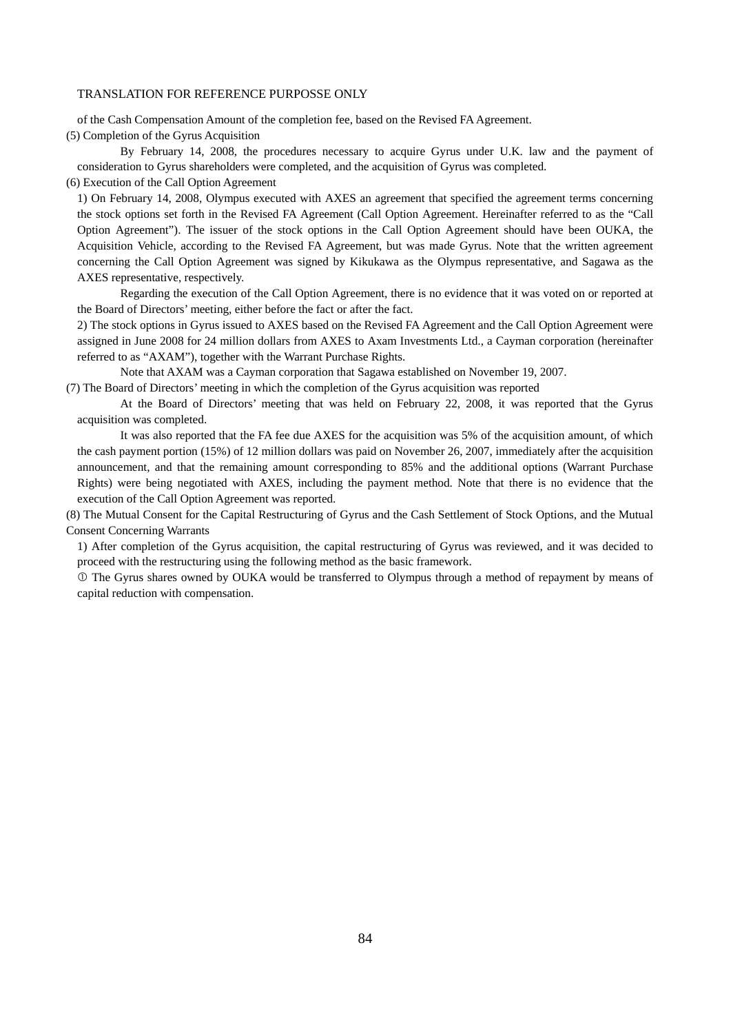of the Cash Compensation Amount of the completion fee, based on the Revised FA Agreement.

(5) Completion of the Gyrus Acquisition

By February 14, 2008, the procedures necessary to acquire Gyrus under U.K. law and the payment of consideration to Gyrus shareholders were completed, and the acquisition of Gyrus was completed.

(6) Execution of the Call Option Agreement

1) On February 14, 2008, Olympus executed with AXES an agreement that specified the agreement terms concerning the stock options set forth in the Revised FA Agreement (Call Option Agreement. Hereinafter referred to as the "Call Option Agreement"). The issuer of the stock options in the Call Option Agreement should have been OUKA, the Acquisition Vehicle, according to the Revised FA Agreement, but was made Gyrus. Note that the written agreement concerning the Call Option Agreement was signed by Kikukawa as the Olympus representative, and Sagawa as the AXES representative, respectively.

Regarding the execution of the Call Option Agreement, there is no evidence that it was voted on or reported at the Board of Directors' meeting, either before the fact or after the fact.

2) The stock options in Gyrus issued to AXES based on the Revised FA Agreement and the Call Option Agreement were assigned in June 2008 for 24 million dollars from AXES to Axam Investments Ltd., a Cayman corporation (hereinafter referred to as "AXAM"), together with the Warrant Purchase Rights.

Note that AXAM was a Cayman corporation that Sagawa established on November 19, 2007.

(7) The Board of Directors' meeting in which the completion of the Gyrus acquisition was reported

At the Board of Directors' meeting that was held on February 22, 2008, it was reported that the Gyrus acquisition was completed.

It was also reported that the FA fee due AXES for the acquisition was 5% of the acquisition amount, of which the cash payment portion (15%) of 12 million dollars was paid on November 26, 2007, immediately after the acquisition announcement, and that the remaining amount corresponding to 85% and the additional options (Warrant Purchase Rights) were being negotiated with AXES, including the payment method. Note that there is no evidence that the execution of the Call Option Agreement was reported.

(8) The Mutual Consent for the Capital Restructuring of Gyrus and the Cash Settlement of Stock Options, and the Mutual Consent Concerning Warrants

1) After completion of the Gyrus acquisition, the capital restructuring of Gyrus was reviewed, and it was decided to proceed with the restructuring using the following method as the basic framework.

① The Gyrus shares owned by OUKA would be transferred to Olympus through a method of repayment by means of capital reduction with compensation.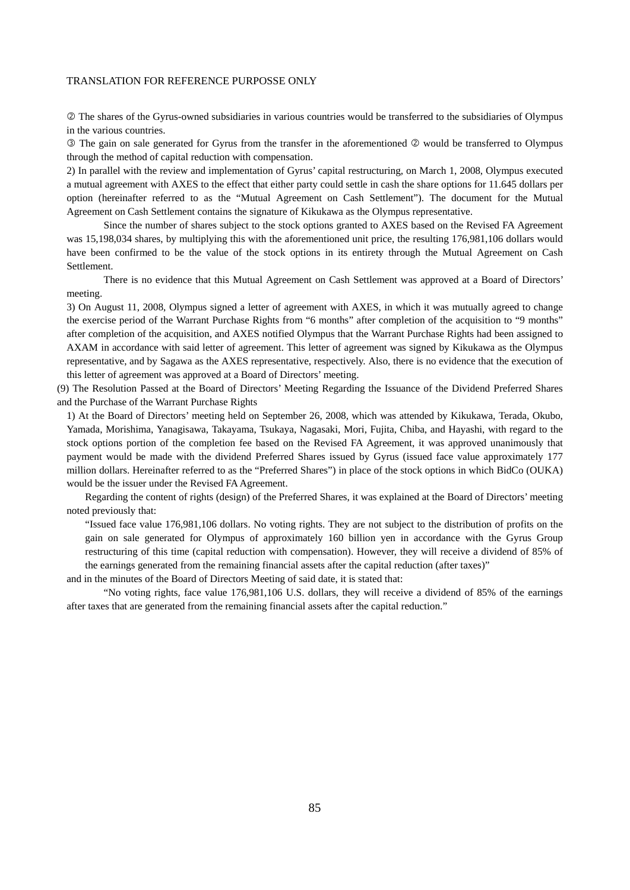② The shares of the Gyrus-owned subsidiaries in various countries would be transferred to the subsidiaries of Olympus in the various countries.

③ The gain on sale generated for Gyrus from the transfer in the aforementioned ② would be transferred to Olympus through the method of capital reduction with compensation.

2) In parallel with the review and implementation of Gyrus' capital restructuring, on March 1, 2008, Olympus executed a mutual agreement with AXES to the effect that either party could settle in cash the share options for 11.645 dollars per option (hereinafter referred to as the "Mutual Agreement on Cash Settlement"). The document for the Mutual Agreement on Cash Settlement contains the signature of Kikukawa as the Olympus representative.

Since the number of shares subject to the stock options granted to AXES based on the Revised FA Agreement was 15,198,034 shares, by multiplying this with the aforementioned unit price, the resulting 176,981,106 dollars would have been confirmed to be the value of the stock options in its entirety through the Mutual Agreement on Cash Settlement.

There is no evidence that this Mutual Agreement on Cash Settlement was approved at a Board of Directors' meeting.

3) On August 11, 2008, Olympus signed a letter of agreement with AXES, in which it was mutually agreed to change the exercise period of the Warrant Purchase Rights from "6 months" after completion of the acquisition to "9 months" after completion of the acquisition, and AXES notified Olympus that the Warrant Purchase Rights had been assigned to AXAM in accordance with said letter of agreement. This letter of agreement was signed by Kikukawa as the Olympus representative, and by Sagawa as the AXES representative, respectively. Also, there is no evidence that the execution of this letter of agreement was approved at a Board of Directors' meeting.

(9) The Resolution Passed at the Board of Directors' Meeting Regarding the Issuance of the Dividend Preferred Shares and the Purchase of the Warrant Purchase Rights

1) At the Board of Directors' meeting held on September 26, 2008, which was attended by Kikukawa, Terada, Okubo, Yamada, Morishima, Yanagisawa, Takayama, Tsukaya, Nagasaki, Mori, Fujita, Chiba, and Hayashi, with regard to the stock options portion of the completion fee based on the Revised FA Agreement, it was approved unanimously that payment would be made with the dividend Preferred Shares issued by Gyrus (issued face value approximately 177 million dollars. Hereinafter referred to as the "Preferred Shares") in place of the stock options in which BidCo (OUKA) would be the issuer under the Revised FA Agreement.

Regarding the content of rights (design) of the Preferred Shares, it was explained at the Board of Directors' meeting noted previously that:

> "Issued face value 176,981,106 dollars. No voting rights. They are not subject to the distribution of profits on the gain on sale generated for Olympus of approximately 160 billion yen in accordance with the Gyrus Group restructuring of this time (capital reduction with compensation). However, they will receive a dividend of 85% of the earnings generated from the remaining financial assets after the capital reduction (after taxes)"

and in the minutes of the Board of Directors Meeting of said date, it is stated that:

> "No voting rights, face value 176,981,106 U.S. dollars, they will receive a dividend of 85% of the earnings after taxes that are generated from the remaining financial assets after the capital reduction."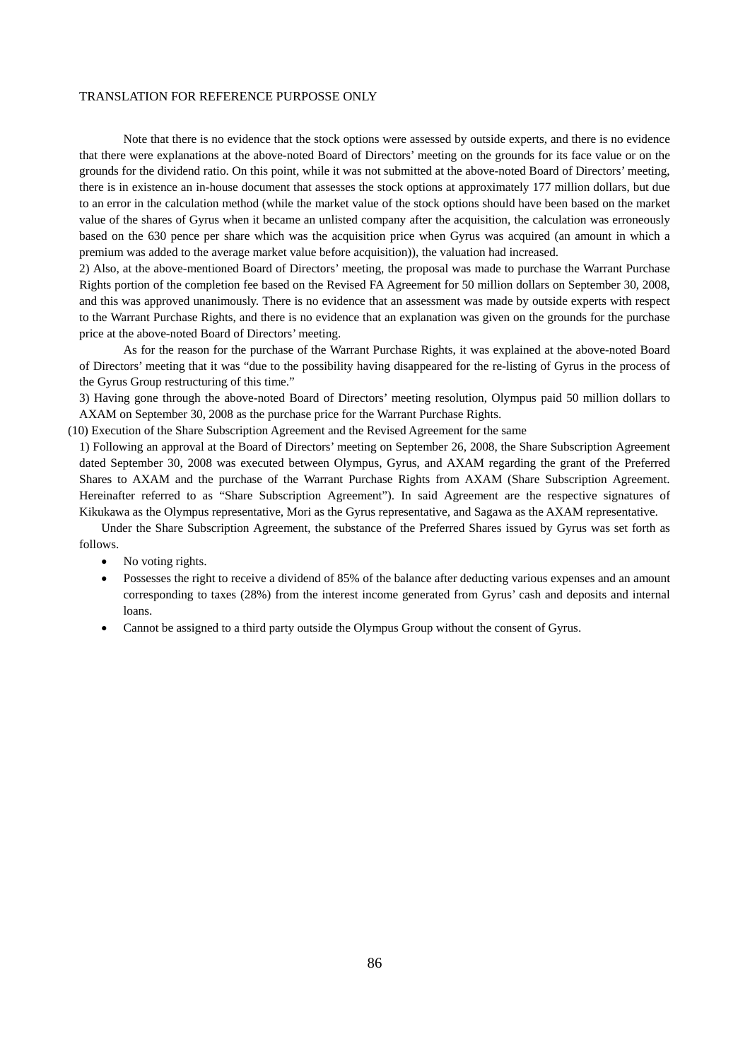TRANSLATION FOR REFERENCE PURPOSSE ONLY

Note that there is no evidence that the stock options were assessed by outside experts, and there is no evidence that there were explanations at the above-noted Board of Directors' meeting on the grounds for its face value or on the grounds for the dividend ratio. On this point, while it was not submitted at the above-noted Board of Directors' meeting, there is in existence an in-house document that assesses the stock options at approximately 177 million dollars, but due to an error in the calculation method (while the market value of the stock options should have been based on the market value of the shares of Gyrus when it became an unlisted company after the acquisition, the calculation was erroneously based on the 630 pence per share which was the acquisition price when Gyrus was acquired (an amount in which a premium was added to the average market value before acquisition)), the valuation had increased.

2) Also, at the above-mentioned Board of Directors' meeting, the proposal was made to purchase the Warrant Purchase Rights portion of the completion fee based on the Revised FA Agreement for 50 million dollars on September 30, 2008, and this was approved unanimously. There is no evidence that an assessment was made by outside experts with respect to the Warrant Purchase Rights, and there is no evidence that an explanation was given on the grounds for the purchase price at the above-noted Board of Directors' meeting.

As for the reason for the purchase of the Warrant Purchase Rights, it was explained at the above-noted Board of Directors' meeting that it was "due to the possibility having disappeared for the re-listing of Gyrus in the process of the Gyrus Group restructuring of this time."

3) Having gone through the above-noted Board of Directors' meeting resolution, Olympus paid 50 million dollars to AXAM on September 30, 2008 as the purchase price for the Warrant Purchase Rights.

(10) Execution of the Share Subscription Agreement and the Revised Agreement for the same

1) Following an approval at the Board of Directors' meeting on September 26, 2008, the Share Subscription Agreement dated September 30, 2008 was executed between Olympus, Gyrus, and AXAM regarding the grant of the Preferred Shares to AXAM and the purchase of the Warrant Purchase Rights from AXAM (Share Subscription Agreement. Hereinafter referred to as "Share Subscription Agreement"). In said Agreement are the respective signatures of Kikukawa as the Olympus representative, Mori as the Gyrus representative, and Sagawa as the AXAM representative.

Under the Share Subscription Agreement, the substance of the Preferred Shares issued by Gyrus was set forth as follows.

- No voting rights.
- Possesses the right to receive a dividend of 85% of the balance after deducting various expenses and an amount corresponding to taxes (28%) from the interest income generated from Gyrus' cash and deposits and internal loans.
- Cannot be assigned to a third party outside the Olympus Group without the consent of Gyrus.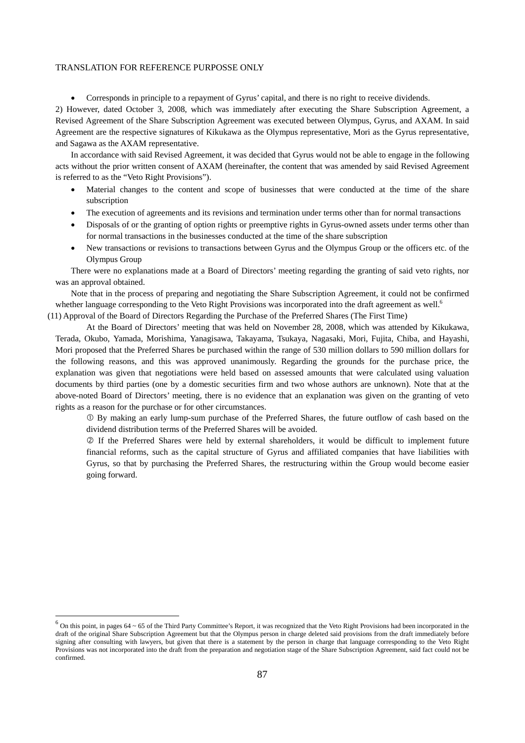- Corresponds in principle to a repayment of Gyrus' capital, and there is no right to receive dividends.

2) However, dated October 3, 2008, which was immediately after executing the Share Subscription Agreement, a Revised Agreement of the Share Subscription Agreement was executed between Olympus, Gyrus, and AXAM. In said Agreement are the respective signatures of Kikukawa as the Olympus representative, Mori as the Gyrus representative, and Sagawa as the AXAM representative.

In accordance with said Revised Agreement, it was decided that Gyrus would not be able to engage in the following acts without the prior written consent of AXAM (hereinafter, the content that was amended by said Revised Agreement is referred to as the "Veto Right Provisions").

- Material changes to the content and scope of businesses that were conducted at the time of the share subscription
- The execution of agreements and its revisions and termination under terms other than for normal transactions
- Disposals of or the granting of option rights or preemptive rights in Gyrus-owned assets under terms other than for normal transactions in the businesses conducted at the time of the share subscription
- New transactions or revisions to transactions between Gyrus and the Olympus Group or the officers etc. of the Olympus Group

There were no explanations made at a Board of Directors' meeting regarding the granting of said veto rights, nor was an approval obtained.

Note that in the process of preparing and negotiating the Share Subscription Agreement, it could not be confirmed whether language corresponding to the Veto Right Provisions was incorporated into the draft agreement as well.[6]

(11) Approval of the Board of Directors Regarding the Purchase of the Preferred Shares (The First Time)

At the Board of Directors' meeting that was held on November 28, 2008, which was attended by Kikukawa, Terada, Okubo, Yamada, Morishima, Yanagisawa, Takayama, Tsukaya, Nagasaki, Mori, Fujita, Chiba, and Hayashi, Mori proposed that the Preferred Shares be purchased within the range of 530 million dollars to 590 million dollars for the following reasons, and this was approved unanimously. Regarding the grounds for the purchase price, the explanation was given that negotiations were held based on assessed amounts that were calculated using valuation documents by third parties (one by a domestic securities firm and two whose authors are unknown). Note that at the above-noted Board of Directors' meeting, there is no evidence that an explanation was given on the granting of veto rights as a reason for the purchase or for other circumstances.

① By making an early lump-sum purchase of the Preferred Shares, the future outflow of cash based on the dividend distribution terms of the Preferred Shares will be avoided.

② If the Preferred Shares were held by external shareholders, it would be difficult to implement future financial reforms, such as the capital structure of Gyrus and affiliated companies that have liabilities with Gyrus, so that by purchasing the Preferred Shares, the restructuring within the Group would become easier going forward.

---

[6] On this point, in pages 64 ~ 65 of the Third Party Committee's Report, it was recognized that the Veto Right Provisions had been incorporated in the draft of the original Share Subscription Agreement but that the Olympus person in charge deleted said provisions from the draft immediately before signing after consulting with lawyers, but given that there is a statement by the person in charge that language corresponding to the Veto Right Provisions was not incorporated into the draft from the preparation and negotiation stage of the Share Subscription Agreement, said fact could not be confirmed.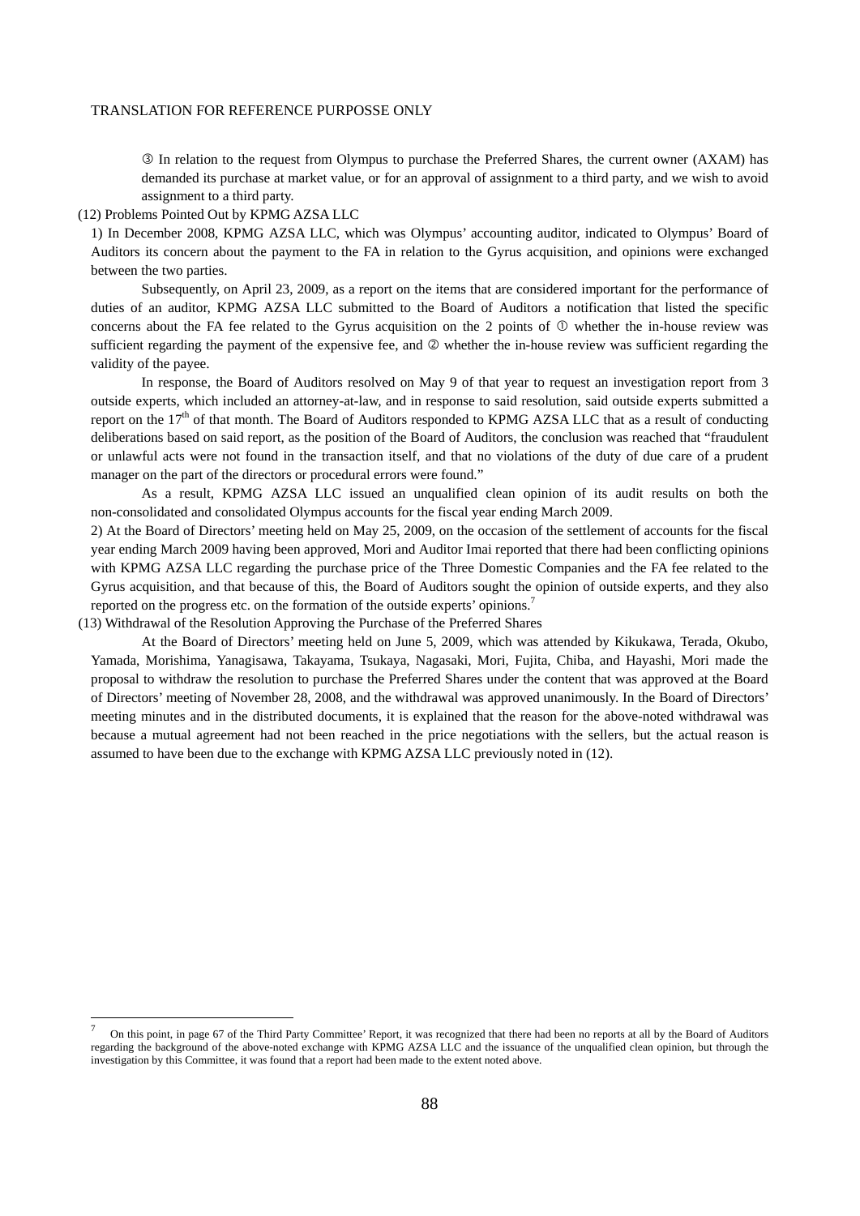③ In relation to the request from Olympus to purchase the Preferred Shares, the current owner (AXAM) has demanded its purchase at market value, or for an approval of assignment to a third party, and we wish to avoid assignment to a third party.

(12) Problems Pointed Out by KPMG AZSA LLC

1) In December 2008, KPMG AZSA LLC, which was Olympus' accounting auditor, indicated to Olympus' Board of Auditors its concern about the payment to the FA in relation to the Gyrus acquisition, and opinions were exchanged between the two parties.

Subsequently, on April 23, 2009, as a report on the items that are considered important for the performance of duties of an auditor, KPMG AZSA LLC submitted to the Board of Auditors a notification that listed the specific concerns about the FA fee related to the Gyrus acquisition on the 2 points of ① whether the in-house review was sufficient regarding the payment of the expensive fee, and ② whether the in-house review was sufficient regarding the validity of the payee.

In response, the Board of Auditors resolved on May 9 of that year to request an investigation report from 3 outside experts, which included an attorney-at-law, and in response to said resolution, said outside experts submitted a report on the 17th of that month. The Board of Auditors responded to KPMG AZSA LLC that as a result of conducting deliberations based on said report, as the position of the Board of Auditors, the conclusion was reached that "fraudulent or unlawful acts were not found in the transaction itself, and that no violations of the duty of due care of a prudent manager on the part of the directors or procedural errors were found."

As a result, KPMG AZSA LLC issued an unqualified clean opinion of its audit results on both the non-consolidated and consolidated Olympus accounts for the fiscal year ending March 2009.

2) At the Board of Directors' meeting held on May 25, 2009, on the occasion of the settlement of accounts for the fiscal year ending March 2009 having been approved, Mori and Auditor Imai reported that there had been conflicting opinions with KPMG AZSA LLC regarding the purchase price of the Three Domestic Companies and the FA fee related to the Gyrus acquisition, and that because of this, the Board of Auditors sought the opinion of outside experts, and they also reported on the progress etc. on the formation of the outside experts' opinions.[7]

(13) Withdrawal of the Resolution Approving the Purchase of the Preferred Shares

At the Board of Directors' meeting held on June 5, 2009, which was attended by Kikukawa, Terada, Okubo, Yamada, Morishima, Yanagisawa, Takayama, Tsukaya, Nagasaki, Mori, Fujita, Chiba, and Hayashi, Mori made the proposal to withdraw the resolution to purchase the Preferred Shares under the content that was approved at the Board of Directors' meeting of November 28, 2008, and the withdrawal was approved unanimously. In the Board of Directors' meeting minutes and in the distributed documents, it is explained that the reason for the above-noted withdrawal was because a mutual agreement had not been reached in the price negotiations with the sellers, but the actual reason is assumed to have been due to the exchange with KPMG AZSA LLC previously noted in (12).

---

[7] On this point, in page 67 of the Third Party Committee' Report, it was recognized that there had been no reports at all by the Board of Auditors regarding the background of the above-noted exchange with KPMG AZSA LLC and the issuance of the unqualified clean opinion, but through the investigation by this Committee, it was found that a report had been made to the extent noted above.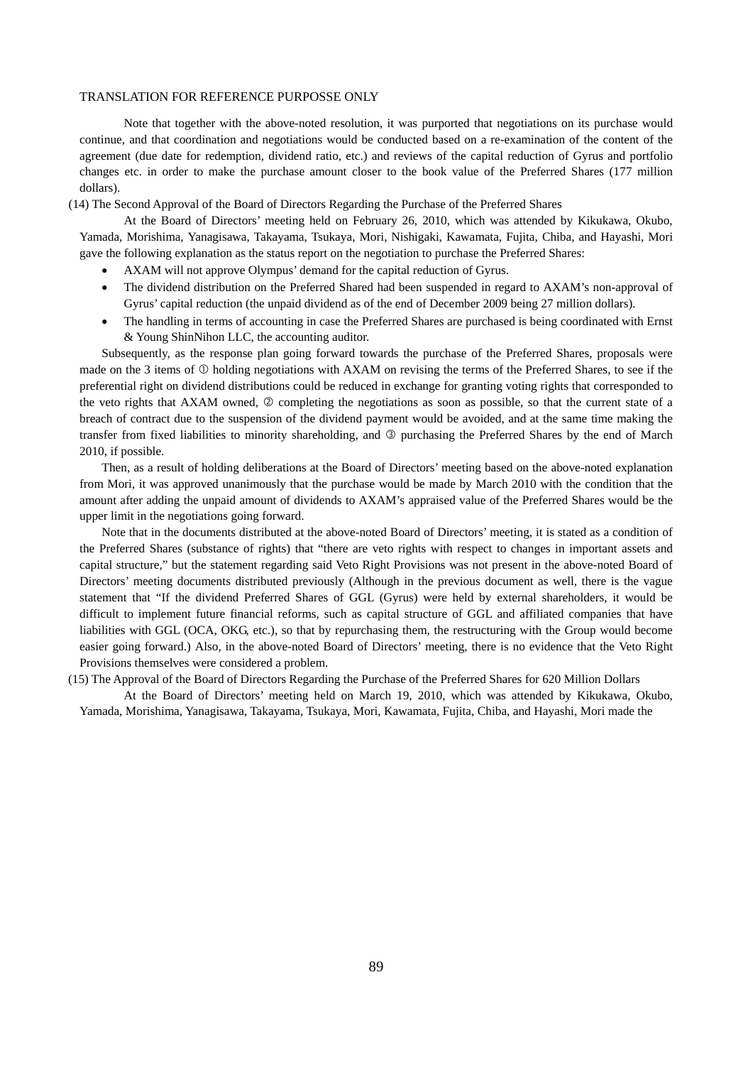Note that together with the above-noted resolution, it was purported that negotiations on its purchase would continue, and that coordination and negotiations would be conducted based on a re-examination of the content of the agreement (due date for redemption, dividend ratio, etc.) and reviews of the capital reduction of Gyrus and portfolio changes etc. in order to make the purchase amount closer to the book value of the Preferred Shares (177 million dollars).

(14) The Second Approval of the Board of Directors Regarding the Purchase of the Preferred Shares

At the Board of Directors' meeting held on February 26, 2010, which was attended by Kikukawa, Okubo, Yamada, Morishima, Yanagisawa, Takayama, Tsukaya, Mori, Nishigaki, Kawamata, Fujita, Chiba, and Hayashi, Mori gave the following explanation as the status report on the negotiation to purchase the Preferred Shares:

- AXAM will not approve Olympus' demand for the capital reduction of Gyrus.
- The dividend distribution on the Preferred Shared had been suspended in regard to AXAM's non-approval of Gyrus' capital reduction (the unpaid dividend as of the end of December 2009 being 27 million dollars).
- The handling in terms of accounting in case the Preferred Shares are purchased is being coordinated with Ernst & Young ShinNihon LLC, the accounting auditor.

Subsequently, as the response plan going forward towards the purchase of the Preferred Shares, proposals were made on the 3 items of ① holding negotiations with AXAM on revising the terms of the Preferred Shares, to see if the preferential right on dividend distributions could be reduced in exchange for granting voting rights that corresponded to the veto rights that AXAM owned, ② completing the negotiations as soon as possible, so that the current state of a breach of contract due to the suspension of the dividend payment would be avoided, and at the same time making the transfer from fixed liabilities to minority shareholding, and ③ purchasing the Preferred Shares by the end of March 2010, if possible.

Then, as a result of holding deliberations at the Board of Directors' meeting based on the above-noted explanation from Mori, it was approved unanimously that the purchase would be made by March 2010 with the condition that the amount after adding the unpaid amount of dividends to AXAM's appraised value of the Preferred Shares would be the upper limit in the negotiations going forward.

Note that in the documents distributed at the above-noted Board of Directors' meeting, it is stated as a condition of the Preferred Shares (substance of rights) that "there are veto rights with respect to changes in important assets and capital structure," but the statement regarding said Veto Right Provisions was not present in the above-noted Board of Directors' meeting documents distributed previously (Although in the previous document as well, there is the vague statement that "If the dividend Preferred Shares of GGL (Gyrus) were held by external shareholders, it would be difficult to implement future financial reforms, such as capital structure of GGL and affiliated companies that have liabilities with GGL (OCA, OKG, etc.), so that by repurchasing them, the restructuring with the Group would become easier going forward.) Also, in the above-noted Board of Directors' meeting, there is no evidence that the Veto Right Provisions themselves were considered a problem.

(15) The Approval of the Board of Directors Regarding the Purchase of the Preferred Shares for 620 Million Dollars

At the Board of Directors' meeting held on March 19, 2010, which was attended by Kikukawa, Okubo, Yamada, Morishima, Yanagisawa, Takayama, Tsukaya, Mori, Kawamata, Fujita, Chiba, and Hayashi, Mori made the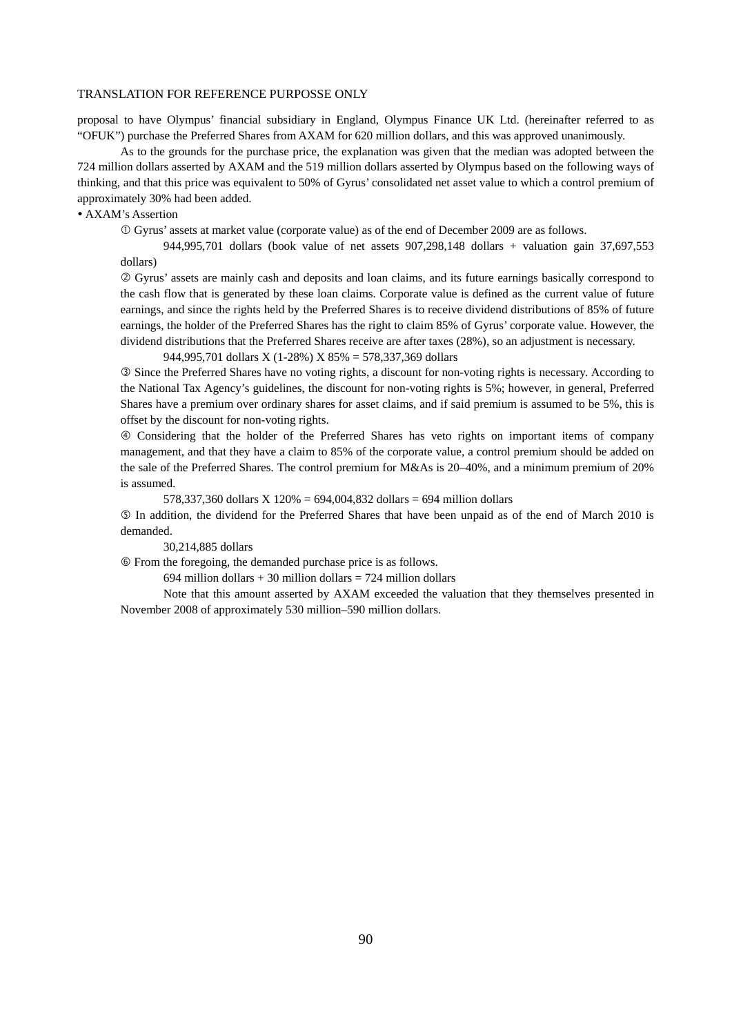proposal to have Olympus' financial subsidiary in England, Olympus Finance UK Ltd. (hereinafter referred to as "OFUK") purchase the Preferred Shares from AXAM for 620 million dollars, and this was approved unanimously.

As to the grounds for the purchase price, the explanation was given that the median was adopted between the 724 million dollars asserted by AXAM and the 519 million dollars asserted by Olympus based on the following ways of thinking, and that this price was equivalent to 50% of Gyrus' consolidated net asset value to which a control premium of approximately 30% had been added.

• AXAM's Assertion

① Gyrus' assets at market value (corporate value) as of the end of December 2009 are as follows.

944,995,701 dollars (book value of net assets 907,298,148 dollars + valuation gain 37,697,553 dollars)

② Gyrus' assets are mainly cash and deposits and loan claims, and its future earnings basically correspond to the cash flow that is generated by these loan claims. Corporate value is defined as the current value of future earnings, and since the rights held by the Preferred Shares is to receive dividend distributions of 85% of future earnings, the holder of the Preferred Shares has the right to claim 85% of Gyrus' corporate value. However, the dividend distributions that the Preferred Shares receive are after taxes (28%), so an adjustment is necessary.

944,995,701 dollars X (1-28%) X 85% = 578,337,369 dollars

③ Since the Preferred Shares have no voting rights, a discount for non-voting rights is necessary. According to the National Tax Agency's guidelines, the discount for non-voting rights is 5%; however, in general, Preferred Shares have a premium over ordinary shares for asset claims, and if said premium is assumed to be 5%, this is offset by the discount for non-voting rights.

④ Considering that the holder of the Preferred Shares has veto rights on important items of company management, and that they have a claim to 85% of the corporate value, a control premium should be added on the sale of the Preferred Shares. The control premium for M&As is 20–40%, and a minimum premium of 20% is assumed.

578,337,360 dollars X 120% = 694,004,832 dollars = 694 million dollars

⑤ In addition, the dividend for the Preferred Shares that have been unpaid as of the end of March 2010 is demanded.

30,214,885 dollars

⑥ From the foregoing, the demanded purchase price is as follows.

694 million dollars + 30 million dollars = 724 million dollars

Note that this amount asserted by AXAM exceeded the valuation that they themselves presented in November 2008 of approximately 530 million–590 million dollars.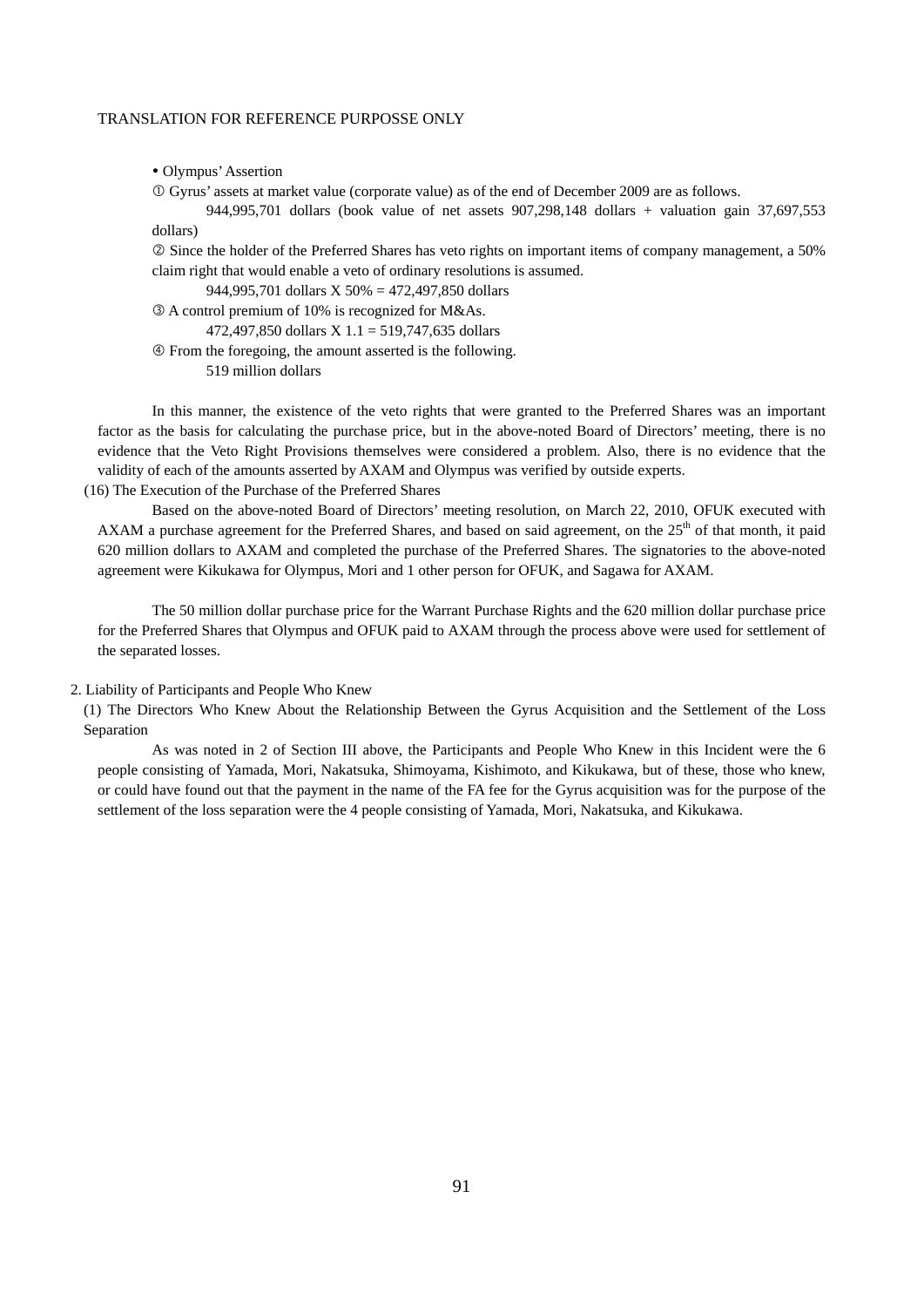- Olympus' Assertion

① Gyrus' assets at market value (corporate value) as of the end of December 2009 are as follows.

944,995,701 dollars (book value of net assets 907,298,148 dollars + valuation gain 37,697,553 dollars)

② Since the holder of the Preferred Shares has veto rights on important items of company management, a 50% claim right that would enable a veto of ordinary resolutions is assumed.

944,995,701 dollars X 50% = 472,497,850 dollars

③ A control premium of 10% is recognized for M&As.

472,497,850 dollars X 1.1 = 519,747,635 dollars

④ From the foregoing, the amount asserted is the following.

519 million dollars

In this manner, the existence of the veto rights that were granted to the Preferred Shares was an important factor as the basis for calculating the purchase price, but in the above-noted Board of Directors' meeting, there is no evidence that the Veto Right Provisions themselves were considered a problem. Also, there is no evidence that the validity of each of the amounts asserted by AXAM and Olympus was verified by outside experts.

(16) The Execution of the Purchase of the Preferred Shares

Based on the above-noted Board of Directors' meeting resolution, on March 22, 2010, OFUK executed with AXAM a purchase agreement for the Preferred Shares, and based on said agreement, on the 25th of that month, it paid 620 million dollars to AXAM and completed the purchase of the Preferred Shares. The signatories to the above-noted agreement were Kikukawa for Olympus, Mori and 1 other person for OFUK, and Sagawa for AXAM.

The 50 million dollar purchase price for the Warrant Purchase Rights and the 620 million dollar purchase price for the Preferred Shares that Olympus and OFUK paid to AXAM through the process above were used for settlement of the separated losses.

2. Liability of Participants and People Who Knew

(1) The Directors Who Knew About the Relationship Between the Gyrus Acquisition and the Settlement of the Loss Separation

As was noted in 2 of Section III above, the Participants and People Who Knew in this Incident were the 6 people consisting of Yamada, Mori, Nakatsuka, Shimoyama, Kishimoto, and Kikukawa, but of these, those who knew, or could have found out that the payment in the name of the FA fee for the Gyrus acquisition was for the purpose of the settlement of the loss separation were the 4 people consisting of Yamada, Mori, Nakatsuka, and Kikukawa.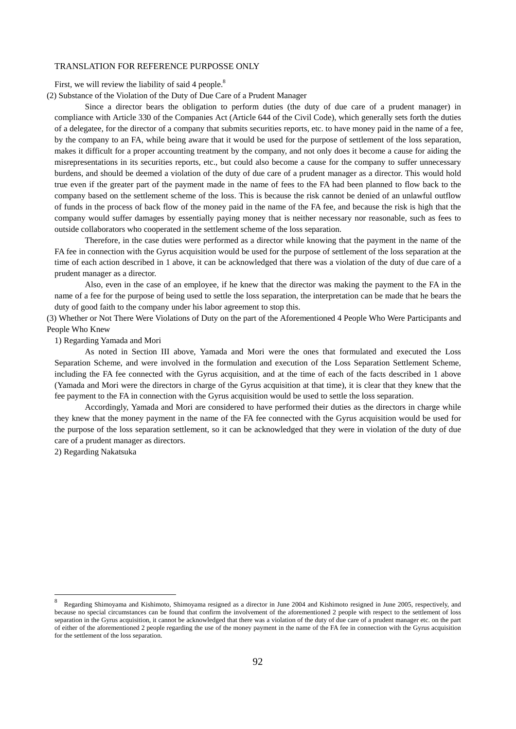TRANSLATION FOR REFERENCE PURPOSSE ONLY

First, we will review the liability of said 4 people.[8]

(2) Substance of the Violation of the Duty of Due Care of a Prudent Manager

Since a director bears the obligation to perform duties (the duty of due care of a prudent manager) in compliance with Article 330 of the Companies Act (Article 644 of the Civil Code), which generally sets forth the duties of a delegatee, for the director of a company that submits securities reports, etc. to have money paid in the name of a fee, by the company to an FA, while being aware that it would be used for the purpose of settlement of the loss separation, makes it difficult for a proper accounting treatment by the company, and not only does it become a cause for aiding the misrepresentations in its securities reports, etc., but could also become a cause for the company to suffer unnecessary burdens, and should be deemed a violation of the duty of due care of a prudent manager as a director. This would hold true even if the greater part of the payment made in the name of fees to the FA had been planned to flow back to the company based on the settlement scheme of the loss. This is because the risk cannot be denied of an unlawful outflow of funds in the process of back flow of the money paid in the name of the FA fee, and because the risk is high that the company would suffer damages by essentially paying money that is neither necessary nor reasonable, such as fees to outside collaborators who cooperated in the settlement scheme of the loss separation.

Therefore, in the case duties were performed as a director while knowing that the payment in the name of the FA fee in connection with the Gyrus acquisition would be used for the purpose of settlement of the loss separation at the time of each action described in 1 above, it can be acknowledged that there was a violation of the duty of due care of a prudent manager as a director.

Also, even in the case of an employee, if he knew that the director was making the payment to the FA in the name of a fee for the purpose of being used to settle the loss separation, the interpretation can be made that he bears the duty of good faith to the company under his labor agreement to stop this.

(3) Whether or Not There Were Violations of Duty on the part of the Aforementioned 4 People Who Were Participants and People Who Knew

1) Regarding Yamada and Mori

As noted in Section III above, Yamada and Mori were the ones that formulated and executed the Loss Separation Scheme, and were involved in the formulation and execution of the Loss Separation Settlement Scheme, including the FA fee connected with the Gyrus acquisition, and at the time of each of the facts described in 1 above (Yamada and Mori were the directors in charge of the Gyrus acquisition at that time), it is clear that they knew that the fee payment to the FA in connection with the Gyrus acquisition would be used to settle the loss separation.

Accordingly, Yamada and Mori are considered to have performed their duties as the directors in charge while they knew that the money payment in the name of the FA fee connected with the Gyrus acquisition would be used for the purpose of the loss separation settlement, so it can be acknowledged that they were in violation of the duty of due care of a prudent manager as directors.

2) Regarding Nakatsuka

---

[8] Regarding Shimoyama and Kishimoto, Shimoyama resigned as a director in June 2004 and Kishimoto resigned in June 2005, respectively, and because no special circumstances can be found that confirm the involvement of the aforementioned 2 people with respect to the settlement of loss separation in the Gyrus acquisition, it cannot be acknowledged that there was a violation of the duty of due care of a prudent manager etc. on the part of either of the aforementioned 2 people regarding the use of the money payment in the name of the FA fee in connection with the Gyrus acquisition for the settlement of the loss separation.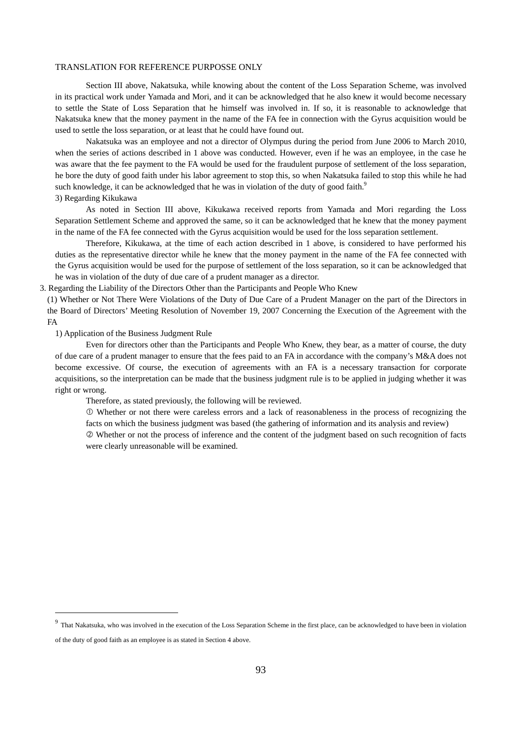Section III above, Nakatsuka, while knowing about the content of the Loss Separation Scheme, was involved in its practical work under Yamada and Mori, and it can be acknowledged that he also knew it would become necessary to settle the State of Loss Separation that he himself was involved in. If so, it is reasonable to acknowledge that Nakatsuka knew that the money payment in the name of the FA fee in connection with the Gyrus acquisition would be used to settle the loss separation, or at least that he could have found out.

Nakatsuka was an employee and not a director of Olympus during the period from June 2006 to March 2010, when the series of actions described in 1 above was conducted. However, even if he was an employee, in the case he was aware that the fee payment to the FA would be used for the fraudulent purpose of settlement of the loss separation, he bore the duty of good faith under his labor agreement to stop this, so when Nakatsuka failed to stop this while he had such knowledge, it can be acknowledged that he was in violation of the duty of good faith.[9]

3) Regarding Kikukawa

As noted in Section III above, Kikukawa received reports from Yamada and Mori regarding the Loss Separation Settlement Scheme and approved the same, so it can be acknowledged that he knew that the money payment in the name of the FA fee connected with the Gyrus acquisition would be used for the loss separation settlement.

Therefore, Kikukawa, at the time of each action described in 1 above, is considered to have performed his duties as the representative director while he knew that the money payment in the name of the FA fee connected with the Gyrus acquisition would be used for the purpose of settlement of the loss separation, so it can be acknowledged that he was in violation of the duty of due care of a prudent manager as a director.

3. Regarding the Liability of the Directors Other than the Participants and People Who Knew

(1) Whether or Not There Were Violations of the Duty of Due Care of a Prudent Manager on the part of the Directors in the Board of Directors' Meeting Resolution of November 19, 2007 Concerning the Execution of the Agreement with the FA

1) Application of the Business Judgment Rule

Even for directors other than the Participants and People Who Knew, they bear, as a matter of course, the duty of due care of a prudent manager to ensure that the fees paid to an FA in accordance with the company's M&A does not become excessive. Of course, the execution of agreements with an FA is a necessary transaction for corporate acquisitions, so the interpretation can be made that the business judgment rule is to be applied in judging whether it was right or wrong.

Therefore, as stated previously, the following will be reviewed.

① Whether or not there were careless errors and a lack of reasonableness in the process of recognizing the facts on which the business judgment was based (the gathering of information and its analysis and review)

② Whether or not the process of inference and the content of the judgment based on such recognition of facts were clearly unreasonable will be examined.

[9] That Nakatsuka, who was involved in the execution of the Loss Separation Scheme in the first place, can be acknowledged to have been in violation of the duty of good faith as an employee is as stated in Section 4 above.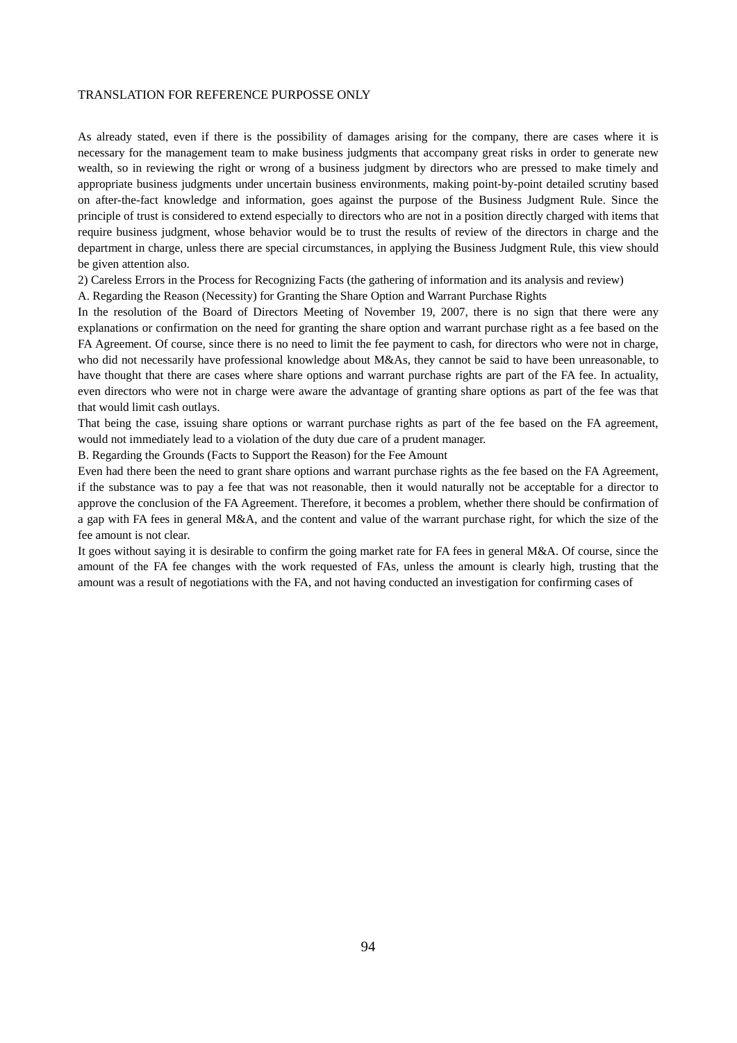As already stated, even if there is the possibility of damages arising for the company, there are cases where it is necessary for the management team to make business judgments that accompany great risks in order to generate new wealth, so in reviewing the right or wrong of a business judgment by directors who are pressed to make timely and appropriate business judgments under uncertain business environments, making point-by-point detailed scrutiny based on after-the-fact knowledge and information, goes against the purpose of the Business Judgment Rule. Since the principle of trust is considered to extend especially to directors who are not in a position directly charged with items that require business judgment, whose behavior would be to trust the results of review of the directors in charge and the department in charge, unless there are special circumstances, in applying the Business Judgment Rule, this view should be given attention also.

2) Careless Errors in the Process for Recognizing Facts (the gathering of information and its analysis and review)

A. Regarding the Reason (Necessity) for Granting the Share Option and Warrant Purchase Rights

In the resolution of the Board of Directors Meeting of November 19, 2007, there is no sign that there were any explanations or confirmation on the need for granting the share option and warrant purchase right as a fee based on the FA Agreement. Of course, since there is no need to limit the fee payment to cash, for directors who were not in charge, who did not necessarily have professional knowledge about M&As, they cannot be said to have been unreasonable, to have thought that there are cases where share options and warrant purchase rights are part of the FA fee. In actuality, even directors who were not in charge were aware the advantage of granting share options as part of the fee was that that would limit cash outlays.

That being the case, issuing share options or warrant purchase rights as part of the fee based on the FA agreement, would not immediately lead to a violation of the duty due care of a prudent manager.

B. Regarding the Grounds (Facts to Support the Reason) for the Fee Amount

Even had there been the need to grant share options and warrant purchase rights as the fee based on the FA Agreement, if the substance was to pay a fee that was not reasonable, then it would naturally not be acceptable for a director to approve the conclusion of the FA Agreement. Therefore, it becomes a problem, whether there should be confirmation of a gap with FA fees in general M&A, and the content and value of the warrant purchase right, for which the size of the fee amount is not clear.

It goes without saying it is desirable to confirm the going market rate for FA fees in general M&A. Of course, since the amount of the FA fee changes with the work requested of FAs, unless the amount is clearly high, trusting that the amount was a result of negotiations with the FA, and not having conducted an investigation for confirming cases of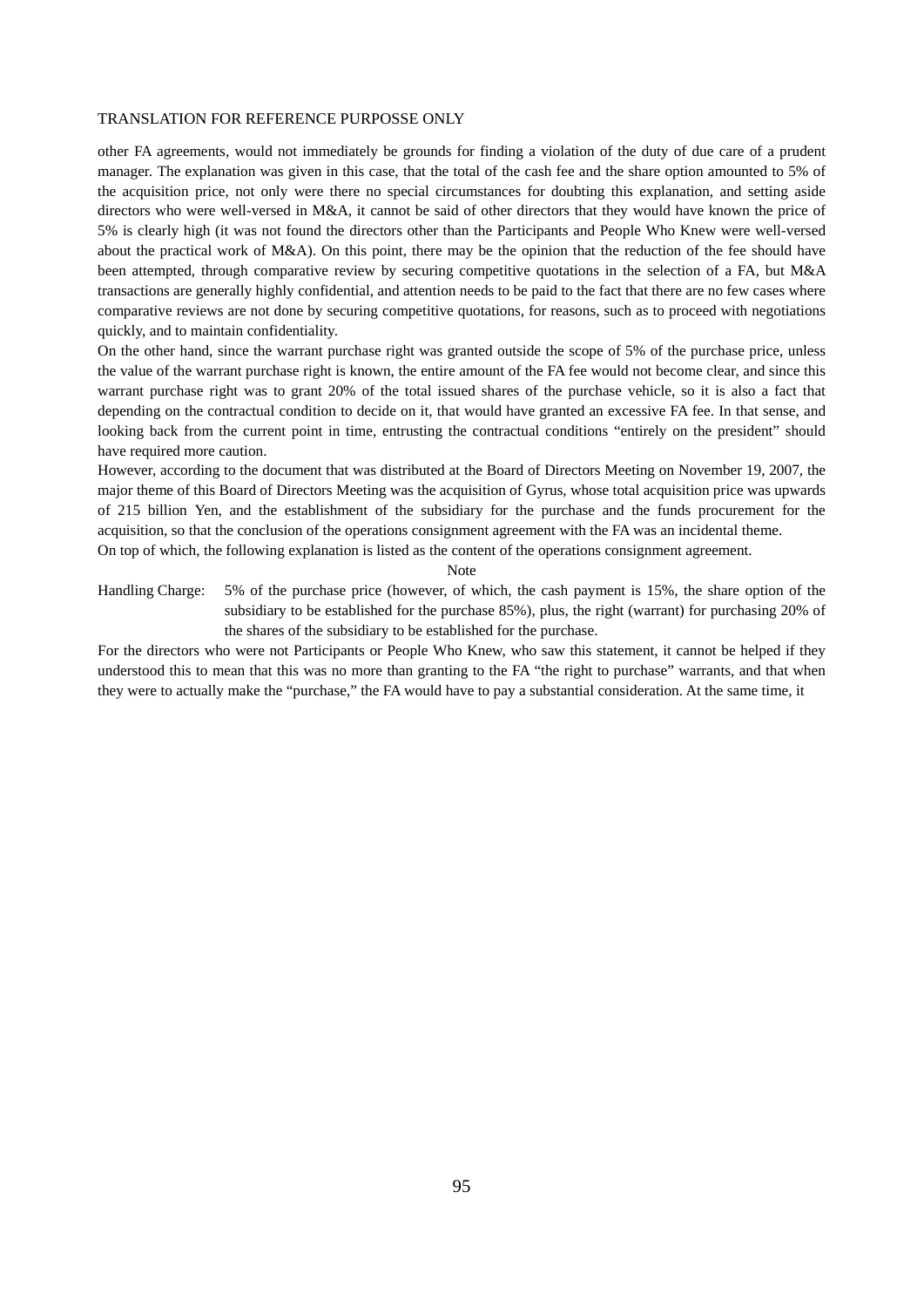other FA agreements, would not immediately be grounds for finding a violation of the duty of due care of a prudent manager. The explanation was given in this case, that the total of the cash fee and the share option amounted to 5% of the acquisition price, not only were there no special circumstances for doubting this explanation, and setting aside directors who were well-versed in M&A, it cannot be said of other directors that they would have known the price of 5% is clearly high (it was not found the directors other than the Participants and People Who Knew were well-versed about the practical work of M&A). On this point, there may be the opinion that the reduction of the fee should have been attempted, through comparative review by securing competitive quotations in the selection of a FA, but M&A transactions are generally highly confidential, and attention needs to be paid to the fact that there are no few cases where comparative reviews are not done by securing competitive quotations, for reasons, such as to proceed with negotiations quickly, and to maintain confidentiality.

On the other hand, since the warrant purchase right was granted outside the scope of 5% of the purchase price, unless the value of the warrant purchase right is known, the entire amount of the FA fee would not become clear, and since this warrant purchase right was to grant 20% of the total issued shares of the purchase vehicle, so it is also a fact that depending on the contractual condition to decide on it, that would have granted an excessive FA fee. In that sense, and looking back from the current point in time, entrusting the contractual conditions "entirely on the president" should have required more caution.

However, according to the document that was distributed at the Board of Directors Meeting on November 19, 2007, the major theme of this Board of Directors Meeting was the acquisition of Gyrus, whose total acquisition price was upwards of 215 billion Yen, and the establishment of the subsidiary for the purchase and the funds procurement for the acquisition, so that the conclusion of the operations consignment agreement with the FA was an incidental theme.

On top of which, the following explanation is listed as the content of the operations consignment agreement.

Note

Handling Charge: 5% of the purchase price (however, of which, the cash payment is 15%, the share option of the subsidiary to be established for the purchase 85%), plus, the right (warrant) for purchasing 20% of the shares of the subsidiary to be established for the purchase.

For the directors who were not Participants or People Who Knew, who saw this statement, it cannot be helped if they understood this to mean that this was no more than granting to the FA "the right to purchase" warrants, and that when they were to actually make the "purchase," the FA would have to pay a substantial consideration. At the same time, it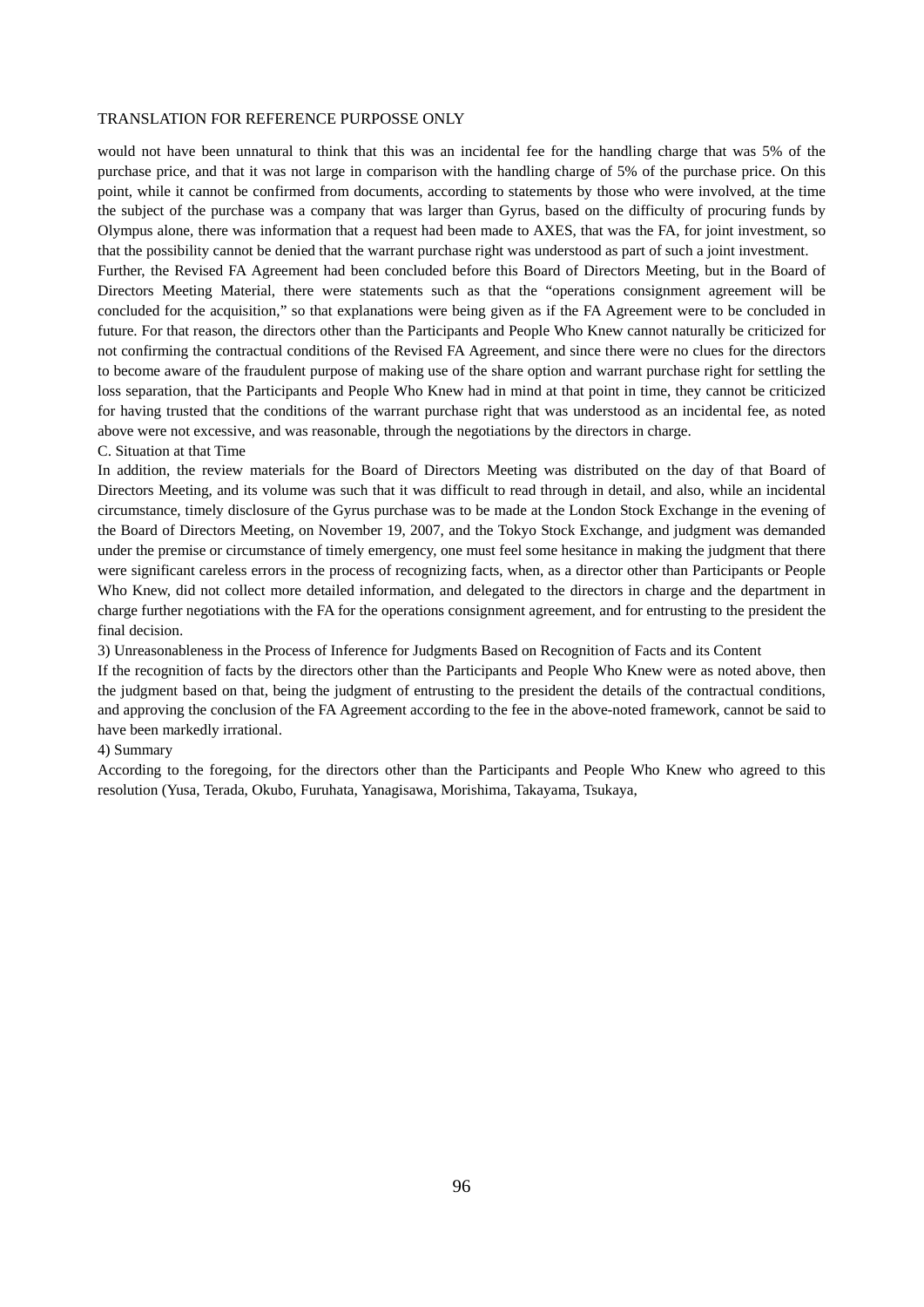would not have been unnatural to think that this was an incidental fee for the handling charge that was 5% of the purchase price, and that it was not large in comparison with the handling charge of 5% of the purchase price. On this point, while it cannot be confirmed from documents, according to statements by those who were involved, at the time the subject of the purchase was a company that was larger than Gyrus, based on the difficulty of procuring funds by Olympus alone, there was information that a request had been made to AXES, that was the FA, for joint investment, so that the possibility cannot be denied that the warrant purchase right was understood as part of such a joint investment.

Further, the Revised FA Agreement had been concluded before this Board of Directors Meeting, but in the Board of Directors Meeting Material, there were statements such as that the "operations consignment agreement will be concluded for the acquisition," so that explanations were being given as if the FA Agreement were to be concluded in future. For that reason, the directors other than the Participants and People Who Knew cannot naturally be criticized for not confirming the contractual conditions of the Revised FA Agreement, and since there were no clues for the directors to become aware of the fraudulent purpose of making use of the share option and warrant purchase right for settling the loss separation, that the Participants and People Who Knew had in mind at that point in time, they cannot be criticized for having trusted that the conditions of the warrant purchase right that was understood as an incidental fee, as noted above were not excessive, and was reasonable, through the negotiations by the directors in charge.

C. Situation at that Time

In addition, the review materials for the Board of Directors Meeting was distributed on the day of that Board of Directors Meeting, and its volume was such that it was difficult to read through in detail, and also, while an incidental circumstance, timely disclosure of the Gyrus purchase was to be made at the London Stock Exchange in the evening of the Board of Directors Meeting, on November 19, 2007, and the Tokyo Stock Exchange, and judgment was demanded under the premise or circumstance of timely emergency, one must feel some hesitance in making the judgment that there were significant careless errors in the process of recognizing facts, when, as a director other than Participants or People Who Knew, did not collect more detailed information, and delegated to the directors in charge and the department in charge further negotiations with the FA for the operations consignment agreement, and for entrusting to the president the final decision.

3) Unreasonableness in the Process of Inference for Judgments Based on Recognition of Facts and its Content

If the recognition of facts by the directors other than the Participants and People Who Knew were as noted above, then the judgment based on that, being the judgment of entrusting to the president the details of the contractual conditions, and approving the conclusion of the FA Agreement according to the fee in the above-noted framework, cannot be said to have been markedly irrational.

4) Summary

According to the foregoing, for the directors other than the Participants and People Who Knew who agreed to this resolution (Yusa, Terada, Okubo, Furuhata, Yanagisawa, Morishima, Takayama, Tsukaya,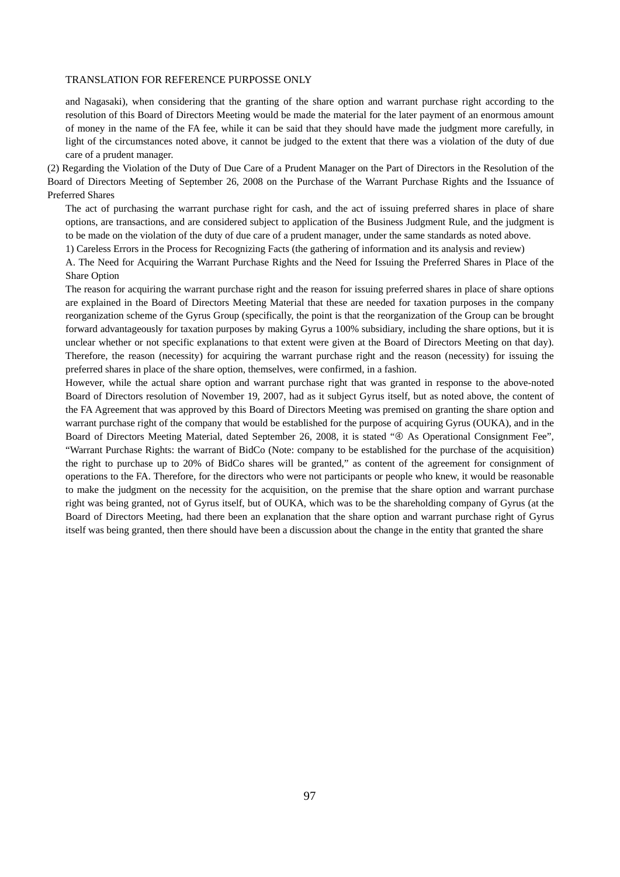and Nagasaki), when considering that the granting of the share option and warrant purchase right according to the resolution of this Board of Directors Meeting would be made the material for the later payment of an enormous amount of money in the name of the FA fee, while it can be said that they should have made the judgment more carefully, in light of the circumstances noted above, it cannot be judged to the extent that there was a violation of the duty of due care of a prudent manager.

(2) Regarding the Violation of the Duty of Due Care of a Prudent Manager on the Part of Directors in the Resolution of the Board of Directors Meeting of September 26, 2008 on the Purchase of the Warrant Purchase Rights and the Issuance of Preferred Shares

The act of purchasing the warrant purchase right for cash, and the act of issuing preferred shares in place of share options, are transactions, and are considered subject to application of the Business Judgment Rule, and the judgment is to be made on the violation of the duty of due care of a prudent manager, under the same standards as noted above.

1) Careless Errors in the Process for Recognizing Facts (the gathering of information and its analysis and review)

A. The Need for Acquiring the Warrant Purchase Rights and the Need for Issuing the Preferred Shares in Place of the Share Option

The reason for acquiring the warrant purchase right and the reason for issuing preferred shares in place of share options are explained in the Board of Directors Meeting Material that these are needed for taxation purposes in the company reorganization scheme of the Gyrus Group (specifically, the point is that the reorganization of the Group can be brought forward advantageously for taxation purposes by making Gyrus a 100% subsidiary, including the share options, but it is unclear whether or not specific explanations to that extent were given at the Board of Directors Meeting on that day). Therefore, the reason (necessity) for acquiring the warrant purchase right and the reason (necessity) for issuing the preferred shares in place of the share option, themselves, were confirmed, in a fashion.

However, while the actual share option and warrant purchase right that was granted in response to the above-noted Board of Directors resolution of November 19, 2007, had as it subject Gyrus itself, but as noted above, the content of the FA Agreement that was approved by this Board of Directors Meeting was premised on granting the share option and warrant purchase right of the company that would be established for the purpose of acquiring Gyrus (OUKA), and in the Board of Directors Meeting Material, dated September 26, 2008, it is stated "④ As Operational Consignment Fee", "Warrant Purchase Rights: the warrant of BidCo (Note: company to be established for the purchase of the acquisition) the right to purchase up to 20% of BidCo shares will be granted," as content of the agreement for consignment of operations to the FA. Therefore, for the directors who were not participants or people who knew, it would be reasonable to make the judgment on the necessity for the acquisition, on the premise that the share option and warrant purchase right was being granted, not of Gyrus itself, but of OUKA, which was to be the shareholding company of Gyrus (at the Board of Directors Meeting, had there been an explanation that the share option and warrant purchase right of Gyrus itself was being granted, then there should have been a discussion about the change in the entity that granted the share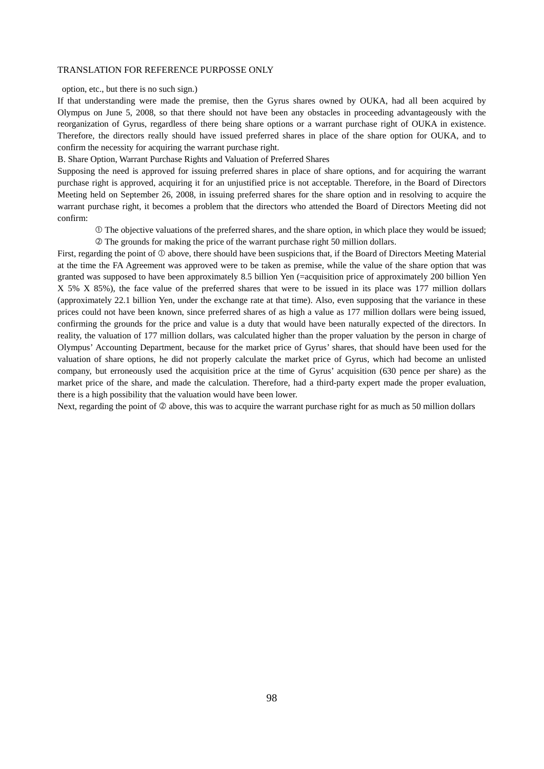option, etc., but there is no such sign.)

If that understanding were made the premise, then the Gyrus shares owned by OUKA, had all been acquired by Olympus on June 5, 2008, so that there should not have been any obstacles in proceeding advantageously with the reorganization of Gyrus, regardless of there being share options or a warrant purchase right of OUKA in existence. Therefore, the directors really should have issued preferred shares in place of the share option for OUKA, and to confirm the necessity for acquiring the warrant purchase right.

B. Share Option, Warrant Purchase Rights and Valuation of Preferred Shares

Supposing the need is approved for issuing preferred shares in place of share options, and for acquiring the warrant purchase right is approved, acquiring it for an unjustified price is not acceptable. Therefore, in the Board of Directors Meeting held on September 26, 2008, in issuing preferred shares for the share option and in resolving to acquire the warrant purchase right, it becomes a problem that the directors who attended the Board of Directors Meeting did not confirm:

> ① The objective valuations of the preferred shares, and the share option, in which place they would be issued;
>
> ② The grounds for making the price of the warrant purchase right 50 million dollars.

First, regarding the point of ① above, there should have been suspicions that, if the Board of Directors Meeting Material at the time the FA Agreement was approved were to be taken as premise, while the value of the share option that was granted was supposed to have been approximately 8.5 billion Yen (=acquisition price of approximately 200 billion Yen X 5% X 85%), the face value of the preferred shares that were to be issued in its place was 177 million dollars (approximately 22.1 billion Yen, under the exchange rate at that time). Also, even supposing that the variance in these prices could not have been known, since preferred shares of as high a value as 177 million dollars were being issued, confirming the grounds for the price and value is a duty that would have been naturally expected of the directors. In reality, the valuation of 177 million dollars, was calculated higher than the proper valuation by the person in charge of Olympus' Accounting Department, because for the market price of Gyrus' shares, that should have been used for the valuation of share options, he did not properly calculate the market price of Gyrus, which had become an unlisted company, but erroneously used the acquisition price at the time of Gyrus' acquisition (630 pence per share) as the market price of the share, and made the calculation. Therefore, had a third-party expert made the proper evaluation, there is a high possibility that the valuation would have been lower.

Next, regarding the point of ② above, this was to acquire the warrant purchase right for as much as 50 million dollars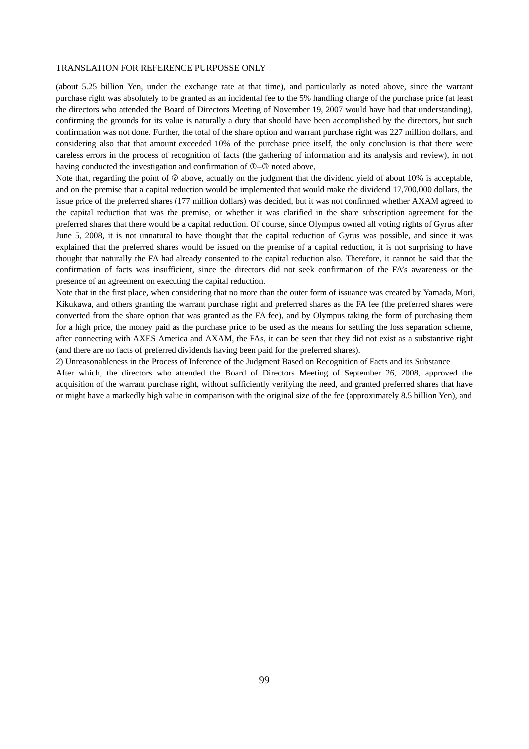(about 5.25 billion Yen, under the exchange rate at that time), and particularly as noted above, since the warrant purchase right was absolutely to be granted as an incidental fee to the 5% handling charge of the purchase price (at least the directors who attended the Board of Directors Meeting of November 19, 2007 would have had that understanding), confirming the grounds for its value is naturally a duty that should have been accomplished by the directors, but such confirmation was not done. Further, the total of the share option and warrant purchase right was 227 million dollars, and considering also that that amount exceeded 10% of the purchase price itself, the only conclusion is that there were careless errors in the process of recognition of facts (the gathering of information and its analysis and review), in not having conducted the investigation and confirmation of ①–③ noted above,

Note that, regarding the point of ② above, actually on the judgment that the dividend yield of about 10% is acceptable, and on the premise that a capital reduction would be implemented that would make the dividend 17,700,000 dollars, the issue price of the preferred shares (177 million dollars) was decided, but it was not confirmed whether AXAM agreed to the capital reduction that was the premise, or whether it was clarified in the share subscription agreement for the preferred shares that there would be a capital reduction. Of course, since Olympus owned all voting rights of Gyrus after June 5, 2008, it is not unnatural to have thought that the capital reduction of Gyrus was possible, and since it was explained that the preferred shares would be issued on the premise of a capital reduction, it is not surprising to have thought that naturally the FA had already consented to the capital reduction also. Therefore, it cannot be said that the confirmation of facts was insufficient, since the directors did not seek confirmation of the FA's awareness or the presence of an agreement on executing the capital reduction.

Note that in the first place, when considering that no more than the outer form of issuance was created by Yamada, Mori, Kikukawa, and others granting the warrant purchase right and preferred shares as the FA fee (the preferred shares were converted from the share option that was granted as the FA fee), and by Olympus taking the form of purchasing them for a high price, the money paid as the purchase price to be used as the means for settling the loss separation scheme, after connecting with AXES America and AXAM, the FAs, it can be seen that they did not exist as a substantive right (and there are no facts of preferred dividends having been paid for the preferred shares).

2) Unreasonableness in the Process of Inference of the Judgment Based on Recognition of Facts and its Substance

After which, the directors who attended the Board of Directors Meeting of September 26, 2008, approved the acquisition of the warrant purchase right, without sufficiently verifying the need, and granted preferred shares that have or might have a markedly high value in comparison with the original size of the fee (approximately 8.5 billion Yen), and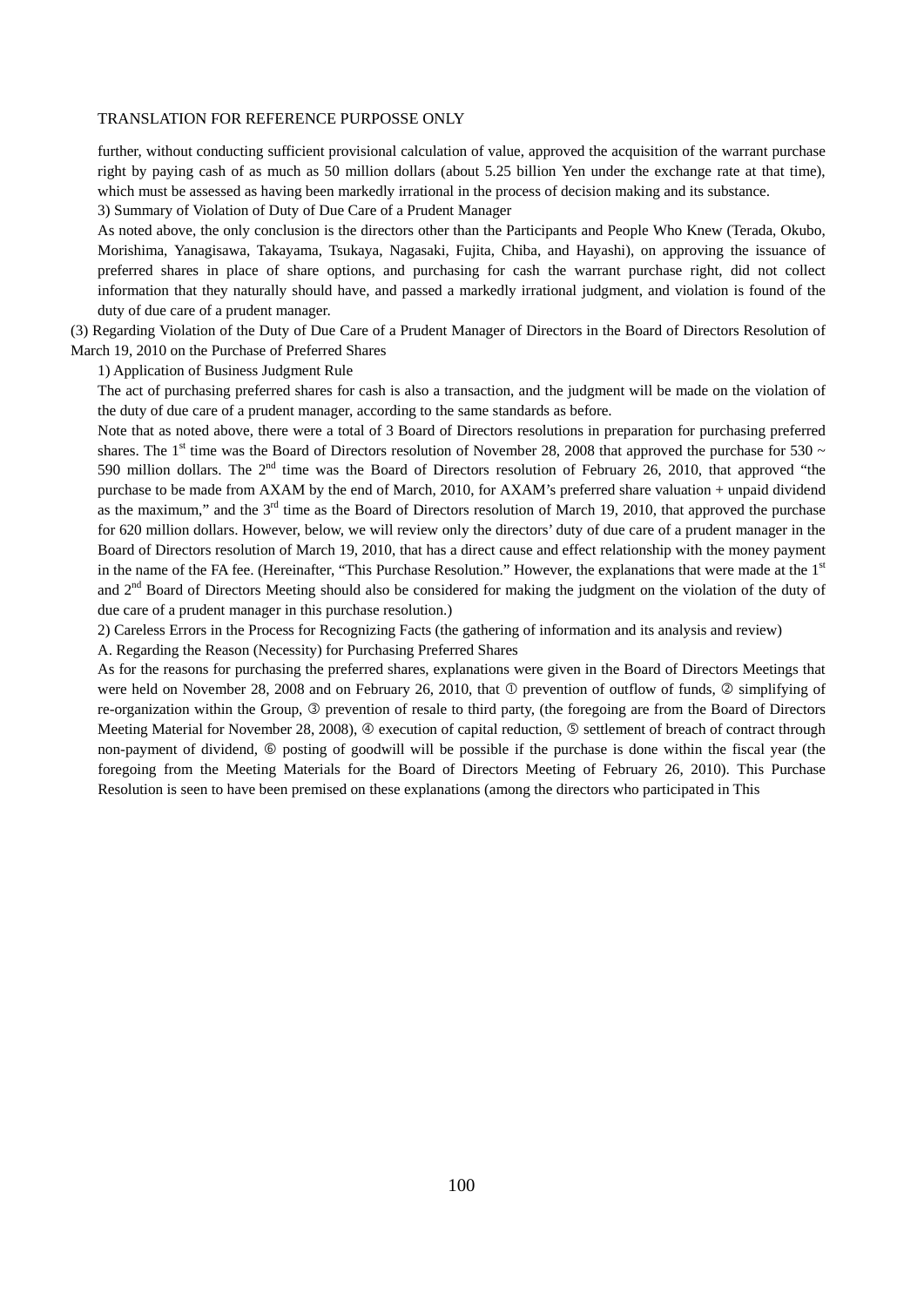further, without conducting sufficient provisional calculation of value, approved the acquisition of the warrant purchase right by paying cash of as much as 50 million dollars (about 5.25 billion Yen under the exchange rate at that time), which must be assessed as having been markedly irrational in the process of decision making and its substance.

3) Summary of Violation of Duty of Due Care of a Prudent Manager

As noted above, the only conclusion is the directors other than the Participants and People Who Knew (Terada, Okubo, Morishima, Yanagisawa, Takayama, Tsukaya, Nagasaki, Fujita, Chiba, and Hayashi), on approving the issuance of preferred shares in place of share options, and purchasing for cash the warrant purchase right, did not collect information that they naturally should have, and passed a markedly irrational judgment, and violation is found of the duty of due care of a prudent manager.

(3) Regarding Violation of the Duty of Due Care of a Prudent Manager of Directors in the Board of Directors Resolution of March 19, 2010 on the Purchase of Preferred Shares

1) Application of Business Judgment Rule

The act of purchasing preferred shares for cash is also a transaction, and the judgment will be made on the violation of the duty of due care of a prudent manager, according to the same standards as before.

Note that as noted above, there were a total of 3 Board of Directors resolutions in preparation for purchasing preferred shares. The 1st time was the Board of Directors resolution of November 28, 2008 that approved the purchase for 530 ~ 590 million dollars. The 2nd time was the Board of Directors resolution of February 26, 2010, that approved "the purchase to be made from AXAM by the end of March, 2010, for AXAM's preferred share valuation + unpaid dividend as the maximum," and the 3rd time as the Board of Directors resolution of March 19, 2010, that approved the purchase for 620 million dollars. However, below, we will review only the directors' duty of due care of a prudent manager in the Board of Directors resolution of March 19, 2010, that has a direct cause and effect relationship with the money payment in the name of the FA fee. (Hereinafter, "This Purchase Resolution." However, the explanations that were made at the 1st and 2nd Board of Directors Meeting should also be considered for making the judgment on the violation of the duty of due care of a prudent manager in this purchase resolution.)

2) Careless Errors in the Process for Recognizing Facts (the gathering of information and its analysis and review)

A. Regarding the Reason (Necessity) for Purchasing Preferred Shares

As for the reasons for purchasing the preferred shares, explanations were given in the Board of Directors Meetings that were held on November 28, 2008 and on February 26, 2010, that ① prevention of outflow of funds, ② simplifying of re-organization within the Group, ③ prevention of resale to third party, (the foregoing are from the Board of Directors Meeting Material for November 28, 2008), ④ execution of capital reduction, ⑤ settlement of breach of contract through non-payment of dividend, ⑥ posting of goodwill will be possible if the purchase is done within the fiscal year (the foregoing from the Meeting Materials for the Board of Directors Meeting of February 26, 2010). This Purchase Resolution is seen to have been premised on these explanations (among the directors who participated in This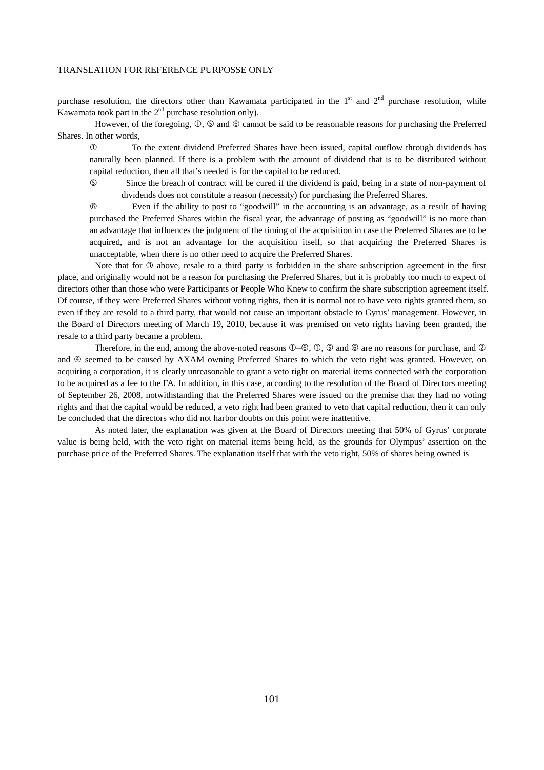purchase resolution, the directors other than Kawamata participated in the 1st and 2nd purchase resolution, while Kawamata took part in the 2nd purchase resolution only).

However, of the foregoing, ①, ⑤ and ⑥ cannot be said to be reasonable reasons for purchasing the Preferred Shares. In other words,

① To the extent dividend Preferred Shares have been issued, capital outflow through dividends has naturally been planned. If there is a problem with the amount of dividend that is to be distributed without capital reduction, then all that's needed is for the capital to be reduced.

⑤ Since the breach of contract will be cured if the dividend is paid, being in a state of non-payment of dividends does not constitute a reason (necessity) for purchasing the Preferred Shares.

⑥ Even if the ability to post to "goodwill" in the accounting is an advantage, as a result of having purchased the Preferred Shares within the fiscal year, the advantage of posting as "goodwill" is no more than an advantage that influences the judgment of the timing of the acquisition in case the Preferred Shares are to be acquired, and is not an advantage for the acquisition itself, so that acquiring the Preferred Shares is unacceptable, when there is no other need to acquire the Preferred Shares.

Note that for ③ above, resale to a third party is forbidden in the share subscription agreement in the first place, and originally would not be a reason for purchasing the Preferred Shares, but it is probably too much to expect of directors other than those who were Participants or People Who Knew to confirm the share subscription agreement itself. Of course, if they were Preferred Shares without voting rights, then it is normal not to have veto rights granted them, so even if they are resold to a third party, that would not cause an important obstacle to Gyrus' management. However, in the Board of Directors meeting of March 19, 2010, because it was premised on veto rights having been granted, the resale to a third party became a problem.

Therefore, in the end, among the above-noted reasons ①–⑥, ①, ⑤ and ⑥ are no reasons for purchase, and ② and ④ seemed to be caused by AXAM owning Preferred Shares to which the veto right was granted. However, on acquiring a corporation, it is clearly unreasonable to grant a veto right on material items connected with the corporation to be acquired as a fee to the FA. In addition, in this case, according to the resolution of the Board of Directors meeting of September 26, 2008, notwithstanding that the Preferred Shares were issued on the premise that they had no voting rights and that the capital would be reduced, a veto right had been granted to veto that capital reduction, then it can only be concluded that the directors who did not harbor doubts on this point were inattentive.

As noted later, the explanation was given at the Board of Directors meeting that 50% of Gyrus' corporate value is being held, with the veto right on material items being held, as the grounds for Olympus' assertion on the purchase price of the Preferred Shares. The explanation itself that with the veto right, 50% of shares being owned is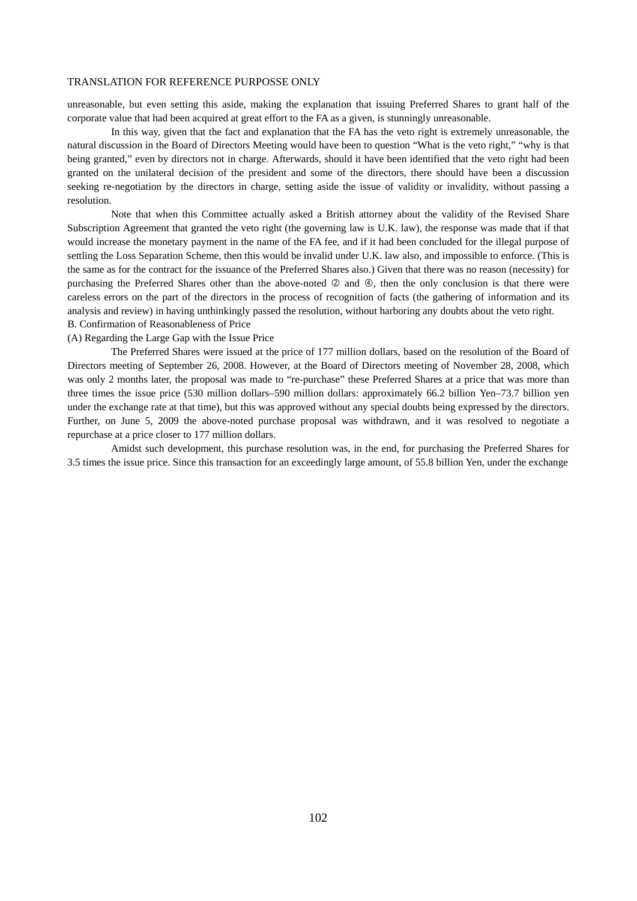unreasonable, but even setting this aside, making the explanation that issuing Preferred Shares to grant half of the corporate value that had been acquired at great effort to the FA as a given, is stunningly unreasonable.

In this way, given that the fact and explanation that the FA has the veto right is extremely unreasonable, the natural discussion in the Board of Directors Meeting would have been to question "What is the veto right," "why is that being granted," even by directors not in charge. Afterwards, should it have been identified that the veto right had been granted on the unilateral decision of the president and some of the directors, there should have been a discussion seeking re-negotiation by the directors in charge, setting aside the issue of validity or invalidity, without passing a resolution.

Note that when this Committee actually asked a British attorney about the validity of the Revised Share Subscription Agreement that granted the veto right (the governing law is U.K. law), the response was made that if that would increase the monetary payment in the name of the FA fee, and if it had been concluded for the illegal purpose of settling the Loss Separation Scheme, then this would be invalid under U.K. law also, and impossible to enforce. (This is the same as for the contract for the issuance of the Preferred Shares also.) Given that there was no reason (necessity) for purchasing the Preferred Shares other than the above-noted ② and ④, then the only conclusion is that there were careless errors on the part of the directors in the process of recognition of facts (the gathering of information and its analysis and review) in having unthinkingly passed the resolution, without harboring any doubts about the veto right.

B. Confirmation of Reasonableness of Price

(A) Regarding the Large Gap with the Issue Price

The Preferred Shares were issued at the price of 177 million dollars, based on the resolution of the Board of Directors meeting of September 26, 2008. However, at the Board of Directors meeting of November 28, 2008, which was only 2 months later, the proposal was made to "re-purchase" these Preferred Shares at a price that was more than three times the issue price (530 million dollars–590 million dollars: approximately 66.2 billion Yen–73.7 billion yen under the exchange rate at that time), but this was approved without any special doubts being expressed by the directors. Further, on June 5, 2009 the above-noted purchase proposal was withdrawn, and it was resolved to negotiate a repurchase at a price closer to 177 million dollars.

Amidst such development, this purchase resolution was, in the end, for purchasing the Preferred Shares for 3.5 times the issue price. Since this transaction for an exceedingly large amount, of 55.8 billion Yen, under the exchange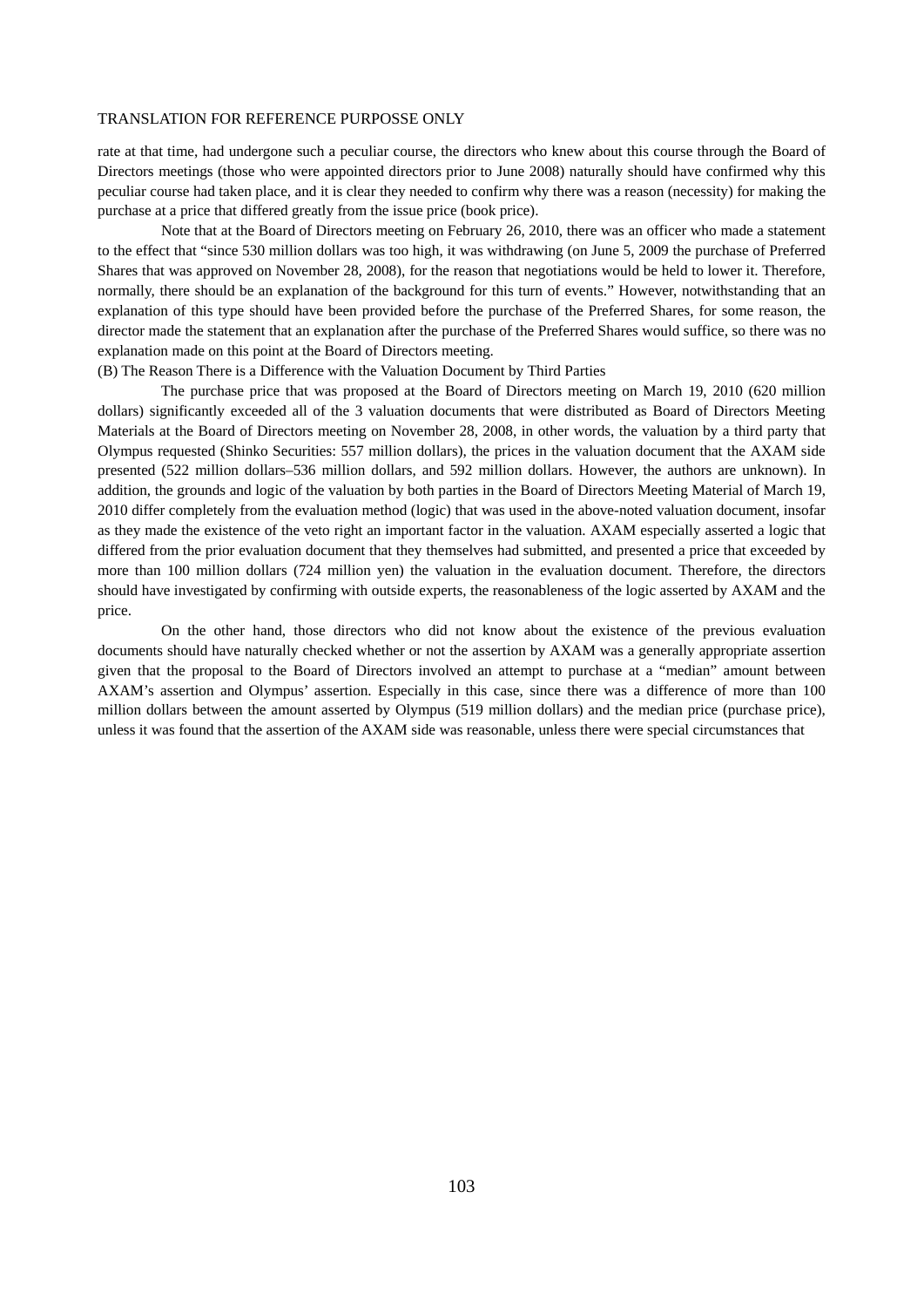rate at that time, had undergone such a peculiar course, the directors who knew about this course through the Board of Directors meetings (those who were appointed directors prior to June 2008) naturally should have confirmed why this peculiar course had taken place, and it is clear they needed to confirm why there was a reason (necessity) for making the purchase at a price that differed greatly from the issue price (book price).

Note that at the Board of Directors meeting on February 26, 2010, there was an officer who made a statement to the effect that "since 530 million dollars was too high, it was withdrawing (on June 5, 2009 the purchase of Preferred Shares that was approved on November 28, 2008), for the reason that negotiations would be held to lower it. Therefore, normally, there should be an explanation of the background for this turn of events." However, notwithstanding that an explanation of this type should have been provided before the purchase of the Preferred Shares, for some reason, the director made the statement that an explanation after the purchase of the Preferred Shares would suffice, so there was no explanation made on this point at the Board of Directors meeting.

(B) The Reason There is a Difference with the Valuation Document by Third Parties

The purchase price that was proposed at the Board of Directors meeting on March 19, 2010 (620 million dollars) significantly exceeded all of the 3 valuation documents that were distributed as Board of Directors Meeting Materials at the Board of Directors meeting on November 28, 2008, in other words, the valuation by a third party that Olympus requested (Shinko Securities: 557 million dollars), the prices in the valuation document that the AXAM side presented (522 million dollars–536 million dollars, and 592 million dollars. However, the authors are unknown). In addition, the grounds and logic of the valuation by both parties in the Board of Directors Meeting Material of March 19, 2010 differ completely from the evaluation method (logic) that was used in the above-noted valuation document, insofar as they made the existence of the veto right an important factor in the valuation. AXAM especially asserted a logic that differed from the prior evaluation document that they themselves had submitted, and presented a price that exceeded by more than 100 million dollars (724 million yen) the valuation in the evaluation document. Therefore, the directors should have investigated by confirming with outside experts, the reasonableness of the logic asserted by AXAM and the price.

On the other hand, those directors who did not know about the existence of the previous evaluation documents should have naturally checked whether or not the assertion by AXAM was a generally appropriate assertion given that the proposal to the Board of Directors involved an attempt to purchase at a "median" amount between AXAM's assertion and Olympus' assertion. Especially in this case, since there was a difference of more than 100 million dollars between the amount asserted by Olympus (519 million dollars) and the median price (purchase price), unless it was found that the assertion of the AXAM side was reasonable, unless there were special circumstances that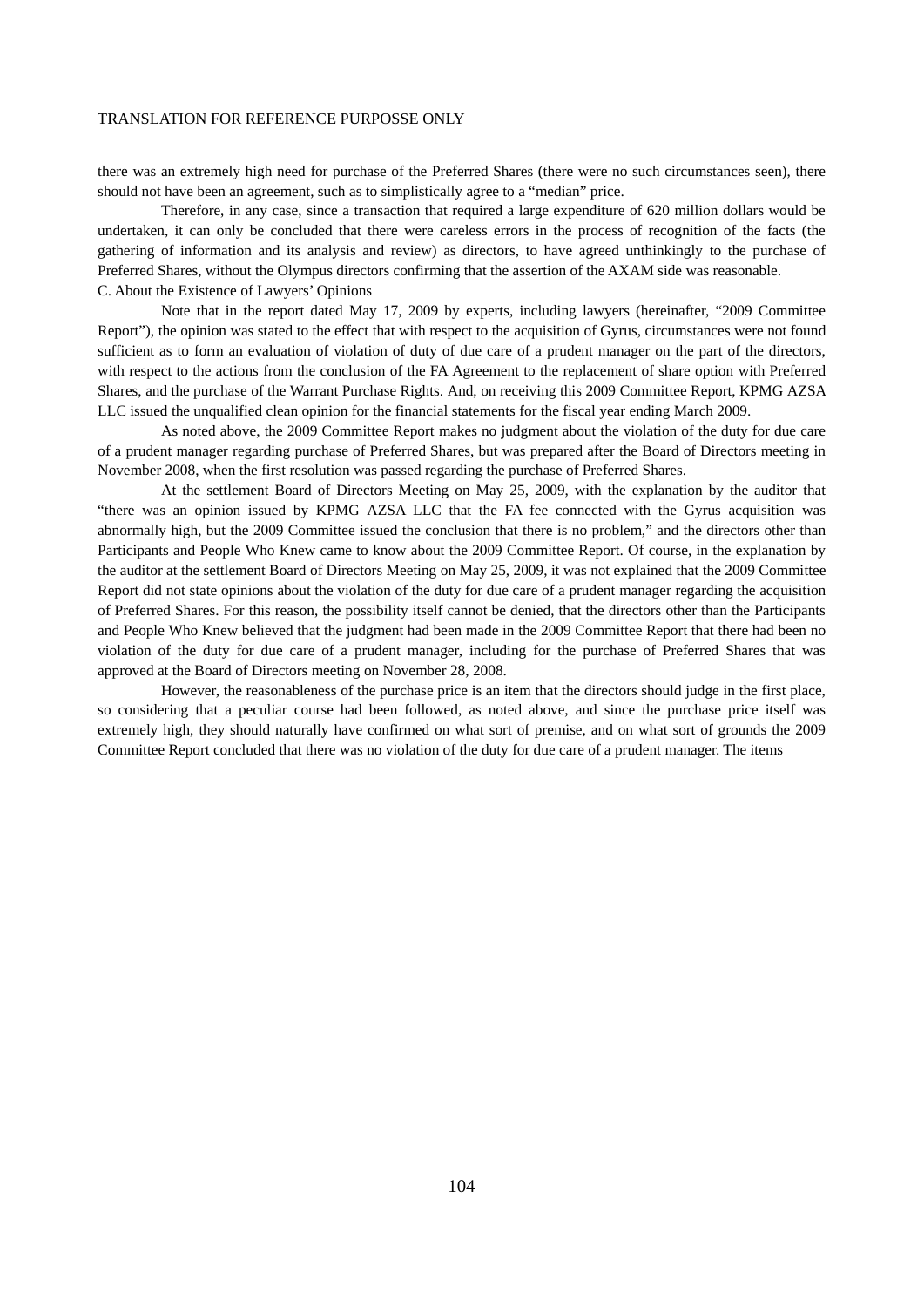there was an extremely high need for purchase of the Preferred Shares (there were no such circumstances seen), there should not have been an agreement, such as to simplistically agree to a "median" price.

Therefore, in any case, since a transaction that required a large expenditure of 620 million dollars would be undertaken, it can only be concluded that there were careless errors in the process of recognition of the facts (the gathering of information and its analysis and review) as directors, to have agreed unthinkingly to the purchase of Preferred Shares, without the Olympus directors confirming that the assertion of the AXAM side was reasonable.

C. About the Existence of Lawyers' Opinions

Note that in the report dated May 17, 2009 by experts, including lawyers (hereinafter, "2009 Committee Report"), the opinion was stated to the effect that with respect to the acquisition of Gyrus, circumstances were not found sufficient as to form an evaluation of violation of duty of due care of a prudent manager on the part of the directors, with respect to the actions from the conclusion of the FA Agreement to the replacement of share option with Preferred Shares, and the purchase of the Warrant Purchase Rights. And, on receiving this 2009 Committee Report, KPMG AZSA LLC issued the unqualified clean opinion for the financial statements for the fiscal year ending March 2009.

As noted above, the 2009 Committee Report makes no judgment about the violation of the duty for due care of a prudent manager regarding purchase of Preferred Shares, but was prepared after the Board of Directors meeting in November 2008, when the first resolution was passed regarding the purchase of Preferred Shares.

At the settlement Board of Directors Meeting on May 25, 2009, with the explanation by the auditor that "there was an opinion issued by KPMG AZSA LLC that the FA fee connected with the Gyrus acquisition was abnormally high, but the 2009 Committee issued the conclusion that there is no problem," and the directors other than Participants and People Who Knew came to know about the 2009 Committee Report. Of course, in the explanation by the auditor at the settlement Board of Directors Meeting on May 25, 2009, it was not explained that the 2009 Committee Report did not state opinions about the violation of the duty for due care of a prudent manager regarding the acquisition of Preferred Shares. For this reason, the possibility itself cannot be denied, that the directors other than the Participants and People Who Knew believed that the judgment had been made in the 2009 Committee Report that there had been no violation of the duty for due care of a prudent manager, including for the purchase of Preferred Shares that was approved at the Board of Directors meeting on November 28, 2008.

However, the reasonableness of the purchase price is an item that the directors should judge in the first place, so considering that a peculiar course had been followed, as noted above, and since the purchase price itself was extremely high, they should naturally have confirmed on what sort of premise, and on what sort of grounds the 2009 Committee Report concluded that there was no violation of the duty for due care of a prudent manager. The items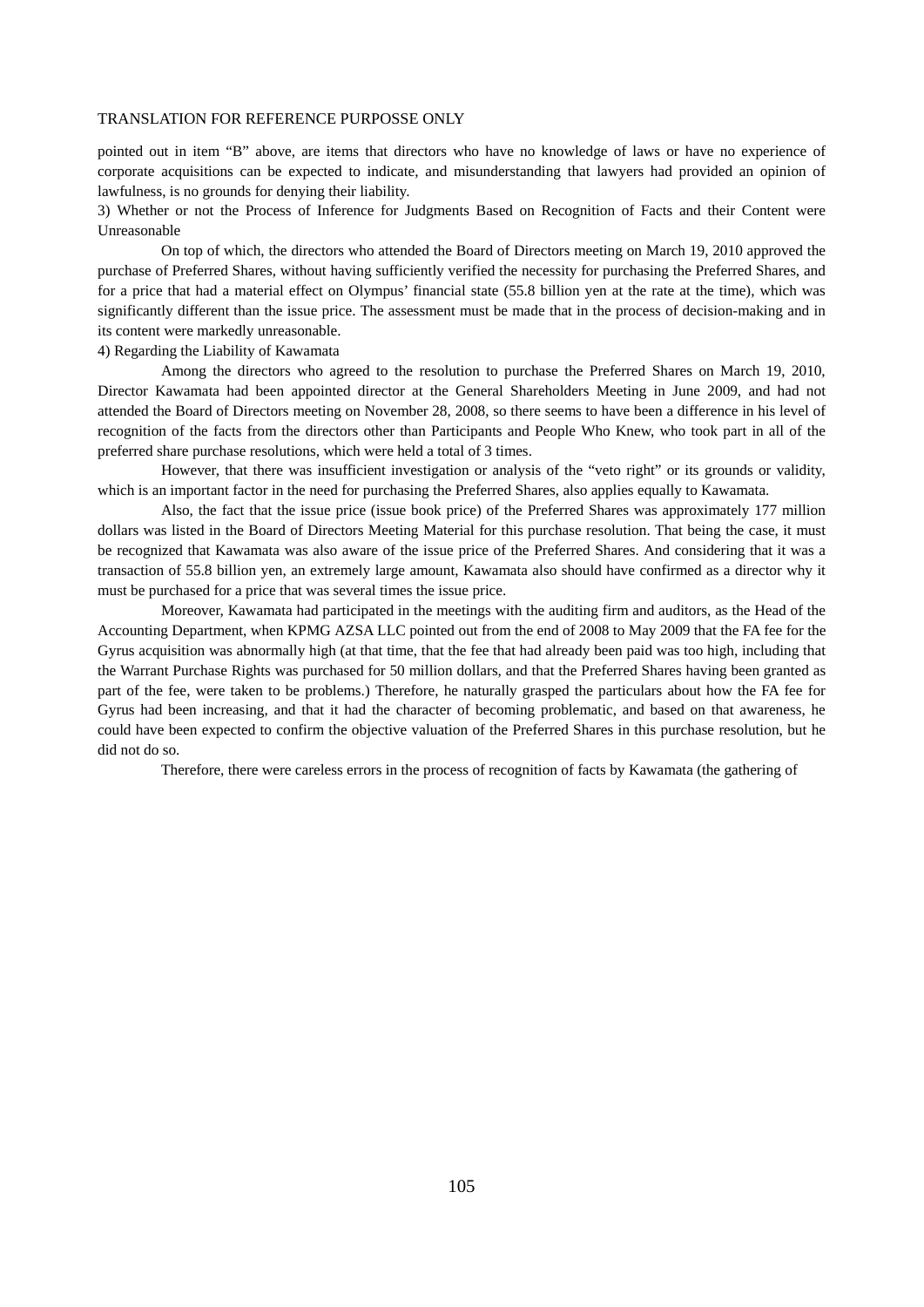pointed out in item "B" above, are items that directors who have no knowledge of laws or have no experience of corporate acquisitions can be expected to indicate, and misunderstanding that lawyers had provided an opinion of lawfulness, is no grounds for denying their liability.

3) Whether or not the Process of Inference for Judgments Based on Recognition of Facts and their Content were Unreasonable

On top of which, the directors who attended the Board of Directors meeting on March 19, 2010 approved the purchase of Preferred Shares, without having sufficiently verified the necessity for purchasing the Preferred Shares, and for a price that had a material effect on Olympus' financial state (55.8 billion yen at the rate at the time), which was significantly different than the issue price. The assessment must be made that in the process of decision-making and in its content were markedly unreasonable.

4) Regarding the Liability of Kawamata

Among the directors who agreed to the resolution to purchase the Preferred Shares on March 19, 2010, Director Kawamata had been appointed director at the General Shareholders Meeting in June 2009, and had not attended the Board of Directors meeting on November 28, 2008, so there seems to have been a difference in his level of recognition of the facts from the directors other than Participants and People Who Knew, who took part in all of the preferred share purchase resolutions, which were held a total of 3 times.

However, that there was insufficient investigation or analysis of the "veto right" or its grounds or validity, which is an important factor in the need for purchasing the Preferred Shares, also applies equally to Kawamata.

Also, the fact that the issue price (issue book price) of the Preferred Shares was approximately 177 million dollars was listed in the Board of Directors Meeting Material for this purchase resolution. That being the case, it must be recognized that Kawamata was also aware of the issue price of the Preferred Shares. And considering that it was a transaction of 55.8 billion yen, an extremely large amount, Kawamata also should have confirmed as a director why it must be purchased for a price that was several times the issue price.

Moreover, Kawamata had participated in the meetings with the auditing firm and auditors, as the Head of the Accounting Department, when KPMG AZSA LLC pointed out from the end of 2008 to May 2009 that the FA fee for the Gyrus acquisition was abnormally high (at that time, that the fee that had already been paid was too high, including that the Warrant Purchase Rights was purchased for 50 million dollars, and that the Preferred Shares having been granted as part of the fee, were taken to be problems.) Therefore, he naturally grasped the particulars about how the FA fee for Gyrus had been increasing, and that it had the character of becoming problematic, and based on that awareness, he could have been expected to confirm the objective valuation of the Preferred Shares in this purchase resolution, but he did not do so.

Therefore, there were careless errors in the process of recognition of facts by Kawamata (the gathering of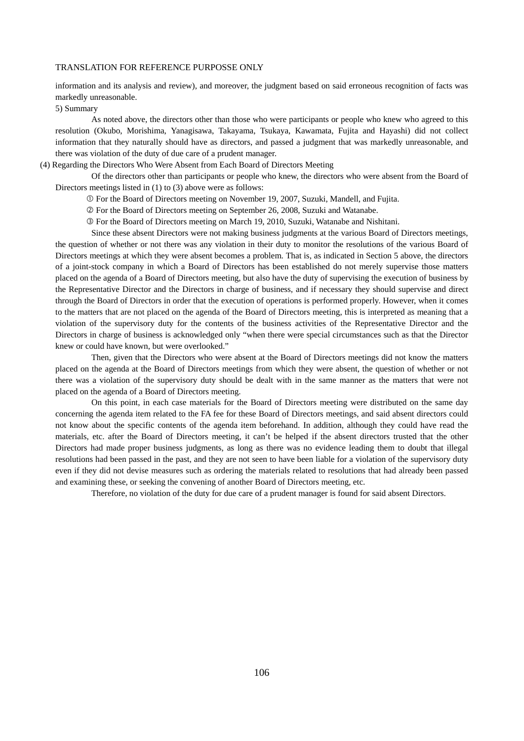information and its analysis and review), and moreover, the judgment based on said erroneous recognition of facts was markedly unreasonable.

5) Summary

As noted above, the directors other than those who were participants or people who knew who agreed to this resolution (Okubo, Morishima, Yanagisawa, Takayama, Tsukaya, Kawamata, Fujita and Hayashi) did not collect information that they naturally should have as directors, and passed a judgment that was markedly unreasonable, and there was violation of the duty of due care of a prudent manager.

(4) Regarding the Directors Who Were Absent from Each Board of Directors Meeting

Of the directors other than participants or people who knew, the directors who were absent from the Board of Directors meetings listed in (1) to (3) above were as follows:

① For the Board of Directors meeting on November 19, 2007, Suzuki, Mandell, and Fujita.

② For the Board of Directors meeting on September 26, 2008, Suzuki and Watanabe.

③ For the Board of Directors meeting on March 19, 2010, Suzuki, Watanabe and Nishitani.

Since these absent Directors were not making business judgments at the various Board of Directors meetings, the question of whether or not there was any violation in their duty to monitor the resolutions of the various Board of Directors meetings at which they were absent becomes a problem. That is, as indicated in Section 5 above, the directors of a joint-stock company in which a Board of Directors has been established do not merely supervise those matters placed on the agenda of a Board of Directors meeting, but also have the duty of supervising the execution of business by the Representative Director and the Directors in charge of business, and if necessary they should supervise and direct through the Board of Directors in order that the execution of operations is performed properly. However, when it comes to the matters that are not placed on the agenda of the Board of Directors meeting, this is interpreted as meaning that a violation of the supervisory duty for the contents of the business activities of the Representative Director and the Directors in charge of business is acknowledged only "when there were special circumstances such as that the Director knew or could have known, but were overlooked."

Then, given that the Directors who were absent at the Board of Directors meetings did not know the matters placed on the agenda at the Board of Directors meetings from which they were absent, the question of whether or not there was a violation of the supervisory duty should be dealt with in the same manner as the matters that were not placed on the agenda of a Board of Directors meeting.

On this point, in each case materials for the Board of Directors meeting were distributed on the same day concerning the agenda item related to the FA fee for these Board of Directors meetings, and said absent directors could not know about the specific contents of the agenda item beforehand. In addition, although they could have read the materials, etc. after the Board of Directors meeting, it can't be helped if the absent directors trusted that the other Directors had made proper business judgments, as long as there was no evidence leading them to doubt that illegal resolutions had been passed in the past, and they are not seen to have been liable for a violation of the supervisory duty even if they did not devise measures such as ordering the materials related to resolutions that had already been passed and examining these, or seeking the convening of another Board of Directors meeting, etc.

Therefore, no violation of the duty for due care of a prudent manager is found for said absent Directors.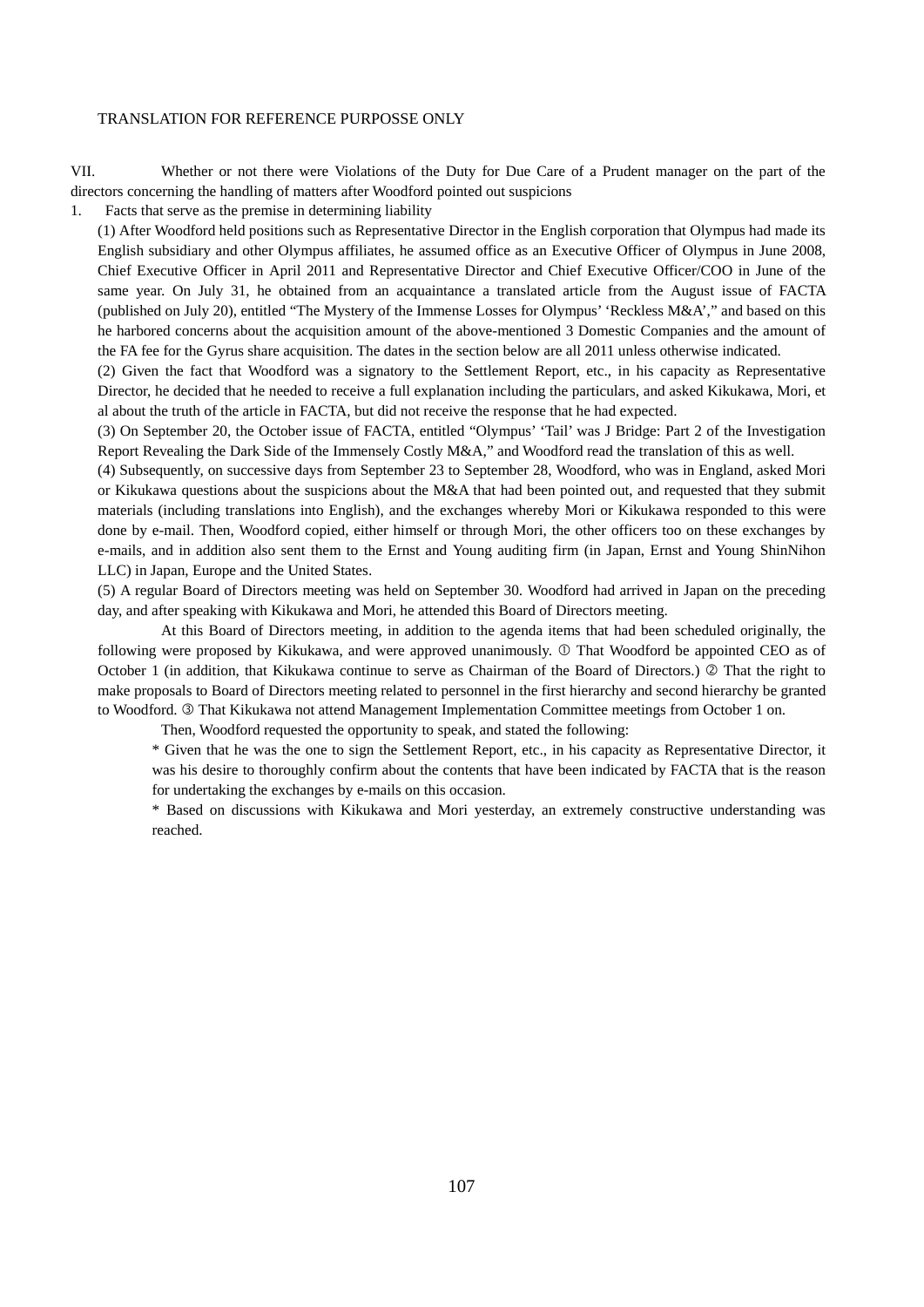TRANSLATION FOR REFERENCE PURPOSSE ONLY

## VII. Whether or not there were Violations of the Duty for Due Care of a Prudent manager on the part of the directors concerning the handling of matters after Woodford pointed out suspicions

### 1. Facts that serve as the premise in determining liability

(1) After Woodford held positions such as Representative Director in the English corporation that Olympus had made its English subsidiary and other Olympus affiliates, he assumed office as an Executive Officer of Olympus in June 2008, Chief Executive Officer in April 2011 and Representative Director and Chief Executive Officer/COO in June of the same year. On July 31, he obtained from an acquaintance a translated article from the August issue of FACTA (published on July 20), entitled "The Mystery of the Immense Losses for Olympus' 'Reckless M&A'," and based on this he harbored concerns about the acquisition amount of the above-mentioned 3 Domestic Companies and the amount of the FA fee for the Gyrus share acquisition. The dates in the section below are all 2011 unless otherwise indicated.

(2) Given the fact that Woodford was a signatory to the Settlement Report, etc., in his capacity as Representative Director, he decided that he needed to receive a full explanation including the particulars, and asked Kikukawa, Mori, et al about the truth of the article in FACTA, but did not receive the response that he had expected.

(3) On September 20, the October issue of FACTA, entitled "Olympus' 'Tail' was J Bridge: Part 2 of the Investigation Report Revealing the Dark Side of the Immensely Costly M&A," and Woodford read the translation of this as well.

(4) Subsequently, on successive days from September 23 to September 28, Woodford, who was in England, asked Mori or Kikukawa questions about the suspicions about the M&A that had been pointed out, and requested that they submit materials (including translations into English), and the exchanges whereby Mori or Kikukawa responded to this were done by e-mail. Then, Woodford copied, either himself or through Mori, the other officers too on these exchanges by e-mails, and in addition also sent them to the Ernst and Young auditing firm (in Japan, Ernst and Young ShinNihon LLC) in Japan, Europe and the United States.

(5) A regular Board of Directors meeting was held on September 30. Woodford had arrived in Japan on the preceding day, and after speaking with Kikukawa and Mori, he attended this Board of Directors meeting.

At this Board of Directors meeting, in addition to the agenda items that had been scheduled originally, the following were proposed by Kikukawa, and were approved unanimously. ① That Woodford be appointed CEO as of October 1 (in addition, that Kikukawa continue to serve as Chairman of the Board of Directors.) ② That the right to make proposals to Board of Directors meeting related to personnel in the first hierarchy and second hierarchy be granted to Woodford. ③ That Kikukawa not attend Management Implementation Committee meetings from October 1 on.

Then, Woodford requested the opportunity to speak, and stated the following:

* Given that he was the one to sign the Settlement Report, etc., in his capacity as Representative Director, it was his desire to thoroughly confirm about the contents that have been indicated by FACTA that is the reason for undertaking the exchanges by e-mails on this occasion.
* Based on discussions with Kikukawa and Mori yesterday, an extremely constructive understanding was reached.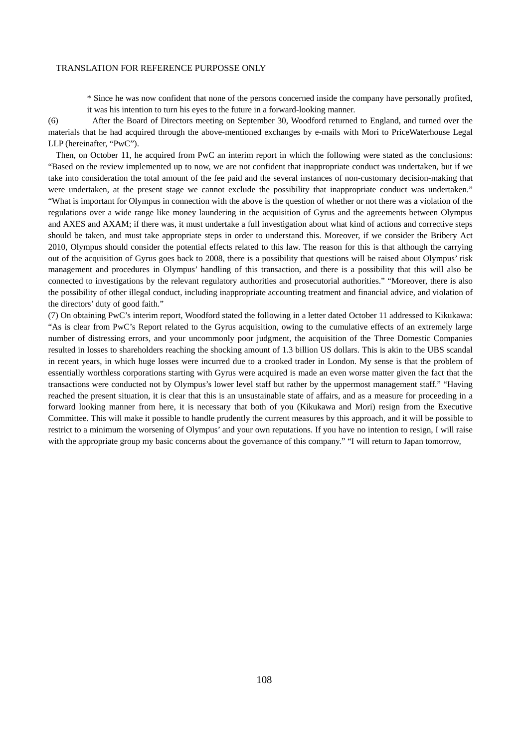\* Since he was now confident that none of the persons concerned inside the company have personally profited, it was his intention to turn his eyes to the future in a forward-looking manner.

(6) After the Board of Directors meeting on September 30, Woodford returned to England, and turned over the materials that he had acquired through the above-mentioned exchanges by e-mails with Mori to PriceWaterhouse Legal LLP (hereinafter, "PwC").

Then, on October 11, he acquired from PwC an interim report in which the following were stated as the conclusions: "Based on the review implemented up to now, we are not confident that inappropriate conduct was undertaken, but if we take into consideration the total amount of the fee paid and the several instances of non-customary decision-making that were undertaken, at the present stage we cannot exclude the possibility that inappropriate conduct was undertaken." "What is important for Olympus in connection with the above is the question of whether or not there was a violation of the regulations over a wide range like money laundering in the acquisition of Gyrus and the agreements between Olympus and AXES and AXAM; if there was, it must undertake a full investigation about what kind of actions and corrective steps should be taken, and must take appropriate steps in order to understand this. Moreover, if we consider the Bribery Act 2010, Olympus should consider the potential effects related to this law. The reason for this is that although the carrying out of the acquisition of Gyrus goes back to 2008, there is a possibility that questions will be raised about Olympus' risk management and procedures in Olympus' handling of this transaction, and there is a possibility that this will also be connected to investigations by the relevant regulatory authorities and prosecutorial authorities." "Moreover, there is also the possibility of other illegal conduct, including inappropriate accounting treatment and financial advice, and violation of the directors' duty of good faith."

(7) On obtaining PwC's interim report, Woodford stated the following in a letter dated October 11 addressed to Kikukawa: "As is clear from PwC's Report related to the Gyrus acquisition, owing to the cumulative effects of an extremely large number of distressing errors, and your uncommonly poor judgment, the acquisition of the Three Domestic Companies resulted in losses to shareholders reaching the shocking amount of 1.3 billion US dollars. This is akin to the UBS scandal in recent years, in which huge losses were incurred due to a crooked trader in London. My sense is that the problem of essentially worthless corporations starting with Gyrus were acquired is made an even worse matter given the fact that the transactions were conducted not by Olympus's lower level staff but rather by the uppermost management staff." "Having reached the present situation, it is clear that this is an unsustainable state of affairs, and as a measure for proceeding in a forward looking manner from here, it is necessary that both of you (Kikukawa and Mori) resign from the Executive Committee. This will make it possible to handle prudently the current measures by this approach, and it will be possible to restrict to a minimum the worsening of Olympus' and your own reputations. If you have no intention to resign, I will raise with the appropriate group my basic concerns about the governance of this company." "I will return to Japan tomorrow,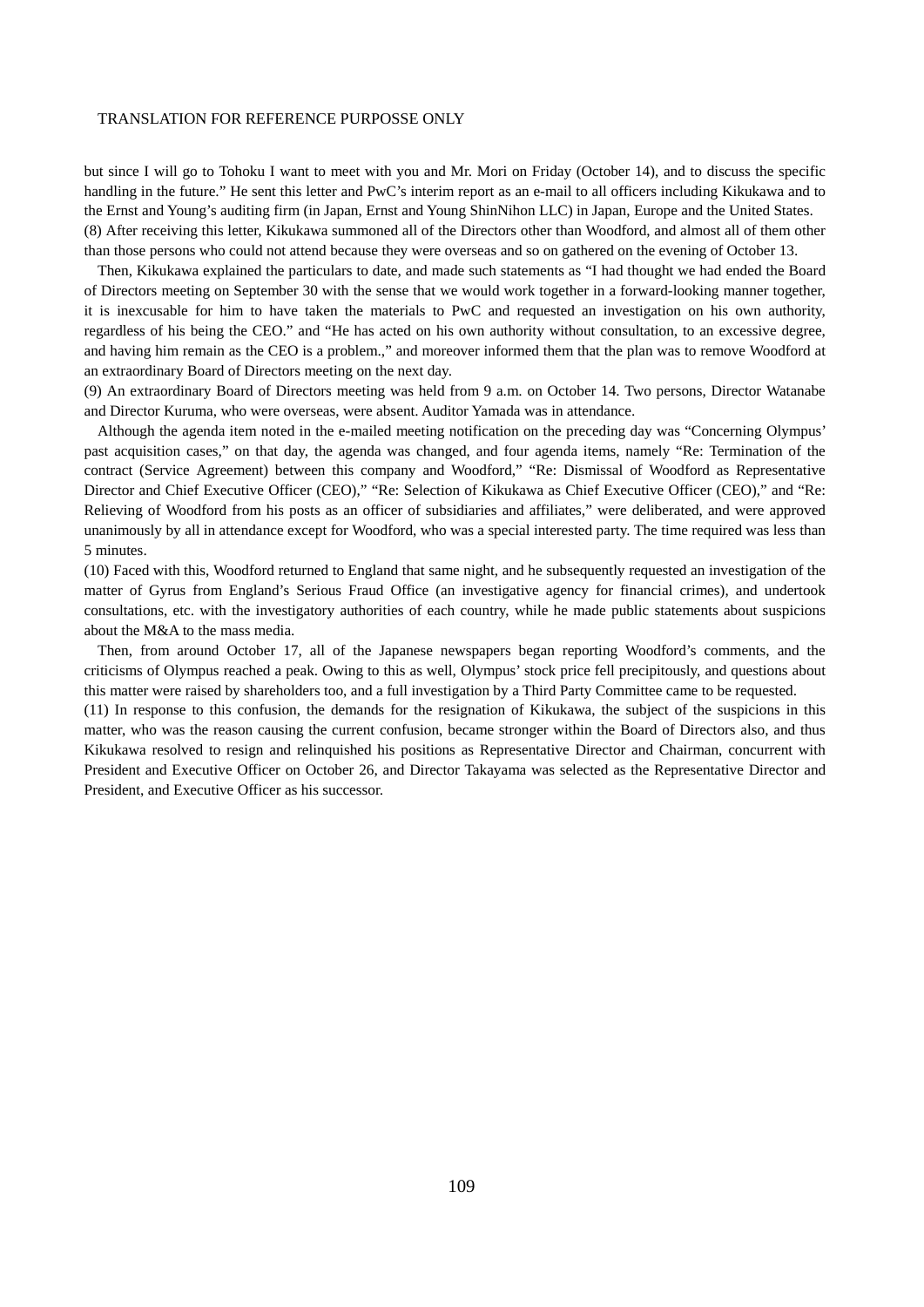but since I will go to Tohoku I want to meet with you and Mr. Mori on Friday (October 14), and to discuss the specific handling in the future." He sent this letter and PwC's interim report as an e-mail to all officers including Kikukawa and to the Ernst and Young's auditing firm (in Japan, Ernst and Young ShinNihon LLC) in Japan, Europe and the United States.

(8) After receiving this letter, Kikukawa summoned all of the Directors other than Woodford, and almost all of them other than those persons who could not attend because they were overseas and so on gathered on the evening of October 13.

Then, Kikukawa explained the particulars to date, and made such statements as "I had thought we had ended the Board of Directors meeting on September 30 with the sense that we would work together in a forward-looking manner together, it is inexcusable for him to have taken the materials to PwC and requested an investigation on his own authority, regardless of his being the CEO." and "He has acted on his own authority without consultation, to an excessive degree, and having him remain as the CEO is a problem.," and moreover informed them that the plan was to remove Woodford at an extraordinary Board of Directors meeting on the next day.

(9) An extraordinary Board of Directors meeting was held from 9 a.m. on October 14. Two persons, Director Watanabe and Director Kuruma, who were overseas, were absent. Auditor Yamada was in attendance.

Although the agenda item noted in the e-mailed meeting notification on the preceding day was "Concerning Olympus' past acquisition cases," on that day, the agenda was changed, and four agenda items, namely "Re: Termination of the contract (Service Agreement) between this company and Woodford," "Re: Dismissal of Woodford as Representative Director and Chief Executive Officer (CEO)," "Re: Selection of Kikukawa as Chief Executive Officer (CEO)," and "Re: Relieving of Woodford from his posts as an officer of subsidiaries and affiliates," were deliberated, and were approved unanimously by all in attendance except for Woodford, who was a special interested party. The time required was less than 5 minutes.

(10) Faced with this, Woodford returned to England that same night, and he subsequently requested an investigation of the matter of Gyrus from England's Serious Fraud Office (an investigative agency for financial crimes), and undertook consultations, etc. with the investigatory authorities of each country, while he made public statements about suspicions about the M&A to the mass media.

Then, from around October 17, all of the Japanese newspapers began reporting Woodford's comments, and the criticisms of Olympus reached a peak. Owing to this as well, Olympus' stock price fell precipitously, and questions about this matter were raised by shareholders too, and a full investigation by a Third Party Committee came to be requested.

(11) In response to this confusion, the demands for the resignation of Kikukawa, the subject of the suspicions in this matter, who was the reason causing the current confusion, became stronger within the Board of Directors also, and thus Kikukawa resolved to resign and relinquished his positions as Representative Director and Chairman, concurrent with President and Executive Officer on October 26, and Director Takayama was selected as the Representative Director and President, and Executive Officer as his successor.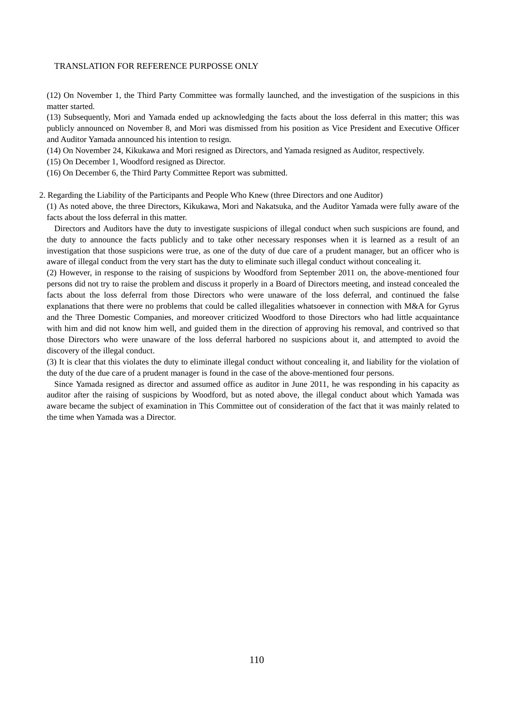(12) On November 1, the Third Party Committee was formally launched, and the investigation of the suspicions in this matter started.

(13) Subsequently, Mori and Yamada ended up acknowledging the facts about the loss deferral in this matter; this was publicly announced on November 8, and Mori was dismissed from his position as Vice President and Executive Officer and Auditor Yamada announced his intention to resign.

(14) On November 24, Kikukawa and Mori resigned as Directors, and Yamada resigned as Auditor, respectively.

(15) On December 1, Woodford resigned as Director.

(16) On December 6, the Third Party Committee Report was submitted.

2. Regarding the Liability of the Participants and People Who Knew (three Directors and one Auditor)

(1) As noted above, the three Directors, Kikukawa, Mori and Nakatsuka, and the Auditor Yamada were fully aware of the facts about the loss deferral in this matter.

Directors and Auditors have the duty to investigate suspicions of illegal conduct when such suspicions are found, and the duty to announce the facts publicly and to take other necessary responses when it is learned as a result of an investigation that those suspicions were true, as one of the duty of due care of a prudent manager, but an officer who is aware of illegal conduct from the very start has the duty to eliminate such illegal conduct without concealing it.

(2) However, in response to the raising of suspicions by Woodford from September 2011 on, the above-mentioned four persons did not try to raise the problem and discuss it properly in a Board of Directors meeting, and instead concealed the facts about the loss deferral from those Directors who were unaware of the loss deferral, and continued the false explanations that there were no problems that could be called illegalities whatsoever in connection with M&A for Gyrus and the Three Domestic Companies, and moreover criticized Woodford to those Directors who had little acquaintance with him and did not know him well, and guided them in the direction of approving his removal, and contrived so that those Directors who were unaware of the loss deferral harbored no suspicions about it, and attempted to avoid the discovery of the illegal conduct.

(3) It is clear that this violates the duty to eliminate illegal conduct without concealing it, and liability for the violation of the duty of the due care of a prudent manager is found in the case of the above-mentioned four persons.

Since Yamada resigned as director and assumed office as auditor in June 2011, he was responding in his capacity as auditor after the raising of suspicions by Woodford, but as noted above, the illegal conduct about which Yamada was aware became the subject of examination in This Committee out of consideration of the fact that it was mainly related to the time when Yamada was a Director.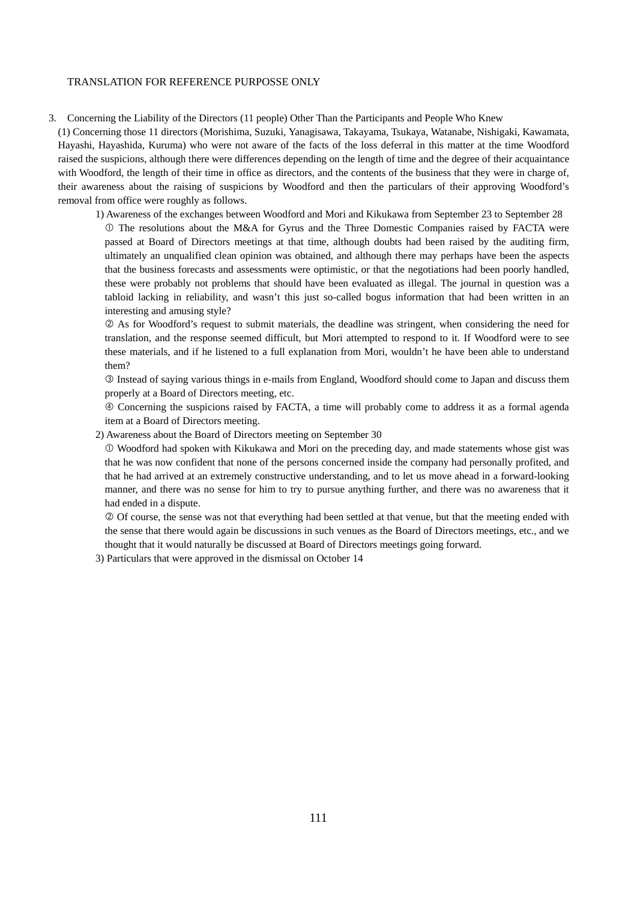TRANSLATION FOR REFERENCE PURPOSSE ONLY

3. Concerning the Liability of the Directors (11 people) Other Than the Participants and People Who Knew

(1) Concerning those 11 directors (Morishima, Suzuki, Yanagisawa, Takayama, Tsukaya, Watanabe, Nishigaki, Kawamata, Hayashi, Hayashida, Kuruma) who were not aware of the facts of the loss deferral in this matter at the time Woodford raised the suspicions, although there were differences depending on the length of time and the degree of their acquaintance with Woodford, the length of their time in office as directors, and the contents of the business that they were in charge of, their awareness about the raising of suspicions by Woodford and then the particulars of their approving Woodford's removal from office were roughly as follows.

1) Awareness of the exchanges between Woodford and Mori and Kikukawa from September 23 to September 28

① The resolutions about the M&A for Gyrus and the Three Domestic Companies raised by FACTA were passed at Board of Directors meetings at that time, although doubts had been raised by the auditing firm, ultimately an unqualified clean opinion was obtained, and although there may perhaps have been the aspects that the business forecasts and assessments were optimistic, or that the negotiations had been poorly handled, these were probably not problems that should have been evaluated as illegal. The journal in question was a tabloid lacking in reliability, and wasn't this just so-called bogus information that had been written in an interesting and amusing style?

② As for Woodford's request to submit materials, the deadline was stringent, when considering the need for translation, and the response seemed difficult, but Mori attempted to respond to it. If Woodford were to see these materials, and if he listened to a full explanation from Mori, wouldn't he have been able to understand them?

③ Instead of saying various things in e-mails from England, Woodford should come to Japan and discuss them properly at a Board of Directors meeting, etc.

④ Concerning the suspicions raised by FACTA, a time will probably come to address it as a formal agenda item at a Board of Directors meeting.

2) Awareness about the Board of Directors meeting on September 30

① Woodford had spoken with Kikukawa and Mori on the preceding day, and made statements whose gist was that he was now confident that none of the persons concerned inside the company had personally profited, and that he had arrived at an extremely constructive understanding, and to let us move ahead in a forward-looking manner, and there was no sense for him to try to pursue anything further, and there was no awareness that it had ended in a dispute.

② Of course, the sense was not that everything had been settled at that venue, but that the meeting ended with the sense that there would again be discussions in such venues as the Board of Directors meetings, etc., and we thought that it would naturally be discussed at Board of Directors meetings going forward.

3) Particulars that were approved in the dismissal on October 14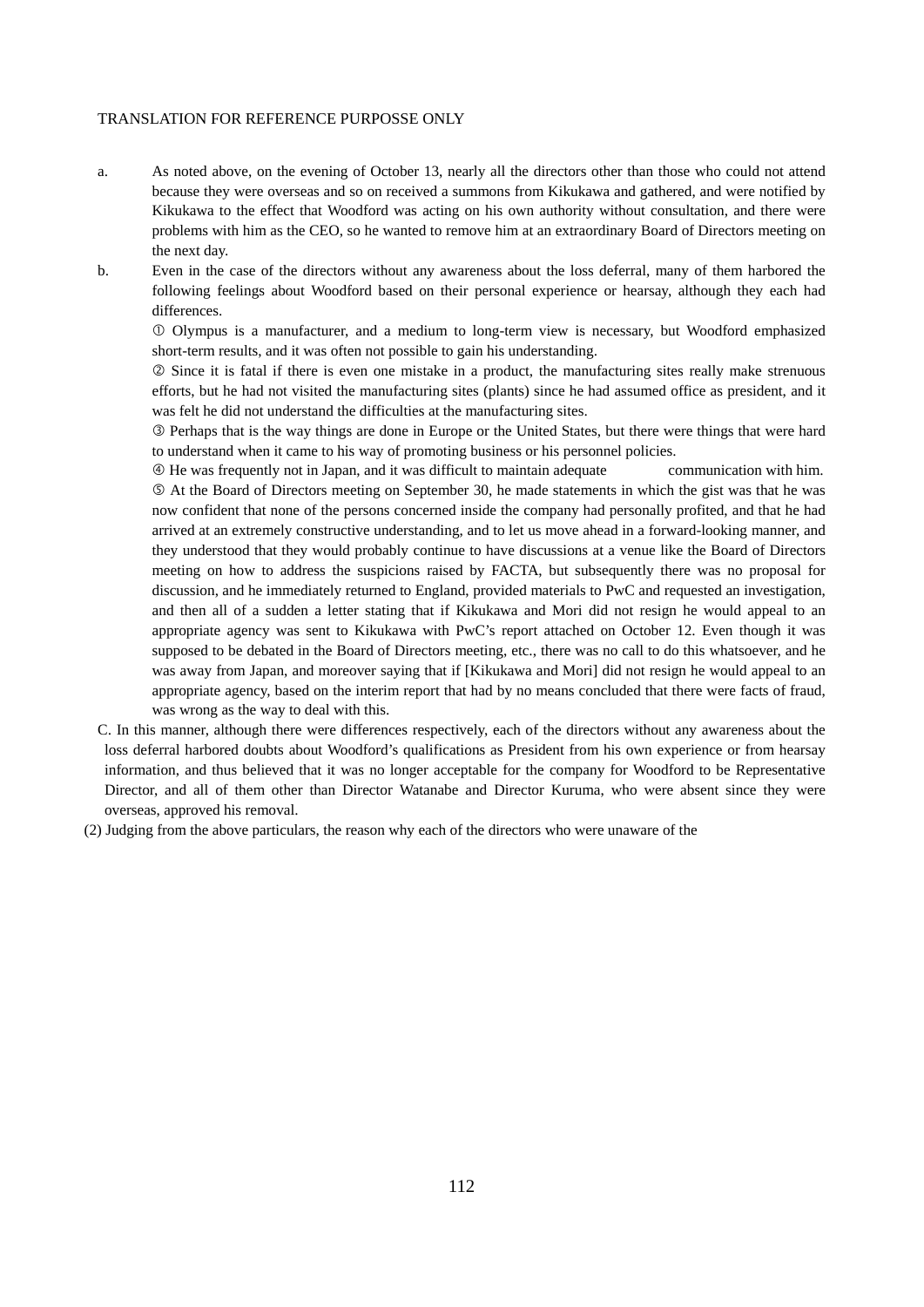TRANSLATION FOR REFERENCE PURPOSSE ONLY

a. As noted above, on the evening of October 13, nearly all the directors other than those who could not attend because they were overseas and so on received a summons from Kikukawa and gathered, and were notified by Kikukawa to the effect that Woodford was acting on his own authority without consultation, and there were problems with him as the CEO, so he wanted to remove him at an extraordinary Board of Directors meeting on the next day.

b. Even in the case of the directors without any awareness about the loss deferral, many of them harbored the following feelings about Woodford based on their personal experience or hearsay, although they each had differences.

① Olympus is a manufacturer, and a medium to long-term view is necessary, but Woodford emphasized short-term results, and it was often not possible to gain his understanding.

② Since it is fatal if there is even one mistake in a product, the manufacturing sites really make strenuous efforts, but he had not visited the manufacturing sites (plants) since he had assumed office as president, and it was felt he did not understand the difficulties at the manufacturing sites.

③ Perhaps that is the way things are done in Europe or the United States, but there were things that were hard to understand when it came to his way of promoting business or his personnel policies.

④ He was frequently not in Japan, and it was difficult to maintain adequate communication with him.

⑤ At the Board of Directors meeting on September 30, he made statements in which the gist was that he was now confident that none of the persons concerned inside the company had personally profited, and that he had arrived at an extremely constructive understanding, and to let us move ahead in a forward-looking manner, and they understood that they would probably continue to have discussions at a venue like the Board of Directors meeting on how to address the suspicions raised by FACTA, but subsequently there was no proposal for discussion, and he immediately returned to England, provided materials to PwC and requested an investigation, and then all of a sudden a letter stating that if Kikukawa and Mori did not resign he would appeal to an appropriate agency was sent to Kikukawa with PwC's report attached on October 12. Even though it was supposed to be debated in the Board of Directors meeting, etc., there was no call to do this whatsoever, and he was away from Japan, and moreover saying that if [Kikukawa and Mori] did not resign he would appeal to an appropriate agency, based on the interim report that had by no means concluded that there were facts of fraud, was wrong as the way to deal with this.

C. In this manner, although there were differences respectively, each of the directors without any awareness about the loss deferral harbored doubts about Woodford's qualifications as President from his own experience or from hearsay information, and thus believed that it was no longer acceptable for the company for Woodford to be Representative Director, and all of them other than Director Watanabe and Director Kuruma, who were absent since they were overseas, approved his removal.

(2) Judging from the above particulars, the reason why each of the directors who were unaware of the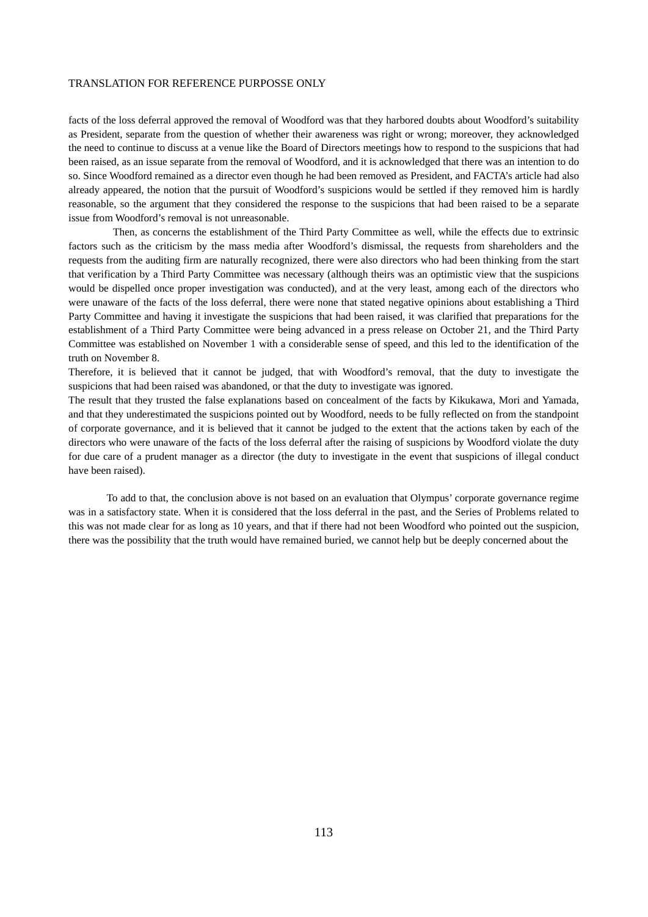facts of the loss deferral approved the removal of Woodford was that they harbored doubts about Woodford's suitability as President, separate from the question of whether their awareness was right or wrong; moreover, they acknowledged the need to continue to discuss at a venue like the Board of Directors meetings how to respond to the suspicions that had been raised, as an issue separate from the removal of Woodford, and it is acknowledged that there was an intention to do so. Since Woodford remained as a director even though he had been removed as President, and FACTA's article had also already appeared, the notion that the pursuit of Woodford's suspicions would be settled if they removed him is hardly reasonable, so the argument that they considered the response to the suspicions that had been raised to be a separate issue from Woodford's removal is not unreasonable.

Then, as concerns the establishment of the Third Party Committee as well, while the effects due to extrinsic factors such as the criticism by the mass media after Woodford's dismissal, the requests from shareholders and the requests from the auditing firm are naturally recognized, there were also directors who had been thinking from the start that verification by a Third Party Committee was necessary (although theirs was an optimistic view that the suspicions would be dispelled once proper investigation was conducted), and at the very least, among each of the directors who were unaware of the facts of the loss deferral, there were none that stated negative opinions about establishing a Third Party Committee and having it investigate the suspicions that had been raised, it was clarified that preparations for the establishment of a Third Party Committee were being advanced in a press release on October 21, and the Third Party Committee was established on November 1 with a considerable sense of speed, and this led to the identification of the truth on November 8.

Therefore, it is believed that it cannot be judged, that with Woodford's removal, that the duty to investigate the suspicions that had been raised was abandoned, or that the duty to investigate was ignored.

The result that they trusted the false explanations based on concealment of the facts by Kikukawa, Mori and Yamada, and that they underestimated the suspicions pointed out by Woodford, needs to be fully reflected on from the standpoint of corporate governance, and it is believed that it cannot be judged to the extent that the actions taken by each of the directors who were unaware of the facts of the loss deferral after the raising of suspicions by Woodford violate the duty for due care of a prudent manager as a director (the duty to investigate in the event that suspicions of illegal conduct have been raised).

To add to that, the conclusion above is not based on an evaluation that Olympus' corporate governance regime was in a satisfactory state. When it is considered that the loss deferral in the past, and the Series of Problems related to this was not made clear for as long as 10 years, and that if there had not been Woodford who pointed out the suspicion, there was the possibility that the truth would have remained buried, we cannot help but be deeply concerned about the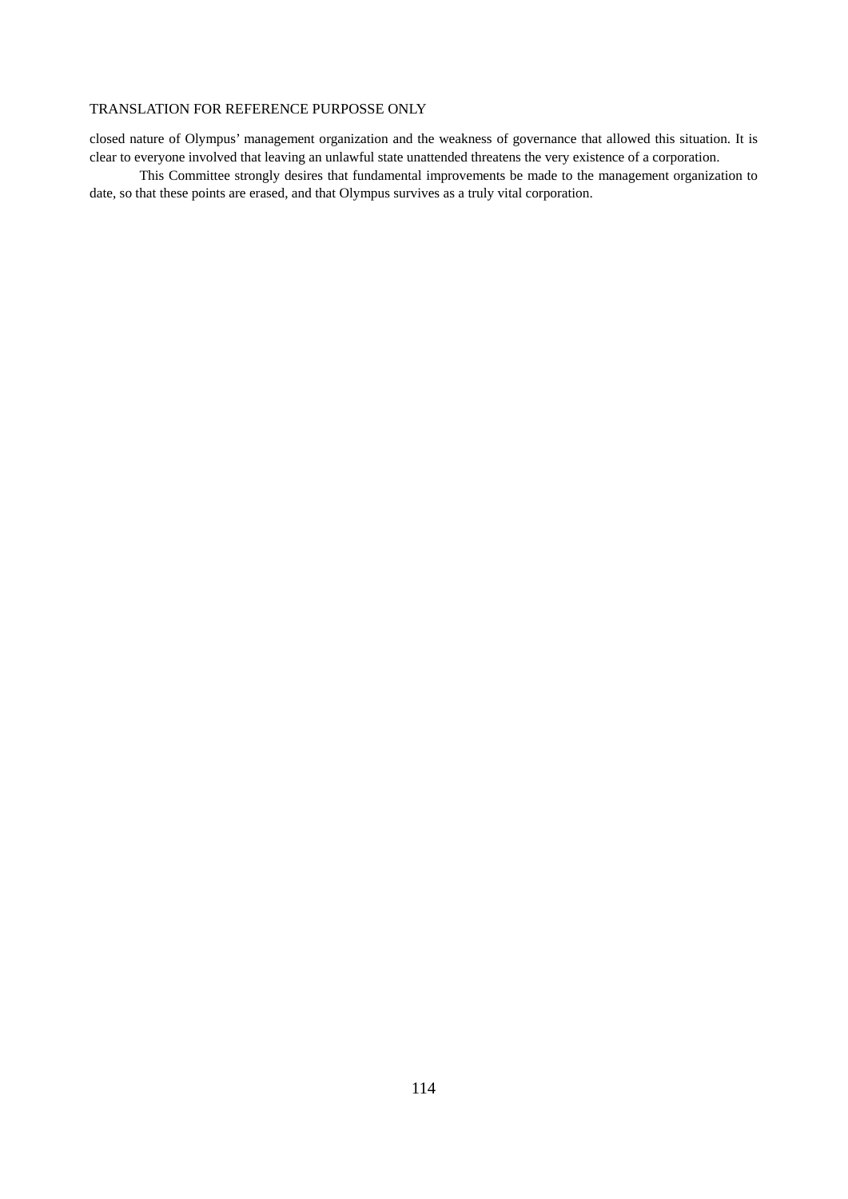closed nature of Olympus' management organization and the weakness of governance that allowed this situation. It is clear to everyone involved that leaving an unlawful state unattended threatens the very existence of a corporation.

This Committee strongly desires that fundamental improvements be made to the management organization to date, so that these points are erased, and that Olympus survives as a truly vital corporation.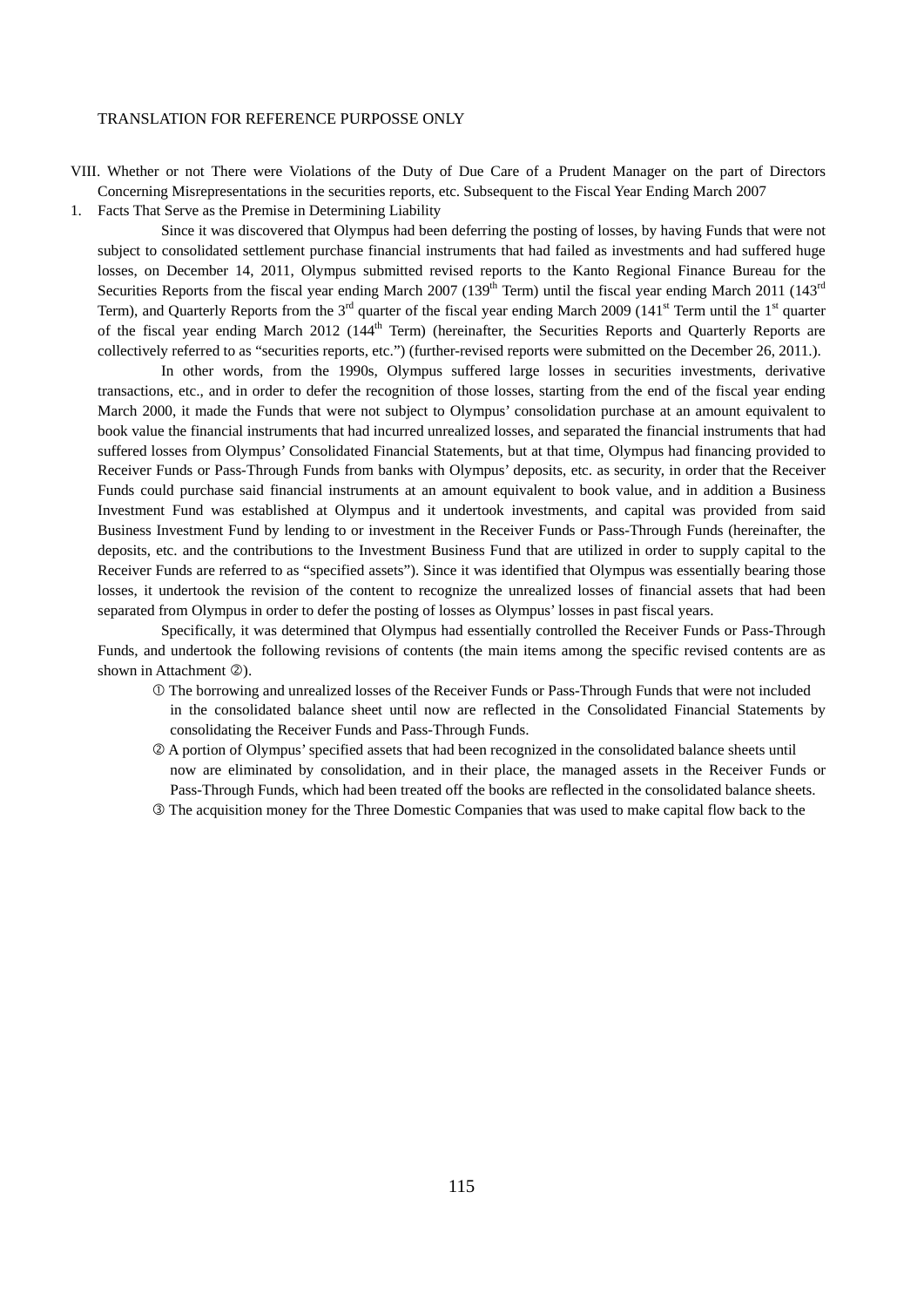TRANSLATION FOR REFERENCE PURPOSSE ONLY

VIII. Whether or not There were Violations of the Duty of Due Care of a Prudent Manager on the part of Directors Concerning Misrepresentations in the securities reports, etc. Subsequent to the Fiscal Year Ending March 2007

1. Facts That Serve as the Premise in Determining Liability

Since it was discovered that Olympus had been deferring the posting of losses, by having Funds that were not subject to consolidated settlement purchase financial instruments that had failed as investments and had suffered huge losses, on December 14, 2011, Olympus submitted revised reports to the Kanto Regional Finance Bureau for the Securities Reports from the fiscal year ending March 2007 (139th Term) until the fiscal year ending March 2011 (143rd Term), and Quarterly Reports from the 3rd quarter of the fiscal year ending March 2009 (141st Term until the 1st quarter of the fiscal year ending March 2012 (144th Term) (hereinafter, the Securities Reports and Quarterly Reports are collectively referred to as "securities reports, etc.") (further-revised reports were submitted on the December 26, 2011.).

In other words, from the 1990s, Olympus suffered large losses in securities investments, derivative transactions, etc., and in order to defer the recognition of those losses, starting from the end of the fiscal year ending March 2000, it made the Funds that were not subject to Olympus' consolidation purchase at an amount equivalent to book value the financial instruments that had incurred unrealized losses, and separated the financial instruments that had suffered losses from Olympus' Consolidated Financial Statements, but at that time, Olympus had financing provided to Receiver Funds or Pass-Through Funds from banks with Olympus' deposits, etc. as security, in order that the Receiver Funds could purchase said financial instruments at an amount equivalent to book value, and in addition a Business Investment Fund was established at Olympus and it undertook investments, and capital was provided from said Business Investment Fund by lending to or investment in the Receiver Funds or Pass-Through Funds (hereinafter, the deposits, etc. and the contributions to the Investment Business Fund that are utilized in order to supply capital to the Receiver Funds are referred to as "specified assets"). Since it was identified that Olympus was essentially bearing those losses, it undertook the revision of the content to recognize the unrealized losses of financial assets that had been separated from Olympus in order to defer the posting of losses as Olympus' losses in past fiscal years.

Specifically, it was determined that Olympus had essentially controlled the Receiver Funds or Pass-Through Funds, and undertook the following revisions of contents (the main items among the specific revised contents are as shown in Attachment ②).

① The borrowing and unrealized losses of the Receiver Funds or Pass-Through Funds that were not included in the consolidated balance sheet until now are reflected in the Consolidated Financial Statements by consolidating the Receiver Funds and Pass-Through Funds.

② A portion of Olympus' specified assets that had been recognized in the consolidated balance sheets until now are eliminated by consolidation, and in their place, the managed assets in the Receiver Funds or Pass-Through Funds, which had been treated off the books are reflected in the consolidated balance sheets.

③ The acquisition money for the Three Domestic Companies that was used to make capital flow back to the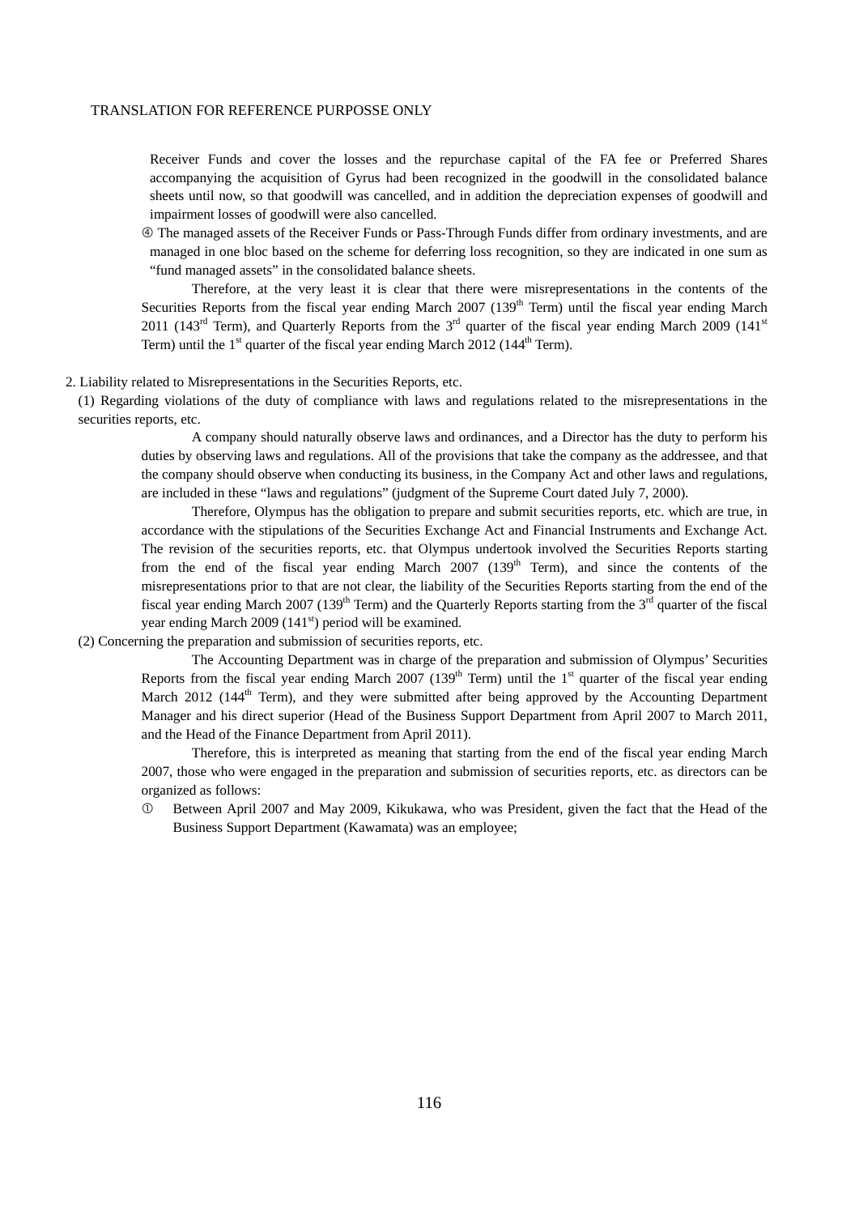Receiver Funds and cover the losses and the repurchase capital of the FA fee or Preferred Shares accompanying the acquisition of Gyrus had been recognized in the goodwill in the consolidated balance sheets until now, so that goodwill was cancelled, and in addition the depreciation expenses of goodwill and impairment losses of goodwill were also cancelled.

④ The managed assets of the Receiver Funds or Pass-Through Funds differ from ordinary investments, and are managed in one bloc based on the scheme for deferring loss recognition, so they are indicated in one sum as "fund managed assets" in the consolidated balance sheets.

Therefore, at the very least it is clear that there were misrepresentations in the contents of the Securities Reports from the fiscal year ending March 2007 (139th Term) until the fiscal year ending March 2011 (143rd Term), and Quarterly Reports from the 3rd quarter of the fiscal year ending March 2009 (141st Term) until the 1st quarter of the fiscal year ending March 2012 (144th Term).

2. Liability related to Misrepresentations in the Securities Reports, etc.

(1) Regarding violations of the duty of compliance with laws and regulations related to the misrepresentations in the securities reports, etc.

A company should naturally observe laws and ordinances, and a Director has the duty to perform his duties by observing laws and regulations. All of the provisions that take the company as the addressee, and that the company should observe when conducting its business, in the Company Act and other laws and regulations, are included in these "laws and regulations" (judgment of the Supreme Court dated July 7, 2000).

Therefore, Olympus has the obligation to prepare and submit securities reports, etc. which are true, in accordance with the stipulations of the Securities Exchange Act and Financial Instruments and Exchange Act. The revision of the securities reports, etc. that Olympus undertook involved the Securities Reports starting from the end of the fiscal year ending March 2007 (139th Term), and since the contents of the misrepresentations prior to that are not clear, the liability of the Securities Reports starting from the end of the fiscal year ending March 2007 (139th Term) and the Quarterly Reports starting from the 3rd quarter of the fiscal year ending March 2009 (141st) period will be examined.

(2) Concerning the preparation and submission of securities reports, etc.

The Accounting Department was in charge of the preparation and submission of Olympus' Securities Reports from the fiscal year ending March 2007 (139th Term) until the 1st quarter of the fiscal year ending March 2012 (144th Term), and they were submitted after being approved by the Accounting Department Manager and his direct superior (Head of the Business Support Department from April 2007 to March 2011, and the Head of the Finance Department from April 2011).

Therefore, this is interpreted as meaning that starting from the end of the fiscal year ending March 2007, those who were engaged in the preparation and submission of securities reports, etc. as directors can be organized as follows:

① Between April 2007 and May 2009, Kikukawa, who was President, given the fact that the Head of the Business Support Department (Kawamata) was an employee;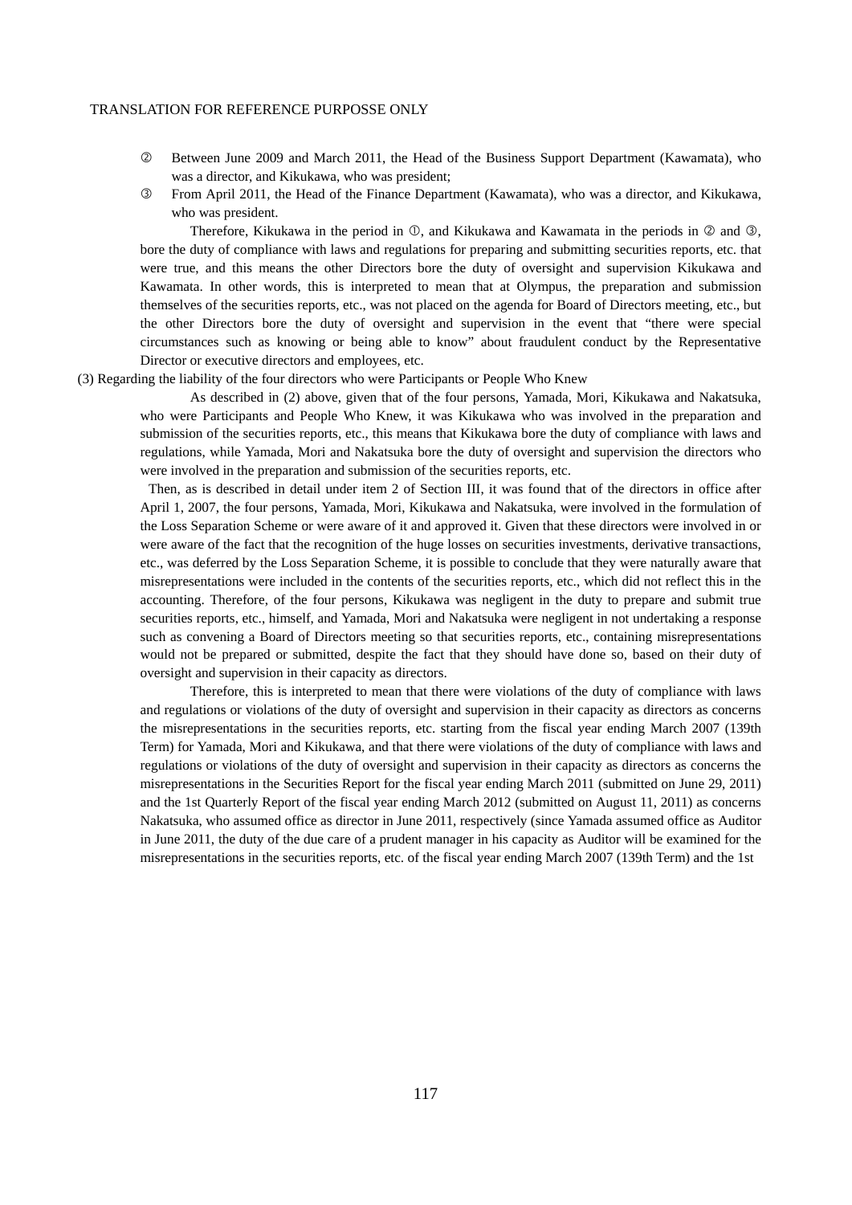② Between June 2009 and March 2011, the Head of the Business Support Department (Kawamata), who was a director, and Kikukawa, who was president;

③ From April 2011, the Head of the Finance Department (Kawamata), who was a director, and Kikukawa, who was president.

Therefore, Kikukawa in the period in ①, and Kikukawa and Kawamata in the periods in ② and ③, bore the duty of compliance with laws and regulations for preparing and submitting securities reports, etc. that were true, and this means the other Directors bore the duty of oversight and supervision Kikukawa and Kawamata. In other words, this is interpreted to mean that at Olympus, the preparation and submission themselves of the securities reports, etc., was not placed on the agenda for Board of Directors meeting, etc., but the other Directors bore the duty of oversight and supervision in the event that "there were special circumstances such as knowing or being able to know" about fraudulent conduct by the Representative Director or executive directors and employees, etc.

(3) Regarding the liability of the four directors who were Participants or People Who Knew

As described in (2) above, given that of the four persons, Yamada, Mori, Kikukawa and Nakatsuka, who were Participants and People Who Knew, it was Kikukawa who was involved in the preparation and submission of the securities reports, etc., this means that Kikukawa bore the duty of compliance with laws and regulations, while Yamada, Mori and Nakatsuka bore the duty of oversight and supervision the directors who were involved in the preparation and submission of the securities reports, etc.

Then, as is described in detail under item 2 of Section III, it was found that of the directors in office after April 1, 2007, the four persons, Yamada, Mori, Kikukawa and Nakatsuka, were involved in the formulation of the Loss Separation Scheme or were aware of it and approved it. Given that these directors were involved in or were aware of the fact that the recognition of the huge losses on securities investments, derivative transactions, etc., was deferred by the Loss Separation Scheme, it is possible to conclude that they were naturally aware that misrepresentations were included in the contents of the securities reports, etc., which did not reflect this in the accounting. Therefore, of the four persons, Kikukawa was negligent in the duty to prepare and submit true securities reports, etc., himself, and Yamada, Mori and Nakatsuka were negligent in not undertaking a response such as convening a Board of Directors meeting so that securities reports, etc., containing misrepresentations would not be prepared or submitted, despite the fact that they should have done so, based on their duty of oversight and supervision in their capacity as directors.

Therefore, this is interpreted to mean that there were violations of the duty of compliance with laws and regulations or violations of the duty of oversight and supervision in their capacity as directors as concerns the misrepresentations in the securities reports, etc. starting from the fiscal year ending March 2007 (139th Term) for Yamada, Mori and Kikukawa, and that there were violations of the duty of compliance with laws and regulations or violations of the duty of oversight and supervision in their capacity as directors as concerns the misrepresentations in the Securities Report for the fiscal year ending March 2011 (submitted on June 29, 2011) and the 1st Quarterly Report of the fiscal year ending March 2012 (submitted on August 11, 2011) as concerns Nakatsuka, who assumed office as director in June 2011, respectively (since Yamada assumed office as Auditor in June 2011, the duty of the due care of a prudent manager in his capacity as Auditor will be examined for the misrepresentations in the securities reports, etc. of the fiscal year ending March 2007 (139th Term) and the 1st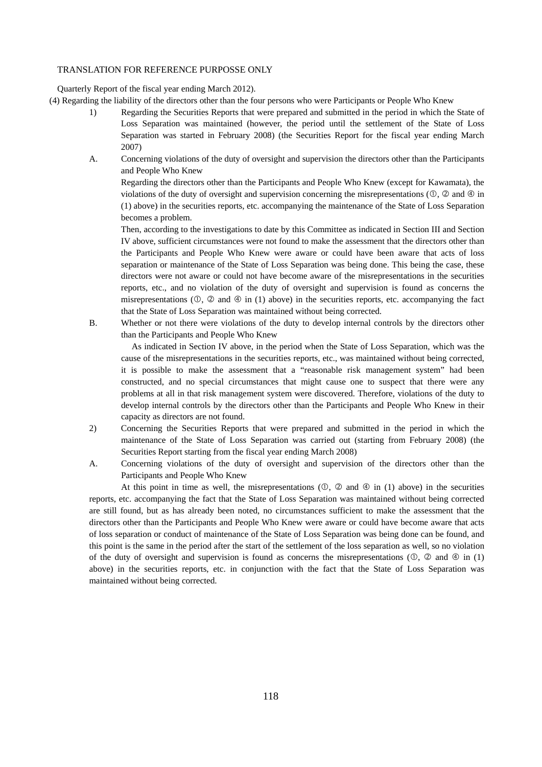Quarterly Report of the fiscal year ending March 2012).

(4) Regarding the liability of the directors other than the four persons who were Participants or People Who Knew

1) Regarding the Securities Reports that were prepared and submitted in the period in which the State of Loss Separation was maintained (however, the period until the settlement of the State of Loss Separation was started in February 2008) (the Securities Report for the fiscal year ending March 2007)

A. Concerning violations of the duty of oversight and supervision the directors other than the Participants and People Who Knew

Regarding the directors other than the Participants and People Who Knew (except for Kawamata), the violations of the duty of oversight and supervision concerning the misrepresentations (①, ② and ④ in (1) above) in the securities reports, etc. accompanying the maintenance of the State of Loss Separation becomes a problem.

Then, according to the investigations to date by this Committee as indicated in Section III and Section IV above, sufficient circumstances were not found to make the assessment that the directors other than the Participants and People Who Knew were aware or could have been aware that acts of loss separation or maintenance of the State of Loss Separation was being done. This being the case, these directors were not aware or could not have become aware of the misrepresentations in the securities reports, etc., and no violation of the duty of oversight and supervision is found as concerns the misrepresentations (①, ② and ④ in (1) above) in the securities reports, etc. accompanying the fact that the State of Loss Separation was maintained without being corrected.

B. Whether or not there were violations of the duty to develop internal controls by the directors other than the Participants and People Who Knew

As indicated in Section IV above, in the period when the State of Loss Separation, which was the cause of the misrepresentations in the securities reports, etc., was maintained without being corrected, it is possible to make the assessment that a "reasonable risk management system" had been constructed, and no special circumstances that might cause one to suspect that there were any problems at all in that risk management system were discovered. Therefore, violations of the duty to develop internal controls by the directors other than the Participants and People Who Knew in their capacity as directors are not found.

2) Concerning the Securities Reports that were prepared and submitted in the period in which the maintenance of the State of Loss Separation was carried out (starting from February 2008) (the Securities Report starting from the fiscal year ending March 2008)

A. Concerning violations of the duty of oversight and supervision of the directors other than the Participants and People Who Knew

At this point in time as well, the misrepresentations (①, ② and ④ in (1) above) in the securities reports, etc. accompanying the fact that the State of Loss Separation was maintained without being corrected are still found, but as has already been noted, no circumstances sufficient to make the assessment that the directors other than the Participants and People Who Knew were aware or could have become aware that acts of loss separation or conduct of maintenance of the State of Loss Separation was being done can be found, and this point is the same in the period after the start of the settlement of the loss separation as well, so no violation of the duty of oversight and supervision is found as concerns the misrepresentations (①, ② and ④ in (1) above) in the securities reports, etc. in conjunction with the fact that the State of Loss Separation was maintained without being corrected.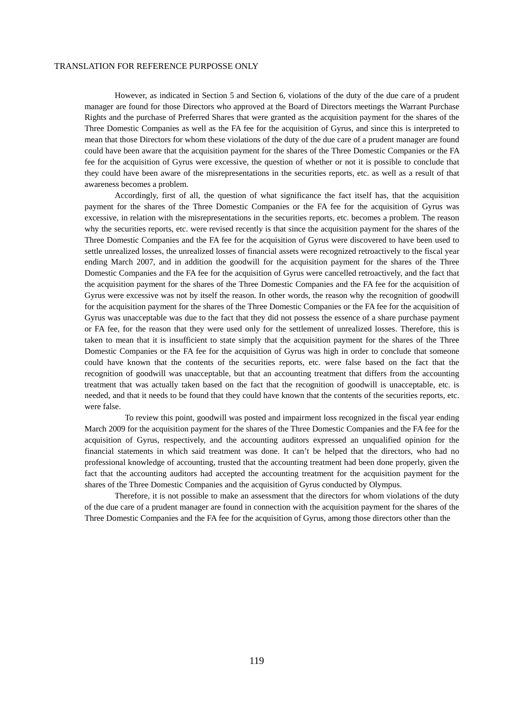However, as indicated in Section 5 and Section 6, violations of the duty of the due care of a prudent manager are found for those Directors who approved at the Board of Directors meetings the Warrant Purchase Rights and the purchase of Preferred Shares that were granted as the acquisition payment for the shares of the Three Domestic Companies as well as the FA fee for the acquisition of Gyrus, and since this is interpreted to mean that those Directors for whom these violations of the duty of the due care of a prudent manager are found could have been aware that the acquisition payment for the shares of the Three Domestic Companies or the FA fee for the acquisition of Gyrus were excessive, the question of whether or not it is possible to conclude that they could have been aware of the misrepresentations in the securities reports, etc. as well as a result of that awareness becomes a problem.

Accordingly, first of all, the question of what significance the fact itself has, that the acquisition payment for the shares of the Three Domestic Companies or the FA fee for the acquisition of Gyrus was excessive, in relation with the misrepresentations in the securities reports, etc. becomes a problem. The reason why the securities reports, etc. were revised recently is that since the acquisition payment for the shares of the Three Domestic Companies and the FA fee for the acquisition of Gyrus were discovered to have been used to settle unrealized losses, the unrealized losses of financial assets were recognized retroactively to the fiscal year ending March 2007, and in addition the goodwill for the acquisition payment for the shares of the Three Domestic Companies and the FA fee for the acquisition of Gyrus were cancelled retroactively, and the fact that the acquisition payment for the shares of the Three Domestic Companies and the FA fee for the acquisition of Gyrus were excessive was not by itself the reason. In other words, the reason why the recognition of goodwill for the acquisition payment for the shares of the Three Domestic Companies or the FA fee for the acquisition of Gyrus was unacceptable was due to the fact that they did not possess the essence of a share purchase payment or FA fee, for the reason that they were used only for the settlement of unrealized losses. Therefore, this is taken to mean that it is insufficient to state simply that the acquisition payment for the shares of the Three Domestic Companies or the FA fee for the acquisition of Gyrus was high in order to conclude that someone could have known that the contents of the securities reports, etc. were false based on the fact that the recognition of goodwill was unacceptable, but that an accounting treatment that differs from the accounting treatment that was actually taken based on the fact that the recognition of goodwill is unacceptable, etc. is needed, and that it needs to be found that they could have known that the contents of the securities reports, etc. were false.

To review this point, goodwill was posted and impairment loss recognized in the fiscal year ending March 2009 for the acquisition payment for the shares of the Three Domestic Companies and the FA fee for the acquisition of Gyrus, respectively, and the accounting auditors expressed an unqualified opinion for the financial statements in which said treatment was done. It can't be helped that the directors, who had no professional knowledge of accounting, trusted that the accounting treatment had been done properly, given the fact that the accounting auditors had accepted the accounting treatment for the acquisition payment for the shares of the Three Domestic Companies and the acquisition of Gyrus conducted by Olympus.

Therefore, it is not possible to make an assessment that the directors for whom violations of the duty of the due care of a prudent manager are found in connection with the acquisition payment for the shares of the Three Domestic Companies and the FA fee for the acquisition of Gyrus, among those directors other than the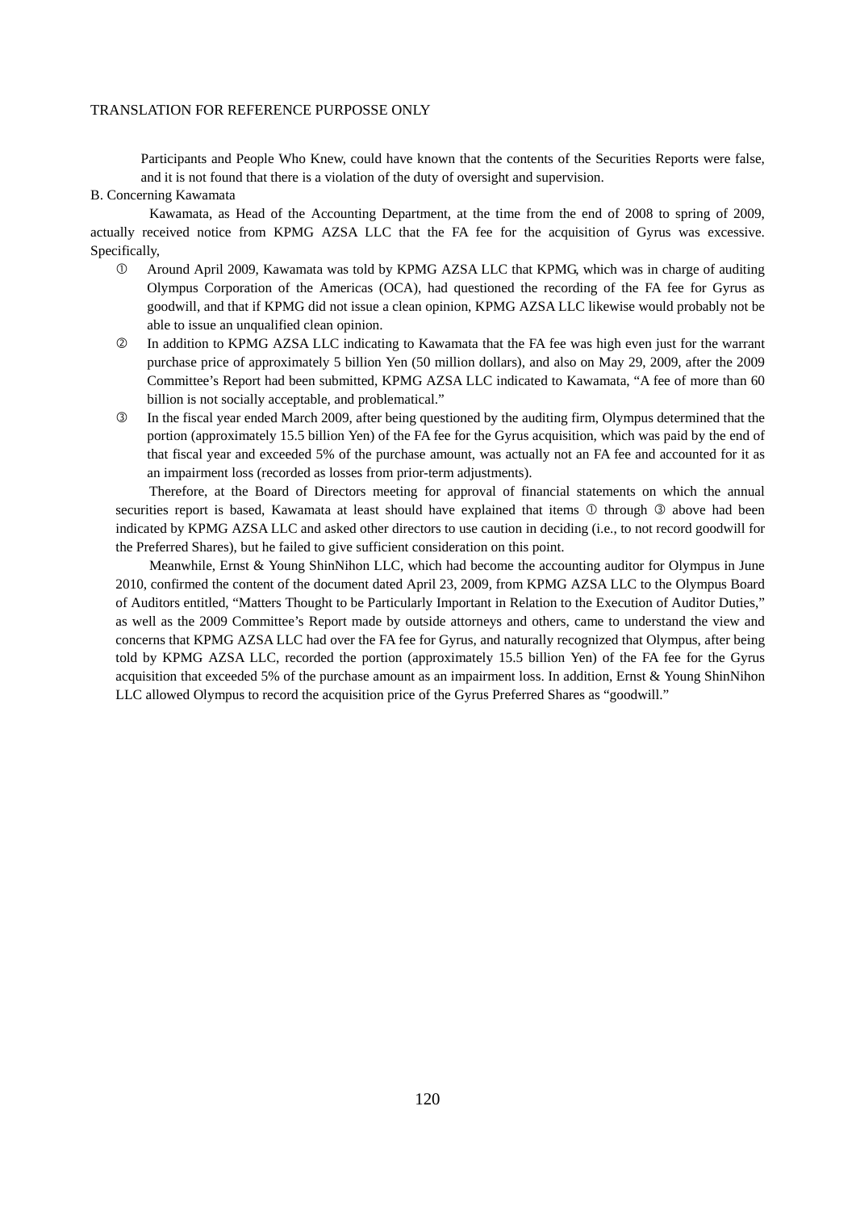Participants and People Who Knew, could have known that the contents of the Securities Reports were false, and it is not found that there is a violation of the duty of oversight and supervision.

B. Concerning Kawamata

Kawamata, as Head of the Accounting Department, at the time from the end of 2008 to spring of 2009, actually received notice from KPMG AZSA LLC that the FA fee for the acquisition of Gyrus was excessive. Specifically,

① Around April 2009, Kawamata was told by KPMG AZSA LLC that KPMG, which was in charge of auditing Olympus Corporation of the Americas (OCA), had questioned the recording of the FA fee for Gyrus as goodwill, and that if KPMG did not issue a clean opinion, KPMG AZSA LLC likewise would probably not be able to issue an unqualified clean opinion.

② In addition to KPMG AZSA LLC indicating to Kawamata that the FA fee was high even just for the warrant purchase price of approximately 5 billion Yen (50 million dollars), and also on May 29, 2009, after the 2009 Committee's Report had been submitted, KPMG AZSA LLC indicated to Kawamata, "A fee of more than 60 billion is not socially acceptable, and problematical."

③ In the fiscal year ended March 2009, after being questioned by the auditing firm, Olympus determined that the portion (approximately 15.5 billion Yen) of the FA fee for the Gyrus acquisition, which was paid by the end of that fiscal year and exceeded 5% of the purchase amount, was actually not an FA fee and accounted for it as an impairment loss (recorded as losses from prior-term adjustments).

Therefore, at the Board of Directors meeting for approval of financial statements on which the annual securities report is based, Kawamata at least should have explained that items ① through ③ above had been indicated by KPMG AZSA LLC and asked other directors to use caution in deciding (i.e., to not record goodwill for the Preferred Shares), but he failed to give sufficient consideration on this point.

Meanwhile, Ernst & Young ShinNihon LLC, which had become the accounting auditor for Olympus in June 2010, confirmed the content of the document dated April 23, 2009, from KPMG AZSA LLC to the Olympus Board of Auditors entitled, "Matters Thought to be Particularly Important in Relation to the Execution of Auditor Duties," as well as the 2009 Committee's Report made by outside attorneys and others, came to understand the view and concerns that KPMG AZSA LLC had over the FA fee for Gyrus, and naturally recognized that Olympus, after being told by KPMG AZSA LLC, recorded the portion (approximately 15.5 billion Yen) of the FA fee for the Gyrus acquisition that exceeded 5% of the purchase amount as an impairment loss. In addition, Ernst & Young ShinNihon LLC allowed Olympus to record the acquisition price of the Gyrus Preferred Shares as "goodwill."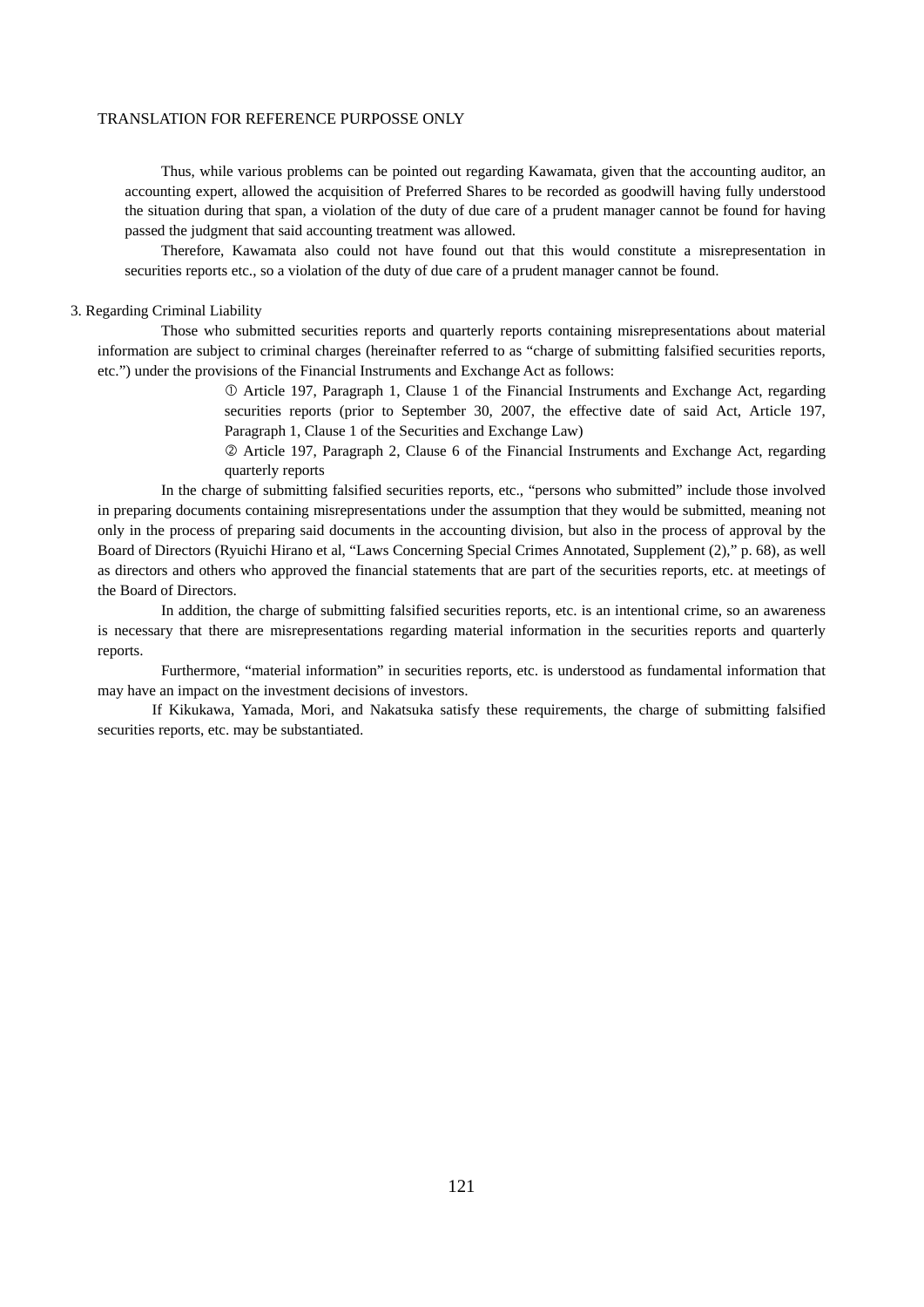Thus, while various problems can be pointed out regarding Kawamata, given that the accounting auditor, an accounting expert, allowed the acquisition of Preferred Shares to be recorded as goodwill having fully understood the situation during that span, a violation of the duty of due care of a prudent manager cannot be found for having passed the judgment that said accounting treatment was allowed.

Therefore, Kawamata also could not have found out that this would constitute a misrepresentation in securities reports etc., so a violation of the duty of due care of a prudent manager cannot be found.

3. Regarding Criminal Liability

Those who submitted securities reports and quarterly reports containing misrepresentations about material information are subject to criminal charges (hereinafter referred to as "charge of submitting falsified securities reports, etc.") under the provisions of the Financial Instruments and Exchange Act as follows:

① Article 197, Paragraph 1, Clause 1 of the Financial Instruments and Exchange Act, regarding securities reports (prior to September 30, 2007, the effective date of said Act, Article 197, Paragraph 1, Clause 1 of the Securities and Exchange Law)

② Article 197, Paragraph 2, Clause 6 of the Financial Instruments and Exchange Act, regarding quarterly reports

In the charge of submitting falsified securities reports, etc., "persons who submitted" include those involved in preparing documents containing misrepresentations under the assumption that they would be submitted, meaning not only in the process of preparing said documents in the accounting division, but also in the process of approval by the Board of Directors (Ryuichi Hirano et al, "Laws Concerning Special Crimes Annotated, Supplement (2)," p. 68), as well as directors and others who approved the financial statements that are part of the securities reports, etc. at meetings of the Board of Directors.

In addition, the charge of submitting falsified securities reports, etc. is an intentional crime, so an awareness is necessary that there are misrepresentations regarding material information in the securities reports and quarterly reports.

Furthermore, "material information" in securities reports, etc. is understood as fundamental information that may have an impact on the investment decisions of investors.

If Kikukawa, Yamada, Mori, and Nakatsuka satisfy these requirements, the charge of submitting falsified securities reports, etc. may be substantiated.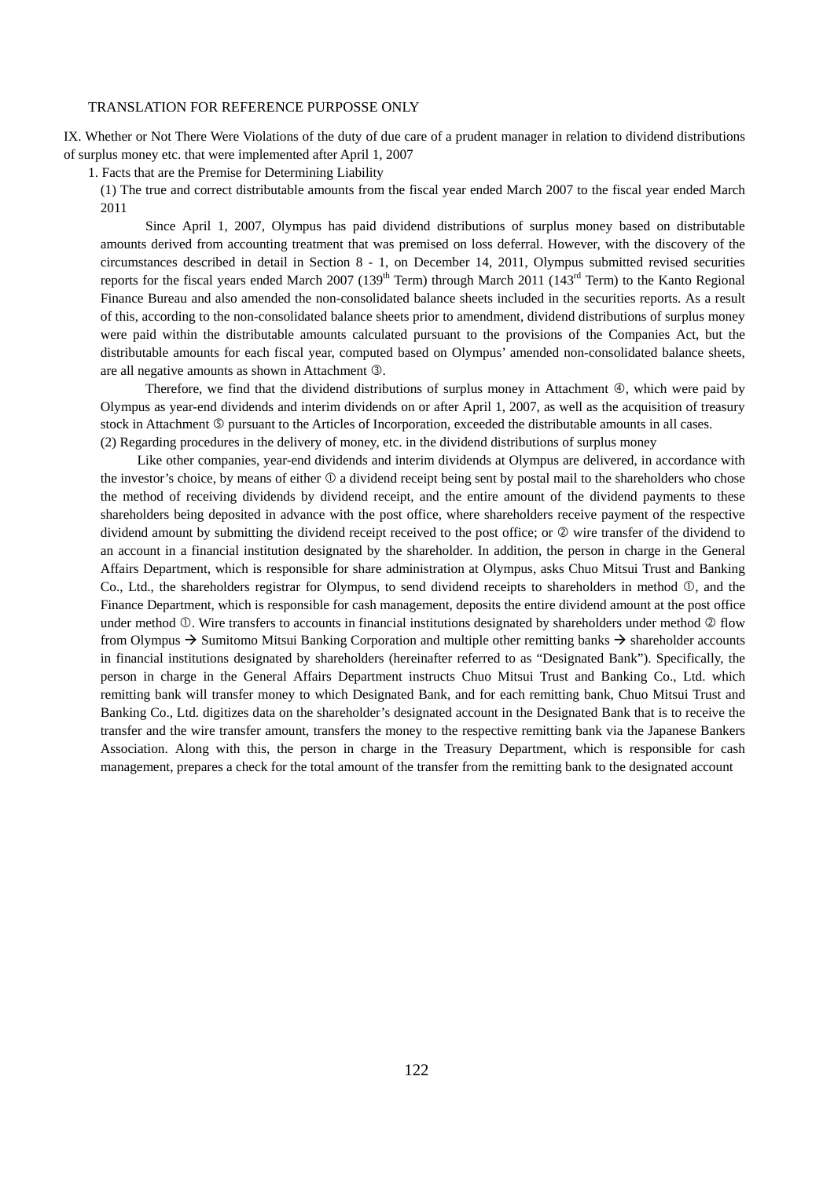TRANSLATION FOR REFERENCE PURPOSSE ONLY

## IX. Whether or Not There Were Violations of the duty of due care of a prudent manager in relation to dividend distributions of surplus money etc. that were implemented after April 1, 2007

### 1. Facts that are the Premise for Determining Liability

#### (1) The true and correct distributable amounts from the fiscal year ended March 2007 to the fiscal year ended March 2011

Since April 1, 2007, Olympus has paid dividend distributions of surplus money based on distributable amounts derived from accounting treatment that was premised on loss deferral. However, with the discovery of the circumstances described in detail in Section 8 - 1, on December 14, 2011, Olympus submitted revised securities reports for the fiscal years ended March 2007 (139th Term) through March 2011 (143rd Term) to the Kanto Regional Finance Bureau and also amended the non-consolidated balance sheets included in the securities reports. As a result of this, according to the non-consolidated balance sheets prior to amendment, dividend distributions of surplus money were paid within the distributable amounts calculated pursuant to the provisions of the Companies Act, but the distributable amounts for each fiscal year, computed based on Olympus' amended non-consolidated balance sheets, are all negative amounts as shown in Attachment ③.

Therefore, we find that the dividend distributions of surplus money in Attachment ④, which were paid by Olympus as year-end dividends and interim dividends on or after April 1, 2007, as well as the acquisition of treasury stock in Attachment ⑤ pursuant to the Articles of Incorporation, exceeded the distributable amounts in all cases.

#### (2) Regarding procedures in the delivery of money, etc. in the dividend distributions of surplus money

Like other companies, year-end dividends and interim dividends at Olympus are delivered, in accordance with the investor's choice, by means of either ① a dividend receipt being sent by postal mail to the shareholders who chose the method of receiving dividends by dividend receipt, and the entire amount of the dividend payments to these shareholders being deposited in advance with the post office, where shareholders receive payment of the respective dividend amount by submitting the dividend receipt received to the post office; or ② wire transfer of the dividend to an account in a financial institution designated by the shareholder. In addition, the person in charge in the General Affairs Department, which is responsible for share administration at Olympus, asks Chuo Mitsui Trust and Banking Co., Ltd., the shareholders registrar for Olympus, to send dividend receipts to shareholders in method ①, and the Finance Department, which is responsible for cash management, deposits the entire dividend amount at the post office under method ①. Wire transfers to accounts in financial institutions designated by shareholders under method ② flow from Olympus → Sumitomo Mitsui Banking Corporation and multiple other remitting banks → shareholder accounts in financial institutions designated by shareholders (hereinafter referred to as "Designated Bank"). Specifically, the person in charge in the General Affairs Department instructs Chuo Mitsui Trust and Banking Co., Ltd. which remitting bank will transfer money to which Designated Bank, and for each remitting bank, Chuo Mitsui Trust and Banking Co., Ltd. digitizes data on the shareholder's designated account in the Designated Bank that is to receive the transfer and the wire transfer amount, transfers the money to the respective remitting bank via the Japanese Bankers Association. Along with this, the person in charge in the Treasury Department, which is responsible for cash management, prepares a check for the total amount of the transfer from the remitting bank to the designated account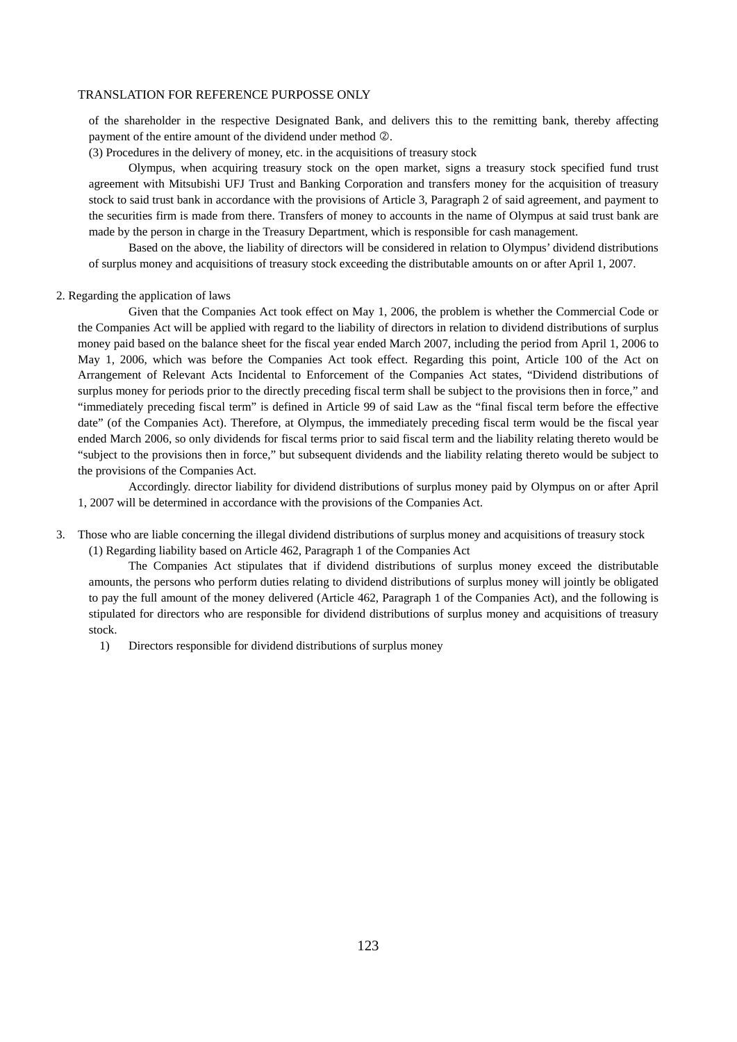of the shareholder in the respective Designated Bank, and delivers this to the remitting bank, thereby affecting payment of the entire amount of the dividend under method ②.

(3) Procedures in the delivery of money, etc. in the acquisitions of treasury stock

Olympus, when acquiring treasury stock on the open market, signs a treasury stock specified fund trust agreement with Mitsubishi UFJ Trust and Banking Corporation and transfers money for the acquisition of treasury stock to said trust bank in accordance with the provisions of Article 3, Paragraph 2 of said agreement, and payment to the securities firm is made from there. Transfers of money to accounts in the name of Olympus at said trust bank are made by the person in charge in the Treasury Department, which is responsible for cash management.

Based on the above, the liability of directors will be considered in relation to Olympus' dividend distributions of surplus money and acquisitions of treasury stock exceeding the distributable amounts on or after April 1, 2007.

2. Regarding the application of laws

Given that the Companies Act took effect on May 1, 2006, the problem is whether the Commercial Code or the Companies Act will be applied with regard to the liability of directors in relation to dividend distributions of surplus money paid based on the balance sheet for the fiscal year ended March 2007, including the period from April 1, 2006 to May 1, 2006, which was before the Companies Act took effect. Regarding this point, Article 100 of the Act on Arrangement of Relevant Acts Incidental to Enforcement of the Companies Act states, "Dividend distributions of surplus money for periods prior to the directly preceding fiscal term shall be subject to the provisions then in force," and "immediately preceding fiscal term" is defined in Article 99 of said Law as the "final fiscal term before the effective date" (of the Companies Act). Therefore, at Olympus, the immediately preceding fiscal term would be the fiscal year ended March 2006, so only dividends for fiscal terms prior to said fiscal term and the liability relating thereto would be "subject to the provisions then in force," but subsequent dividends and the liability relating thereto would be subject to the provisions of the Companies Act.

Accordingly. director liability for dividend distributions of surplus money paid by Olympus on or after April 1, 2007 will be determined in accordance with the provisions of the Companies Act.

3. Those who are liable concerning the illegal dividend distributions of surplus money and acquisitions of treasury stock

(1) Regarding liability based on Article 462, Paragraph 1 of the Companies Act

The Companies Act stipulates that if dividend distributions of surplus money exceed the distributable amounts, the persons who perform duties relating to dividend distributions of surplus money will jointly be obligated to pay the full amount of the money delivered (Article 462, Paragraph 1 of the Companies Act), and the following is stipulated for directors who are responsible for dividend distributions of surplus money and acquisitions of treasury stock.

1) Directors responsible for dividend distributions of surplus money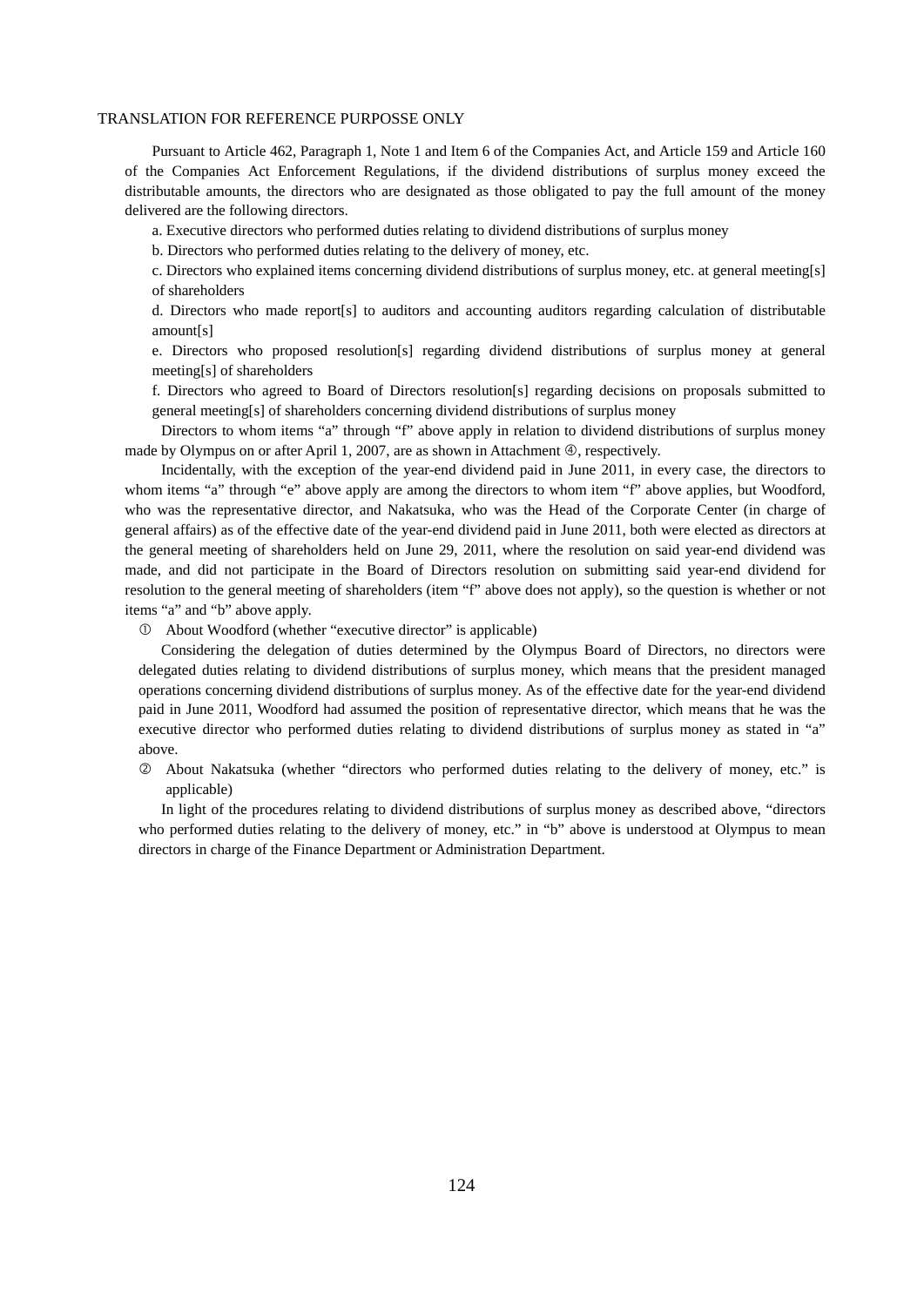Pursuant to Article 462, Paragraph 1, Note 1 and Item 6 of the Companies Act, and Article 159 and Article 160 of the Companies Act Enforcement Regulations, if the dividend distributions of surplus money exceed the distributable amounts, the directors who are designated as those obligated to pay the full amount of the money delivered are the following directors.

a. Executive directors who performed duties relating to dividend distributions of surplus money

b. Directors who performed duties relating to the delivery of money, etc.

c. Directors who explained items concerning dividend distributions of surplus money, etc. at general meeting[s] of shareholders

d. Directors who made report[s] to auditors and accounting auditors regarding calculation of distributable amount[s]

e. Directors who proposed resolution[s] regarding dividend distributions of surplus money at general meeting[s] of shareholders

f. Directors who agreed to Board of Directors resolution[s] regarding decisions on proposals submitted to general meeting[s] of shareholders concerning dividend distributions of surplus money

Directors to whom items "a" through "f" above apply in relation to dividend distributions of surplus money made by Olympus on or after April 1, 2007, are as shown in Attachment ④, respectively.

Incidentally, with the exception of the year-end dividend paid in June 2011, in every case, the directors to whom items "a" through "e" above apply are among the directors to whom item "f" above applies, but Woodford, who was the representative director, and Nakatsuka, who was the Head of the Corporate Center (in charge of general affairs) as of the effective date of the year-end dividend paid in June 2011, both were elected as directors at the general meeting of shareholders held on June 29, 2011, where the resolution on said year-end dividend was made, and did not participate in the Board of Directors resolution on submitting said year-end dividend for resolution to the general meeting of shareholders (item "f" above does not apply), so the question is whether or not items "a" and "b" above apply.

① About Woodford (whether "executive director" is applicable)

Considering the delegation of duties determined by the Olympus Board of Directors, no directors were delegated duties relating to dividend distributions of surplus money, which means that the president managed operations concerning dividend distributions of surplus money. As of the effective date for the year-end dividend paid in June 2011, Woodford had assumed the position of representative director, which means that he was the executive director who performed duties relating to dividend distributions of surplus money as stated in "a" above.

② About Nakatsuka (whether "directors who performed duties relating to the delivery of money, etc." is applicable)

In light of the procedures relating to dividend distributions of surplus money as described above, "directors who performed duties relating to the delivery of money, etc." in "b" above is understood at Olympus to mean directors in charge of the Finance Department or Administration Department.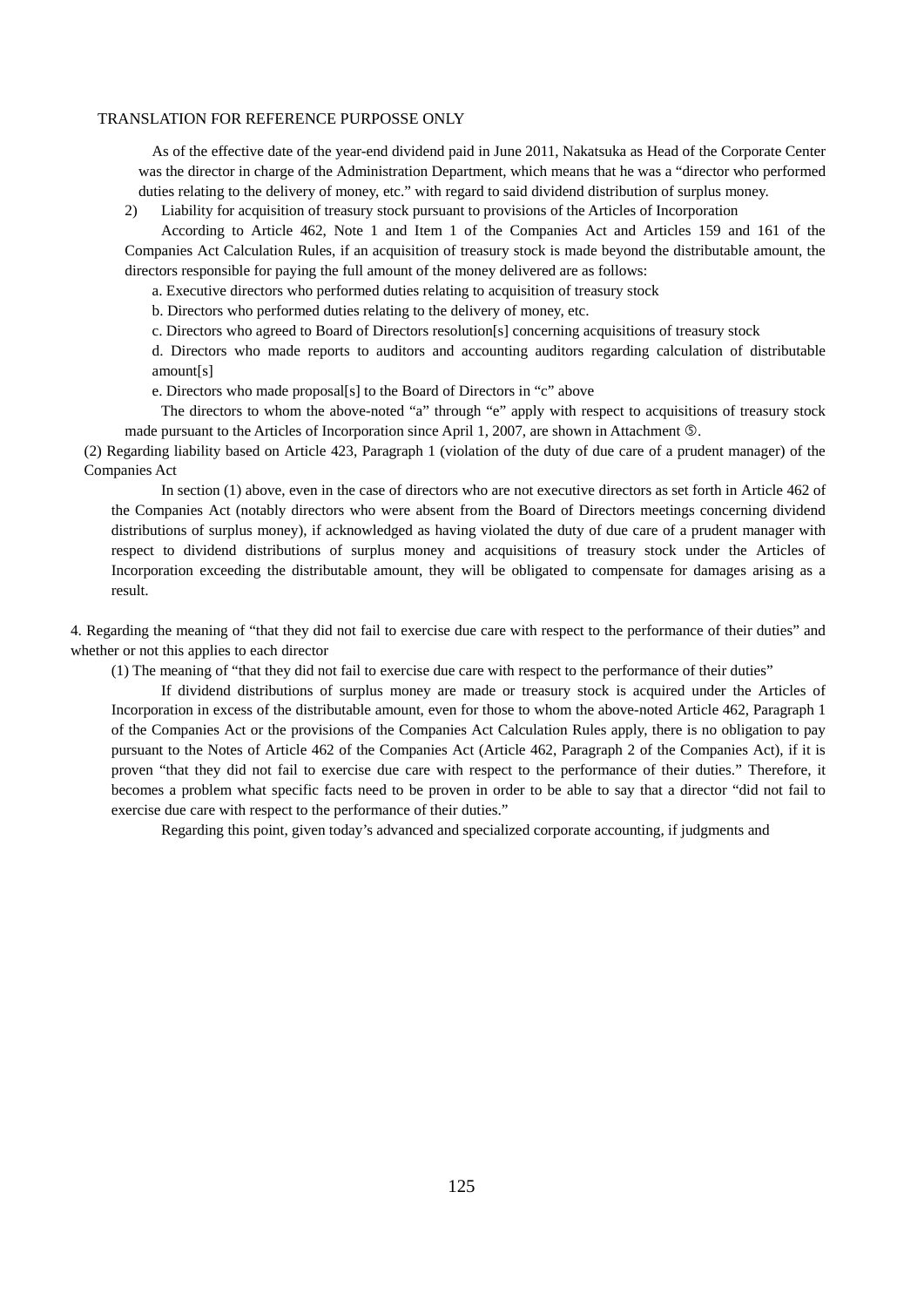As of the effective date of the year-end dividend paid in June 2011, Nakatsuka as Head of the Corporate Center was the director in charge of the Administration Department, which means that he was a "director who performed duties relating to the delivery of money, etc." with regard to said dividend distribution of surplus money.

2) Liability for acquisition of treasury stock pursuant to provisions of the Articles of Incorporation

According to Article 462, Note 1 and Item 1 of the Companies Act and Articles 159 and 161 of the Companies Act Calculation Rules, if an acquisition of treasury stock is made beyond the distributable amount, the directors responsible for paying the full amount of the money delivered are as follows:

a. Executive directors who performed duties relating to acquisition of treasury stock

b. Directors who performed duties relating to the delivery of money, etc.

c. Directors who agreed to Board of Directors resolution[s] concerning acquisitions of treasury stock

d. Directors who made reports to auditors and accounting auditors regarding calculation of distributable amount[s]

e. Directors who made proposal[s] to the Board of Directors in "c" above

The directors to whom the above-noted "a" through "e" apply with respect to acquisitions of treasury stock made pursuant to the Articles of Incorporation since April 1, 2007, are shown in Attachment ⑤.

(2) Regarding liability based on Article 423, Paragraph 1 (violation of the duty of due care of a prudent manager) of the Companies Act

In section (1) above, even in the case of directors who are not executive directors as set forth in Article 462 of the Companies Act (notably directors who were absent from the Board of Directors meetings concerning dividend distributions of surplus money), if acknowledged as having violated the duty of due care of a prudent manager with respect to dividend distributions of surplus money and acquisitions of treasury stock under the Articles of Incorporation exceeding the distributable amount, they will be obligated to compensate for damages arising as a result.

4. Regarding the meaning of "that they did not fail to exercise due care with respect to the performance of their duties" and whether or not this applies to each director

(1) The meaning of "that they did not fail to exercise due care with respect to the performance of their duties"

If dividend distributions of surplus money are made or treasury stock is acquired under the Articles of Incorporation in excess of the distributable amount, even for those to whom the above-noted Article 462, Paragraph 1 of the Companies Act or the provisions of the Companies Act Calculation Rules apply, there is no obligation to pay pursuant to the Notes of Article 462 of the Companies Act (Article 462, Paragraph 2 of the Companies Act), if it is proven "that they did not fail to exercise due care with respect to the performance of their duties." Therefore, it becomes a problem what specific facts need to be proven in order to be able to say that a director "did not fail to exercise due care with respect to the performance of their duties."

Regarding this point, given today's advanced and specialized corporate accounting, if judgments and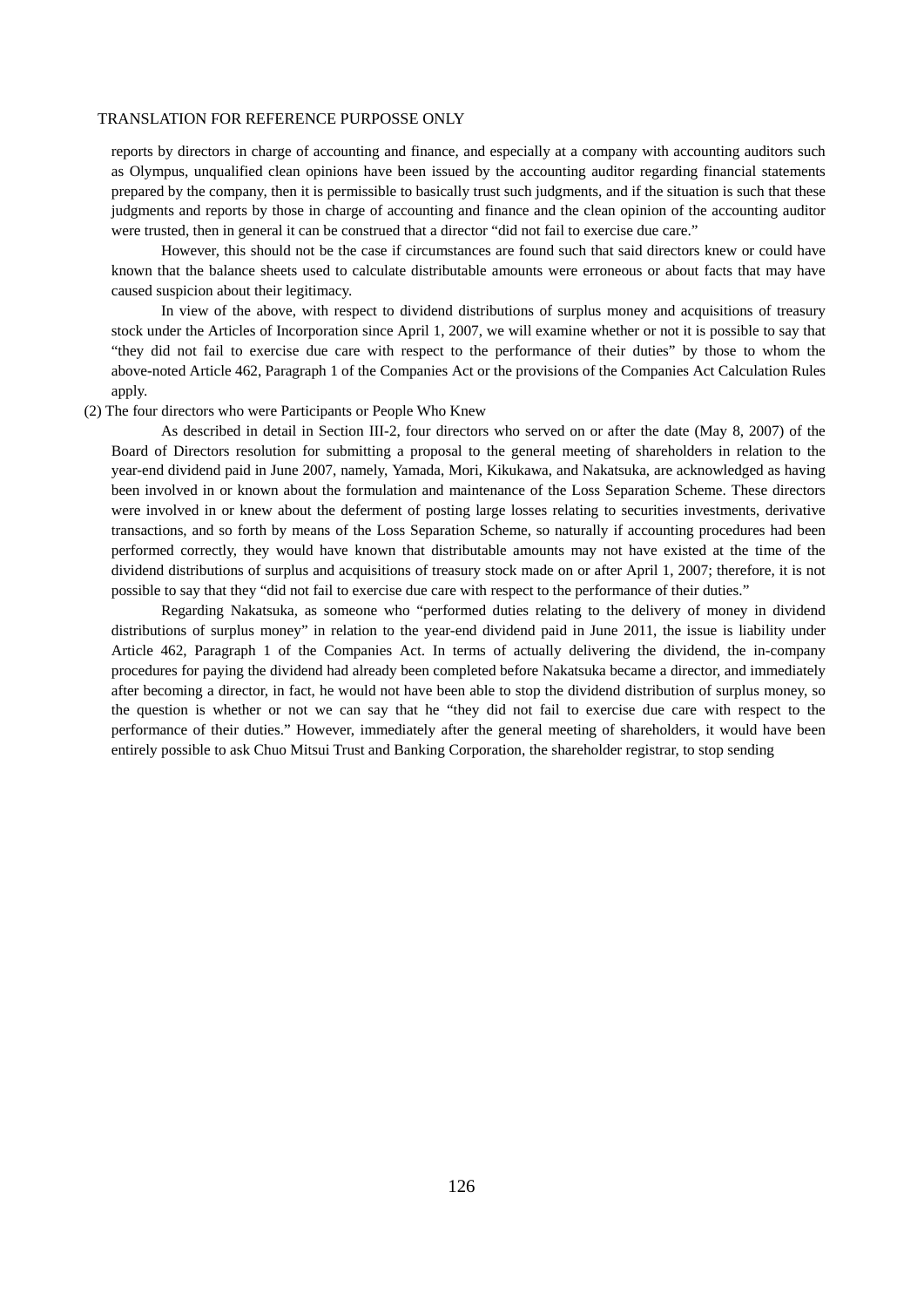reports by directors in charge of accounting and finance, and especially at a company with accounting auditors such as Olympus, unqualified clean opinions have been issued by the accounting auditor regarding financial statements prepared by the company, then it is permissible to basically trust such judgments, and if the situation is such that these judgments and reports by those in charge of accounting and finance and the clean opinion of the accounting auditor were trusted, then in general it can be construed that a director "did not fail to exercise due care."

However, this should not be the case if circumstances are found such that said directors knew or could have known that the balance sheets used to calculate distributable amounts were erroneous or about facts that may have caused suspicion about their legitimacy.

In view of the above, with respect to dividend distributions of surplus money and acquisitions of treasury stock under the Articles of Incorporation since April 1, 2007, we will examine whether or not it is possible to say that "they did not fail to exercise due care with respect to the performance of their duties" by those to whom the above-noted Article 462, Paragraph 1 of the Companies Act or the provisions of the Companies Act Calculation Rules apply.

(2) The four directors who were Participants or People Who Knew

As described in detail in Section III-2, four directors who served on or after the date (May 8, 2007) of the Board of Directors resolution for submitting a proposal to the general meeting of shareholders in relation to the year-end dividend paid in June 2007, namely, Yamada, Mori, Kikukawa, and Nakatsuka, are acknowledged as having been involved in or known about the formulation and maintenance of the Loss Separation Scheme. These directors were involved in or knew about the deferment of posting large losses relating to securities investments, derivative transactions, and so forth by means of the Loss Separation Scheme, so naturally if accounting procedures had been performed correctly, they would have known that distributable amounts may not have existed at the time of the dividend distributions of surplus and acquisitions of treasury stock made on or after April 1, 2007; therefore, it is not possible to say that they "did not fail to exercise due care with respect to the performance of their duties."

Regarding Nakatsuka, as someone who "performed duties relating to the delivery of money in dividend distributions of surplus money" in relation to the year-end dividend paid in June 2011, the issue is liability under Article 462, Paragraph 1 of the Companies Act. In terms of actually delivering the dividend, the in-company procedures for paying the dividend had already been completed before Nakatsuka became a director, and immediately after becoming a director, in fact, he would not have been able to stop the dividend distribution of surplus money, so the question is whether or not we can say that he "they did not fail to exercise due care with respect to the performance of their duties." However, immediately after the general meeting of shareholders, it would have been entirely possible to ask Chuo Mitsui Trust and Banking Corporation, the shareholder registrar, to stop sending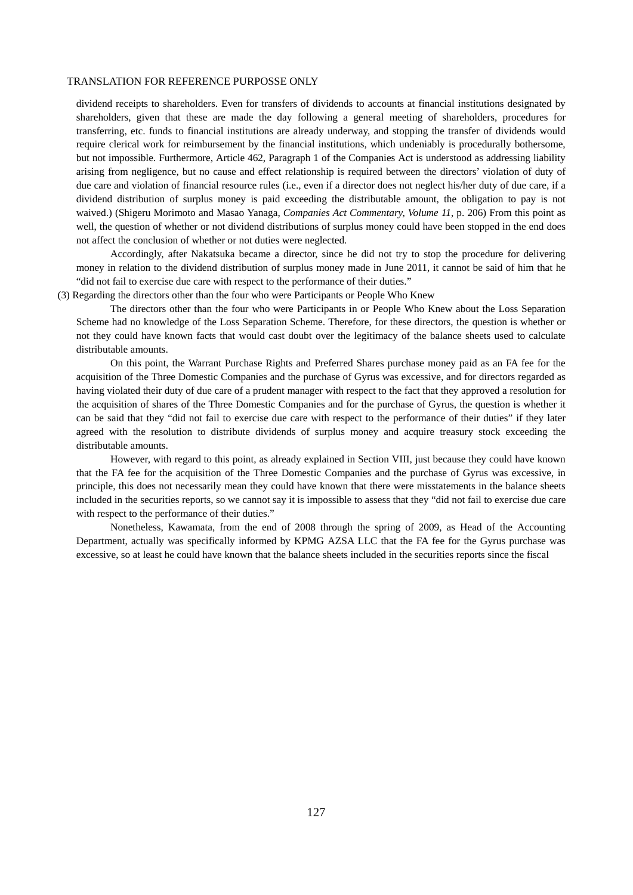dividend receipts to shareholders. Even for transfers of dividends to accounts at financial institutions designated by shareholders, given that these are made the day following a general meeting of shareholders, procedures for transferring, etc. funds to financial institutions are already underway, and stopping the transfer of dividends would require clerical work for reimbursement by the financial institutions, which undeniably is procedurally bothersome, but not impossible. Furthermore, Article 462, Paragraph 1 of the Companies Act is understood as addressing liability arising from negligence, but no cause and effect relationship is required between the directors' violation of duty of due care and violation of financial resource rules (i.e., even if a director does not neglect his/her duty of due care, if a dividend distribution of surplus money is paid exceeding the distributable amount, the obligation to pay is not waived.) (Shigeru Morimoto and Masao Yanaga, *Companies Act Commentary, Volume 11*, p. 206) From this point as well, the question of whether or not dividend distributions of surplus money could have been stopped in the end does not affect the conclusion of whether or not duties were neglected.

Accordingly, after Nakatsuka became a director, since he did not try to stop the procedure for delivering money in relation to the dividend distribution of surplus money made in June 2011, it cannot be said of him that he "did not fail to exercise due care with respect to the performance of their duties."

(3) Regarding the directors other than the four who were Participants or People Who Knew

The directors other than the four who were Participants in or People Who Knew about the Loss Separation Scheme had no knowledge of the Loss Separation Scheme. Therefore, for these directors, the question is whether or not they could have known facts that would cast doubt over the legitimacy of the balance sheets used to calculate distributable amounts.

On this point, the Warrant Purchase Rights and Preferred Shares purchase money paid as an FA fee for the acquisition of the Three Domestic Companies and the purchase of Gyrus was excessive, and for directors regarded as having violated their duty of due care of a prudent manager with respect to the fact that they approved a resolution for the acquisition of shares of the Three Domestic Companies and for the purchase of Gyrus, the question is whether it can be said that they "did not fail to exercise due care with respect to the performance of their duties" if they later agreed with the resolution to distribute dividends of surplus money and acquire treasury stock exceeding the distributable amounts.

However, with regard to this point, as already explained in Section VIII, just because they could have known that the FA fee for the acquisition of the Three Domestic Companies and the purchase of Gyrus was excessive, in principle, this does not necessarily mean they could have known that there were misstatements in the balance sheets included in the securities reports, so we cannot say it is impossible to assess that they "did not fail to exercise due care with respect to the performance of their duties."

Nonetheless, Kawamata, from the end of 2008 through the spring of 2009, as Head of the Accounting Department, actually was specifically informed by KPMG AZSA LLC that the FA fee for the Gyrus purchase was excessive, so at least he could have known that the balance sheets included in the securities reports since the fiscal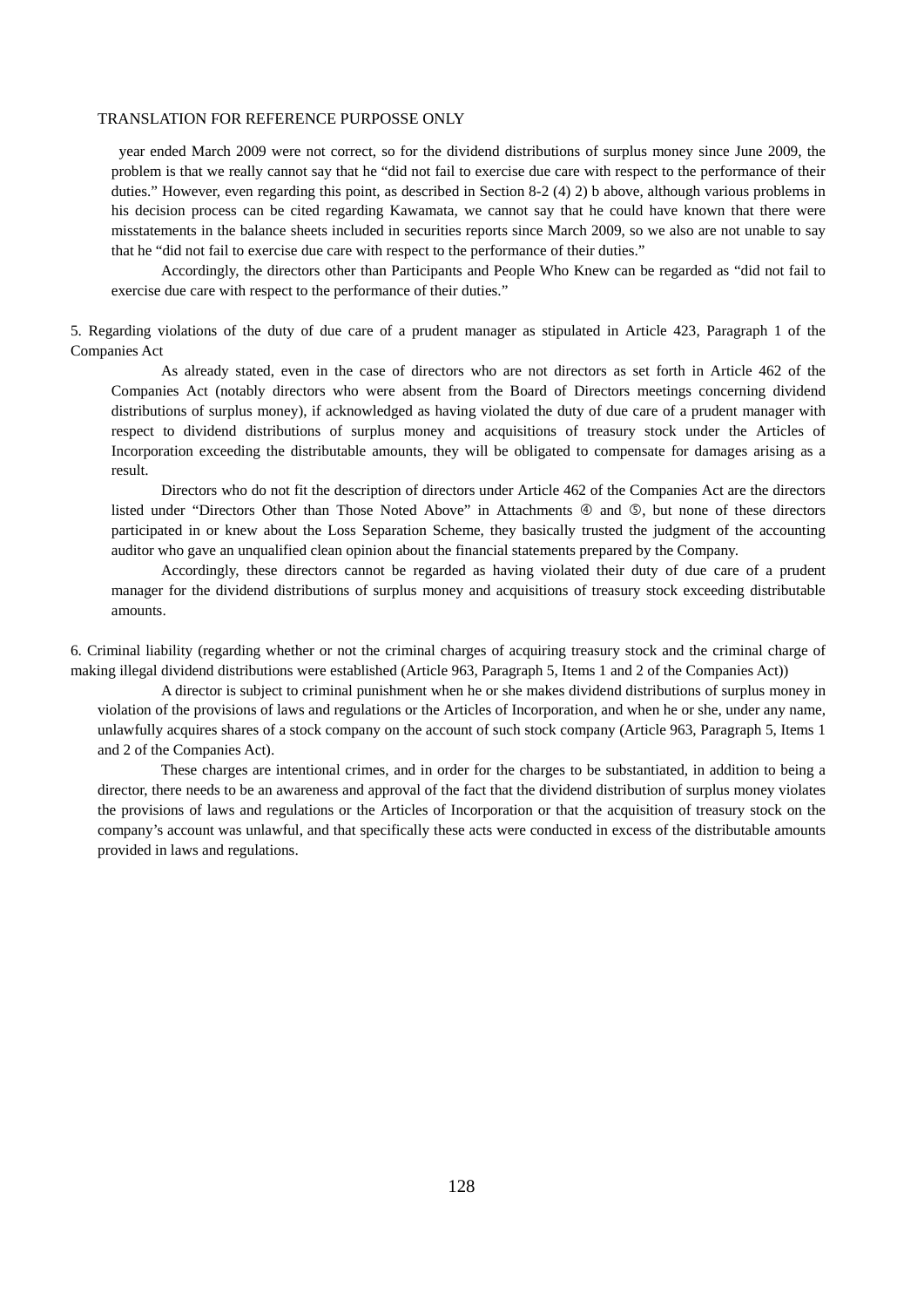year ended March 2009 were not correct, so for the dividend distributions of surplus money since June 2009, the problem is that we really cannot say that he "did not fail to exercise due care with respect to the performance of their duties." However, even regarding this point, as described in Section 8-2 (4) 2) b above, although various problems in his decision process can be cited regarding Kawamata, we cannot say that he could have known that there were misstatements in the balance sheets included in securities reports since March 2009, so we also are not unable to say that he "did not fail to exercise due care with respect to the performance of their duties."

Accordingly, the directors other than Participants and People Who Knew can be regarded as "did not fail to exercise due care with respect to the performance of their duties."

5. Regarding violations of the duty of due care of a prudent manager as stipulated in Article 423, Paragraph 1 of the Companies Act

As already stated, even in the case of directors who are not directors as set forth in Article 462 of the Companies Act (notably directors who were absent from the Board of Directors meetings concerning dividend distributions of surplus money), if acknowledged as having violated the duty of due care of a prudent manager with respect to dividend distributions of surplus money and acquisitions of treasury stock under the Articles of Incorporation exceeding the distributable amounts, they will be obligated to compensate for damages arising as a result.

Directors who do not fit the description of directors under Article 462 of the Companies Act are the directors listed under "Directors Other than Those Noted Above" in Attachments ④ and ⑤, but none of these directors participated in or knew about the Loss Separation Scheme, they basically trusted the judgment of the accounting auditor who gave an unqualified clean opinion about the financial statements prepared by the Company.

Accordingly, these directors cannot be regarded as having violated their duty of due care of a prudent manager for the dividend distributions of surplus money and acquisitions of treasury stock exceeding distributable amounts.

6. Criminal liability (regarding whether or not the criminal charges of acquiring treasury stock and the criminal charge of making illegal dividend distributions were established (Article 963, Paragraph 5, Items 1 and 2 of the Companies Act))

A director is subject to criminal punishment when he or she makes dividend distributions of surplus money in violation of the provisions of laws and regulations or the Articles of Incorporation, and when he or she, under any name, unlawfully acquires shares of a stock company on the account of such stock company (Article 963, Paragraph 5, Items 1 and 2 of the Companies Act).

These charges are intentional crimes, and in order for the charges to be substantiated, in addition to being a director, there needs to be an awareness and approval of the fact that the dividend distribution of surplus money violates the provisions of laws and regulations or the Articles of Incorporation or that the acquisition of treasury stock on the company's account was unlawful, and that specifically these acts were conducted in excess of the distributable amounts provided in laws and regulations.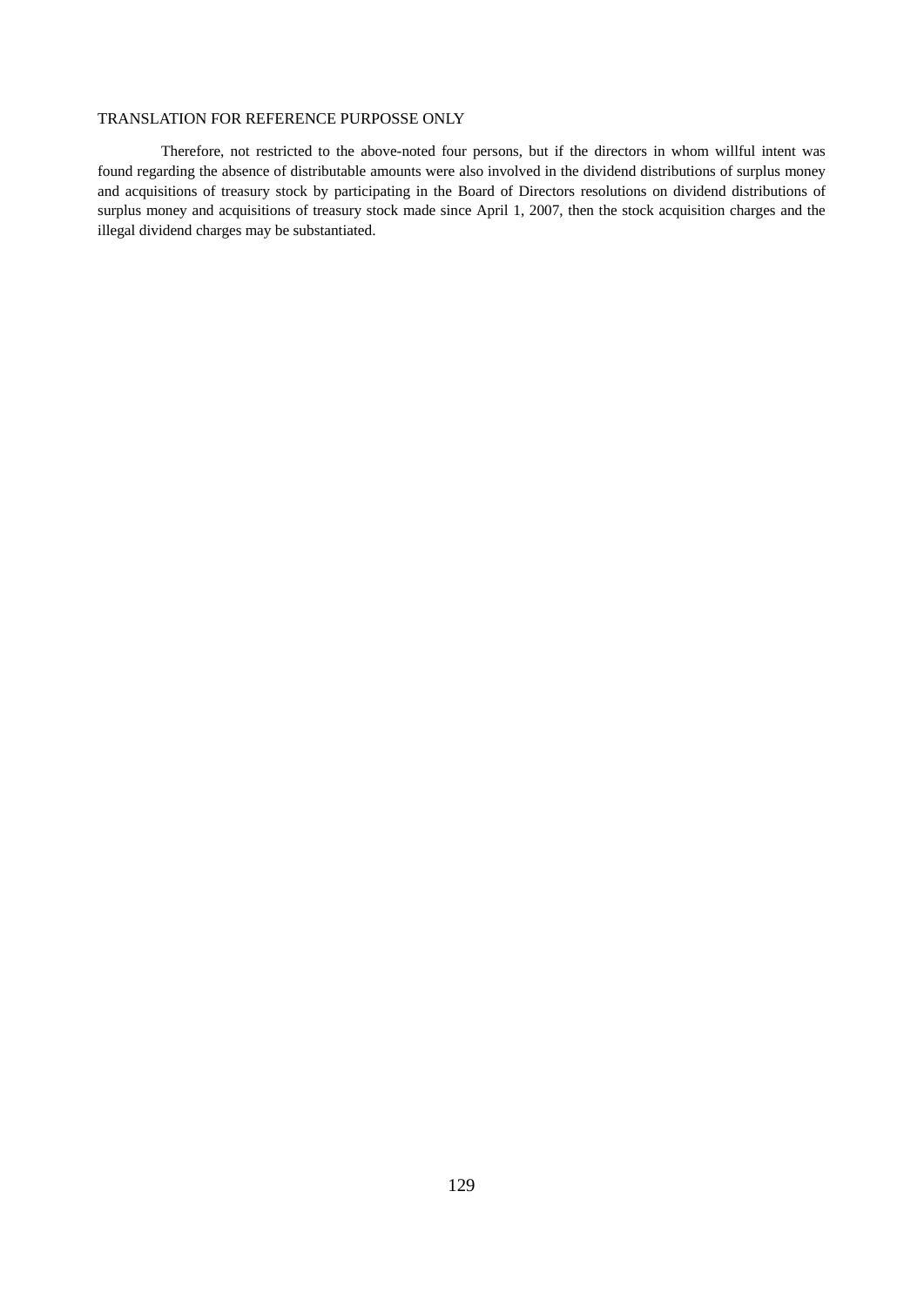TRANSLATION FOR REFERENCE PURPOSSE ONLY

Therefore, not restricted to the above-noted four persons, but if the directors in whom willful intent was found regarding the absence of distributable amounts were also involved in the dividend distributions of surplus money and acquisitions of treasury stock by participating in the Board of Directors resolutions on dividend distributions of surplus money and acquisitions of treasury stock made since April 1, 2007, then the stock acquisition charges and the illegal dividend charges may be substantiated.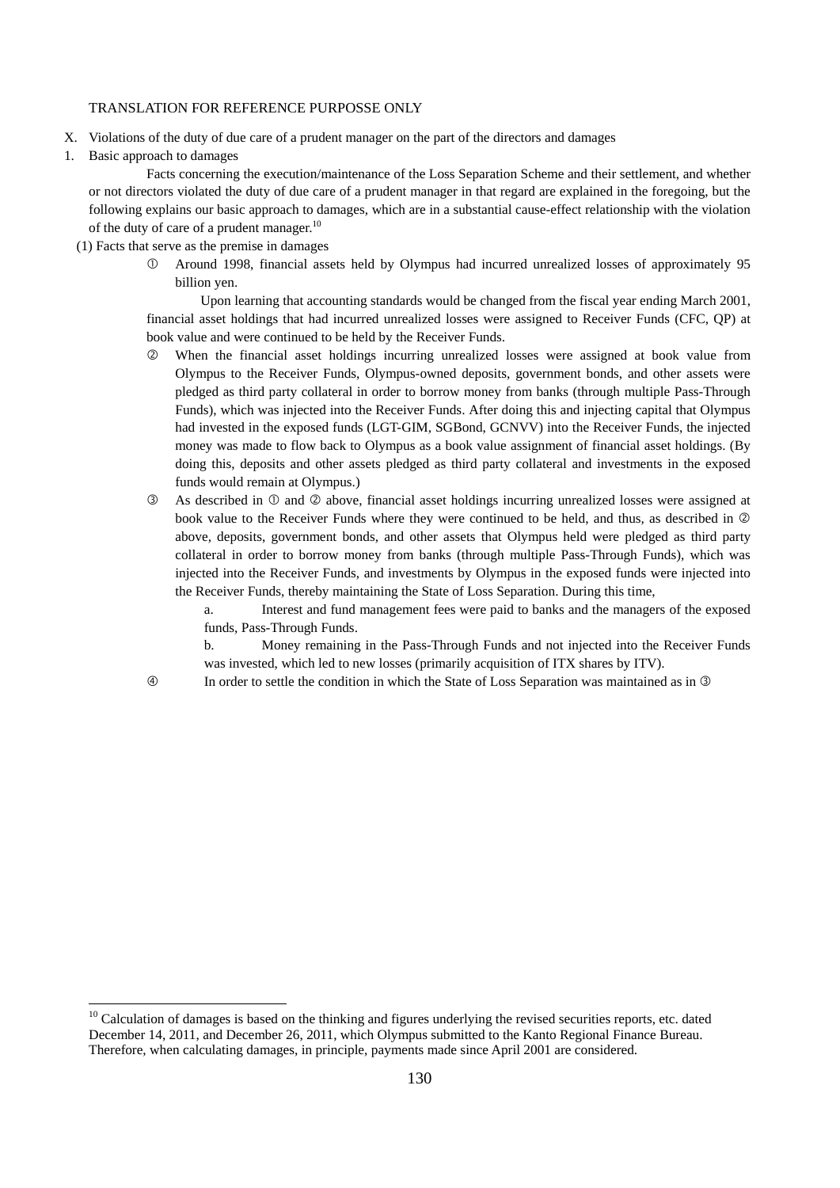TRANSLATION FOR REFERENCE PURPOSSE ONLY

X. Violations of the duty of due care of a prudent manager on the part of the directors and damages

1. Basic approach to damages

Facts concerning the execution/maintenance of the Loss Separation Scheme and their settlement, and whether or not directors violated the duty of due care of a prudent manager in that regard are explained in the foregoing, but the following explains our basic approach to damages, which are in a substantial cause-effect relationship with the violation of the duty of care of a prudent manager.[10]

(1) Facts that serve as the premise in damages

① Around 1998, financial assets held by Olympus had incurred unrealized losses of approximately 95 billion yen.

Upon learning that accounting standards would be changed from the fiscal year ending March 2001, financial asset holdings that had incurred unrealized losses were assigned to Receiver Funds (CFC, QP) at book value and were continued to be held by the Receiver Funds.

② When the financial asset holdings incurring unrealized losses were assigned at book value from Olympus to the Receiver Funds, Olympus-owned deposits, government bonds, and other assets were pledged as third party collateral in order to borrow money from banks (through multiple Pass-Through Funds), which was injected into the Receiver Funds. After doing this and injecting capital that Olympus had invested in the exposed funds (LGT-GIM, SGBond, GCNVV) into the Receiver Funds, the injected money was made to flow back to Olympus as a book value assignment of financial asset holdings. (By doing this, deposits and other assets pledged as third party collateral and investments in the exposed funds would remain at Olympus.)

③ As described in ① and ② above, financial asset holdings incurring unrealized losses were assigned at book value to the Receiver Funds where they were continued to be held, and thus, as described in ② above, deposits, government bonds, and other assets that Olympus held were pledged as third party collateral in order to borrow money from banks (through multiple Pass-Through Funds), which was injected into the Receiver Funds, and investments by Olympus in the exposed funds were injected into the Receiver Funds, thereby maintaining the State of Loss Separation. During this time,

a. Interest and fund management fees were paid to banks and the managers of the exposed funds, Pass-Through Funds.

b. Money remaining in the Pass-Through Funds and not injected into the Receiver Funds was invested, which led to new losses (primarily acquisition of ITX shares by ITV).

④ In order to settle the condition in which the State of Loss Separation was maintained as in ③

---

[10] Calculation of damages is based on the thinking and figures underlying the revised securities reports, etc. dated December 14, 2011, and December 26, 2011, which Olympus submitted to the Kanto Regional Finance Bureau. Therefore, when calculating damages, in principle, payments made since April 2001 are considered.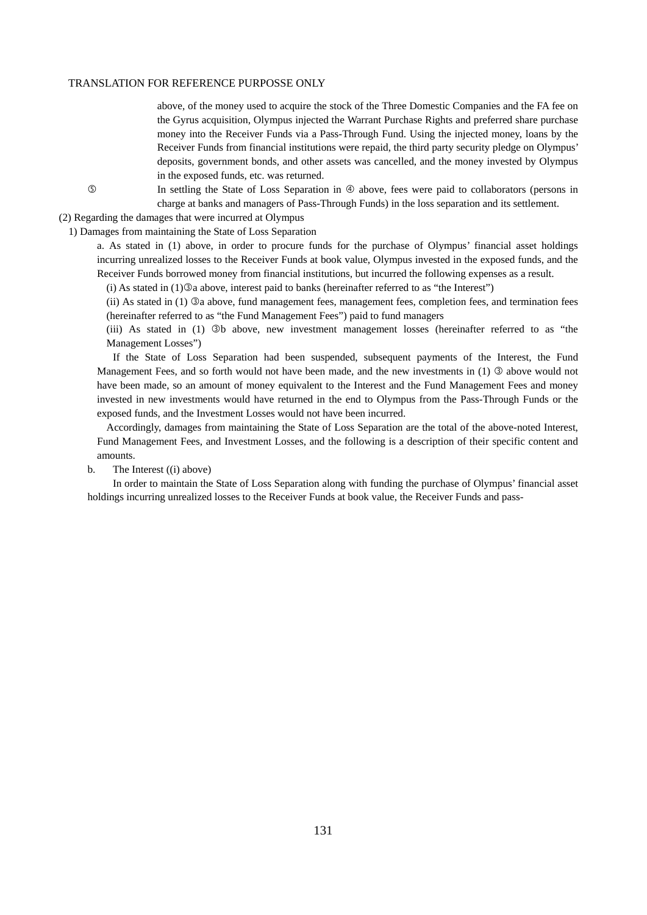above, of the money used to acquire the stock of the Three Domestic Companies and the FA fee on the Gyrus acquisition, Olympus injected the Warrant Purchase Rights and preferred share purchase money into the Receiver Funds via a Pass-Through Fund. Using the injected money, loans by the Receiver Funds from financial institutions were repaid, the third party security pledge on Olympus' deposits, government bonds, and other assets was cancelled, and the money invested by Olympus in the exposed funds, etc. was returned.

⑤ In settling the State of Loss Separation in ④ above, fees were paid to collaborators (persons in charge at banks and managers of Pass-Through Funds) in the loss separation and its settlement.

(2) Regarding the damages that were incurred at Olympus

1) Damages from maintaining the State of Loss Separation

a. As stated in (1) above, in order to procure funds for the purchase of Olympus' financial asset holdings incurring unrealized losses to the Receiver Funds at book value, Olympus invested in the exposed funds, and the Receiver Funds borrowed money from financial institutions, but incurred the following expenses as a result.

(i) As stated in (1)③a above, interest paid to banks (hereinafter referred to as "the Interest")

(ii) As stated in (1) ③a above, fund management fees, management fees, completion fees, and termination fees (hereinafter referred to as "the Fund Management Fees") paid to fund managers

(iii) As stated in (1) ③b above, new investment management losses (hereinafter referred to as "the Management Losses")

If the State of Loss Separation had been suspended, subsequent payments of the Interest, the Fund Management Fees, and so forth would not have been made, and the new investments in (1) ③ above would not have been made, so an amount of money equivalent to the Interest and the Fund Management Fees and money invested in new investments would have returned in the end to Olympus from the Pass-Through Funds or the exposed funds, and the Investment Losses would not have been incurred.

Accordingly, damages from maintaining the State of Loss Separation are the total of the above-noted Interest, Fund Management Fees, and Investment Losses, and the following is a description of their specific content and amounts.

b. The Interest ((i) above)

In order to maintain the State of Loss Separation along with funding the purchase of Olympus' financial asset holdings incurring unrealized losses to the Receiver Funds at book value, the Receiver Funds and pass-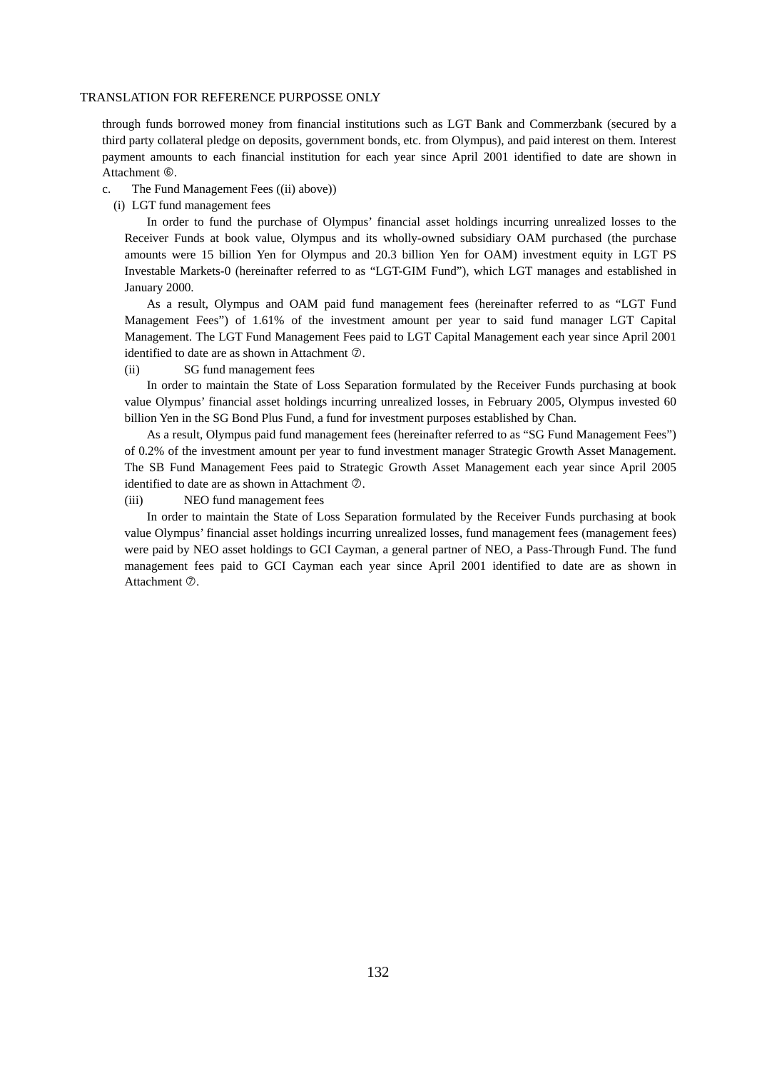through funds borrowed money from financial institutions such as LGT Bank and Commerzbank (secured by a third party collateral pledge on deposits, government bonds, etc. from Olympus), and paid interest on them. Interest payment amounts to each financial institution for each year since April 2001 identified to date are shown in Attachment ⑥.

c. The Fund Management Fees ((ii) above))

(i) LGT fund management fees

In order to fund the purchase of Olympus' financial asset holdings incurring unrealized losses to the Receiver Funds at book value, Olympus and its wholly-owned subsidiary OAM purchased (the purchase amounts were 15 billion Yen for Olympus and 20.3 billion Yen for OAM) investment equity in LGT PS Investable Markets-0 (hereinafter referred to as "LGT-GIM Fund"), which LGT manages and established in January 2000.

As a result, Olympus and OAM paid fund management fees (hereinafter referred to as "LGT Fund Management Fees") of 1.61% of the investment amount per year to said fund manager LGT Capital Management. The LGT Fund Management Fees paid to LGT Capital Management each year since April 2001 identified to date are as shown in Attachment ⑦.

(ii) SG fund management fees

In order to maintain the State of Loss Separation formulated by the Receiver Funds purchasing at book value Olympus' financial asset holdings incurring unrealized losses, in February 2005, Olympus invested 60 billion Yen in the SG Bond Plus Fund, a fund for investment purposes established by Chan.

As a result, Olympus paid fund management fees (hereinafter referred to as "SG Fund Management Fees") of 0.2% of the investment amount per year to fund investment manager Strategic Growth Asset Management. The SB Fund Management Fees paid to Strategic Growth Asset Management each year since April 2005 identified to date are as shown in Attachment ⑦.

(iii) NEO fund management fees

In order to maintain the State of Loss Separation formulated by the Receiver Funds purchasing at book value Olympus' financial asset holdings incurring unrealized losses, fund management fees (management fees) were paid by NEO asset holdings to GCI Cayman, a general partner of NEO, a Pass-Through Fund. The fund management fees paid to GCI Cayman each year since April 2001 identified to date are as shown in Attachment ⑦.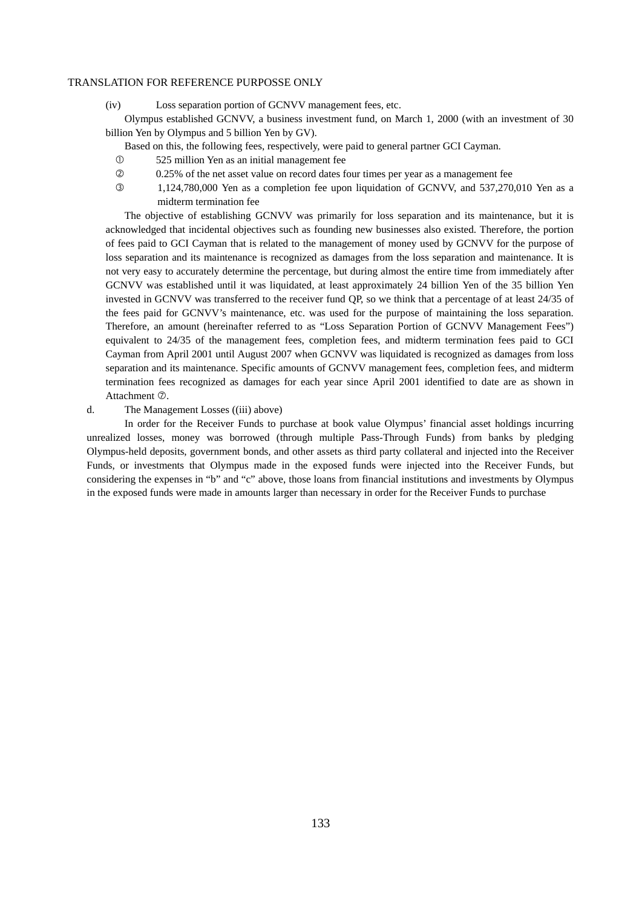(iv) Loss separation portion of GCNVV management fees, etc.

Olympus established GCNVV, a business investment fund, on March 1, 2000 (with an investment of 30 billion Yen by Olympus and 5 billion Yen by GV).

Based on this, the following fees, respectively, were paid to general partner GCI Cayman.

① 525 million Yen as an initial management fee

② 0.25% of the net asset value on record dates four times per year as a management fee

③ 1,124,780,000 Yen as a completion fee upon liquidation of GCNVV, and 537,270,010 Yen as a midterm termination fee

The objective of establishing GCNVV was primarily for loss separation and its maintenance, but it is acknowledged that incidental objectives such as founding new businesses also existed. Therefore, the portion of fees paid to GCI Cayman that is related to the management of money used by GCNVV for the purpose of loss separation and its maintenance is recognized as damages from the loss separation and maintenance. It is not very easy to accurately determine the percentage, but during almost the entire time from immediately after GCNVV was established until it was liquidated, at least approximately 24 billion Yen of the 35 billion Yen invested in GCNVV was transferred to the receiver fund QP, so we think that a percentage of at least 24/35 of the fees paid for GCNVV's maintenance, etc. was used for the purpose of maintaining the loss separation. Therefore, an amount (hereinafter referred to as "Loss Separation Portion of GCNVV Management Fees") equivalent to 24/35 of the management fees, completion fees, and midterm termination fees paid to GCI Cayman from April 2001 until August 2007 when GCNVV was liquidated is recognized as damages from loss separation and its maintenance. Specific amounts of GCNVV management fees, completion fees, and midterm termination fees recognized as damages for each year since April 2001 identified to date are as shown in Attachment ⑦.

d. The Management Losses ((iii) above)

In order for the Receiver Funds to purchase at book value Olympus' financial asset holdings incurring unrealized losses, money was borrowed (through multiple Pass-Through Funds) from banks by pledging Olympus-held deposits, government bonds, and other assets as third party collateral and injected into the Receiver Funds, or investments that Olympus made in the exposed funds were injected into the Receiver Funds, but considering the expenses in "b" and "c" above, those loans from financial institutions and investments by Olympus in the exposed funds were made in amounts larger than necessary in order for the Receiver Funds to purchase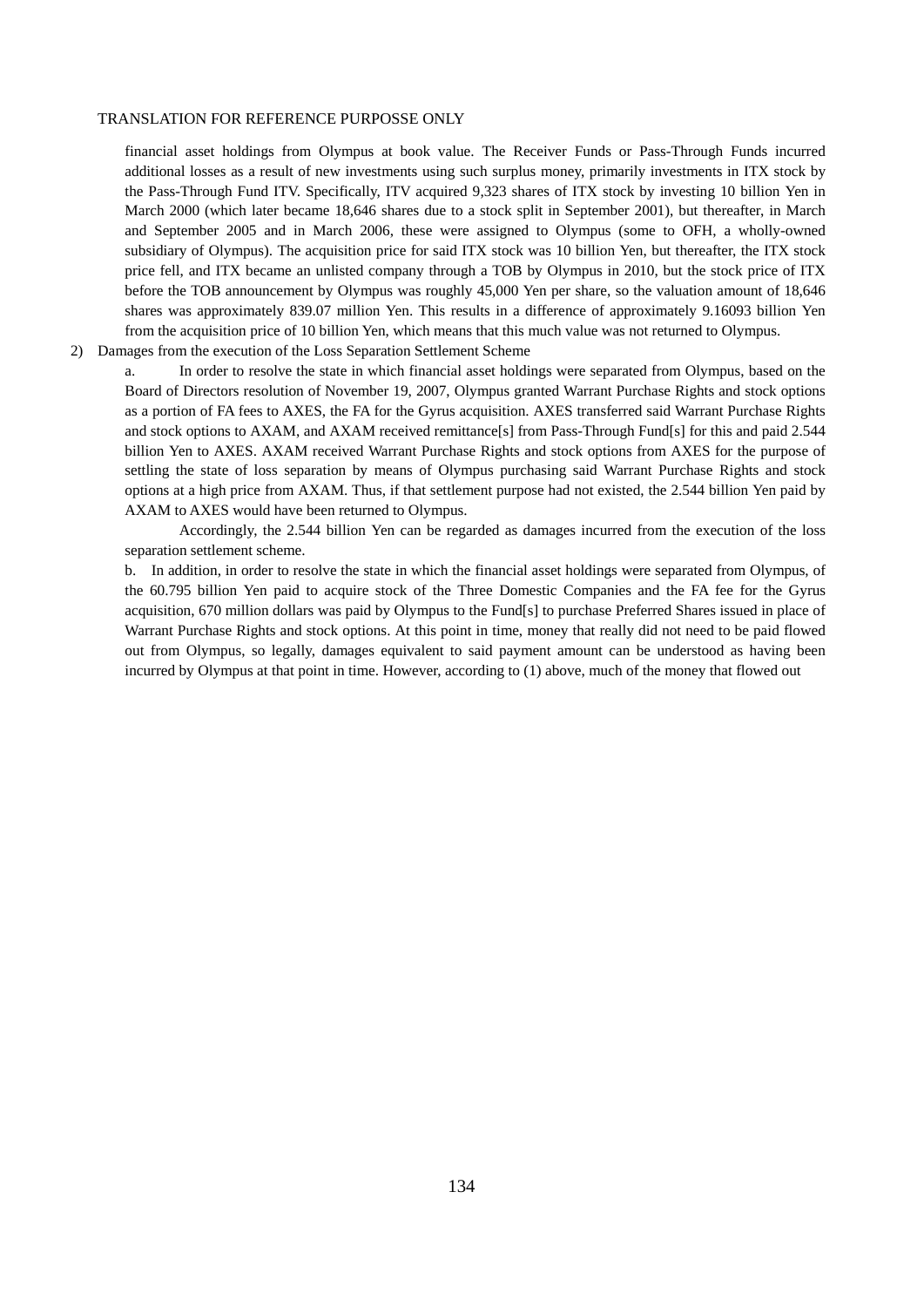financial asset holdings from Olympus at book value. The Receiver Funds or Pass-Through Funds incurred additional losses as a result of new investments using such surplus money, primarily investments in ITX stock by the Pass-Through Fund ITV. Specifically, ITV acquired 9,323 shares of ITX stock by investing 10 billion Yen in March 2000 (which later became 18,646 shares due to a stock split in September 2001), but thereafter, in March and September 2005 and in March 2006, these were assigned to Olympus (some to OFH, a wholly-owned subsidiary of Olympus). The acquisition price for said ITX stock was 10 billion Yen, but thereafter, the ITX stock price fell, and ITX became an unlisted company through a TOB by Olympus in 2010, but the stock price of ITX before the TOB announcement by Olympus was roughly 45,000 Yen per share, so the valuation amount of 18,646 shares was approximately 839.07 million Yen. This results in a difference of approximately 9.16093 billion Yen from the acquisition price of 10 billion Yen, which means that this much value was not returned to Olympus.

2) Damages from the execution of the Loss Separation Settlement Scheme

a. In order to resolve the state in which financial asset holdings were separated from Olympus, based on the Board of Directors resolution of November 19, 2007, Olympus granted Warrant Purchase Rights and stock options as a portion of FA fees to AXES, the FA for the Gyrus acquisition. AXES transferred said Warrant Purchase Rights and stock options to AXAM, and AXAM received remittance[s] from Pass-Through Fund[s] for this and paid 2.544 billion Yen to AXES. AXAM received Warrant Purchase Rights and stock options from AXES for the purpose of settling the state of loss separation by means of Olympus purchasing said Warrant Purchase Rights and stock options at a high price from AXAM. Thus, if that settlement purpose had not existed, the 2.544 billion Yen paid by AXAM to AXES would have been returned to Olympus.

Accordingly, the 2.544 billion Yen can be regarded as damages incurred from the execution of the loss separation settlement scheme.

b. In addition, in order to resolve the state in which the financial asset holdings were separated from Olympus, of the 60.795 billion Yen paid to acquire stock of the Three Domestic Companies and the FA fee for the Gyrus acquisition, 670 million dollars was paid by Olympus to the Fund[s] to purchase Preferred Shares issued in place of Warrant Purchase Rights and stock options. At this point in time, money that really did not need to be paid flowed out from Olympus, so legally, damages equivalent to said payment amount can be understood as having been incurred by Olympus at that point in time. However, according to (1) above, much of the money that flowed out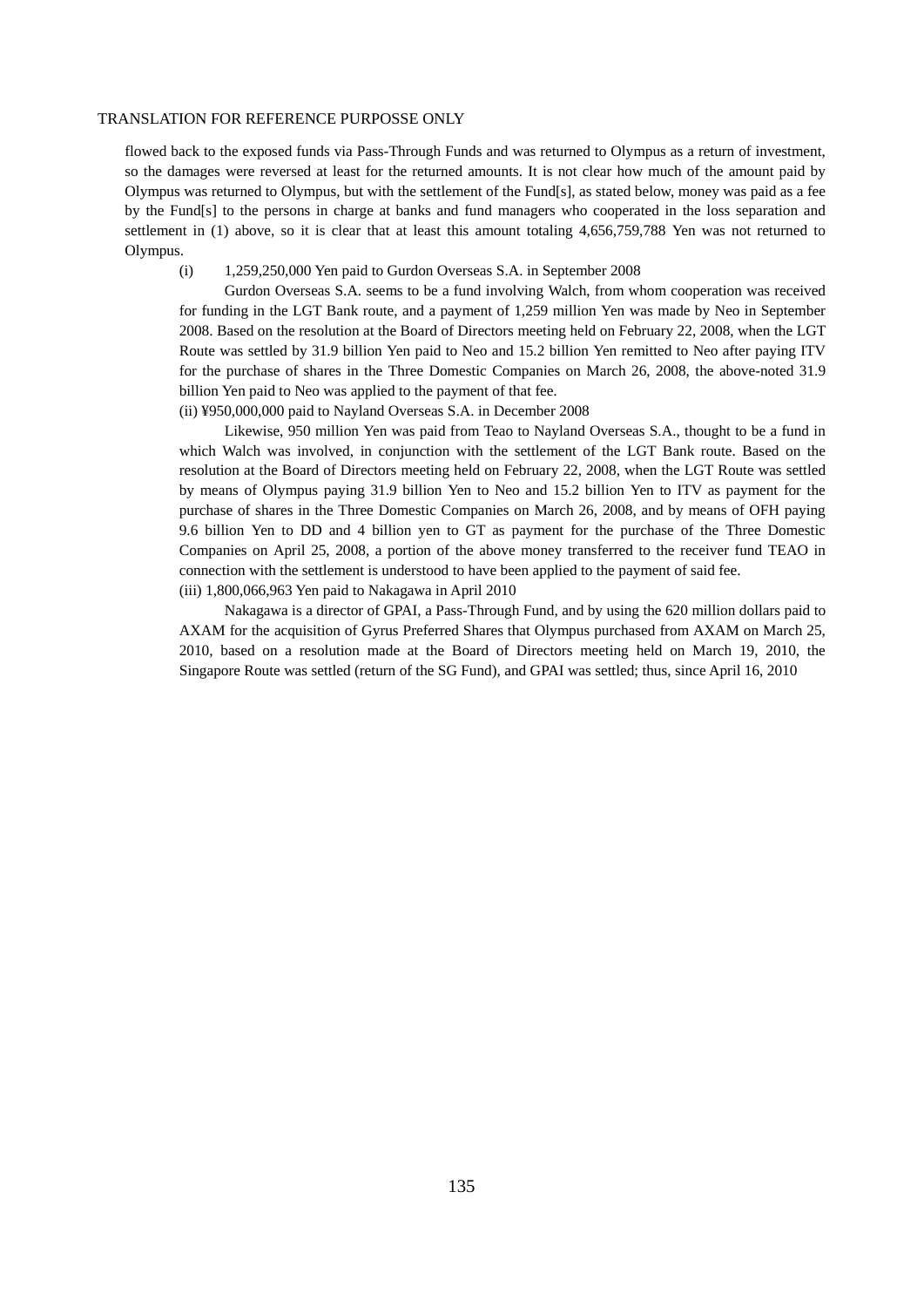flowed back to the exposed funds via Pass-Through Funds and was returned to Olympus as a return of investment, so the damages were reversed at least for the returned amounts. It is not clear how much of the amount paid by Olympus was returned to Olympus, but with the settlement of the Fund[s], as stated below, money was paid as a fee by the Fund[s] to the persons in charge at banks and fund managers who cooperated in the loss separation and settlement in (1) above, so it is clear that at least this amount totaling 4,656,759,788 Yen was not returned to Olympus.

(i) 1,259,250,000 Yen paid to Gurdon Overseas S.A. in September 2008

Gurdon Overseas S.A. seems to be a fund involving Walch, from whom cooperation was received for funding in the LGT Bank route, and a payment of 1,259 million Yen was made by Neo in September 2008. Based on the resolution at the Board of Directors meeting held on February 22, 2008, when the LGT Route was settled by 31.9 billion Yen paid to Neo and 15.2 billion Yen remitted to Neo after paying ITV for the purchase of shares in the Three Domestic Companies on March 26, 2008, the above-noted 31.9 billion Yen paid to Neo was applied to the payment of that fee.

(ii) ¥950,000,000 paid to Nayland Overseas S.A. in December 2008

Likewise, 950 million Yen was paid from Teao to Nayland Overseas S.A., thought to be a fund in which Walch was involved, in conjunction with the settlement of the LGT Bank route. Based on the resolution at the Board of Directors meeting held on February 22, 2008, when the LGT Route was settled by means of Olympus paying 31.9 billion Yen to Neo and 15.2 billion Yen to ITV as payment for the purchase of shares in the Three Domestic Companies on March 26, 2008, and by means of OFH paying 9.6 billion Yen to DD and 4 billion yen to GT as payment for the purchase of the Three Domestic Companies on April 25, 2008, a portion of the above money transferred to the receiver fund TEAO in connection with the settlement is understood to have been applied to the payment of said fee.

(iii) 1,800,066,963 Yen paid to Nakagawa in April 2010

Nakagawa is a director of GPAI, a Pass-Through Fund, and by using the 620 million dollars paid to AXAM for the acquisition of Gyrus Preferred Shares that Olympus purchased from AXAM on March 25, 2010, based on a resolution made at the Board of Directors meeting held on March 19, 2010, the Singapore Route was settled (return of the SG Fund), and GPAI was settled; thus, since April 16, 2010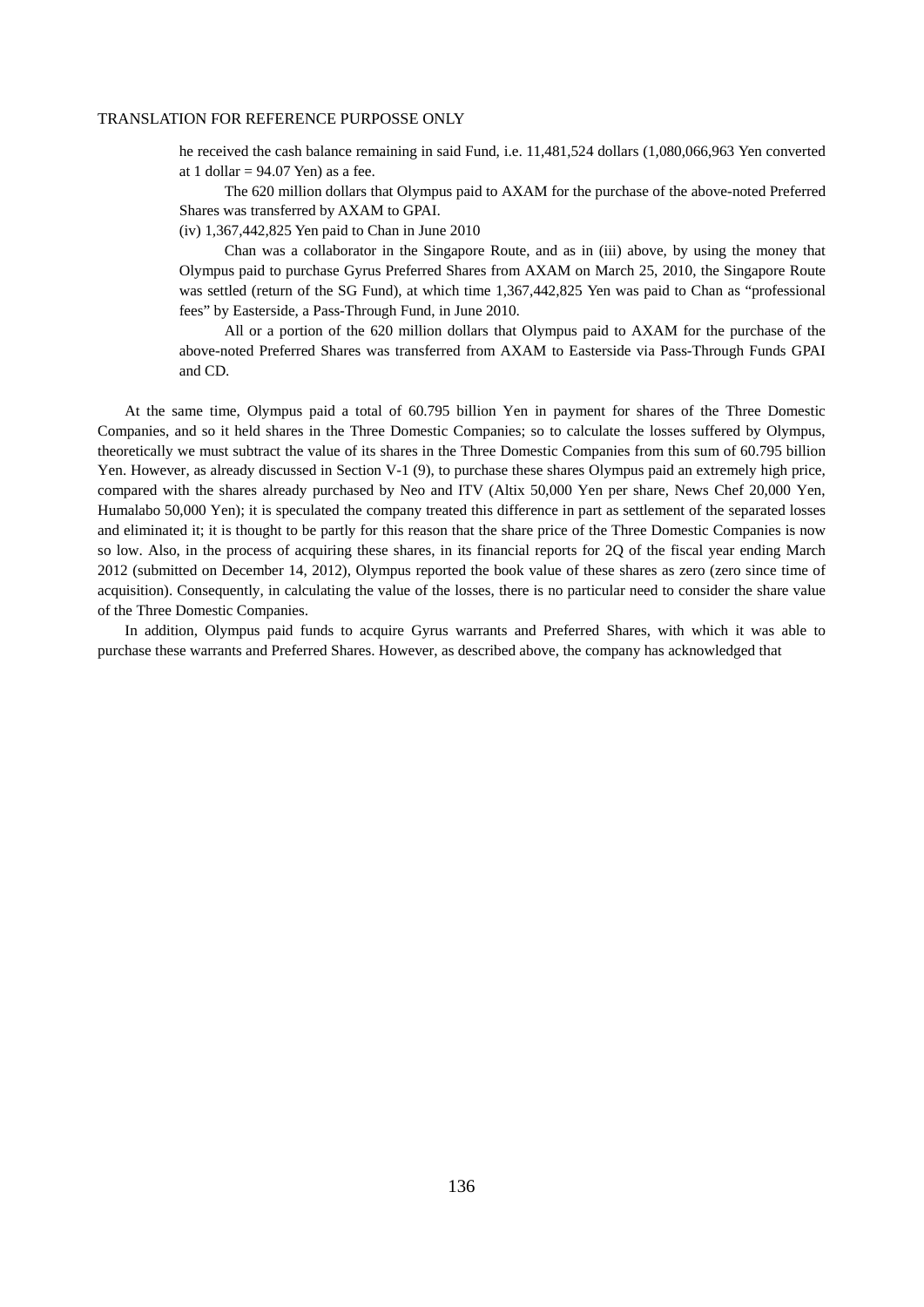he received the cash balance remaining in said Fund, i.e. 11,481,524 dollars (1,080,066,963 Yen converted at 1 dollar = 94.07 Yen) as a fee.

The 620 million dollars that Olympus paid to AXAM for the purchase of the above-noted Preferred Shares was transferred by AXAM to GPAI.

(iv) 1,367,442,825 Yen paid to Chan in June 2010

Chan was a collaborator in the Singapore Route, and as in (iii) above, by using the money that Olympus paid to purchase Gyrus Preferred Shares from AXAM on March 25, 2010, the Singapore Route was settled (return of the SG Fund), at which time 1,367,442,825 Yen was paid to Chan as "professional fees" by Easterside, a Pass-Through Fund, in June 2010.

All or a portion of the 620 million dollars that Olympus paid to AXAM for the purchase of the above-noted Preferred Shares was transferred from AXAM to Easterside via Pass-Through Funds GPAI and CD.

At the same time, Olympus paid a total of 60.795 billion Yen in payment for shares of the Three Domestic Companies, and so it held shares in the Three Domestic Companies; so to calculate the losses suffered by Olympus, theoretically we must subtract the value of its shares in the Three Domestic Companies from this sum of 60.795 billion Yen. However, as already discussed in Section V-1 (9), to purchase these shares Olympus paid an extremely high price, compared with the shares already purchased by Neo and ITV (Altix 50,000 Yen per share, News Chef 20,000 Yen, Humalabo 50,000 Yen); it is speculated the company treated this difference in part as settlement of the separated losses and eliminated it; it is thought to be partly for this reason that the share price of the Three Domestic Companies is now so low. Also, in the process of acquiring these shares, in its financial reports for 2Q of the fiscal year ending March 2012 (submitted on December 14, 2012), Olympus reported the book value of these shares as zero (zero since time of acquisition). Consequently, in calculating the value of the losses, there is no particular need to consider the share value of the Three Domestic Companies.

In addition, Olympus paid funds to acquire Gyrus warrants and Preferred Shares, with which it was able to purchase these warrants and Preferred Shares. However, as described above, the company has acknowledged that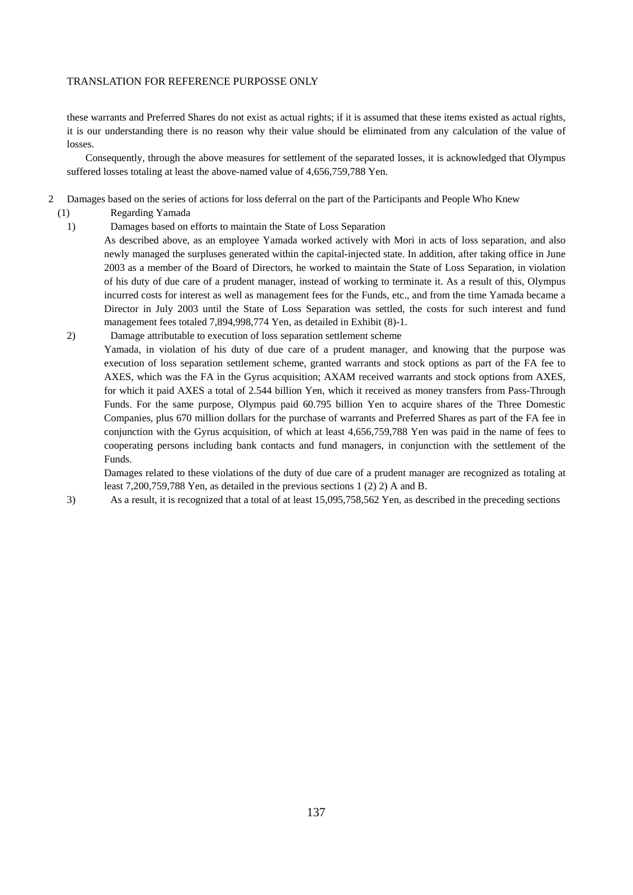these warrants and Preferred Shares do not exist as actual rights; if it is assumed that these items existed as actual rights, it is our understanding there is no reason why their value should be eliminated from any calculation of the value of losses.

Consequently, through the above measures for settlement of the separated losses, it is acknowledged that Olympus suffered losses totaling at least the above-named value of 4,656,759,788 Yen.

2 Damages based on the series of actions for loss deferral on the part of the Participants and People Who Knew

(1) Regarding Yamada

1) Damages based on efforts to maintain the State of Loss Separation

As described above, as an employee Yamada worked actively with Mori in acts of loss separation, and also newly managed the surpluses generated within the capital-injected state. In addition, after taking office in June 2003 as a member of the Board of Directors, he worked to maintain the State of Loss Separation, in violation of his duty of due care of a prudent manager, instead of working to terminate it. As a result of this, Olympus incurred costs for interest as well as management fees for the Funds, etc., and from the time Yamada became a Director in July 2003 until the State of Loss Separation was settled, the costs for such interest and fund management fees totaled 7,894,998,774 Yen, as detailed in Exhibit (8)-1.

2) Damage attributable to execution of loss separation settlement scheme

Yamada, in violation of his duty of due care of a prudent manager, and knowing that the purpose was execution of loss separation settlement scheme, granted warrants and stock options as part of the FA fee to AXES, which was the FA in the Gyrus acquisition; AXAM received warrants and stock options from AXES, for which it paid AXES a total of 2.544 billion Yen, which it received as money transfers from Pass-Through Funds. For the same purpose, Olympus paid 60.795 billion Yen to acquire shares of the Three Domestic Companies, plus 670 million dollars for the purchase of warrants and Preferred Shares as part of the FA fee in conjunction with the Gyrus acquisition, of which at least 4,656,759,788 Yen was paid in the name of fees to cooperating persons including bank contacts and fund managers, in conjunction with the settlement of the Funds.

Damages related to these violations of the duty of due care of a prudent manager are recognized as totaling at least 7,200,759,788 Yen, as detailed in the previous sections 1 (2) 2) A and B.

3) As a result, it is recognized that a total of at least 15,095,758,562 Yen, as described in the preceding sections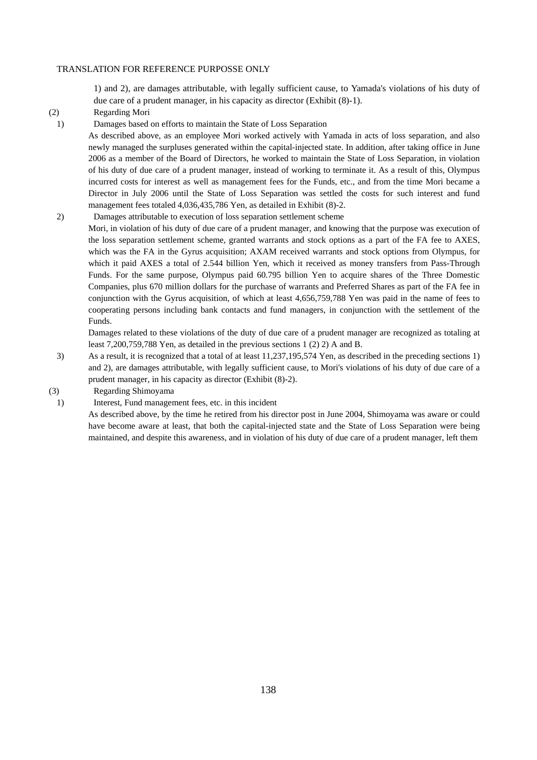1) and 2), are damages attributable, with legally sufficient cause, to Yamada's violations of his duty of due care of a prudent manager, in his capacity as director (Exhibit (8)-1).

(2) Regarding Mori

1) Damages based on efforts to maintain the State of Loss Separation

As described above, as an employee Mori worked actively with Yamada in acts of loss separation, and also newly managed the surpluses generated within the capital-injected state. In addition, after taking office in June 2006 as a member of the Board of Directors, he worked to maintain the State of Loss Separation, in violation of his duty of due care of a prudent manager, instead of working to terminate it. As a result of this, Olympus incurred costs for interest as well as management fees for the Funds, etc., and from the time Mori became a Director in July 2006 until the State of Loss Separation was settled the costs for such interest and fund management fees totaled 4,036,435,786 Yen, as detailed in Exhibit (8)-2.

2) Damages attributable to execution of loss separation settlement scheme

Mori, in violation of his duty of due care of a prudent manager, and knowing that the purpose was execution of the loss separation settlement scheme, granted warrants and stock options as a part of the FA fee to AXES, which was the FA in the Gyrus acquisition; AXAM received warrants and stock options from Olympus, for which it paid AXES a total of 2.544 billion Yen, which it received as money transfers from Pass-Through Funds. For the same purpose, Olympus paid 60.795 billion Yen to acquire shares of the Three Domestic Companies, plus 670 million dollars for the purchase of warrants and Preferred Shares as part of the FA fee in conjunction with the Gyrus acquisition, of which at least 4,656,759,788 Yen was paid in the name of fees to cooperating persons including bank contacts and fund managers, in conjunction with the settlement of the Funds.

Damages related to these violations of the duty of due care of a prudent manager are recognized as totaling at least 7,200,759,788 Yen, as detailed in the previous sections 1 (2) 2) A and B.

3) As a result, it is recognized that a total of at least 11,237,195,574 Yen, as described in the preceding sections 1) and 2), are damages attributable, with legally sufficient cause, to Mori's violations of his duty of due care of a prudent manager, in his capacity as director (Exhibit (8)-2).

(3) Regarding Shimoyama

1) Interest, Fund management fees, etc. in this incident

As described above, by the time he retired from his director post in June 2004, Shimoyama was aware or could have become aware at least, that both the capital-injected state and the State of Loss Separation were being maintained, and despite this awareness, and in violation of his duty of due care of a prudent manager, left them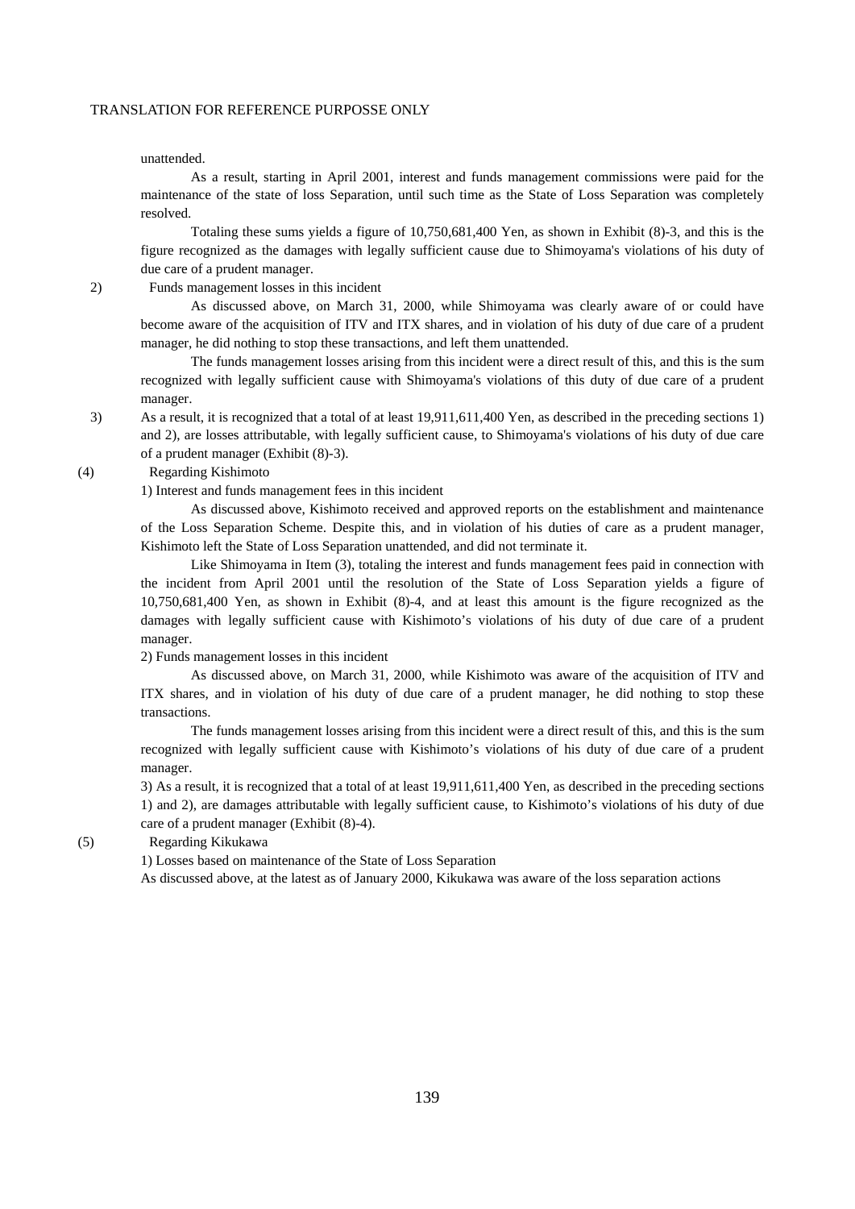unattended.

As a result, starting in April 2001, interest and funds management commissions were paid for the maintenance of the state of loss Separation, until such time as the State of Loss Separation was completely resolved.

Totaling these sums yields a figure of 10,750,681,400 Yen, as shown in Exhibit (8)-3, and this is the figure recognized as the damages with legally sufficient cause due to Shimoyama's violations of his duty of due care of a prudent manager.

2) Funds management losses in this incident

As discussed above, on March 31, 2000, while Shimoyama was clearly aware of or could have become aware of the acquisition of ITV and ITX shares, and in violation of his duty of due care of a prudent manager, he did nothing to stop these transactions, and left them unattended.

The funds management losses arising from this incident were a direct result of this, and this is the sum recognized with legally sufficient cause with Shimoyama's violations of this duty of due care of a prudent manager.

3) As a result, it is recognized that a total of at least 19,911,611,400 Yen, as described in the preceding sections 1) and 2), are losses attributable, with legally sufficient cause, to Shimoyama's violations of his duty of due care of a prudent manager (Exhibit (8)-3).

(4) Regarding Kishimoto

1) Interest and funds management fees in this incident

As discussed above, Kishimoto received and approved reports on the establishment and maintenance of the Loss Separation Scheme. Despite this, and in violation of his duties of care as a prudent manager, Kishimoto left the State of Loss Separation unattended, and did not terminate it.

Like Shimoyama in Item (3), totaling the interest and funds management fees paid in connection with the incident from April 2001 until the resolution of the State of Loss Separation yields a figure of 10,750,681,400 Yen, as shown in Exhibit (8)-4, and at least this amount is the figure recognized as the damages with legally sufficient cause with Kishimoto's violations of his duty of due care of a prudent manager.

2) Funds management losses in this incident

As discussed above, on March 31, 2000, while Kishimoto was aware of the acquisition of ITV and ITX shares, and in violation of his duty of due care of a prudent manager, he did nothing to stop these transactions.

The funds management losses arising from this incident were a direct result of this, and this is the sum recognized with legally sufficient cause with Kishimoto's violations of his duty of due care of a prudent manager.

3) As a result, it is recognized that a total of at least 19,911,611,400 Yen, as described in the preceding sections 1) and 2), are damages attributable with legally sufficient cause, to Kishimoto's violations of his duty of due care of a prudent manager (Exhibit (8)-4).

(5) Regarding Kikukawa

1) Losses based on maintenance of the State of Loss Separation

As discussed above, at the latest as of January 2000, Kikukawa was aware of the loss separation actions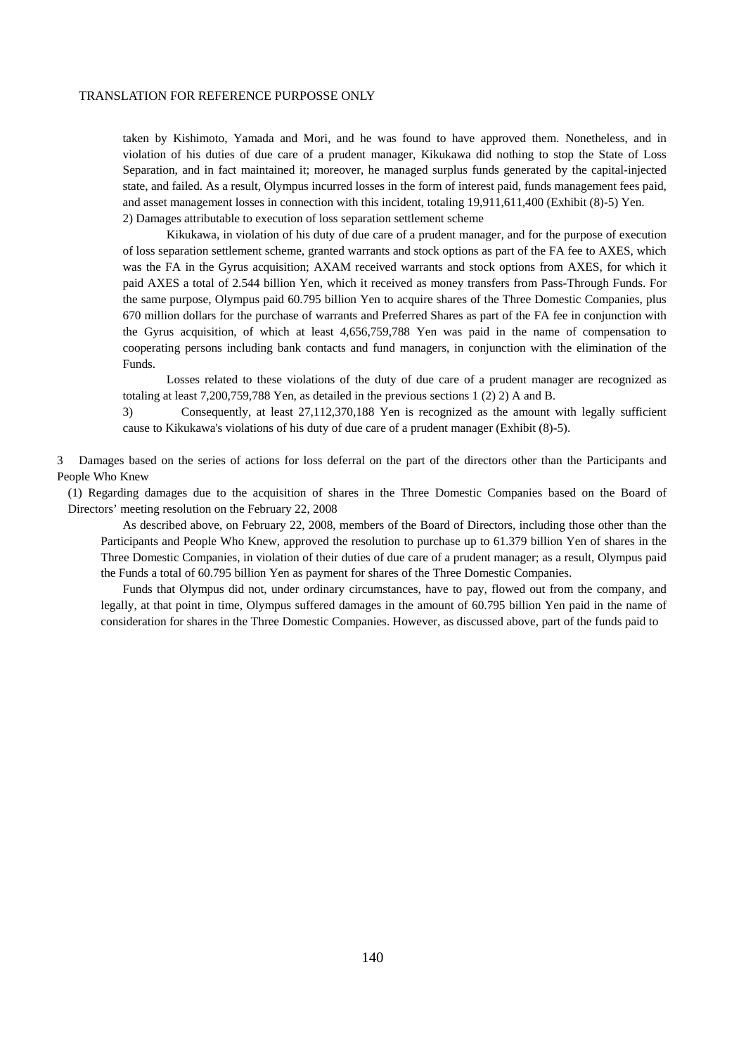taken by Kishimoto, Yamada and Mori, and he was found to have approved them. Nonetheless, and in violation of his duties of due care of a prudent manager, Kikukawa did nothing to stop the State of Loss Separation, and in fact maintained it; moreover, he managed surplus funds generated by the capital-injected state, and failed. As a result, Olympus incurred losses in the form of interest paid, funds management fees paid, and asset management losses in connection with this incident, totaling 19,911,611,400 (Exhibit (8)-5) Yen.

2) Damages attributable to execution of loss separation settlement scheme

Kikukawa, in violation of his duty of due care of a prudent manager, and for the purpose of execution of loss separation settlement scheme, granted warrants and stock options as part of the FA fee to AXES, which was the FA in the Gyrus acquisition; AXAM received warrants and stock options from AXES, for which it paid AXES a total of 2.544 billion Yen, which it received as money transfers from Pass-Through Funds. For the same purpose, Olympus paid 60.795 billion Yen to acquire shares of the Three Domestic Companies, plus 670 million dollars for the purchase of warrants and Preferred Shares as part of the FA fee in conjunction with the Gyrus acquisition, of which at least 4,656,759,788 Yen was paid in the name of compensation to cooperating persons including bank contacts and fund managers, in conjunction with the elimination of the Funds.

Losses related to these violations of the duty of due care of a prudent manager are recognized as totaling at least 7,200,759,788 Yen, as detailed in the previous sections 1 (2) 2) A and B.

3) Consequently, at least 27,112,370,188 Yen is recognized as the amount with legally sufficient cause to Kikukawa's violations of his duty of due care of a prudent manager (Exhibit (8)-5).

## 3 Damages based on the series of actions for loss deferral on the part of the directors other than the Participants and People Who Knew

### (1) Regarding damages due to the acquisition of shares in the Three Domestic Companies based on the Board of Directors' meeting resolution on the February 22, 2008

As described above, on February 22, 2008, members of the Board of Directors, including those other than the Participants and People Who Knew, approved the resolution to purchase up to 61.379 billion Yen of shares in the Three Domestic Companies, in violation of their duties of due care of a prudent manager; as a result, Olympus paid the Funds a total of 60.795 billion Yen as payment for shares of the Three Domestic Companies.

Funds that Olympus did not, under ordinary circumstances, have to pay, flowed out from the company, and legally, at that point in time, Olympus suffered damages in the amount of 60.795 billion Yen paid in the name of consideration for shares in the Three Domestic Companies. However, as discussed above, part of the funds paid to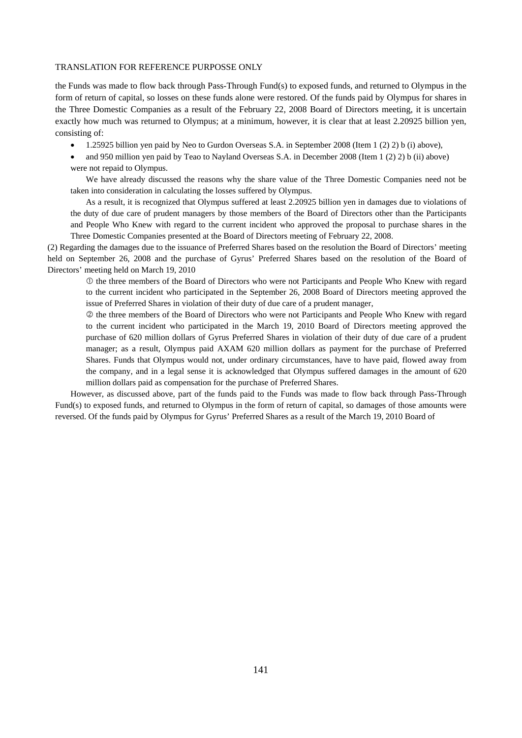the Funds was made to flow back through Pass-Through Fund(s) to exposed funds, and returned to Olympus in the form of return of capital, so losses on these funds alone were restored. Of the funds paid by Olympus for shares in the Three Domestic Companies as a result of the February 22, 2008 Board of Directors meeting, it is uncertain exactly how much was returned to Olympus; at a minimum, however, it is clear that at least 2.20925 billion yen, consisting of:

- 1.25925 billion yen paid by Neo to Gurdon Overseas S.A. in September 2008 (Item 1 (2) 2) b (i) above),
- and 950 million yen paid by Teao to Nayland Overseas S.A. in December 2008 (Item 1 (2) 2) b (ii) above)

were not repaid to Olympus.

We have already discussed the reasons why the share value of the Three Domestic Companies need not be taken into consideration in calculating the losses suffered by Olympus.

As a result, it is recognized that Olympus suffered at least 2.20925 billion yen in damages due to violations of the duty of due care of prudent managers by those members of the Board of Directors other than the Participants and People Who Knew with regard to the current incident who approved the proposal to purchase shares in the Three Domestic Companies presented at the Board of Directors meeting of February 22, 2008.

(2) Regarding the damages due to the issuance of Preferred Shares based on the resolution the Board of Directors' meeting held on September 26, 2008 and the purchase of Gyrus' Preferred Shares based on the resolution of the Board of Directors' meeting held on March 19, 2010

① the three members of the Board of Directors who were not Participants and People Who Knew with regard to the current incident who participated in the September 26, 2008 Board of Directors meeting approved the issue of Preferred Shares in violation of their duty of due care of a prudent manager,

② the three members of the Board of Directors who were not Participants and People Who Knew with regard to the current incident who participated in the March 19, 2010 Board of Directors meeting approved the purchase of 620 million dollars of Gyrus Preferred Shares in violation of their duty of due care of a prudent manager; as a result, Olympus paid AXAM 620 million dollars as payment for the purchase of Preferred Shares. Funds that Olympus would not, under ordinary circumstances, have to have paid, flowed away from the company, and in a legal sense it is acknowledged that Olympus suffered damages in the amount of 620 million dollars paid as compensation for the purchase of Preferred Shares.

However, as discussed above, part of the funds paid to the Funds was made to flow back through Pass-Through Fund(s) to exposed funds, and returned to Olympus in the form of return of capital, so damages of those amounts were reversed. Of the funds paid by Olympus for Gyrus' Preferred Shares as a result of the March 19, 2010 Board of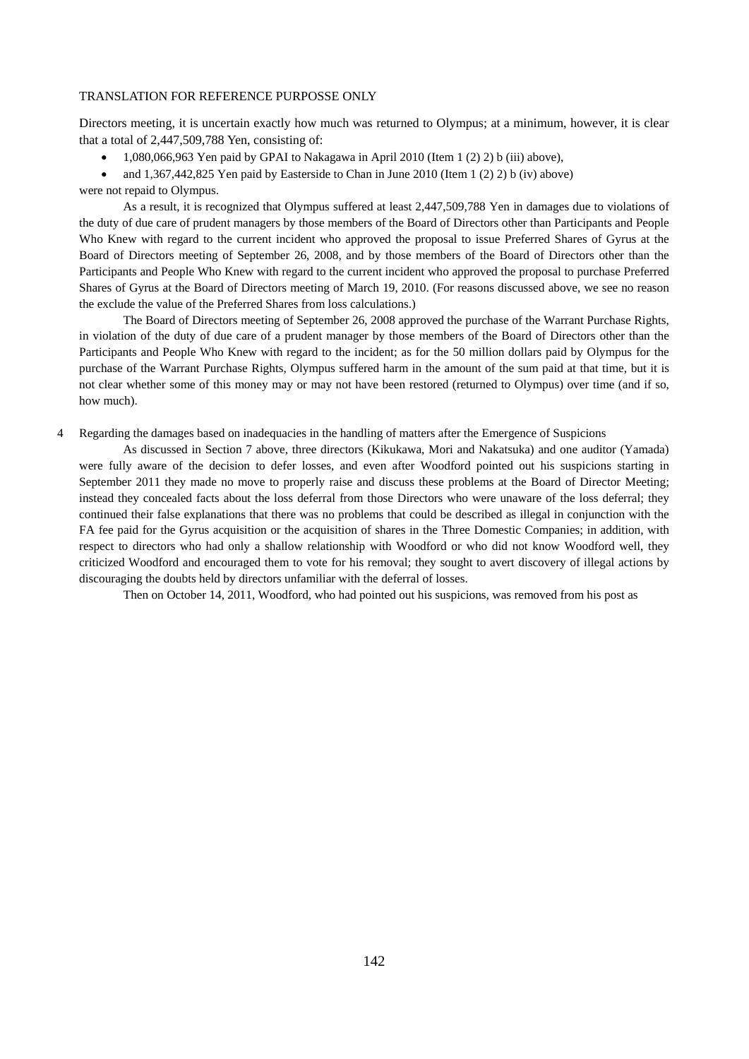Directors meeting, it is uncertain exactly how much was returned to Olympus; at a minimum, however, it is clear that a total of 2,447,509,788 Yen, consisting of:

- 1,080,066,963 Yen paid by GPAI to Nakagawa in April 2010 (Item 1 (2) 2) b (iii) above),
- and 1,367,442,825 Yen paid by Easterside to Chan in June 2010 (Item 1 (2) 2) b (iv) above)

were not repaid to Olympus.

As a result, it is recognized that Olympus suffered at least 2,447,509,788 Yen in damages due to violations of the duty of due care of prudent managers by those members of the Board of Directors other than Participants and People Who Knew with regard to the current incident who approved the proposal to issue Preferred Shares of Gyrus at the Board of Directors meeting of September 26, 2008, and by those members of the Board of Directors other than the Participants and People Who Knew with regard to the current incident who approved the proposal to purchase Preferred Shares of Gyrus at the Board of Directors meeting of March 19, 2010. (For reasons discussed above, we see no reason the exclude the value of the Preferred Shares from loss calculations.)

The Board of Directors meeting of September 26, 2008 approved the purchase of the Warrant Purchase Rights, in violation of the duty of due care of a prudent manager by those members of the Board of Directors other than the Participants and People Who Knew with regard to the incident; as for the 50 million dollars paid by Olympus for the purchase of the Warrant Purchase Rights, Olympus suffered harm in the amount of the sum paid at that time, but it is not clear whether some of this money may or may not have been restored (returned to Olympus) over time (and if so, how much).

4 Regarding the damages based on inadequacies in the handling of matters after the Emergence of Suspicions

As discussed in Section 7 above, three directors (Kikukawa, Mori and Nakatsuka) and one auditor (Yamada) were fully aware of the decision to defer losses, and even after Woodford pointed out his suspicions starting in September 2011 they made no move to properly raise and discuss these problems at the Board of Director Meeting; instead they concealed facts about the loss deferral from those Directors who were unaware of the loss deferral; they continued their false explanations that there was no problems that could be described as illegal in conjunction with the FA fee paid for the Gyrus acquisition or the acquisition of shares in the Three Domestic Companies; in addition, with respect to directors who had only a shallow relationship with Woodford or who did not know Woodford well, they criticized Woodford and encouraged them to vote for his removal; they sought to avert discovery of illegal actions by discouraging the doubts held by directors unfamiliar with the deferral of losses.

Then on October 14, 2011, Woodford, who had pointed out his suspicions, was removed from his post as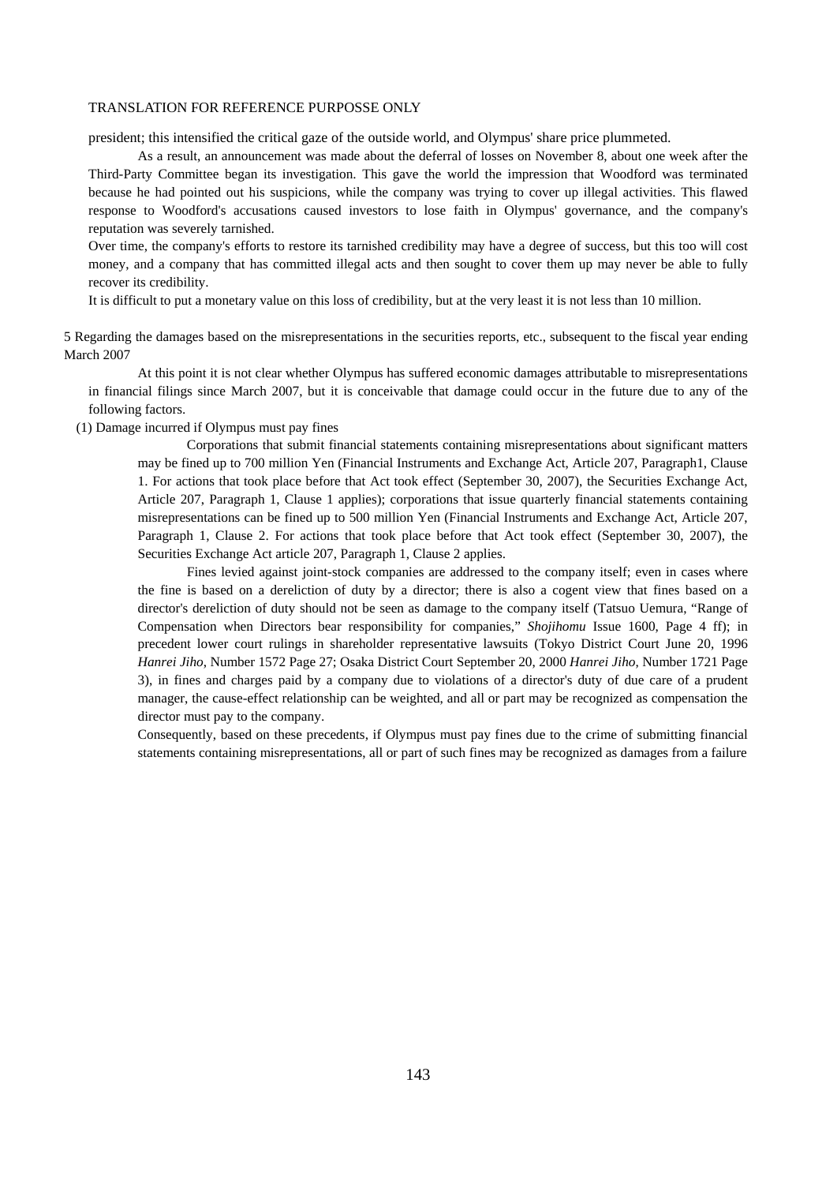president; this intensified the critical gaze of the outside world, and Olympus' share price plummeted.

As a result, an announcement was made about the deferral of losses on November 8, about one week after the Third-Party Committee began its investigation. This gave the world the impression that Woodford was terminated because he had pointed out his suspicions, while the company was trying to cover up illegal activities. This flawed response to Woodford's accusations caused investors to lose faith in Olympus' governance, and the company's reputation was severely tarnished.

Over time, the company's efforts to restore its tarnished credibility may have a degree of success, but this too will cost money, and a company that has committed illegal acts and then sought to cover them up may never be able to fully recover its credibility.

It is difficult to put a monetary value on this loss of credibility, but at the very least it is not less than 10 million.

5 Regarding the damages based on the misrepresentations in the securities reports, etc., subsequent to the fiscal year ending March 2007

At this point it is not clear whether Olympus has suffered economic damages attributable to misrepresentations in financial filings since March 2007, but it is conceivable that damage could occur in the future due to any of the following factors.

(1) Damage incurred if Olympus must pay fines

Corporations that submit financial statements containing misrepresentations about significant matters may be fined up to 700 million Yen (Financial Instruments and Exchange Act, Article 207, Paragraph1, Clause 1. For actions that took place before that Act took effect (September 30, 2007), the Securities Exchange Act, Article 207, Paragraph 1, Clause 1 applies); corporations that issue quarterly financial statements containing misrepresentations can be fined up to 500 million Yen (Financial Instruments and Exchange Act, Article 207, Paragraph 1, Clause 2. For actions that took place before that Act took effect (September 30, 2007), the Securities Exchange Act article 207, Paragraph 1, Clause 2 applies.

Fines levied against joint-stock companies are addressed to the company itself; even in cases where the fine is based on a dereliction of duty by a director; there is also a cogent view that fines based on a director's dereliction of duty should not be seen as damage to the company itself (Tatsuo Uemura, "Range of Compensation when Directors bear responsibility for companies," *Shojihomu* Issue 1600, Page 4 ff); in precedent lower court rulings in shareholder representative lawsuits (Tokyo District Court June 20, 1996 *Hanrei Jiho*, Number 1572 Page 27; Osaka District Court September 20, 2000 *Hanrei Jiho*, Number 1721 Page 3), in fines and charges paid by a company due to violations of a director's duty of due care of a prudent manager, the cause-effect relationship can be weighted, and all or part may be recognized as compensation the director must pay to the company.

Consequently, based on these precedents, if Olympus must pay fines due to the crime of submitting financial statements containing misrepresentations, all or part of such fines may be recognized as damages from a failure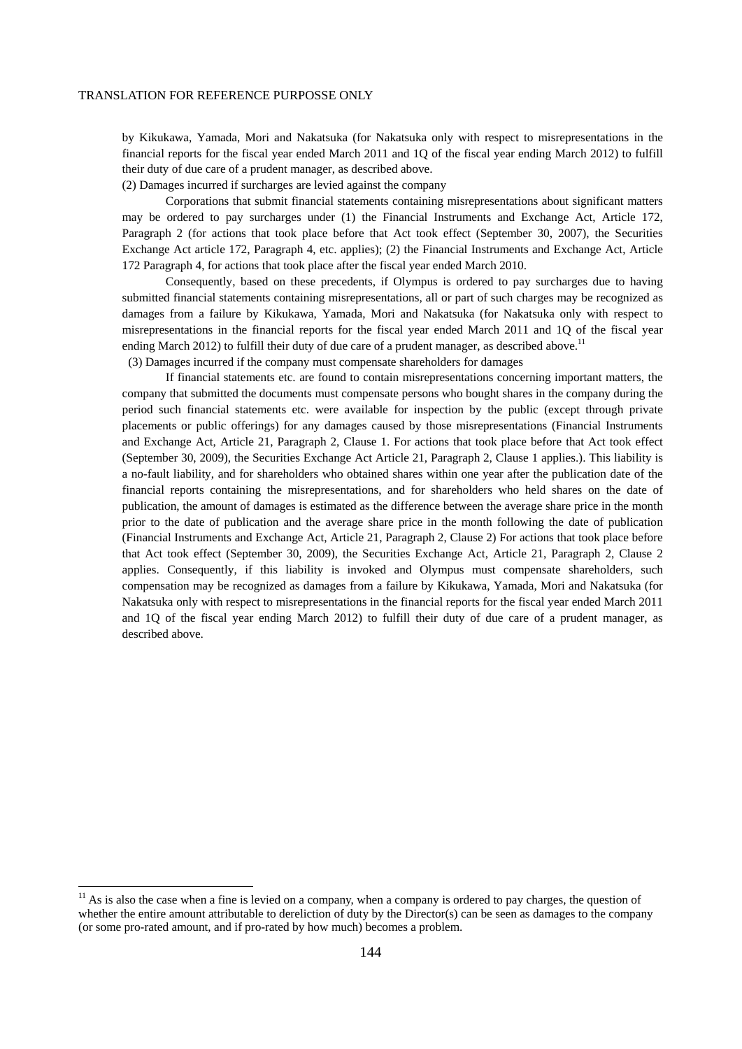by Kikukawa, Yamada, Mori and Nakatsuka (for Nakatsuka only with respect to misrepresentations in the financial reports for the fiscal year ended March 2011 and 1Q of the fiscal year ending March 2012) to fulfill their duty of due care of a prudent manager, as described above.

(2) Damages incurred if surcharges are levied against the company

Corporations that submit financial statements containing misrepresentations about significant matters may be ordered to pay surcharges under (1) the Financial Instruments and Exchange Act, Article 172, Paragraph 2 (for actions that took place before that Act took effect (September 30, 2007), the Securities Exchange Act article 172, Paragraph 4, etc. applies); (2) the Financial Instruments and Exchange Act, Article 172 Paragraph 4, for actions that took place after the fiscal year ended March 2010.

Consequently, based on these precedents, if Olympus is ordered to pay surcharges due to having submitted financial statements containing misrepresentations, all or part of such charges may be recognized as damages from a failure by Kikukawa, Yamada, Mori and Nakatsuka (for Nakatsuka only with respect to misrepresentations in the financial reports for the fiscal year ended March 2011 and 1Q of the fiscal year ending March 2012) to fulfill their duty of due care of a prudent manager, as described above.[11]

(3) Damages incurred if the company must compensate shareholders for damages

If financial statements etc. are found to contain misrepresentations concerning important matters, the company that submitted the documents must compensate persons who bought shares in the company during the period such financial statements etc. were available for inspection by the public (except through private placements or public offerings) for any damages caused by those misrepresentations (Financial Instruments and Exchange Act, Article 21, Paragraph 2, Clause 1. For actions that took place before that Act took effect (September 30, 2009), the Securities Exchange Act Article 21, Paragraph 2, Clause 1 applies.). This liability is a no-fault liability, and for shareholders who obtained shares within one year after the publication date of the financial reports containing the misrepresentations, and for shareholders who held shares on the date of publication, the amount of damages is estimated as the difference between the average share price in the month prior to the date of publication and the average share price in the month following the date of publication (Financial Instruments and Exchange Act, Article 21, Paragraph 2, Clause 2) For actions that took place before that Act took effect (September 30, 2009), the Securities Exchange Act, Article 21, Paragraph 2, Clause 2 applies. Consequently, if this liability is invoked and Olympus must compensate shareholders, such compensation may be recognized as damages from a failure by Kikukawa, Yamada, Mori and Nakatsuka (for Nakatsuka only with respect to misrepresentations in the financial reports for the fiscal year ended March 2011 and 1Q of the fiscal year ending March 2012) to fulfill their duty of due care of a prudent manager, as described above.

---

[11] As is also the case when a fine is levied on a company, when a company is ordered to pay charges, the question of whether the entire amount attributable to dereliction of duty by the Director(s) can be seen as damages to the company (or some pro-rated amount, and if pro-rated by how much) becomes a problem.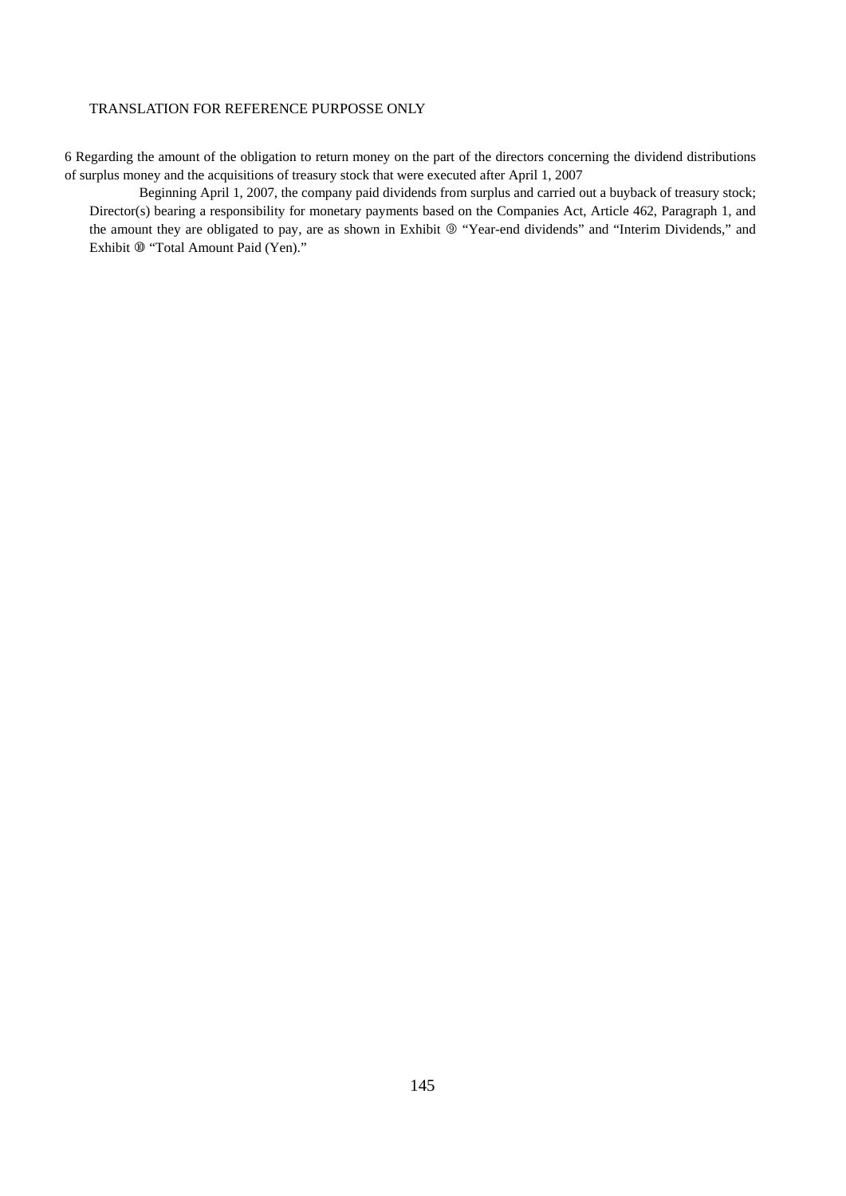TRANSLATION FOR REFERENCE PURPOSSE ONLY

6 Regarding the amount of the obligation to return money on the part of the directors concerning the dividend distributions of surplus money and the acquisitions of treasury stock that were executed after April 1, 2007

Beginning April 1, 2007, the company paid dividends from surplus and carried out a buyback of treasury stock; Director(s) bearing a responsibility for monetary payments based on the Companies Act, Article 462, Paragraph 1, and the amount they are obligated to pay, are as shown in Exhibit ⑨ "Year-end dividends" and "Interim Dividends," and Exhibit ⑩ "Total Amount Paid (Yen)."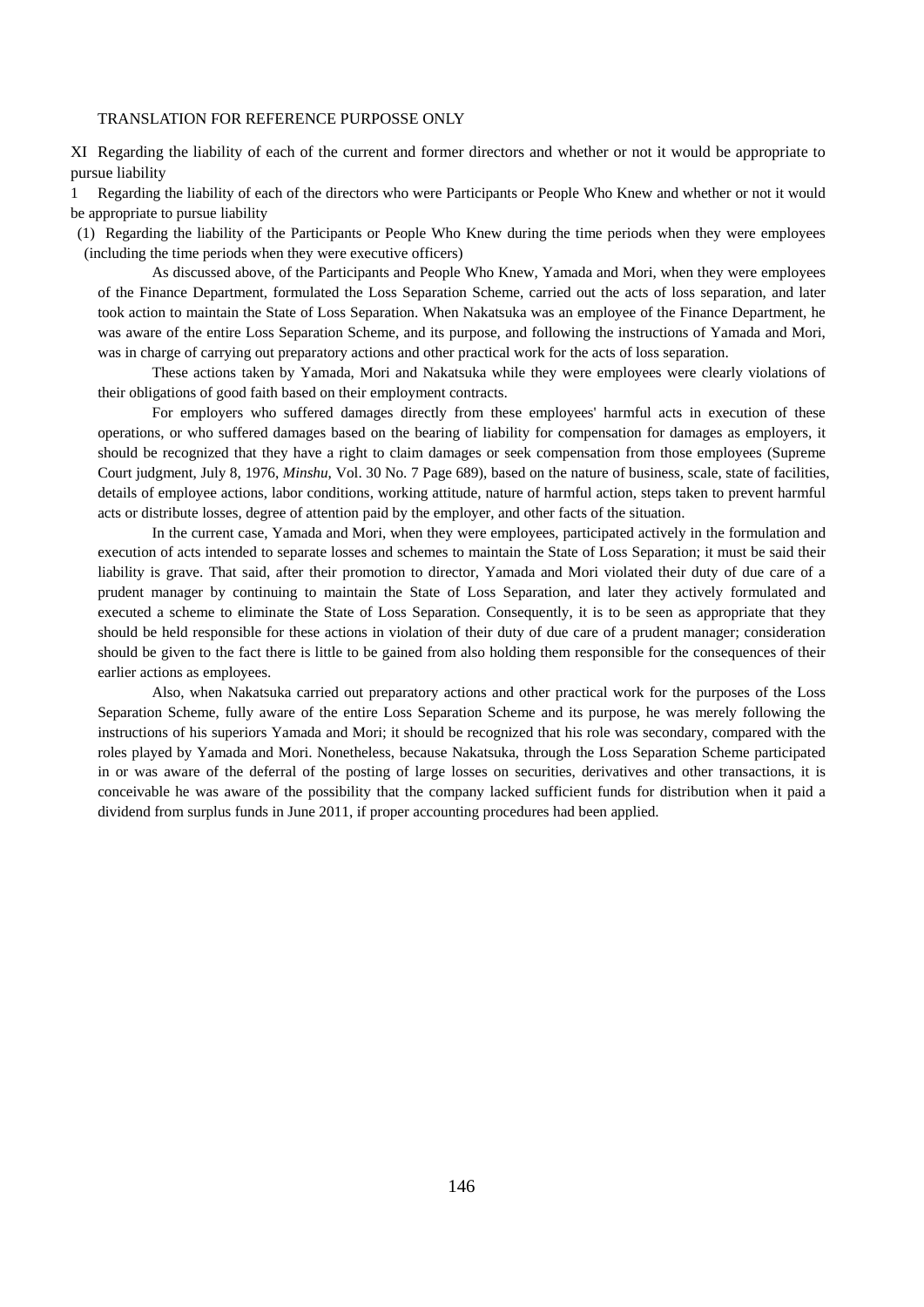TRANSLATION FOR REFERENCE PURPOSSE ONLY

## XI Regarding the liability of each of the current and former directors and whether or not it would be appropriate to pursue liability

### 1 Regarding the liability of each of the directors who were Participants or People Who Knew and whether or not it would be appropriate to pursue liability

#### (1) Regarding the liability of the Participants or People Who Knew during the time periods when they were employees (including the time periods when they were executive officers)

As discussed above, of the Participants and People Who Knew, Yamada and Mori, when they were employees of the Finance Department, formulated the Loss Separation Scheme, carried out the acts of loss separation, and later took action to maintain the State of Loss Separation. When Nakatsuka was an employee of the Finance Department, he was aware of the entire Loss Separation Scheme, and its purpose, and following the instructions of Yamada and Mori, was in charge of carrying out preparatory actions and other practical work for the acts of loss separation.

These actions taken by Yamada, Mori and Nakatsuka while they were employees were clearly violations of their obligations of good faith based on their employment contracts.

For employers who suffered damages directly from these employees' harmful acts in execution of these operations, or who suffered damages based on the bearing of liability for compensation for damages as employers, it should be recognized that they have a right to claim damages or seek compensation from those employees (Supreme Court judgment, July 8, 1976, *Minshu*, Vol. 30 No. 7 Page 689), based on the nature of business, scale, state of facilities, details of employee actions, labor conditions, working attitude, nature of harmful action, steps taken to prevent harmful acts or distribute losses, degree of attention paid by the employer, and other facts of the situation.

In the current case, Yamada and Mori, when they were employees, participated actively in the formulation and execution of acts intended to separate losses and schemes to maintain the State of Loss Separation; it must be said their liability is grave. That said, after their promotion to director, Yamada and Mori violated their duty of due care of a prudent manager by continuing to maintain the State of Loss Separation, and later they actively formulated and executed a scheme to eliminate the State of Loss Separation. Consequently, it is to be seen as appropriate that they should be held responsible for these actions in violation of their duty of due care of a prudent manager; consideration should be given to the fact there is little to be gained from also holding them responsible for the consequences of their earlier actions as employees.

Also, when Nakatsuka carried out preparatory actions and other practical work for the purposes of the Loss Separation Scheme, fully aware of the entire Loss Separation Scheme and its purpose, he was merely following the instructions of his superiors Yamada and Mori; it should be recognized that his role was secondary, compared with the roles played by Yamada and Mori. Nonetheless, because Nakatsuka, through the Loss Separation Scheme participated in or was aware of the deferral of the posting of large losses on securities, derivatives and other transactions, it is conceivable he was aware of the possibility that the company lacked sufficient funds for distribution when it paid a dividend from surplus funds in June 2011, if proper accounting procedures had been applied.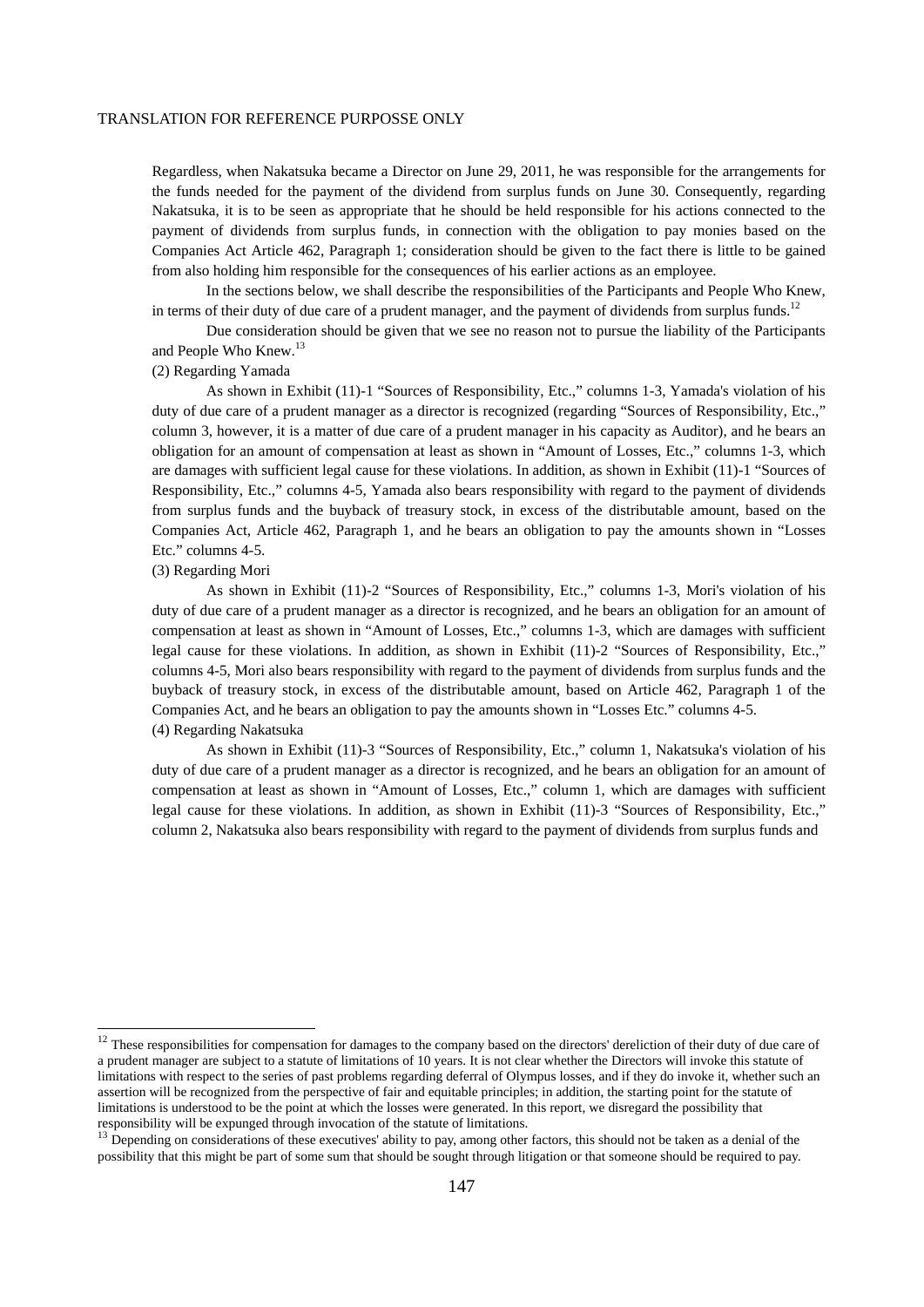Regardless, when Nakatsuka became a Director on June 29, 2011, he was responsible for the arrangements for the funds needed for the payment of the dividend from surplus funds on June 30. Consequently, regarding Nakatsuka, it is to be seen as appropriate that he should be held responsible for his actions connected to the payment of dividends from surplus funds, in connection with the obligation to pay monies based on the Companies Act Article 462, Paragraph 1; consideration should be given to the fact there is little to be gained from also holding him responsible for the consequences of his earlier actions as an employee.

In the sections below, we shall describe the responsibilities of the Participants and People Who Knew, in terms of their duty of due care of a prudent manager, and the payment of dividends from surplus funds.[12]

Due consideration should be given that we see no reason not to pursue the liability of the Participants and People Who Knew.[13]

(2) Regarding Yamada

As shown in Exhibit (11)-1 "Sources of Responsibility, Etc.," columns 1-3, Yamada's violation of his duty of due care of a prudent manager as a director is recognized (regarding "Sources of Responsibility, Etc.," column 3, however, it is a matter of due care of a prudent manager in his capacity as Auditor), and he bears an obligation for an amount of compensation at least as shown in "Amount of Losses, Etc.," columns 1-3, which are damages with sufficient legal cause for these violations. In addition, as shown in Exhibit (11)-1 "Sources of Responsibility, Etc.," columns 4-5, Yamada also bears responsibility with regard to the payment of dividends from surplus funds and the buyback of treasury stock, in excess of the distributable amount, based on the Companies Act, Article 462, Paragraph 1, and he bears an obligation to pay the amounts shown in "Losses Etc." columns 4-5.

(3) Regarding Mori

As shown in Exhibit (11)-2 "Sources of Responsibility, Etc.," columns 1-3, Mori's violation of his duty of due care of a prudent manager as a director is recognized, and he bears an obligation for an amount of compensation at least as shown in "Amount of Losses, Etc.," columns 1-3, which are damages with sufficient legal cause for these violations. In addition, as shown in Exhibit (11)-2 "Sources of Responsibility, Etc.," columns 4-5, Mori also bears responsibility with regard to the payment of dividends from surplus funds and the buyback of treasury stock, in excess of the distributable amount, based on Article 462, Paragraph 1 of the Companies Act, and he bears an obligation to pay the amounts shown in "Losses Etc." columns 4-5.

(4) Regarding Nakatsuka

As shown in Exhibit (11)-3 "Sources of Responsibility, Etc.," column 1, Nakatsuka's violation of his duty of due care of a prudent manager as a director is recognized, and he bears an obligation for an amount of compensation at least as shown in "Amount of Losses, Etc.," column 1, which are damages with sufficient legal cause for these violations. In addition, as shown in Exhibit (11)-3 "Sources of Responsibility, Etc.," column 2, Nakatsuka also bears responsibility with regard to the payment of dividends from surplus funds and

---

[12] These responsibilities for compensation for damages to the company based on the directors' dereliction of their duty of due care of a prudent manager are subject to a statute of limitations of 10 years. It is not clear whether the Directors will invoke this statute of limitations with respect to the series of past problems regarding deferral of Olympus losses, and if they do invoke it, whether such an assertion will be recognized from the perspective of fair and equitable principles; in addition, the starting point for the statute of limitations is understood to be the point at which the losses were generated. In this report, we disregard the possibility that responsibility will be expunged through invocation of the statute of limitations.

[13] Depending on considerations of these executives' ability to pay, among other factors, this should not be taken as a denial of the possibility that this might be part of some sum that should be sought through litigation or that someone should be required to pay.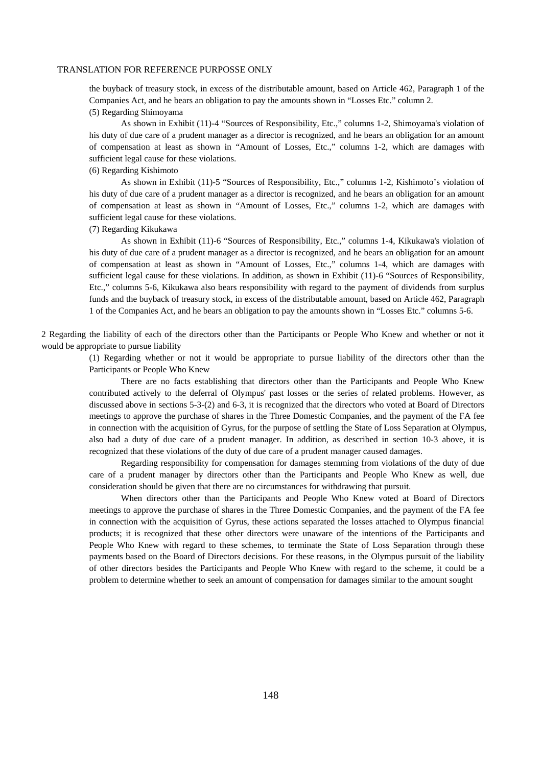the buyback of treasury stock, in excess of the distributable amount, based on Article 462, Paragraph 1 of the Companies Act, and he bears an obligation to pay the amounts shown in "Losses Etc." column 2.

(5) Regarding Shimoyama

As shown in Exhibit (11)-4 "Sources of Responsibility, Etc.," columns 1-2, Shimoyama's violation of his duty of due care of a prudent manager as a director is recognized, and he bears an obligation for an amount of compensation at least as shown in "Amount of Losses, Etc.," columns 1-2, which are damages with sufficient legal cause for these violations.

(6) Regarding Kishimoto

As shown in Exhibit (11)-5 "Sources of Responsibility, Etc.," columns 1-2, Kishimoto's violation of his duty of due care of a prudent manager as a director is recognized, and he bears an obligation for an amount of compensation at least as shown in "Amount of Losses, Etc.," columns 1-2, which are damages with sufficient legal cause for these violations.

(7) Regarding Kikukawa

As shown in Exhibit (11)-6 "Sources of Responsibility, Etc.," columns 1-4, Kikukawa's violation of his duty of due care of a prudent manager as a director is recognized, and he bears an obligation for an amount of compensation at least as shown in "Amount of Losses, Etc.," columns 1-4, which are damages with sufficient legal cause for these violations. In addition, as shown in Exhibit (11)-6 "Sources of Responsibility, Etc.," columns 5-6, Kikukawa also bears responsibility with regard to the payment of dividends from surplus funds and the buyback of treasury stock, in excess of the distributable amount, based on Article 462, Paragraph 1 of the Companies Act, and he bears an obligation to pay the amounts shown in "Losses Etc." columns 5-6.

2 Regarding the liability of each of the directors other than the Participants or People Who Knew and whether or not it would be appropriate to pursue liability

(1) Regarding whether or not it would be appropriate to pursue liability of the directors other than the Participants or People Who Knew

There are no facts establishing that directors other than the Participants and People Who Knew contributed actively to the deferral of Olympus' past losses or the series of related problems. However, as discussed above in sections 5-3-(2) and 6-3, it is recognized that the directors who voted at Board of Directors meetings to approve the purchase of shares in the Three Domestic Companies, and the payment of the FA fee in connection with the acquisition of Gyrus, for the purpose of settling the State of Loss Separation at Olympus, also had a duty of due care of a prudent manager. In addition, as described in section 10-3 above, it is recognized that these violations of the duty of due care of a prudent manager caused damages.

Regarding responsibility for compensation for damages stemming from violations of the duty of due care of a prudent manager by directors other than the Participants and People Who Knew as well, due consideration should be given that there are no circumstances for withdrawing that pursuit.

When directors other than the Participants and People Who Knew voted at Board of Directors meetings to approve the purchase of shares in the Three Domestic Companies, and the payment of the FA fee in connection with the acquisition of Gyrus, these actions separated the losses attached to Olympus financial products; it is recognized that these other directors were unaware of the intentions of the Participants and People Who Knew with regard to these schemes, to terminate the State of Loss Separation through these payments based on the Board of Directors decisions. For these reasons, in the Olympus pursuit of the liability of other directors besides the Participants and People Who Knew with regard to the scheme, it could be a problem to determine whether to seek an amount of compensation for damages similar to the amount sought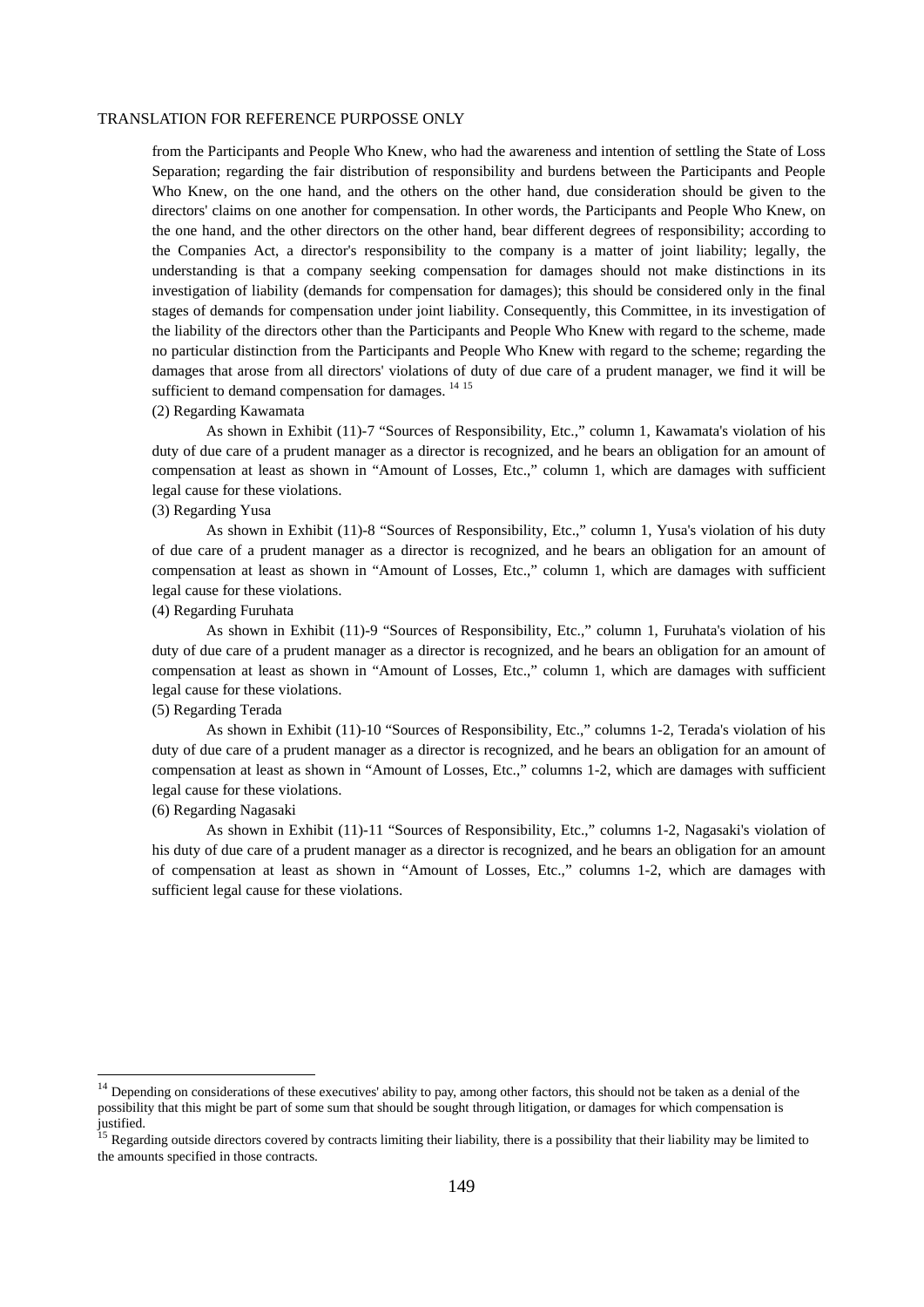from the Participants and People Who Knew, who had the awareness and intention of settling the State of Loss Separation; regarding the fair distribution of responsibility and burdens between the Participants and People Who Knew, on the one hand, and the others on the other hand, due consideration should be given to the directors' claims on one another for compensation. In other words, the Participants and People Who Knew, on the one hand, and the other directors on the other hand, bear different degrees of responsibility; according to the Companies Act, a director's responsibility to the company is a matter of joint liability; legally, the understanding is that a company seeking compensation for damages should not make distinctions in its investigation of liability (demands for compensation for damages); this should be considered only in the final stages of demands for compensation under joint liability. Consequently, this Committee, in its investigation of the liability of the directors other than the Participants and People Who Knew with regard to the scheme, made no particular distinction from the Participants and People Who Knew with regard to the scheme; regarding the damages that arose from all directors' violations of duty of due care of a prudent manager, we find it will be sufficient to demand compensation for damages. [14] [15]

(2) Regarding Kawamata

As shown in Exhibit (11)-7 "Sources of Responsibility, Etc.," column 1, Kawamata's violation of his duty of due care of a prudent manager as a director is recognized, and he bears an obligation for an amount of compensation at least as shown in "Amount of Losses, Etc.," column 1, which are damages with sufficient legal cause for these violations.

(3) Regarding Yusa

As shown in Exhibit (11)-8 "Sources of Responsibility, Etc.," column 1, Yusa's violation of his duty of due care of a prudent manager as a director is recognized, and he bears an obligation for an amount of compensation at least as shown in "Amount of Losses, Etc.," column 1, which are damages with sufficient legal cause for these violations.

(4) Regarding Furuhata

As shown in Exhibit (11)-9 "Sources of Responsibility, Etc.," column 1, Furuhata's violation of his duty of due care of a prudent manager as a director is recognized, and he bears an obligation for an amount of compensation at least as shown in "Amount of Losses, Etc.," column 1, which are damages with sufficient legal cause for these violations.

(5) Regarding Terada

As shown in Exhibit (11)-10 "Sources of Responsibility, Etc.," columns 1-2, Terada's violation of his duty of due care of a prudent manager as a director is recognized, and he bears an obligation for an amount of compensation at least as shown in "Amount of Losses, Etc.," columns 1-2, which are damages with sufficient legal cause for these violations.

(6) Regarding Nagasaki

As shown in Exhibit (11)-11 "Sources of Responsibility, Etc.," columns 1-2, Nagasaki's violation of his duty of due care of a prudent manager as a director is recognized, and he bears an obligation for an amount of compensation at least as shown in "Amount of Losses, Etc.," columns 1-2, which are damages with sufficient legal cause for these violations.

---

[14] Depending on considerations of these executives' ability to pay, among other factors, this should not be taken as a denial of the possibility that this might be part of some sum that should be sought through litigation, or damages for which compensation is justified.

[15] Regarding outside directors covered by contracts limiting their liability, there is a possibility that their liability may be limited to the amounts specified in those contracts.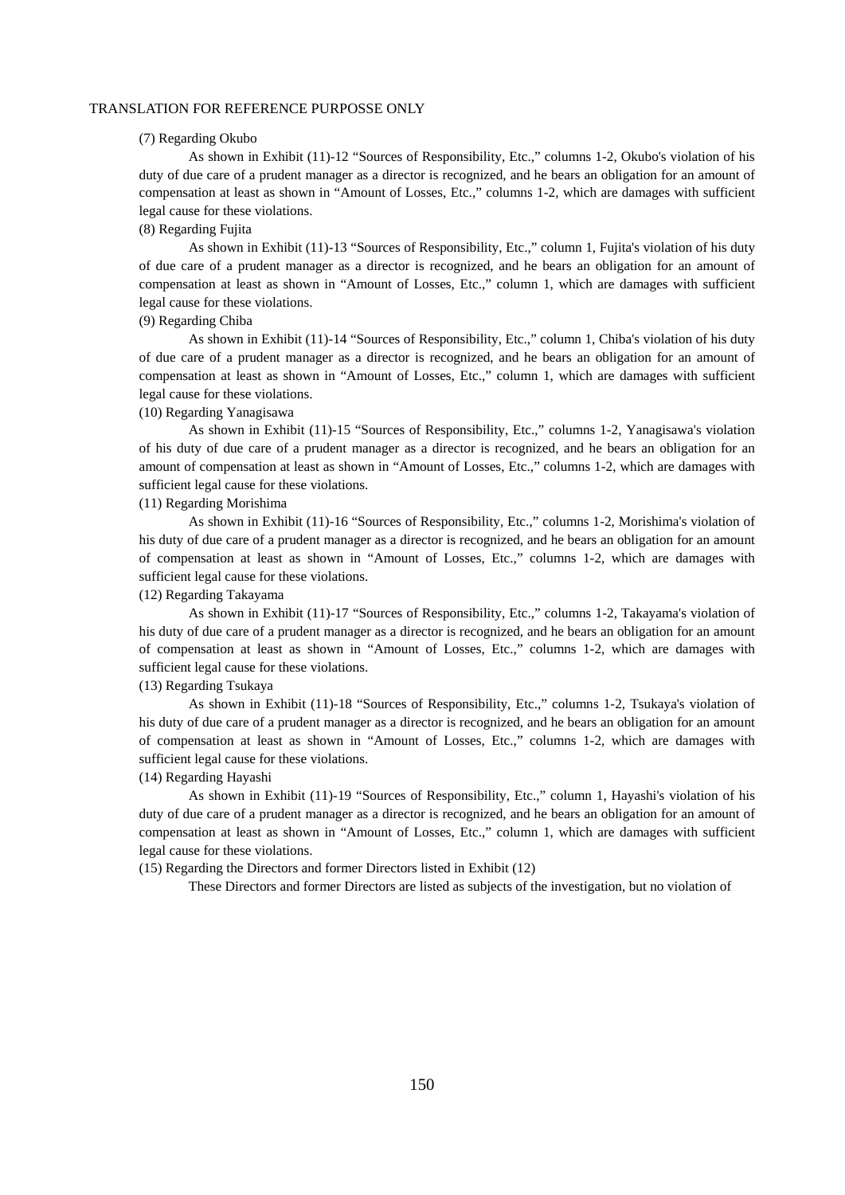(7) Regarding Okubo

As shown in Exhibit (11)-12 “Sources of Responsibility, Etc.,” columns 1-2, Okubo's violation of his duty of due care of a prudent manager as a director is recognized, and he bears an obligation for an amount of compensation at least as shown in “Amount of Losses, Etc.,” columns 1-2, which are damages with sufficient legal cause for these violations.

(8) Regarding Fujita

As shown in Exhibit (11)-13 “Sources of Responsibility, Etc.,” column 1, Fujita's violation of his duty of due care of a prudent manager as a director is recognized, and he bears an obligation for an amount of compensation at least as shown in “Amount of Losses, Etc.,” column 1, which are damages with sufficient legal cause for these violations.

(9) Regarding Chiba

As shown in Exhibit (11)-14 “Sources of Responsibility, Etc.,” column 1, Chiba's violation of his duty of due care of a prudent manager as a director is recognized, and he bears an obligation for an amount of compensation at least as shown in “Amount of Losses, Etc.,” column 1, which are damages with sufficient legal cause for these violations.

(10) Regarding Yanagisawa

As shown in Exhibit (11)-15 “Sources of Responsibility, Etc.,” columns 1-2, Yanagisawa's violation of his duty of due care of a prudent manager as a director is recognized, and he bears an obligation for an amount of compensation at least as shown in “Amount of Losses, Etc.,” columns 1-2, which are damages with sufficient legal cause for these violations.

(11) Regarding Morishima

As shown in Exhibit (11)-16 “Sources of Responsibility, Etc.,” columns 1-2, Morishima's violation of his duty of due care of a prudent manager as a director is recognized, and he bears an obligation for an amount of compensation at least as shown in “Amount of Losses, Etc.,” columns 1-2, which are damages with sufficient legal cause for these violations.

(12) Regarding Takayama

As shown in Exhibit (11)-17 “Sources of Responsibility, Etc.,” columns 1-2, Takayama's violation of his duty of due care of a prudent manager as a director is recognized, and he bears an obligation for an amount of compensation at least as shown in “Amount of Losses, Etc.,” columns 1-2, which are damages with sufficient legal cause for these violations.

(13) Regarding Tsukaya

As shown in Exhibit (11)-18 “Sources of Responsibility, Etc.,” columns 1-2, Tsukaya's violation of his duty of due care of a prudent manager as a director is recognized, and he bears an obligation for an amount of compensation at least as shown in “Amount of Losses, Etc.,” columns 1-2, which are damages with sufficient legal cause for these violations.

(14) Regarding Hayashi

As shown in Exhibit (11)-19 “Sources of Responsibility, Etc.,” column 1, Hayashi's violation of his duty of due care of a prudent manager as a director is recognized, and he bears an obligation for an amount of compensation at least as shown in “Amount of Losses, Etc.,” column 1, which are damages with sufficient legal cause for these violations.

(15) Regarding the Directors and former Directors listed in Exhibit (12)

These Directors and former Directors are listed as subjects of the investigation, but no violation of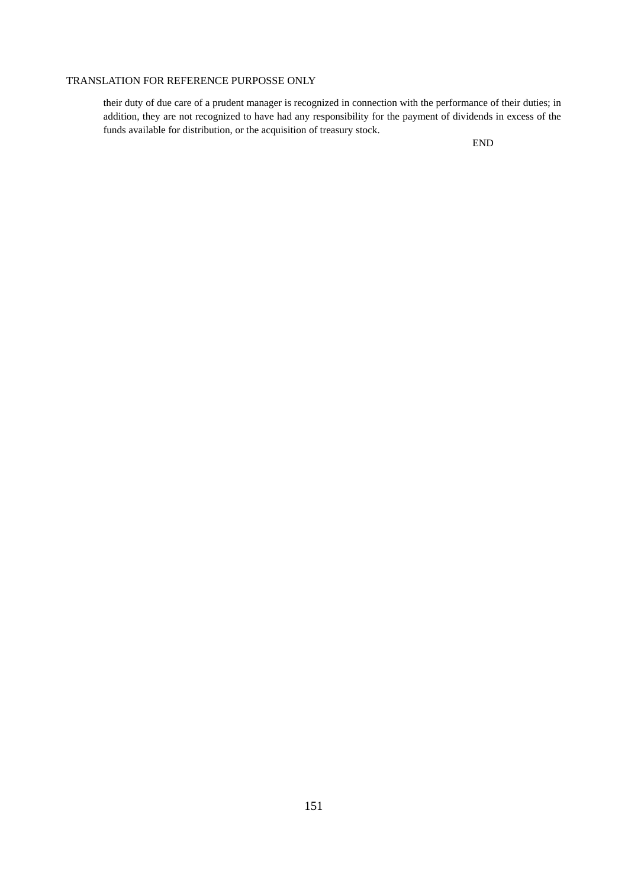their duty of due care of a prudent manager is recognized in connection with the performance of their duties; in addition, they are not recognized to have had any responsibility for the payment of dividends in excess of the funds available for distribution, or the acquisition of treasury stock.

END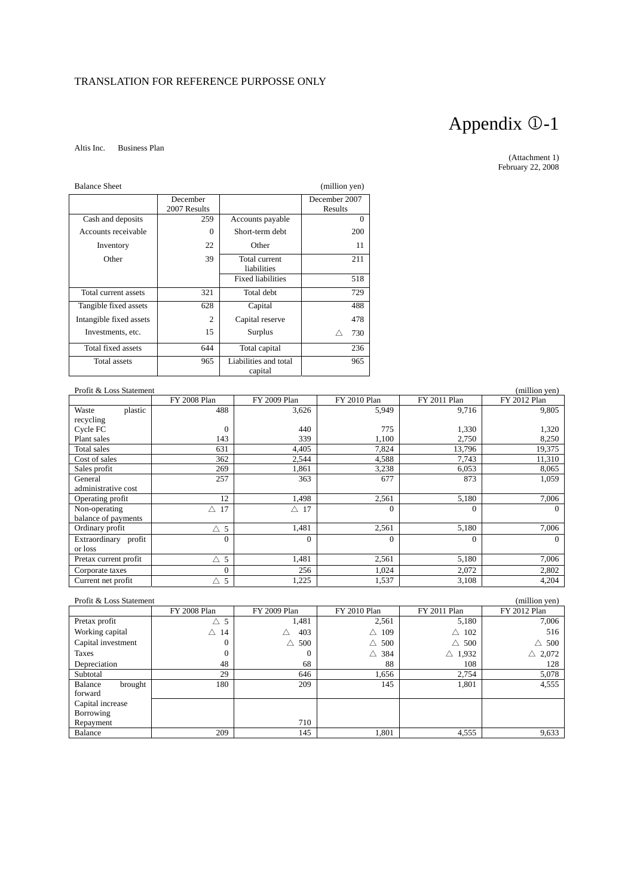TRANSLATION FOR REFERENCE PURPOSSE ONLY

# Appendix ①-1

Altis Inc.　Business Plan

(Attachment 1)
February 22, 2008

Balance Sheet (million yen)

| | December 2007 Results | | December 2007 Results |
|---|---|---|---|
| Cash and deposits | 259 | Accounts payable | 0 |
| Accounts receivable | 0 | Short-term debt | 200 |
| Inventory | 22 | Other | 11 |
| Other | 39 | Total current liabilities | 211 |
| | | Fixed liabilities | 518 |
| Total current assets | 321 | Total debt | 729 |
| Tangible fixed assets | 628 | Capital | 488 |
| Intangible fixed assets | 2 | Capital reserve | 478 |
| Investments, etc. | 15 | Surplus | △ 730 |
| Total fixed assets | 644 | Total capital | 236 |
| Total assets | 965 | Liabilities and total capital | 965 |

Profit & Loss Statement (million yen)

| | FY 2008 Plan | FY 2009 Plan | FY 2010 Plan | FY 2011 Plan | FY 2012 Plan |
|---|---|---|---|---|---|
| Waste plastic recycling | 488 | 3,626 | 5,949 | 9,716 | 9,805 |
| Cycle FC | 0 | 440 | 775 | 1,330 | 1,320 |
| Plant sales | 143 | 339 | 1,100 | 2,750 | 8,250 |
| Total sales | 631 | 4,405 | 7,824 | 13,796 | 19,375 |
| Cost of sales | 362 | 2,544 | 4,588 | 7,743 | 11,310 |
| Sales profit | 269 | 1,861 | 3,238 | 6,053 | 8,065 |
| General administrative cost | 257 | 363 | 677 | 873 | 1,059 |
| Operating profit | 12 | 1,498 | 2,561 | 5,180 | 7,006 |
| Non-operating balance of payments | △ 17 | △ 17 | 0 | 0 | 0 |
| Ordinary profit | △ 5 | 1,481 | 2,561 | 5,180 | 7,006 |
| Extraordinary profit or loss | 0 | 0 | 0 | 0 | 0 |
| Pretax current profit | △ 5 | 1,481 | 2,561 | 5,180 | 7,006 |
| Corporate taxes | 0 | 256 | 1,024 | 2,072 | 2,802 |
| Current net profit | △ 5 | 1,225 | 1,537 | 3,108 | 4,204 |

Profit & Loss Statement (million yen)

| | FY 2008 Plan | FY 2009 Plan | FY 2010 Plan | FY 2011 Plan | FY 2012 Plan |
|---|---|---|---|---|---|
| Pretax profit | △ 5 | 1,481 | 2,561 | 5,180 | 7,006 |
| Working capital | △ 14 | △ 403 | △ 109 | △ 102 | 516 |
| Capital investment | 0 | △ 500 | △ 500 | △ 500 | △ 500 |
| Taxes | 0 | 0 | △ 384 | △ 1,932 | △ 2,072 |
| Depreciation | 48 | 68 | 88 | 108 | 128 |
| Subtotal | 29 | 646 | 1,656 | 2,754 | 5,078 |
| Balance brought forward | 180 | 209 | 145 | 1,801 | 4,555 |
| Capital increase<br>Borrowing<br>Repayment | | 710 | | | |
| Balance | 209 | 145 | 1,801 | 4,555 | 9,633 |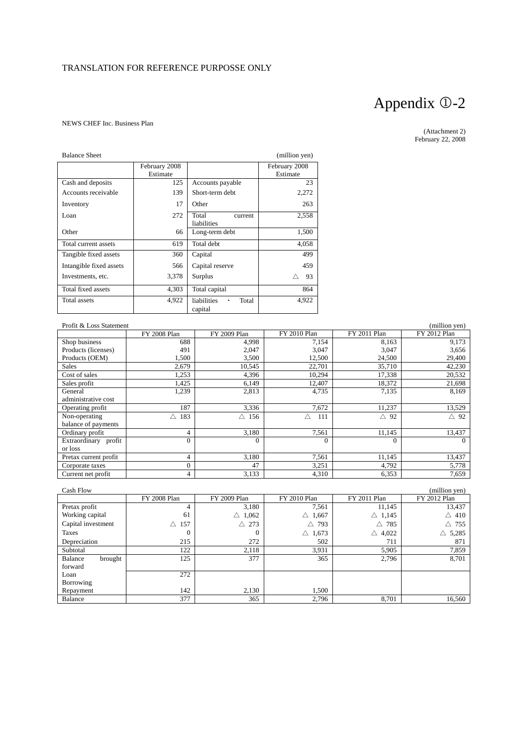TRANSLATION FOR REFERENCE PURPOSSE ONLY

# Appendix ①-2

NEWS CHEF Inc. Business Plan

(Attachment 2)
February 22, 2008

Balance Sheet (million yen)

| | February 2008 Estimate | | February 2008 Estimate |
|---|---|---|---|
| Cash and deposits | 125 | Accounts payable | 23 |
| Accounts receivable | 139 | Short-term debt | 2,272 |
| Inventory | 17 | Other | 263 |
| Loan | 272 | Total current liabilities | 2,558 |
| Other | 66 | Long-term debt | 1,500 |
| Total current assets | 619 | Total debt | 4,058 |
| Tangible fixed assets | 360 | Capital | 499 |
| Intangible fixed assets | 566 | Capital reserve | 459 |
| Investments, etc. | 3,378 | Surplus | △ 93 |
| Total fixed assets | 4,303 | Total capital | 864 |
| Total assets | 4,922 | liabilities ・ Total capital | 4,922 |

Profit & Loss Statement (million yen)

| | FY 2008 Plan | FY 2009 Plan | FY 2010 Plan | FY 2011 Plan | FY 2012 Plan |
|---|---|---|---|---|---|
| Shop business | 688 | 4,998 | 7,154 | 8,163 | 9,173 |
| Products (licenses) | 491 | 2,047 | 3,047 | 3,047 | 3,656 |
| Products (OEM) | 1,500 | 3,500 | 12,500 | 24,500 | 29,400 |
| Sales | 2,679 | 10,545 | 22,701 | 35,710 | 42,230 |
| Cost of sales | 1,253 | 4,396 | 10,294 | 17,338 | 20,532 |
| Sales profit | 1,425 | 6,149 | 12,407 | 18,372 | 21,698 |
| General administrative cost | 1,239 | 2,813 | 4,735 | 7,135 | 8,169 |
| Operating profit | 187 | 3,336 | 7,672 | 11,237 | 13,529 |
| Non-operating balance of payments | △ 183 | △ 156 | △ 111 | △ 92 | △ 92 |
| Ordinary profit | 4 | 3,180 | 7,561 | 11,145 | 13,437 |
| Extraordinary profit or loss | 0 | 0 | 0 | 0 | 0 |
| Pretax current profit | 4 | 3,180 | 7,561 | 11,145 | 13,437 |
| Corporate taxes | 0 | 47 | 3,251 | 4,792 | 5,778 |
| Current net profit | 4 | 3,133 | 4,310 | 6,353 | 7,659 |

Cash Flow (million yen)

| | FY 2008 Plan | FY 2009 Plan | FY 2010 Plan | FY 2011 Plan | FY 2012 Plan |
|---|---|---|---|---|---|
| Pretax profit | 4 | 3,180 | 7,561 | 11,145 | 13,437 |
| Working capital | 61 | △ 1,062 | △ 1,667 | △ 1,145 | △ 410 |
| Capital investment | △ 157 | △ 273 | △ 793 | △ 785 | △ 755 |
| Taxes | 0 | 0 | △ 1,673 | △ 4,022 | △ 5,285 |
| Depreciation | 215 | 272 | 502 | 711 | 871 |
| Subtotal | 122 | 2,118 | 3,931 | 5,905 | 7,859 |
| Balance brought forward | 125 | 377 | 365 | 2,796 | 8,701 |
| Loan | 272 | | | | |
| Borrowing | | | | | |
| Repayment | 142 | 2,130 | 1,500 | | |
| Balance | 377 | 365 | 2,796 | 8,701 | 16,560 |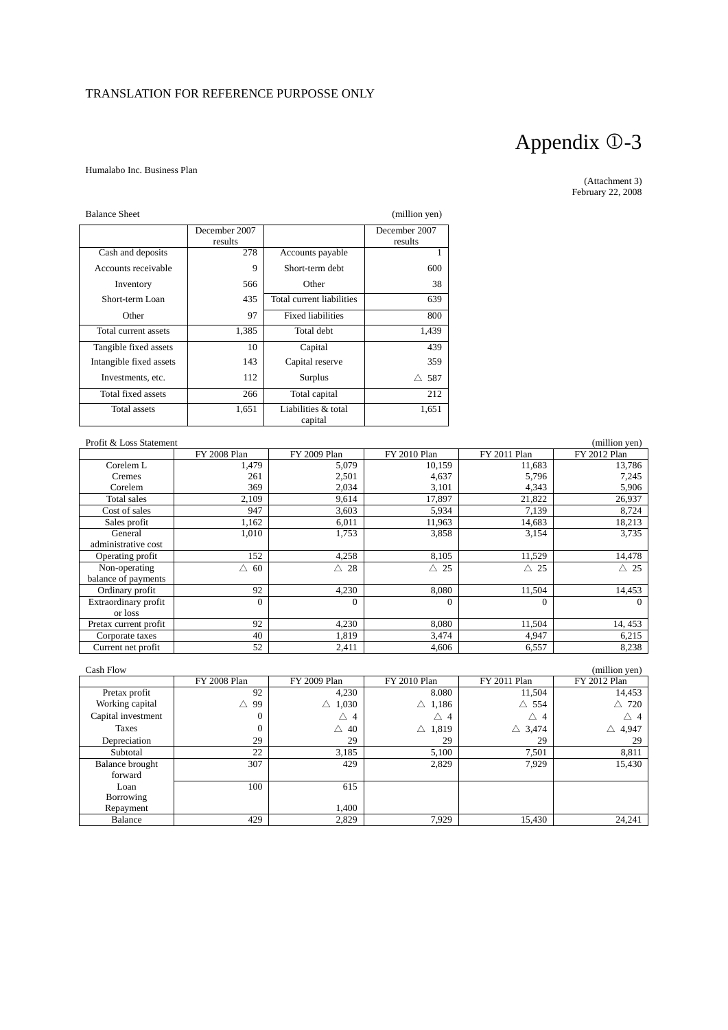TRANSLATION FOR REFERENCE PURPOSSE ONLY

# Appendix ①-3

Humalabo Inc. Business Plan

(Attachment 3)
February 22, 2008

Balance Sheet (million yen)

| | December 2007 results | | December 2007 results |
|---|---|---|---|
| Cash and deposits | 278 | Accounts payable | 1 |
| Accounts receivable | 9 | Short-term debt | 600 |
| Inventory | 566 | Other | 38 |
| Short-term Loan | 435 | Total current liabilities | 639 |
| Other | 97 | Fixed liabilities | 800 |
| Total current assets | 1,385 | Total debt | 1,439 |
| Tangible fixed assets | 10 | Capital | 439 |
| Intangible fixed assets | 143 | Capital reserve | 359 |
| Investments, etc. | 112 | Surplus | △ 587 |
| Total fixed assets | 266 | Total capital | 212 |
| Total assets | 1,651 | Liabilities & total capital | 1,651 |

Profit & Loss Statement (million yen)

| | FY 2008 Plan | FY 2009 Plan | FY 2010 Plan | FY 2011 Plan | FY 2012 Plan |
|---|---|---|---|---|---|
| Corelem L | 1,479 | 5,079 | 10,159 | 11,683 | 13,786 |
| Cremes | 261 | 2,501 | 4,637 | 5,796 | 7,245 |
| Corelem | 369 | 2,034 | 3,101 | 4,343 | 5,906 |
| Total sales | 2,109 | 9,614 | 17,897 | 21,822 | 26,937 |
| Cost of sales | 947 | 3,603 | 5,934 | 7,139 | 8,724 |
| Sales profit | 1,162 | 6,011 | 11,963 | 14,683 | 18,213 |
| General administrative cost | 1,010 | 1,753 | 3,858 | 3,154 | 3,735 |
| Operating profit | 152 | 4,258 | 8,105 | 11,529 | 14,478 |
| Non-operating balance of payments | △ 60 | △ 28 | △ 25 | △ 25 | △ 25 |
| Ordinary profit | 92 | 4,230 | 8,080 | 11,504 | 14,453 |
| Extraordinary profit or loss | 0 | 0 | 0 | 0 | 0 |
| Pretax current profit | 92 | 4,230 | 8,080 | 11,504 | 14, 453 |
| Corporate taxes | 40 | 1,819 | 3,474 | 4,947 | 6,215 |
| Current net profit | 52 | 2,411 | 4,606 | 6,557 | 8,238 |

Cash Flow (million yen)

| | FY 2008 Plan | FY 2009 Plan | FY 2010 Plan | FY 2011 Plan | FY 2012 Plan |
|---|---|---|---|---|---|
| Pretax profit | 92 | 4,230 | 8.080 | 11,504 | 14,453 |
| Working capital | △ 99 | △ 1,030 | △ 1,186 | △ 554 | △ 720 |
| Capital investment | 0 | △ 4 | △ 4 | △ 4 | △ 4 |
| Taxes | 0 | △ 40 | △ 1,819 | △ 3,474 | △ 4,947 |
| Depreciation | 29 | 29 | 29 | 29 | 29 |
| Subtotal | 22 | 3,185 | 5,100 | 7,501 | 8,811 |
| Balance brought forward | 307 | 429 | 2,829 | 7,929 | 15,430 |
| Loan Borrowing | 100 | 615 | | | |
| Repayment | | 1,400 | | | |
| Balance | 429 | 2,829 | 7,929 | 15,430 | 24,241 |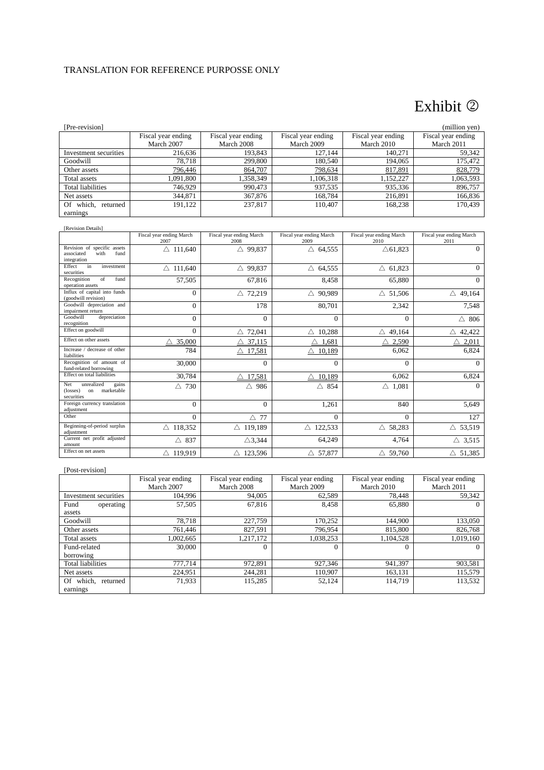TRANSLATION FOR REFERENCE PURPOSSE ONLY

# Exhibit ②

[Pre-revision] (million yen)

| | Fiscal year ending March 2007 | Fiscal year ending March 2008 | Fiscal year ending March 2009 | Fiscal year ending March 2010 | Fiscal year ending March 2011 |
|---|---|---|---|---|---|
| Investment securities | 216,636 | 193,843 | 127,144 | 140,271 | 59,342 |
| Goodwill | 78,718 | 299,800 | 180,540 | 194,065 | 175,472 |
| Other assets | 796,446 | 864,707 | 798,634 | 817,891 | 828,779 |
| Total assets | 1,091,800 | 1,358,349 | 1,106,318 | 1,152,227 | 1,063,593 |
| Total liabilities | 746,929 | 990,473 | 937,535 | 935,336 | 896,757 |
| Net assets | 344,871 | 367,876 | 168,784 | 216,891 | 166,836 |
| Of which, returned earnings | 191,122 | 237,817 | 110,407 | 168,238 | 170,439 |

[Revision Details]

| | Fiscal year ending March 2007 | Fiscal year ending March 2008 | Fiscal year ending March 2009 | Fiscal year ending March 2010 | Fiscal year ending March 2011 |
|---|---|---|---|---|---|
| Revision of specific assets associated with fund integration | △ 111,640 | △ 99,837 | △ 64,555 | △61,823 | 0 |
| Effect in investment securities | △ 111,640 | △ 99,837 | △ 64,555 | △ 61,823 | 0 |
| Recognition of fund operation assets | 57,505 | 67,816 | 8,458 | 65,880 | 0 |
| Influx of capital into funds (goodwill revision) | 0 | △ 72,219 | △ 90,989 | △ 51,506 | △ 49,164 |
| Goodwill depreciation and impairment return | 0 | 178 | 80,701 | 2,342 | 7,548 |
| Goodwill depreciation recognition | 0 | 0 | 0 | 0 | △ 806 |
| Effect on goodwill | 0 | △ 72,041 | △ 10,288 | △ 49,164 | △ 42,422 |
| Effect on other assets | △ 35,000 | △ 37,115 | △ 1,681 | △ 2,590 | △ 2,011 |
| Increase / decrease of other liabilities | 784 | △ 17,581 | △ 10,189 | 6,062 | 6,824 |
| Recognition of amount of fund-related borrowing | 30,000 | 0 | 0 | 0 | 0 |
| Effect on total liabilities | 30,784 | △ 17,581 | △ 10,189 | 6,062 | 6,824 |
| Net unrealized gains (losses) on marketable securities | △ 730 | △ 986 | △ 854 | △ 1,081 | 0 |
| Foreign currency translation adjustment | 0 | 0 | 1,261 | 840 | 5,649 |
| Other | 0 | △ 77 | 0 | 0 | 127 |
| Beginning-of-period surplus adjustment | △ 118,352 | △ 119,189 | △ 122,533 | △ 58,283 | △ 53,519 |
| Current net profit adjusted amount | △ 837 | △3,344 | 64,249 | 4,764 | △ 3,515 |
| Effect on net assets | △ 119,919 | △ 123,596 | △ 57,877 | △ 59,760 | △ 51,385 |

[Post-revision]

| | Fiscal year ending March 2007 | Fiscal year ending March 2008 | Fiscal year ending March 2009 | Fiscal year ending March 2010 | Fiscal year ending March 2011 |
|---|---|---|---|---|---|
| Investment securities | 104,996 | 94,005 | 62,589 | 78,448 | 59,342 |
| Fund operating assets | 57,505 | 67,816 | 8,458 | 65,880 | 0 |
| Goodwill | 78,718 | 227,759 | 170,252 | 144,900 | 133,050 |
| Other assets | 761,446 | 827,591 | 796,954 | 815,800 | 826,768 |
| Total assets | 1,002,665 | 1,217,172 | 1,038,253 | 1,104,528 | 1,019,160 |
| Fund-related borrowing | 30,000 | 0 | 0 | 0 | 0 |
| Total liabilities | 777,714 | 972,891 | 927,346 | 941,397 | 903,581 |
| Net assets | 224,951 | 244,281 | 110,907 | 163,131 | 115,579 |
| Of which, returned earnings | 71,933 | 115,285 | 52,124 | 114,719 | 113,532 |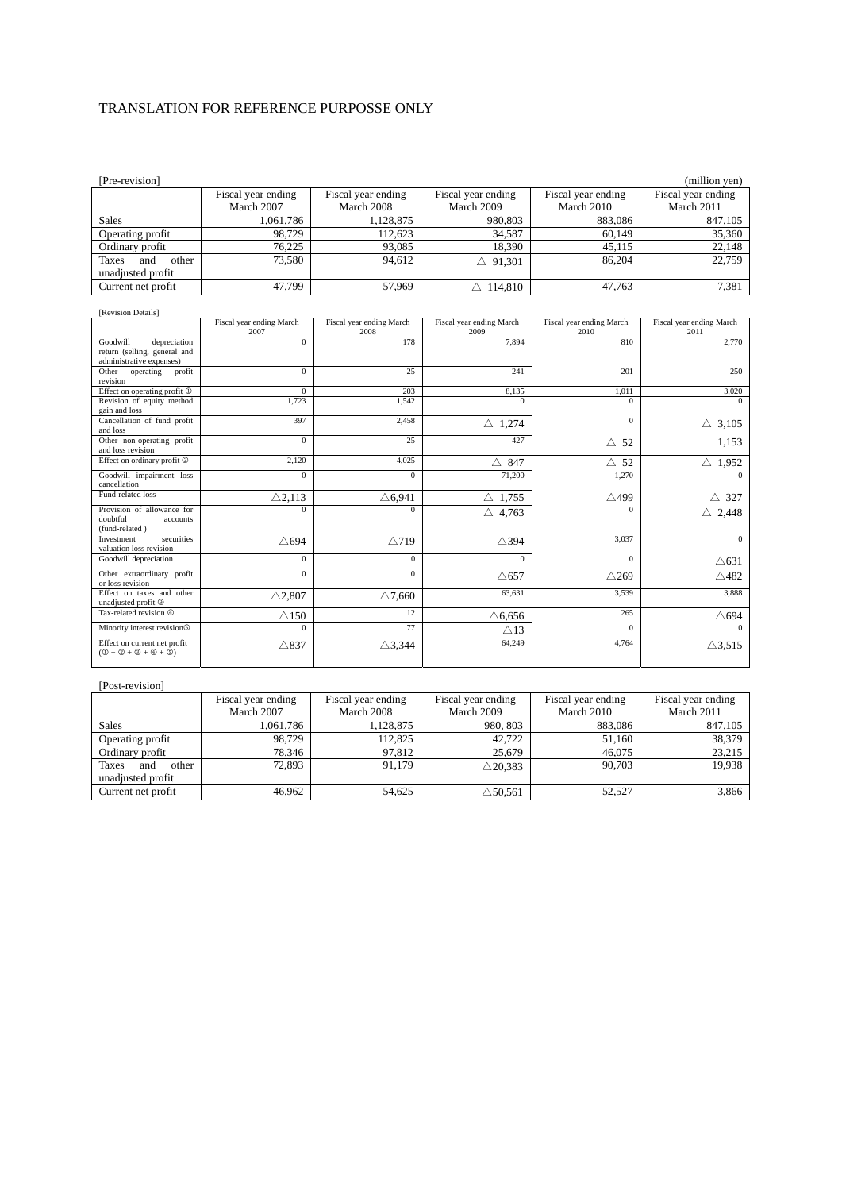TRANSLATION FOR REFERENCE PURPOSSE ONLY

[Pre-revision] (million yen)

| | Fiscal year ending March 2007 | Fiscal year ending March 2008 | Fiscal year ending March 2009 | Fiscal year ending March 2010 | Fiscal year ending March 2011 |
|---|---|---|---|---|---|
| Sales | 1,061,786 | 1,128,875 | 980,803 | 883,086 | 847,105 |
| Operating profit | 98,729 | 112,623 | 34,587 | 60,149 | 35,360 |
| Ordinary profit | 76,225 | 93,085 | 18,390 | 45,115 | 22,148 |
| Taxes and other unadjusted profit | 73,580 | 94,612 | △ 91,301 | 86,204 | 22,759 |
| Current net profit | 47,799 | 57,969 | △ 114,810 | 47,763 | 7,381 |

[Revision Details]

| | Fiscal year ending March 2007 | Fiscal year ending March 2008 | Fiscal year ending March 2009 | Fiscal year ending March 2010 | Fiscal year ending March 2011 |
|---|---|---|---|---|---|
| Goodwill depreciation return (selling, general and administrative expenses) | 0 | 178 | 7,894 | 810 | 2,770 |
| Other operating profit revision | 0 | 25 | 241 | 201 | 250 |
| Effect on operating profit ① | 0 | 203 | 8,135 | 1,011 | 3,020 |
| Revision of equity method gain and loss | 1,723 | 1,542 | 0 | 0 | 0 |
| Cancellation of fund profit and loss | 397 | 2,458 | △ 1,274 | 0 | △ 3,105 |
| Other non-operating profit and loss revision | 0 | 25 | 427 | △ 52 | 1,153 |
| Effect on ordinary profit ② | 2,120 | 4,025 | △ 847 | △ 52 | △ 1,952 |
| Goodwill impairment loss cancellation | 0 | 0 | 71,200 | 1,270 | 0 |
| Fund-related loss | △2,113 | △6,941 | △ 1,755 | △499 | △ 327 |
| Provision of allowance for doubtful accounts (fund-related ) | 0 | 0 | △ 4,763 | 0 | △ 2,448 |
| Investment securities valuation loss revision | △694 | △719 | △394 | 3,037 | 0 |
| Goodwill depreciation | 0 | 0 | 0 | 0 | △631 |
| Other extraordinary profit or loss revision | 0 | 0 | △657 | △269 | △482 |
| Effect on taxes and other unadjusted profit ③ | △2,807 | △7,660 | 63,631 | 3,539 | 3,888 |
| Tax-related revision ④ | △150 | 12 | △6,656 | 265 | △694 |
| Minority interest revision⑤ | 0 | 77 | △13 | 0 | 0 |
| Effect on current net profit (① + ② + ③ + ④ + ⑤) | △837 | △3,344 | 64,249 | 4,764 | △3,515 |

[Post-revision]

| | Fiscal year ending March 2007 | Fiscal year ending March 2008 | Fiscal year ending March 2009 | Fiscal year ending March 2010 | Fiscal year ending March 2011 |
|---|---|---|---|---|---|
| Sales | 1,061,786 | 1,128,875 | 980, 803 | 883,086 | 847,105 |
| Operating profit | 98,729 | 112,825 | 42,722 | 51,160 | 38,379 |
| Ordinary profit | 78,346 | 97,812 | 25,679 | 46,075 | 23,215 |
| Taxes and other unadjusted profit | 72,893 | 91,179 | △20,383 | 90,703 | 19,938 |
| Current net profit | 46,962 | 54,625 | △50,561 | 52,527 | 3,866 |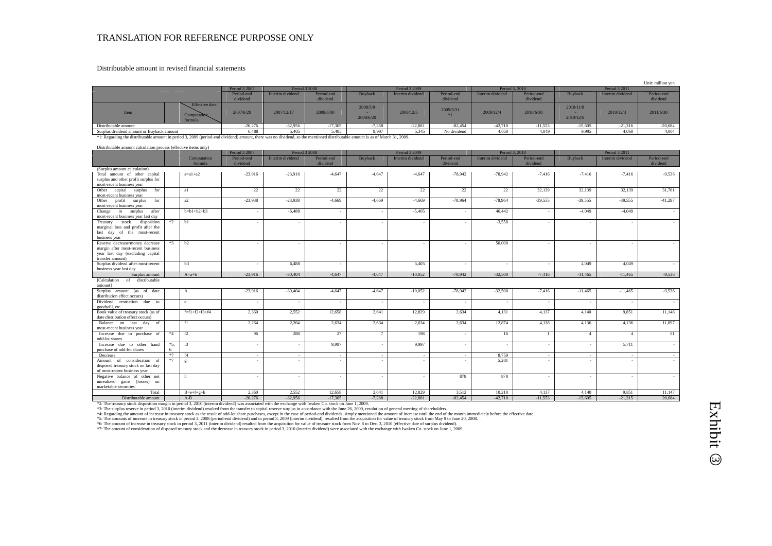TRANSLATION FOR REFERENCE PURPOSSE ONLY

Distributable amount in revised financial statements

Unit: million yen

| Item | | Effective date / Computation formula | Period 3 2007 Period-end dividend | Period 3 2008 Interim dividend | Period 3 2008 Period-end dividend | Period 3 2009 Buyback | Period 3 2009 Interim dividend | Period 3 2009 Period-end dividend | Period 3, 2010 Interim dividend | Period 3, 2010 Period-end dividend | Period 3 2011 Buyback | Period 3 2011 Interim dividend | Period 3 2011 Period-end dividend |
|---|---|---|---|---|---|---|---|---|---|---|---|---|---|
| | | | 2007/6/29 | 2007/12/17 | 2008/6/30 | 2008/5/9 ~ 2008/6/20 | 2008/12/5 | 2009/3/31 *1 | 2009/12/4 | 2010/6/30 | 2010/11/8 ~ 2010/12/8 | 2010/12/3 | 2011/6/30 |
| Distributable amount | | | -26,276 | -32,956 | -17,305 | -7,288 | -22,881 | -82,454 | -42,710 | -11,553 | -15,605 | -21,316 | -20,684 |
| Surplus dividend amount or Buyback amount | | | 6,488 | 5,405 | 5,405 | 9,997 | 5,345 | No dividend | 4,050 | 4,049 | 9,995 | 4,060 | 4,004 |

*1: Regarding the distributable amount in period 3, 2009 (period-end dividend) amount, there was no dividend, so the mentioned distributable amount is as of March 31, 2009.

Distributable amount calculation process (effective items only)

| | | Computation formula | Period 3 2007 Period-end dividend | Period 3 2008 Interim dividend | Period 3 2008 Period-end dividend | Period 3 2009 Buyback | Period 3 2009 Interim dividend | Period 3 2009 Period-end dividend | Period 3, 2010 Interim dividend | Period 3, 2010 Period-end dividend | Period 3 2011 Buyback | Period 3 2011 Interim dividend | Period 3 2011 Period-end dividend |
|---|---|---|---|---|---|---|---|---|---|---|---|---|---|
| (Surplus amount calculation) | | | | | | | | | | | | | |
| Total amount of other capital surplus and other profit surplus for most-recent business year | | a=a1+a2 | -23,916 | -23,916 | -4,647 | -4,647 | -4,647 | -78,942 | -78,942 | -7,416 | -7,416 | -7,416 | -9,536 |
| Other capital surplus for most-recent business year | | a1 | 22 | 22 | 22 | 22 | 22 | 22 | 22 | 32,139 | 32,139 | 32,139 | 31,761 |
| Other profit surplus for most-recent business year | | a2 | -23,938 | -23,938 | -4,669 | -4,669 | -4,669 | -78,964 | -78,964 | -39,555 | -39,555 | -39,555 | -41,297 |
| Change in surplus after most-recent business year last day | | b=b1+b2+b3 | - | -6,488 | - | - | -5,405 | - | 46,442 | - | -4,049 | -4,049 | - |
| Treasury stock disposition marginal loss and profit after the last day of the most-recent business year | *2 | b1 | - | - | - | - | - | - | -3,558 | - | - | - | - |
| Reserve decrease/money decrease margin after most-recent business year last day (excluding capital transfer amount) | *3 | b2 | - | - | - | - | - | - | 50,000 | - | - | - | - |
| Surplus dividend after most-recent business year last day | | b3 | - | 6,488 | - | | 5,405 | - | - | - | 4,049 | 4,049 | - |
| Surplus amount | | A=a+b | -23,916 | -30,404 | -4,647 | -4,647 | -10,052 | -78,942 | -32,500 | -7,416 | -11,465 | -11,465 | -9,536 |
| [Calculation of distributable amount] | | | | | | | | | | | | | |
| Surplus amount (as of date distribution effect occurs) | | A | -23,916 | -30,404 | -4,647 | -4,647 | -10,052 | -78,942 | -32,500 | -7,416 | -11,465 | -11,465 | -9,536 |
| Dividend restriction due to goodwill, etc. | | e | - | - | - | - | - | - | - | - | - | - | - |
| Book value of treasury stock (as of date distribution effect occurs) | | f=f1+f2+f3+f4 | 2,360 | 2,552 | 12,658 | 2,641 | 12,829 | 2,634 | 4,131 | 4,137 | 4,140 | 9,851 | 11,148 |
| Balance on last day of most-recent business year | | f1 | 2,264 | 2,264 | 2,634 | 2,634 | 2,634 | 2,634 | 12,874 | 4,136 | 4,136 | 4,136 | 11,097 |
| Increase due to purchase of odd-lot shares | *4 | f2 | 96 | 288 | 27 | 7 | 198 | - | 16 | 1 | 4 | 4 | 51 |
| Increase due to other hand purchase of odd-lot shares | *5, 6 | f3 | - | - | 9,997 | - | 9,997 | - | - | - | - | 5,711 | - |
| Decrease | *7 | f4 | - | - | - | - | - | - | 8,759 | - | - | - | - |
| Amount of consideration of disposed treasury stock on last day of most-recent business year | *7 | g | - | - | - | - | - | - | 5,201 | - | - | - | - |
| Negative balance of other net unrealized gains (losses) on marketable securities | | h | - | - | - | - | - | 878 | 878 | - | - | - | - |
| Total | | B=e+f+g+h | 2,360 | 2,552 | 12,658 | 2,641 | 12,829 | 3,512 | 10,210 | 4,137 | 4,140 | 9,851 | 11,147 |
| Distributable amount | | A-B | -26,276 | -32,956 | -17,305 | -7,288 | -22,881 | -82,454 | -42,710 | -11,553 | -15,605 | -21,315 | 20,684 |

*2: The treasury stock disposition margin in period 3, 2010 (interim dividend) was associated with the exchange with Iwaken Co. stock on June 1, 2009.
*3: The surplus reserve in period 3, 2010 (interim dividend) resulted from the transfer to capital reserve surplus in accordance with the June 26, 2009, resolution of general meeting of shareholders.
*4: Regarding the amount of increase in treasury stock as the result of odd-lot share purchases, except in the case of period-end dividends, simply mentioned the amount of increase until the end of the month immediately before the effective date.
*5: The amounts of increase in treasury stock in period 3, 2008 (period-end dividend) and in period 3, 2009 (interim dividend), resulted from the acquisition for value of treasury stock from May 9 to June 20, 2008.
*6: The amount of increase in treasury stock in period 3, 2011 (interim dividend) resulted from the acquisition for value of treasure stock from Nov. 8 to Dec. 3, 2010 (effective date of surplus dividend).
*7: The amount of consideration of disposed treasury stock and the decrease in treasury stock in period 3, 2010 (interim dividend) were associated with the exchange with Iwaken Co. stock on June 1, 2009.

Exhibit ③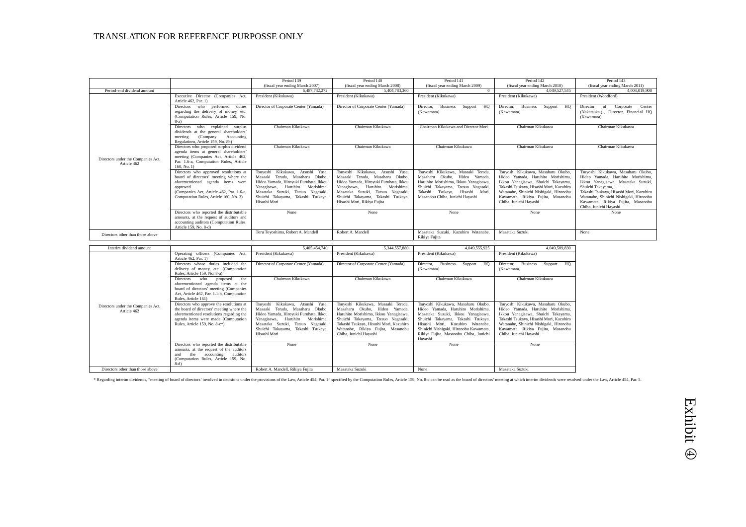TRANSLATION FOR REFERENCE PURPOSSE ONLY

| | | Period 139 (fiscal year ending March 2007) | Period 140 (fiscal year ending March 2008) | Period 141 (fiscal year ending March 2009) | Period 142 (fiscal year ending March 2010) | Period 143 (fiscal year ending March 2011) |
|---|---|---|---|---|---|---|
| Period-end dividend amount | | 6,487,732,272 | 5,404,783,360 | 0 | 4,049,527,545 | 4,004,019,900 |
| Directors under the Companies Act, Article 462 | Executive Director (Companies Act, Article 462, Par. 1) | President (Kikukawa) | President (Kikukawa) | President (Kikukawa) | President (Kikukawa) | President (Woodford) |
| | Directors who performed duties regarding the delivery of money, etc. (Computation Rules, Article 159, No. 8-a) | Director of Corporate Center (Yamada) | Director of Corporate Center (Yamada) | Director, Business Support HQ (Kawamata) | Director, Business Support HQ (Kawamata) | Director of Corporate Center (Nakatsuka.) 、Director, Financial HQ (Kawamata) |
| | Directors who explained surplus dividends at the general shareholders' meeting (Company Accounting Regulations, Article 159, No. 8b) | Chairman Kikukawa | Chairman Kikukawa | Chairman Kikukawa and Director Mori | Chairman Kikukawa | Chairman Kikukawa |
| | Directors who proposed surplus dividend agenda items at general shareholders' meeting (Companies Act, Article 462, Par. 1.6-a, Computation Rules, Article 160, No. 1) | Chairman Kikukawa | Chairman Kikukawa | Chairman Kikukawa | Chairman Kikukawa | Chairman Kikukawa |
| | Directors who approved resolutions at board of directors' meeting where the aforementioned agenda items were approved (Companies Act, Article 462, Par. 1.6-a, Computation Rules, Article 160, No. 3) | Tsuyoshi Kikukawa, Atsushi Yusa, Masaaki Terada, Masaharu Okubo, Hideo Yamada, Hiroyuki Furuhata, Ikkou Yanagisawa, Haruhito Morishima, Masataka Suzuki, Tatsuo Nagasaki, Shuichi Takayama, Takashi Tsukaya, Hisashi Mori | Tsuyoshi Kikukawa, Atsushi Yusa, Masaaki Terada, Masaharu Okubo, Hideo Yamada, Hiroyuki Furuhata, Ikkou Yanagisawa, Haruhito Morishima, Masataka Suzuki, Tatsuo Nagasaki, Shuichi Takayama, Takashi Tsukaya, Hisashi Mori, Rikiya Fujita | Tsuyoshi Kikukawa, Masaaki Terada, Masaharu Okubo, Hideo Yamada, Haruhito Morishima, Ikkou Yanagisawa, Shuichi Takayama, Tatsuo Nagasaki, Takashi Tsukaya, Hisashi Mori, Masanobu Chiba, Junichi Hayashi | Tsuyoshi Kikukawa, Masaharu Okubo, Hideo Yamada, Haruhito Morishima, Ikkou Yanagisawa, Shuichi Takayama, Takashi Tsukaya, Hisashi Mori, Kazuhiro Watanabe, Shinichi Nishigaki, Hironobu Kawamata, Rikiya Fujita, Masanobu Chiba, Junichi Hayashi | Tsuyoshi Kikukawa, Masaharu Okubo, Hideo Yamada, Haruhito Morishima, Ikkou Yanagisawa, Masataka Suzuki, Shuichi Takayama, Takashi Tsukaya, Hisashi Mori, Kazuhiro Watanabe, Shinichi Nishigaki, Hironobu Kawamata, Rikiya Fujita, Masanobu Chiba, Junichi Hayashi |
| | Directors who reported the distributable amounts, at the request of auditors and accounting auditors (Computation Rules, Article 159, No. 8-d) | None | None | None | None | None |
| Directors other than those above | | Toru Toyoshima, Robert A. Mandell | Robert A. Mandell | Masataka Suzuki, Kazuhiro Watanabe, Rikiya Fujita | Masataka Suzuki | None |

| Interim dividend amount | | 5,405,454,740 | 5,344,557,880 | 4,049,555,925 | 4,049,509,830 |
|---|---|---|---|---|---|
| Directors under the Companies Act, Article 462 | Operating officers (Companies Act, Article 462, Par. 1) | President (Kikukawa) | President (Kikukawa) | President (Kikukawa) | President (Kikukawa) |
| | Directors whose duties included the delivery of money, etc. (Computation Rules, Article 159, No. 8-a) | Director of Corporate Center (Yamada) | Director of Corporate Center (Yamada) | Director, Business Support HQ (Kawamata) | Director, Business Support HQ (Kawamata) |
| | Directors who proposed the aforementioned agenda items at the board of directors' meeting (Companies Act, Article 462, Par. 1.1-b, Computation Rules, Article 161) | Chairman Kikukawa | Chairman Kikukawa | Chairman Kikukawa | Chairman Kikukawa |
| | Directors who approve the resolutions at the board of directors' meeting where the aforementioned resolutions regarding the agenda items were made (Computation Rules, Article 159, No. 8-c*) | Tsuyoshi Kikukawa, Atsushi Yusa, Masaaki Terada, Masaharu Okubo, Hideo Yamada, Hiroyuki Furuhata, Ikkou Yanagisawa, Haruhito Morishima, Masataka Suzuki, Tatsuo Nagasaki, Shuichi Takayama, Takashi Tsukaya, Hisashi Mori | Tsuyoshi Kikukawa, Masaaki Terada, Masaharu Okubo, Hideo Yamada, Haruhito Morishima, Ikkou Yanagisawa, Shuichi Takayama, Tatsuo Nagasaki, Takashi Tsukaya, Hisashi Mori, Kazuhiro Watanabe, Rikiya Fujita, Masanobu Chiba, Junichi Hayashi | Tsuyoshi Kikukawa, Masaharu Okubo, Hideo Yamada, Haruhito Morishima, Masataka Suzuki, Ikkou Yanagisawa, Shuichi Takayama, Takashi Tsukaya, Hisashi Mori, Kazuhiro Watanabe, Shinichi Nishigaki, Hironobu Kawamata, Rikiya Fujita, Masanobu Chiba, Junichi Hayashi | Tsuyoshi Kikukawa, Masaharu Okubo, Hideo Yamada, Haruhito Morishima, Ikkou Yanagisawa, Shuichi Takayama, Takashi Tsukaya, Hisashi Mori, Kazuhiro Watanabe, Shinichi Nishigaki, Hironobu Kawamata, Rikiya Fujita, Masanobu Chiba, Junichi Hayashi |
| | Directors who reported the distributable amounts, at the request of the auditors and the accounting auditors (Computation Rules, Article 159, No. 8-d) | None | None | None | None |
| Directors other than those above | | Robert A. Mandell, Rikiya Fujita | Masataka Suzuki | None | Masataka Suzuki |

* Regarding interim dividends, "meeting of board of directors' involved in decisions under the provisions of the Law, Article 454, Par. 1" specified by the Computation Rules, Article 159, No. 8-c can be read as the board of directors' meeting at which interim dividends were resolved under the Law, Article 454, Par. 5.

Exhibit ④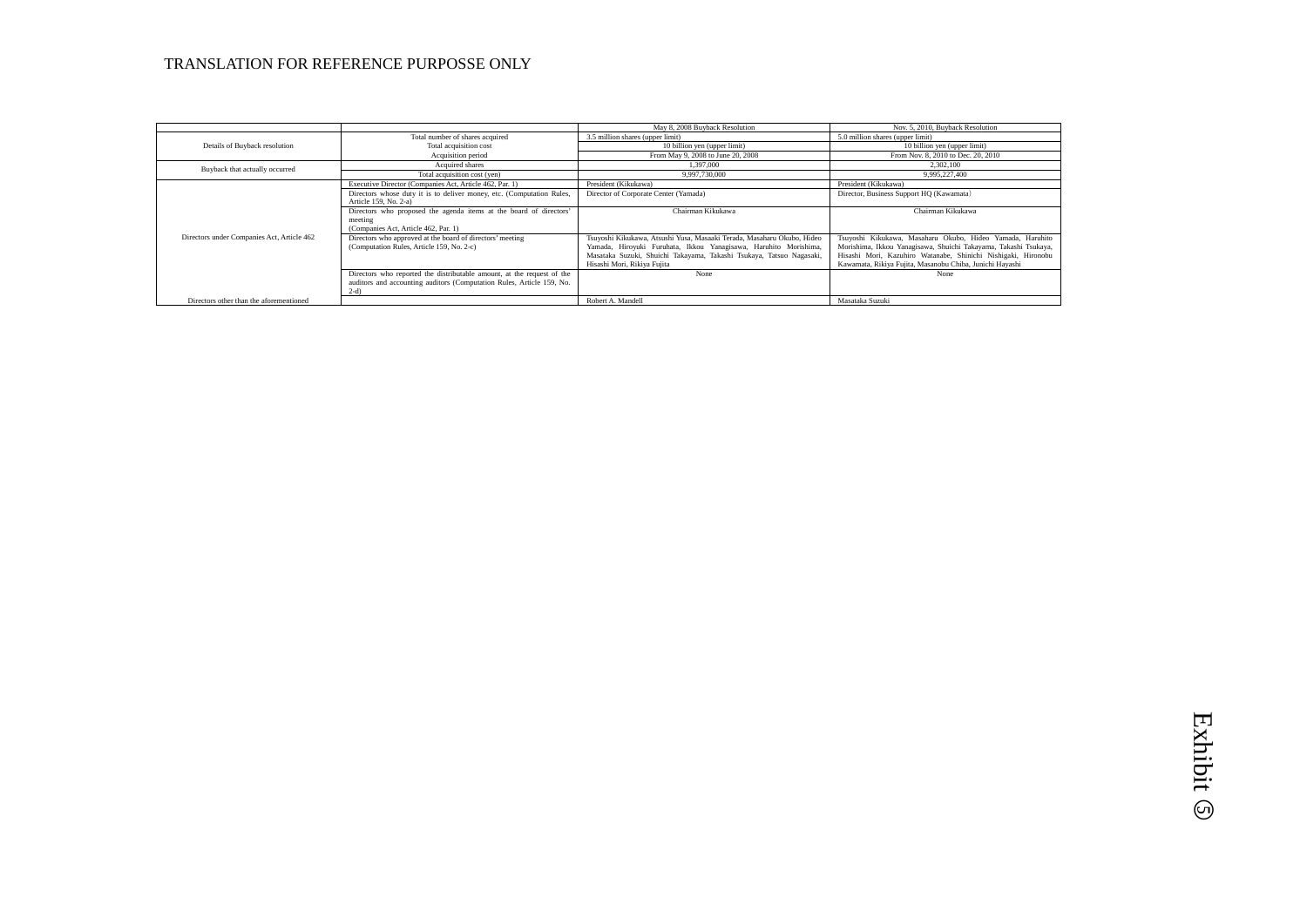TRANSLATION FOR REFERENCE PURPOSSE ONLY

| | | May 8, 2008 Buyback Resolution | Nov. 5, 2010, Buyback Resolution |
|---|---|---|---|
| Details of Buyback resolution | Total number of shares acquired | 3.5 million shares (upper limit) | 5.0 million shares (upper limit) |
| | Total acquisition cost | 10 billion yen (upper limit) | 10 billion yen (upper limit) |
| | Acquisition period | From May 9, 2008 to June 20, 2008 | From Nov. 8, 2010 to Dec. 20, 2010 |
| Buyback that actually occurred | Acquired shares | 1,397,000 | 2,302,100 |
| | Total acquisition cost (yen) | 9,997,730,000 | 9,995,227,400 |
| Directors under Companies Act, Article 462 | Executive Director (Companies Act, Article 462, Par. 1) | President (Kikukawa) | President (Kikukawa) |
| | Directors whose duty it is to deliver money, etc. (Computation Rules, Article 159, No. 2-a) | Director of Corporate Center (Yamada) | Director, Business Support HQ (Kawamata) |
| | Directors who proposed the agenda items at the board of directors' meeting (Companies Act, Article 462, Par. 1) | Chairman Kikukawa | Chairman Kikukawa |
| | Directors who approved at the board of directors' meeting (Computation Rules, Article 159, No. 2-c) | Tsuyoshi Kikukawa, Atsushi Yusa, Masaaki Terada, Masaharu Okubo, Hideo Yamada, Hiroyuki Furuhata, Ikkou Yanagisawa, Haruhito Morishima, Masataka Suzuki, Shuichi Takayama, Takashi Tsukaya, Tatsuo Nagasaki, Hisashi Mori, Rikiya Fujita | Tsuyoshi Kikukawa, Masaharu Okubo, Hideo Yamada, Haruhito Morishima, Ikkou Yanagisawa, Shuichi Takayama, Takashi Tsukaya, Hisashi Mori, Kazuhiro Watanabe, Shinichi Nishigaki, Hironobu Kawamata, Rikiya Fujita, Masanobu Chiba, Junichi Hayashi |
| | Directors who reported the distributable amount, at the request of the auditors and accounting auditors (Computation Rules, Article 159, No. 2-d) | None | None |
| Directors other than the aforementioned | | Robert A. Mandell | Masataka Suzuki |

Exhibit ⑤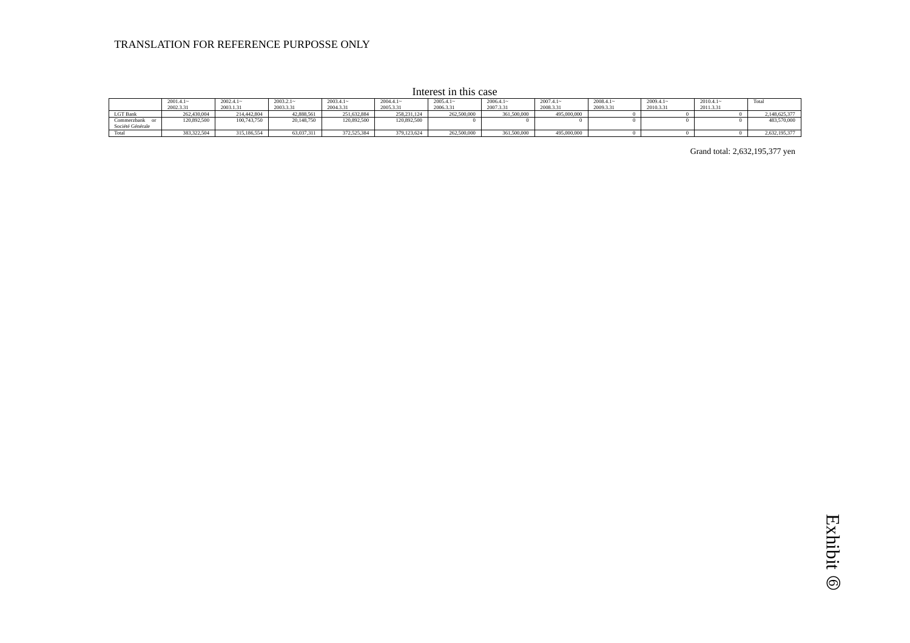TRANSLATION FOR REFERENCE PURPOSSE ONLY

Interest in this case

| | 2001.4.1~ 2002.3.31 | 2002.4.1~ 2003.1.31 | 2003.2.1~ 2003.3.31 | 2003.4.1~ 2004.3.31 | 2004.4.1~ 2005.3.31 | 2005.4.1~ 2006.3.31 | 2006.4.1~ 2007.3.31 | 2007.4.1~ 2008.3.31 | 2008.4.1~ 2009.3.31 | 2009.4.1~ 2010.3.31 | 2010.4.1~ 2011.3.31 | Total |
|---|---|---|---|---|---|---|---|---|---|---|---|---|
| LGT Bank | 262,430,004 | 214,442,804 | 42,888,561 | 251,632,884 | 258,231,124 | 262,500,000 | 361,500,000 | 495,000,000 | 0 | 0 | 0 | 2,148,625,377 |
| Commerzbank or Société Générale | 120,892,500 | 100,743,750 | 20,148,750 | 120,892,500 | 120,892,500 | 0 | 0 | 0 | 0 | 0 | 0 | 483,570,000 |
| Total | 383,322,504 | 315,186,554 | 63,037,311 | 372,525,384 | 379,123,624 | 262,500,000 | 361,500,000 | 495,000,000 | 0 | 0 | 0 | 2,632,195,377 |

Grand total: 2,632,195,377 yen

Exhibit ⑥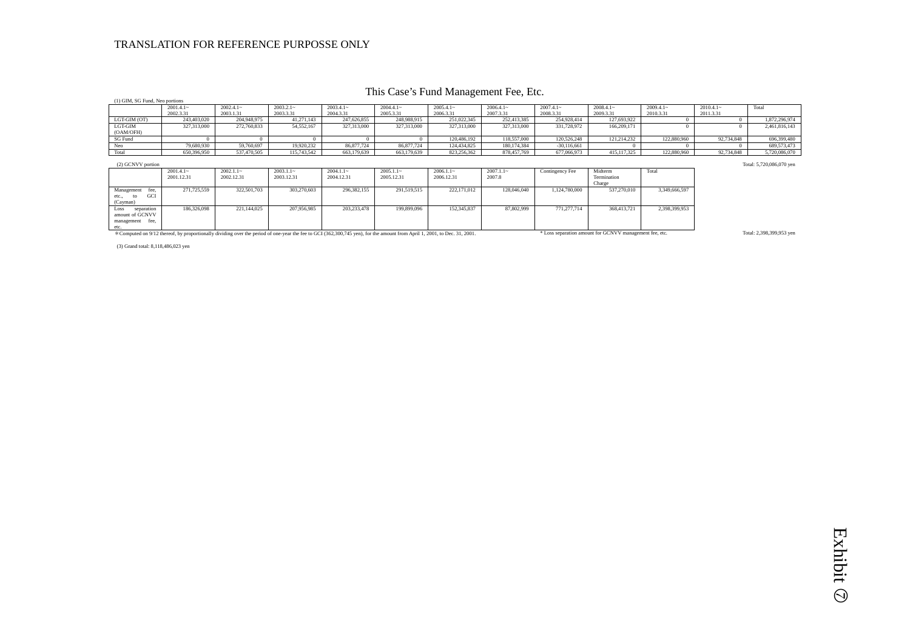TRANSLATION FOR REFERENCE PURPOSSE ONLY

# This Case's Fund Management Fee, Etc.

(1) GIM, SG Fund, Neo portions

| | 2001.4.1~ 2002.3.31 | 2002.4.1~ 2003.1.31 | 2003.2.1~ 2003.3.31 | 2003.4.1~ 2004.3.31 | 2004.4.1~ 2005.3.31 | 2005.4.1~ 2006.3.31 | 2006.4.1~ 2007.3.31 | 2007.4.1~ 2008.3.31 | 2008.4.1~ 2009.3.31 | 2009.4.1~ 2010.3.31 | 2010.4.1~ 2011.3.31 | Total |
|---|---|---|---|---|---|---|---|---|---|---|---|---|
| LGT-GIM (OT) | 243,403,020 | 204,948,975 | 41,271,143 | 247,626,855 | 248,988,915 | 251,022,345 | 252,413,385 | 254,928,414 | 127,693,922 | 0 | 0 | 1,872,296,974 |
| LGT-GIM (OAM/OFH) | 327,313,000 | 272,760,833 | 54,552,167 | 327,313,000 | 327,313,000 | 327,313,000 | 327,313,000 | 331,728,972 | 166,209,171 | 0 | 0 | 2,461,816,143 |
| SG Fund | 0 | 0 | 0 | 0 | 0 | 120,486,192 | 118,557,000 | 120,526,248 | 121,214,232 | 122,880,960 | 92,734,848 | 696,399,480 |
| Neo | 79,680,930 | 59,760,697 | 19,920,232 | 86,877,724 | 86,877,724 | 124,434,825 | 180,174,384 | -30,116,661 | 0 | 0 | 0 | 689,573,473 |
| Total | 650,396,950 | 537,470,505 | 115,743,542 | 663,179,639 | 663,179,639 | 823,256,362 | 878,457,769 | 677,066,973 | 415,117,325 | 122,880,960 | 92,734,848 | 5,720,086,070 |

Total: 5,720,086,070 yen

(2) GCNVV portion

| | 2001.4.1~ 2001.12.31 | 2002.1.1~ 2002.12.31 | 2003.1.1~ 2003.12.31 | 2004.1.1~ 2004.12.31 | 2005.1.1~ 2005.12.31 | 2006.1.1~ 2006.12.31 | 2007.1.1~ 2007.8 | Contingency Fee | Midterm Termination Charge | Total |
|---|---|---|---|---|---|---|---|---|---|---|
| Management fee, etc., to GCI (Cayman) | 271,725,559 | 322,501,703 | 303,270,603 | 296,382,155 | 291,519,515 | 222,171,012 | 128,046,040 | 1,124,780,000 | 537,270,010 | 3,349,666,597 |
| Loss separation amount of GCNVV management fee, etc. | 186,326,098 | 221,144,025 | 207,956,985 | 203,233,478 | 199,899,096 | 152,345,837 | 87,802,999 | 771,277,714 | 368,413,721 | 2,398,399,953 |

※Computed on 9/12 thereof, by proportionally dividing over the period of one-year the fee to GCI (362,300,745 yen), for the amount from April 1, 2001, to Dec. 31, 2001.

* Loss separation amount for GCNVV management fee, etc.

Total: 2,398,399,953 yen

(3) Grand total: 8,118,486,023 yen

Exhibit ⑦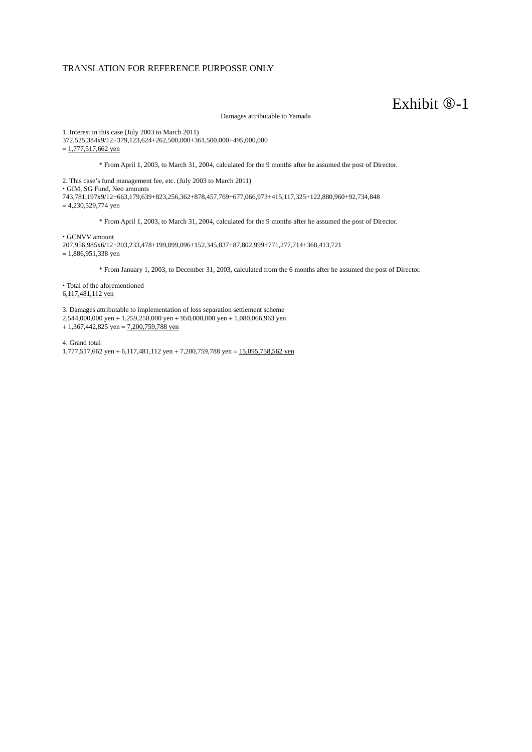TRANSLATION FOR REFERENCE PURPOSSE ONLY

# Exhibit ⑧-1

Damages attributable to Yamada

1. Interest in this case (July 2003 to March 2011)
372,525,384x9/12+379,123,624+262,500,000+361,500,000+495,000,000
= <u>1,777,517,662 yen</u>

\* From April 1, 2003, to March 31, 2004, calculated for the 9 months after he assumed the post of Director.

2. This case's fund management fee, etc. (July 2003 to March 2011)
・GIM, SG Fund, Neo amounts
743,781,197x9/12+663,179,639+823,256,362+878,457,769+677,066,973+415,117,325+122,880,960+92,734,848
= 4,230,529,774 yen

\* From April 1, 2003, to March 31, 2004, calculated for the 9 months after he assumed the post of Director.

・GCNVV amount
207,956,985x6/12+203,233,478+199,899,096+152,345,837+87,802,999+771,277,714+368,413,721
= 1,886,951,338 yen

\* From January 1, 2003, to December 31, 2003, calculated from the 6 months after he assumed the post of Director.

・Total of the aforementioned
<u>6,117,481,112 yen</u>

3. Damages attributable to implementation of loss separation settlement scheme
2,544,000,000 yen + 1,259,250,000 yen + 950,000,000 yen + 1,080,066,963 yen
+ 1,367,442,825 yen = <u>7,200,759,788 yen</u>

4. Grand total
1,777,517,662 yen + 6,117,481,112 yen + 7,200,759,788 yen = <u>15,095,758,562 yen</u>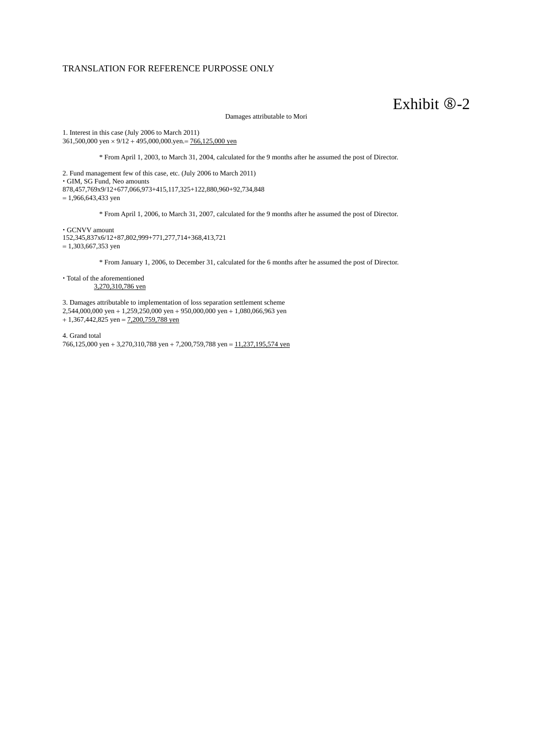TRANSLATION FOR REFERENCE PURPOSSE ONLY

# Exhibit ⑧-2

Damages attributable to Mori

1. Interest in this case (July 2006 to March 2011)
361,500,000 yen × 9/12 + 495,000,000.yen.= 766,125,000 yen

\* From April 1, 2003, to March 31, 2004, calculated for the 9 months after he assumed the post of Director.

2. Fund management few of this case, etc. (July 2006 to March 2011)
・GIM, SG Fund, Neo amounts
878,457,769x9/12+677,066,973+415,117,325+122,880,960+92,734,848
= 1,966,643,433 yen

\* From April 1, 2006, to March 31, 2007, calculated for the 9 months after he assumed the post of Director.

・GCNVV amount
152,345,837x6/12+87,802,999+771,277,714+368,413,721
= 1,303,667,353 yen

\* From January 1, 2006, to December 31, calculated for the 6 months after he assumed the post of Director.

・Total of the aforementioned
3,270,310,786 yen

3. Damages attributable to implementation of loss separation settlement scheme
2,544,000,000 yen + 1,259,250,000 yen + 950,000,000 yen + 1,080,066,963 yen
+ 1,367,442,825 yen = 7,200,759,788 yen

4. Grand total
766,125,000 yen + 3,270,310,788 yen + 7,200,759,788 yen = 11,237,195,574 yen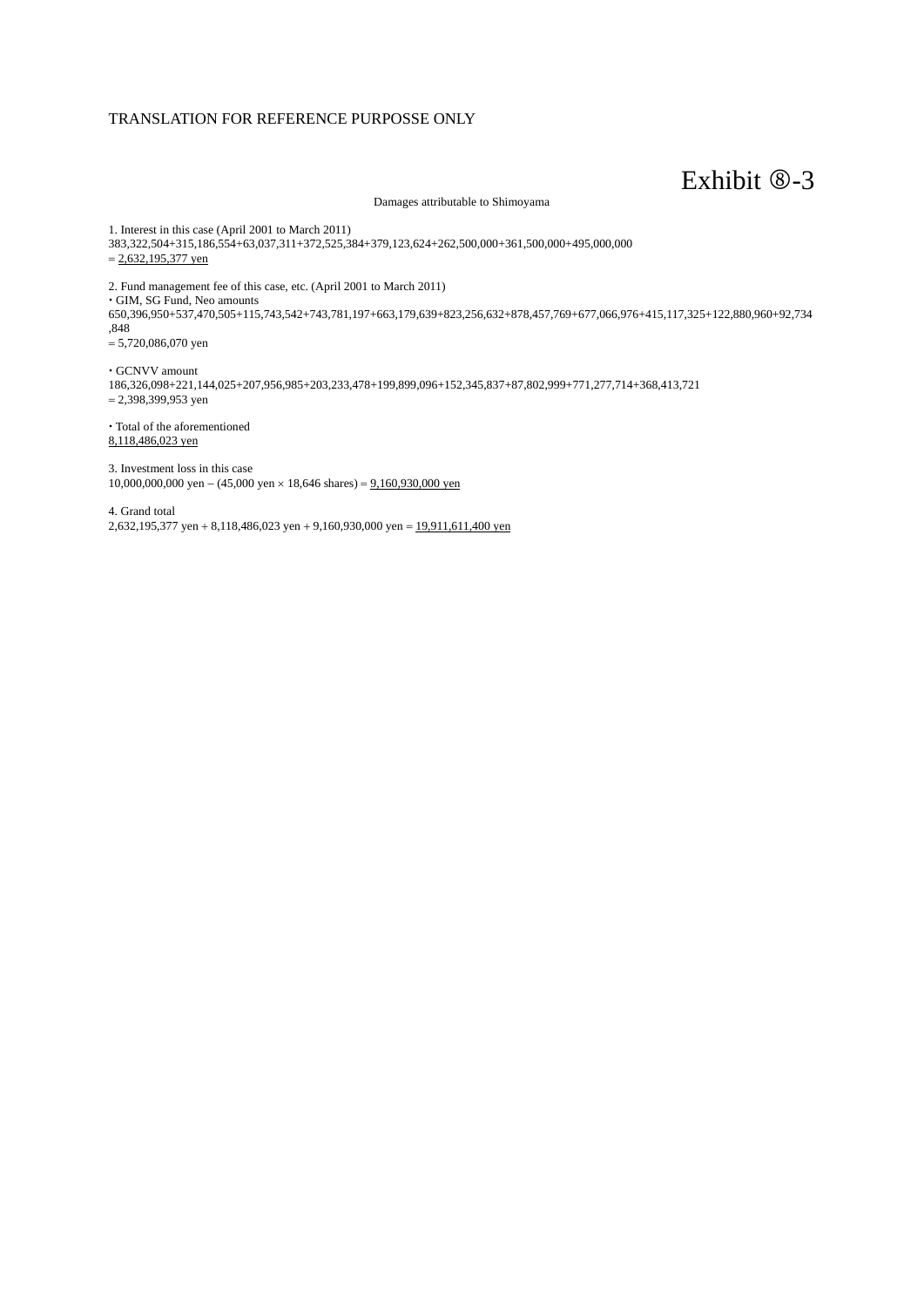TRANSLATION FOR REFERENCE PURPOSSE ONLY

# Exhibit ⑧-3

Damages attributable to Shimoyama

1. Interest in this case (April 2001 to March 2011)
383,322,504+315,186,554+63,037,311+372,525,384+379,123,624+262,500,000+361,500,000+495,000,000
= <u>2,632,195,377 yen</u>

2. Fund management fee of this case, etc. (April 2001 to March 2011)
・GIM, SG Fund, Neo amounts
650,396,950+537,470,505+115,743,542+743,781,197+663,179,639+823,256,632+878,457,769+677,066,976+415,117,325+122,880,960+92,734,848
= 5,720,086,070 yen

・GCNVV amount
186,326,098+221,144,025+207,956,985+203,233,478+199,899,096+152,345,837+87,802,999+771,277,714+368,413,721
= 2,398,399,953 yen

・Total of the aforementioned
<u>8,118,486,023 yen</u>

3. Investment loss in this case
10,000,000,000 yen − (45,000 yen × 18,646 shares) = <u>9,160,930,000 yen</u>

4. Grand total
2,632,195,377 yen + 8,118,486,023 yen + 9,160,930,000 yen = <u>19,911,611,400 yen</u>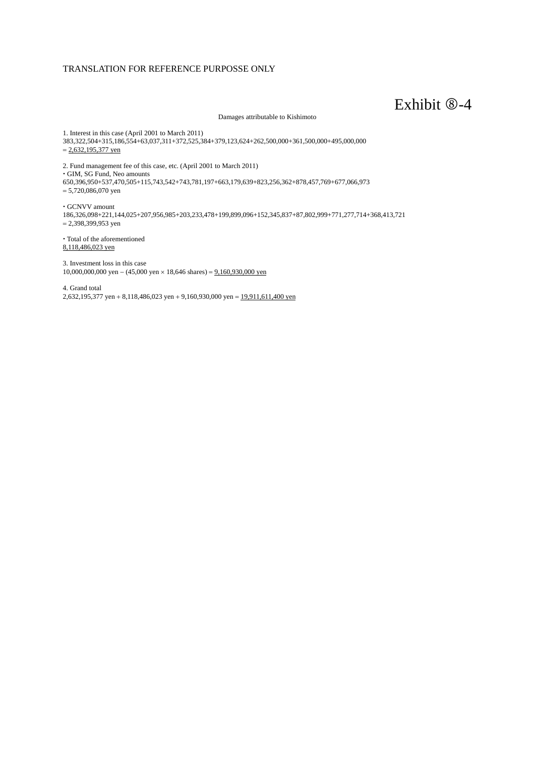TRANSLATION FOR REFERENCE PURPOSSE ONLY

# Exhibit ⑧-4

Damages attributable to Kishimoto

1. Interest in this case (April 2001 to March 2011)
383,322,504+315,186,554+63,037,311+372,525,384+379,123,624+262,500,000+361,500,000+495,000,000
= <u>2,632,195,377 yen</u>

2. Fund management fee of this case, etc. (April 2001 to March 2011)
・GIM, SG Fund, Neo amounts
650,396,950+537,470,505+115,743,542+743,781,197+663,179,639+823,256,362+878,457,769+677,066,973
= 5,720,086,070 yen

・GCNVV amount
186,326,098+221,144,025+207,956,985+203,233,478+199,899,096+152,345,837+87,802,999+771,277,714+368,413,721
= 2,398,399,953 yen

・Total of the aforementioned
<u>8,118,486,023 yen</u>

3. Investment loss in this case
10,000,000,000 yen – (45,000 yen × 18,646 shares) = <u>9,160,930,000 yen</u>

4. Grand total
2,632,195,377 yen + 8,118,486,023 yen + 9,160,930,000 yen = <u>19,911,611,400 yen</u>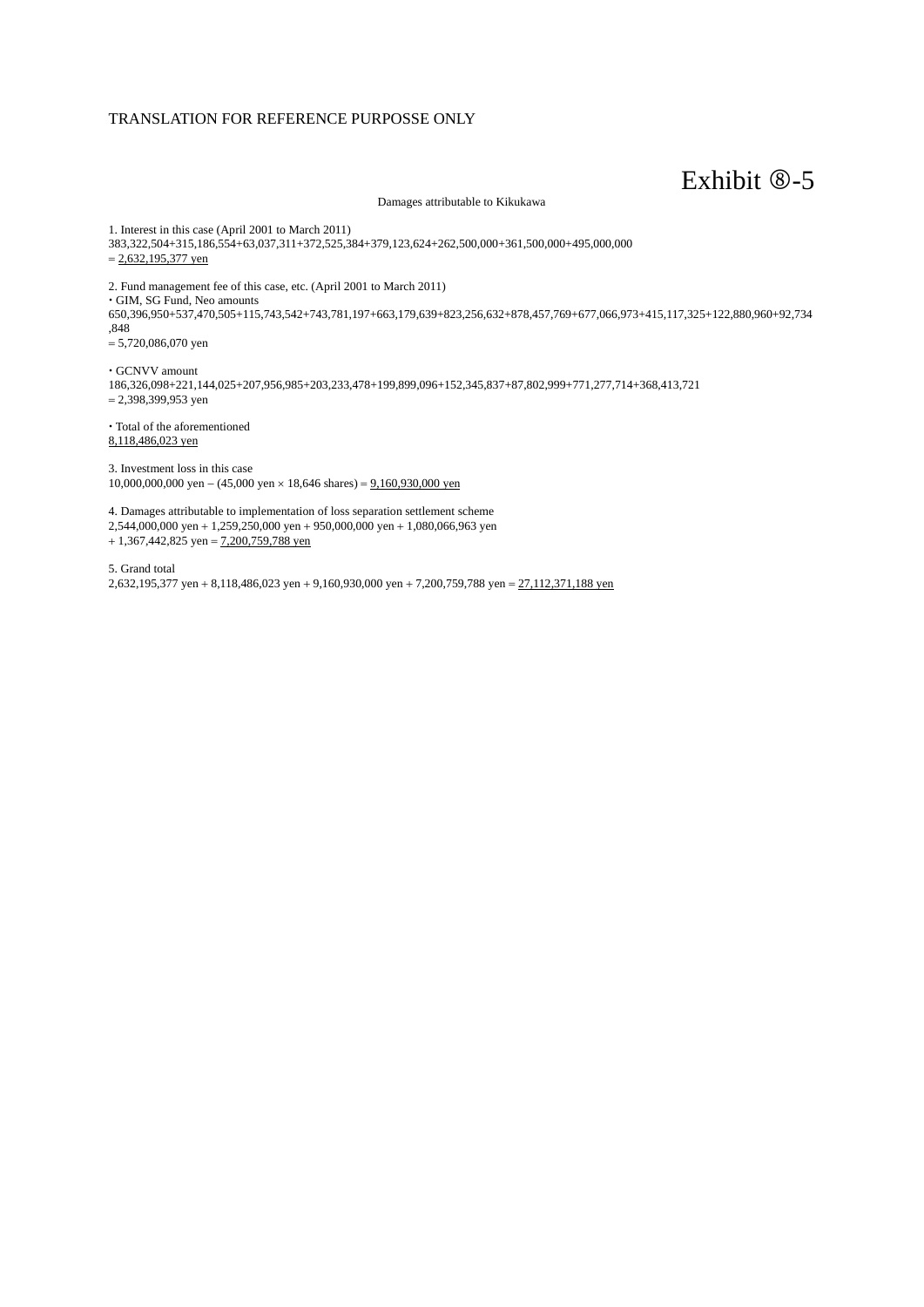TRANSLATION FOR REFERENCE PURPOSSE ONLY

Exhibit ⑧-5

Damages attributable to Kikukawa

1. Interest in this case (April 2001 to March 2011)
383,322,504+315,186,554+63,037,311+372,525,384+379,123,624+262,500,000+361,500,000+495,000,000
= <u>2,632,195,377 yen</u>

2. Fund management fee of this case, etc. (April 2001 to March 2011)
・GIM, SG Fund, Neo amounts
650,396,950+537,470,505+115,743,542+743,781,197+663,179,639+823,256,632+878,457,769+677,066,973+415,117,325+122,880,960+92,734,848
= 5,720,086,070 yen

・GCNVV amount
186,326,098+221,144,025+207,956,985+203,233,478+199,899,096+152,345,837+87,802,999+771,277,714+368,413,721
= 2,398,399,953 yen

・Total of the aforementioned
<u>8,118,486,023 yen</u>

3. Investment loss in this case
10,000,000,000 yen – (45,000 yen × 18,646 shares) = <u>9,160,930,000 yen</u>

4. Damages attributable to implementation of loss separation settlement scheme
2,544,000,000 yen + 1,259,250,000 yen + 950,000,000 yen + 1,080,066,963 yen
+ 1,367,442,825 yen = <u>7,200,759,788 yen</u>

5. Grand total
2,632,195,377 yen + 8,118,486,023 yen + 9,160,930,000 yen + 7,200,759,788 yen = <u>27,112,371,188 yen</u>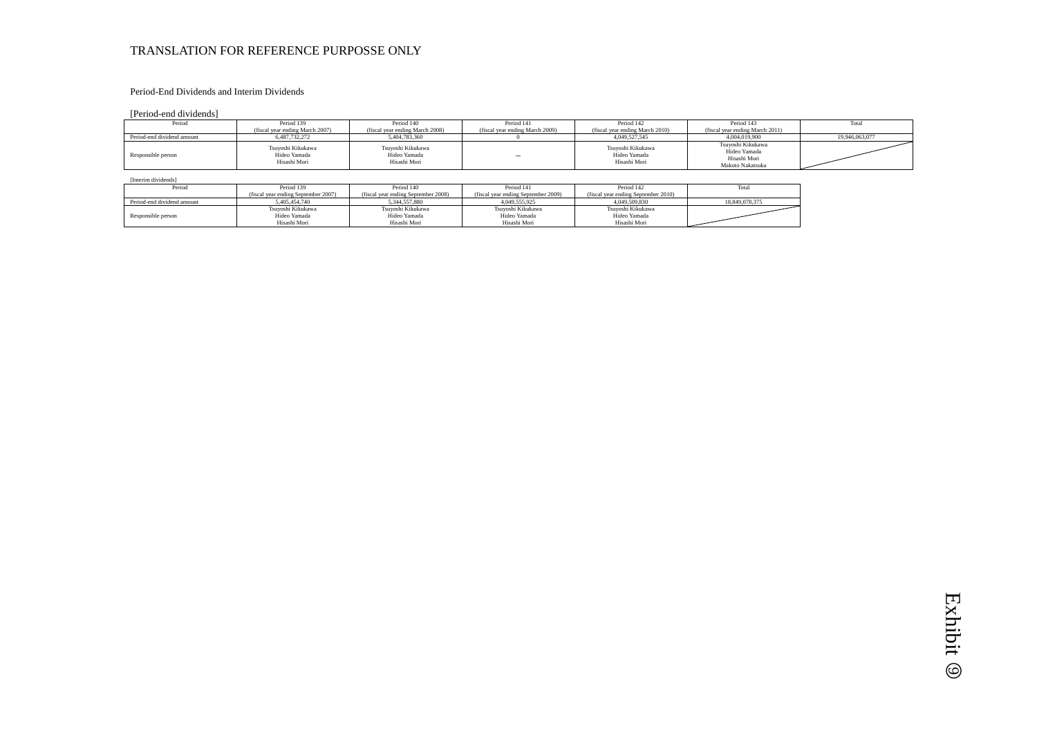TRANSLATION FOR REFERENCE PURPOSSE ONLY

Period-End Dividends and Interim Dividends

[Period-end dividends]

| Period | Period 139 (fiscal year ending March 2007) | Period 140 (fiscal year ending March 2008) | Period 141 (fiscal year ending March 2009) | Period 142 (fiscal year ending March 2010) | Period 143 (fiscal year ending March 2011) | Total |
|---|---|---|---|---|---|---|
| Period-end dividend amount | 6,487,732,272 | 5,404,783,360 | 0 | 4,049,527,545 | 4,004,019,900 | 19,946,063,077 |
| Responsible person | Tsuyoshi Kikukawa Hideo Yamada Hisashi Mori | Tsuyoshi Kikukawa Hideo Yamada Hisashi Mori | --- | Tsuyoshi Kikukawa Hideo Yamada Hisashi Mori | Tsuyoshi Kikukawa Hideo Yamada Hisashi Mori Makoto Nakatsuka | |

[Interim dividends]

| Period | Period 139 (fiscal year ending September 2007) | Period 140 (fiscal year ending September 2008) | Period 141 (fiscal year ending September 2009) | Period 142 (fiscal year ending September 2010) | Total |
|---|---|---|---|---|---|
| Period-end dividend amount | 5,405,454,740 | 5,344,557,880 | 4,049,555,925 | 4,049,509,830 | 18,849,078,375 |
| Responsible person | Tsuyoshi Kikukawa Hideo Yamada Hisashi Mori | Tsuyoshi Kikukawa Hideo Yamada Hisashi Mori | Tsuyoshi Kikukawa Hideo Yamada Hisashi Mori | Tsuyoshi Kikukawa Hideo Yamada Hisashi Mori | |

Exhibit ⑨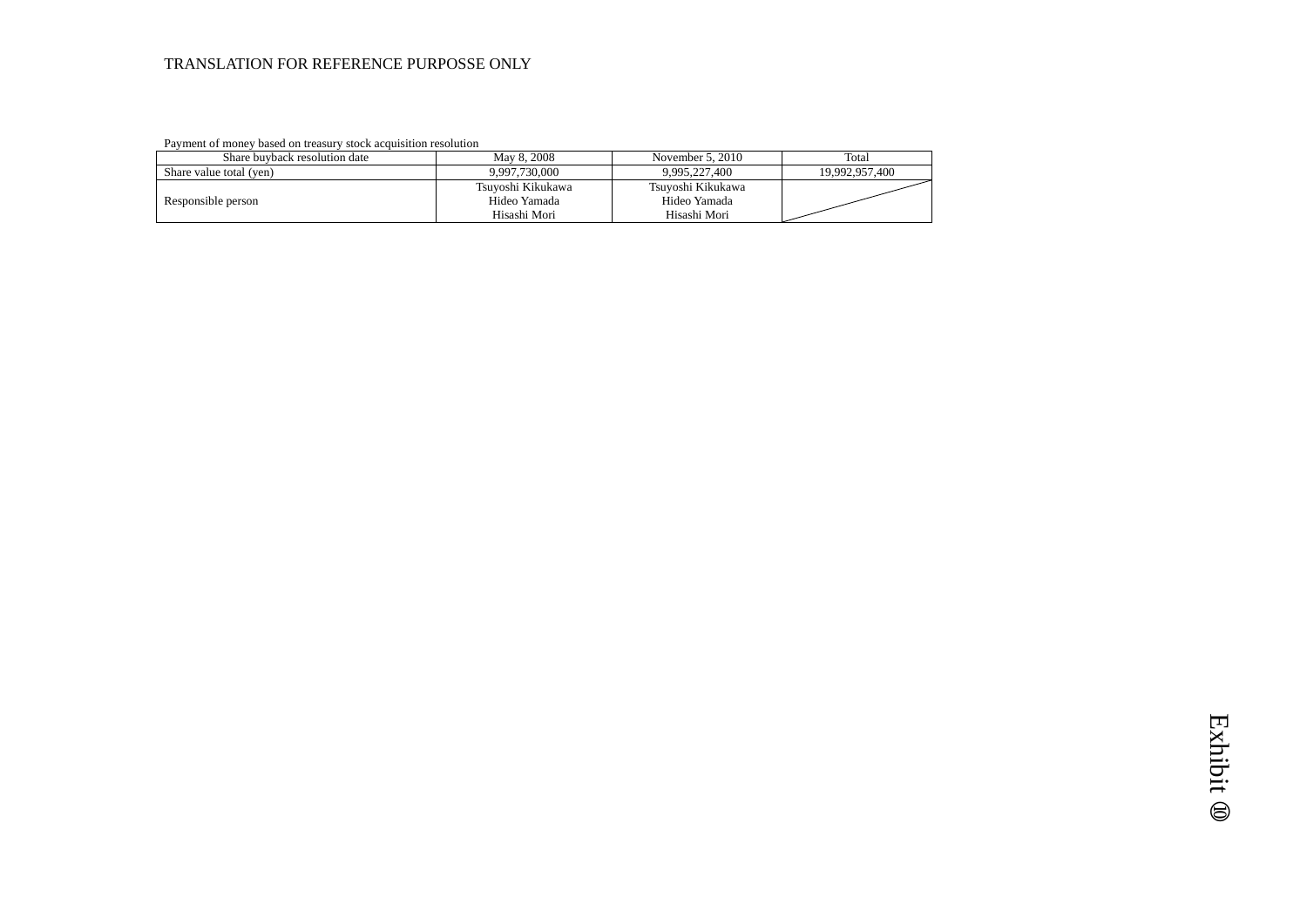TRANSLATION FOR REFERENCE PURPOSSE ONLY

Payment of money based on treasury stock acquisition resolution

| Share buyback resolution date | May 8, 2008 | November 5, 2010 | Total |
|---|---|---|---|
| Share value total (yen) | 9,997,730,000 | 9,995,227,400 | 19,992,957,400 |
| Responsible person | Tsuyoshi Kikukawa<br>Hideo Yamada<br>Hisashi Mori | Tsuyoshi Kikukawa<br>Hideo Yamada<br>Hisashi Mori | |

Exhibit ⑩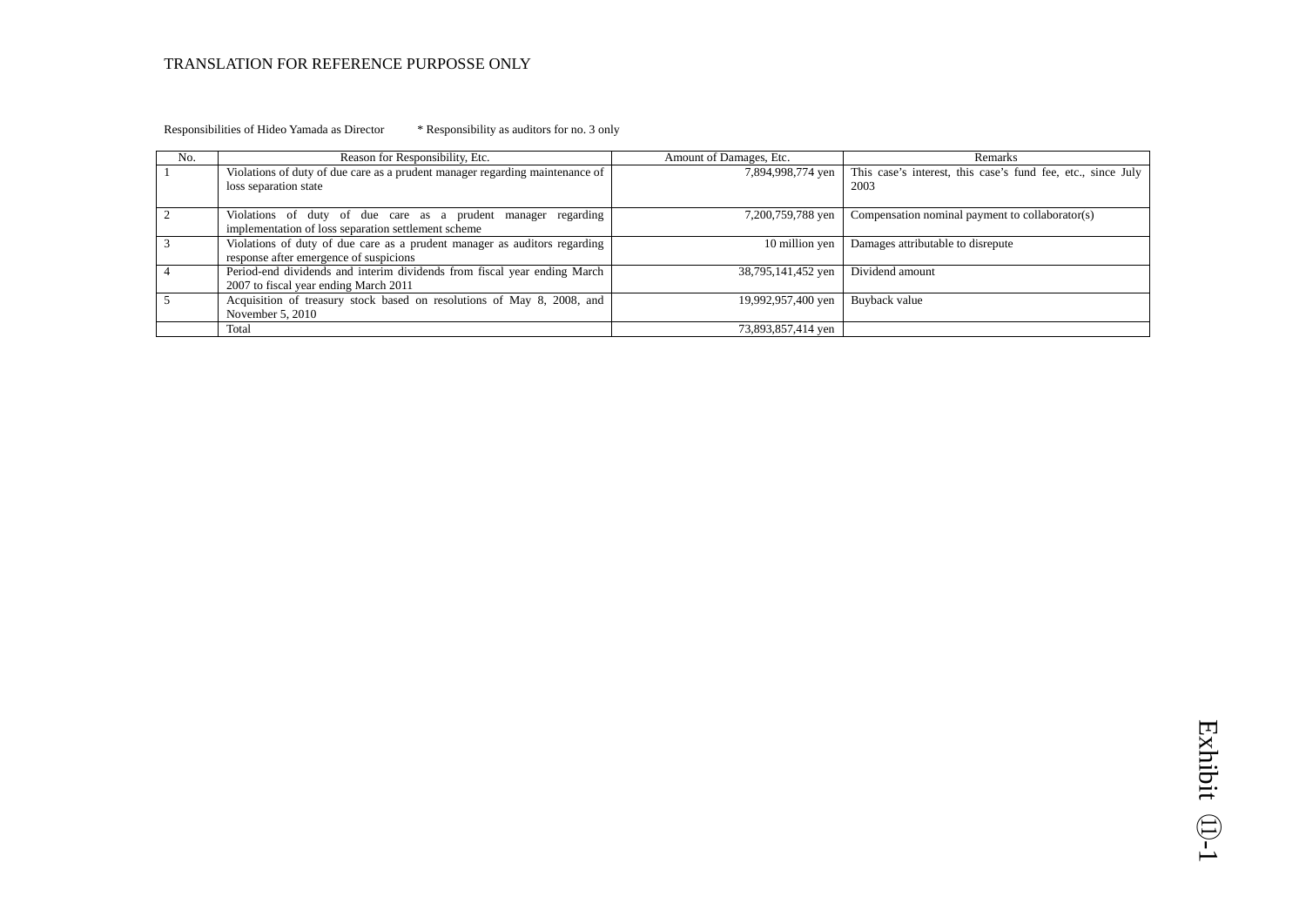TRANSLATION FOR REFERENCE PURPOSSE ONLY

Responsibilities of Hideo Yamada as Director * Responsibility as auditors for no. 3 only

| No. | Reason for Responsibility, Etc. | Amount of Damages, Etc. | Remarks |
|---|---|---|---|
| 1 | Violations of duty of due care as a prudent manager regarding maintenance of loss separation state | 7,894,998,774 yen | This case's interest, this case's fund fee, etc., since July 2003 |
| 2 | Violations of duty of due care as a prudent manager regarding implementation of loss separation settlement scheme | 7,200,759,788 yen | Compensation nominal payment to collaborator(s) |
| 3 | Violations of duty of due care as a prudent manager as auditors regarding response after emergence of suspicions | 10 million yen | Damages attributable to disrepute |
| 4 | Period-end dividends and interim dividends from fiscal year ending March 2007 to fiscal year ending March 2011 | 38,795,141,452 yen | Dividend amount |
| 5 | Acquisition of treasury stock based on resolutions of May 8, 2008, and November 5, 2010 | 19,992,957,400 yen | Buyback value |
| | Total | 73,893,857,414 yen | |

Exhibit ⑪-1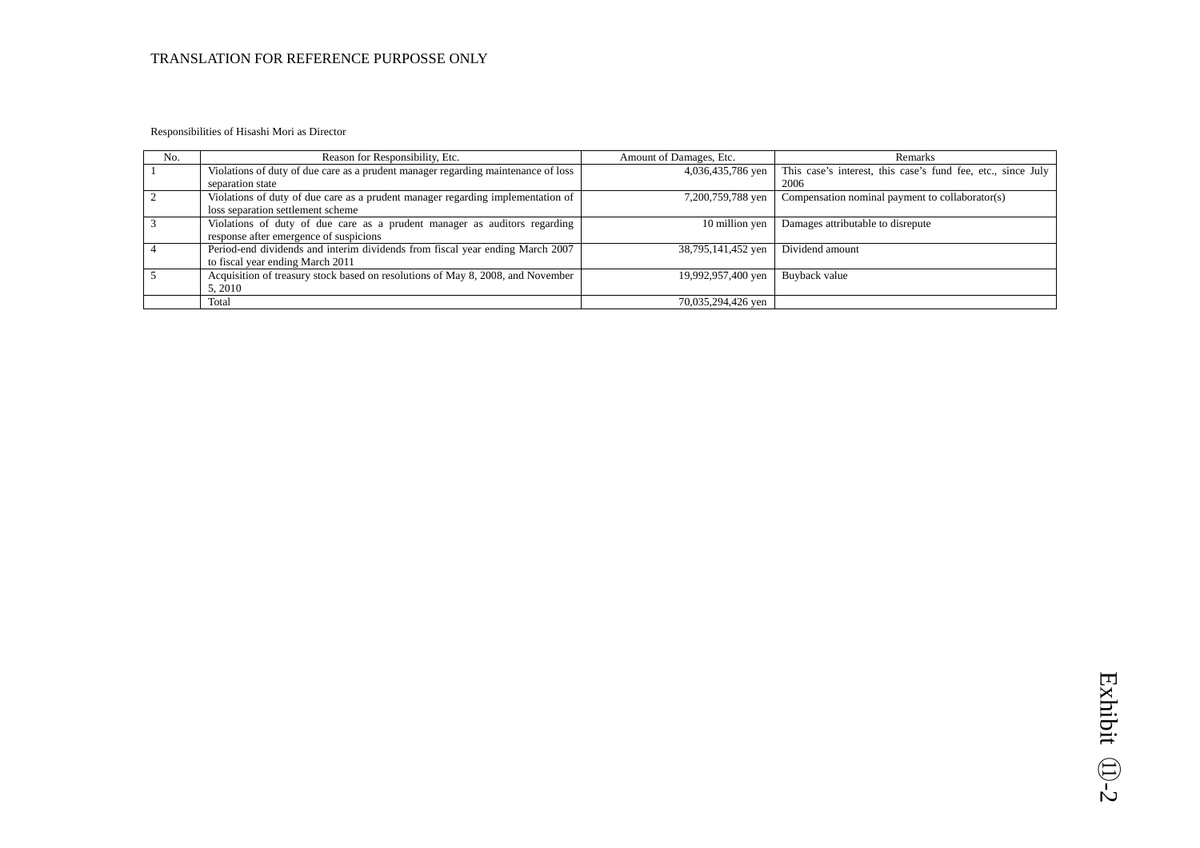TRANSLATION FOR REFERENCE PURPOSSE ONLY

Responsibilities of Hisashi Mori as Director

| No. | Reason for Responsibility, Etc. | Amount of Damages, Etc. | Remarks |
|---|---|---|---|
| 1 | Violations of duty of due care as a prudent manager regarding maintenance of loss separation state | 4,036,435,786 yen | This case's interest, this case's fund fee, etc., since July 2006 |
| 2 | Violations of duty of due care as a prudent manager regarding implementation of loss separation settlement scheme | 7,200,759,788 yen | Compensation nominal payment to collaborator(s) |
| 3 | Violations of duty of due care as a prudent manager as auditors regarding response after emergence of suspicions | 10 million yen | Damages attributable to disrepute |
| 4 | Period-end dividends and interim dividends from fiscal year ending March 2007 to fiscal year ending March 2011 | 38,795,141,452 yen | Dividend amount |
| 5 | Acquisition of treasury stock based on resolutions of May 8, 2008, and November 5, 2010 | 19,992,957,400 yen | Buyback value |
| | Total | 70,035,294,426 yen | |

Exhibit ⑪-2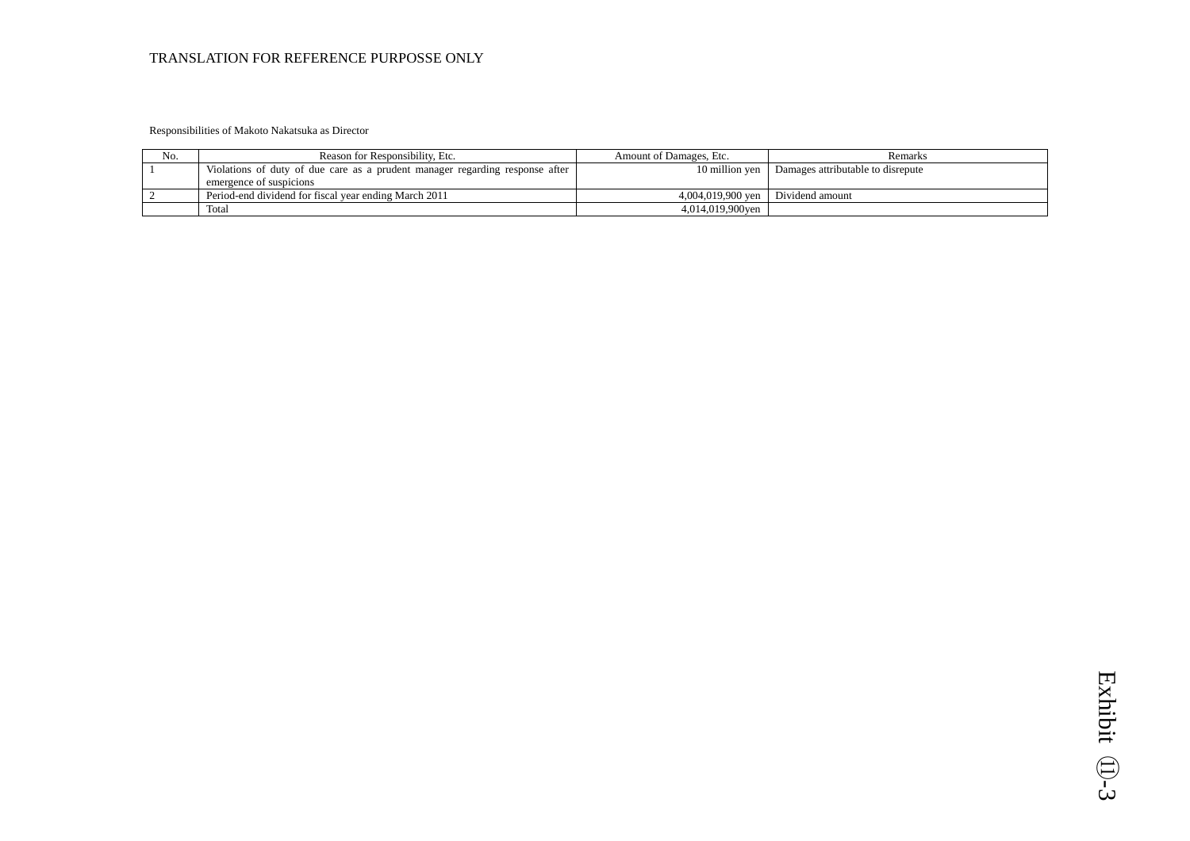TRANSLATION FOR REFERENCE PURPOSSE ONLY

Responsibilities of Makoto Nakatsuka as Director

| No. | Reason for Responsibility, Etc. | Amount of Damages, Etc. | Remarks |
|---|---|---|---|
| 1 | Violations of duty of due care as a prudent manager regarding response after emergence of suspicions | 10 million yen | Damages attributable to disrepute |
| 2 | Period-end dividend for fiscal year ending March 2011 | 4,004,019,900 yen | Dividend amount |
| | Total | 4,014,019,900yen | |

Exhibit ⑪-3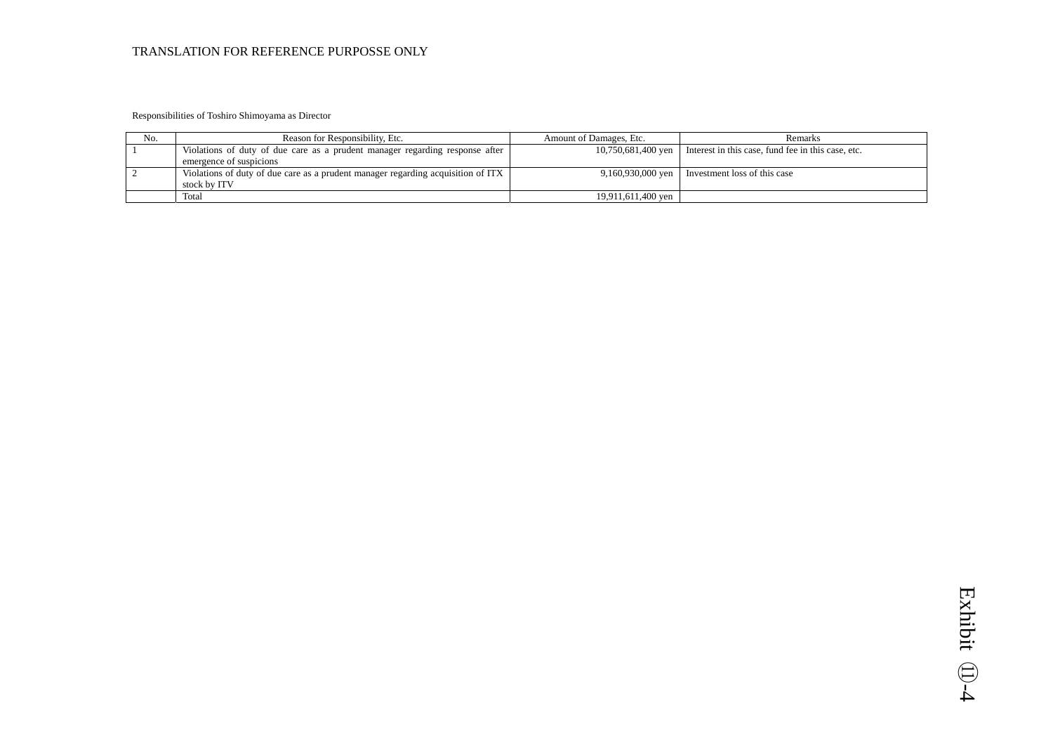TRANSLATION FOR REFERENCE PURPOSSE ONLY

Responsibilities of Toshiro Shimoyama as Director

| No. | Reason for Responsibility, Etc. | Amount of Damages, Etc. | Remarks |
|---|---|---|---|
| 1 | Violations of duty of due care as a prudent manager regarding response after emergence of suspicions | 10,750,681,400 yen | Interest in this case, fund fee in this case, etc. |
| 2 | Violations of duty of due care as a prudent manager regarding acquisition of ITX stock by ITV | 9,160,930,000 yen | Investment loss of this case |
| | Total | 19,911,611,400 yen | |

Exhibit ⑪-4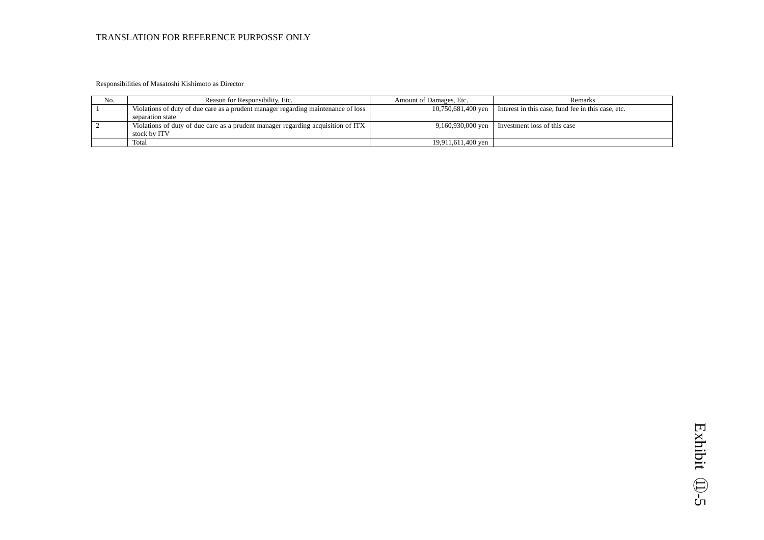TRANSLATION FOR REFERENCE PURPOSSE ONLY

Responsibilities of Masatoshi Kishimoto as Director

| No. | Reason for Responsibility, Etc. | Amount of Damages, Etc. | Remarks |
|---|---|---|---|
| 1 | Violations of duty of due care as a prudent manager regarding maintenance of loss separation state | 10,750,681,400 yen | Interest in this case, fund fee in this case, etc. |
| 2 | Violations of duty of due care as a prudent manager regarding acquisition of ITX stock by ITV | 9,160,930,000 yen | Investment loss of this case |
| | Total | 19,911,611,400 yen | |

Exhibit ⑪-5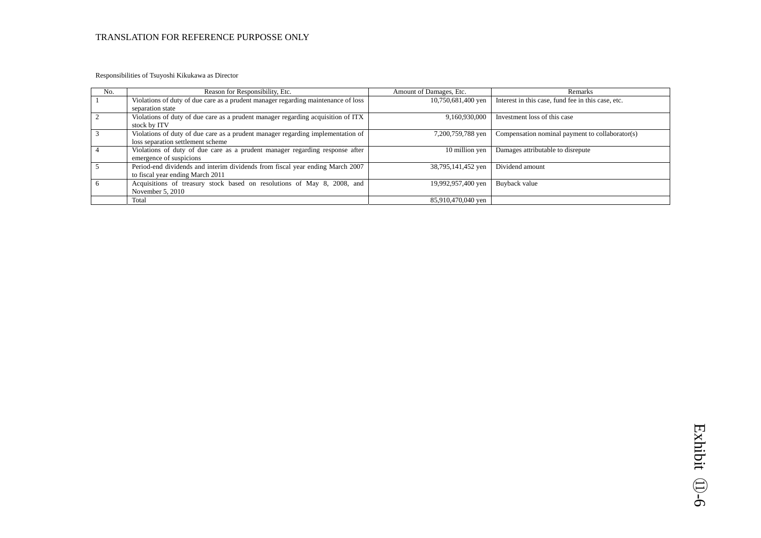TRANSLATION FOR REFERENCE PURPOSSE ONLY

Responsibilities of Tsuyoshi Kikukawa as Director

| No. | Reason for Responsibility, Etc. | Amount of Damages, Etc. | Remarks |
|---|---|---|---|
| 1 | Violations of duty of due care as a prudent manager regarding maintenance of loss separation state | 10,750,681,400 yen | Interest in this case, fund fee in this case, etc. |
| 2 | Violations of duty of due care as a prudent manager regarding acquisition of ITX stock by ITV | 9,160,930,000 | Investment loss of this case |
| 3 | Violations of duty of due care as a prudent manager regarding implementation of loss separation settlement scheme | 7,200,759,788 yen | Compensation nominal payment to collaborator(s) |
| 4 | Violations of duty of due care as a prudent manager regarding response after emergence of suspicions | 10 million yen | Damages attributable to disrepute |
| 5 | Period-end dividends and interim dividends from fiscal year ending March 2007 to fiscal year ending March 2011 | 38,795,141,452 yen | Dividend amount |
| 6 | Acquisitions of treasury stock based on resolutions of May 8, 2008, and November 5, 2010 | 19,992,957,400 yen | Buyback value |
| | Total | 85,910,470,040 yen | |

Exhibit ⑪-6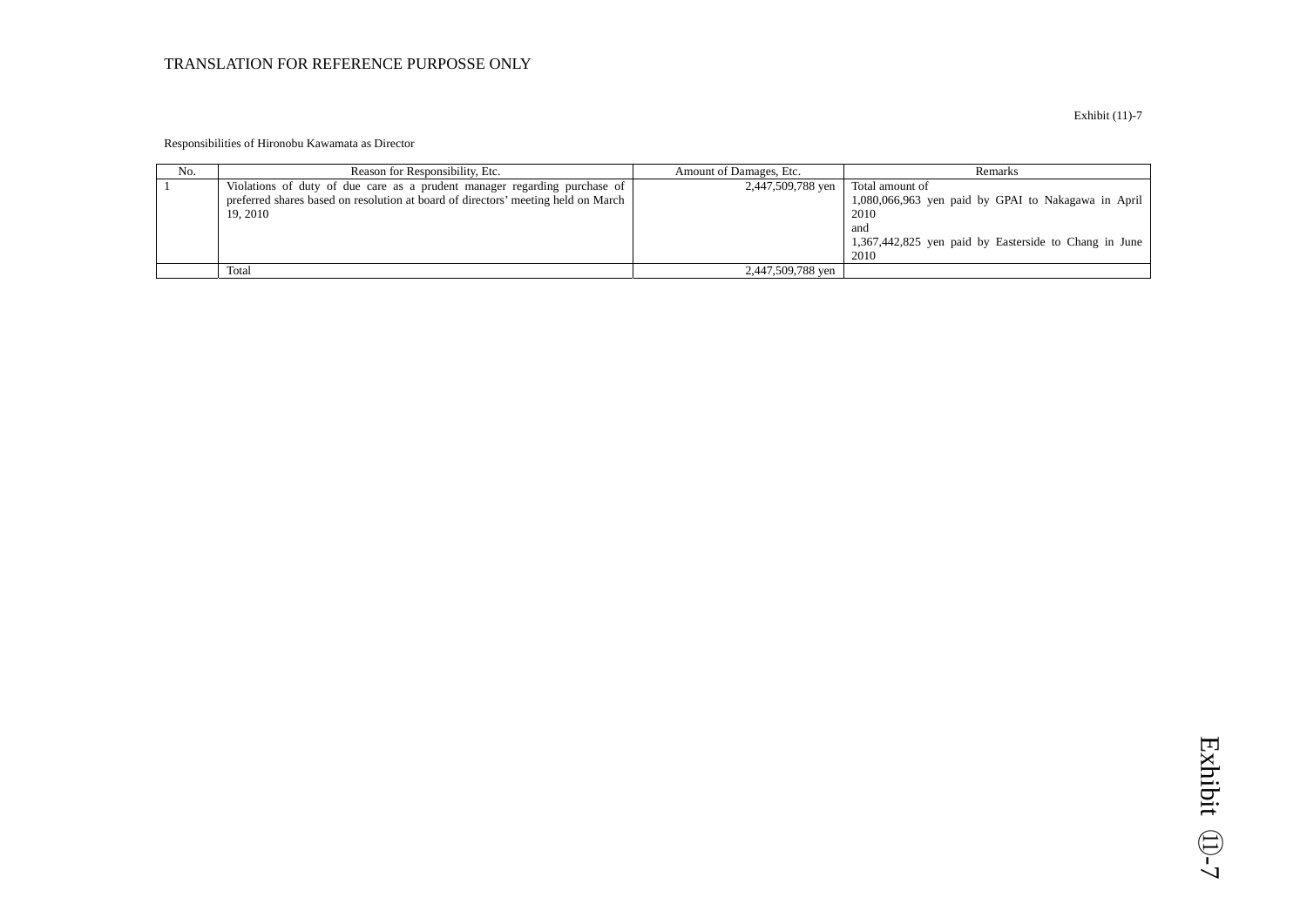TRANSLATION FOR REFERENCE PURPOSSE ONLY

Exhibit (11)-7

Responsibilities of Hironobu Kawamata as Director

| No. | Reason for Responsibility, Etc. | Amount of Damages, Etc. | Remarks |
|---|---|---|---|
| 1 | Violations of duty of due care as a prudent manager regarding purchase of preferred shares based on resolution at board of directors' meeting held on March 19, 2010 | 2,447,509,788 yen | Total amount of 1,080,066,963 yen paid by GPAI to Nakagawa in April 2010 and 1,367,442,825 yen paid by Easterside to Chang in June 2010 |
| | Total | 2,447,509,788 yen | |

Exhibit ⑪-7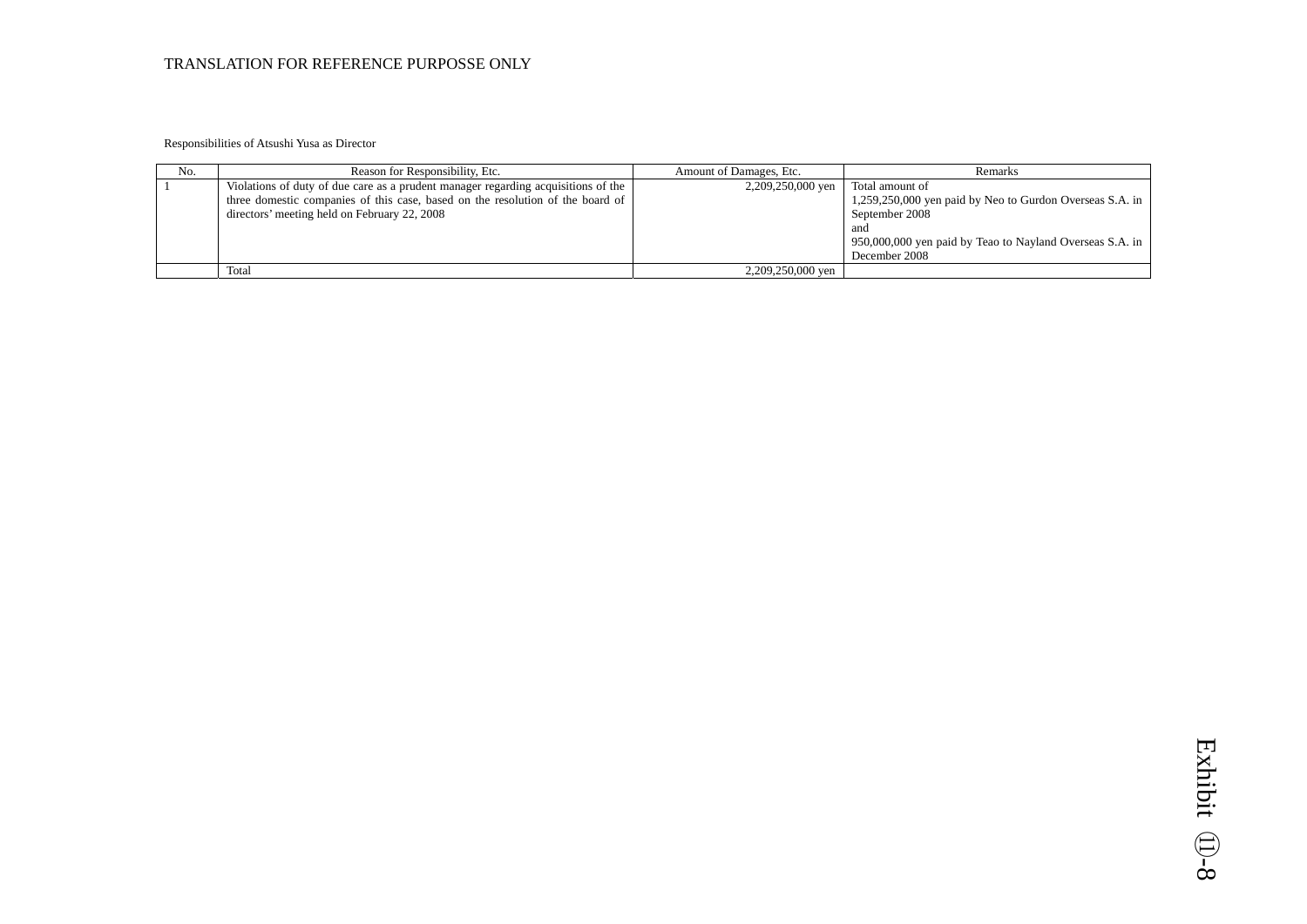TRANSLATION FOR REFERENCE PURPOSSE ONLY

Responsibilities of Atsushi Yusa as Director

| No. | Reason for Responsibility, Etc. | Amount of Damages, Etc. | Remarks |
|---|---|---|---|
| 1 | Violations of duty of due care as a prudent manager regarding acquisitions of the three domestic companies of this case, based on the resolution of the board of directors' meeting held on February 22, 2008 | 2,209,250,000 yen | Total amount of 1,259,250,000 yen paid by Neo to Gurdon Overseas S.A. in September 2008 and 950,000,000 yen paid by Teao to Nayland Overseas S.A. in December 2008 |
| | Total | 2,209,250,000 yen | |

Exhibit ⑪-8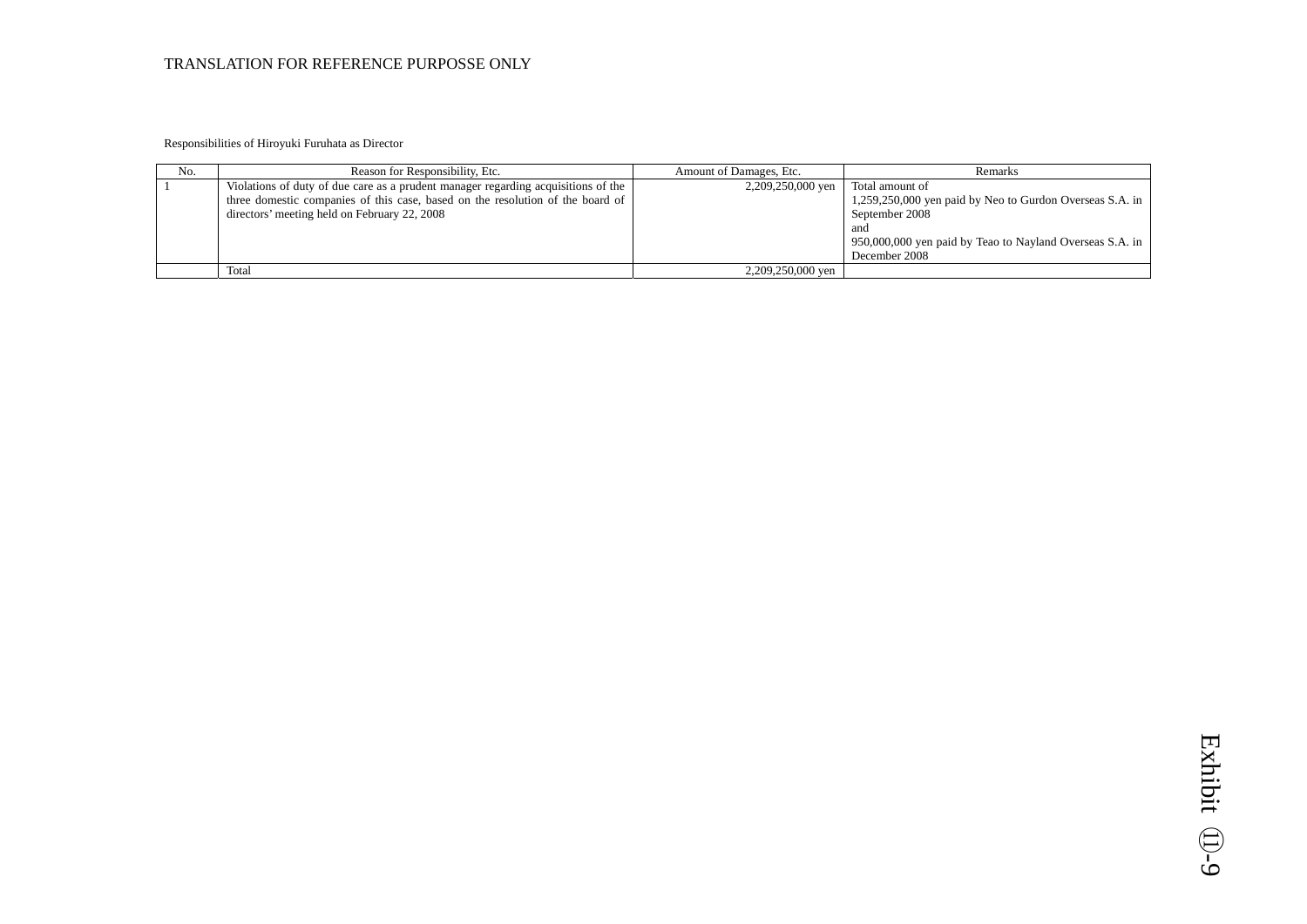TRANSLATION FOR REFERENCE PURPOSSE ONLY

Responsibilities of Hiroyuki Furuhata as Director

| No. | Reason for Responsibility, Etc. | Amount of Damages, Etc. | Remarks |
| --- | --- | --- | --- |
| 1 | Violations of duty of due care as a prudent manager regarding acquisitions of the three domestic companies of this case, based on the resolution of the board of directors' meeting held on February 22, 2008 | 2,209,250,000 yen | Total amount of<br>1,259,250,000 yen paid by Neo to Gurdon Overseas S.A. in September 2008<br>and<br>950,000,000 yen paid by Teao to Nayland Overseas S.A. in December 2008 |
| | Total | 2,209,250,000 yen | |

Exhibit ⑪-9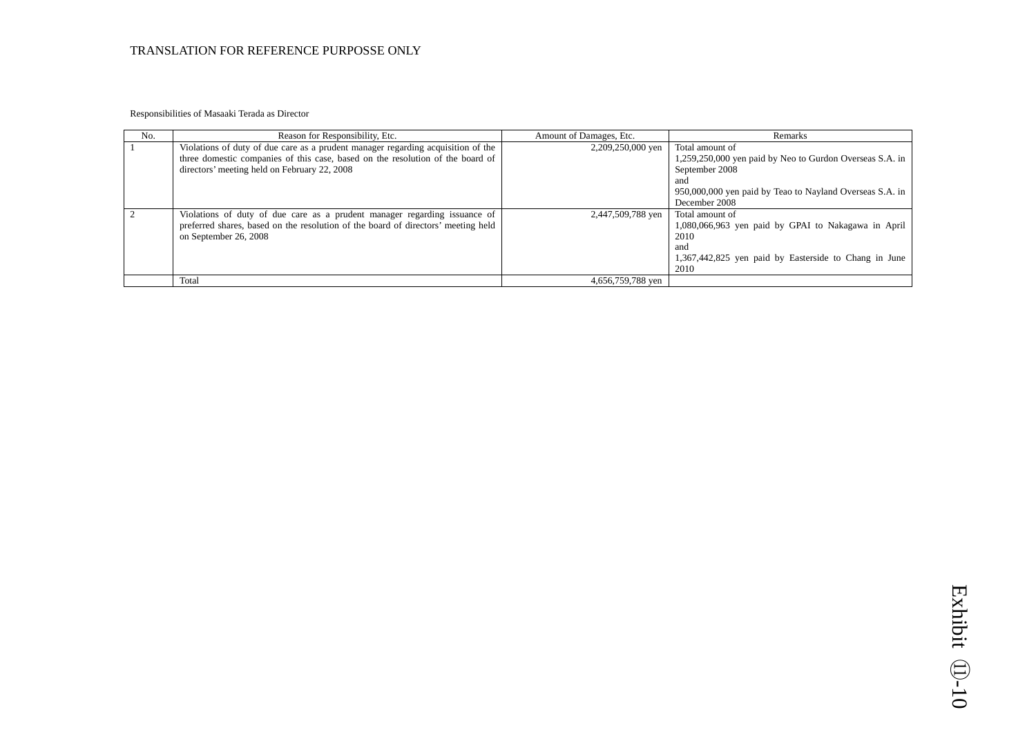TRANSLATION FOR REFERENCE PURPOSSE ONLY

Responsibilities of Masaaki Terada as Director

| No. | Reason for Responsibility, Etc. | Amount of Damages, Etc. | Remarks |
|---|---|---|---|
| 1 | Violations of duty of due care as a prudent manager regarding acquisition of the three domestic companies of this case, based on the resolution of the board of directors' meeting held on February 22, 2008 | 2,209,250,000 yen | Total amount of 1,259,250,000 yen paid by Neo to Gurdon Overseas S.A. in September 2008 and 950,000,000 yen paid by Teao to Nayland Overseas S.A. in December 2008 |
| 2 | Violations of duty of due care as a prudent manager regarding issuance of preferred shares, based on the resolution of the board of directors' meeting held on September 26, 2008 | 2,447,509,788 yen | Total amount of 1,080,066,963 yen paid by GPAI to Nakagawa in April 2010 and 1,367,442,825 yen paid by Easterside to Chang in June 2010 |
| | Total | 4,656,759,788 yen | |

Exhibit ⑪-10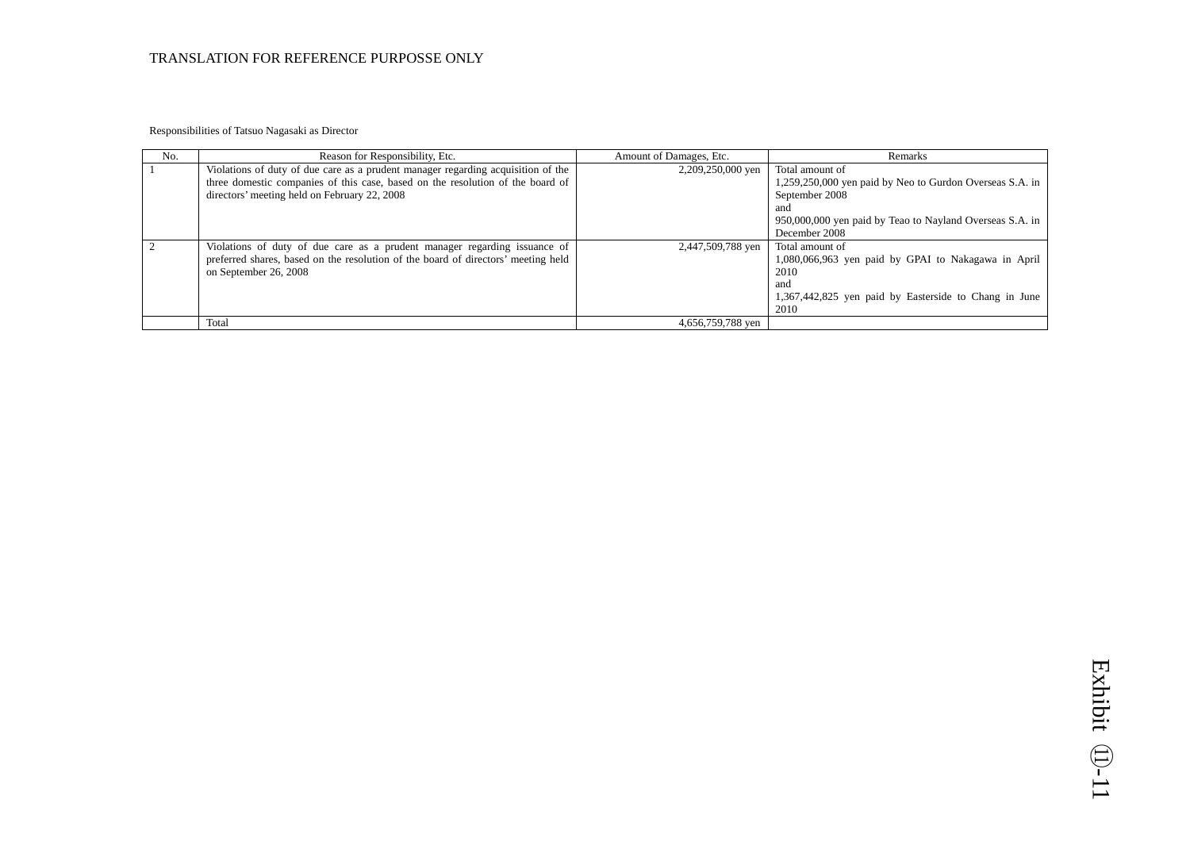TRANSLATION FOR REFERENCE PURPOSSE ONLY

Responsibilities of Tatsuo Nagasaki as Director

| No. | Reason for Responsibility, Etc. | Amount of Damages, Etc. | Remarks |
|---|---|---|---|
| 1 | Violations of duty of due care as a prudent manager regarding acquisition of the three domestic companies of this case, based on the resolution of the board of directors' meeting held on February 22, 2008 | 2,209,250,000 yen | Total amount of 1,259,250,000 yen paid by Neo to Gurdon Overseas S.A. in September 2008 and 950,000,000 yen paid by Teao to Nayland Overseas S.A. in December 2008 |
| 2 | Violations of duty of due care as a prudent manager regarding issuance of preferred shares, based on the resolution of the board of directors' meeting held on September 26, 2008 | 2,447,509,788 yen | Total amount of 1,080,066,963 yen paid by GPAI to Nakagawa in April 2010 and 1,367,442,825 yen paid by Easterside to Chang in June 2010 |
| | Total | 4,656,759,788 yen | |

Exhibit ⑪-11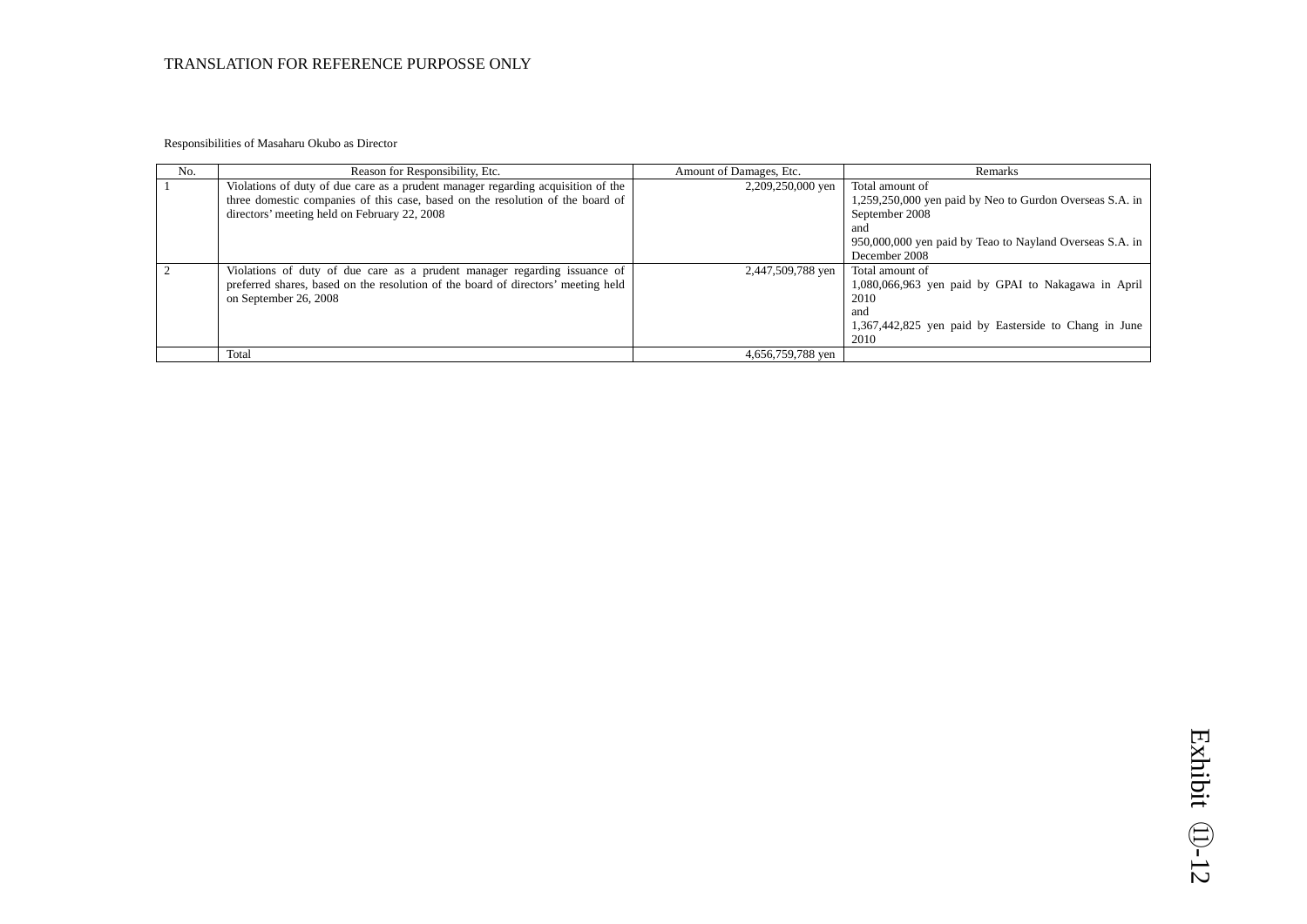TRANSLATION FOR REFERENCE PURPOSSE ONLY

Responsibilities of Masaharu Okubo as Director

| No. | Reason for Responsibility, Etc. | Amount of Damages, Etc. | Remarks |
|---|---|---|---|
| 1 | Violations of duty of due care as a prudent manager regarding acquisition of the three domestic companies of this case, based on the resolution of the board of directors' meeting held on February 22, 2008 | 2,209,250,000 yen | Total amount of 1,259,250,000 yen paid by Neo to Gurdon Overseas S.A. in September 2008 and 950,000,000 yen paid by Teao to Nayland Overseas S.A. in December 2008 |
| 2 | Violations of duty of due care as a prudent manager regarding issuance of preferred shares, based on the resolution of the board of directors' meeting held on September 26, 2008 | 2,447,509,788 yen | Total amount of 1,080,066,963 yen paid by GPAI to Nakagawa in April 2010 and 1,367,442,825 yen paid by Easterside to Chang in June 2010 |
| | Total | 4,656,759,788 yen | |

Exhibit ⑪-12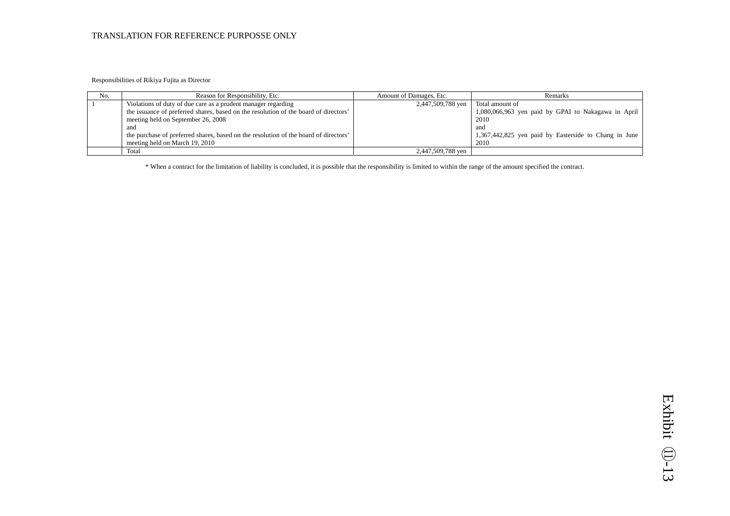TRANSLATION FOR REFERENCE PURPOSSE ONLY

Responsibilities of Rikiya Fujita as Director

| No. | Reason for Responsibility, Etc. | Amount of Damages, Etc. | Remarks |
|---|---|---|---|
| 1 | Violations of duty of due care as a prudent manager regarding the issuance of preferred shares, based on the resolution of the board of directors' meeting held on September 26, 2008 and the purchase of preferred shares, based on the resolution of the board of directors' meeting held on March 19, 2010 | 2,447,509,788 yen | Total amount of 1,080,066,963 yen paid by GPAI to Nakagawa in April 2010 and 1,367,442,825 yen paid by Easterside to Chang in June 2010 |
| | Total | 2,447,509,788 yen | |

* When a contract for the limitation of liability is concluded, it is possible that the responsibility is limited to within the range of the amount specified the contract.

Exhibit ⑪-13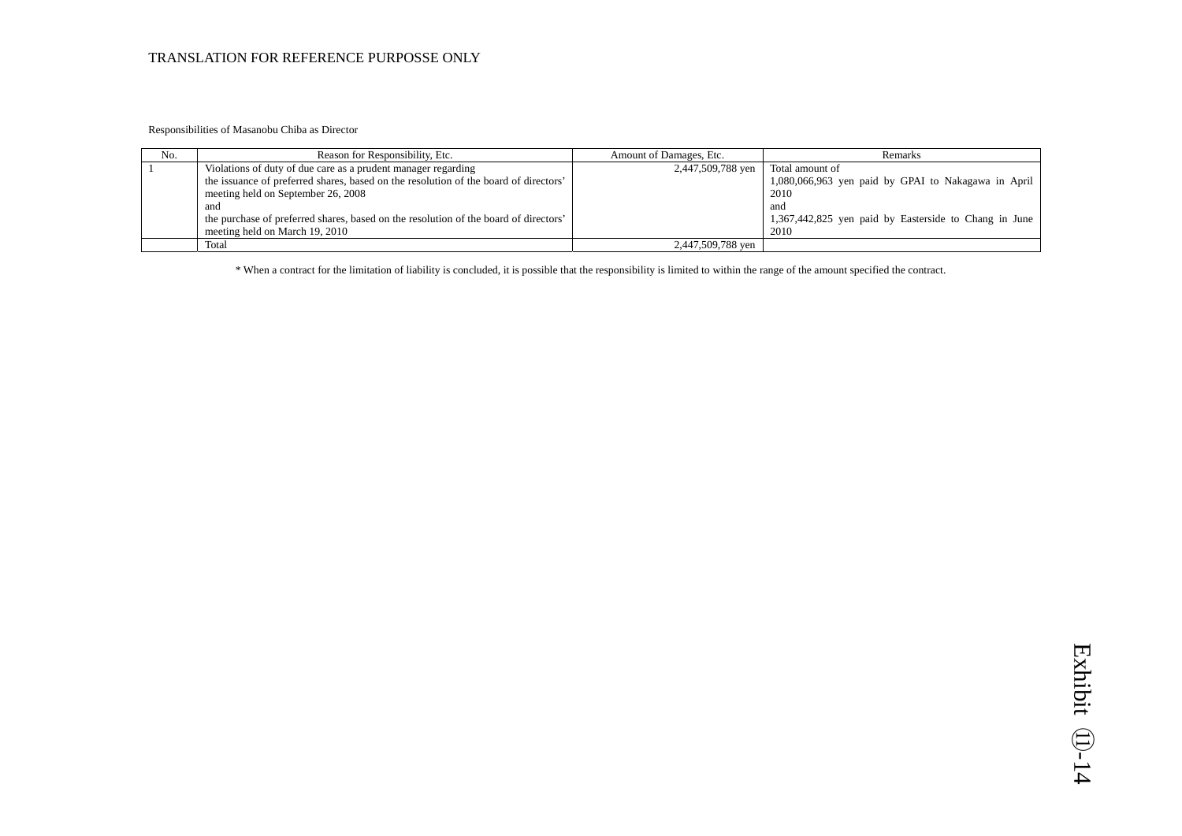TRANSLATION FOR REFERENCE PURPOSSE ONLY

Responsibilities of Masanobu Chiba as Director

| No. | Reason for Responsibility, Etc. | Amount of Damages, Etc. | Remarks |
|---|---|---|---|
| 1 | Violations of duty of due care as a prudent manager regarding the issuance of preferred shares, based on the resolution of the board of directors' meeting held on September 26, 2008 and the purchase of preferred shares, based on the resolution of the board of directors' meeting held on March 19, 2010 | 2,447,509,788 yen | Total amount of 1,080,066,963 yen paid by GPAI to Nakagawa in April 2010 and 1,367,442,825 yen paid by Easterside to Chang in June 2010 |
| | Total | 2,447,509,788 yen | |

* When a contract for the limitation of liability is concluded, it is possible that the responsibility is limited to within the range of the amount specified the contract.

Exhibit ⑪-14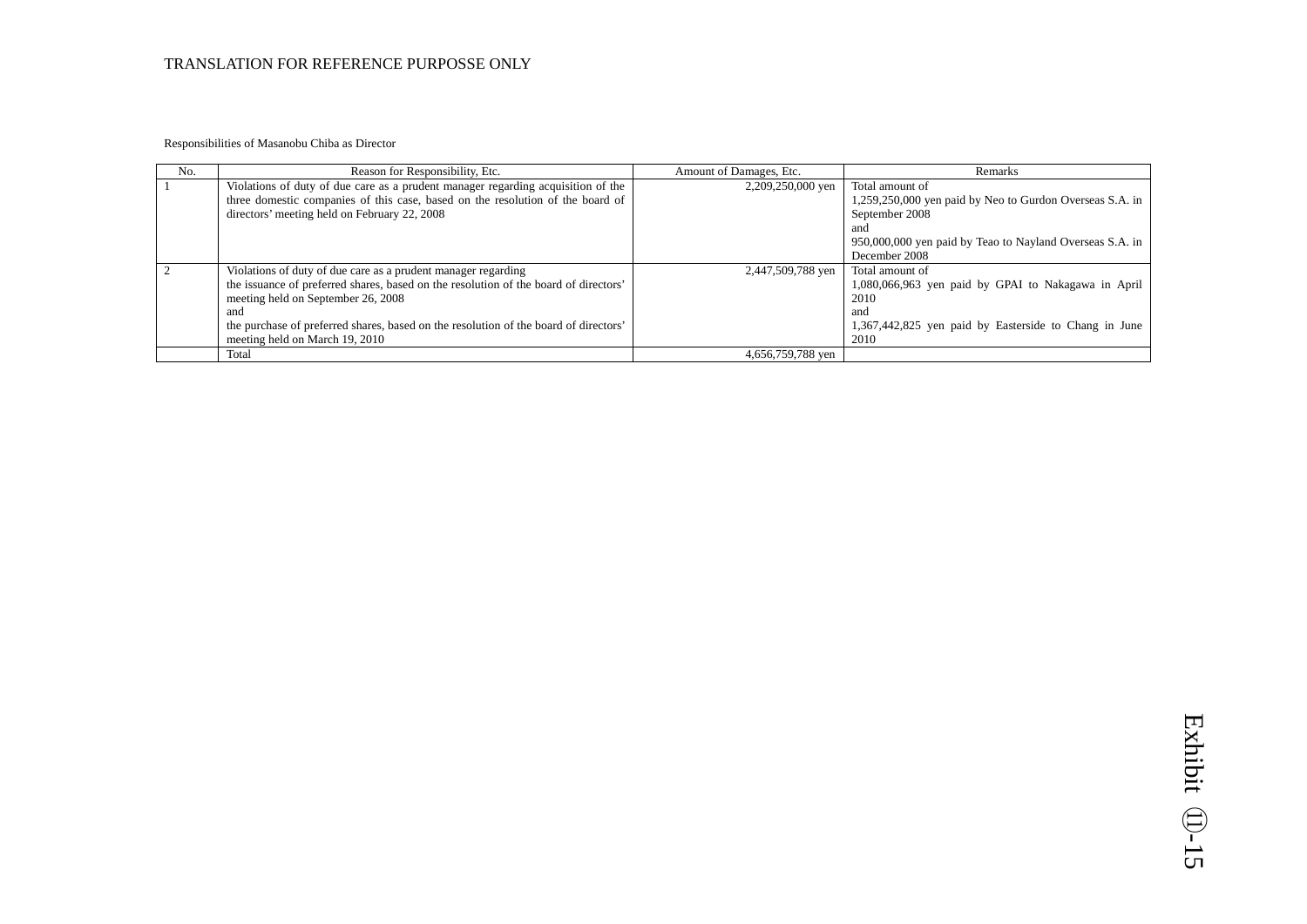TRANSLATION FOR REFERENCE PURPOSSE ONLY

Responsibilities of Masanobu Chiba as Director

| No. | Reason for Responsibility, Etc. | Amount of Damages, Etc. | Remarks |
|---|---|---|---|
| 1 | Violations of duty of due care as a prudent manager regarding acquisition of the three domestic companies of this case, based on the resolution of the board of directors' meeting held on February 22, 2008 | 2,209,250,000 yen | Total amount of<br>1,259,250,000 yen paid by Neo to Gurdon Overseas S.A. in September 2008<br>and<br>950,000,000 yen paid by Teao to Nayland Overseas S.A. in December 2008 |
| 2 | Violations of duty of due care as a prudent manager regarding<br>the issuance of preferred shares, based on the resolution of the board of directors' meeting held on September 26, 2008<br>and<br>the purchase of preferred shares, based on the resolution of the board of directors' meeting held on March 19, 2010 | 2,447,509,788 yen | Total amount of<br>1,080,066,963 yen paid by GPAI to Nakagawa in April 2010<br>and<br>1,367,442,825 yen paid by Easterside to Chang in June 2010 |
| | Total | 4,656,759,788 yen | |

Exhibit ⑪-15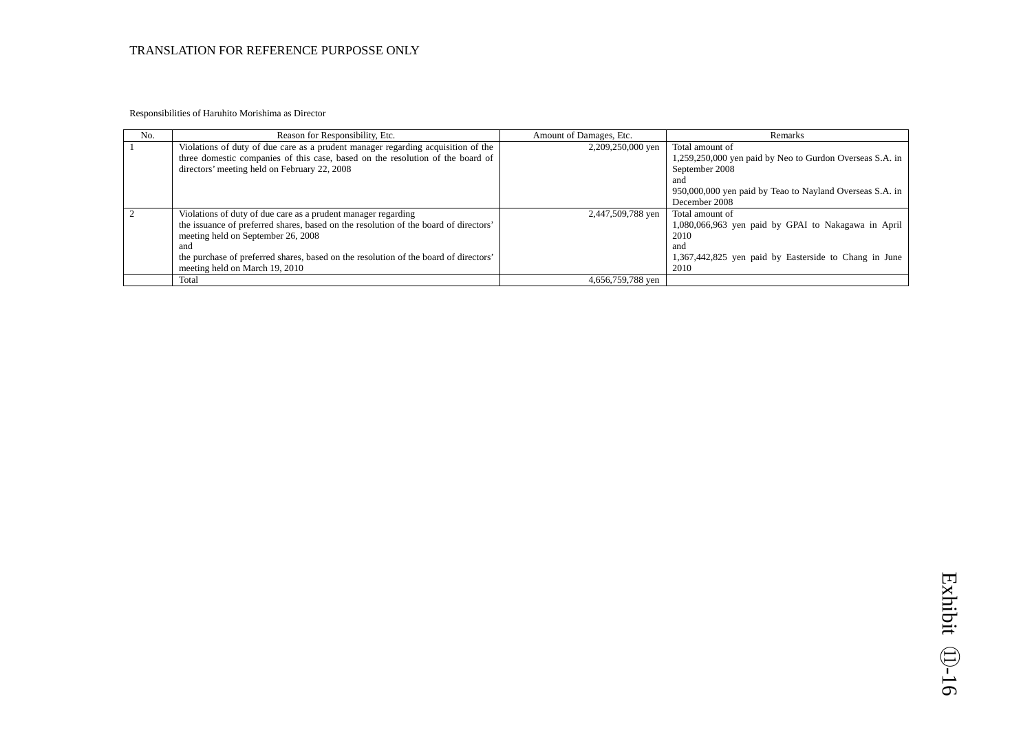TRANSLATION FOR REFERENCE PURPOSSE ONLY

Responsibilities of Haruhito Morishima as Director

| No. | Reason for Responsibility, Etc. | Amount of Damages, Etc. | Remarks |
|---|---|---|---|
| 1 | Violations of duty of due care as a prudent manager regarding acquisition of the three domestic companies of this case, based on the resolution of the board of directors' meeting held on February 22, 2008 | 2,209,250,000 yen | Total amount of 1,259,250,000 yen paid by Neo to Gurdon Overseas S.A. in September 2008 and 950,000,000 yen paid by Teao to Nayland Overseas S.A. in December 2008 |
| 2 | Violations of duty of due care as a prudent manager regarding the issuance of preferred shares, based on the resolution of the board of directors' meeting held on September 26, 2008 and the purchase of preferred shares, based on the resolution of the board of directors' meeting held on March 19, 2010 | 2,447,509,788 yen | Total amount of 1,080,066,963 yen paid by GPAI to Nakagawa in April 2010 and 1,367,442,825 yen paid by Easterside to Chang in June 2010 |
| | Total | 4,656,759,788 yen | |

Exhibit ⑪-16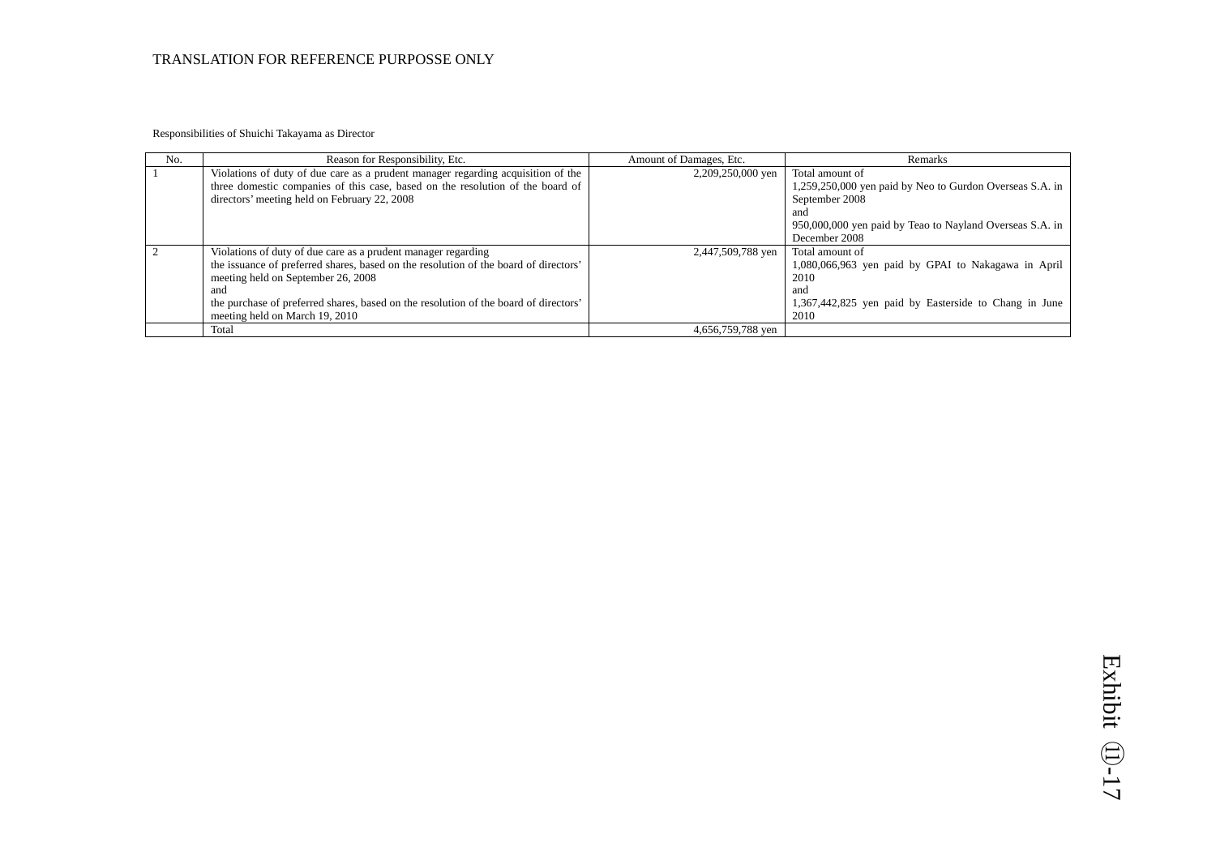TRANSLATION FOR REFERENCE PURPOSSE ONLY

Responsibilities of Shuichi Takayama as Director

| No. | Reason for Responsibility, Etc. | Amount of Damages, Etc. | Remarks |
|---|---|---|---|
| 1 | Violations of duty of due care as a prudent manager regarding acquisition of the three domestic companies of this case, based on the resolution of the board of directors' meeting held on February 22, 2008 | 2,209,250,000 yen | Total amount of<br>1,259,250,000 yen paid by Neo to Gurdon Overseas S.A. in September 2008<br>and<br>950,000,000 yen paid by Teao to Nayland Overseas S.A. in December 2008 |
| 2 | Violations of duty of due care as a prudent manager regarding<br>the issuance of preferred shares, based on the resolution of the board of directors' meeting held on September 26, 2008<br>and<br>the purchase of preferred shares, based on the resolution of the board of directors' meeting held on March 19, 2010 | 2,447,509,788 yen | Total amount of<br>1,080,066,963 yen paid by GPAI to Nakagawa in April 2010<br>and<br>1,367,442,825 yen paid by Easterside to Chang in June 2010 |
| | Total | 4,656,759,788 yen | |

Exhibit ⑪-17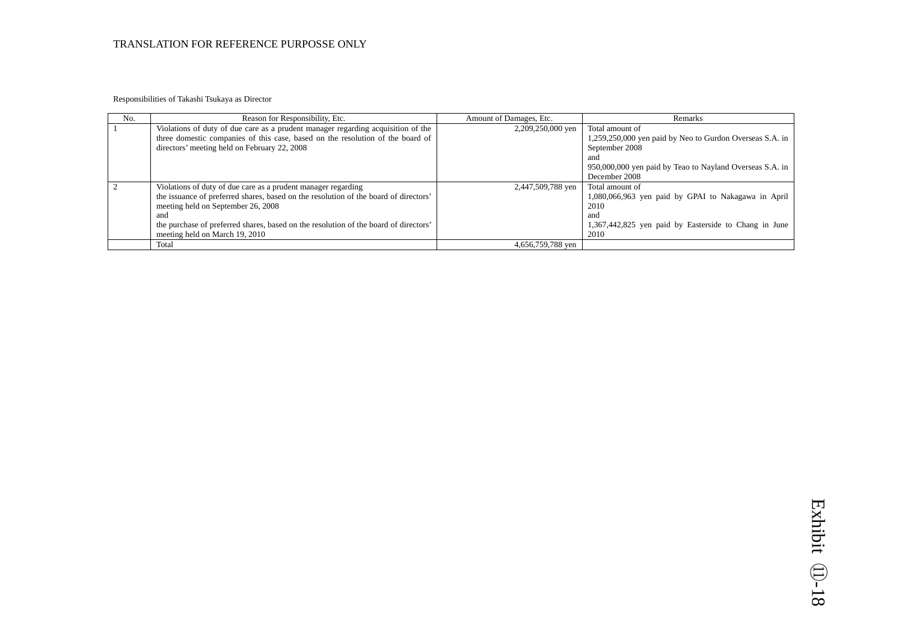TRANSLATION FOR REFERENCE PURPOSSE ONLY

Responsibilities of Takashi Tsukaya as Director

| No. | Reason for Responsibility, Etc. | Amount of Damages, Etc. | Remarks |
|---|---|---|---|
| 1 | Violations of duty of due care as a prudent manager regarding acquisition of the three domestic companies of this case, based on the resolution of the board of directors' meeting held on February 22, 2008 | 2,209,250,000 yen | Total amount of 1,259,250,000 yen paid by Neo to Gurdon Overseas S.A. in September 2008 and 950,000,000 yen paid by Teao to Nayland Overseas S.A. in December 2008 |
| 2 | Violations of duty of due care as a prudent manager regarding the issuance of preferred shares, based on the resolution of the board of directors' meeting held on September 26, 2008 and the purchase of preferred shares, based on the resolution of the board of directors' meeting held on March 19, 2010 | 2,447,509,788 yen | Total amount of 1,080,066,963 yen paid by GPAI to Nakagawa in April 2010 and 1,367,442,825 yen paid by Easterside to Chang in June 2010 |
| | Total | 4,656,759,788 yen | |

Exhibit ⑪-18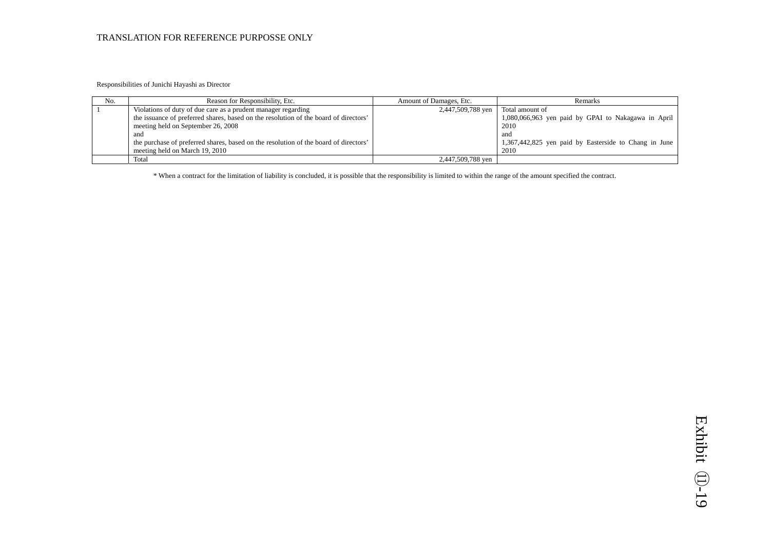TRANSLATION FOR REFERENCE PURPOSSE ONLY

Responsibilities of Junichi Hayashi as Director

| No. | Reason for Responsibility, Etc. | Amount of Damages, Etc. | Remarks |
|---|---|---|---|
| 1 | Violations of duty of due care as a prudent manager regarding the issuance of preferred shares, based on the resolution of the board of directors' meeting held on September 26, 2008 and the purchase of preferred shares, based on the resolution of the board of directors' meeting held on March 19, 2010 | 2,447,509,788 yen | Total amount of 1,080,066,963 yen paid by GPAI to Nakagawa in April 2010 and 1,367,442,825 yen paid by Easterside to Chang in June 2010 |
| | Total | 2,447,509,788 yen | |

* When a contract for the limitation of liability is concluded, it is possible that the responsibility is limited to within the range of the amount specified the contract.

Exhibit ⑪-19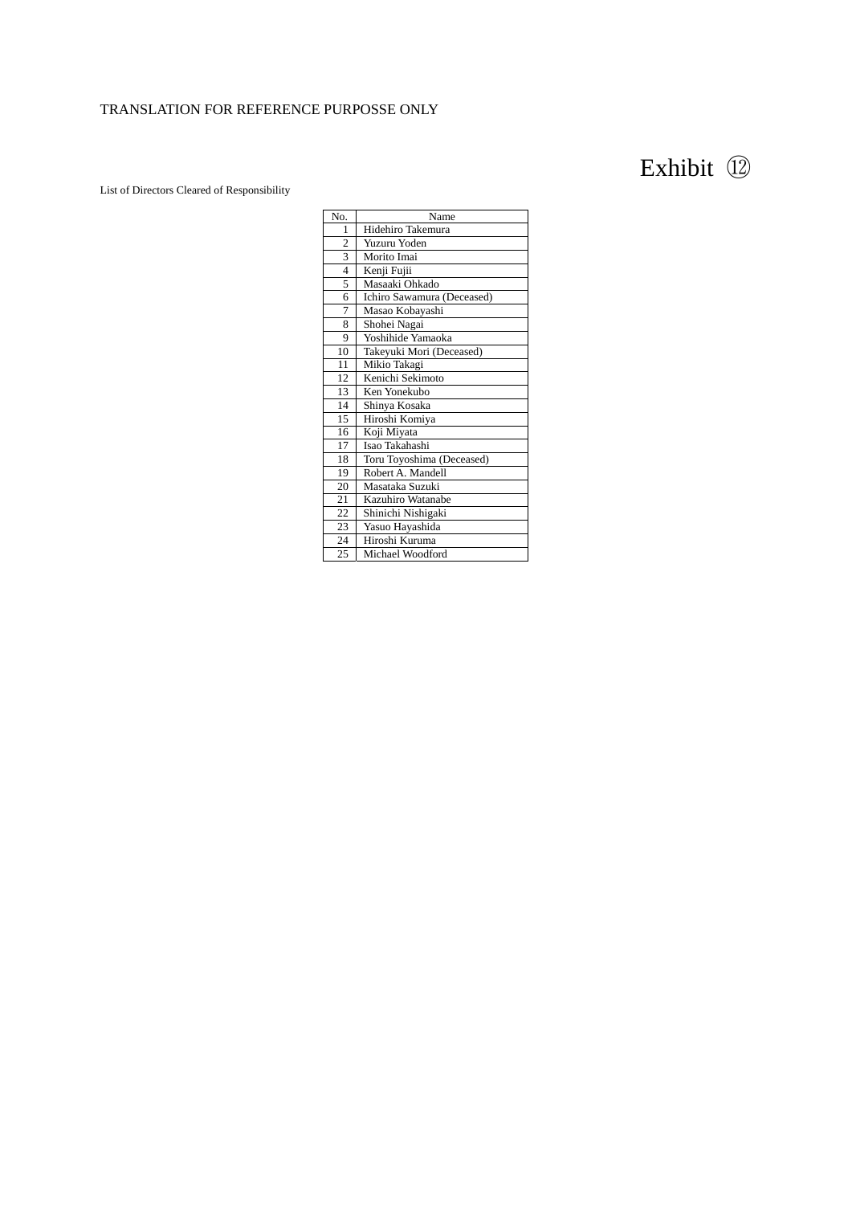TRANSLATION FOR REFERENCE PURPOSSE ONLY

Exhibit ⑫

List of Directors Cleared of Responsibility

| No. | Name |
| --- | --- |
| 1 | Hidehiro Takemura |
| 2 | Yuzuru Yoden |
| 3 | Morito Imai |
| 4 | Kenji Fujii |
| 5 | Masaaki Ohkado |
| 6 | Ichiro Sawamura (Deceased) |
| 7 | Masao Kobayashi |
| 8 | Shohei Nagai |
| 9 | Yoshihide Yamaoka |
| 10 | Takeyuki Mori (Deceased) |
| 11 | Mikio Takagi |
| 12 | Kenichi Sekimoto |
| 13 | Ken Yonekubo |
| 14 | Shinya Kosaka |
| 15 | Hiroshi Komiya |
| 16 | Koji Miyata |
| 17 | Isao Takahashi |
| 18 | Toru Toyoshima (Deceased) |
| 19 | Robert A. Mandell |
| 20 | Masataka Suzuki |
| 21 | Kazuhiro Watanabe |
| 22 | Shinichi Nishigaki |
| 23 | Yasuo Hayashida |
| 24 | Hiroshi Kuruma |
| 25 | Michael Woodford |